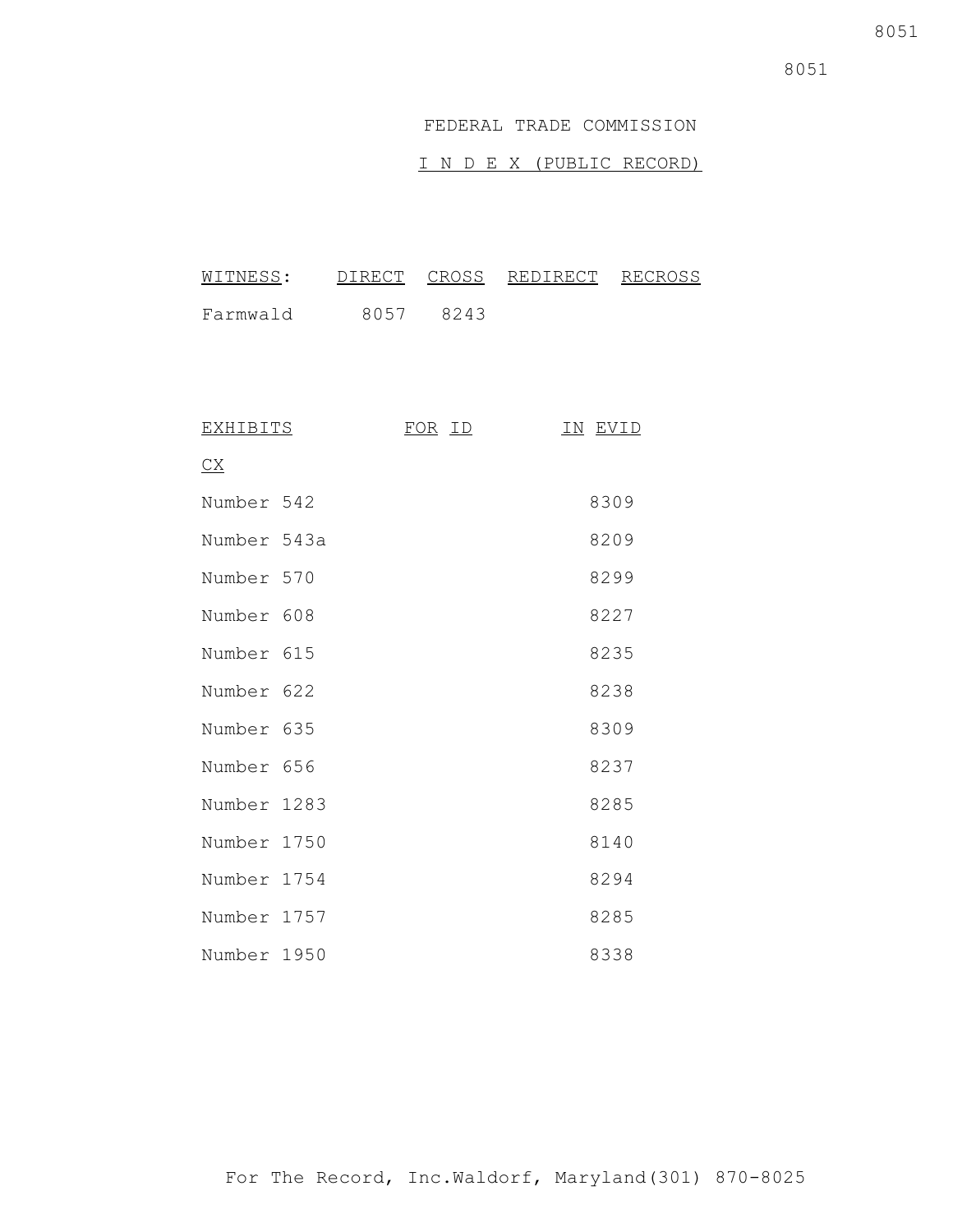# FEDERAL TRADE COMMISSION

## I N D E X (PUBLIC RECORD)

| WITNESS: | DIRECT | CROSS | REDIRECT | RECROSS |
|---|---|---|---|---|
| Farmwald | 8057 | 8243 | | |

| EXHIBITS | FOR ID | IN EVID |
|---|---|---|
| CX | | |
| Number 542 | | 8309 |
| Number 543a | | 8209 |
| Number 570 | | 8299 |
| Number 608 | | 8227 |
| Number 615 | | 8235 |
| Number 622 | | 8238 |
| Number 635 | | 8309 |
| Number 656 | | 8237 |
| Number 1283 | | 8285 |
| Number 1750 | | 8140 |
| Number 1754 | | 8294 |
| Number 1757 | | 8285 |
| Number 1950 | | 8338 |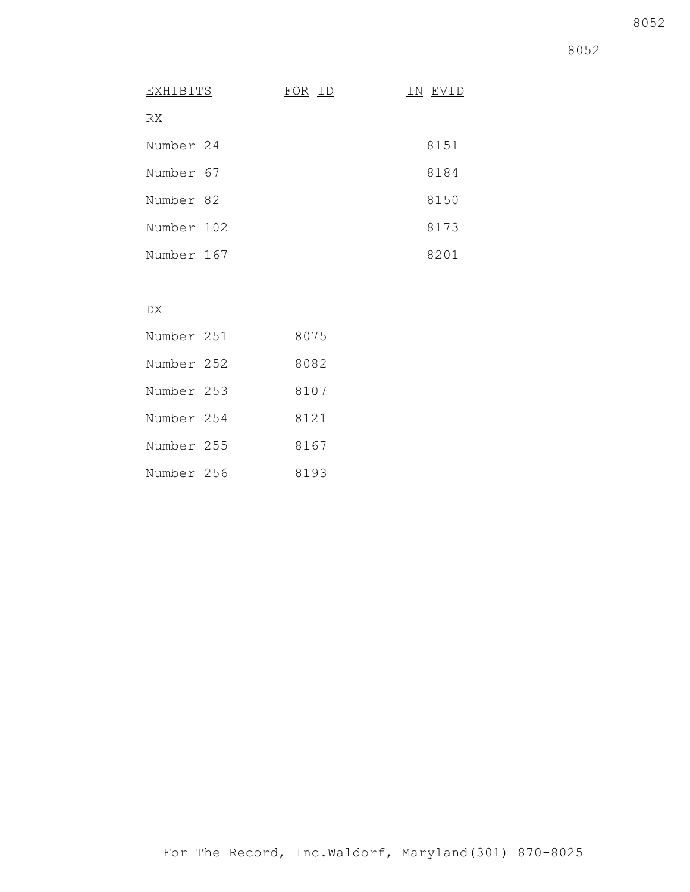| EXHIBITS | FOR ID | IN EVID |
| --- | --- | --- |
| RX | | |
| Number 24 | | 8151 |
| Number 67 | | 8184 |
| Number 82 | | 8150 |
| Number 102 | | 8173 |
| Number 167 | | 8201 |
| DX | | |
| Number 251 | 8075 | |
| Number 252 | 8082 | |
| Number 253 | 8107 | |
| Number 254 | 8121 | |
| Number 255 | 8167 | |
| Number 256 | 8193 | |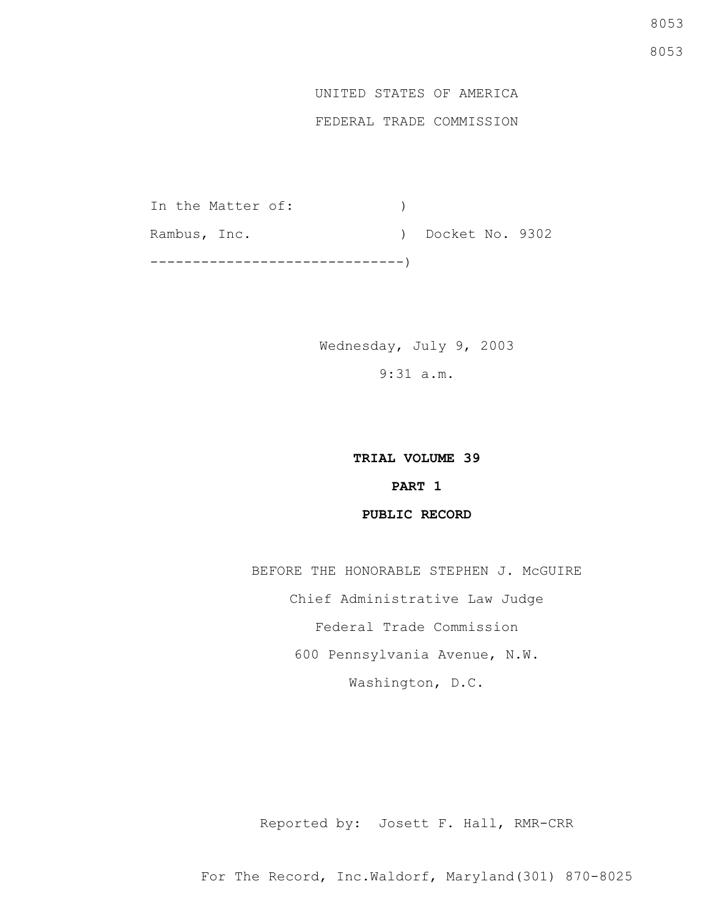UNITED STATES OF AMERICA

FEDERAL TRADE COMMISSION

```
In the Matter of:            )
Rambus, Inc.                 )  Docket No. 9302
-----------------------------)
```

Wednesday, July 9, 2003

9:31 a.m.

**TRIAL VOLUME 39**

**PART 1**

**PUBLIC RECORD**

BEFORE THE HONORABLE STEPHEN J. McGUIRE

Chief Administrative Law Judge

Federal Trade Commission

600 Pennsylvania Avenue, N.W.

Washington, D.C.

Reported by: Josett F. Hall, RMR-CRR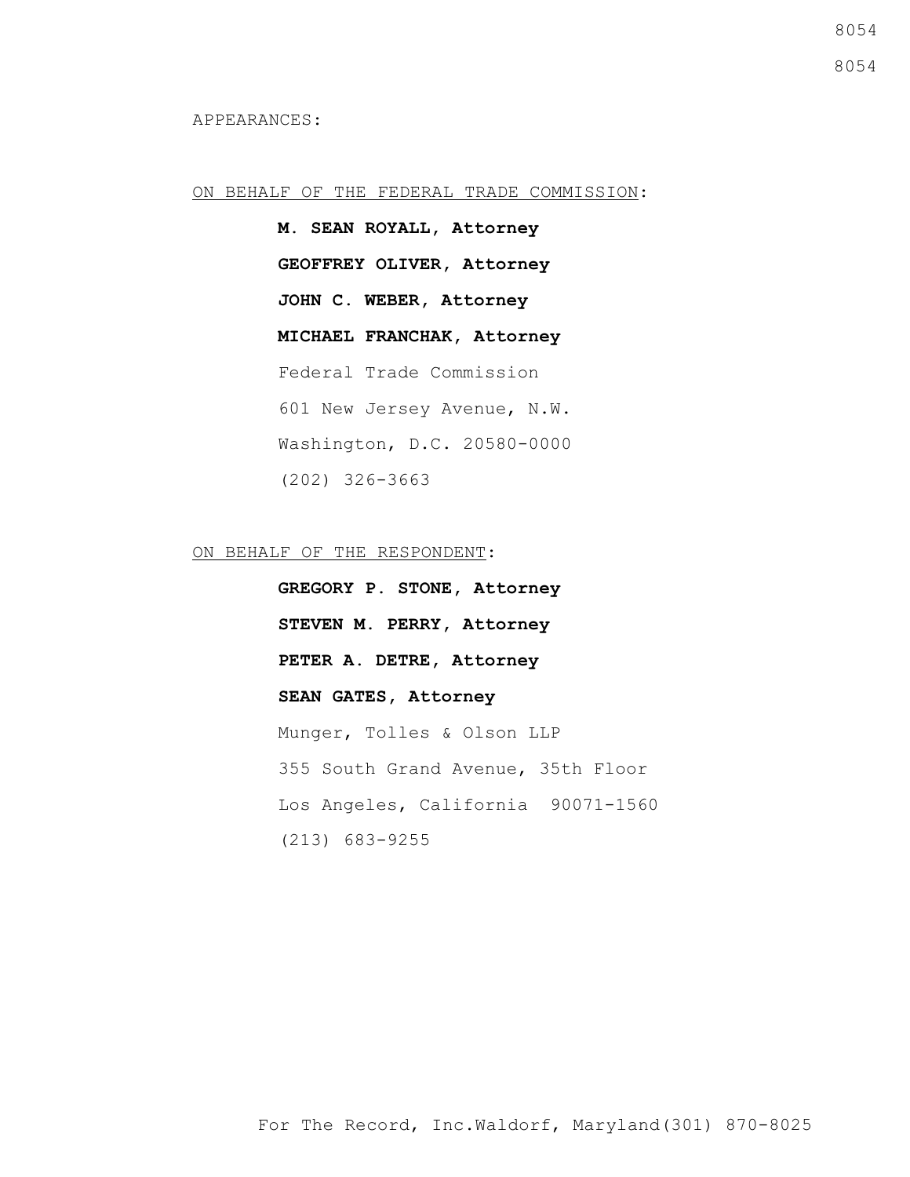APPEARANCES:

ON BEHALF OF THE FEDERAL TRADE COMMISSION:

**M. SEAN ROYALL, Attorney**

**GEOFFREY OLIVER, Attorney**

**JOHN C. WEBER, Attorney**

**MICHAEL FRANCHAK, Attorney**

Federal Trade Commission

601 New Jersey Avenue, N.W.

Washington, D.C. 20580-0000

(202) 326-3663

ON BEHALF OF THE RESPONDENT:

**GREGORY P. STONE, Attorney**

**STEVEN M. PERRY, Attorney**

**PETER A. DETRE, Attorney**

**SEAN GATES, Attorney**

Munger, Tolles & Olson LLP

355 South Grand Avenue, 35th Floor

Los Angeles, California 90071-1560

(213) 683-9255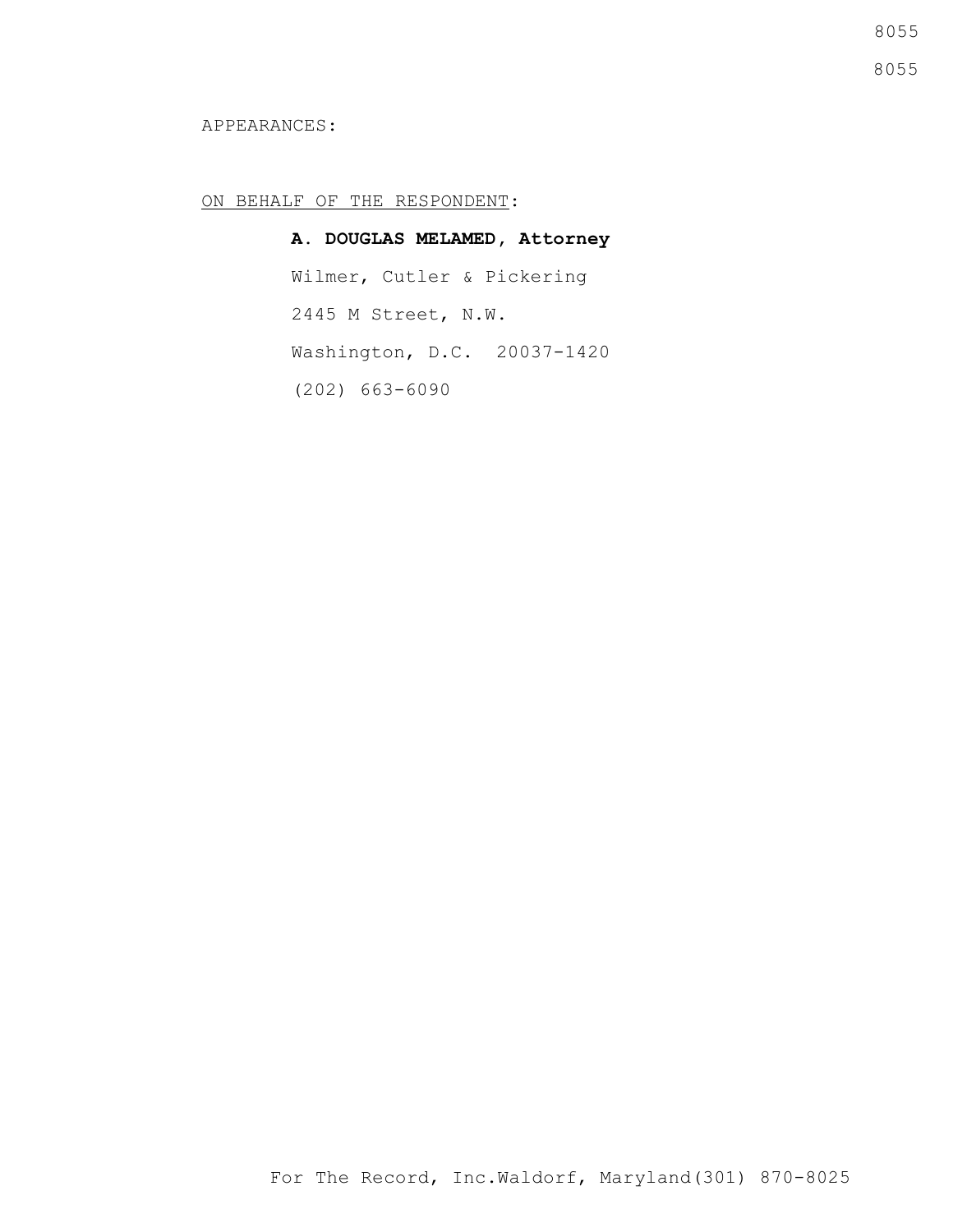APPEARANCES:

ON BEHALF OF THE RESPONDENT:

**A. DOUGLAS MELAMED, Attorney**

Wilmer, Cutler & Pickering

2445 M Street, N.W.

Washington, D.C.  20037-1420

(202) 663-6090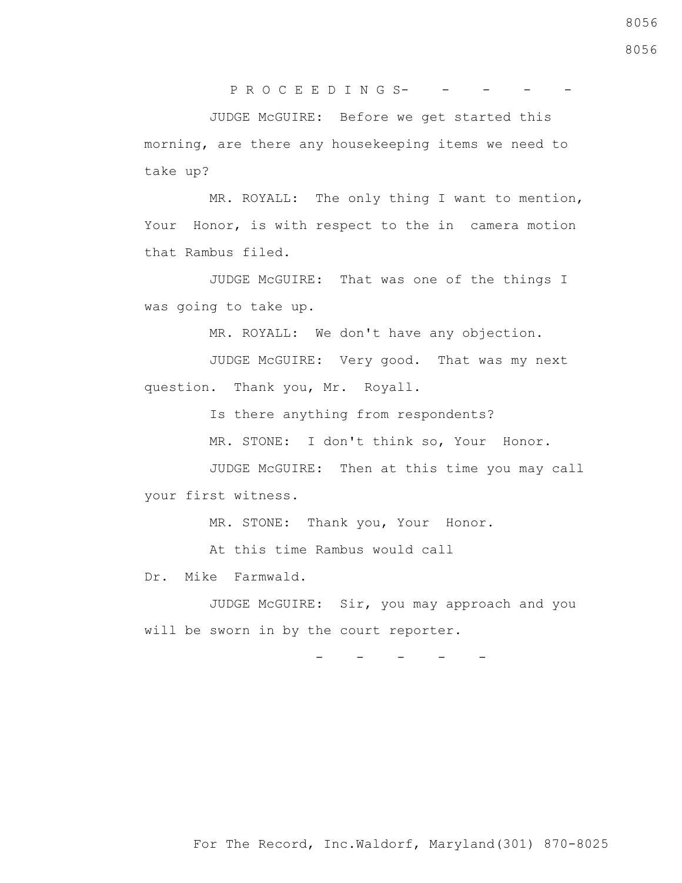P R O C E E D I N G S

- - - - -

JUDGE McGUIRE: Before we get started this morning, are there any housekeeping items we need to take up?

MR. ROYALL: The only thing I want to mention, Your Honor, is with respect to the in camera motion that Rambus filed.

JUDGE McGUIRE: That was one of the things I was going to take up.

MR. ROYALL: We don't have any objection.

JUDGE McGUIRE: Very good. That was my next question. Thank you, Mr. Royall.

Is there anything from respondents?

MR. STONE: I don't think so, Your Honor.

JUDGE McGUIRE: Then at this time you may call your first witness.

MR. STONE: Thank you, Your Honor.

At this time Rambus would call Dr. Mike Farmwald.

JUDGE McGUIRE: Sir, you may approach and you will be sworn in by the court reporter.

- - - - -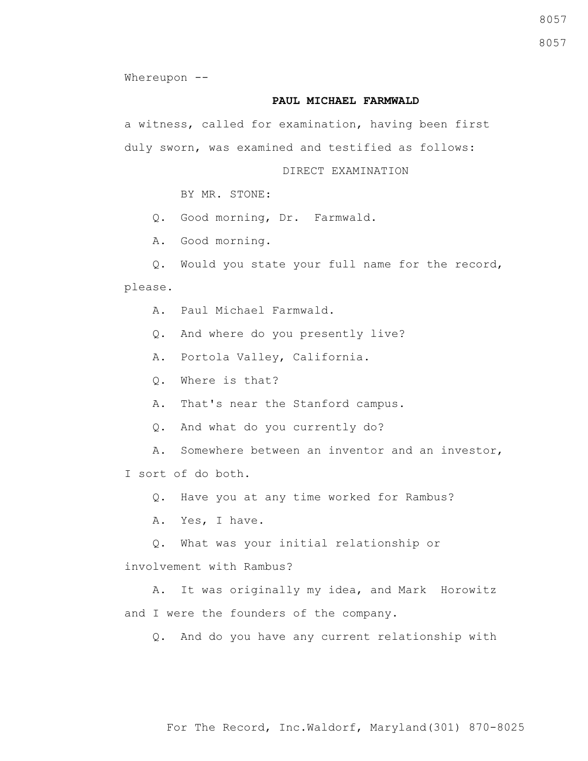Whereupon --

**PAUL MICHAEL FARMWALD**

a witness, called for examination, having been first duly sworn, was examined and testified as follows:

DIRECT EXAMINATION

BY MR. STONE:

Q. Good morning, Dr. Farmwald.

A. Good morning.

Q. Would you state your full name for the record, please.

A. Paul Michael Farmwald.

Q. And where do you presently live?

A. Portola Valley, California.

Q. Where is that?

A. That's near the Stanford campus.

Q. And what do you currently do?

A. Somewhere between an inventor and an investor, I sort of do both.

Q. Have you at any time worked for Rambus?

A. Yes, I have.

Q. What was your initial relationship or involvement with Rambus?

A. It was originally my idea, and Mark Horowitz and I were the founders of the company.

Q. And do you have any current relationship with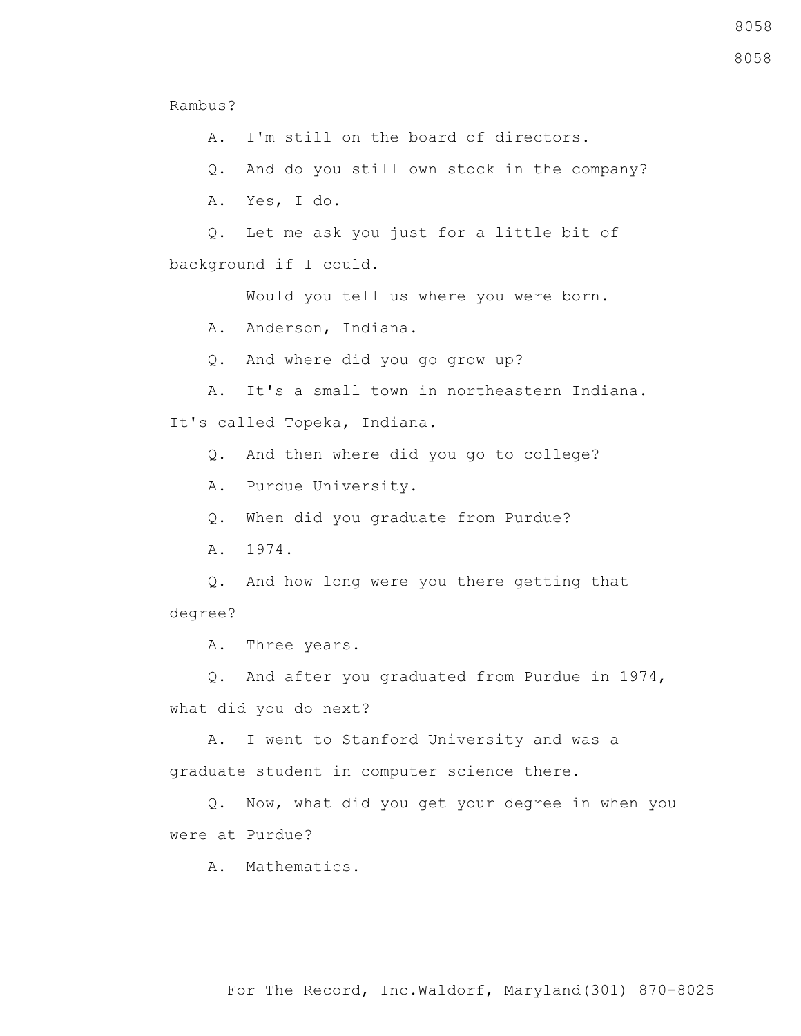Rambus?

A. I'm still on the board of directors.

Q. And do you still own stock in the company?

A. Yes, I do.

Q. Let me ask you just for a little bit of background if I could.

Would you tell us where you were born.

A. Anderson, Indiana.

Q. And where did you go grow up?

A. It's a small town in northeastern Indiana. It's called Topeka, Indiana.

Q. And then where did you go to college?

A. Purdue University.

Q. When did you graduate from Purdue?

A. 1974.

Q. And how long were you there getting that degree?

A. Three years.

Q. And after you graduated from Purdue in 1974, what did you do next?

A. I went to Stanford University and was a graduate student in computer science there.

Q. Now, what did you get your degree in when you were at Purdue?

A. Mathematics.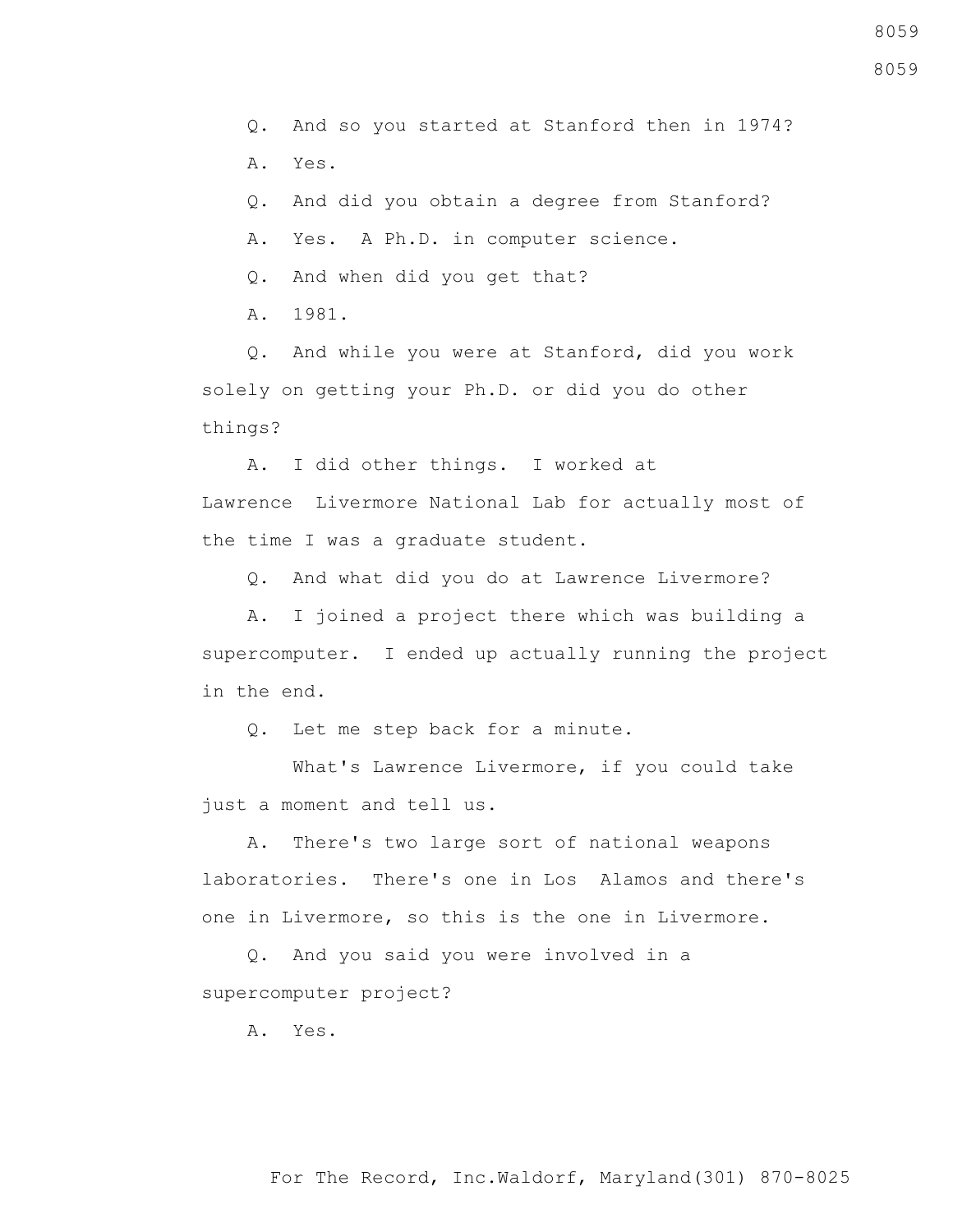Q. And so you started at Stanford then in 1974?

A. Yes.

Q. And did you obtain a degree from Stanford?

A. Yes. A Ph.D. in computer science.

Q. And when did you get that?

A. 1981.

Q. And while you were at Stanford, did you work solely on getting your Ph.D. or did you do other things?

A. I did other things. I worked at Lawrence Livermore National Lab for actually most of the time I was a graduate student.

Q. And what did you do at Lawrence Livermore?

A. I joined a project there which was building a supercomputer. I ended up actually running the project in the end.

Q. Let me step back for a minute.

What's Lawrence Livermore, if you could take just a moment and tell us.

A. There's two large sort of national weapons laboratories. There's one in Los Alamos and there's one in Livermore, so this is the one in Livermore.

Q. And you said you were involved in a supercomputer project?

A. Yes.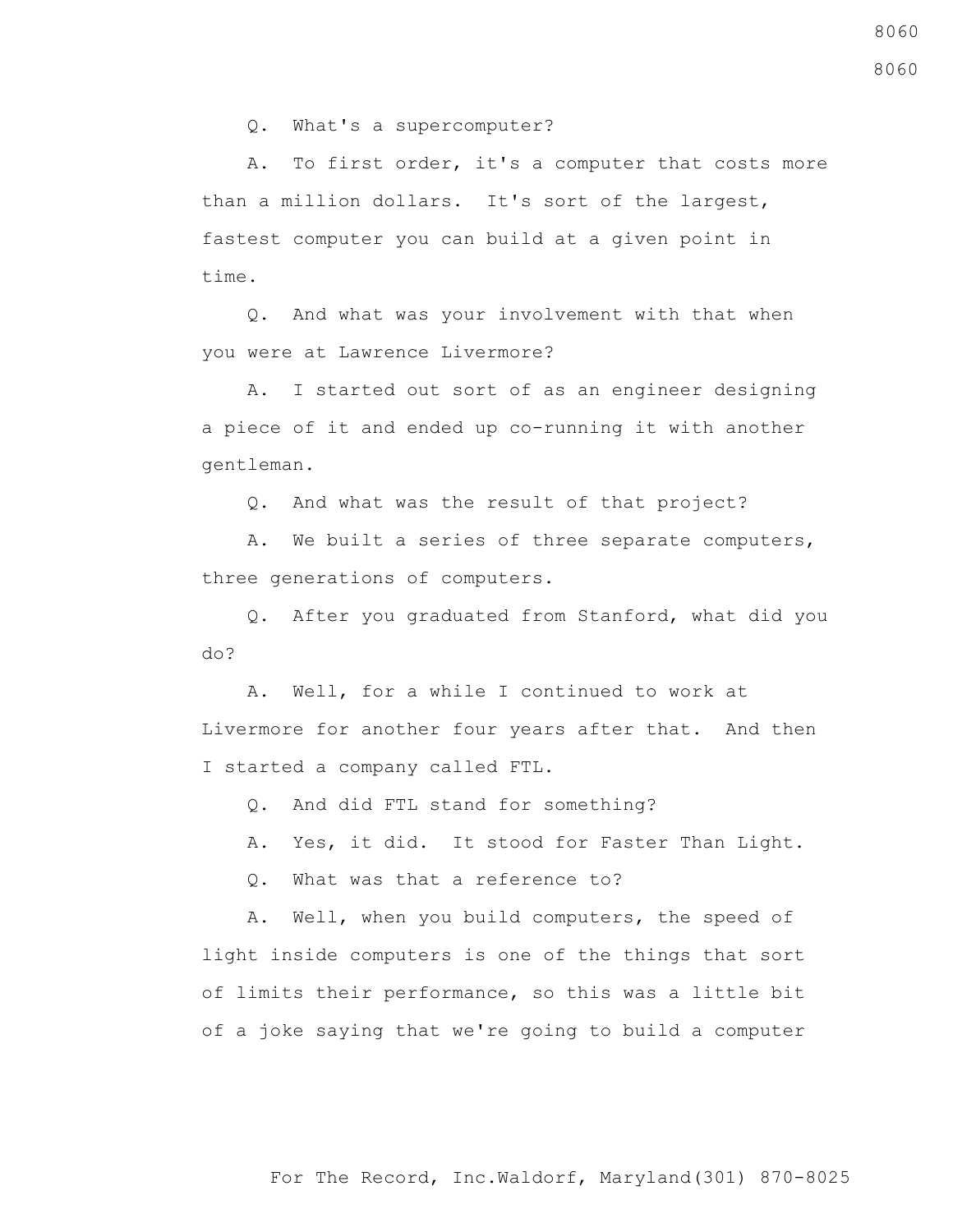Q. What's a supercomputer?

A. To first order, it's a computer that costs more than a million dollars. It's sort of the largest, fastest computer you can build at a given point in time.

Q. And what was your involvement with that when you were at Lawrence Livermore?

A. I started out sort of as an engineer designing a piece of it and ended up co-running it with another gentleman.

Q. And what was the result of that project?

A. We built a series of three separate computers, three generations of computers.

Q. After you graduated from Stanford, what did you do?

A. Well, for a while I continued to work at Livermore for another four years after that. And then I started a company called FTL.

Q. And did FTL stand for something?

A. Yes, it did. It stood for Faster Than Light.

Q. What was that a reference to?

A. Well, when you build computers, the speed of light inside computers is one of the things that sort of limits their performance, so this was a little bit of a joke saying that we're going to build a computer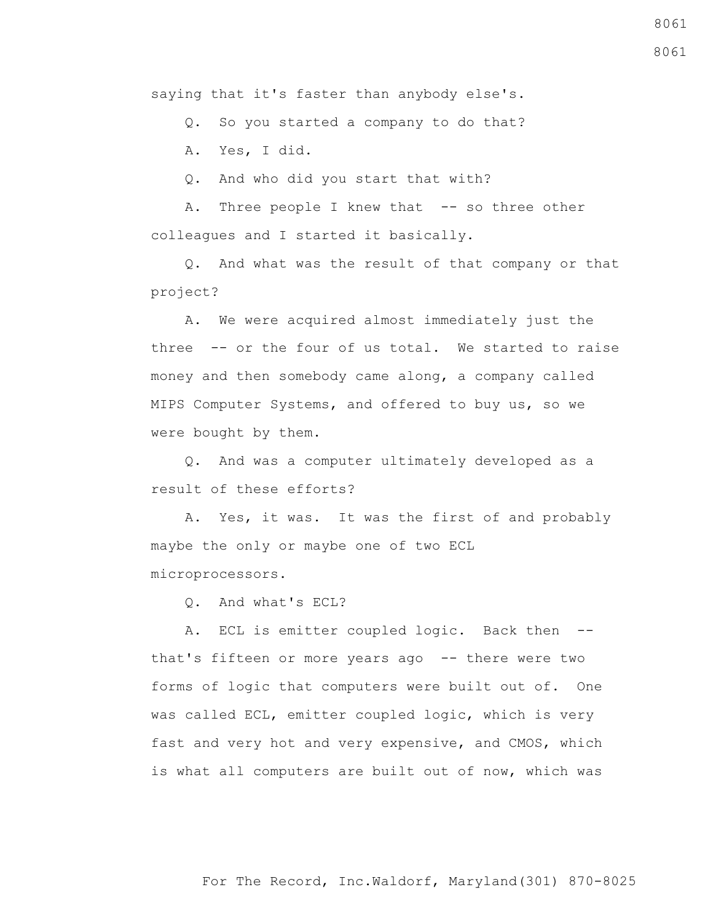saying that it's faster than anybody else's.

Q. So you started a company to do that?

A. Yes, I did.

Q. And who did you start that with?

A. Three people I knew that -- so three other colleagues and I started it basically.

Q. And what was the result of that company or that project?

A. We were acquired almost immediately just the three -- or the four of us total. We started to raise money and then somebody came along, a company called MIPS Computer Systems, and offered to buy us, so we were bought by them.

Q. And was a computer ultimately developed as a result of these efforts?

A. Yes, it was. It was the first of and probably maybe the only or maybe one of two ECL microprocessors.

Q. And what's ECL?

A. ECL is emitter coupled logic. Back then -- that's fifteen or more years ago -- there were two forms of logic that computers were built out of. One was called ECL, emitter coupled logic, which is very fast and very hot and very expensive, and CMOS, which is what all computers are built out of now, which was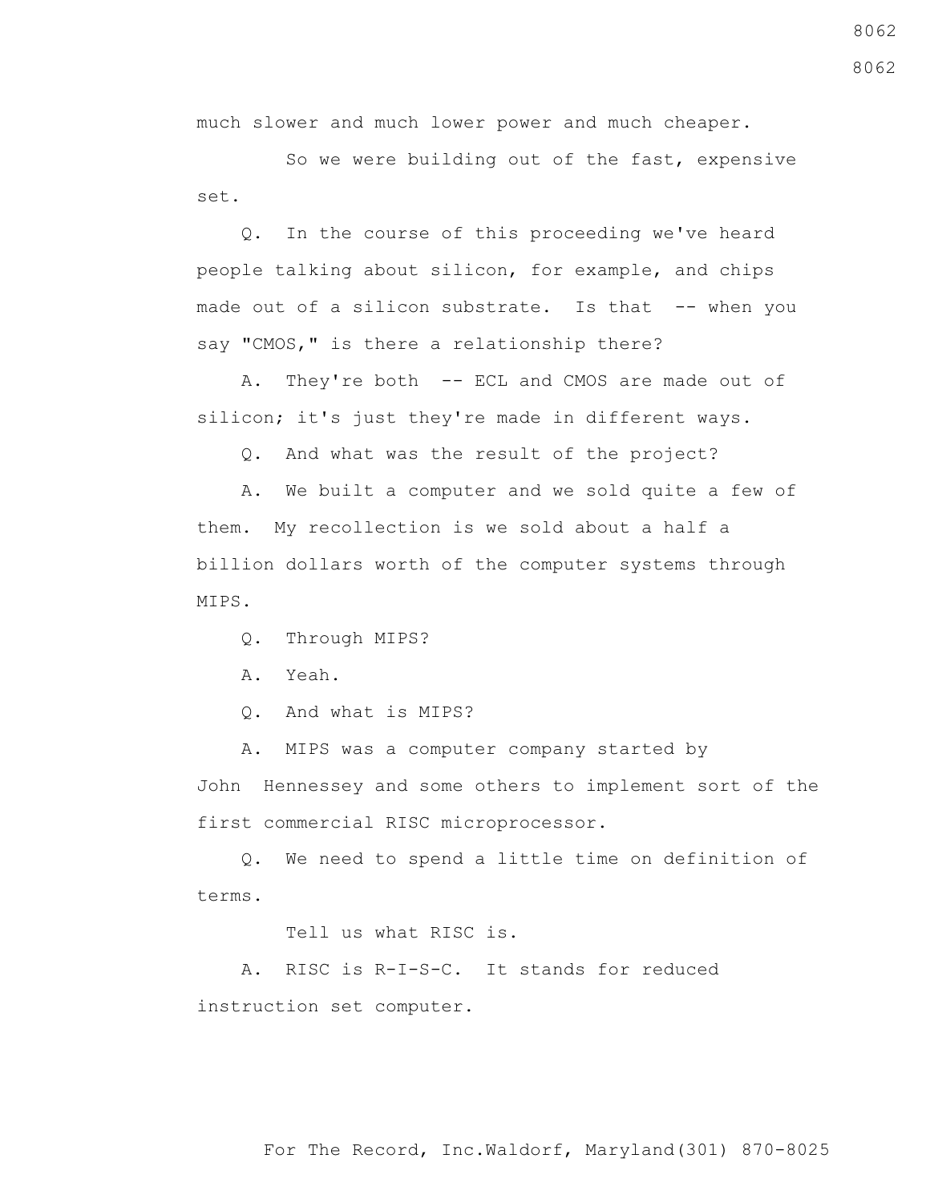much slower and much lower power and much cheaper.

So we were building out of the fast, expensive set.

Q. In the course of this proceeding we've heard people talking about silicon, for example, and chips made out of a silicon substrate. Is that -- when you say "CMOS," is there a relationship there?

A. They're both -- ECL and CMOS are made out of silicon; it's just they're made in different ways.

Q. And what was the result of the project?

A. We built a computer and we sold quite a few of them. My recollection is we sold about a half a billion dollars worth of the computer systems through MIPS.

Q. Through MIPS?

A. Yeah.

Q. And what is MIPS?

A. MIPS was a computer company started by John Hennessey and some others to implement sort of the first commercial RISC microprocessor.

Q. We need to spend a little time on definition of terms.

Tell us what RISC is.

A. RISC is R-I-S-C. It stands for reduced instruction set computer.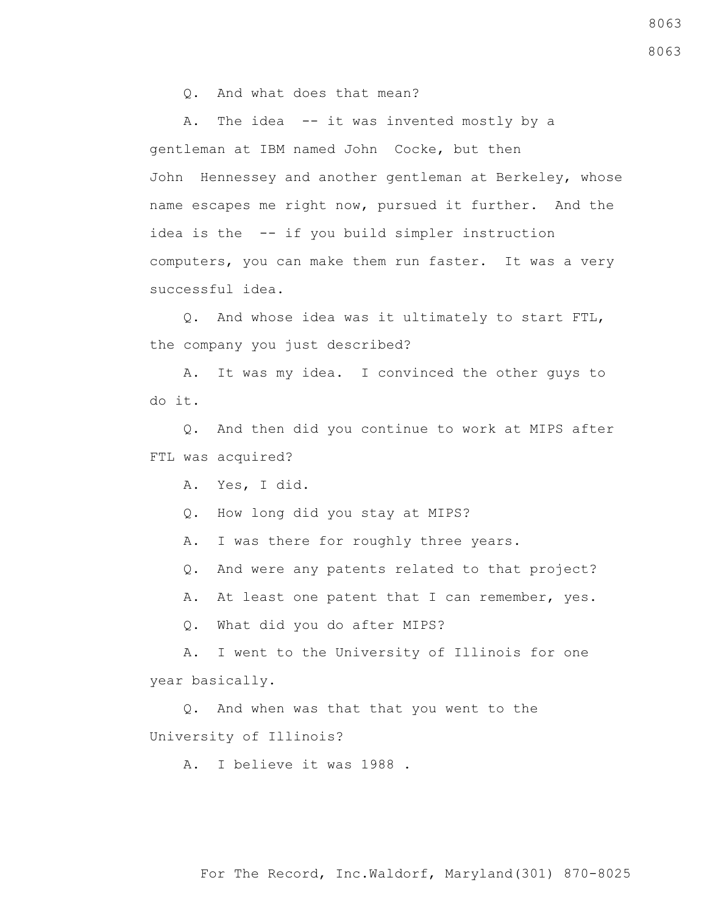Q. And what does that mean?

A. The idea -- it was invented mostly by a gentleman at IBM named John Cocke, but then John Hennessey and another gentleman at Berkeley, whose name escapes me right now, pursued it further. And the idea is the -- if you build simpler instruction computers, you can make them run faster. It was a very successful idea.

Q. And whose idea was it ultimately to start FTL, the company you just described?

A. It was my idea. I convinced the other guys to do it.

Q. And then did you continue to work at MIPS after FTL was acquired?

A. Yes, I did.

Q. How long did you stay at MIPS?

A. I was there for roughly three years.

Q. And were any patents related to that project?

A. At least one patent that I can remember, yes.

Q. What did you do after MIPS?

A. I went to the University of Illinois for one year basically.

Q. And when was that that you went to the University of Illinois?

A. I believe it was 1988 .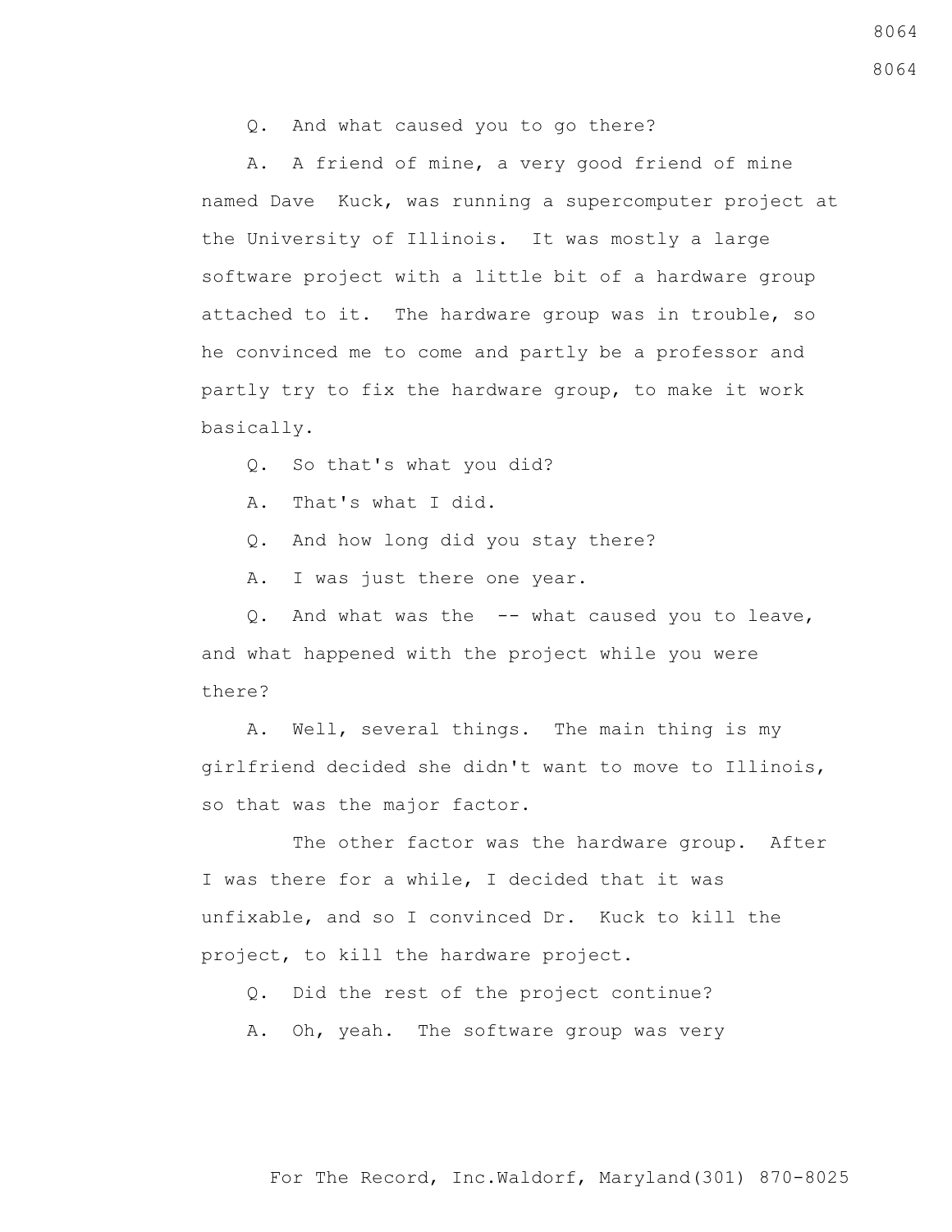Q. And what caused you to go there?

A. A friend of mine, a very good friend of mine named Dave Kuck, was running a supercomputer project at the University of Illinois. It was mostly a large software project with a little bit of a hardware group attached to it. The hardware group was in trouble, so he convinced me to come and partly be a professor and partly try to fix the hardware group, to make it work basically.

Q. So that's what you did?

A. That's what I did.

Q. And how long did you stay there?

A. I was just there one year.

Q. And what was the -- what caused you to leave, and what happened with the project while you were there?

A. Well, several things. The main thing is my girlfriend decided she didn't want to move to Illinois, so that was the major factor.

The other factor was the hardware group. After I was there for a while, I decided that it was unfixable, and so I convinced Dr. Kuck to kill the project, to kill the hardware project.

Q. Did the rest of the project continue?

A. Oh, yeah. The software group was very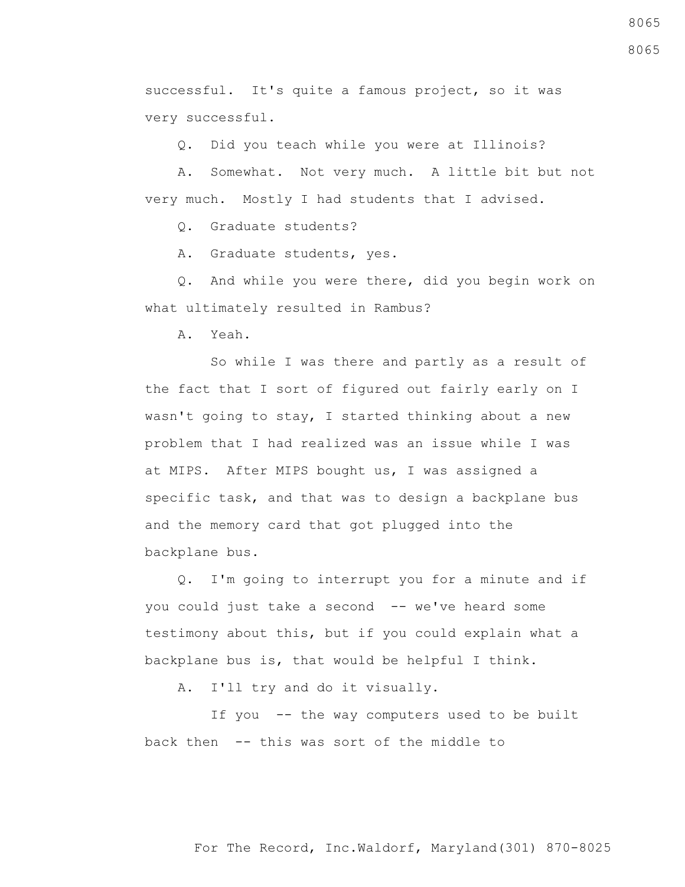successful. It's quite a famous project, so it was very successful.

Q. Did you teach while you were at Illinois?

A. Somewhat. Not very much. A little bit but not very much. Mostly I had students that I advised.

Q. Graduate students?

A. Graduate students, yes.

Q. And while you were there, did you begin work on what ultimately resulted in Rambus?

A. Yeah.

So while I was there and partly as a result of the fact that I sort of figured out fairly early on I wasn't going to stay, I started thinking about a new problem that I had realized was an issue while I was at MIPS. After MIPS bought us, I was assigned a specific task, and that was to design a backplane bus and the memory card that got plugged into the backplane bus.

Q. I'm going to interrupt you for a minute and if you could just take a second -- we've heard some testimony about this, but if you could explain what a backplane bus is, that would be helpful I think.

A. I'll try and do it visually.

If you -- the way computers used to be built back then -- this was sort of the middle to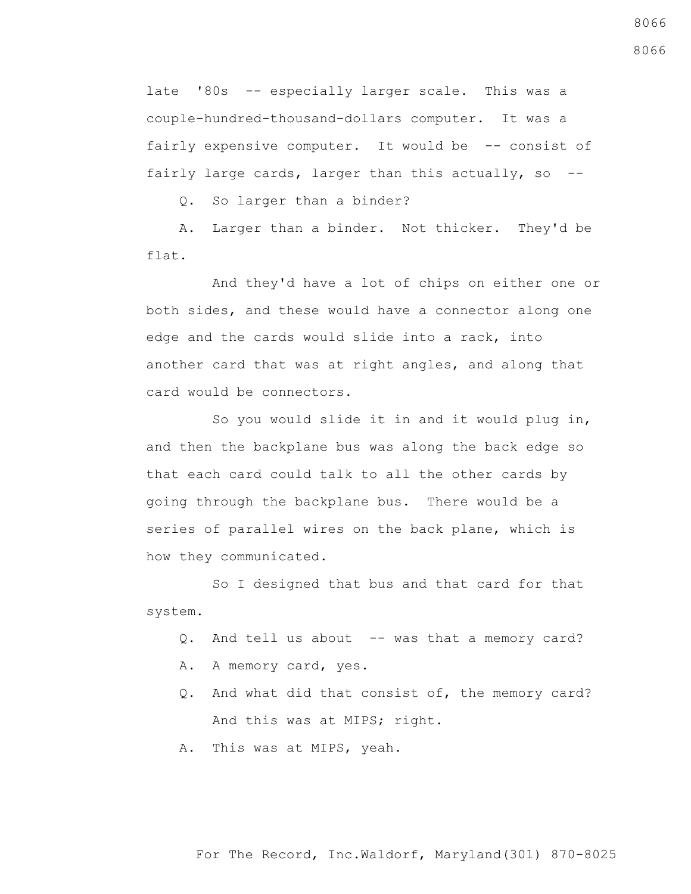late '80s -- especially larger scale. This was a couple-hundred-thousand-dollars computer. It was a fairly expensive computer. It would be -- consist of fairly large cards, larger than this actually, so --

Q. So larger than a binder?

A. Larger than a binder. Not thicker. They'd be flat.

And they'd have a lot of chips on either one or both sides, and these would have a connector along one edge and the cards would slide into a rack, into another card that was at right angles, and along that card would be connectors.

So you would slide it in and it would plug in, and then the backplane bus was along the back edge so that each card could talk to all the other cards by going through the backplane bus. There would be a series of parallel wires on the back plane, which is how they communicated.

So I designed that bus and that card for that system.

Q. And tell us about -- was that a memory card?

A. A memory card, yes.

Q. And what did that consist of, the memory card? And this was at MIPS; right.

A. This was at MIPS, yeah.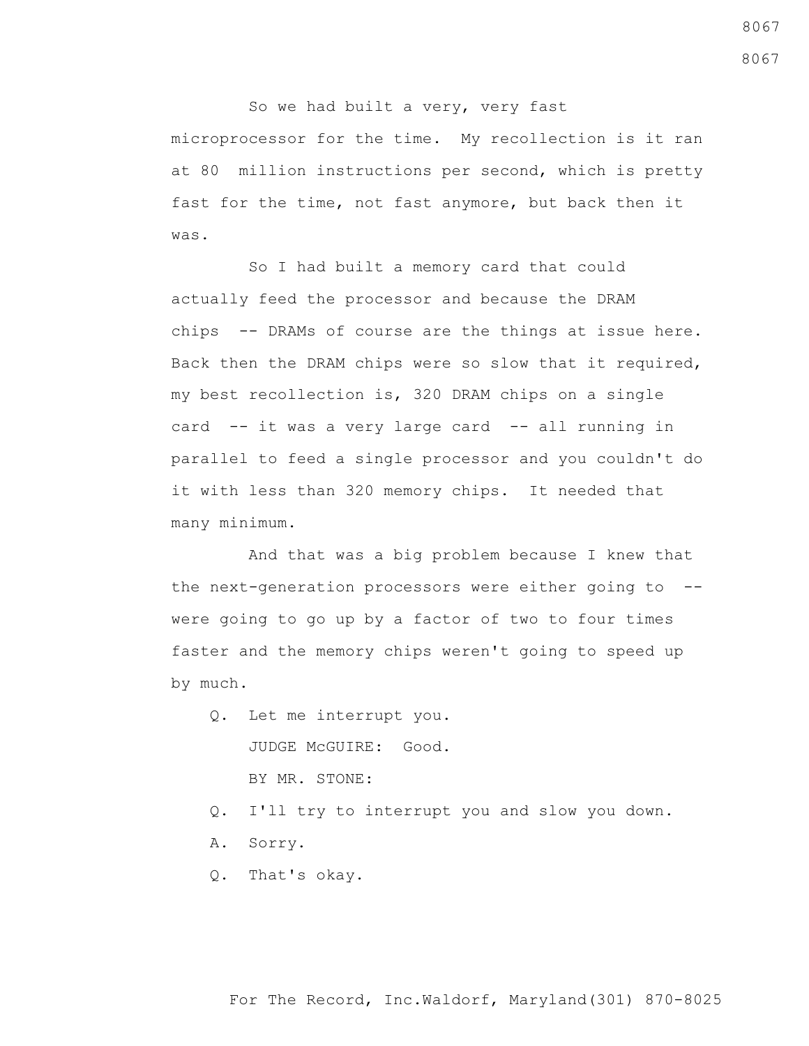So we had built a very, very fast microprocessor for the time. My recollection is it ran at 80 million instructions per second, which is pretty fast for the time, not fast anymore, but back then it was.

So I had built a memory card that could actually feed the processor and because the DRAM chips -- DRAMs of course are the things at issue here. Back then the DRAM chips were so slow that it required, my best recollection is, 320 DRAM chips on a single card -- it was a very large card -- all running in parallel to feed a single processor and you couldn't do it with less than 320 memory chips. It needed that many minimum.

And that was a big problem because I knew that the next-generation processors were either going to -- were going to go up by a factor of two to four times faster and the memory chips weren't going to speed up by much.

Q. Let me interrupt you.

JUDGE McGUIRE: Good.

BY MR. STONE:

Q. I'll try to interrupt you and slow you down.

A. Sorry.

Q. That's okay.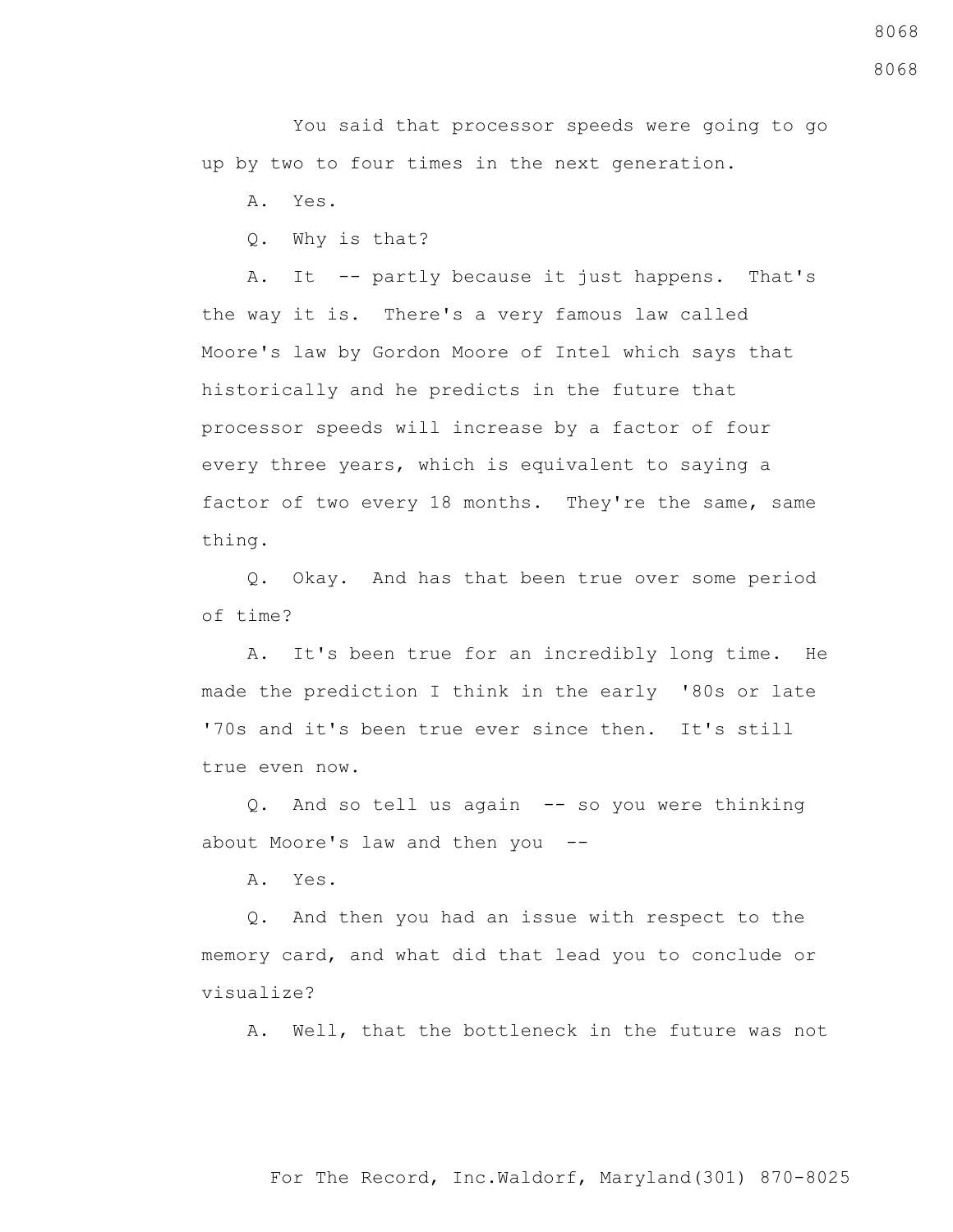You said that processor speeds were going to go up by two to four times in the next generation.

A. Yes.

Q. Why is that?

A. It -- partly because it just happens. That's the way it is. There's a very famous law called Moore's law by Gordon Moore of Intel which says that historically and he predicts in the future that processor speeds will increase by a factor of four every three years, which is equivalent to saying a factor of two every 18 months. They're the same, same thing.

Q. Okay. And has that been true over some period of time?

A. It's been true for an incredibly long time. He made the prediction I think in the early '80s or late '70s and it's been true ever since then. It's still true even now.

Q. And so tell us again -- so you were thinking about Moore's law and then you --

A. Yes.

Q. And then you had an issue with respect to the memory card, and what did that lead you to conclude or visualize?

A. Well, that the bottleneck in the future was not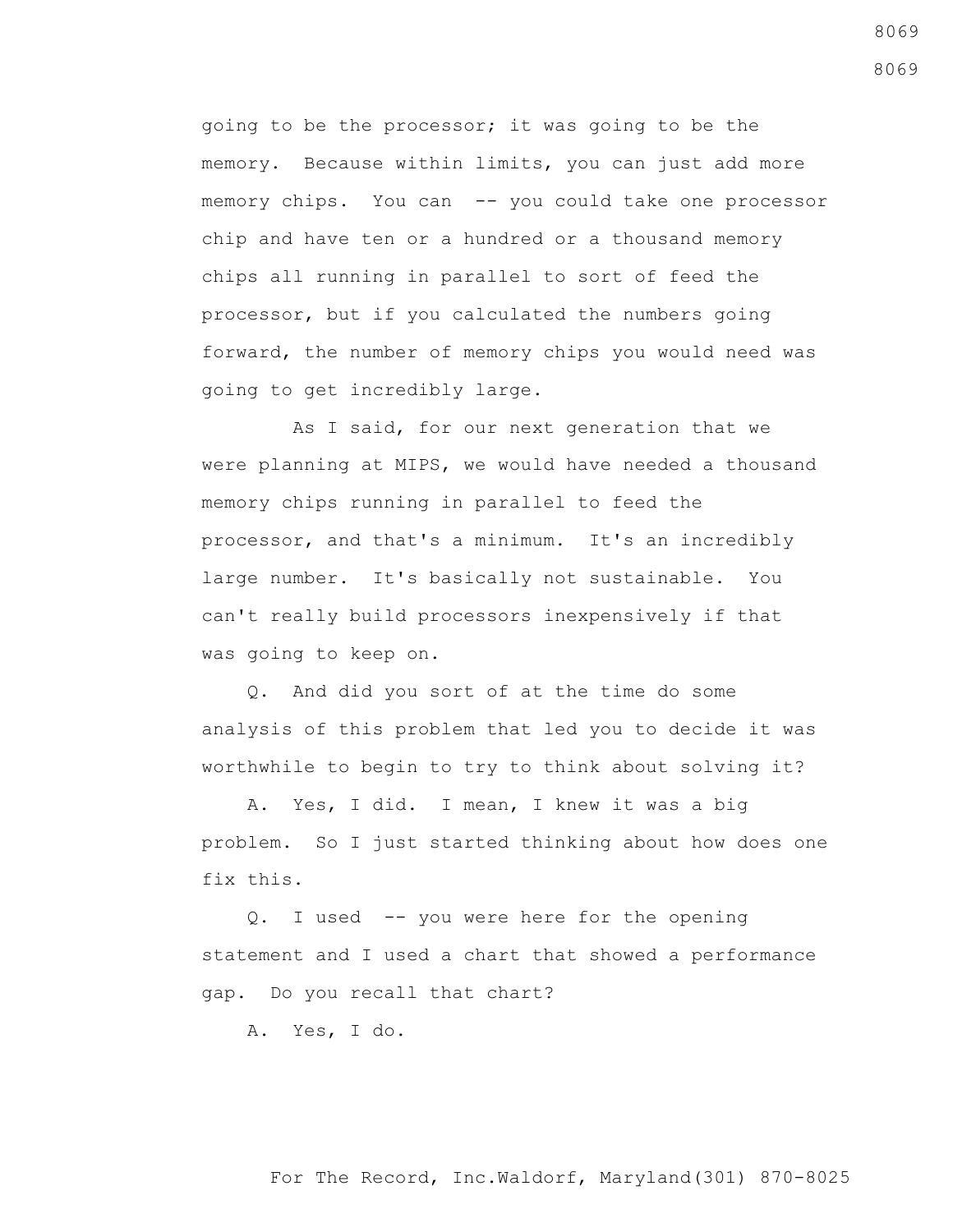going to be the processor; it was going to be the memory. Because within limits, you can just add more memory chips. You can -- you could take one processor chip and have ten or a hundred or a thousand memory chips all running in parallel to sort of feed the processor, but if you calculated the numbers going forward, the number of memory chips you would need was going to get incredibly large.

As I said, for our next generation that we were planning at MIPS, we would have needed a thousand memory chips running in parallel to feed the processor, and that's a minimum. It's an incredibly large number. It's basically not sustainable. You can't really build processors inexpensively if that was going to keep on.

Q. And did you sort of at the time do some analysis of this problem that led you to decide it was worthwhile to begin to try to think about solving it?

A. Yes, I did. I mean, I knew it was a big problem. So I just started thinking about how does one fix this.

Q. I used -- you were here for the opening statement and I used a chart that showed a performance gap. Do you recall that chart?

A. Yes, I do.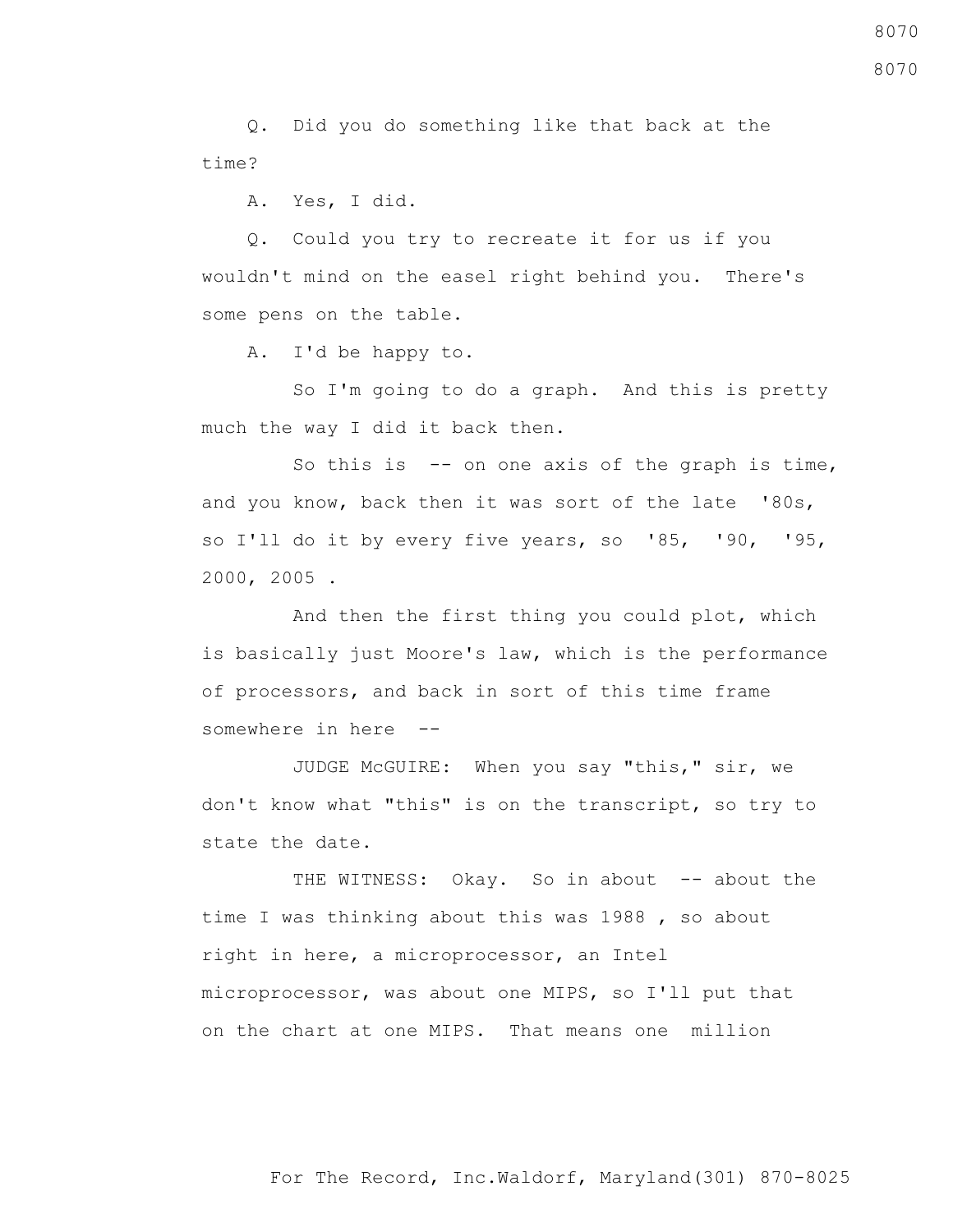Q. Did you do something like that back at the time?

A. Yes, I did.

Q. Could you try to recreate it for us if you wouldn't mind on the easel right behind you. There's some pens on the table.

A. I'd be happy to.

So I'm going to do a graph. And this is pretty much the way I did it back then.

So this is -- on one axis of the graph is time, and you know, back then it was sort of the late '80s, so I'll do it by every five years, so '85, '90, '95, 2000, 2005 .

And then the first thing you could plot, which is basically just Moore's law, which is the performance of processors, and back in sort of this time frame somewhere in here --

JUDGE McGUIRE: When you say "this," sir, we don't know what "this" is on the transcript, so try to state the date.

THE WITNESS: Okay. So in about -- about the time I was thinking about this was 1988 , so about right in here, a microprocessor, an Intel microprocessor, was about one MIPS, so I'll put that on the chart at one MIPS. That means one million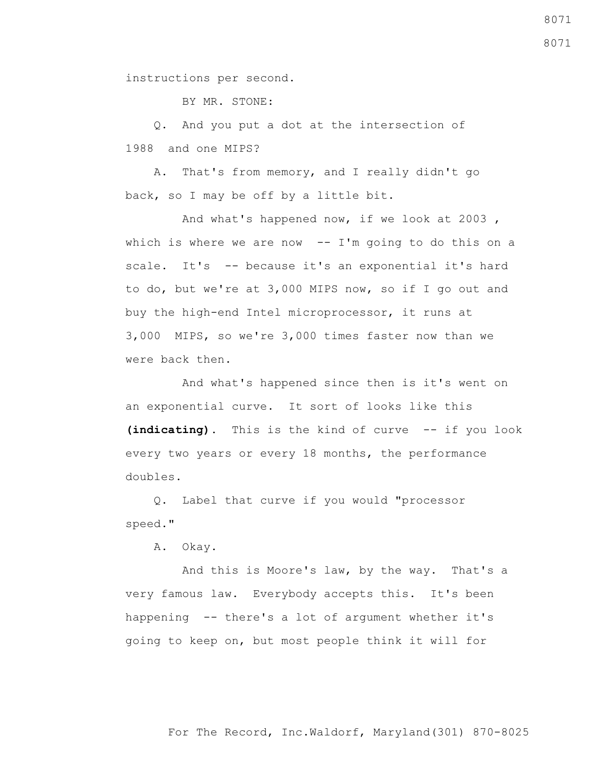instructions per second.

BY MR. STONE:

Q. And you put a dot at the intersection of 1988 and one MIPS?

A. That's from memory, and I really didn't go back, so I may be off by a little bit.

And what's happened now, if we look at 2003 , which is where we are now -- I'm going to do this on a scale. It's -- because it's an exponential it's hard to do, but we're at 3,000 MIPS now, so if I go out and buy the high-end Intel microprocessor, it runs at 3,000 MIPS, so we're 3,000 times faster now than we were back then.

And what's happened since then is it's went on an exponential curve. It sort of looks like this **(indicating)**. This is the kind of curve -- if you look every two years or every 18 months, the performance doubles.

Q. Label that curve if you would "processor speed."

A. Okay.

And this is Moore's law, by the way. That's a very famous law. Everybody accepts this. It's been happening -- there's a lot of argument whether it's going to keep on, but most people think it will for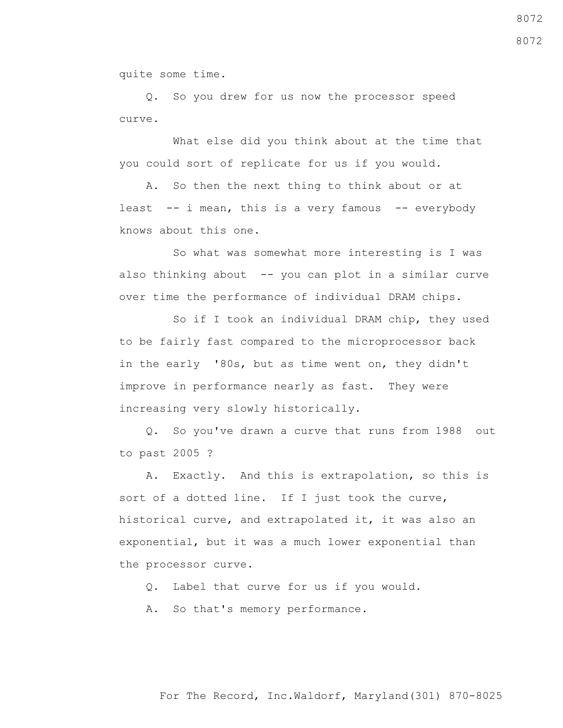quite some time.

Q. So you drew for us now the processor speed curve.

What else did you think about at the time that you could sort of replicate for us if you would.

A. So then the next thing to think about or at least -- i mean, this is a very famous -- everybody knows about this one.

So what was somewhat more interesting is I was also thinking about -- you can plot in a similar curve over time the performance of individual DRAM chips.

So if I took an individual DRAM chip, they used to be fairly fast compared to the microprocessor back in the early '80s, but as time went on, they didn't improve in performance nearly as fast. They were increasing very slowly historically.

Q. So you've drawn a curve that runs from 1988 out to past 2005 ?

A. Exactly. And this is extrapolation, so this is sort of a dotted line. If I just took the curve, historical curve, and extrapolated it, it was also an exponential, but it was a much lower exponential than the processor curve.

Q. Label that curve for us if you would.

A. So that's memory performance.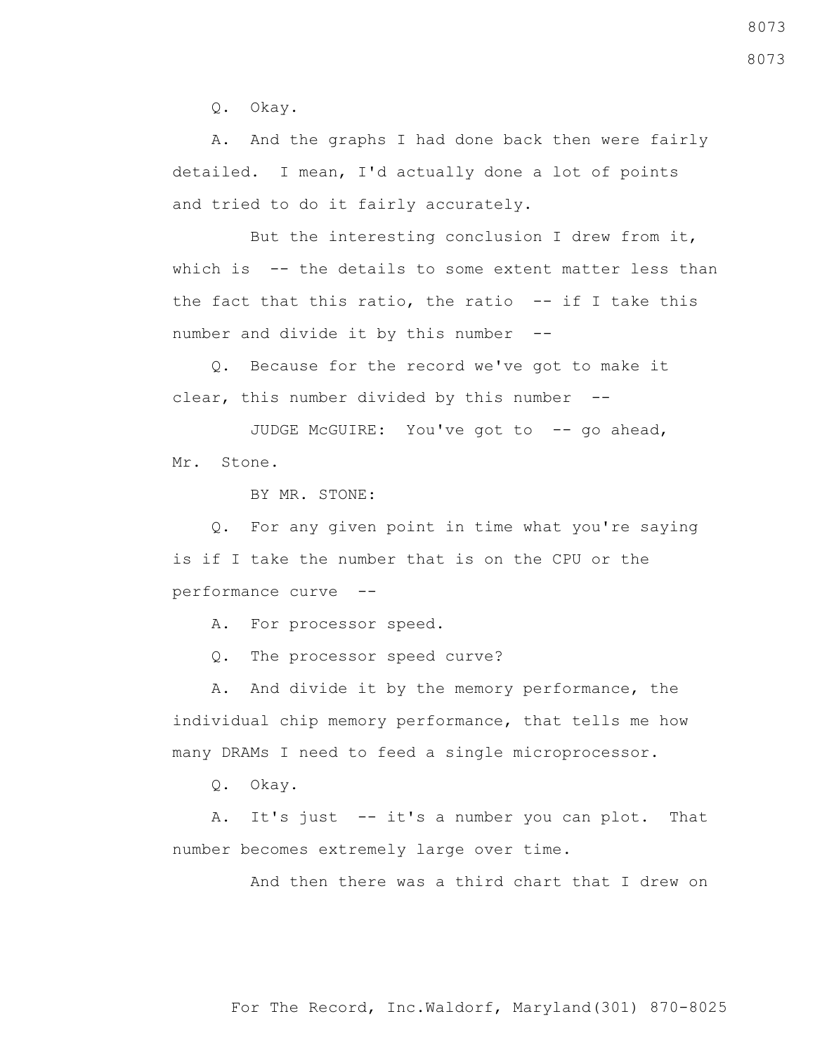Q. Okay.

A. And the graphs I had done back then were fairly detailed. I mean, I'd actually done a lot of points and tried to do it fairly accurately.

But the interesting conclusion I drew from it, which is -- the details to some extent matter less than the fact that this ratio, the ratio -- if I take this number and divide it by this number --

Q. Because for the record we've got to make it clear, this number divided by this number --

JUDGE McGUIRE: You've got to -- go ahead, Mr. Stone.

BY MR. STONE:

Q. For any given point in time what you're saying is if I take the number that is on the CPU or the performance curve --

A. For processor speed.

Q. The processor speed curve?

A. And divide it by the memory performance, the individual chip memory performance, that tells me how many DRAMs I need to feed a single microprocessor.

Q. Okay.

A. It's just -- it's a number you can plot. That number becomes extremely large over time.

And then there was a third chart that I drew on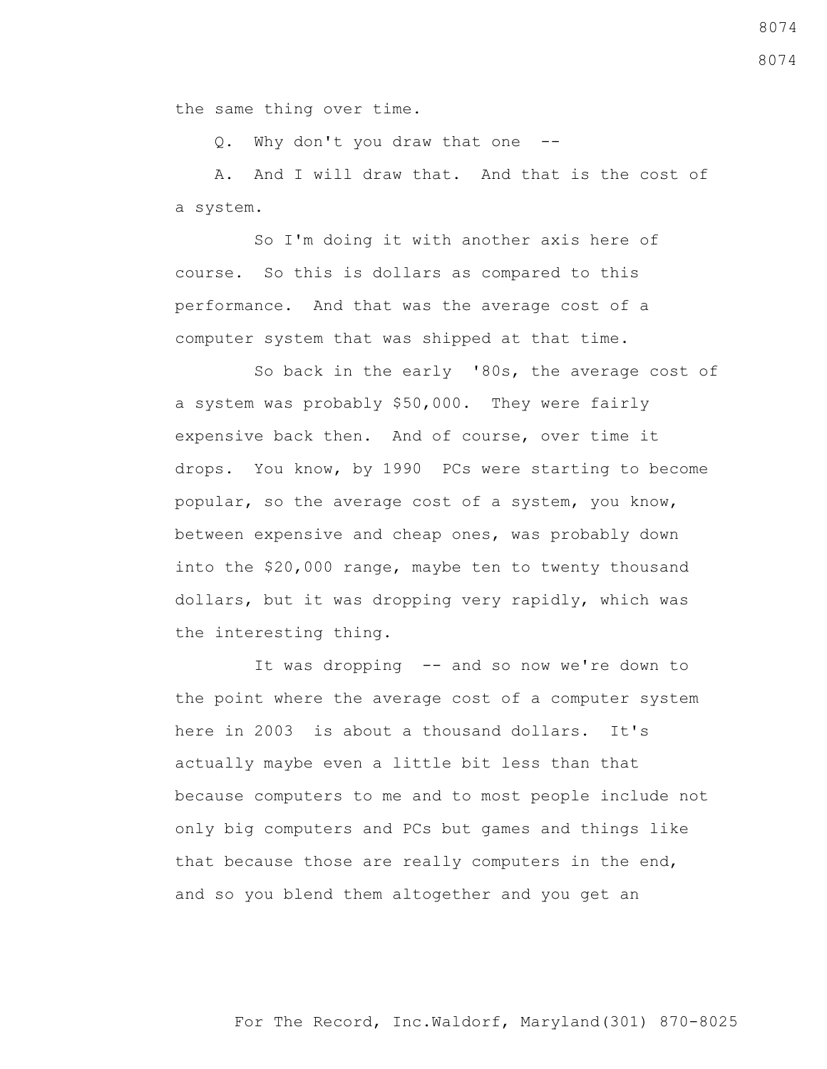the same thing over time.

Q. Why don't you draw that one --

A. And I will draw that. And that is the cost of a system.

So I'm doing it with another axis here of course. So this is dollars as compared to this performance. And that was the average cost of a computer system that was shipped at that time.

So back in the early '80s, the average cost of a system was probably $50,000. They were fairly expensive back then. And of course, over time it drops. You know, by 1990 PCs were starting to become popular, so the average cost of a system, you know, between expensive and cheap ones, was probably down into the $20,000 range, maybe ten to twenty thousand dollars, but it was dropping very rapidly, which was the interesting thing.

It was dropping -- and so now we're down to the point where the average cost of a computer system here in 2003 is about a thousand dollars. It's actually maybe even a little bit less than that because computers to me and to most people include not only big computers and PCs but games and things like that because those are really computers in the end, and so you blend them altogether and you get an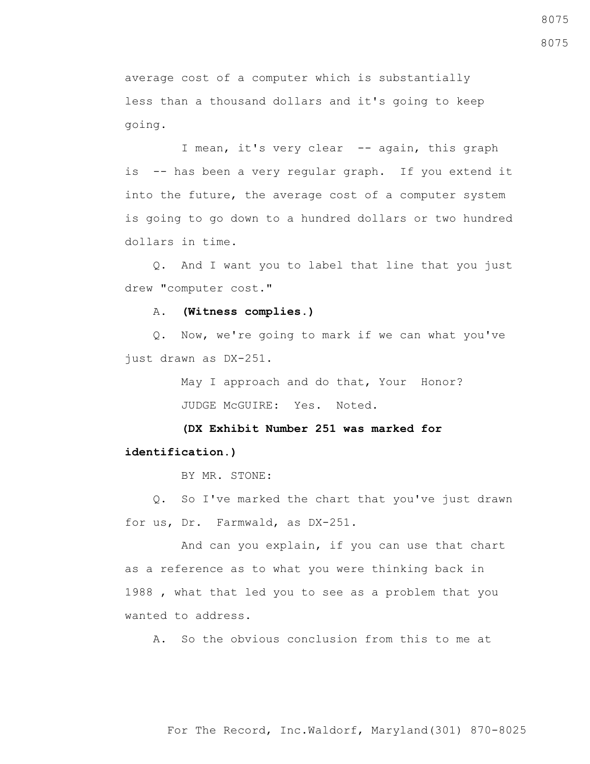average cost of a computer which is substantially less than a thousand dollars and it's going to keep going.

I mean, it's very clear -- again, this graph is -- has been a very regular graph. If you extend it into the future, the average cost of a computer system is going to go down to a hundred dollars or two hundred dollars in time.

Q. And I want you to label that line that you just drew "computer cost."

A. **(Witness complies.)**

Q. Now, we're going to mark if we can what you've just drawn as DX-251.

May I approach and do that, Your Honor?

JUDGE McGUIRE: Yes. Noted.

**(DX Exhibit Number 251 was marked for identification.)**

BY MR. STONE:

Q. So I've marked the chart that you've just drawn for us, Dr. Farmwald, as DX-251.

And can you explain, if you can use that chart as a reference as to what you were thinking back in 1988 , what that led you to see as a problem that you wanted to address.

A. So the obvious conclusion from this to me at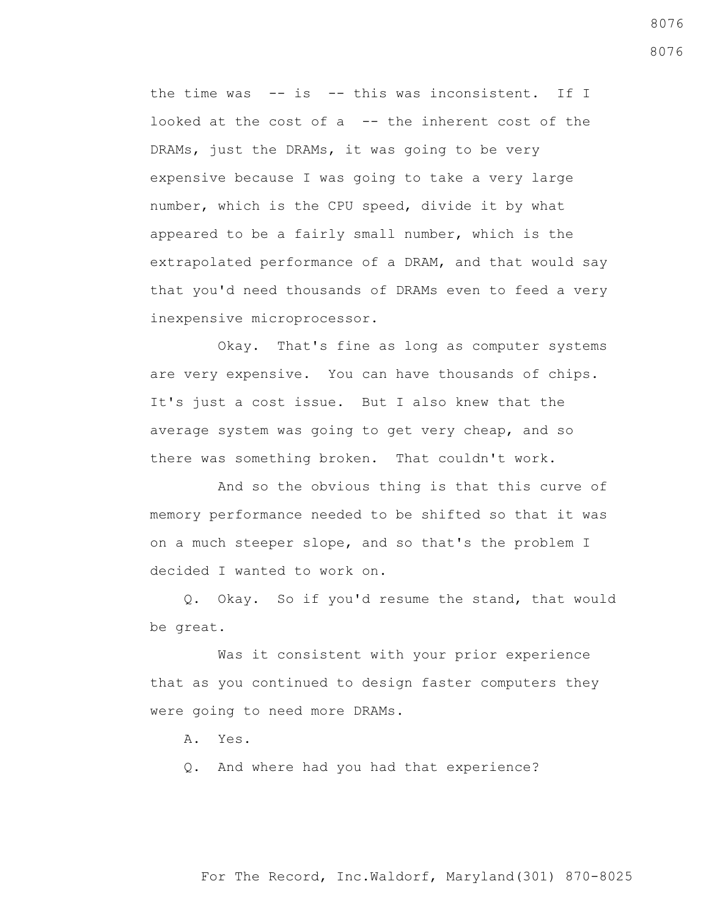the time was -- is -- this was inconsistent. If I looked at the cost of a -- the inherent cost of the DRAMs, just the DRAMs, it was going to be very expensive because I was going to take a very large number, which is the CPU speed, divide it by what appeared to be a fairly small number, which is the extrapolated performance of a DRAM, and that would say that you'd need thousands of DRAMs even to feed a very inexpensive microprocessor.

Okay. That's fine as long as computer systems are very expensive. You can have thousands of chips. It's just a cost issue. But I also knew that the average system was going to get very cheap, and so there was something broken. That couldn't work.

And so the obvious thing is that this curve of memory performance needed to be shifted so that it was on a much steeper slope, and so that's the problem I decided I wanted to work on.

Q. Okay. So if you'd resume the stand, that would be great.

Was it consistent with your prior experience that as you continued to design faster computers they were going to need more DRAMs.

A. Yes.

Q. And where had you had that experience?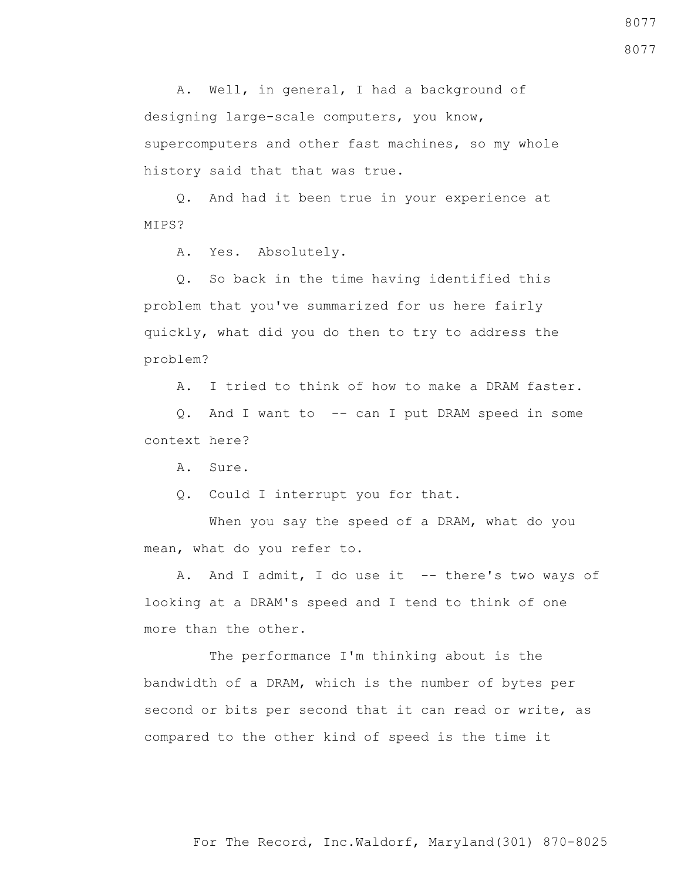A. Well, in general, I had a background of designing large-scale computers, you know, supercomputers and other fast machines, so my whole history said that that was true.

Q. And had it been true in your experience at MIPS?

A. Yes. Absolutely.

Q. So back in the time having identified this problem that you've summarized for us here fairly quickly, what did you do then to try to address the problem?

A. I tried to think of how to make a DRAM faster.

Q. And I want to -- can I put DRAM speed in some context here?

A. Sure.

Q. Could I interrupt you for that.

When you say the speed of a DRAM, what do you mean, what do you refer to.

A. And I admit, I do use it -- there's two ways of looking at a DRAM's speed and I tend to think of one more than the other.

The performance I'm thinking about is the bandwidth of a DRAM, which is the number of bytes per second or bits per second that it can read or write, as compared to the other kind of speed is the time it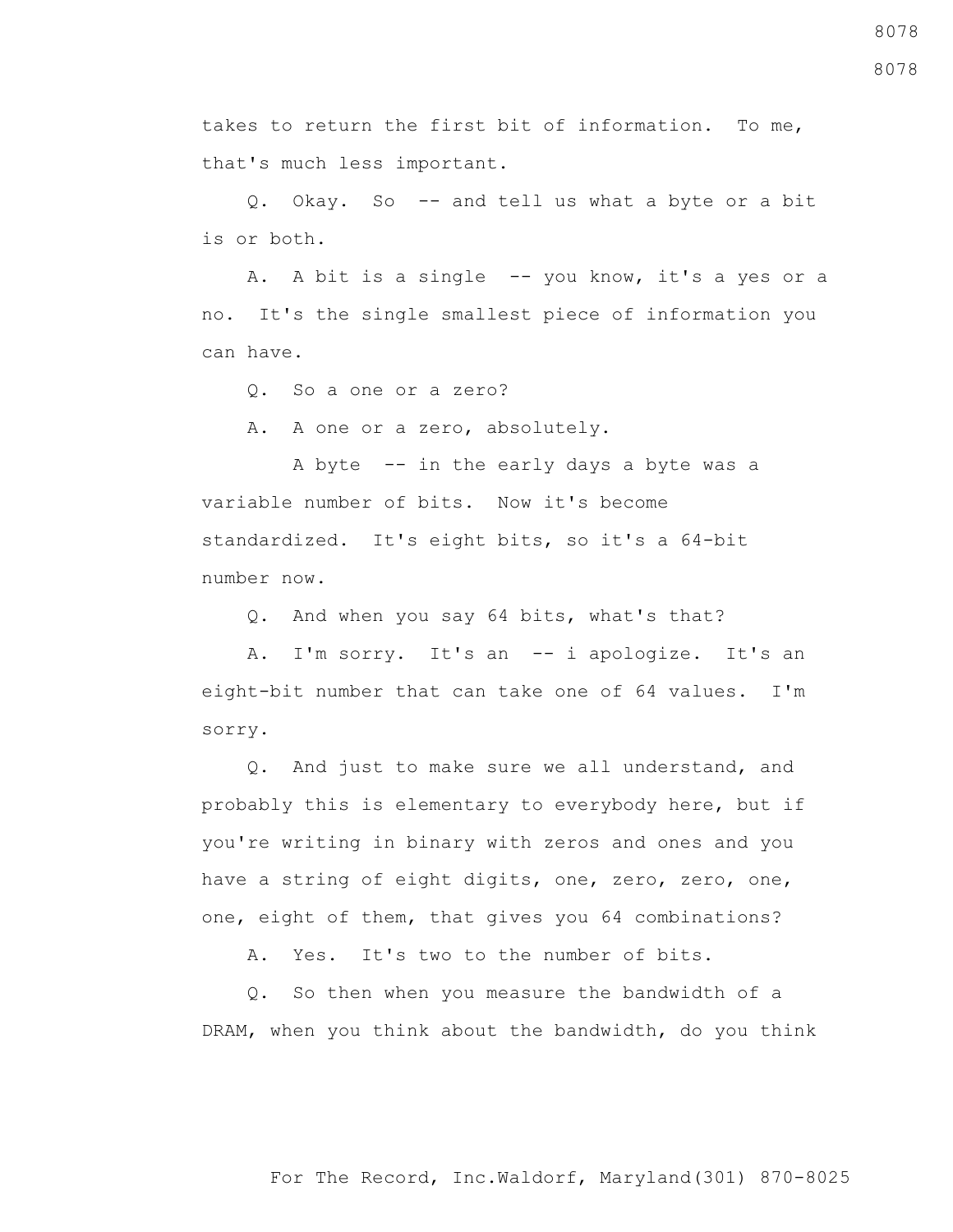takes to return the first bit of information. To me, that's much less important.

Q. Okay. So -- and tell us what a byte or a bit is or both.

A. A bit is a single -- you know, it's a yes or a no. It's the single smallest piece of information you can have.

Q. So a one or a zero?

A. A one or a zero, absolutely.

A byte -- in the early days a byte was a variable number of bits. Now it's become standardized. It's eight bits, so it's a 64-bit number now.

Q. And when you say 64 bits, what's that?

A. I'm sorry. It's an -- i apologize. It's an eight-bit number that can take one of 64 values. I'm sorry.

Q. And just to make sure we all understand, and probably this is elementary to everybody here, but if you're writing in binary with zeros and ones and you have a string of eight digits, one, zero, zero, one, one, eight of them, that gives you 64 combinations?

A. Yes. It's two to the number of bits.

Q. So then when you measure the bandwidth of a DRAM, when you think about the bandwidth, do you think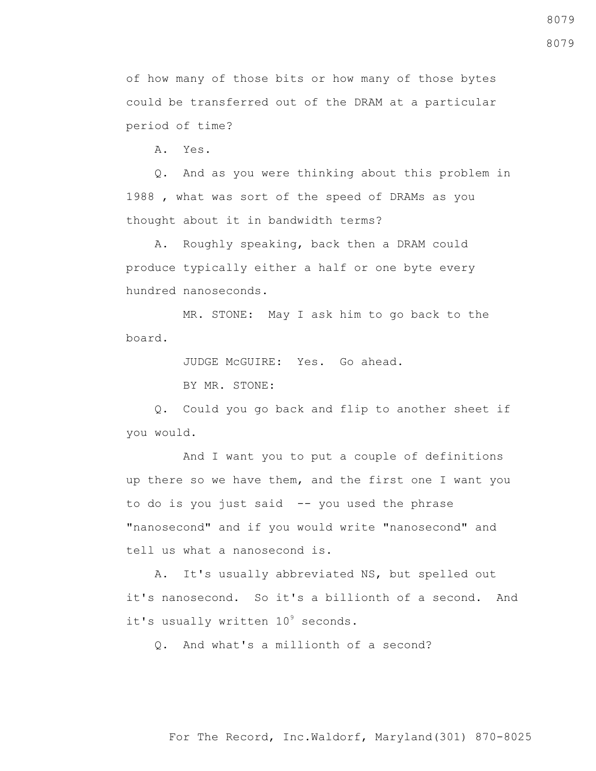of how many of those bits or how many of those bytes could be transferred out of the DRAM at a particular period of time?

A. Yes.

Q. And as you were thinking about this problem in 1988 , what was sort of the speed of DRAMs as you thought about it in bandwidth terms?

A. Roughly speaking, back then a DRAM could produce typically either a half or one byte every hundred nanoseconds.

MR. STONE: May I ask him to go back to the board.

JUDGE McGUIRE: Yes. Go ahead.

BY MR. STONE:

Q. Could you go back and flip to another sheet if you would.

And I want you to put a couple of definitions up there so we have them, and the first one I want you to do is you just said -- you used the phrase "nanosecond" and if you would write "nanosecond" and tell us what a nanosecond is.

A. It's usually abbreviated NS, but spelled out it's nanosecond. So it's a billionth of a second. And it's usually written $10^9$ seconds.

Q. And what's a millionth of a second?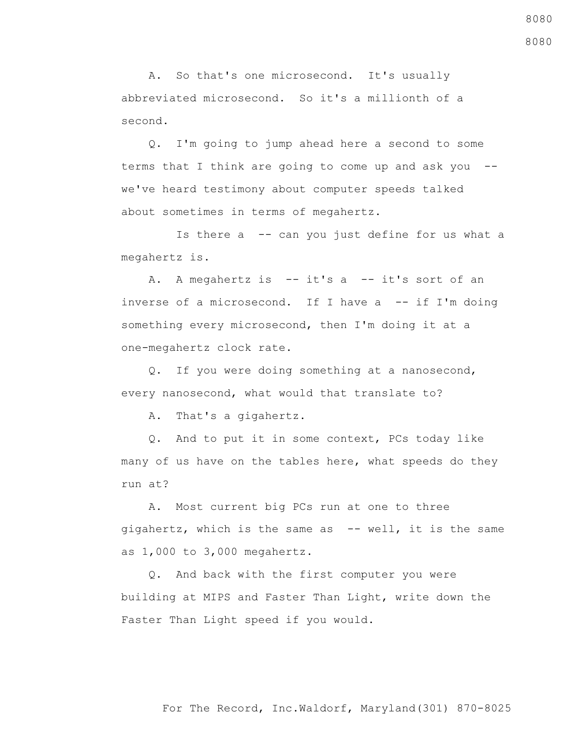A. So that's one microsecond. It's usually abbreviated microsecond. So it's a millionth of a second.

Q. I'm going to jump ahead here a second to some terms that I think are going to come up and ask you -- we've heard testimony about computer speeds talked about sometimes in terms of megahertz.

Is there a -- can you just define for us what a megahertz is.

A. A megahertz is -- it's a -- it's sort of an inverse of a microsecond. If I have a -- if I'm doing something every microsecond, then I'm doing it at a one-megahertz clock rate.

Q. If you were doing something at a nanosecond, every nanosecond, what would that translate to?

A. That's a gigahertz.

Q. And to put it in some context, PCs today like many of us have on the tables here, what speeds do they run at?

A. Most current big PCs run at one to three gigahertz, which is the same as -- well, it is the same as 1,000 to 3,000 megahertz.

Q. And back with the first computer you were building at MIPS and Faster Than Light, write down the Faster Than Light speed if you would.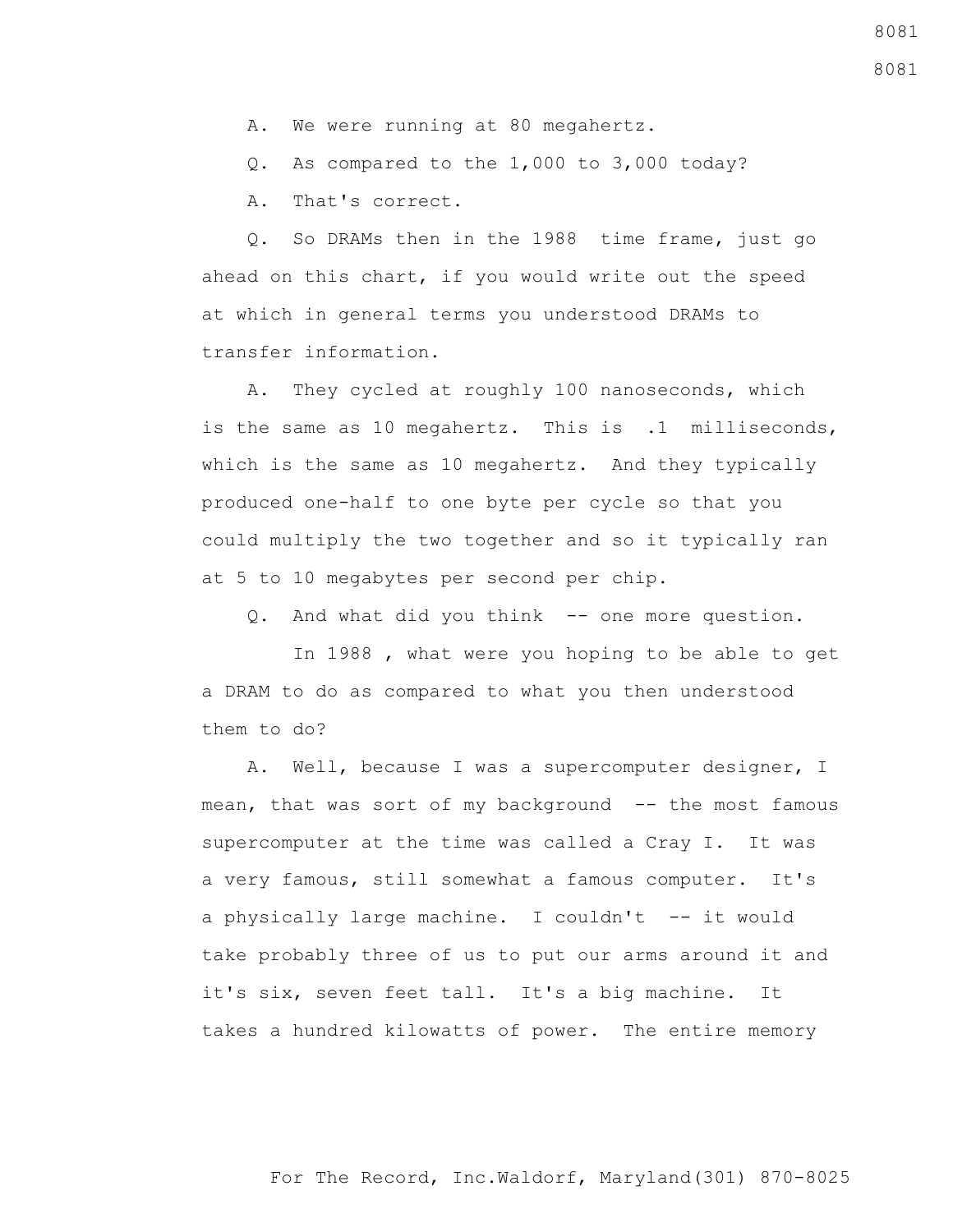A. We were running at 80 megahertz.

Q. As compared to the 1,000 to 3,000 today?

A. That's correct.

Q. So DRAMs then in the 1988 time frame, just go ahead on this chart, if you would write out the speed at which in general terms you understood DRAMs to transfer information.

A. They cycled at roughly 100 nanoseconds, which is the same as 10 megahertz. This is .1 milliseconds, which is the same as 10 megahertz. And they typically produced one-half to one byte per cycle so that you could multiply the two together and so it typically ran at 5 to 10 megabytes per second per chip.

Q. And what did you think -- one more question.

In 1988 , what were you hoping to be able to get a DRAM to do as compared to what you then understood them to do?

A. Well, because I was a supercomputer designer, I mean, that was sort of my background -- the most famous supercomputer at the time was called a Cray I. It was a very famous, still somewhat a famous computer. It's a physically large machine. I couldn't -- it would take probably three of us to put our arms around it and it's six, seven feet tall. It's a big machine. It takes a hundred kilowatts of power. The entire memory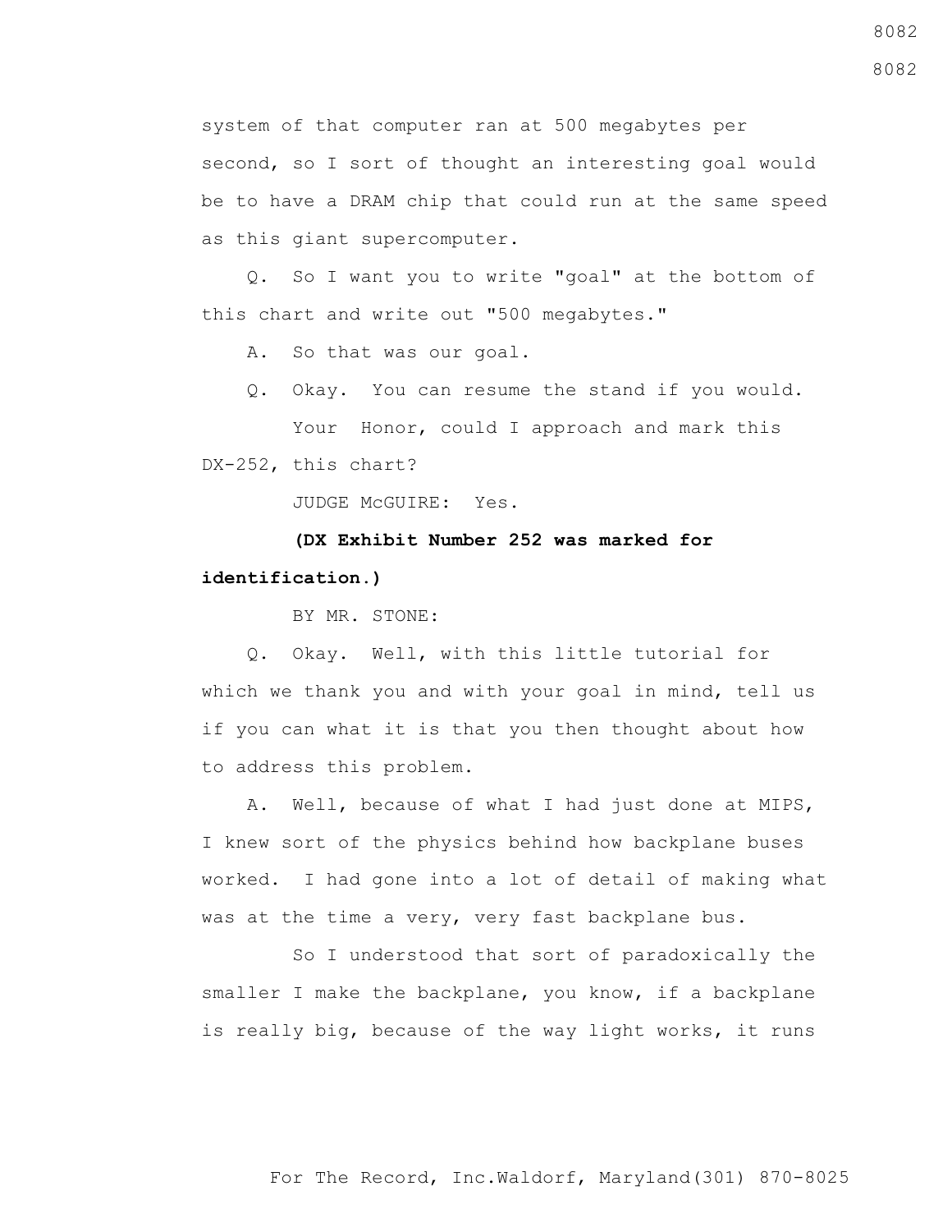system of that computer ran at 500 megabytes per second, so I sort of thought an interesting goal would be to have a DRAM chip that could run at the same speed as this giant supercomputer.

Q. So I want you to write "goal" at the bottom of this chart and write out "500 megabytes."

A. So that was our goal.

Q. Okay. You can resume the stand if you would.

Your Honor, could I approach and mark this DX-252, this chart?

JUDGE McGUIRE: Yes.

**(DX Exhibit Number 252 was marked for identification.)**

BY MR. STONE:

Q. Okay. Well, with this little tutorial for which we thank you and with your goal in mind, tell us if you can what it is that you then thought about how to address this problem.

A. Well, because of what I had just done at MIPS, I knew sort of the physics behind how backplane buses worked. I had gone into a lot of detail of making what was at the time a very, very fast backplane bus.

So I understood that sort of paradoxically the smaller I make the backplane, you know, if a backplane is really big, because of the way light works, it runs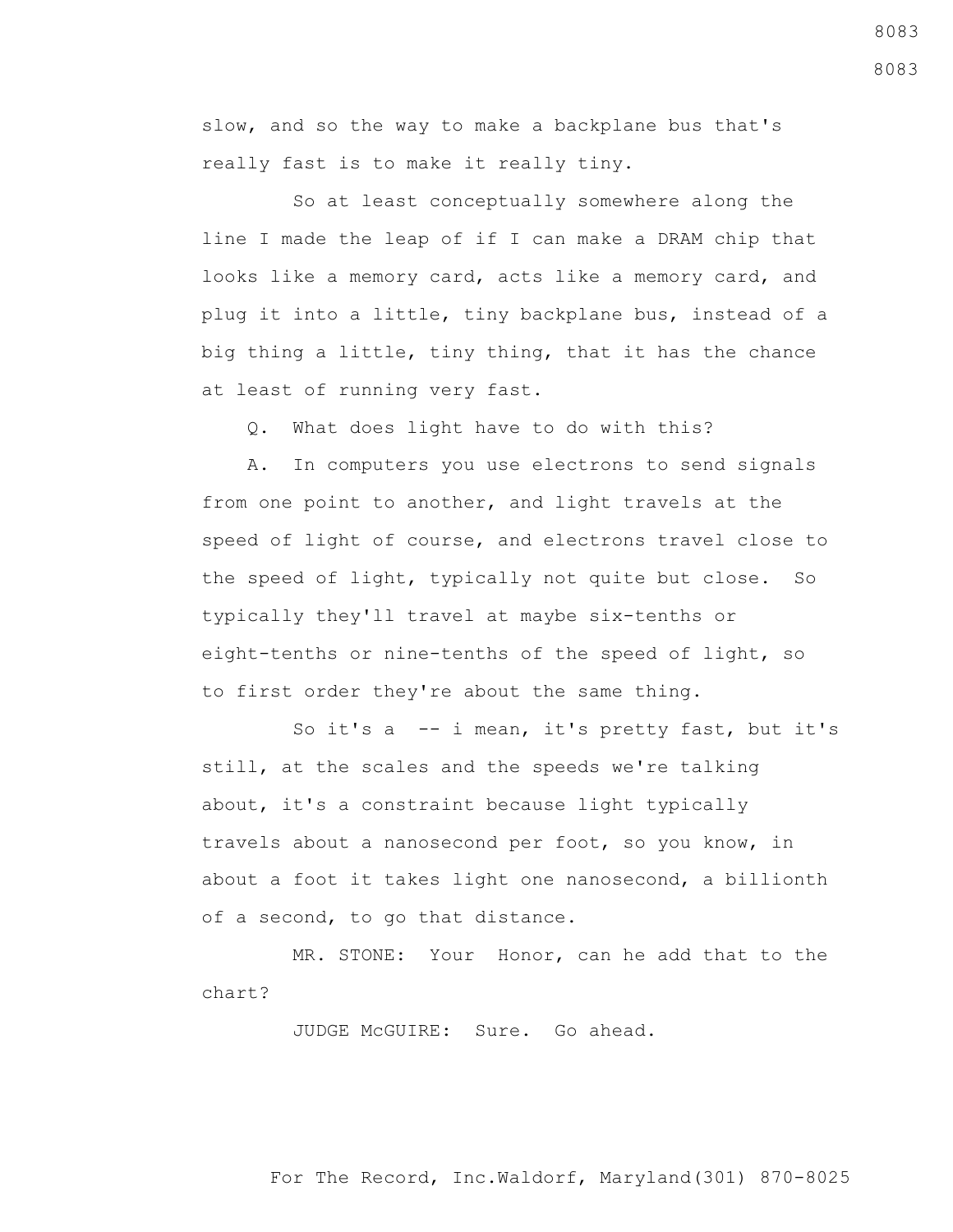slow, and so the way to make a backplane bus that's really fast is to make it really tiny.

So at least conceptually somewhere along the line I made the leap of if I can make a DRAM chip that looks like a memory card, acts like a memory card, and plug it into a little, tiny backplane bus, instead of a big thing a little, tiny thing, that it has the chance at least of running very fast.

Q. What does light have to do with this?

A. In computers you use electrons to send signals from one point to another, and light travels at the speed of light of course, and electrons travel close to the speed of light, typically not quite but close. So typically they'll travel at maybe six-tenths or eight-tenths or nine-tenths of the speed of light, so to first order they're about the same thing.

So it's a -- i mean, it's pretty fast, but it's still, at the scales and the speeds we're talking about, it's a constraint because light typically travels about a nanosecond per foot, so you know, in about a foot it takes light one nanosecond, a billionth of a second, to go that distance.

MR. STONE: Your Honor, can he add that to the chart?

JUDGE McGUIRE: Sure. Go ahead.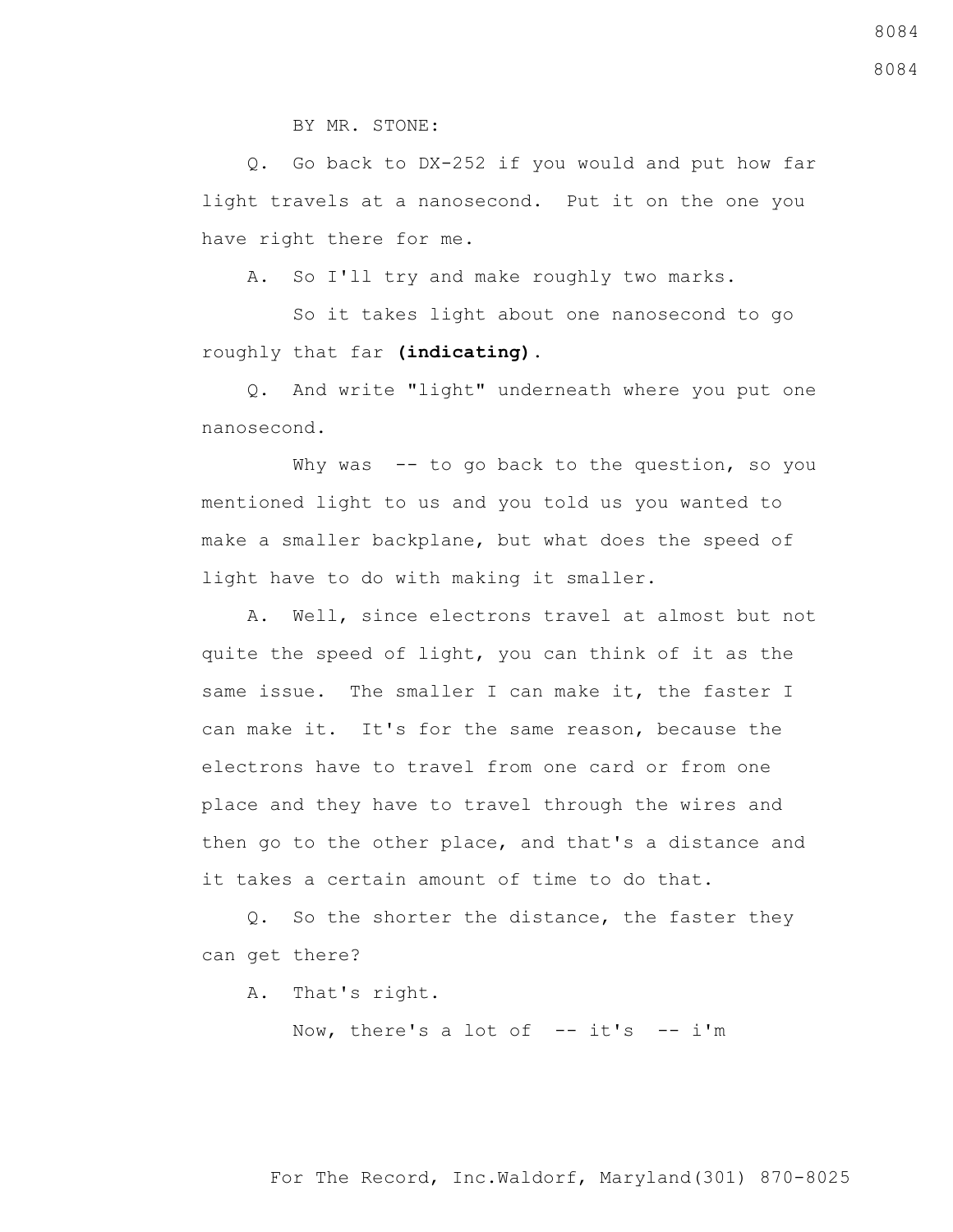BY MR. STONE:

Q. Go back to DX-252 if you would and put how far light travels at a nanosecond. Put it on the one you have right there for me.

A. So I'll try and make roughly two marks.

So it takes light about one nanosecond to go roughly that far **(indicating)**.

Q. And write "light" underneath where you put one nanosecond.

Why was -- to go back to the question, so you mentioned light to us and you told us you wanted to make a smaller backplane, but what does the speed of light have to do with making it smaller.

A. Well, since electrons travel at almost but not quite the speed of light, you can think of it as the same issue. The smaller I can make it, the faster I can make it. It's for the same reason, because the electrons have to travel from one card or from one place and they have to travel through the wires and then go to the other place, and that's a distance and it takes a certain amount of time to do that.

Q. So the shorter the distance, the faster they can get there?

A. That's right.

Now, there's a lot of -- it's -- i'm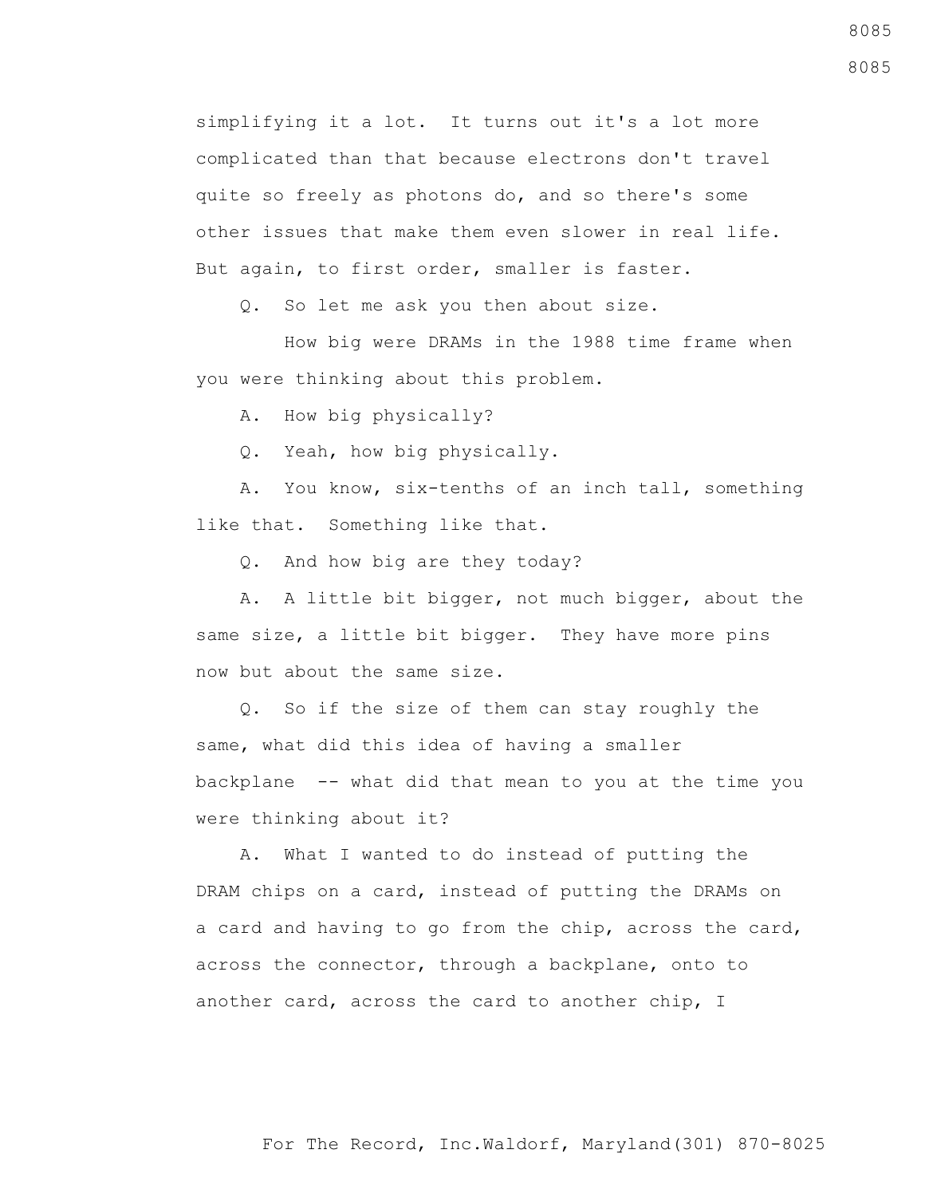simplifying it a lot. It turns out it's a lot more complicated than that because electrons don't travel quite so freely as photons do, and so there's some other issues that make them even slower in real life. But again, to first order, smaller is faster.

Q. So let me ask you then about size.

How big were DRAMs in the 1988 time frame when you were thinking about this problem.

A. How big physically?

Q. Yeah, how big physically.

A. You know, six-tenths of an inch tall, something like that. Something like that.

Q. And how big are they today?

A. A little bit bigger, not much bigger, about the same size, a little bit bigger. They have more pins now but about the same size.

Q. So if the size of them can stay roughly the same, what did this idea of having a smaller backplane -- what did that mean to you at the time you were thinking about it?

A. What I wanted to do instead of putting the DRAM chips on a card, instead of putting the DRAMs on a card and having to go from the chip, across the card, across the connector, through a backplane, onto to another card, across the card to another chip, I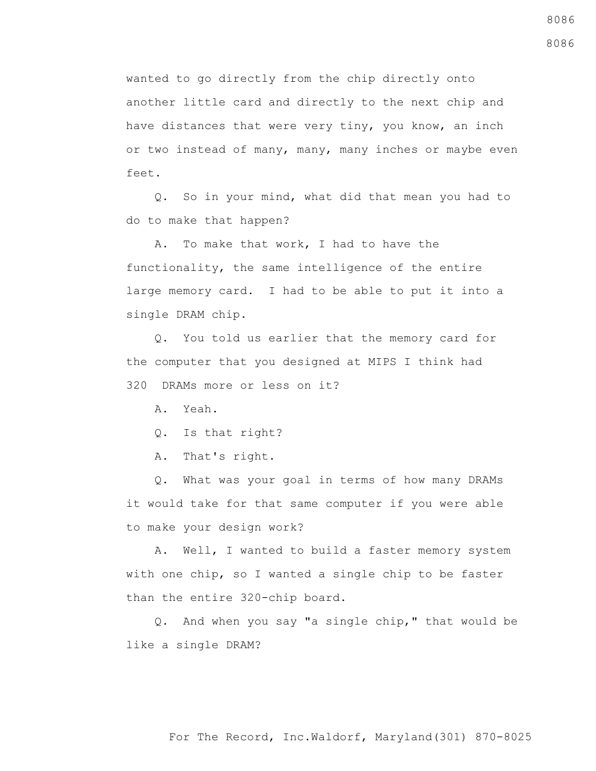wanted to go directly from the chip directly onto another little card and directly to the next chip and have distances that were very tiny, you know, an inch or two instead of many, many, many inches or maybe even feet.

Q. So in your mind, what did that mean you had to do to make that happen?

A. To make that work, I had to have the functionality, the same intelligence of the entire large memory card. I had to be able to put it into a single DRAM chip.

Q. You told us earlier that the memory card for the computer that you designed at MIPS I think had 320 DRAMs more or less on it?

A. Yeah.

Q. Is that right?

A. That's right.

Q. What was your goal in terms of how many DRAMs it would take for that same computer if you were able to make your design work?

A. Well, I wanted to build a faster memory system with one chip, so I wanted a single chip to be faster than the entire 320-chip board.

Q. And when you say "a single chip," that would be like a single DRAM?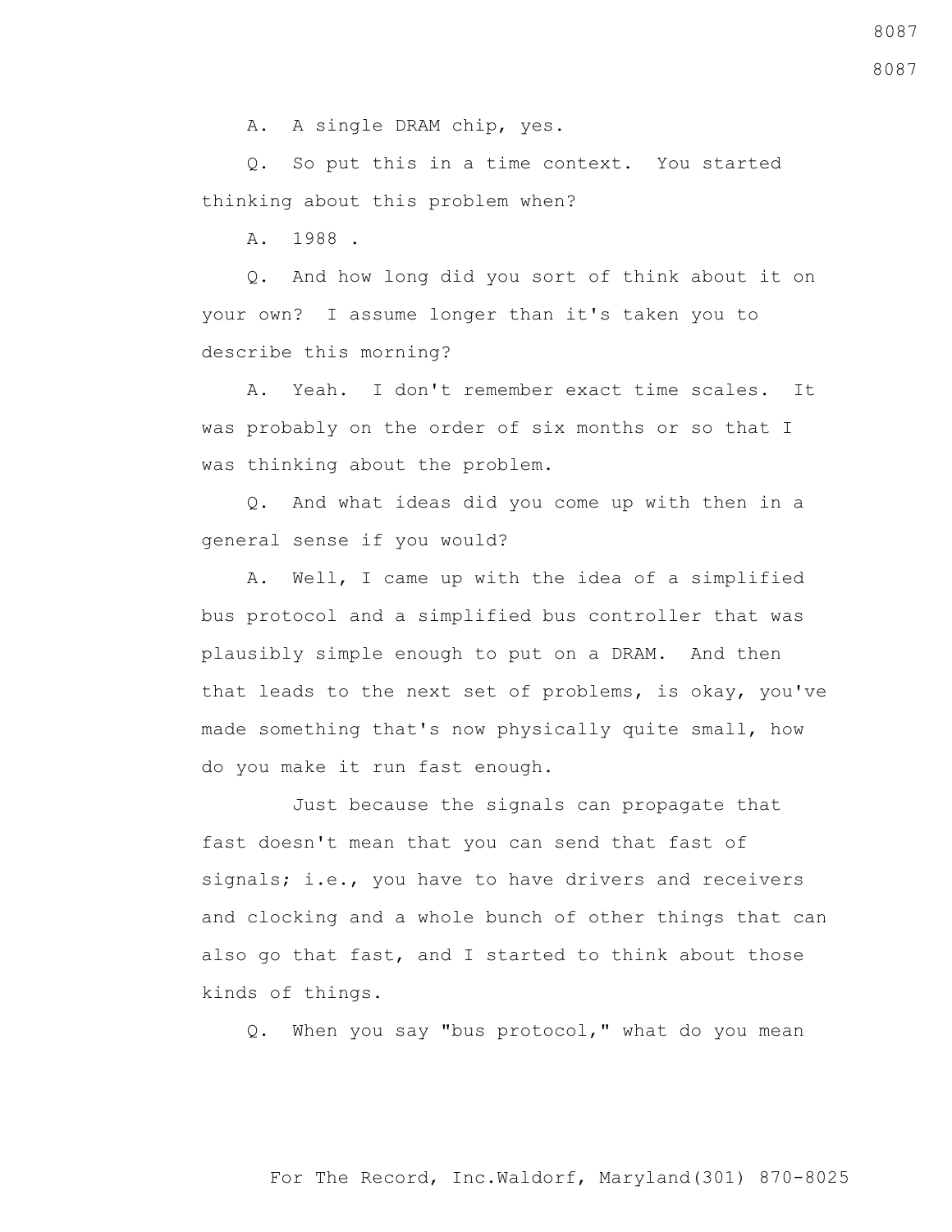A. A single DRAM chip, yes.

Q. So put this in a time context. You started thinking about this problem when?

A. 1988 .

Q. And how long did you sort of think about it on your own? I assume longer than it's taken you to describe this morning?

A. Yeah. I don't remember exact time scales. It was probably on the order of six months or so that I was thinking about the problem.

Q. And what ideas did you come up with then in a general sense if you would?

A. Well, I came up with the idea of a simplified bus protocol and a simplified bus controller that was plausibly simple enough to put on a DRAM. And then that leads to the next set of problems, is okay, you've made something that's now physically quite small, how do you make it run fast enough.

Just because the signals can propagate that fast doesn't mean that you can send that fast of signals; i.e., you have to have drivers and receivers and clocking and a whole bunch of other things that can also go that fast, and I started to think about those kinds of things.

Q. When you say "bus protocol," what do you mean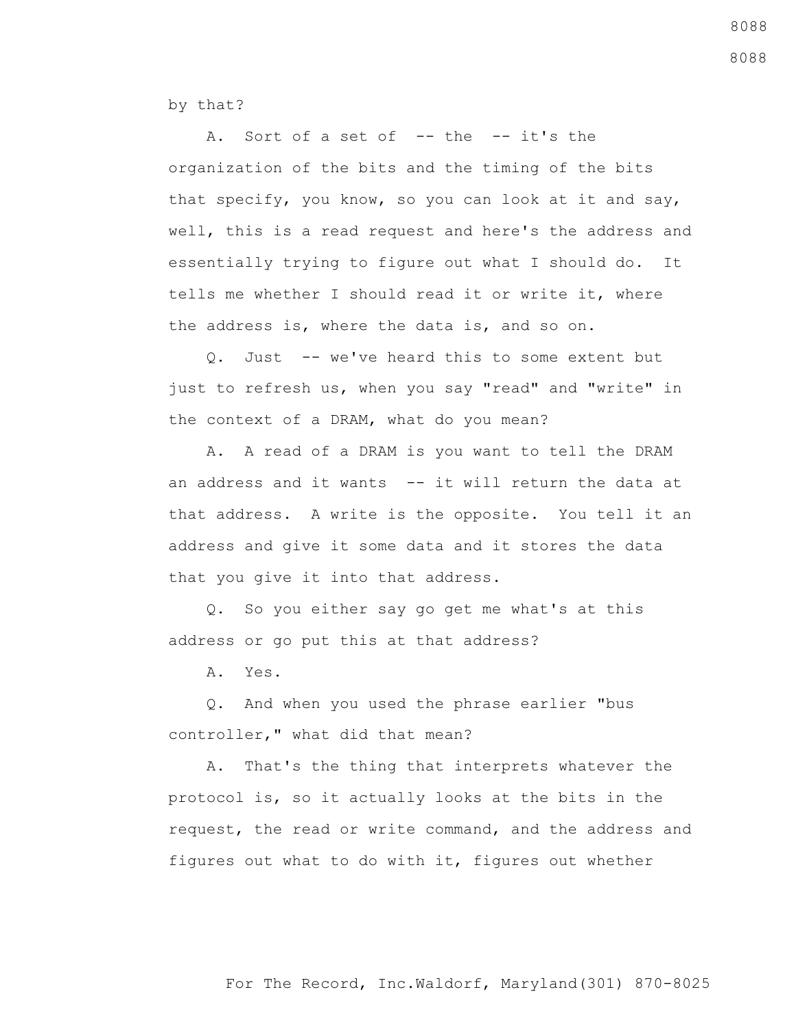by that?

A. Sort of a set of -- the -- it's the organization of the bits and the timing of the bits that specify, you know, so you can look at it and say, well, this is a read request and here's the address and essentially trying to figure out what I should do. It tells me whether I should read it or write it, where the address is, where the data is, and so on.

Q. Just -- we've heard this to some extent but just to refresh us, when you say "read" and "write" in the context of a DRAM, what do you mean?

A. A read of a DRAM is you want to tell the DRAM an address and it wants -- it will return the data at that address. A write is the opposite. You tell it an address and give it some data and it stores the data that you give it into that address.

Q. So you either say go get me what's at this address or go put this at that address?

A. Yes.

Q. And when you used the phrase earlier "bus controller," what did that mean?

A. That's the thing that interprets whatever the protocol is, so it actually looks at the bits in the request, the read or write command, and the address and figures out what to do with it, figures out whether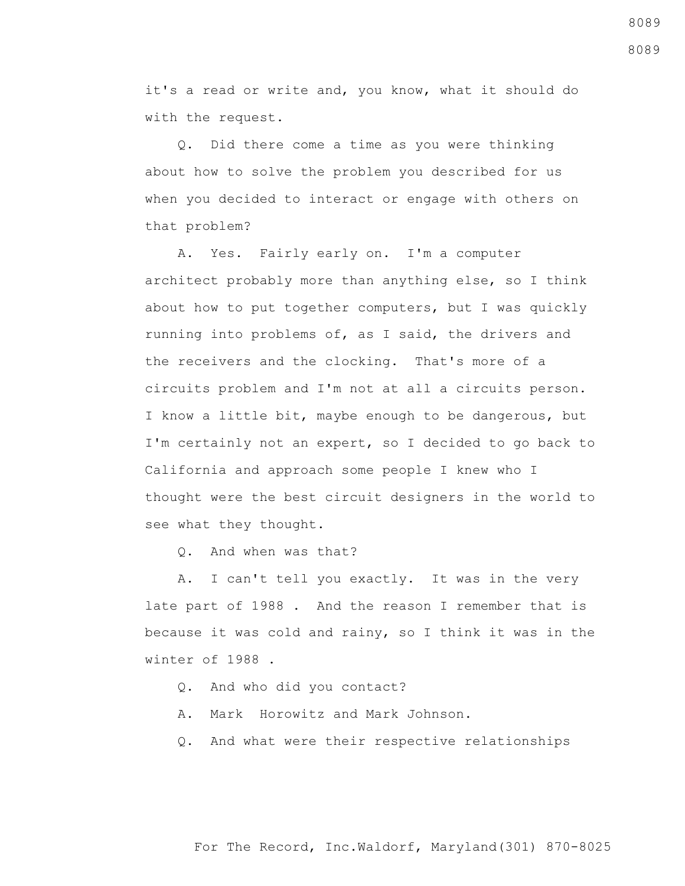it's a read or write and, you know, what it should do with the request.

Q. Did there come a time as you were thinking about how to solve the problem you described for us when you decided to interact or engage with others on that problem?

A. Yes. Fairly early on. I'm a computer architect probably more than anything else, so I think about how to put together computers, but I was quickly running into problems of, as I said, the drivers and the receivers and the clocking. That's more of a circuits problem and I'm not at all a circuits person. I know a little bit, maybe enough to be dangerous, but I'm certainly not an expert, so I decided to go back to California and approach some people I knew who I thought were the best circuit designers in the world to see what they thought.

Q. And when was that?

A. I can't tell you exactly. It was in the very late part of 1988 . And the reason I remember that is because it was cold and rainy, so I think it was in the winter of 1988 .

Q. And who did you contact?

A. Mark Horowitz and Mark Johnson.

Q. And what were their respective relationships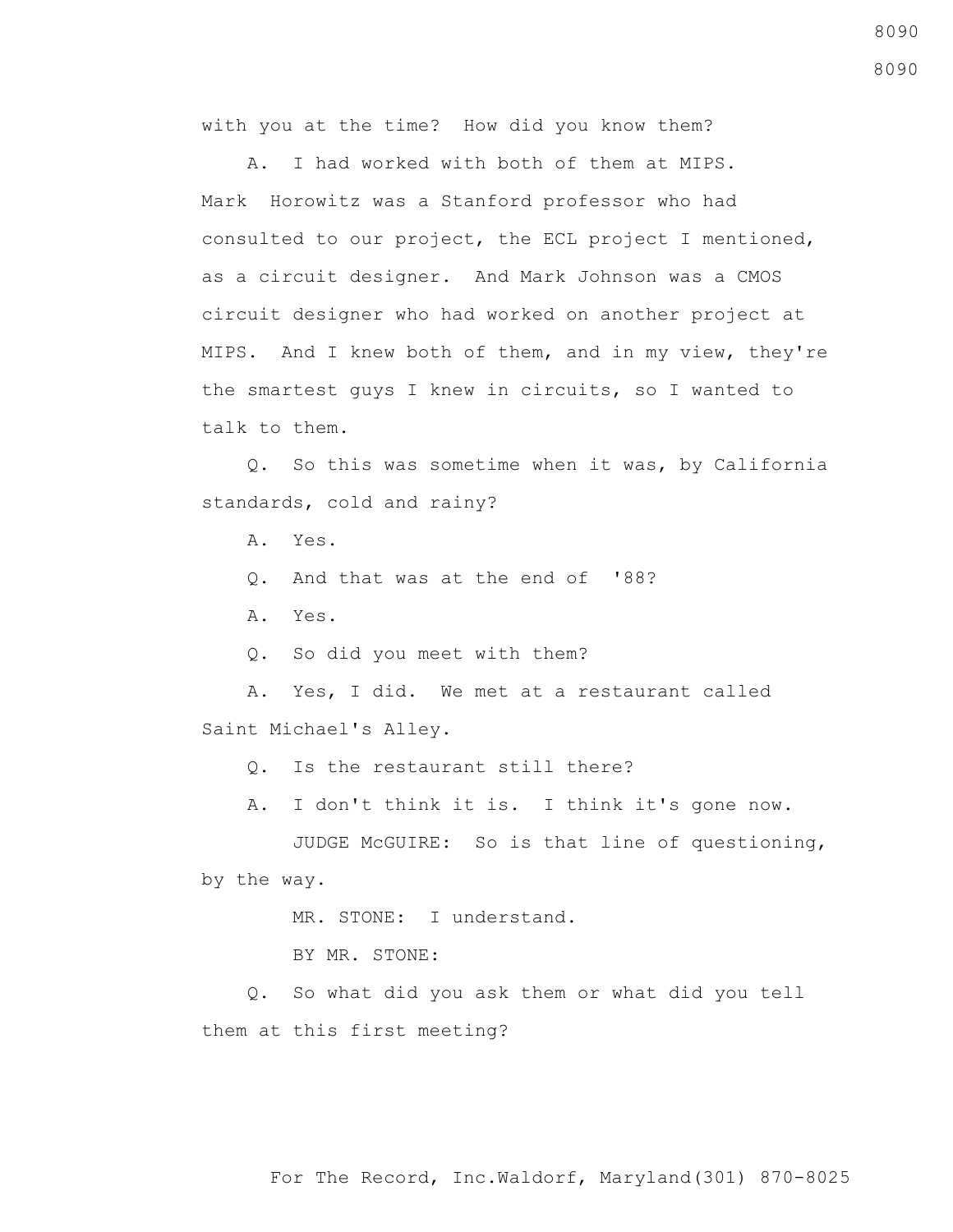with you at the time? How did you know them?

A. I had worked with both of them at MIPS. Mark Horowitz was a Stanford professor who had consulted to our project, the ECL project I mentioned, as a circuit designer. And Mark Johnson was a CMOS circuit designer who had worked on another project at MIPS. And I knew both of them, and in my view, they're the smartest guys I knew in circuits, so I wanted to talk to them.

Q. So this was sometime when it was, by California standards, cold and rainy?

A. Yes.

Q. And that was at the end of '88?

A. Yes.

Q. So did you meet with them?

A. Yes, I did. We met at a restaurant called Saint Michael's Alley.

Q. Is the restaurant still there?

A. I don't think it is. I think it's gone now.

JUDGE McGUIRE: So is that line of questioning, by the way.

MR. STONE: I understand.

BY MR. STONE:

Q. So what did you ask them or what did you tell them at this first meeting?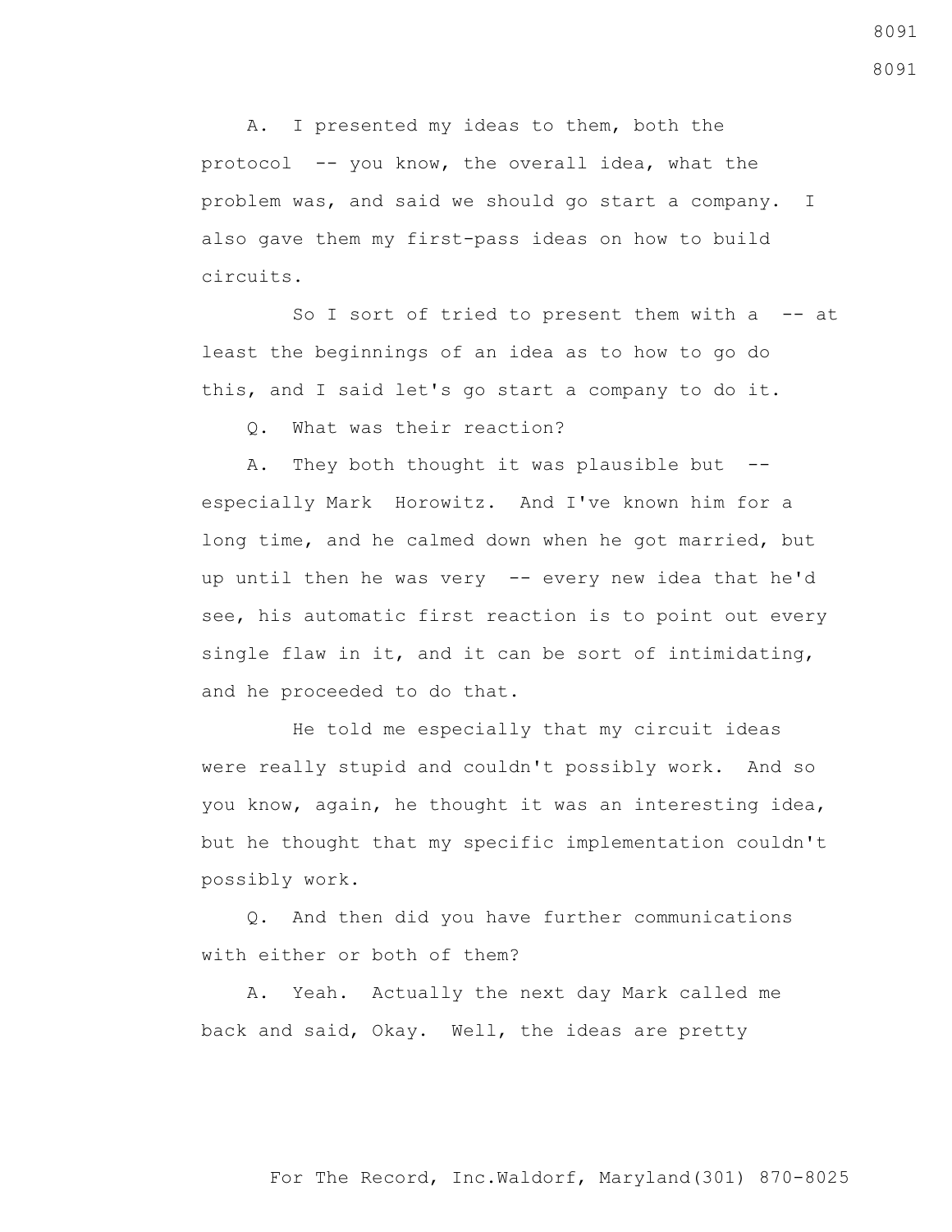A. I presented my ideas to them, both the protocol -- you know, the overall idea, what the problem was, and said we should go start a company. I also gave them my first-pass ideas on how to build circuits.

So I sort of tried to present them with a -- at least the beginnings of an idea as to how to go do this, and I said let's go start a company to do it.

Q. What was their reaction?

A. They both thought it was plausible but -- especially Mark Horowitz. And I've known him for a long time, and he calmed down when he got married, but up until then he was very -- every new idea that he'd see, his automatic first reaction is to point out every single flaw in it, and it can be sort of intimidating, and he proceeded to do that.

He told me especially that my circuit ideas were really stupid and couldn't possibly work. And so you know, again, he thought it was an interesting idea, but he thought that my specific implementation couldn't possibly work.

Q. And then did you have further communications with either or both of them?

A. Yeah. Actually the next day Mark called me back and said, Okay. Well, the ideas are pretty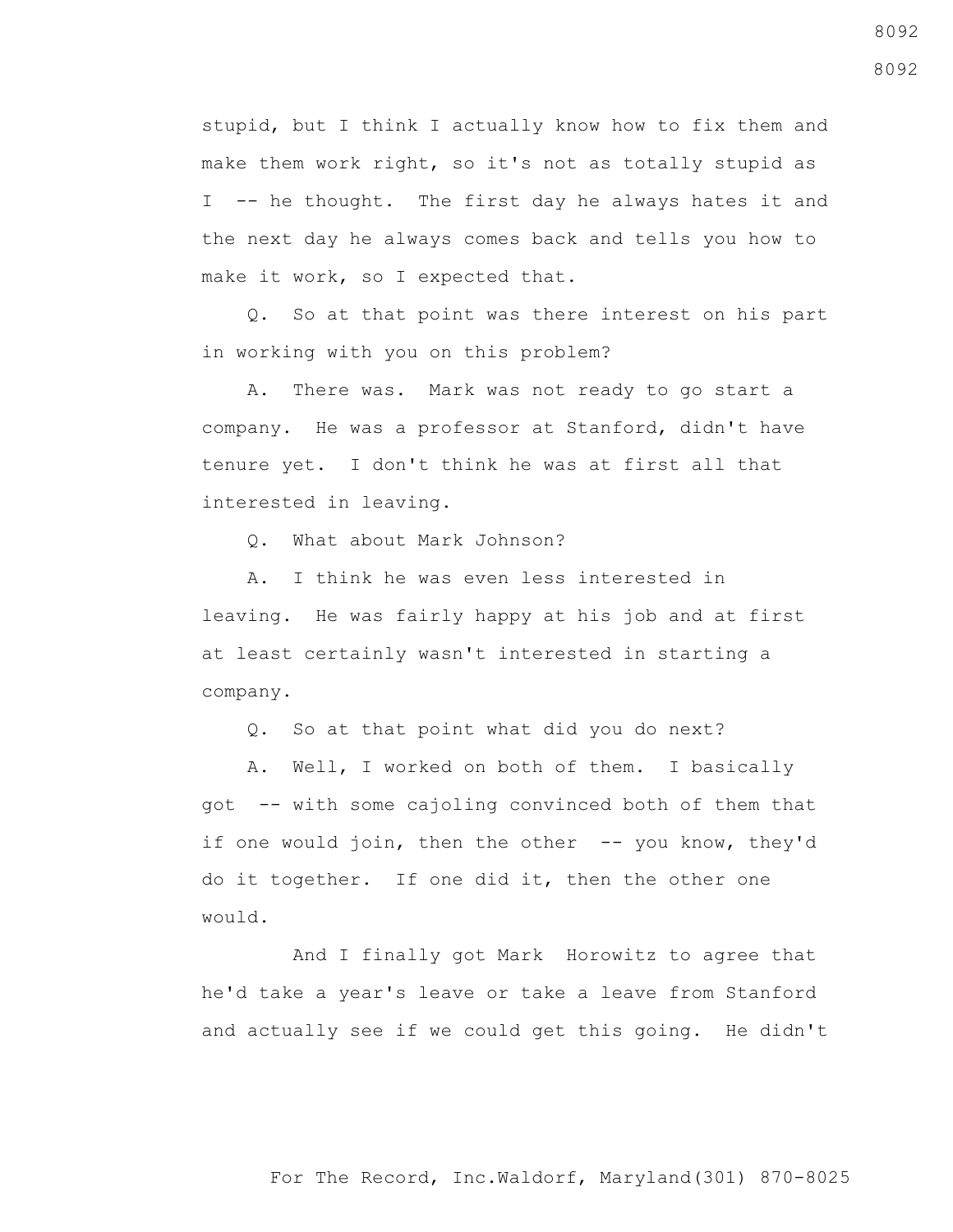stupid, but I think I actually know how to fix them and make them work right, so it's not as totally stupid as I -- he thought. The first day he always hates it and the next day he always comes back and tells you how to make it work, so I expected that.

Q. So at that point was there interest on his part in working with you on this problem?

A. There was. Mark was not ready to go start a company. He was a professor at Stanford, didn't have tenure yet. I don't think he was at first all that interested in leaving.

Q. What about Mark Johnson?

A. I think he was even less interested in leaving. He was fairly happy at his job and at first at least certainly wasn't interested in starting a company.

Q. So at that point what did you do next?

A. Well, I worked on both of them. I basically got -- with some cajoling convinced both of them that if one would join, then the other -- you know, they'd do it together. If one did it, then the other one would.

And I finally got Mark Horowitz to agree that he'd take a year's leave or take a leave from Stanford and actually see if we could get this going. He didn't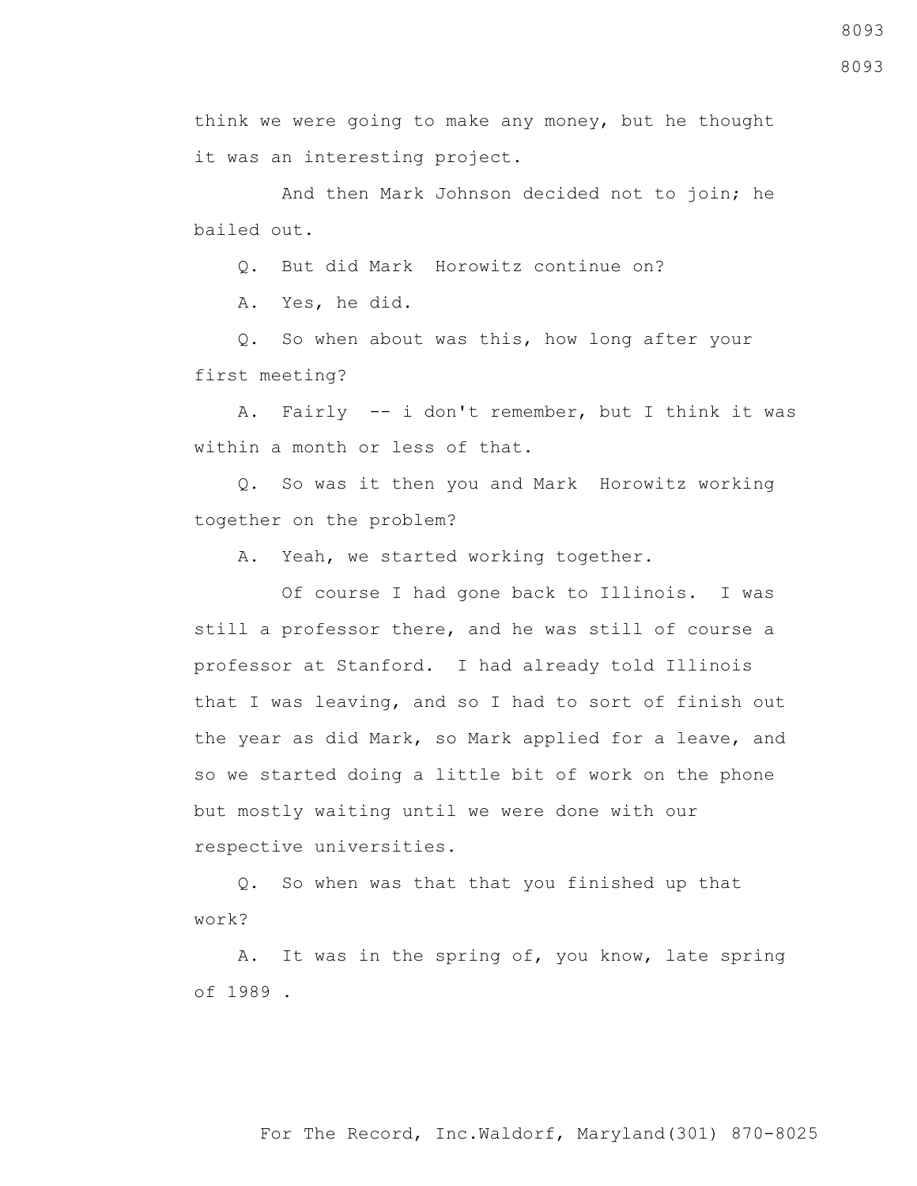think we were going to make any money, but he thought it was an interesting project.

And then Mark Johnson decided not to join; he bailed out.

Q. But did Mark  Horowitz continue on?

A. Yes, he did.

Q. So when about was this, how long after your first meeting?

A. Fairly  -- i don't remember, but I think it was within a month or less of that.

Q. So was it then you and Mark  Horowitz working together on the problem?

A. Yeah, we started working together.

Of course I had gone back to Illinois.  I was still a professor there, and he was still of course a professor at Stanford.  I had already told Illinois that I was leaving, and so I had to sort of finish out the year as did Mark, so Mark applied for a leave, and so we started doing a little bit of work on the phone but mostly waiting until we were done with our respective universities.

Q. So when was that that you finished up that work?

A. It was in the spring of, you know, late spring of 1989 .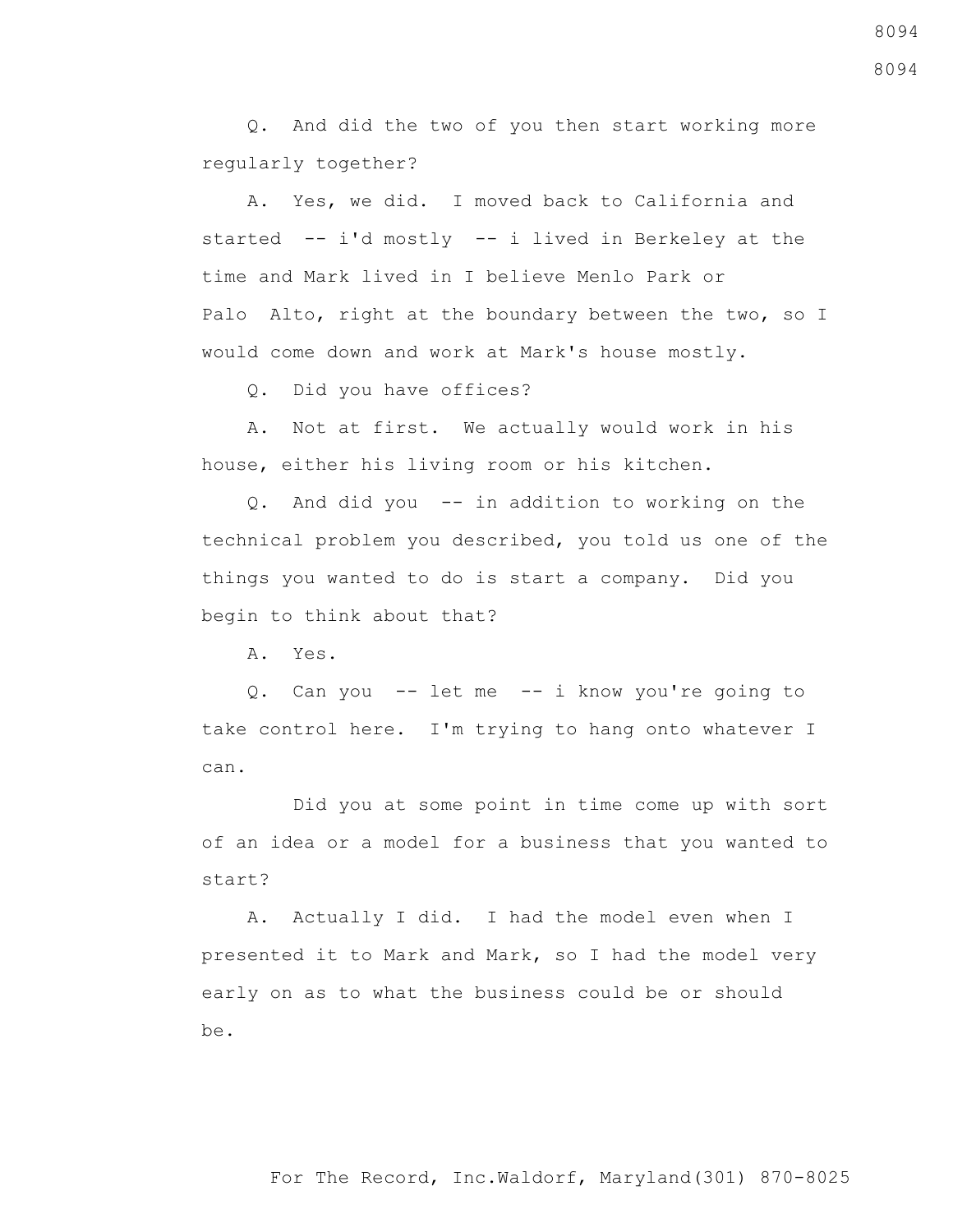Q. And did the two of you then start working more regularly together?

A. Yes, we did. I moved back to California and started -- i'd mostly -- i lived in Berkeley at the time and Mark lived in I believe Menlo Park or Palo Alto, right at the boundary between the two, so I would come down and work at Mark's house mostly.

Q. Did you have offices?

A. Not at first. We actually would work in his house, either his living room or his kitchen.

Q. And did you -- in addition to working on the technical problem you described, you told us one of the things you wanted to do is start a company. Did you begin to think about that?

A. Yes.

Q. Can you -- let me -- i know you're going to take control here. I'm trying to hang onto whatever I can.

Did you at some point in time come up with sort of an idea or a model for a business that you wanted to start?

A. Actually I did. I had the model even when I presented it to Mark and Mark, so I had the model very early on as to what the business could be or should be.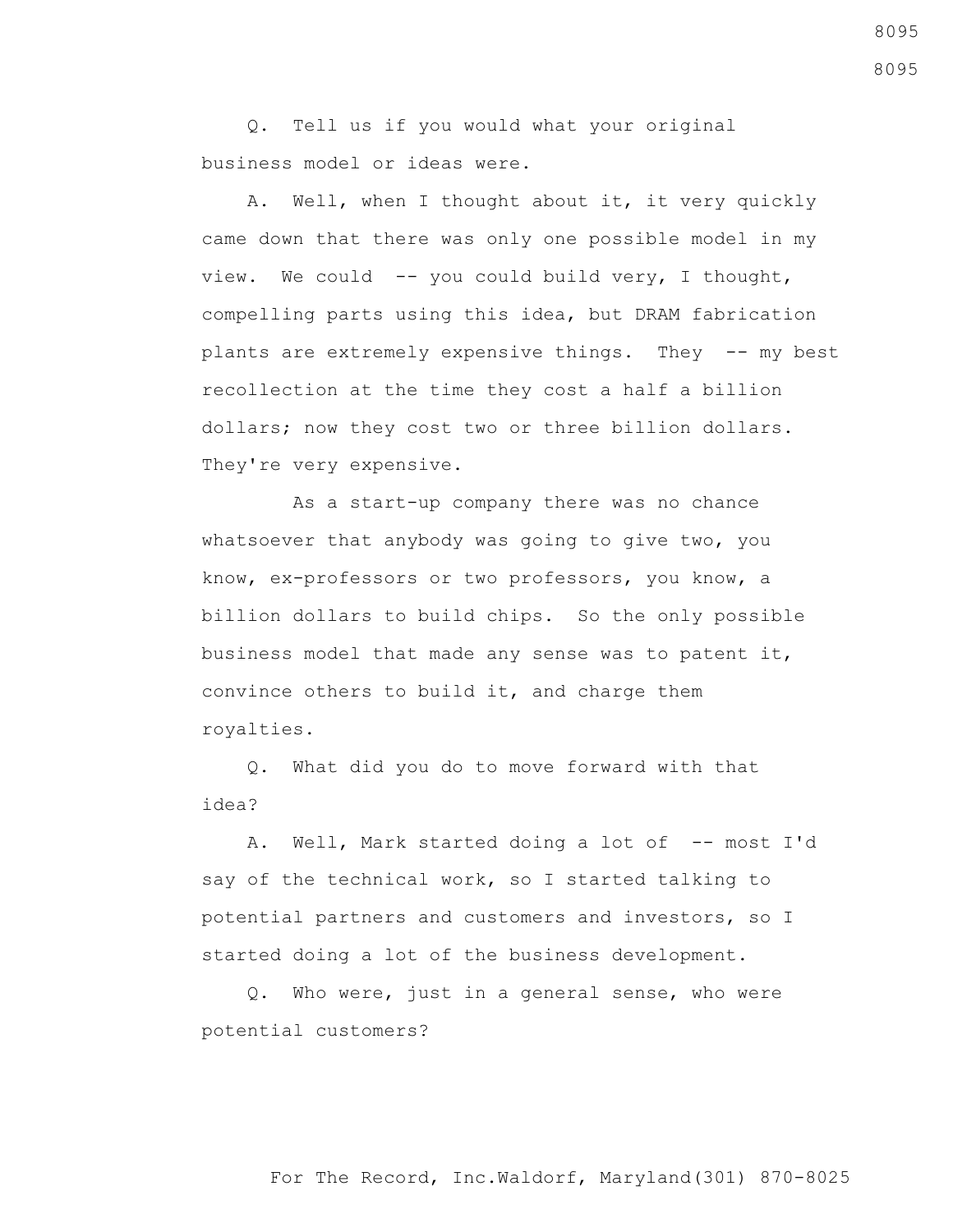Q. Tell us if you would what your original business model or ideas were.

A. Well, when I thought about it, it very quickly came down that there was only one possible model in my view. We could -- you could build very, I thought, compelling parts using this idea, but DRAM fabrication plants are extremely expensive things. They -- my best recollection at the time they cost a half a billion dollars; now they cost two or three billion dollars. They're very expensive.

As a start-up company there was no chance whatsoever that anybody was going to give two, you know, ex-professors or two professors, you know, a billion dollars to build chips. So the only possible business model that made any sense was to patent it, convince others to build it, and charge them royalties.

Q. What did you do to move forward with that idea?

A. Well, Mark started doing a lot of -- most I'd say of the technical work, so I started talking to potential partners and customers and investors, so I started doing a lot of the business development.

Q. Who were, just in a general sense, who were potential customers?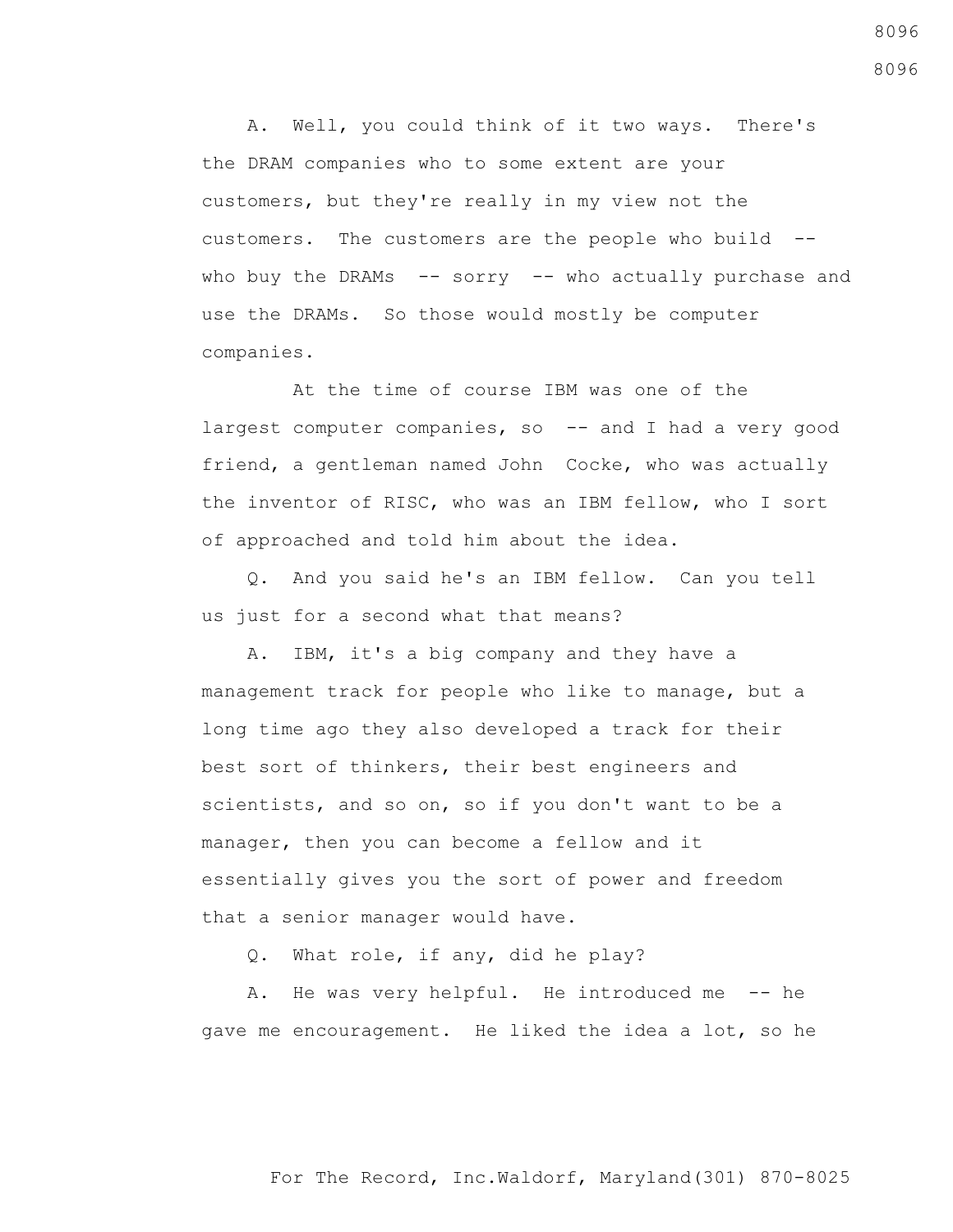A. Well, you could think of it two ways. There's the DRAM companies who to some extent are your customers, but they're really in my view not the customers. The customers are the people who build -- who buy the DRAMs -- sorry -- who actually purchase and use the DRAMs. So those would mostly be computer companies.

At the time of course IBM was one of the largest computer companies, so -- and I had a very good friend, a gentleman named John Cocke, who was actually the inventor of RISC, who was an IBM fellow, who I sort of approached and told him about the idea.

Q. And you said he's an IBM fellow. Can you tell us just for a second what that means?

A. IBM, it's a big company and they have a management track for people who like to manage, but a long time ago they also developed a track for their best sort of thinkers, their best engineers and scientists, and so on, so if you don't want to be a manager, then you can become a fellow and it essentially gives you the sort of power and freedom that a senior manager would have.

Q. What role, if any, did he play?

A. He was very helpful. He introduced me -- he gave me encouragement. He liked the idea a lot, so he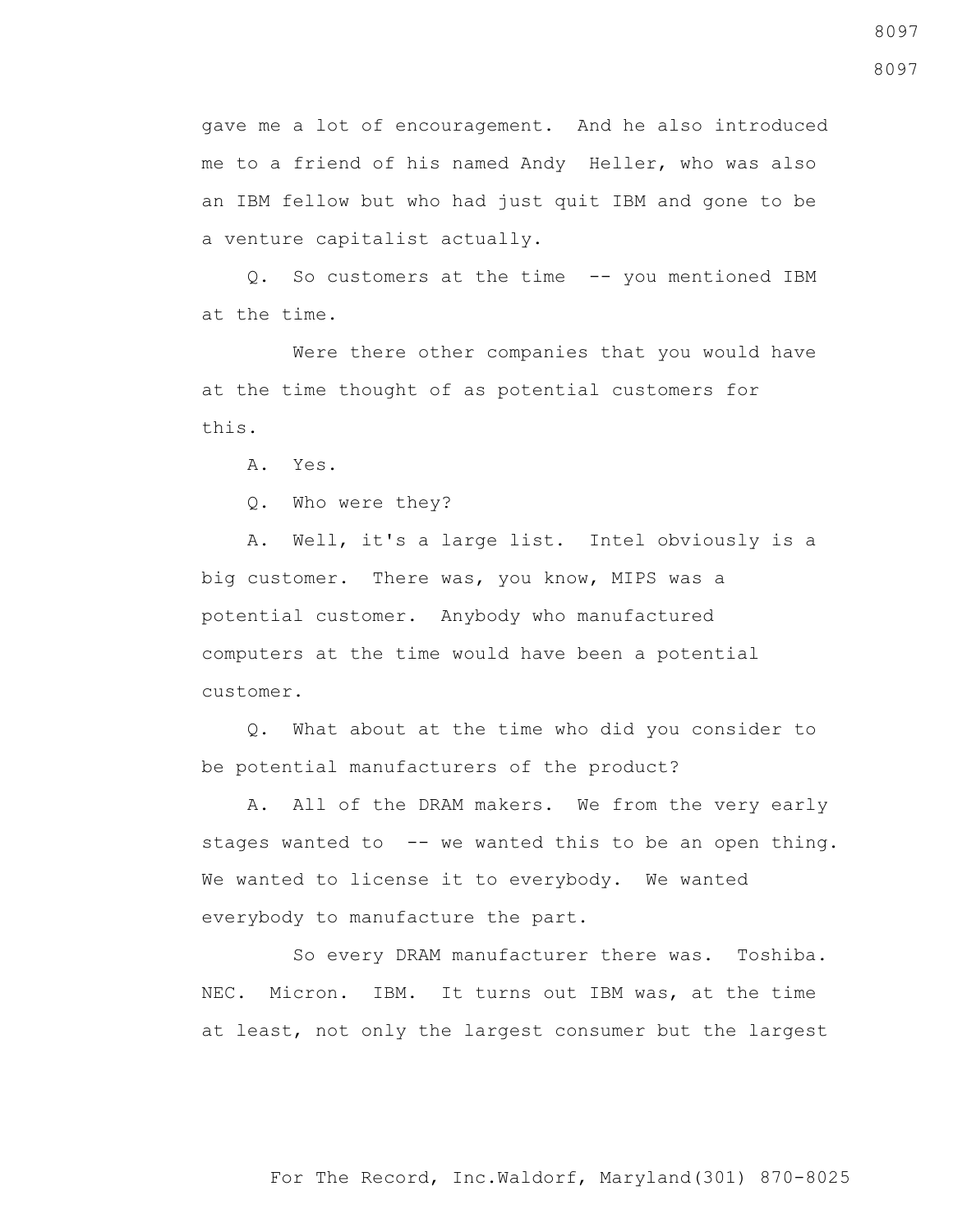gave me a lot of encouragement. And he also introduced me to a friend of his named Andy Heller, who was also an IBM fellow but who had just quit IBM and gone to be a venture capitalist actually.

Q. So customers at the time -- you mentioned IBM at the time.

Were there other companies that you would have at the time thought of as potential customers for this.

A. Yes.

Q. Who were they?

A. Well, it's a large list. Intel obviously is a big customer. There was, you know, MIPS was a potential customer. Anybody who manufactured computers at the time would have been a potential customer.

Q. What about at the time who did you consider to be potential manufacturers of the product?

A. All of the DRAM makers. We from the very early stages wanted to -- we wanted this to be an open thing. We wanted to license it to everybody. We wanted everybody to manufacture the part.

So every DRAM manufacturer there was. Toshiba. NEC. Micron. IBM. It turns out IBM was, at the time at least, not only the largest consumer but the largest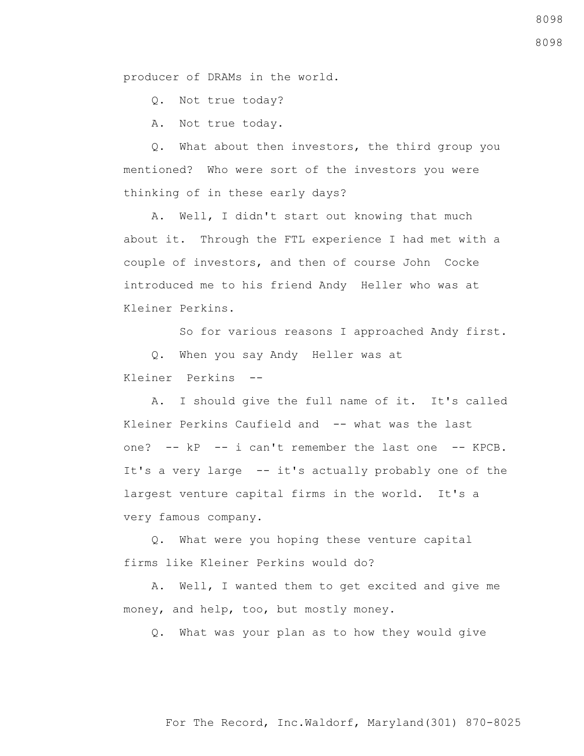producer of DRAMs in the world.

Q. Not true today?

A. Not true today.

Q. What about then investors, the third group you mentioned? Who were sort of the investors you were thinking of in these early days?

A. Well, I didn't start out knowing that much about it. Through the FTL experience I had met with a couple of investors, and then of course John Cocke introduced me to his friend Andy Heller who was at Kleiner Perkins.

So for various reasons I approached Andy first.

Q. When you say Andy Heller was at Kleiner Perkins --

A. I should give the full name of it. It's called Kleiner Perkins Caufield and -- what was the last one? -- kP -- i can't remember the last one -- KPCB. It's a very large -- it's actually probably one of the largest venture capital firms in the world. It's a very famous company.

Q. What were you hoping these venture capital firms like Kleiner Perkins would do?

A. Well, I wanted them to get excited and give me money, and help, too, but mostly money.

Q. What was your plan as to how they would give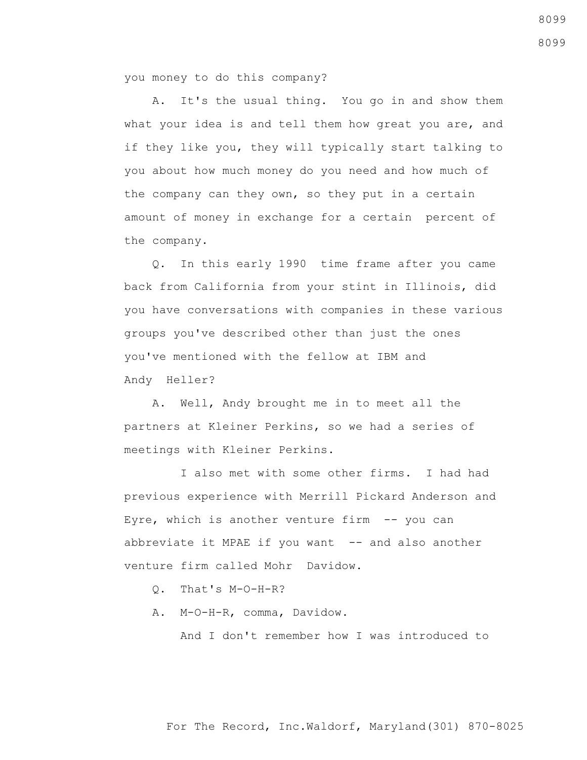you money to do this company?

A. It's the usual thing. You go in and show them what your idea is and tell them how great you are, and if they like you, they will typically start talking to you about how much money do you need and how much of the company can they own, so they put in a certain amount of money in exchange for a certain percent of the company.

Q. In this early 1990 time frame after you came back from California from your stint in Illinois, did you have conversations with companies in these various groups you've described other than just the ones you've mentioned with the fellow at IBM and Andy Heller?

A. Well, Andy brought me in to meet all the partners at Kleiner Perkins, so we had a series of meetings with Kleiner Perkins.

I also met with some other firms. I had had previous experience with Merrill Pickard Anderson and Eyre, which is another venture firm -- you can abbreviate it MPAE if you want -- and also another venture firm called Mohr Davidow.

Q. That's M-O-H-R?

A. M-O-H-R, comma, Davidow.

And I don't remember how I was introduced to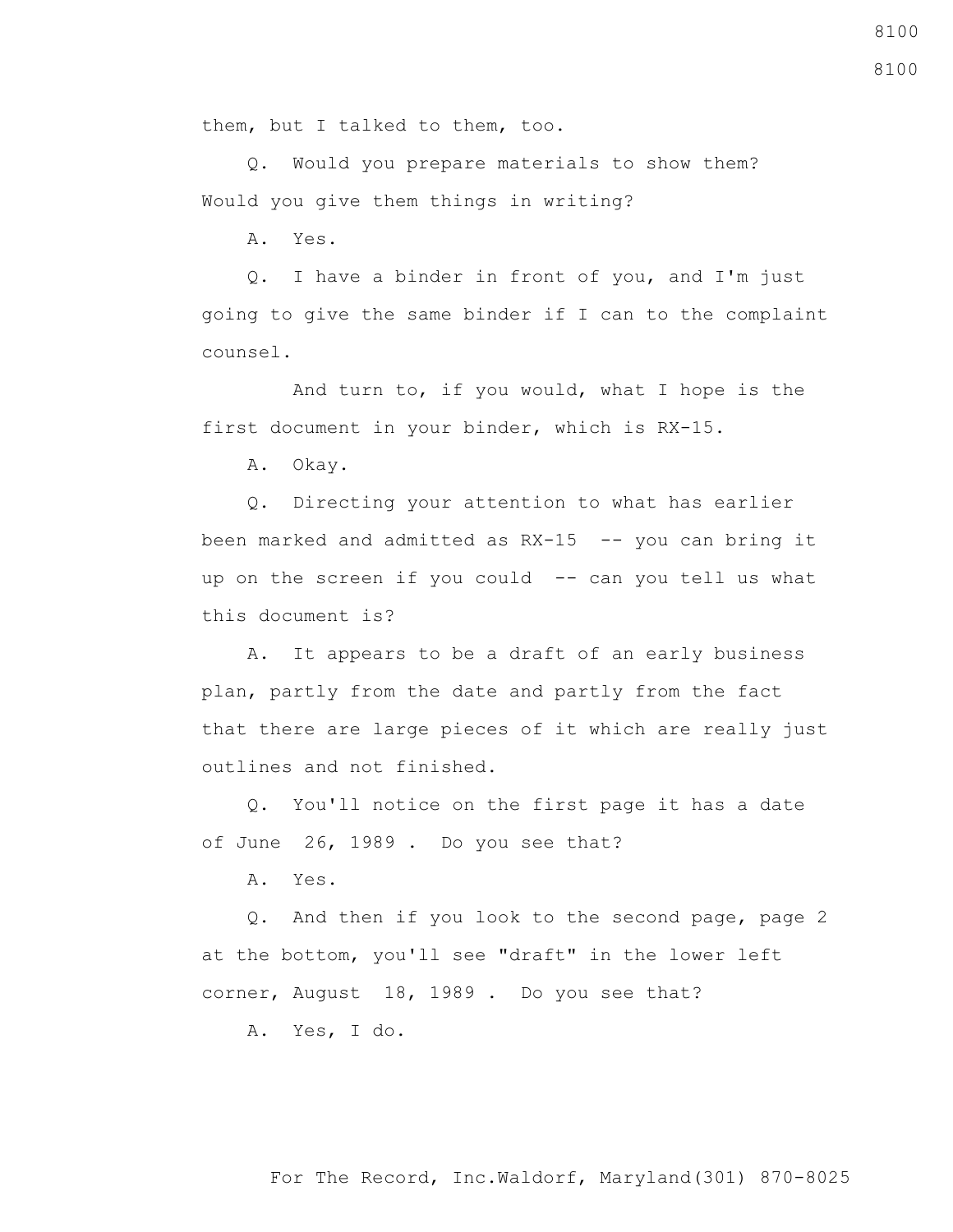them, but I talked to them, too.

Q. Would you prepare materials to show them? Would you give them things in writing?

A. Yes.

Q. I have a binder in front of you, and I'm just going to give the same binder if I can to the complaint counsel.

And turn to, if you would, what I hope is the first document in your binder, which is RX-15.

A. Okay.

Q. Directing your attention to what has earlier been marked and admitted as RX-15 -- you can bring it up on the screen if you could -- can you tell us what this document is?

A. It appears to be a draft of an early business plan, partly from the date and partly from the fact that there are large pieces of it which are really just outlines and not finished.

Q. You'll notice on the first page it has a date of June 26, 1989 . Do you see that?

A. Yes.

Q. And then if you look to the second page, page 2 at the bottom, you'll see "draft" in the lower left corner, August 18, 1989 . Do you see that?

A. Yes, I do.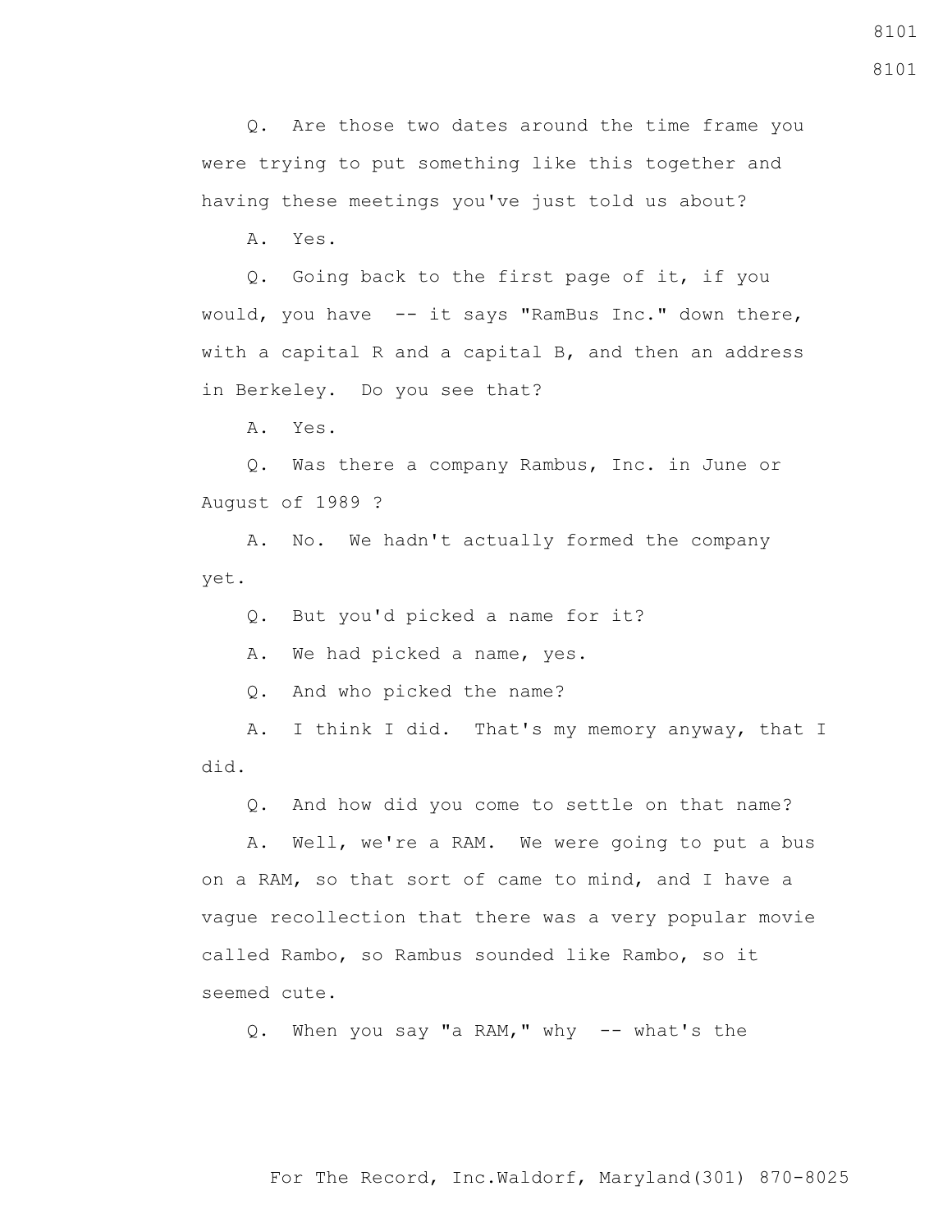Q. Are those two dates around the time frame you were trying to put something like this together and having these meetings you've just told us about?

A. Yes.

Q. Going back to the first page of it, if you would, you have -- it says "RamBus Inc." down there, with a capital R and a capital B, and then an address in Berkeley. Do you see that?

A. Yes.

Q. Was there a company Rambus, Inc. in June or August of 1989 ?

A. No. We hadn't actually formed the company yet.

Q. But you'd picked a name for it?

A. We had picked a name, yes.

Q. And who picked the name?

A. I think I did. That's my memory anyway, that I did.

Q. And how did you come to settle on that name?

A. Well, we're a RAM. We were going to put a bus on a RAM, so that sort of came to mind, and I have a vague recollection that there was a very popular movie called Rambo, so Rambus sounded like Rambo, so it seemed cute.

Q. When you say "a RAM," why -- what's the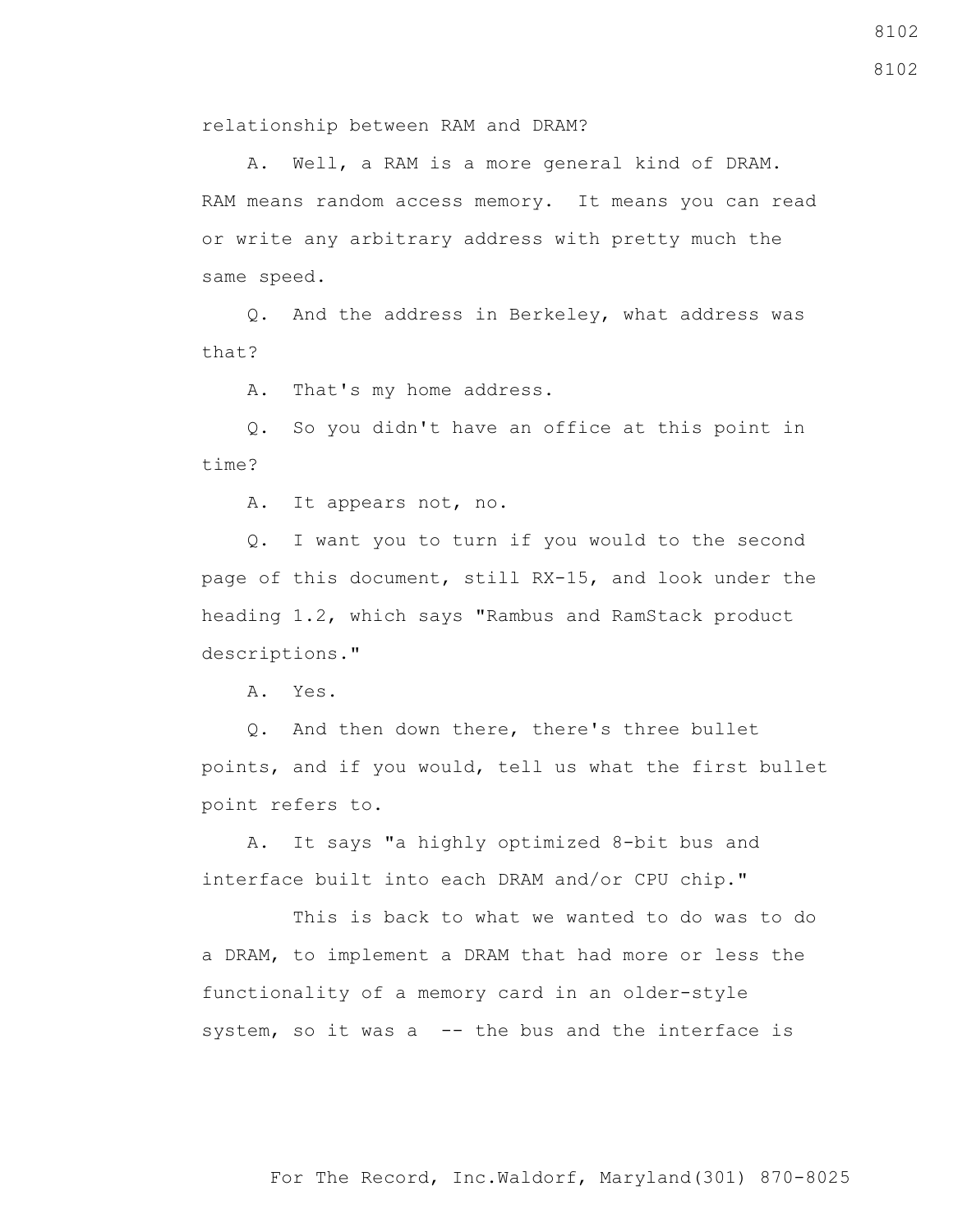relationship between RAM and DRAM?

A. Well, a RAM is a more general kind of DRAM. RAM means random access memory. It means you can read or write any arbitrary address with pretty much the same speed.

Q. And the address in Berkeley, what address was that?

A. That's my home address.

Q. So you didn't have an office at this point in time?

A. It appears not, no.

Q. I want you to turn if you would to the second page of this document, still RX-15, and look under the heading 1.2, which says "Rambus and RamStack product descriptions."

A. Yes.

Q. And then down there, there's three bullet points, and if you would, tell us what the first bullet point refers to.

A. It says "a highly optimized 8-bit bus and interface built into each DRAM and/or CPU chip."

This is back to what we wanted to do was to do a DRAM, to implement a DRAM that had more or less the functionality of a memory card in an older-style system, so it was a -- the bus and the interface is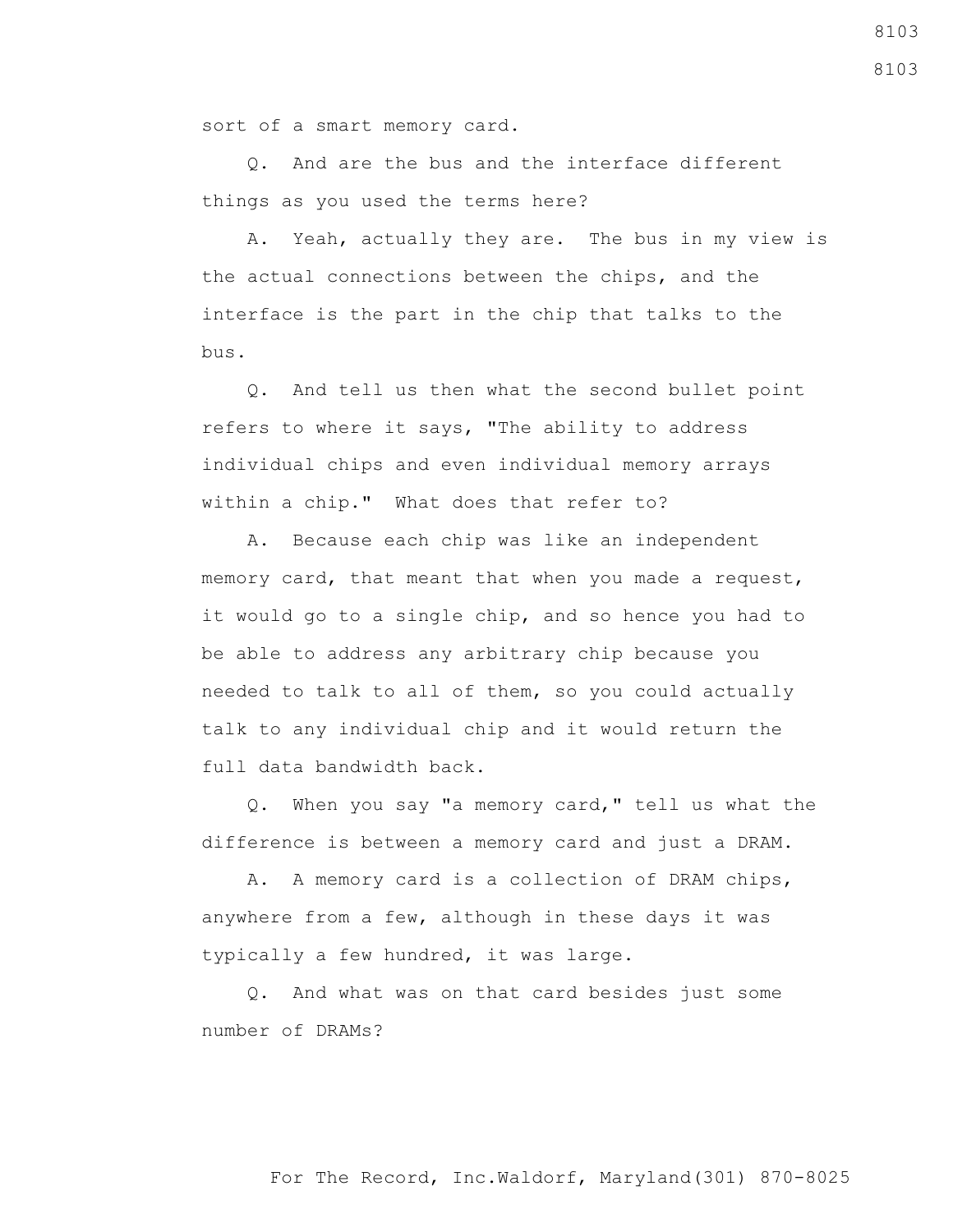sort of a smart memory card.

Q. And are the bus and the interface different things as you used the terms here?

A. Yeah, actually they are. The bus in my view is the actual connections between the chips, and the interface is the part in the chip that talks to the bus.

Q. And tell us then what the second bullet point refers to where it says, "The ability to address individual chips and even individual memory arrays within a chip." What does that refer to?

A. Because each chip was like an independent memory card, that meant that when you made a request, it would go to a single chip, and so hence you had to be able to address any arbitrary chip because you needed to talk to all of them, so you could actually talk to any individual chip and it would return the full data bandwidth back.

Q. When you say "a memory card," tell us what the difference is between a memory card and just a DRAM.

A. A memory card is a collection of DRAM chips, anywhere from a few, although in these days it was typically a few hundred, it was large.

Q. And what was on that card besides just some number of DRAMs?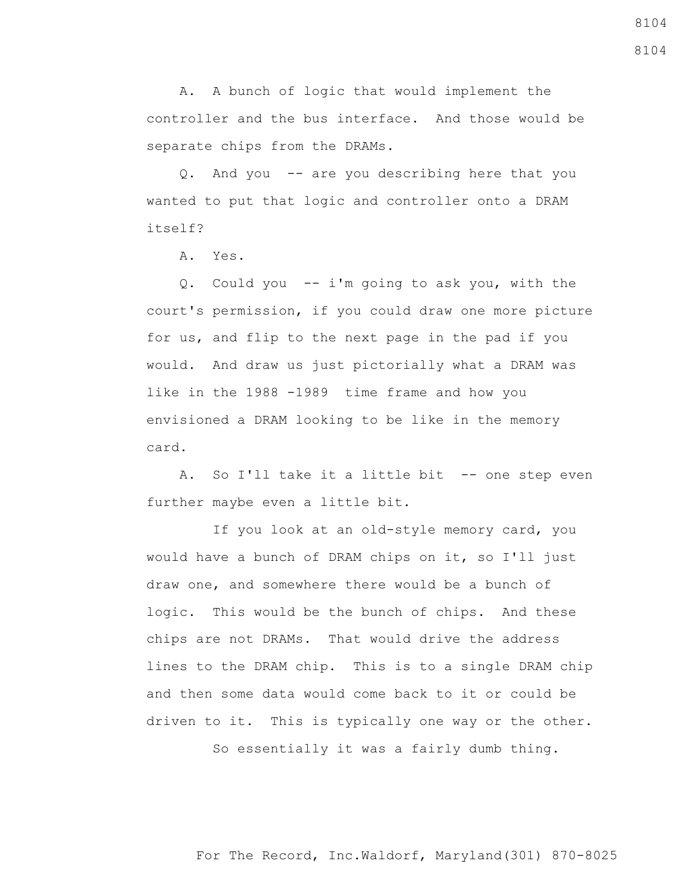A. A bunch of logic that would implement the controller and the bus interface. And those would be separate chips from the DRAMs.

Q. And you -- are you describing here that you wanted to put that logic and controller onto a DRAM itself?

A. Yes.

Q. Could you -- i'm going to ask you, with the court's permission, if you could draw one more picture for us, and flip to the next page in the pad if you would. And draw us just pictorially what a DRAM was like in the 1988 -1989 time frame and how you envisioned a DRAM looking to be like in the memory card.

A. So I'll take it a little bit -- one step even further maybe even a little bit.

If you look at an old-style memory card, you would have a bunch of DRAM chips on it, so I'll just draw one, and somewhere there would be a bunch of logic. This would be the bunch of chips. And these chips are not DRAMs. That would drive the address lines to the DRAM chip. This is to a single DRAM chip and then some data would come back to it or could be driven to it. This is typically one way or the other.

So essentially it was a fairly dumb thing.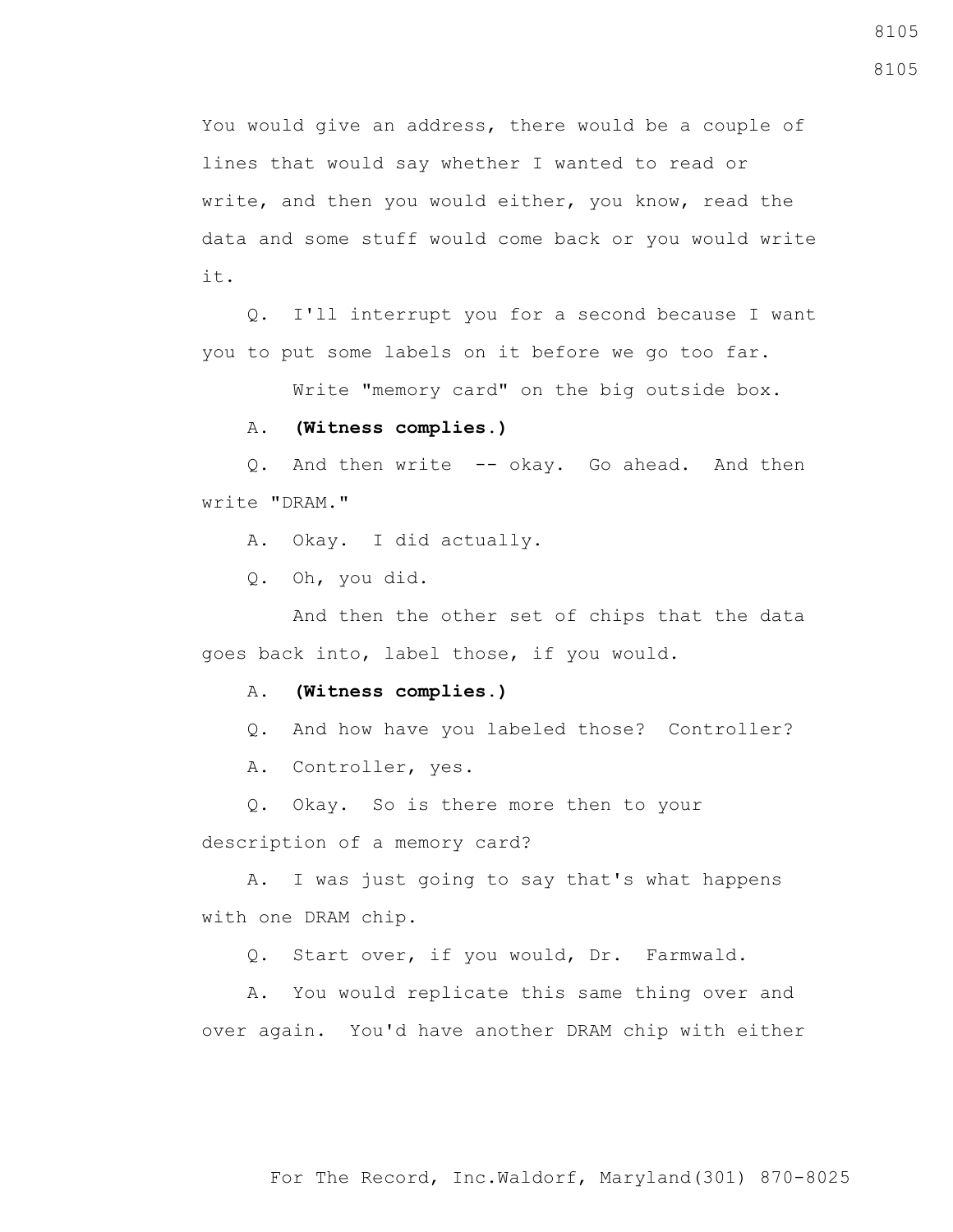You would give an address, there would be a couple of lines that would say whether I wanted to read or write, and then you would either, you know, read the data and some stuff would come back or you would write it.

Q. I'll interrupt you for a second because I want you to put some labels on it before we go too far.

Write "memory card" on the big outside box.

A. **(Witness complies.)**

Q. And then write -- okay. Go ahead. And then write "DRAM."

A. Okay. I did actually.

Q. Oh, you did.

And then the other set of chips that the data goes back into, label those, if you would.

A. **(Witness complies.)**

Q. And how have you labeled those? Controller?

A. Controller, yes.

Q. Okay. So is there more then to your description of a memory card?

A. I was just going to say that's what happens with one DRAM chip.

Q. Start over, if you would, Dr. Farmwald.

A. You would replicate this same thing over and over again. You'd have another DRAM chip with either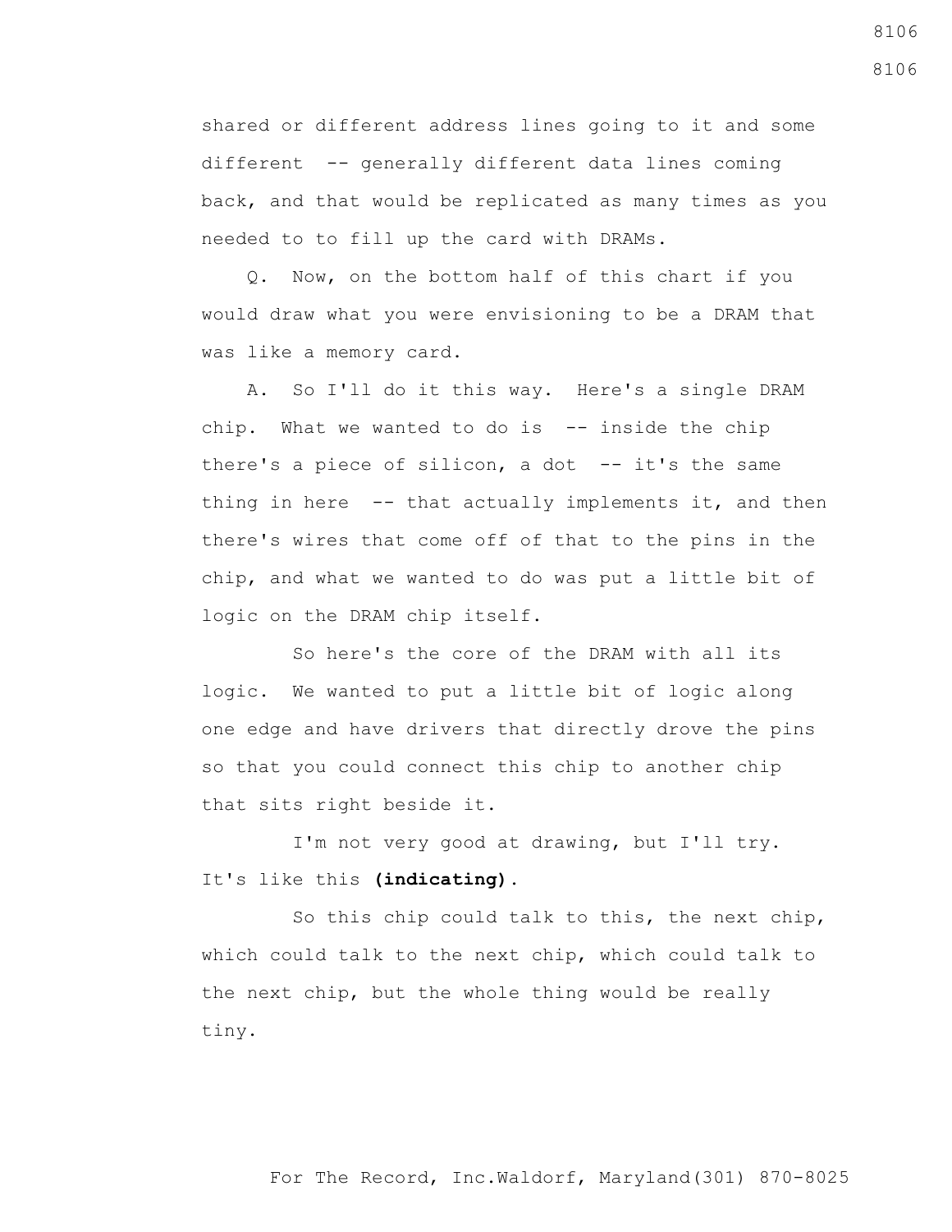shared or different address lines going to it and some different -- generally different data lines coming back, and that would be replicated as many times as you needed to to fill up the card with DRAMs.

Q. Now, on the bottom half of this chart if you would draw what you were envisioning to be a DRAM that was like a memory card.

A. So I'll do it this way. Here's a single DRAM chip. What we wanted to do is -- inside the chip there's a piece of silicon, a dot -- it's the same thing in here -- that actually implements it, and then there's wires that come off of that to the pins in the chip, and what we wanted to do was put a little bit of logic on the DRAM chip itself.

So here's the core of the DRAM with all its logic. We wanted to put a little bit of logic along one edge and have drivers that directly drove the pins so that you could connect this chip to another chip that sits right beside it.

I'm not very good at drawing, but I'll try. It's like this **(indicating)**.

So this chip could talk to this, the next chip, which could talk to the next chip, which could talk to the next chip, but the whole thing would be really tiny.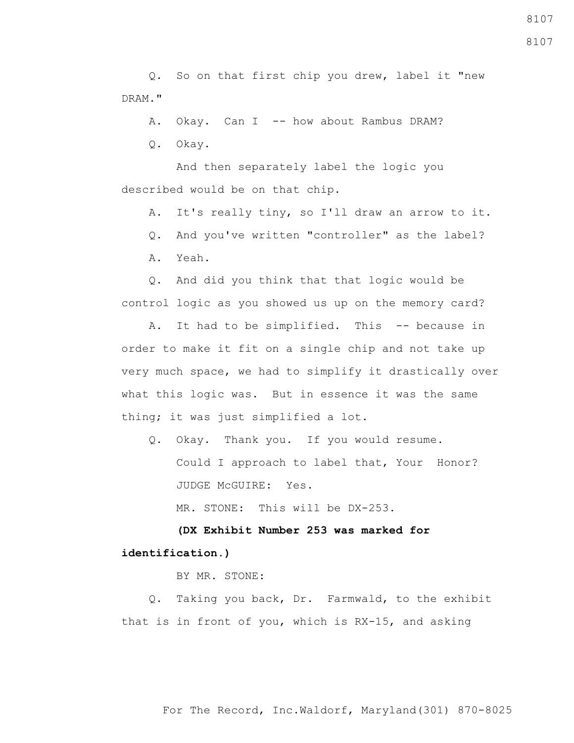Q. So on that first chip you drew, label it "new DRAM."

A. Okay. Can I -- how about Rambus DRAM?

Q. Okay.

And then separately label the logic you described would be on that chip.

A. It's really tiny, so I'll draw an arrow to it.

Q. And you've written "controller" as the label?

A. Yeah.

Q. And did you think that that logic would be control logic as you showed us up on the memory card?

A. It had to be simplified. This -- because in order to make it fit on a single chip and not take up very much space, we had to simplify it drastically over what this logic was. But in essence it was the same thing; it was just simplified a lot.

Q. Okay. Thank you. If you would resume.

Could I approach to label that, Your Honor?

JUDGE McGUIRE: Yes.

MR. STONE: This will be DX-253.

**(DX Exhibit Number 253 was marked for identification.)**

BY MR. STONE:

Q. Taking you back, Dr. Farmwald, to the exhibit that is in front of you, which is RX-15, and asking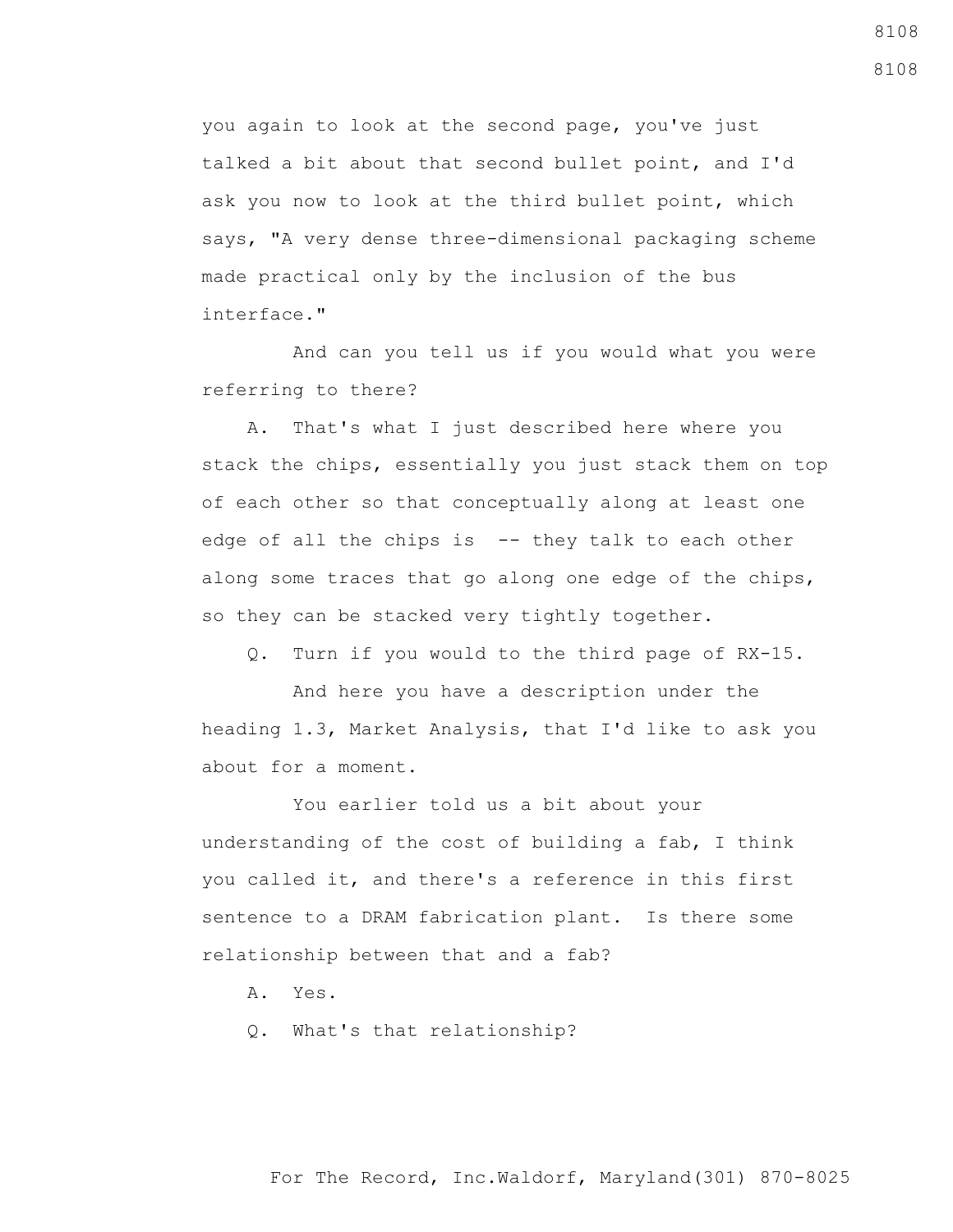you again to look at the second page, you've just talked a bit about that second bullet point, and I'd ask you now to look at the third bullet point, which says, "A very dense three-dimensional packaging scheme made practical only by the inclusion of the bus interface."

And can you tell us if you would what you were referring to there?

A. That's what I just described here where you stack the chips, essentially you just stack them on top of each other so that conceptually along at least one edge of all the chips is -- they talk to each other along some traces that go along one edge of the chips, so they can be stacked very tightly together.

Q. Turn if you would to the third page of RX-15.

And here you have a description under the heading 1.3, Market Analysis, that I'd like to ask you about for a moment.

You earlier told us a bit about your understanding of the cost of building a fab, I think you called it, and there's a reference in this first sentence to a DRAM fabrication plant. Is there some relationship between that and a fab?

A. Yes.

Q. What's that relationship?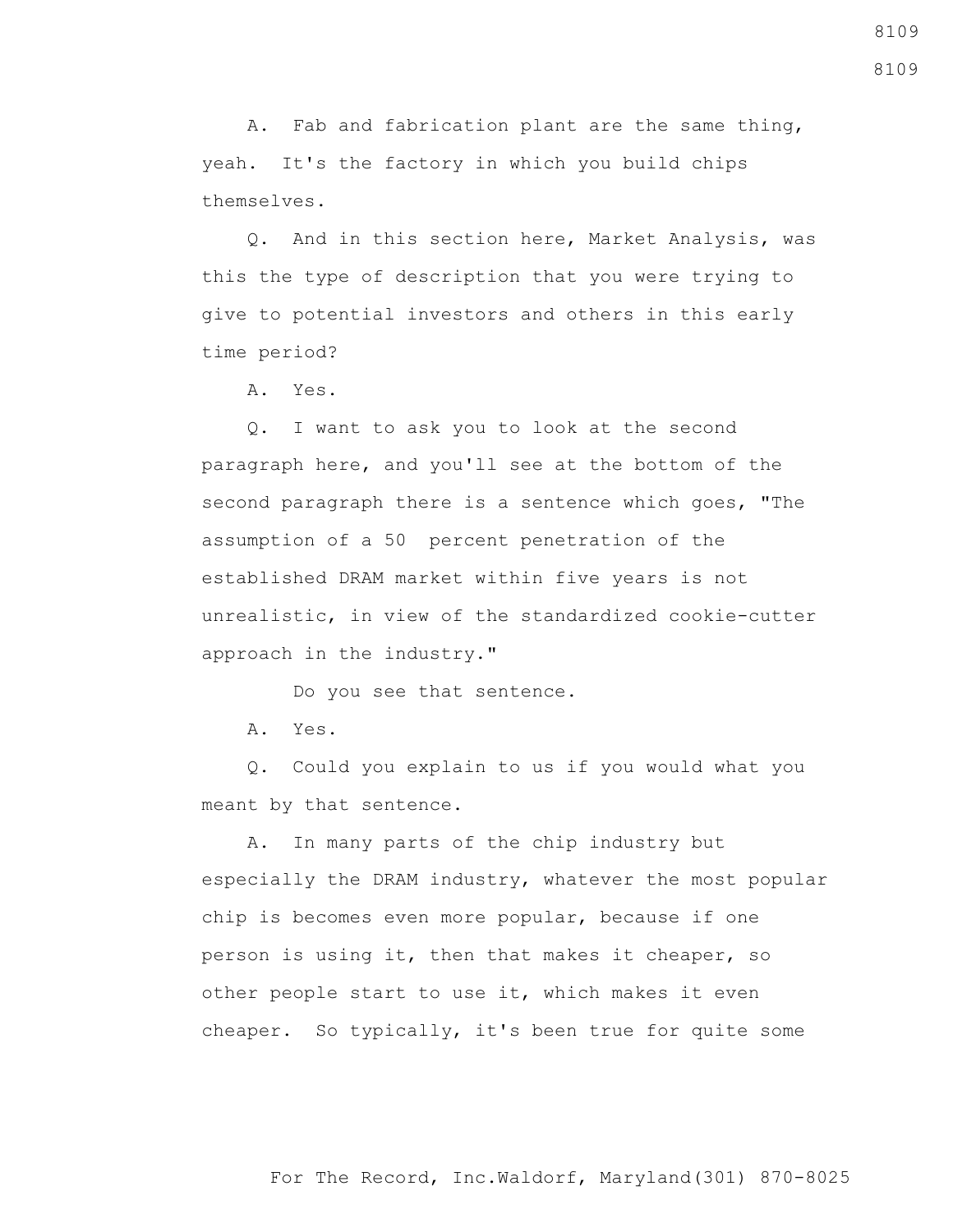A. Fab and fabrication plant are the same thing, yeah. It's the factory in which you build chips themselves.

Q. And in this section here, Market Analysis, was this the type of description that you were trying to give to potential investors and others in this early time period?

A. Yes.

Q. I want to ask you to look at the second paragraph here, and you'll see at the bottom of the second paragraph there is a sentence which goes, "The assumption of a 50 percent penetration of the established DRAM market within five years is not unrealistic, in view of the standardized cookie-cutter approach in the industry."

Do you see that sentence.

A. Yes.

Q. Could you explain to us if you would what you meant by that sentence.

A. In many parts of the chip industry but especially the DRAM industry, whatever the most popular chip is becomes even more popular, because if one person is using it, then that makes it cheaper, so other people start to use it, which makes it even cheaper. So typically, it's been true for quite some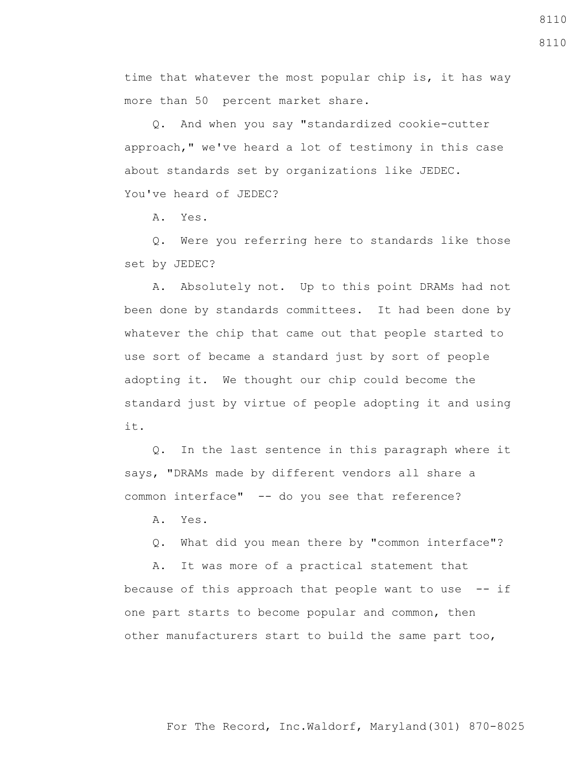time that whatever the most popular chip is, it has way more than 50 percent market share.

Q. And when you say "standardized cookie-cutter approach," we've heard a lot of testimony in this case about standards set by organizations like JEDEC. You've heard of JEDEC?

A. Yes.

Q. Were you referring here to standards like those set by JEDEC?

A. Absolutely not. Up to this point DRAMs had not been done by standards committees. It had been done by whatever the chip that came out that people started to use sort of became a standard just by sort of people adopting it. We thought our chip could become the standard just by virtue of people adopting it and using it.

Q. In the last sentence in this paragraph where it says, "DRAMs made by different vendors all share a common interface" -- do you see that reference?

A. Yes.

Q. What did you mean there by "common interface"?

A. It was more of a practical statement that because of this approach that people want to use -- if one part starts to become popular and common, then other manufacturers start to build the same part too,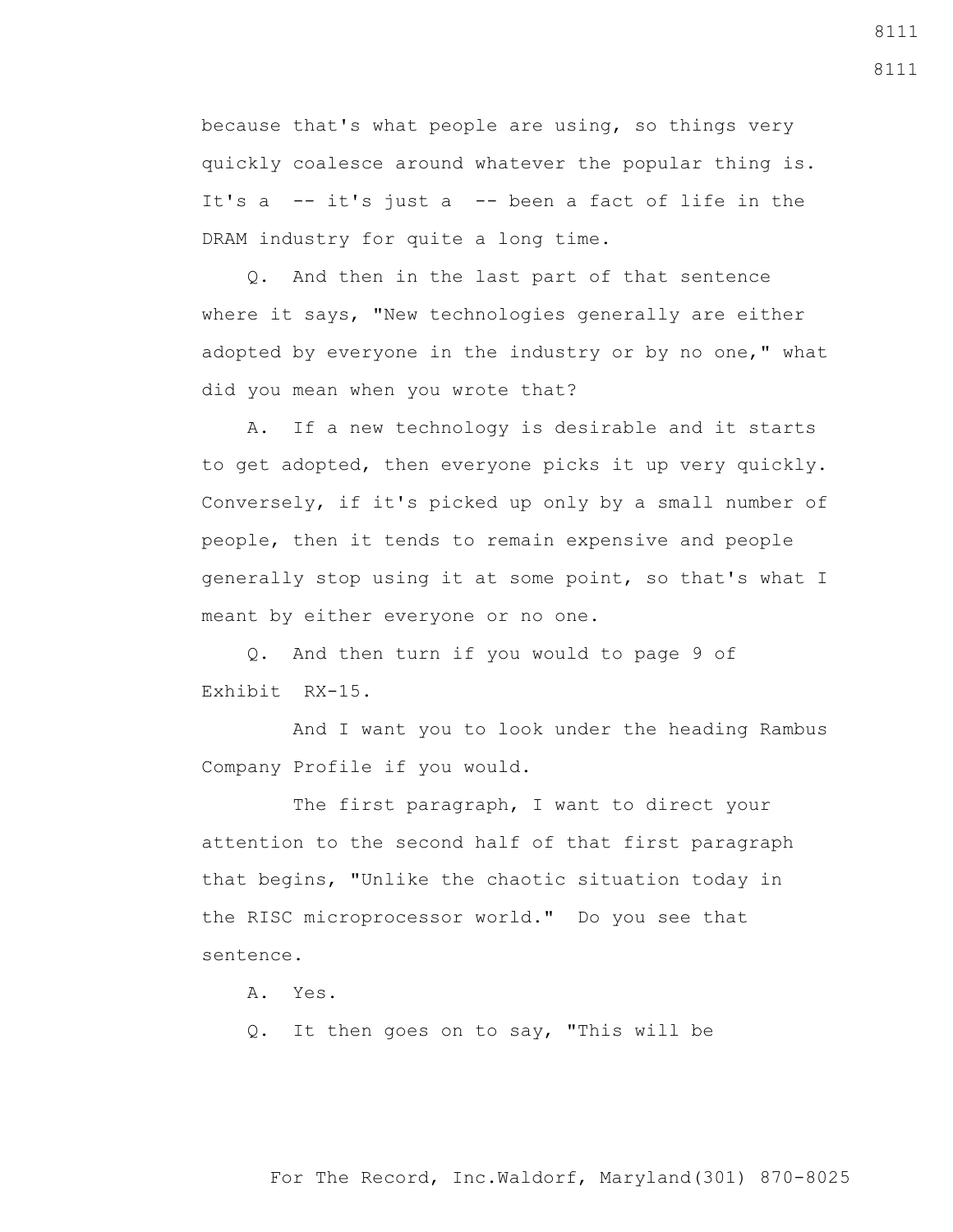because that's what people are using, so things very quickly coalesce around whatever the popular thing is. It's a -- it's just a -- been a fact of life in the DRAM industry for quite a long time.

Q. And then in the last part of that sentence where it says, "New technologies generally are either adopted by everyone in the industry or by no one," what did you mean when you wrote that?

A. If a new technology is desirable and it starts to get adopted, then everyone picks it up very quickly. Conversely, if it's picked up only by a small number of people, then it tends to remain expensive and people generally stop using it at some point, so that's what I meant by either everyone or no one.

Q. And then turn if you would to page 9 of Exhibit RX-15.

And I want you to look under the heading Rambus Company Profile if you would.

The first paragraph, I want to direct your attention to the second half of that first paragraph that begins, "Unlike the chaotic situation today in the RISC microprocessor world." Do you see that sentence.

A. Yes.

Q. It then goes on to say, "This will be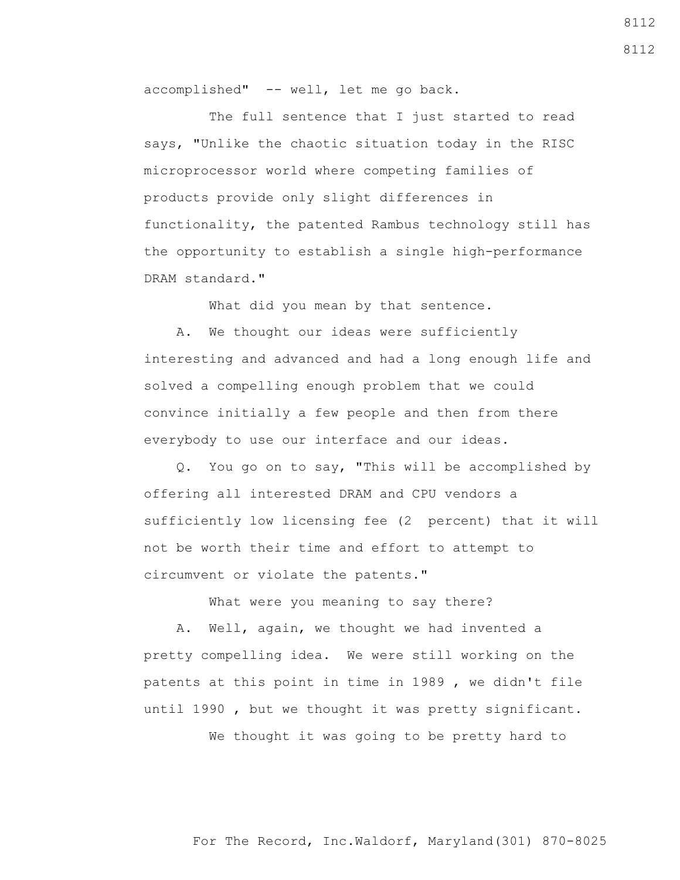accomplished" -- well, let me go back.

The full sentence that I just started to read says, "Unlike the chaotic situation today in the RISC microprocessor world where competing families of products provide only slight differences in functionality, the patented Rambus technology still has the opportunity to establish a single high-performance DRAM standard."

What did you mean by that sentence.

A. We thought our ideas were sufficiently interesting and advanced and had a long enough life and solved a compelling enough problem that we could convince initially a few people and then from there everybody to use our interface and our ideas.

Q. You go on to say, "This will be accomplished by offering all interested DRAM and CPU vendors a sufficiently low licensing fee (2 percent) that it will not be worth their time and effort to attempt to circumvent or violate the patents."

What were you meaning to say there?

A. Well, again, we thought we had invented a pretty compelling idea. We were still working on the patents at this point in time in 1989 , we didn't file until 1990 , but we thought it was pretty significant.

We thought it was going to be pretty hard to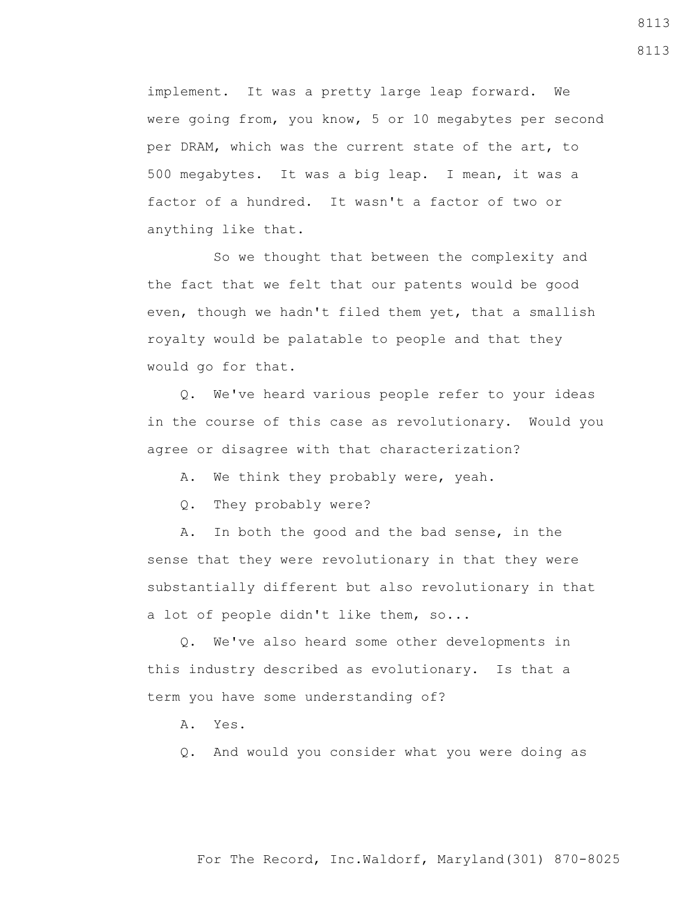implement. It was a pretty large leap forward. We were going from, you know, 5 or 10 megabytes per second per DRAM, which was the current state of the art, to 500 megabytes. It was a big leap. I mean, it was a factor of a hundred. It wasn't a factor of two or anything like that.

So we thought that between the complexity and the fact that we felt that our patents would be good even, though we hadn't filed them yet, that a smallish royalty would be palatable to people and that they would go for that.

Q. We've heard various people refer to your ideas in the course of this case as revolutionary. Would you agree or disagree with that characterization?

A. We think they probably were, yeah.

Q. They probably were?

A. In both the good and the bad sense, in the sense that they were revolutionary in that they were substantially different but also revolutionary in that a lot of people didn't like them, so...

Q. We've also heard some other developments in this industry described as evolutionary. Is that a term you have some understanding of?

A. Yes.

Q. And would you consider what you were doing as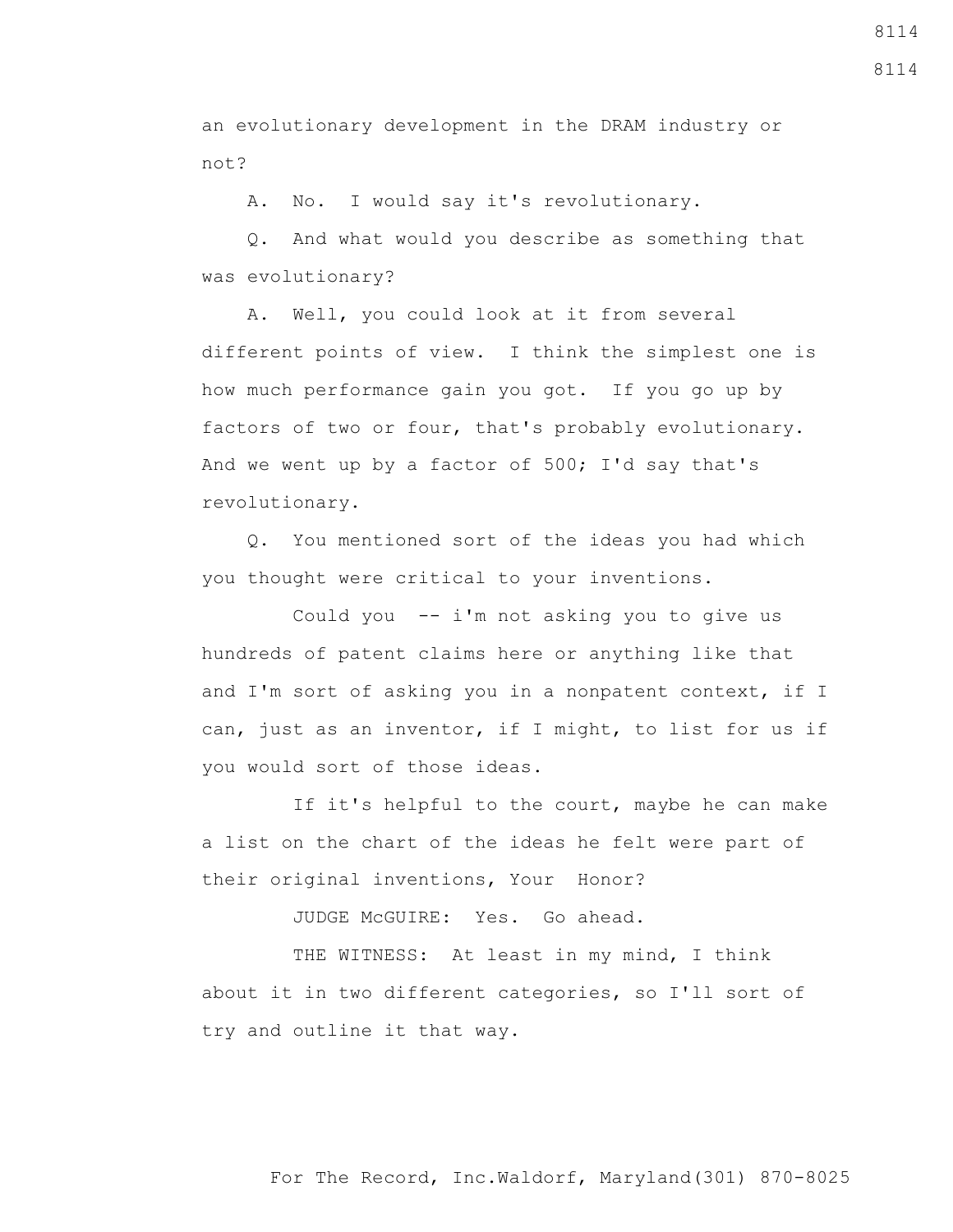an evolutionary development in the DRAM industry or not?

A. No. I would say it's revolutionary.

Q. And what would you describe as something that was evolutionary?

A. Well, you could look at it from several different points of view. I think the simplest one is how much performance gain you got. If you go up by factors of two or four, that's probably evolutionary. And we went up by a factor of 500; I'd say that's revolutionary.

Q. You mentioned sort of the ideas you had which you thought were critical to your inventions.

Could you -- i'm not asking you to give us hundreds of patent claims here or anything like that and I'm sort of asking you in a nonpatent context, if I can, just as an inventor, if I might, to list for us if you would sort of those ideas.

If it's helpful to the court, maybe he can make a list on the chart of the ideas he felt were part of their original inventions, Your Honor?

JUDGE McGUIRE: Yes. Go ahead.

THE WITNESS: At least in my mind, I think about it in two different categories, so I'll sort of try and outline it that way.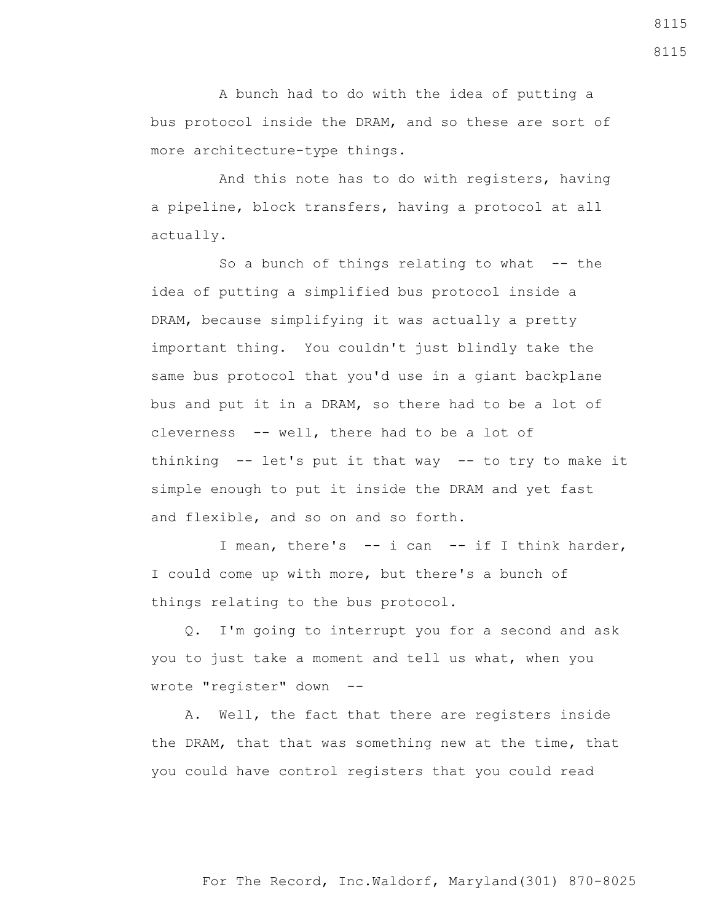A bunch had to do with the idea of putting a bus protocol inside the DRAM, and so these are sort of more architecture-type things.

And this note has to do with registers, having a pipeline, block transfers, having a protocol at all actually.

So a bunch of things relating to what -- the idea of putting a simplified bus protocol inside a DRAM, because simplifying it was actually a pretty important thing. You couldn't just blindly take the same bus protocol that you'd use in a giant backplane bus and put it in a DRAM, so there had to be a lot of cleverness -- well, there had to be a lot of thinking -- let's put it that way -- to try to make it simple enough to put it inside the DRAM and yet fast and flexible, and so on and so forth.

I mean, there's -- i can -- if I think harder, I could come up with more, but there's a bunch of things relating to the bus protocol.

Q. I'm going to interrupt you for a second and ask you to just take a moment and tell us what, when you wrote "register" down --

A. Well, the fact that there are registers inside the DRAM, that that was something new at the time, that you could have control registers that you could read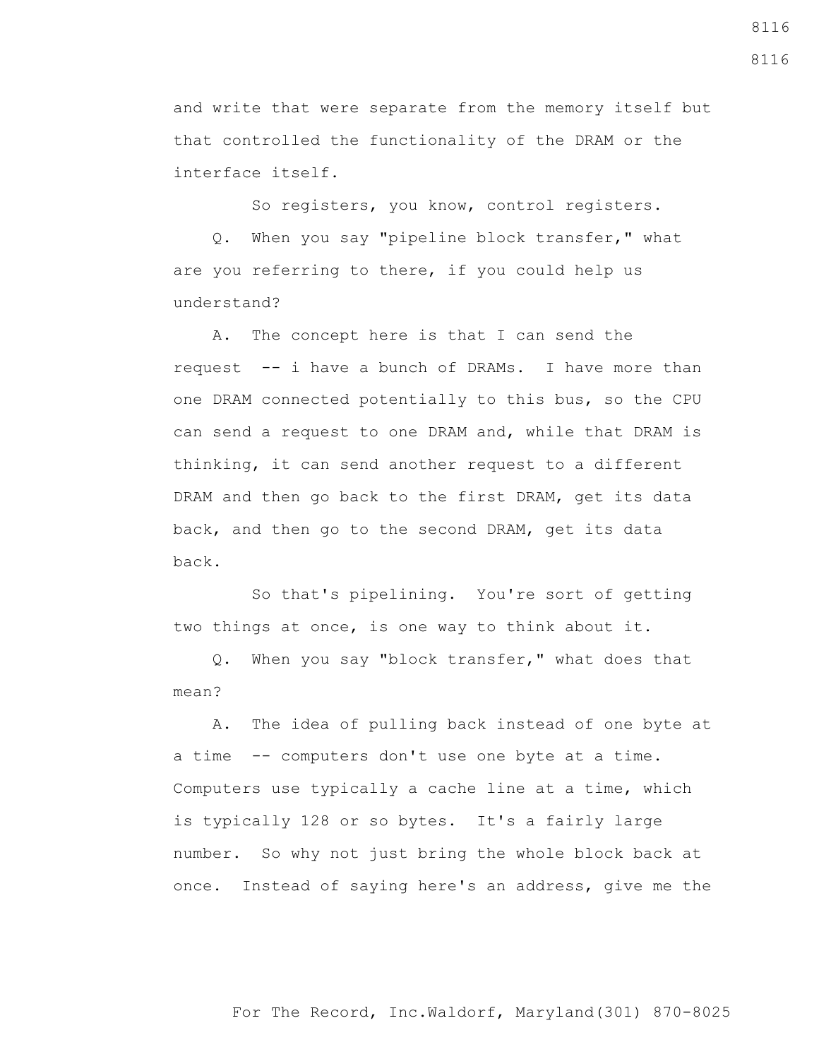and write that were separate from the memory itself but that controlled the functionality of the DRAM or the interface itself.

So registers, you know, control registers.

Q. When you say "pipeline block transfer," what are you referring to there, if you could help us understand?

A. The concept here is that I can send the request -- i have a bunch of DRAMs. I have more than one DRAM connected potentially to this bus, so the CPU can send a request to one DRAM and, while that DRAM is thinking, it can send another request to a different DRAM and then go back to the first DRAM, get its data back, and then go to the second DRAM, get its data back.

So that's pipelining. You're sort of getting two things at once, is one way to think about it.

Q. When you say "block transfer," what does that mean?

A. The idea of pulling back instead of one byte at a time -- computers don't use one byte at a time. Computers use typically a cache line at a time, which is typically 128 or so bytes. It's a fairly large number. So why not just bring the whole block back at once. Instead of saying here's an address, give me the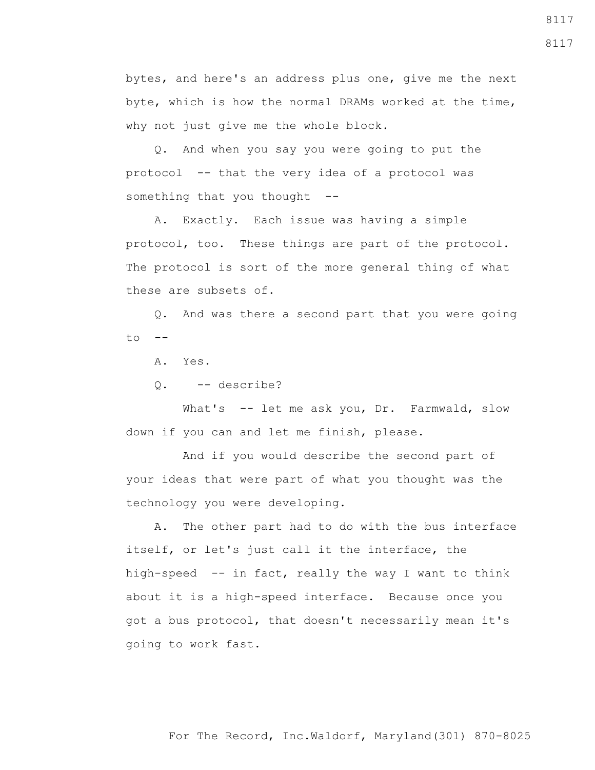bytes, and here's an address plus one, give me the next byte, which is how the normal DRAMs worked at the time, why not just give me the whole block.

Q. And when you say you were going to put the protocol -- that the very idea of a protocol was something that you thought --

A. Exactly. Each issue was having a simple protocol, too. These things are part of the protocol. The protocol is sort of the more general thing of what these are subsets of.

Q. And was there a second part that you were going to --

A. Yes.

Q. -- describe?

What's -- let me ask you, Dr. Farmwald, slow down if you can and let me finish, please.

And if you would describe the second part of your ideas that were part of what you thought was the technology you were developing.

A. The other part had to do with the bus interface itself, or let's just call it the interface, the high-speed -- in fact, really the way I want to think about it is a high-speed interface. Because once you got a bus protocol, that doesn't necessarily mean it's going to work fast.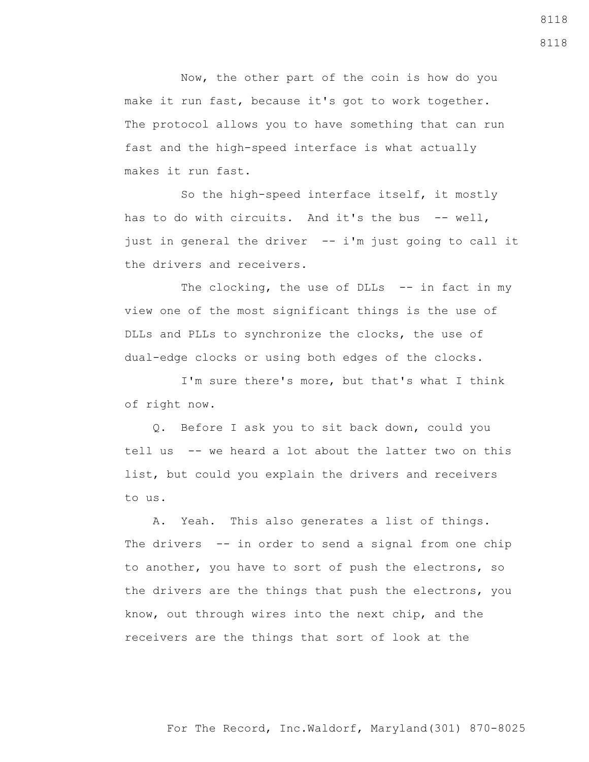Now, the other part of the coin is how do you make it run fast, because it's got to work together. The protocol allows you to have something that can run fast and the high-speed interface is what actually makes it run fast.

So the high-speed interface itself, it mostly has to do with circuits. And it's the bus -- well, just in general the driver -- i'm just going to call it the drivers and receivers.

The clocking, the use of DLLs -- in fact in my view one of the most significant things is the use of DLLs and PLLs to synchronize the clocks, the use of dual-edge clocks or using both edges of the clocks.

I'm sure there's more, but that's what I think of right now.

Q. Before I ask you to sit back down, could you tell us -- we heard a lot about the latter two on this list, but could you explain the drivers and receivers to us.

A. Yeah. This also generates a list of things. The drivers -- in order to send a signal from one chip to another, you have to sort of push the electrons, so the drivers are the things that push the electrons, you know, out through wires into the next chip, and the receivers are the things that sort of look at the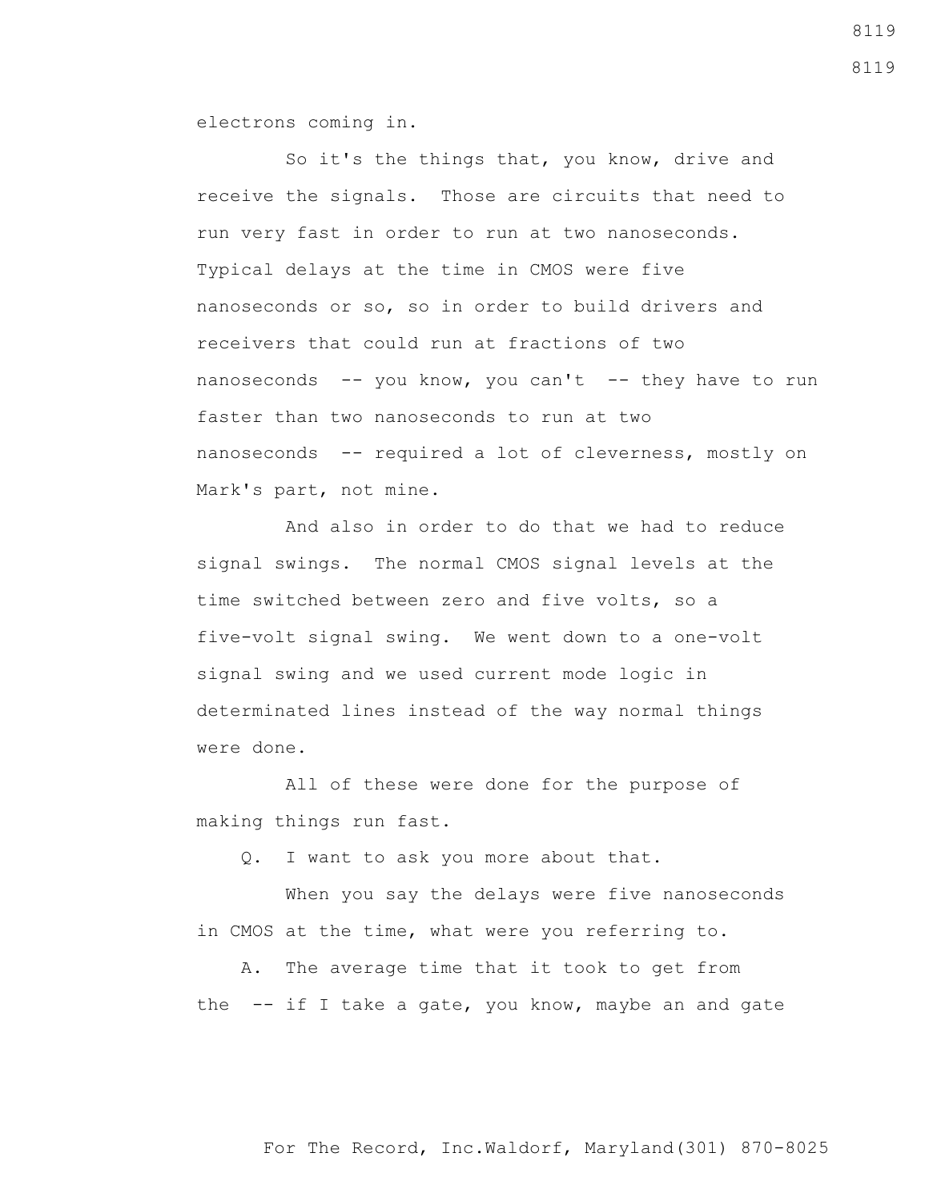electrons coming in.

So it's the things that, you know, drive and receive the signals. Those are circuits that need to run very fast in order to run at two nanoseconds. Typical delays at the time in CMOS were five nanoseconds or so, so in order to build drivers and receivers that could run at fractions of two nanoseconds -- you know, you can't -- they have to run faster than two nanoseconds to run at two nanoseconds -- required a lot of cleverness, mostly on Mark's part, not mine.

And also in order to do that we had to reduce signal swings. The normal CMOS signal levels at the time switched between zero and five volts, so a five-volt signal swing. We went down to a one-volt signal swing and we used current mode logic in determinated lines instead of the way normal things were done.

All of these were done for the purpose of making things run fast.

Q. I want to ask you more about that.

When you say the delays were five nanoseconds in CMOS at the time, what were you referring to.

A. The average time that it took to get from the -- if I take a gate, you know, maybe an and gate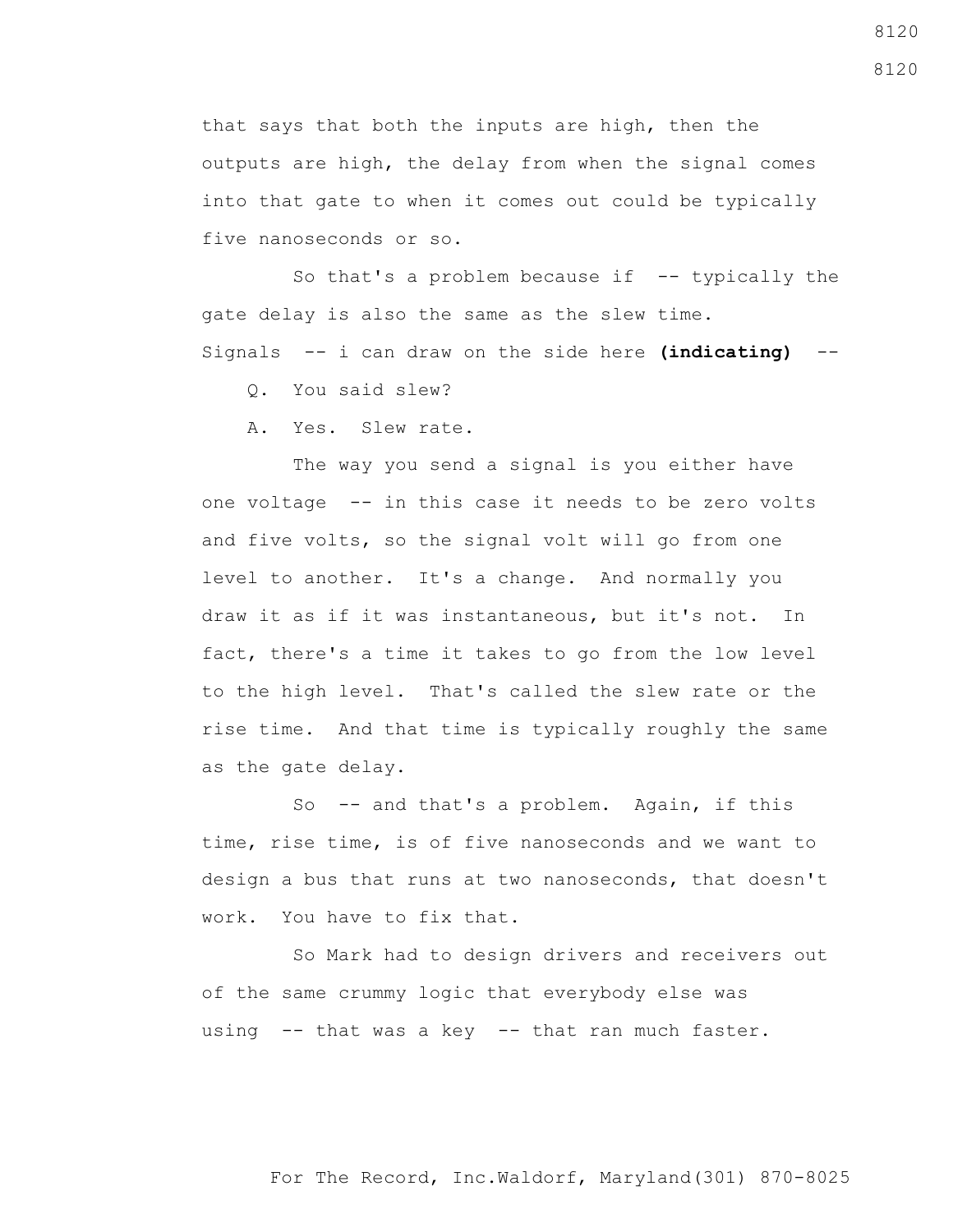that says that both the inputs are high, then the outputs are high, the delay from when the signal comes into that gate to when it comes out could be typically five nanoseconds or so.

So that's a problem because if -- typically the gate delay is also the same as the slew time. Signals -- i can draw on the side here **(indicating)** --

Q. You said slew?

A. Yes. Slew rate.

The way you send a signal is you either have one voltage -- in this case it needs to be zero volts and five volts, so the signal volt will go from one level to another. It's a change. And normally you draw it as if it was instantaneous, but it's not. In fact, there's a time it takes to go from the low level to the high level. That's called the slew rate or the rise time. And that time is typically roughly the same as the gate delay.

So -- and that's a problem. Again, if this time, rise time, is of five nanoseconds and we want to design a bus that runs at two nanoseconds, that doesn't work. You have to fix that.

So Mark had to design drivers and receivers out of the same crummy logic that everybody else was using -- that was a key -- that ran much faster.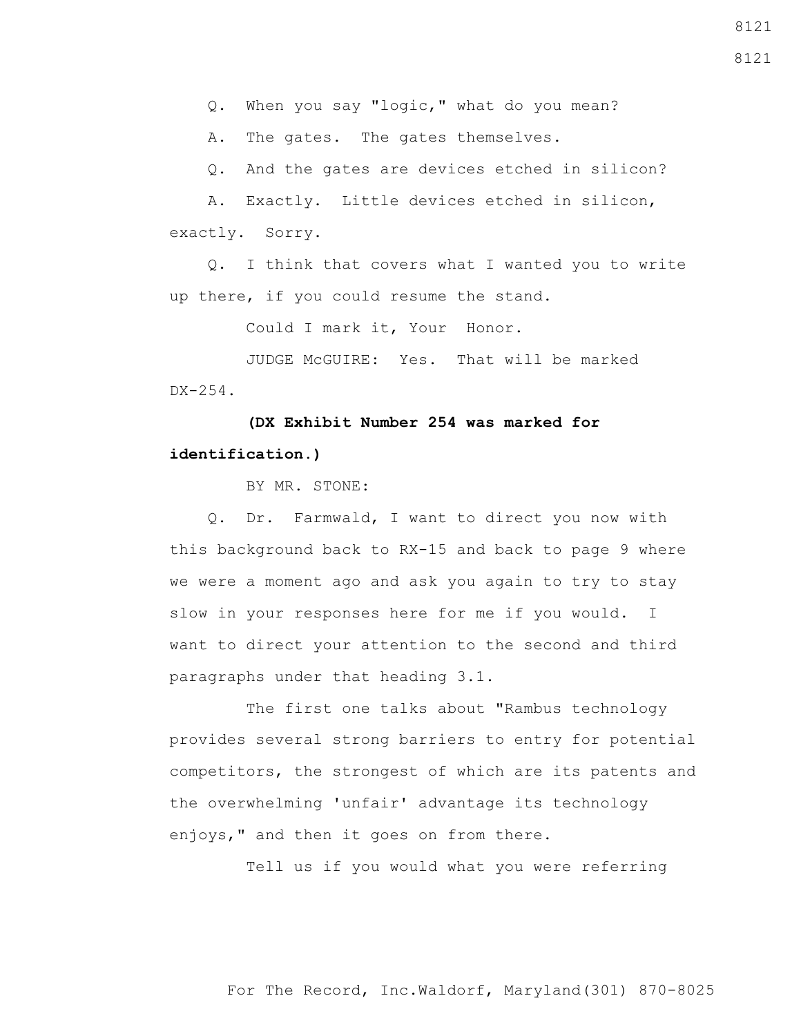Q. When you say "logic," what do you mean?

A. The gates. The gates themselves.

Q. And the gates are devices etched in silicon?

A. Exactly. Little devices etched in silicon, exactly. Sorry.

Q. I think that covers what I wanted you to write up there, if you could resume the stand.

Could I mark it, Your Honor.

JUDGE McGUIRE: Yes. That will be marked DX-254.

**(DX Exhibit Number 254 was marked for identification.)**

BY MR. STONE:

Q. Dr. Farmwald, I want to direct you now with this background back to RX-15 and back to page 9 where we were a moment ago and ask you again to try to stay slow in your responses here for me if you would. I want to direct your attention to the second and third paragraphs under that heading 3.1.

The first one talks about "Rambus technology provides several strong barriers to entry for potential competitors, the strongest of which are its patents and the overwhelming 'unfair' advantage its technology enjoys," and then it goes on from there.

Tell us if you would what you were referring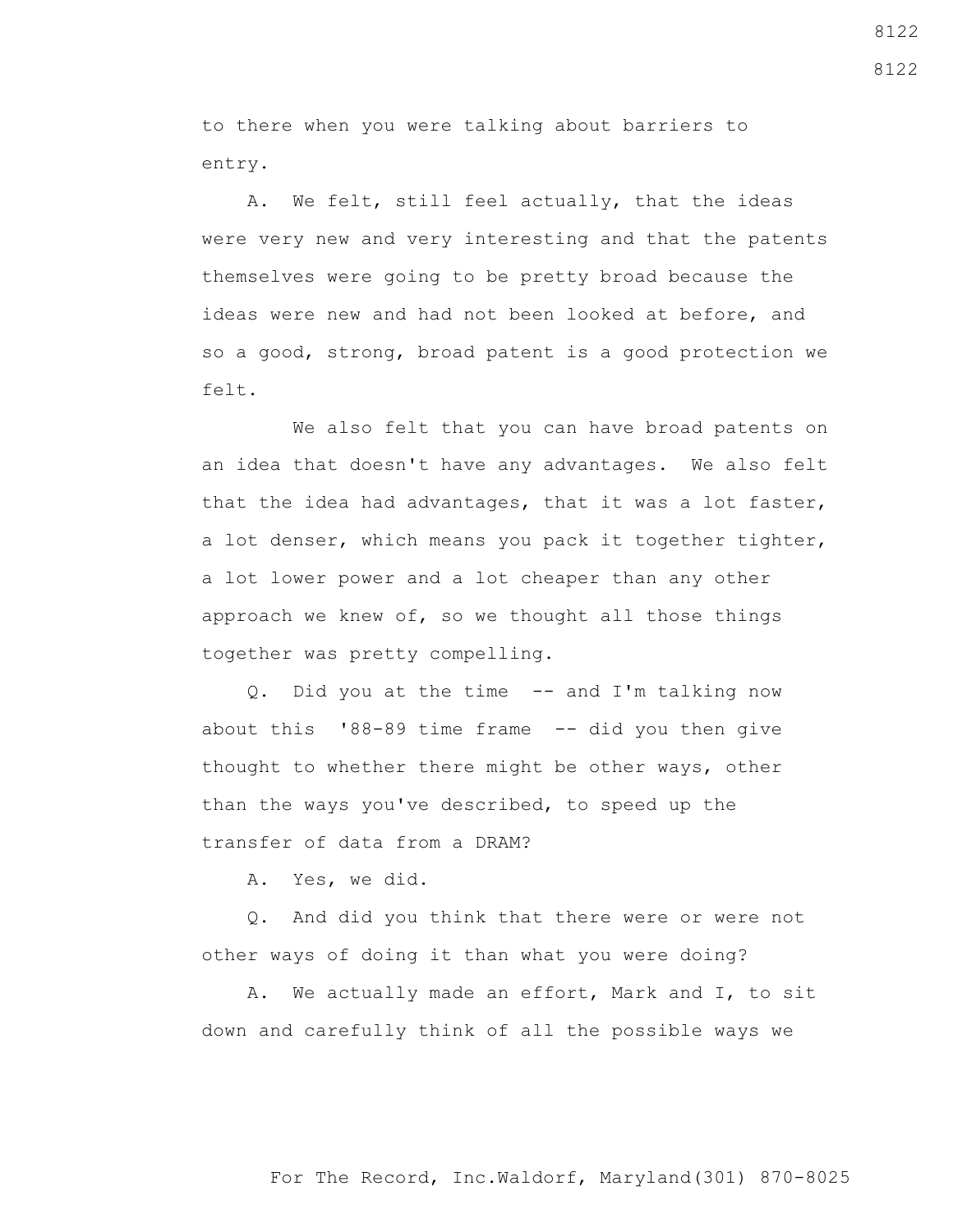to there when you were talking about barriers to entry.

A. We felt, still feel actually, that the ideas were very new and very interesting and that the patents themselves were going to be pretty broad because the ideas were new and had not been looked at before, and so a good, strong, broad patent is a good protection we felt.

We also felt that you can have broad patents on an idea that doesn't have any advantages. We also felt that the idea had advantages, that it was a lot faster, a lot denser, which means you pack it together tighter, a lot lower power and a lot cheaper than any other approach we knew of, so we thought all those things together was pretty compelling.

Q. Did you at the time -- and I'm talking now about this '88-89 time frame -- did you then give thought to whether there might be other ways, other than the ways you've described, to speed up the transfer of data from a DRAM?

A. Yes, we did.

Q. And did you think that there were or were not other ways of doing it than what you were doing?

A. We actually made an effort, Mark and I, to sit down and carefully think of all the possible ways we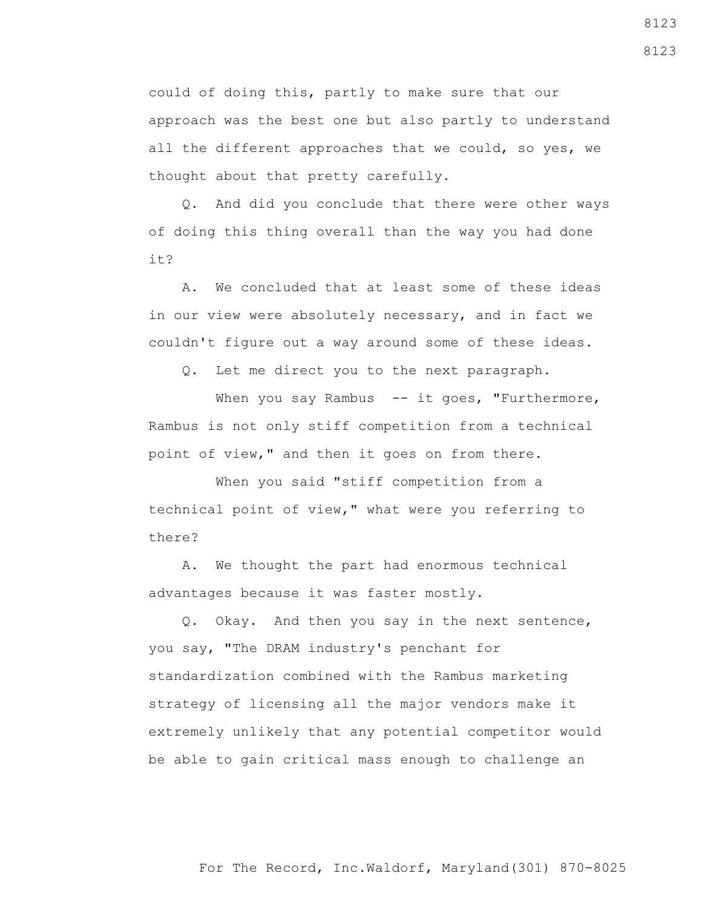could of doing this, partly to make sure that our approach was the best one but also partly to understand all the different approaches that we could, so yes, we thought about that pretty carefully.

Q. And did you conclude that there were other ways of doing this thing overall than the way you had done it?

A. We concluded that at least some of these ideas in our view were absolutely necessary, and in fact we couldn't figure out a way around some of these ideas.

Q. Let me direct you to the next paragraph.

When you say Rambus -- it goes, "Furthermore, Rambus is not only stiff competition from a technical point of view," and then it goes on from there.

When you said "stiff competition from a technical point of view," what were you referring to there?

A. We thought the part had enormous technical advantages because it was faster mostly.

Q. Okay. And then you say in the next sentence, you say, "The DRAM industry's penchant for standardization combined with the Rambus marketing strategy of licensing all the major vendors make it extremely unlikely that any potential competitor would be able to gain critical mass enough to challenge an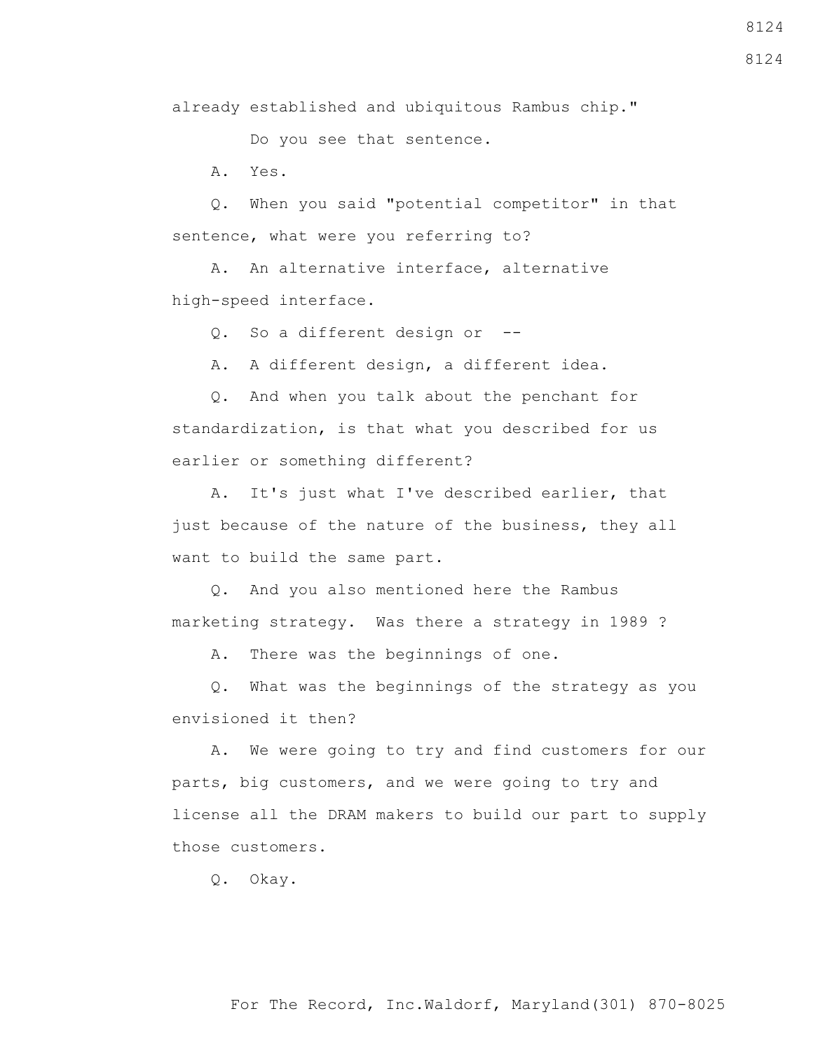already established and ubiquitous Rambus chip."

Do you see that sentence.

A. Yes.

Q. When you said "potential competitor" in that sentence, what were you referring to?

A. An alternative interface, alternative high-speed interface.

Q. So a different design or --

A. A different design, a different idea.

Q. And when you talk about the penchant for standardization, is that what you described for us earlier or something different?

A. It's just what I've described earlier, that just because of the nature of the business, they all want to build the same part.

Q. And you also mentioned here the Rambus marketing strategy. Was there a strategy in 1989 ?

A. There was the beginnings of one.

Q. What was the beginnings of the strategy as you envisioned it then?

A. We were going to try and find customers for our parts, big customers, and we were going to try and license all the DRAM makers to build our part to supply those customers.

Q. Okay.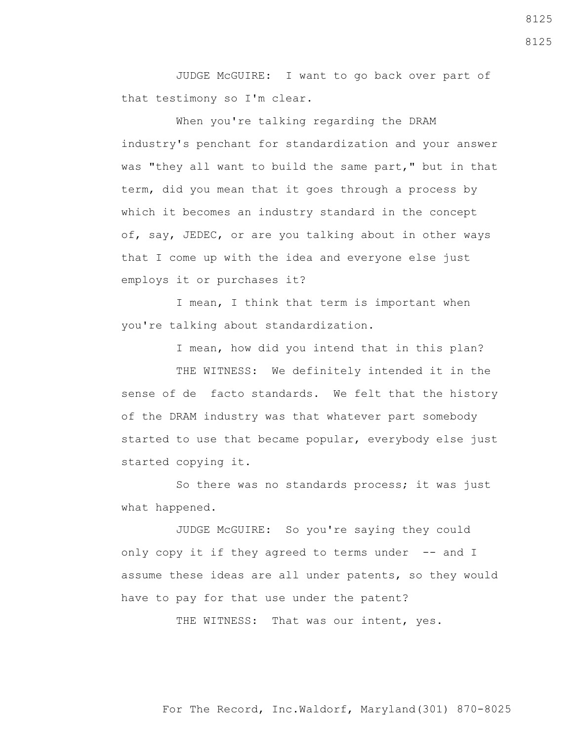JUDGE McGUIRE: I want to go back over part of that testimony so I'm clear.

When you're talking regarding the DRAM industry's penchant for standardization and your answer was "they all want to build the same part," but in that term, did you mean that it goes through a process by which it becomes an industry standard in the concept of, say, JEDEC, or are you talking about in other ways that I come up with the idea and everyone else just employs it or purchases it?

I mean, I think that term is important when you're talking about standardization.

I mean, how did you intend that in this plan?

THE WITNESS: We definitely intended it in the sense of de facto standards. We felt that the history of the DRAM industry was that whatever part somebody started to use that became popular, everybody else just started copying it.

So there was no standards process; it was just what happened.

JUDGE McGUIRE: So you're saying they could only copy it if they agreed to terms under -- and I assume these ideas are all under patents, so they would have to pay for that use under the patent?

THE WITNESS: That was our intent, yes.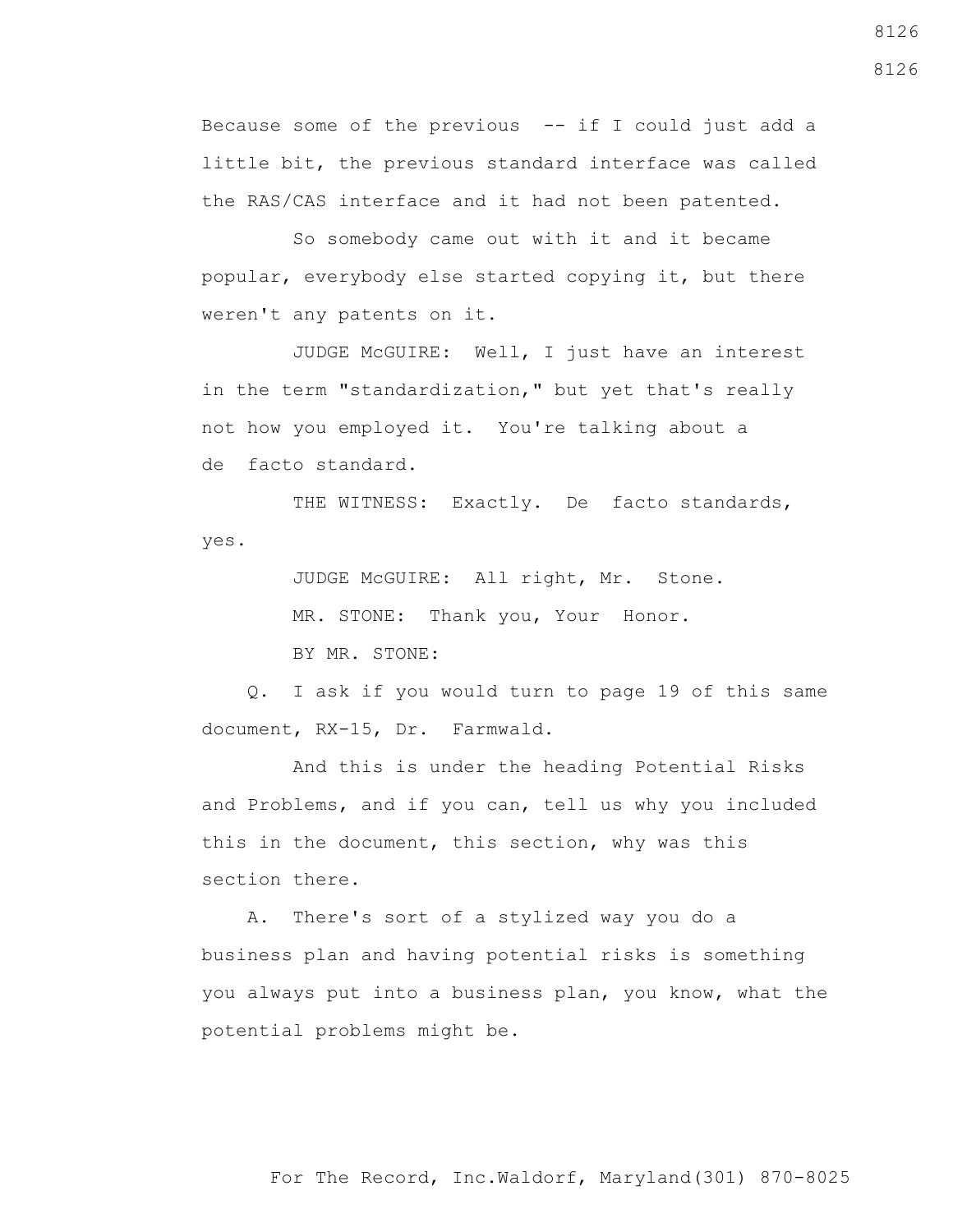Because some of the previous -- if I could just add a little bit, the previous standard interface was called the RAS/CAS interface and it had not been patented.

So somebody came out with it and it became popular, everybody else started copying it, but there weren't any patents on it.

JUDGE McGUIRE: Well, I just have an interest in the term "standardization," but yet that's really not how you employed it. You're talking about a de facto standard.

THE WITNESS: Exactly. De facto standards, yes.

JUDGE McGUIRE: All right, Mr. Stone.

MR. STONE: Thank you, Your Honor.

BY MR. STONE:

Q. I ask if you would turn to page 19 of this same document, RX-15, Dr. Farmwald.

And this is under the heading Potential Risks and Problems, and if you can, tell us why you included this in the document, this section, why was this section there.

A. There's sort of a stylized way you do a business plan and having potential risks is something you always put into a business plan, you know, what the potential problems might be.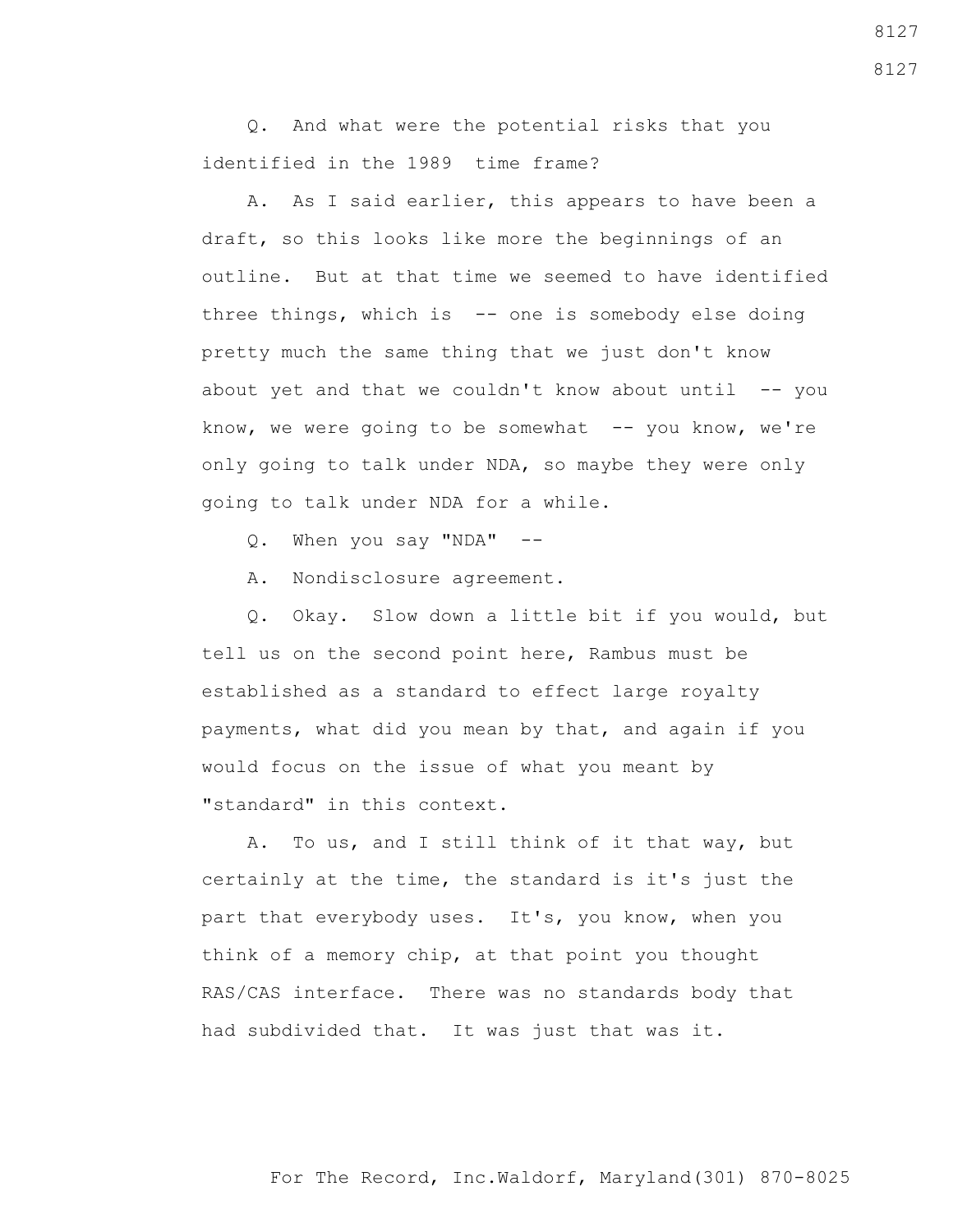Q. And what were the potential risks that you identified in the 1989 time frame?

A. As I said earlier, this appears to have been a draft, so this looks like more the beginnings of an outline. But at that time we seemed to have identified three things, which is -- one is somebody else doing pretty much the same thing that we just don't know about yet and that we couldn't know about until -- you know, we were going to be somewhat -- you know, we're only going to talk under NDA, so maybe they were only going to talk under NDA for a while.

Q. When you say "NDA" --

A. Nondisclosure agreement.

Q. Okay. Slow down a little bit if you would, but tell us on the second point here, Rambus must be established as a standard to effect large royalty payments, what did you mean by that, and again if you would focus on the issue of what you meant by "standard" in this context.

A. To us, and I still think of it that way, but certainly at the time, the standard is it's just the part that everybody uses. It's, you know, when you think of a memory chip, at that point you thought RAS/CAS interface. There was no standards body that had subdivided that. It was just that was it.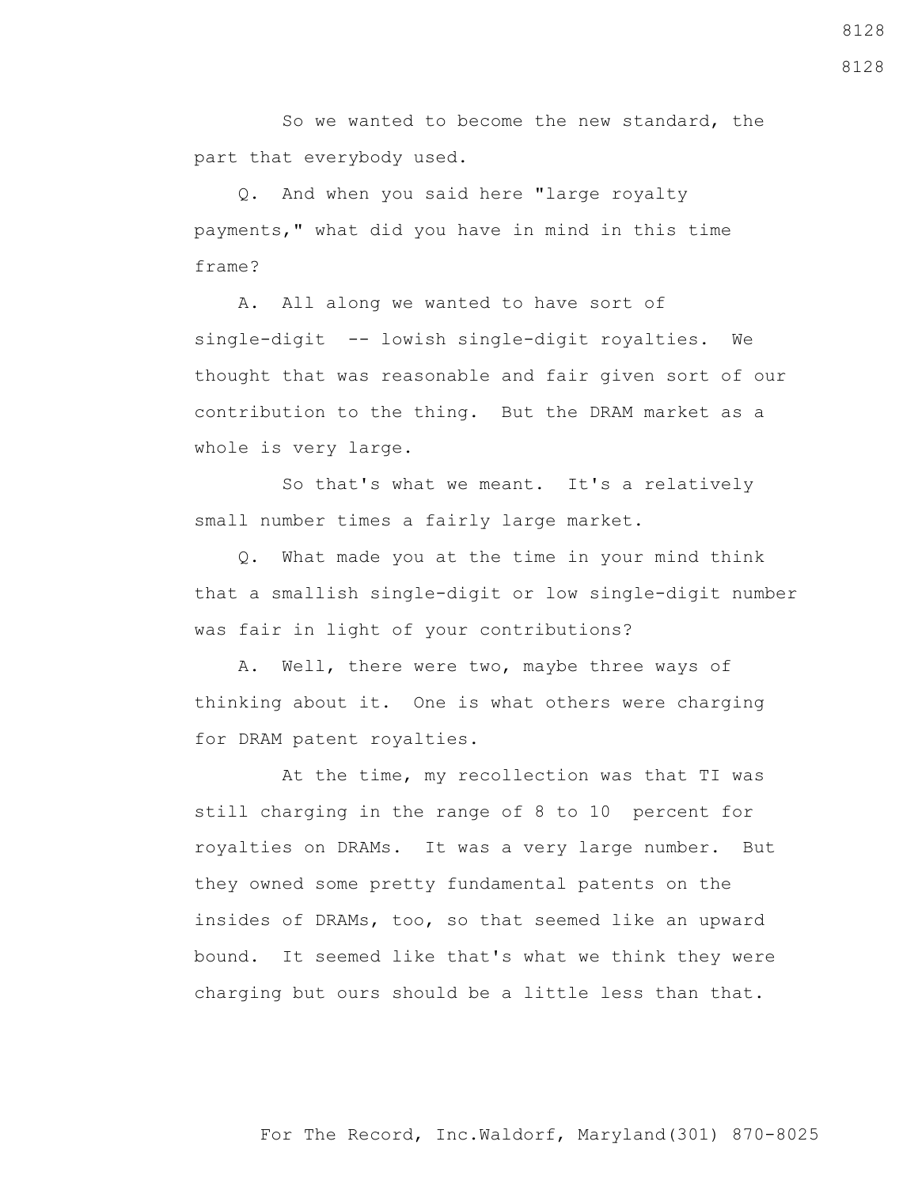So we wanted to become the new standard, the part that everybody used.

Q. And when you said here "large royalty payments," what did you have in mind in this time frame?

A. All along we wanted to have sort of single-digit -- lowish single-digit royalties. We thought that was reasonable and fair given sort of our contribution to the thing. But the DRAM market as a whole is very large.

So that's what we meant. It's a relatively small number times a fairly large market.

Q. What made you at the time in your mind think that a smallish single-digit or low single-digit number was fair in light of your contributions?

A. Well, there were two, maybe three ways of thinking about it. One is what others were charging for DRAM patent royalties.

At the time, my recollection was that TI was still charging in the range of 8 to 10 percent for royalties on DRAMs. It was a very large number. But they owned some pretty fundamental patents on the insides of DRAMs, too, so that seemed like an upward bound. It seemed like that's what we think they were charging but ours should be a little less than that.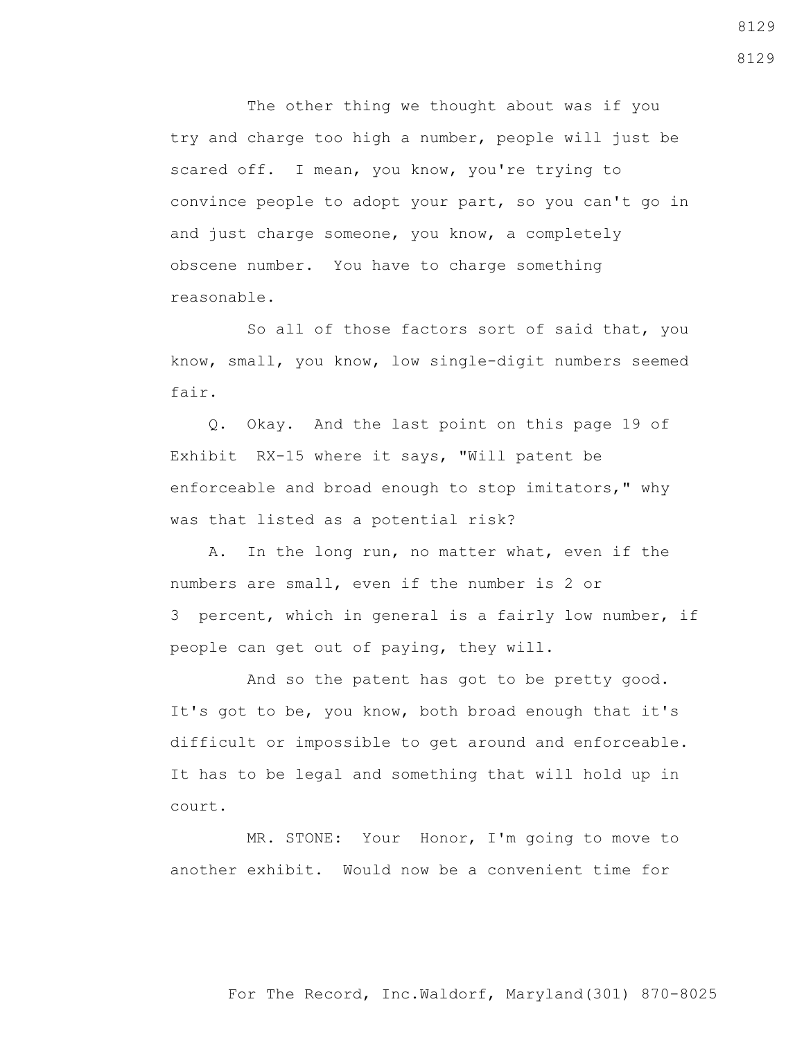The other thing we thought about was if you try and charge too high a number, people will just be scared off. I mean, you know, you're trying to convince people to adopt your part, so you can't go in and just charge someone, you know, a completely obscene number. You have to charge something reasonable.

So all of those factors sort of said that, you know, small, you know, low single-digit numbers seemed fair.

Q. Okay. And the last point on this page 19 of Exhibit RX-15 where it says, "Will patent be enforceable and broad enough to stop imitators," why was that listed as a potential risk?

A. In the long run, no matter what, even if the numbers are small, even if the number is 2 or 3 percent, which in general is a fairly low number, if people can get out of paying, they will.

And so the patent has got to be pretty good. It's got to be, you know, both broad enough that it's difficult or impossible to get around and enforceable. It has to be legal and something that will hold up in court.

MR. STONE: Your Honor, I'm going to move to another exhibit. Would now be a convenient time for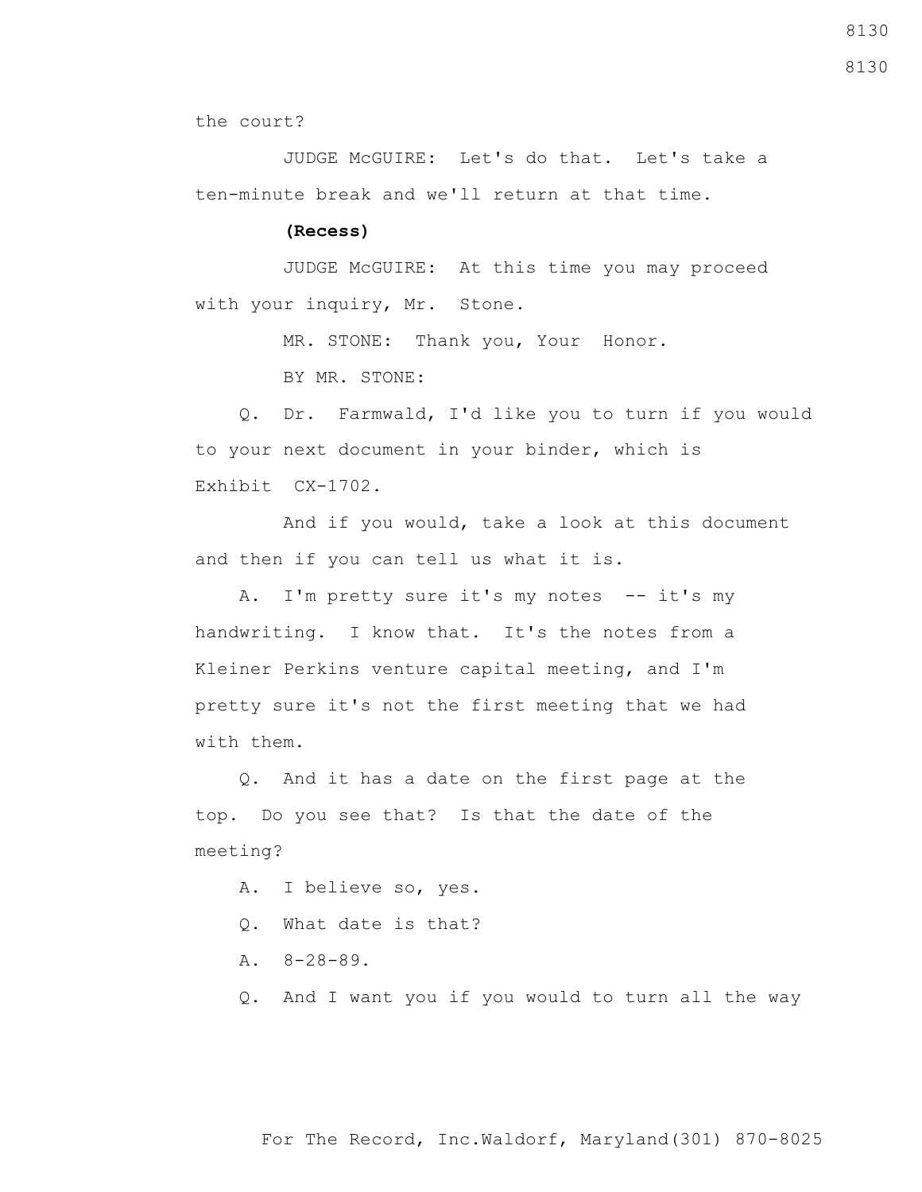the court?

JUDGE McGUIRE: Let's do that. Let's take a ten-minute break and we'll return at that time.

**(Recess)**

JUDGE McGUIRE: At this time you may proceed with your inquiry, Mr. Stone.

MR. STONE: Thank you, Your Honor.

BY MR. STONE:

Q. Dr. Farmwald, I'd like you to turn if you would to your next document in your binder, which is Exhibit CX-1702.

And if you would, take a look at this document and then if you can tell us what it is.

A. I'm pretty sure it's my notes -- it's my handwriting. I know that. It's the notes from a Kleiner Perkins venture capital meeting, and I'm pretty sure it's not the first meeting that we had with them.

Q. And it has a date on the first page at the top. Do you see that? Is that the date of the meeting?

A. I believe so, yes.

Q. What date is that?

A. 8-28-89.

Q. And I want you if you would to turn all the way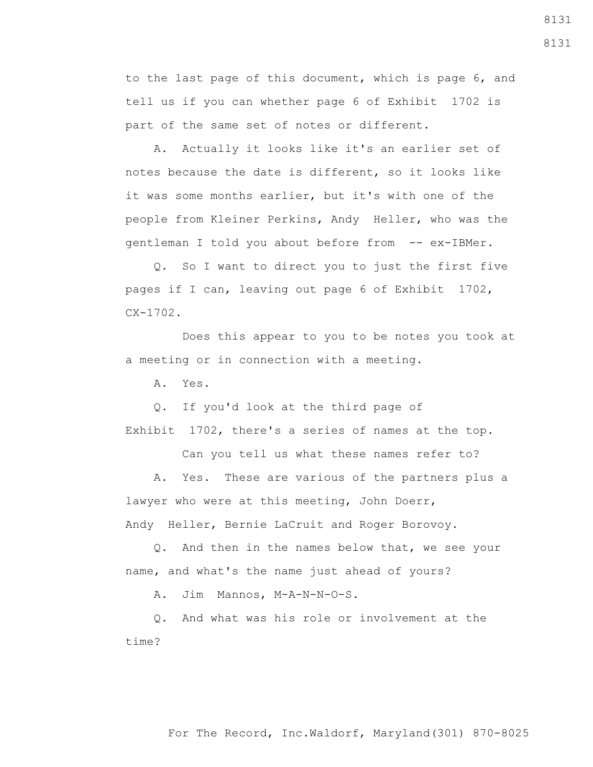to the last page of this document, which is page 6, and tell us if you can whether page 6 of Exhibit 1702 is part of the same set of notes or different.

A. Actually it looks like it's an earlier set of notes because the date is different, so it looks like it was some months earlier, but it's with one of the people from Kleiner Perkins, Andy Heller, who was the gentleman I told you about before from -- ex-IBMer.

Q. So I want to direct you to just the first five pages if I can, leaving out page 6 of Exhibit 1702, CX-1702.

Does this appear to you to be notes you took at a meeting or in connection with a meeting.

A. Yes.

Q. If you'd look at the third page of Exhibit 1702, there's a series of names at the top.

Can you tell us what these names refer to?

A. Yes. These are various of the partners plus a lawyer who were at this meeting, John Doerr, Andy Heller, Bernie LaCruit and Roger Borovoy.

Q. And then in the names below that, we see your name, and what's the name just ahead of yours?

A. Jim Mannos, M-A-N-N-O-S.

Q. And what was his role or involvement at the time?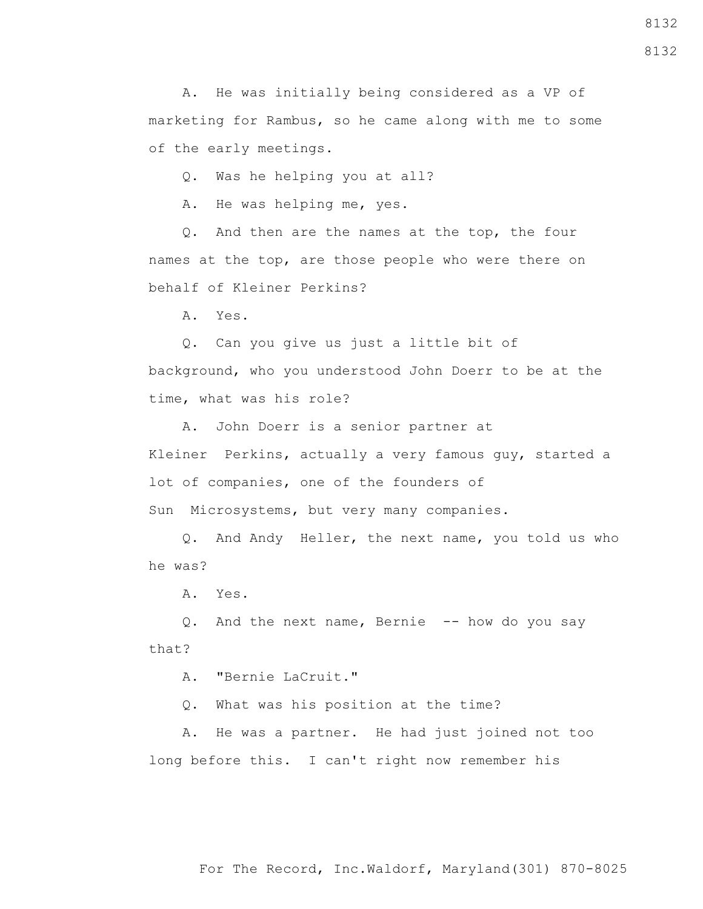A. He was initially being considered as a VP of marketing for Rambus, so he came along with me to some of the early meetings.

Q. Was he helping you at all?

A. He was helping me, yes.

Q. And then are the names at the top, the four names at the top, are those people who were there on behalf of Kleiner Perkins?

A. Yes.

Q. Can you give us just a little bit of background, who you understood John Doerr to be at the time, what was his role?

A. John Doerr is a senior partner at Kleiner Perkins, actually a very famous guy, started a lot of companies, one of the founders of Sun Microsystems, but very many companies.

Q. And Andy Heller, the next name, you told us who he was?

A. Yes.

Q. And the next name, Bernie -- how do you say that?

A. "Bernie LaCruit."

Q. What was his position at the time?

A. He was a partner. He had just joined not too long before this. I can't right now remember his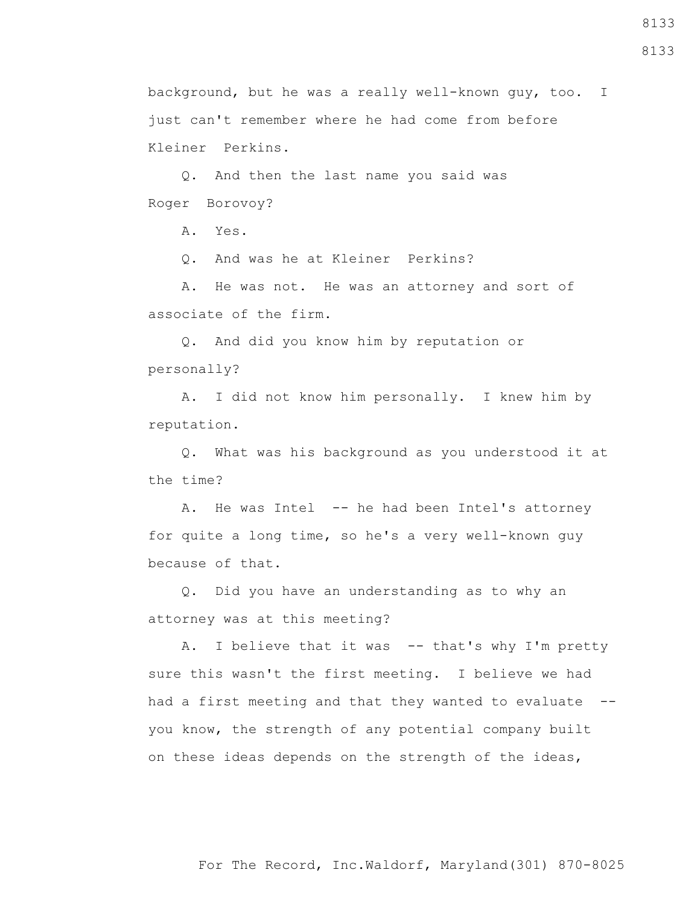background, but he was a really well-known guy, too. I just can't remember where he had come from before Kleiner Perkins.

Q. And then the last name you said was Roger Borovoy?

A. Yes.

Q. And was he at Kleiner Perkins?

A. He was not. He was an attorney and sort of associate of the firm.

Q. And did you know him by reputation or personally?

A. I did not know him personally. I knew him by reputation.

Q. What was his background as you understood it at the time?

A. He was Intel -- he had been Intel's attorney for quite a long time, so he's a very well-known guy because of that.

Q. Did you have an understanding as to why an attorney was at this meeting?

A. I believe that it was -- that's why I'm pretty sure this wasn't the first meeting. I believe we had had a first meeting and that they wanted to evaluate -- you know, the strength of any potential company built on these ideas depends on the strength of the ideas,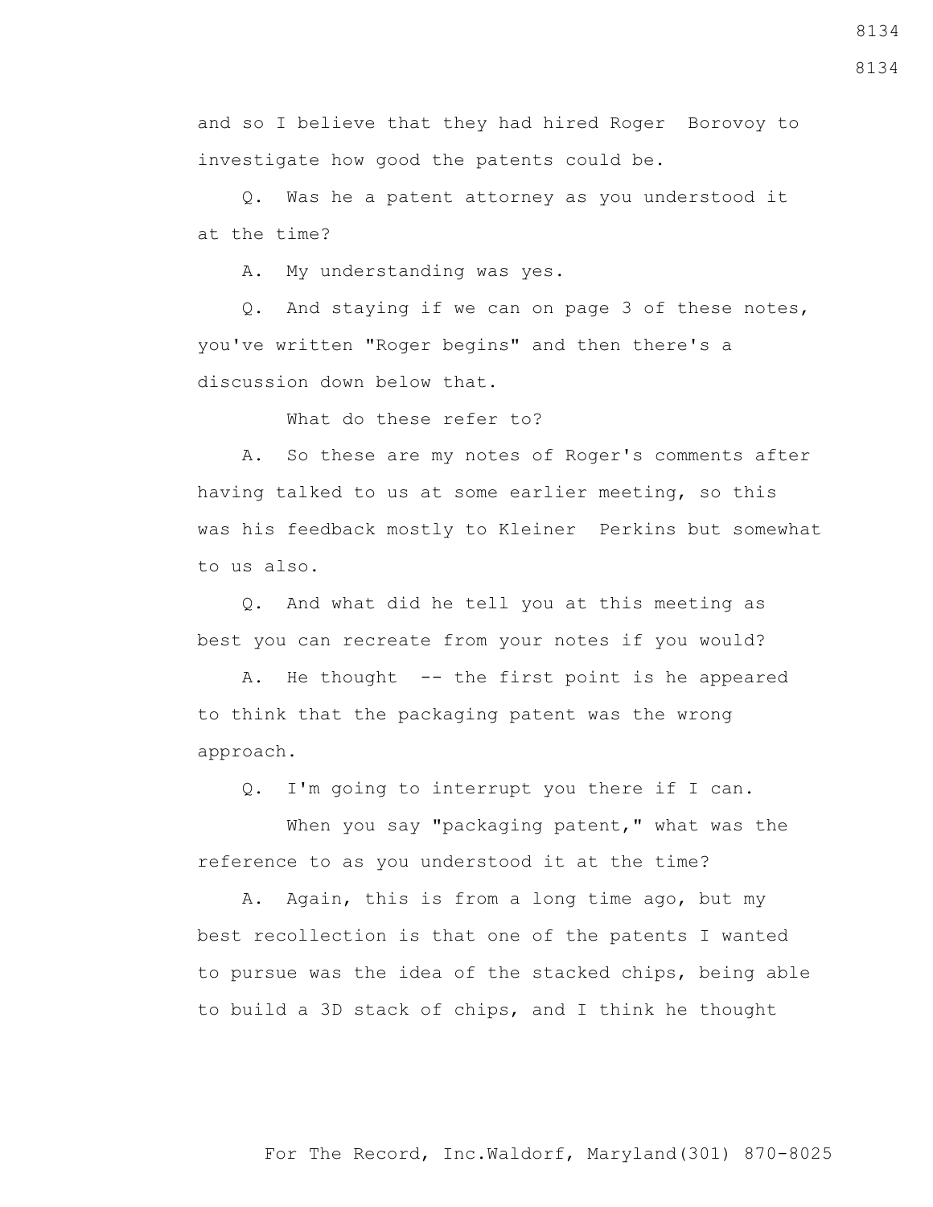and so I believe that they had hired Roger Borovoy to investigate how good the patents could be.

Q. Was he a patent attorney as you understood it at the time?

A. My understanding was yes.

Q. And staying if we can on page 3 of these notes, you've written "Roger begins" and then there's a discussion down below that.

What do these refer to?

A. So these are my notes of Roger's comments after having talked to us at some earlier meeting, so this was his feedback mostly to Kleiner Perkins but somewhat to us also.

Q. And what did he tell you at this meeting as best you can recreate from your notes if you would?

A. He thought -- the first point is he appeared to think that the packaging patent was the wrong approach.

Q. I'm going to interrupt you there if I can.

When you say "packaging patent," what was the reference to as you understood it at the time?

A. Again, this is from a long time ago, but my best recollection is that one of the patents I wanted to pursue was the idea of the stacked chips, being able to build a 3D stack of chips, and I think he thought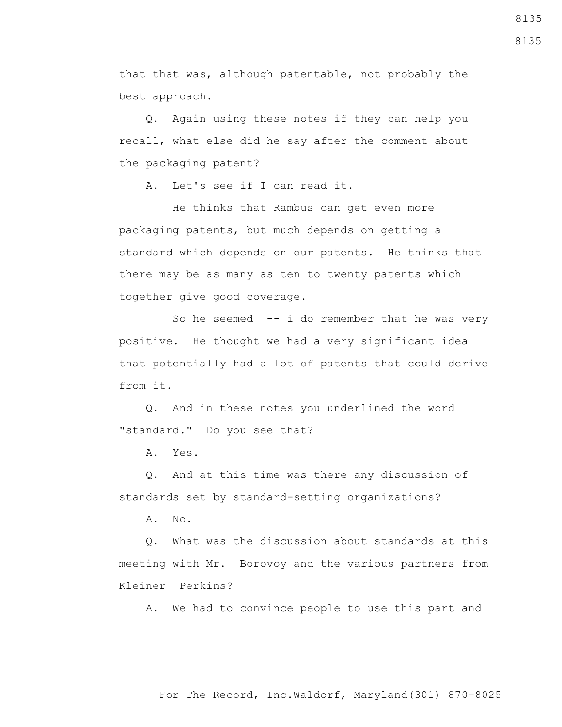that that was, although patentable, not probably the best approach.

Q. Again using these notes if they can help you recall, what else did he say after the comment about the packaging patent?

A. Let's see if I can read it.

He thinks that Rambus can get even more packaging patents, but much depends on getting a standard which depends on our patents. He thinks that there may be as many as ten to twenty patents which together give good coverage.

So he seemed -- i do remember that he was very positive. He thought we had a very significant idea that potentially had a lot of patents that could derive from it.

Q. And in these notes you underlined the word "standard." Do you see that?

A. Yes.

Q. And at this time was there any discussion of standards set by standard-setting organizations?

A. No.

Q. What was the discussion about standards at this meeting with Mr. Borovoy and the various partners from Kleiner Perkins?

A. We had to convince people to use this part and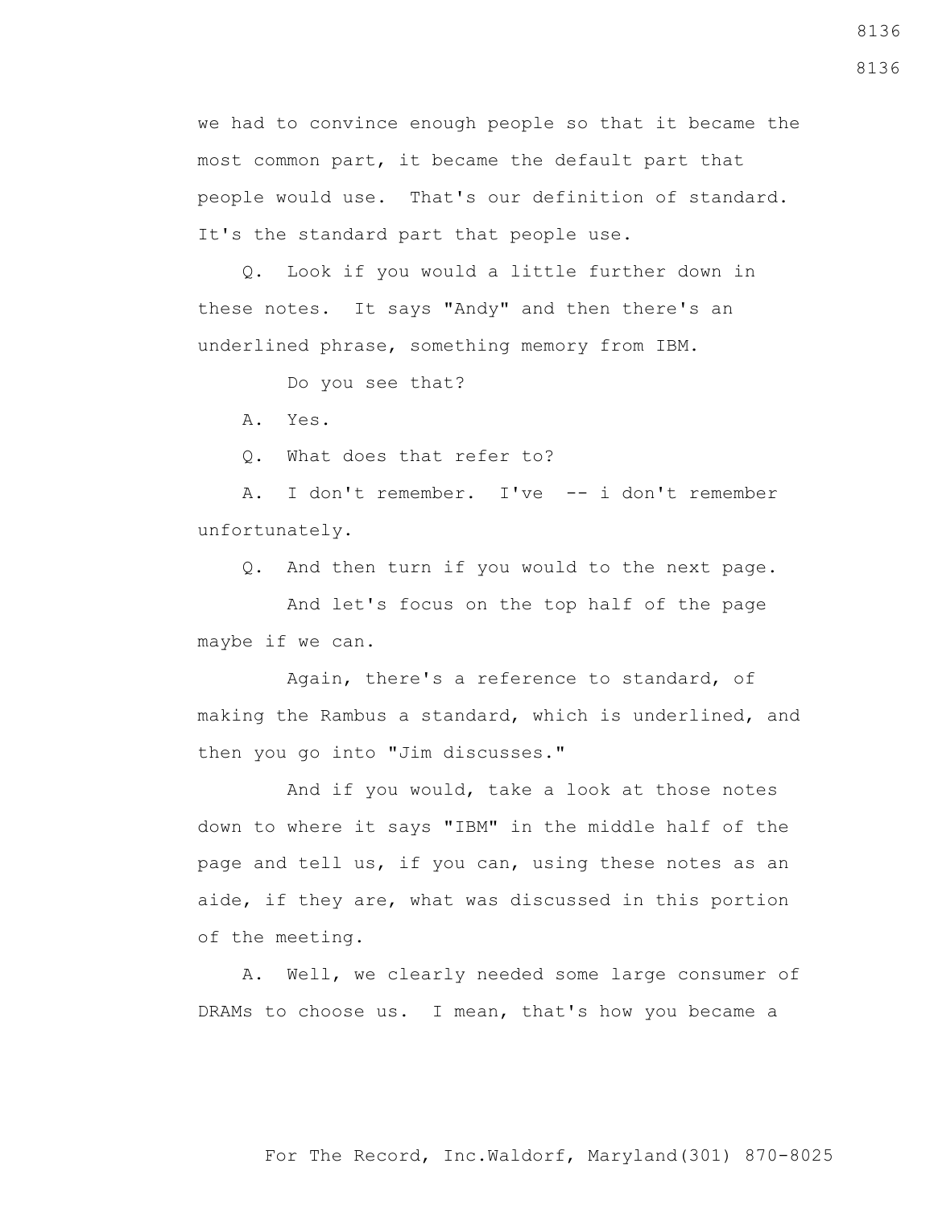we had to convince enough people so that it became the most common part, it became the default part that people would use. That's our definition of standard. It's the standard part that people use.

Q. Look if you would a little further down in these notes. It says "Andy" and then there's an underlined phrase, something memory from IBM.

Do you see that?

A. Yes.

Q. What does that refer to?

A. I don't remember. I've -- i don't remember unfortunately.

Q. And then turn if you would to the next page.

And let's focus on the top half of the page maybe if we can.

Again, there's a reference to standard, of making the Rambus a standard, which is underlined, and then you go into "Jim discusses."

And if you would, take a look at those notes down to where it says "IBM" in the middle half of the page and tell us, if you can, using these notes as an aide, if they are, what was discussed in this portion of the meeting.

A. Well, we clearly needed some large consumer of DRAMs to choose us. I mean, that's how you became a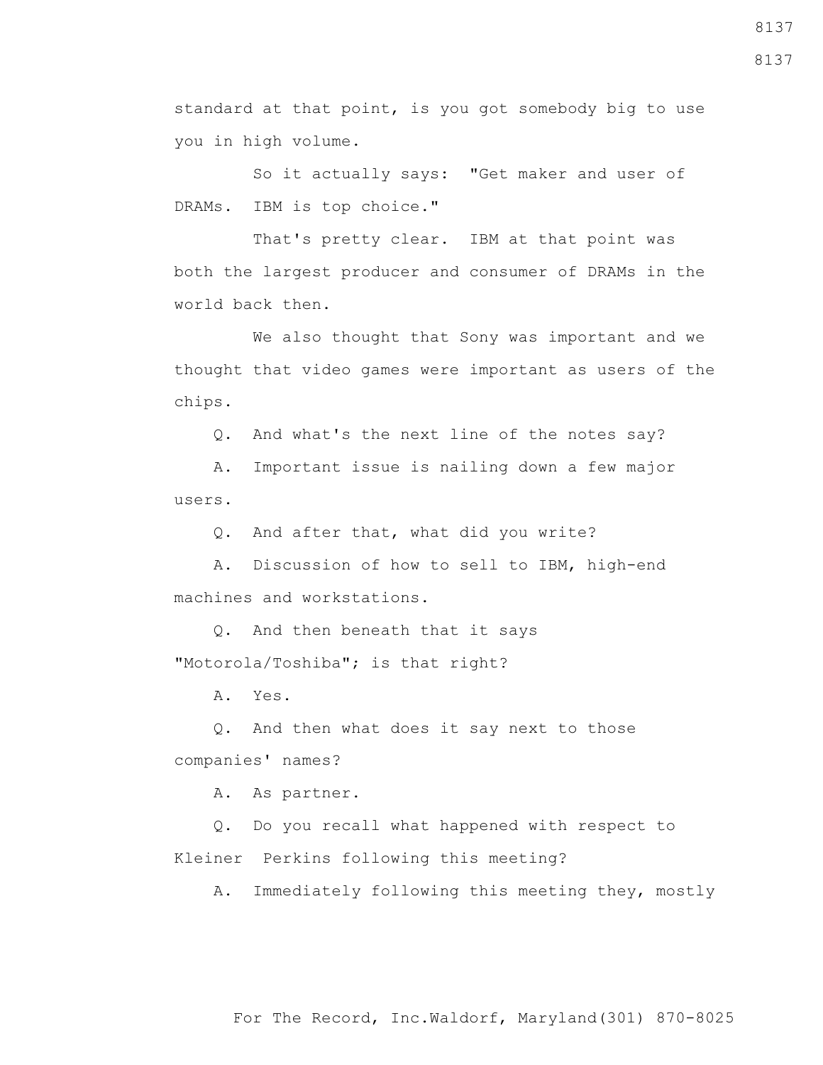standard at that point, is you got somebody big to use you in high volume.

So it actually says: "Get maker and user of DRAMs. IBM is top choice."

That's pretty clear. IBM at that point was both the largest producer and consumer of DRAMs in the world back then.

We also thought that Sony was important and we thought that video games were important as users of the chips.

Q. And what's the next line of the notes say?

A. Important issue is nailing down a few major users.

Q. And after that, what did you write?

A. Discussion of how to sell to IBM, high-end machines and workstations.

Q. And then beneath that it says "Motorola/Toshiba"; is that right?

A. Yes.

Q. And then what does it say next to those companies' names?

A. As partner.

Q. Do you recall what happened with respect to Kleiner Perkins following this meeting?

A. Immediately following this meeting they, mostly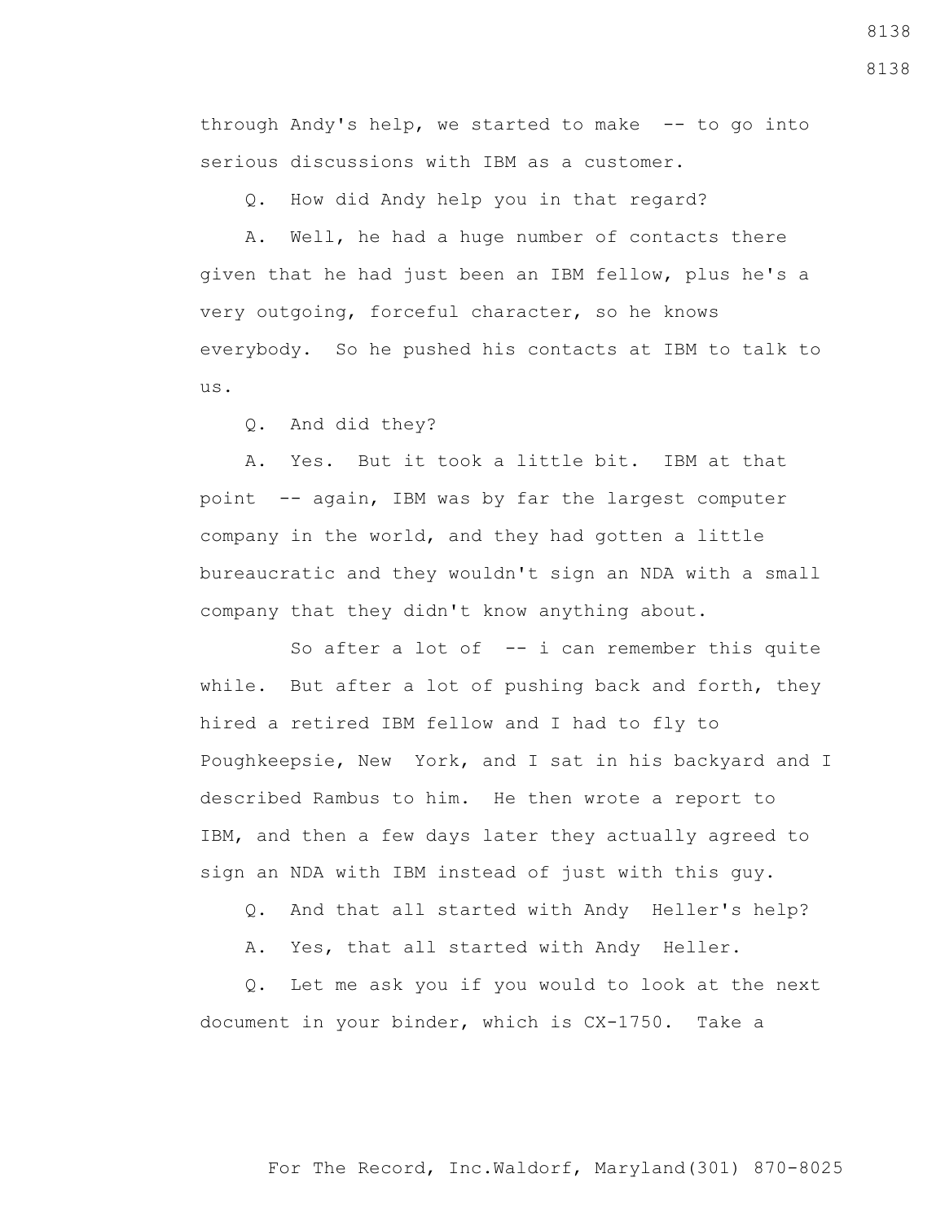through Andy's help, we started to make -- to go into serious discussions with IBM as a customer.

Q. How did Andy help you in that regard?

A. Well, he had a huge number of contacts there given that he had just been an IBM fellow, plus he's a very outgoing, forceful character, so he knows everybody. So he pushed his contacts at IBM to talk to us.

Q. And did they?

A. Yes. But it took a little bit. IBM at that point -- again, IBM was by far the largest computer company in the world, and they had gotten a little bureaucratic and they wouldn't sign an NDA with a small company that they didn't know anything about.

So after a lot of -- i can remember this quite while. But after a lot of pushing back and forth, they hired a retired IBM fellow and I had to fly to Poughkeepsie, New York, and I sat in his backyard and I described Rambus to him. He then wrote a report to IBM, and then a few days later they actually agreed to sign an NDA with IBM instead of just with this guy.

Q. And that all started with Andy Heller's help?

A. Yes, that all started with Andy Heller.

Q. Let me ask you if you would to look at the next document in your binder, which is CX-1750. Take a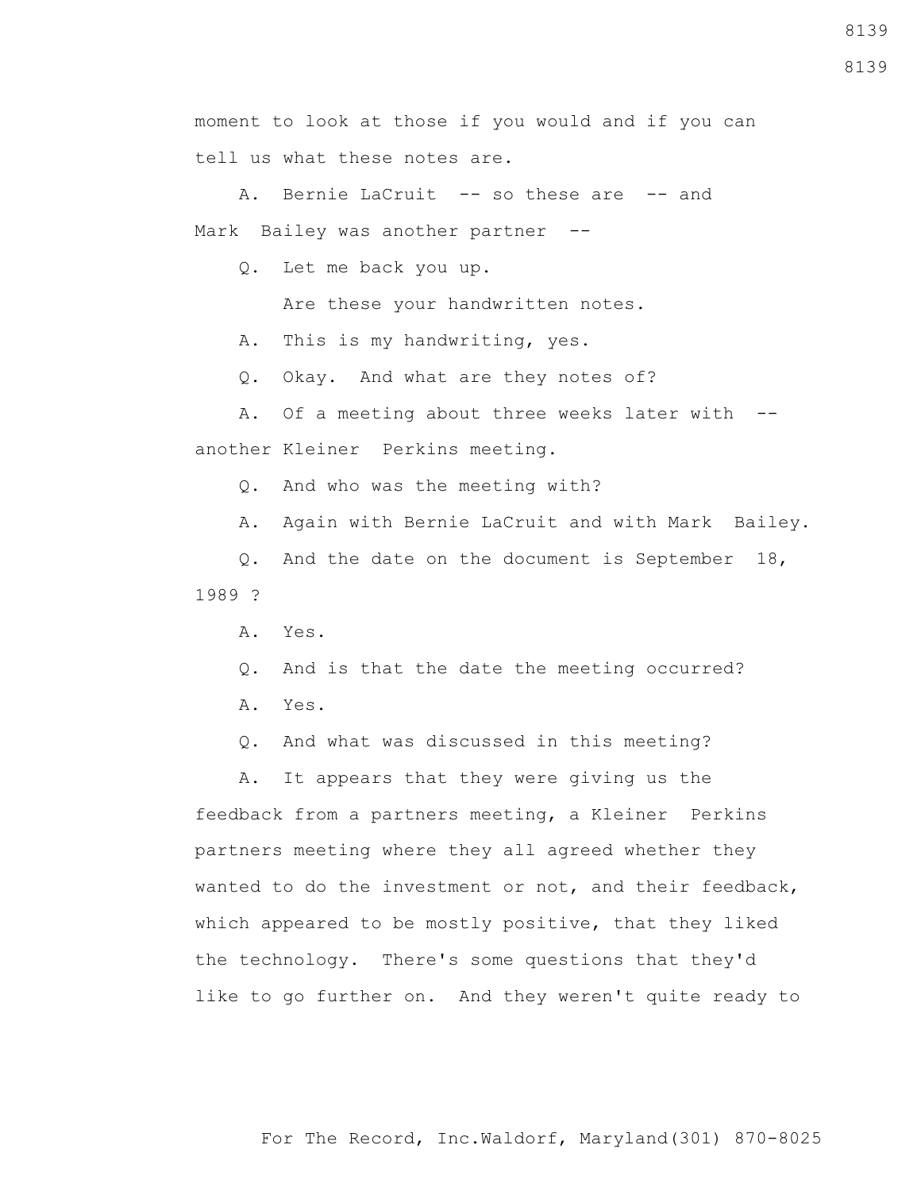moment to look at those if you would and if you can tell us what these notes are.

A. Bernie LaCruit -- so these are -- and Mark Bailey was another partner --

Q. Let me back you up.

Are these your handwritten notes.

A. This is my handwriting, yes.

Q. Okay. And what are they notes of?

A. Of a meeting about three weeks later with -- another Kleiner Perkins meeting.

Q. And who was the meeting with?

A. Again with Bernie LaCruit and with Mark Bailey.

Q. And the date on the document is September 18, 1989 ?

A. Yes.

Q. And is that the date the meeting occurred?

A. Yes.

Q. And what was discussed in this meeting?

A. It appears that they were giving us the feedback from a partners meeting, a Kleiner Perkins partners meeting where they all agreed whether they wanted to do the investment or not, and their feedback, which appeared to be mostly positive, that they liked the technology. There's some questions that they'd like to go further on. And they weren't quite ready to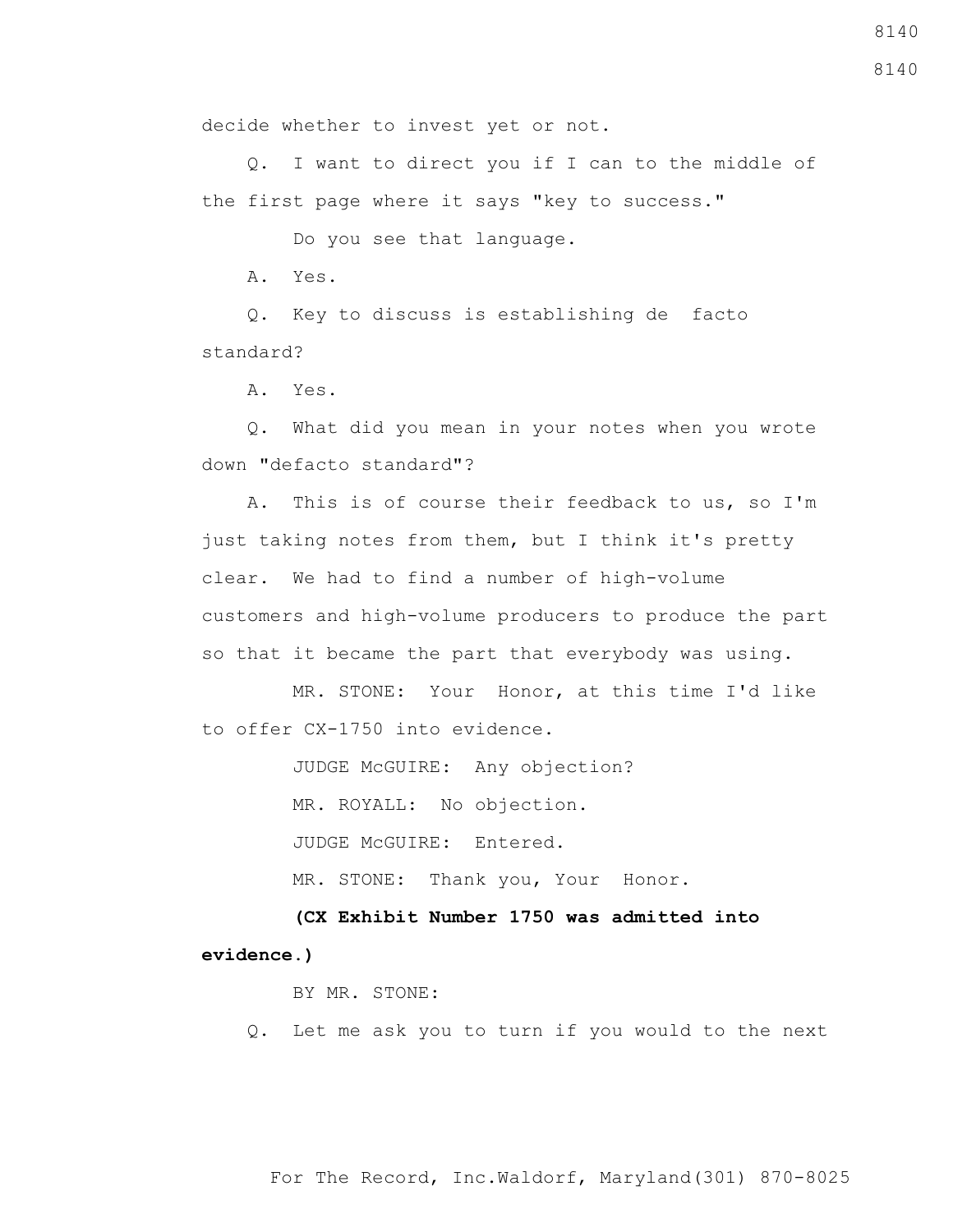decide whether to invest yet or not.

Q. I want to direct you if I can to the middle of the first page where it says "key to success."

Do you see that language.

A. Yes.

Q. Key to discuss is establishing de facto standard?

A. Yes.

Q. What did you mean in your notes when you wrote down "defacto standard"?

A. This is of course their feedback to us, so I'm just taking notes from them, but I think it's pretty clear. We had to find a number of high-volume customers and high-volume producers to produce the part so that it became the part that everybody was using.

MR. STONE: Your Honor, at this time I'd like to offer CX-1750 into evidence.

JUDGE McGUIRE: Any objection?

MR. ROYALL: No objection.

JUDGE McGUIRE: Entered.

MR. STONE: Thank you, Your Honor.

**(CX Exhibit Number 1750 was admitted into evidence.)**

BY MR. STONE:

Q. Let me ask you to turn if you would to the next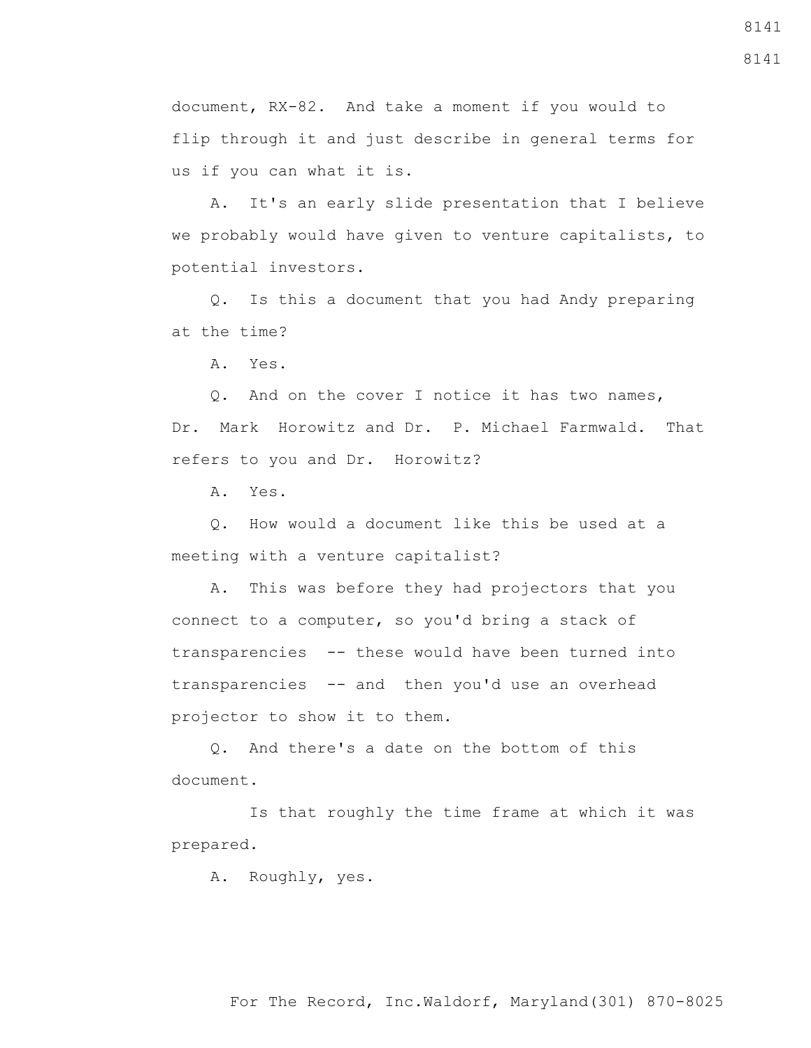document, RX-82. And take a moment if you would to flip through it and just describe in general terms for us if you can what it is.

A. It's an early slide presentation that I believe we probably would have given to venture capitalists, to potential investors.

Q. Is this a document that you had Andy preparing at the time?

A. Yes.

Q. And on the cover I notice it has two names, Dr. Mark Horowitz and Dr. P. Michael Farmwald. That refers to you and Dr. Horowitz?

A. Yes.

Q. How would a document like this be used at a meeting with a venture capitalist?

A. This was before they had projectors that you connect to a computer, so you'd bring a stack of transparencies -- these would have been turned into transparencies -- and then you'd use an overhead projector to show it to them.

Q. And there's a date on the bottom of this document.

Is that roughly the time frame at which it was prepared.

A. Roughly, yes.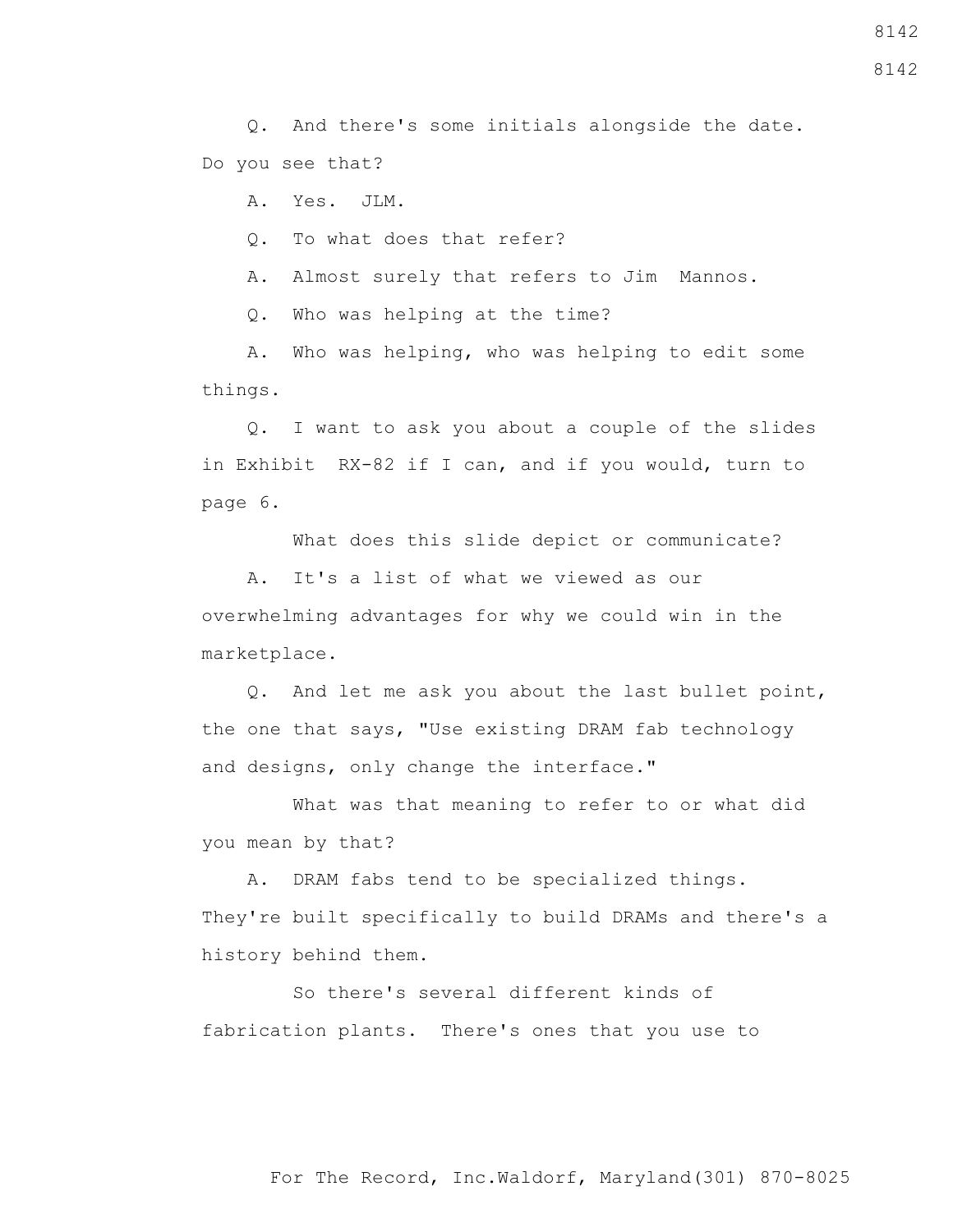Q. And there's some initials alongside the date. Do you see that?

A. Yes. JLM.

Q. To what does that refer?

A. Almost surely that refers to Jim Mannos.

Q. Who was helping at the time?

A. Who was helping, who was helping to edit some things.

Q. I want to ask you about a couple of the slides in Exhibit RX-82 if I can, and if you would, turn to page 6.

What does this slide depict or communicate?

A. It's a list of what we viewed as our overwhelming advantages for why we could win in the marketplace.

Q. And let me ask you about the last bullet point, the one that says, "Use existing DRAM fab technology and designs, only change the interface."

What was that meaning to refer to or what did you mean by that?

A. DRAM fabs tend to be specialized things. They're built specifically to build DRAMs and there's a history behind them.

So there's several different kinds of fabrication plants. There's ones that you use to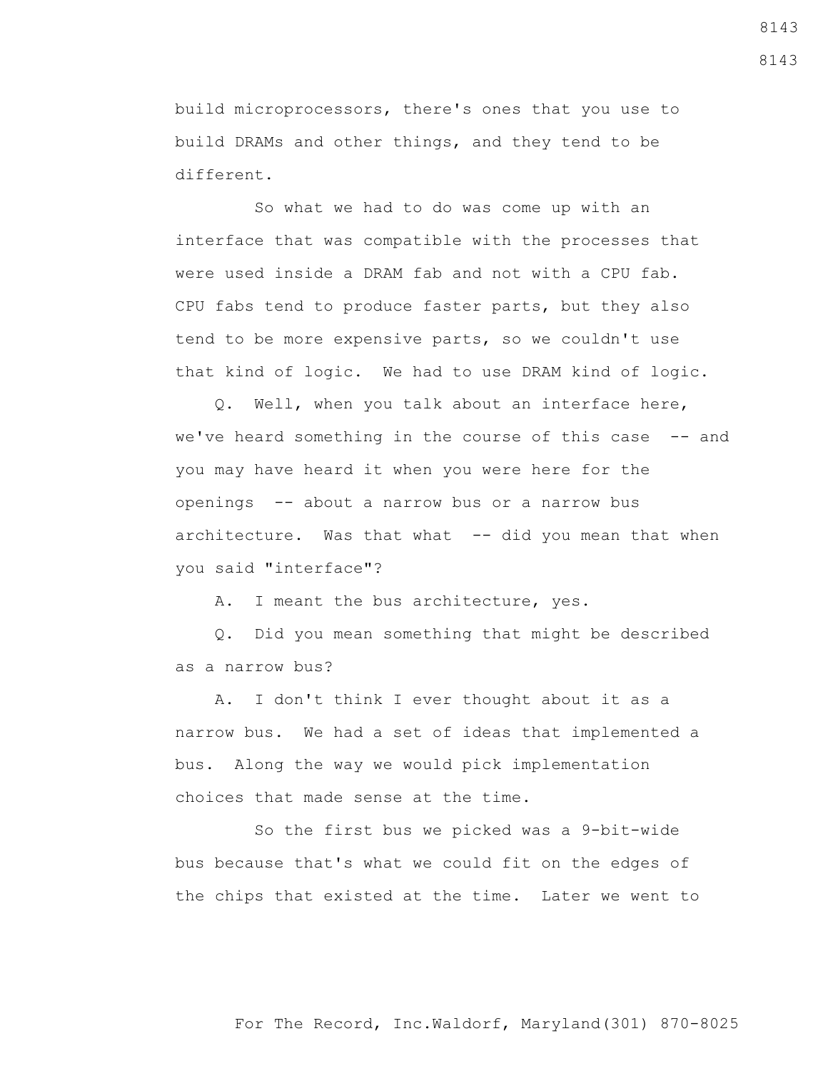build microprocessors, there's ones that you use to build DRAMs and other things, and they tend to be different.

So what we had to do was come up with an interface that was compatible with the processes that were used inside a DRAM fab and not with a CPU fab. CPU fabs tend to produce faster parts, but they also tend to be more expensive parts, so we couldn't use that kind of logic. We had to use DRAM kind of logic.

Q. Well, when you talk about an interface here, we've heard something in the course of this case -- and you may have heard it when you were here for the openings -- about a narrow bus or a narrow bus architecture. Was that what -- did you mean that when you said "interface"?

A. I meant the bus architecture, yes.

Q. Did you mean something that might be described as a narrow bus?

A. I don't think I ever thought about it as a narrow bus. We had a set of ideas that implemented a bus. Along the way we would pick implementation choices that made sense at the time.

So the first bus we picked was a 9-bit-wide bus because that's what we could fit on the edges of the chips that existed at the time. Later we went to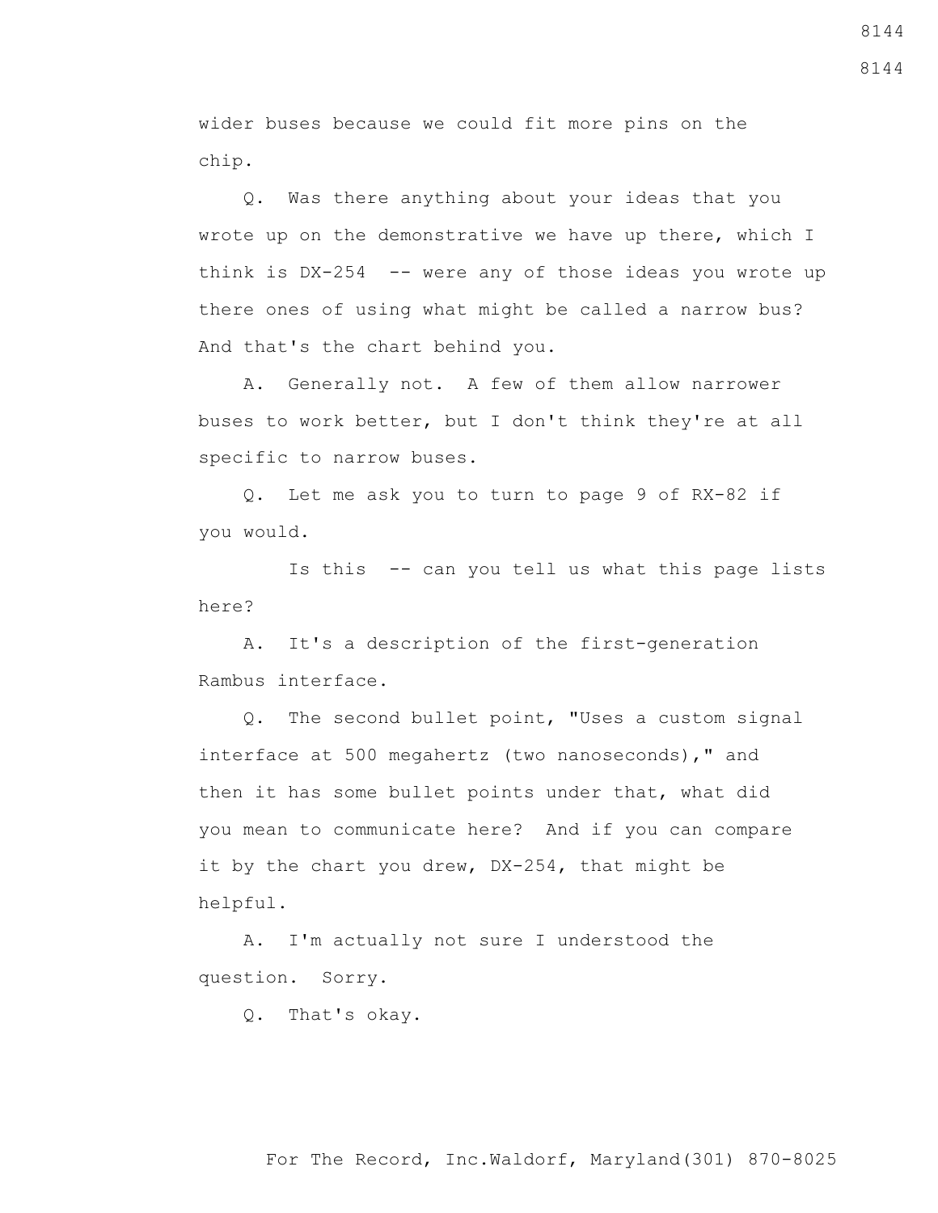wider buses because we could fit more pins on the chip.

Q. Was there anything about your ideas that you wrote up on the demonstrative we have up there, which I think is DX-254 -- were any of those ideas you wrote up there ones of using what might be called a narrow bus? And that's the chart behind you.

A. Generally not. A few of them allow narrower buses to work better, but I don't think they're at all specific to narrow buses.

Q. Let me ask you to turn to page 9 of RX-82 if you would.

Is this -- can you tell us what this page lists here?

A. It's a description of the first-generation Rambus interface.

Q. The second bullet point, "Uses a custom signal interface at 500 megahertz (two nanoseconds)," and then it has some bullet points under that, what did you mean to communicate here? And if you can compare it by the chart you drew, DX-254, that might be helpful.

A. I'm actually not sure I understood the question. Sorry.

Q. That's okay.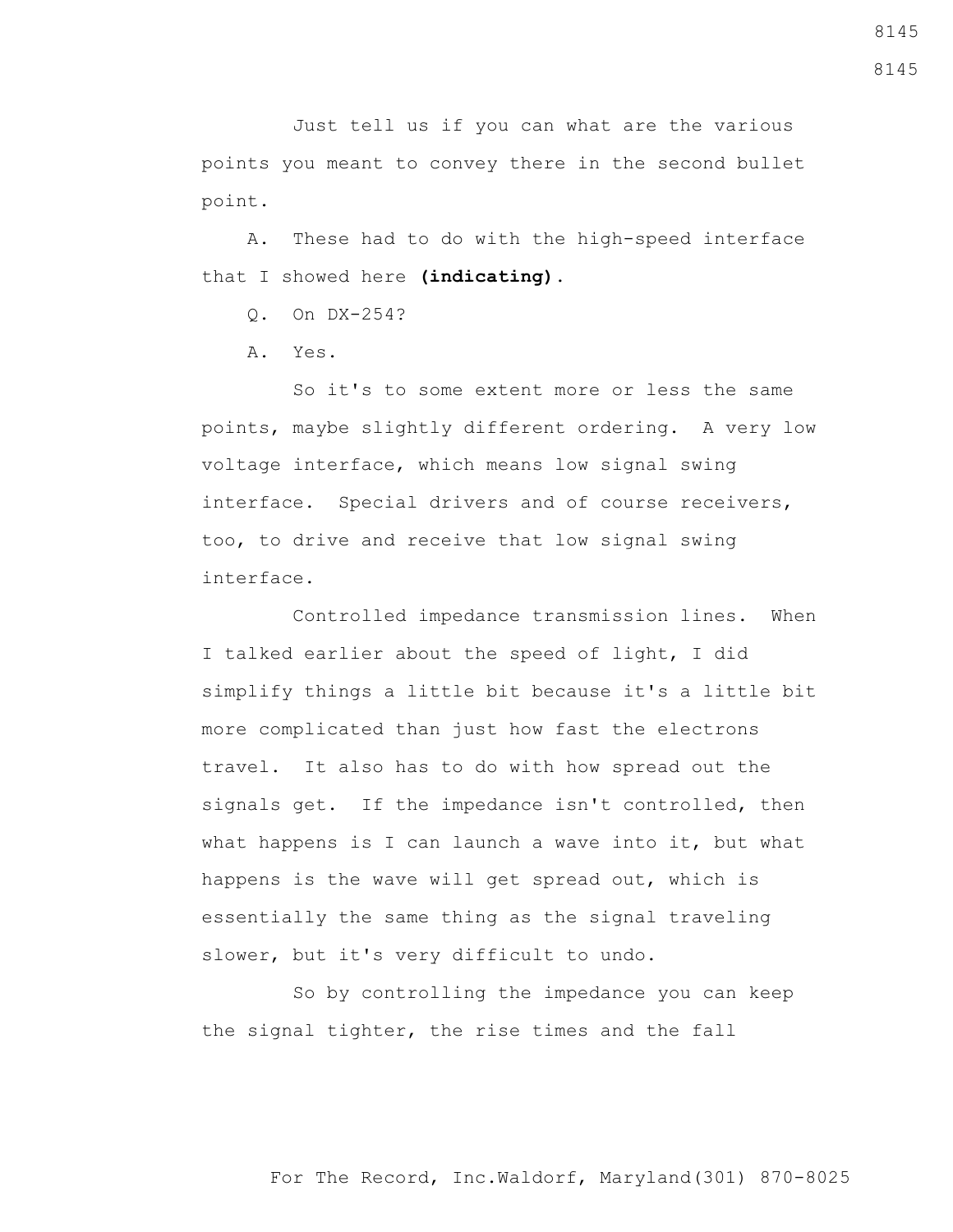Just tell us if you can what are the various points you meant to convey there in the second bullet point.

A. These had to do with the high-speed interface that I showed here **(indicating)**.

Q. On DX-254?

A. Yes.

So it's to some extent more or less the same points, maybe slightly different ordering. A very low voltage interface, which means low signal swing interface. Special drivers and of course receivers, too, to drive and receive that low signal swing interface.

Controlled impedance transmission lines. When I talked earlier about the speed of light, I did simplify things a little bit because it's a little bit more complicated than just how fast the electrons travel. It also has to do with how spread out the signals get. If the impedance isn't controlled, then what happens is I can launch a wave into it, but what happens is the wave will get spread out, which is essentially the same thing as the signal traveling slower, but it's very difficult to undo.

So by controlling the impedance you can keep the signal tighter, the rise times and the fall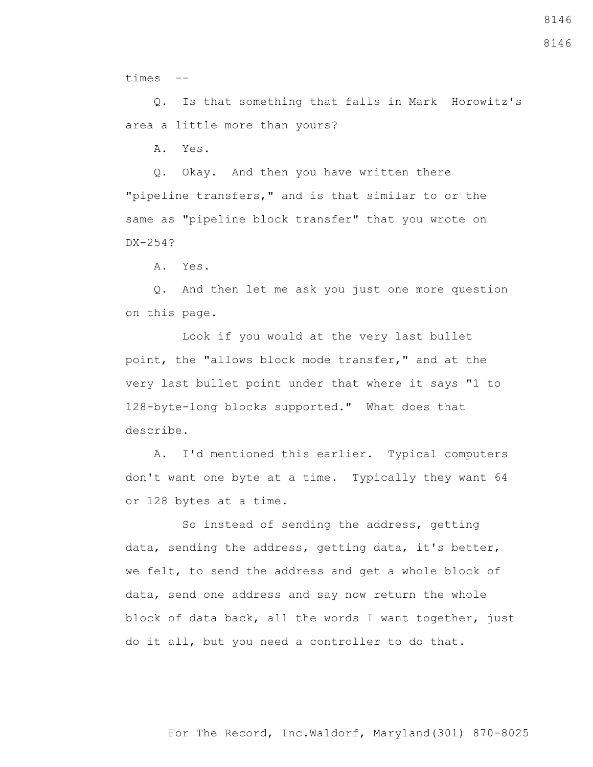times --

Q. Is that something that falls in Mark Horowitz's area a little more than yours?

A. Yes.

Q. Okay. And then you have written there "pipeline transfers," and is that similar to or the same as "pipeline block transfer" that you wrote on DX-254?

A. Yes.

Q. And then let me ask you just one more question on this page.

Look if you would at the very last bullet point, the "allows block mode transfer," and at the very last bullet point under that where it says "1 to 128-byte-long blocks supported." What does that describe.

A. I'd mentioned this earlier. Typical computers don't want one byte at a time. Typically they want 64 or 128 bytes at a time.

So instead of sending the address, getting data, sending the address, getting data, it's better, we felt, to send the address and get a whole block of data, send one address and say now return the whole block of data back, all the words I want together, just do it all, but you need a controller to do that.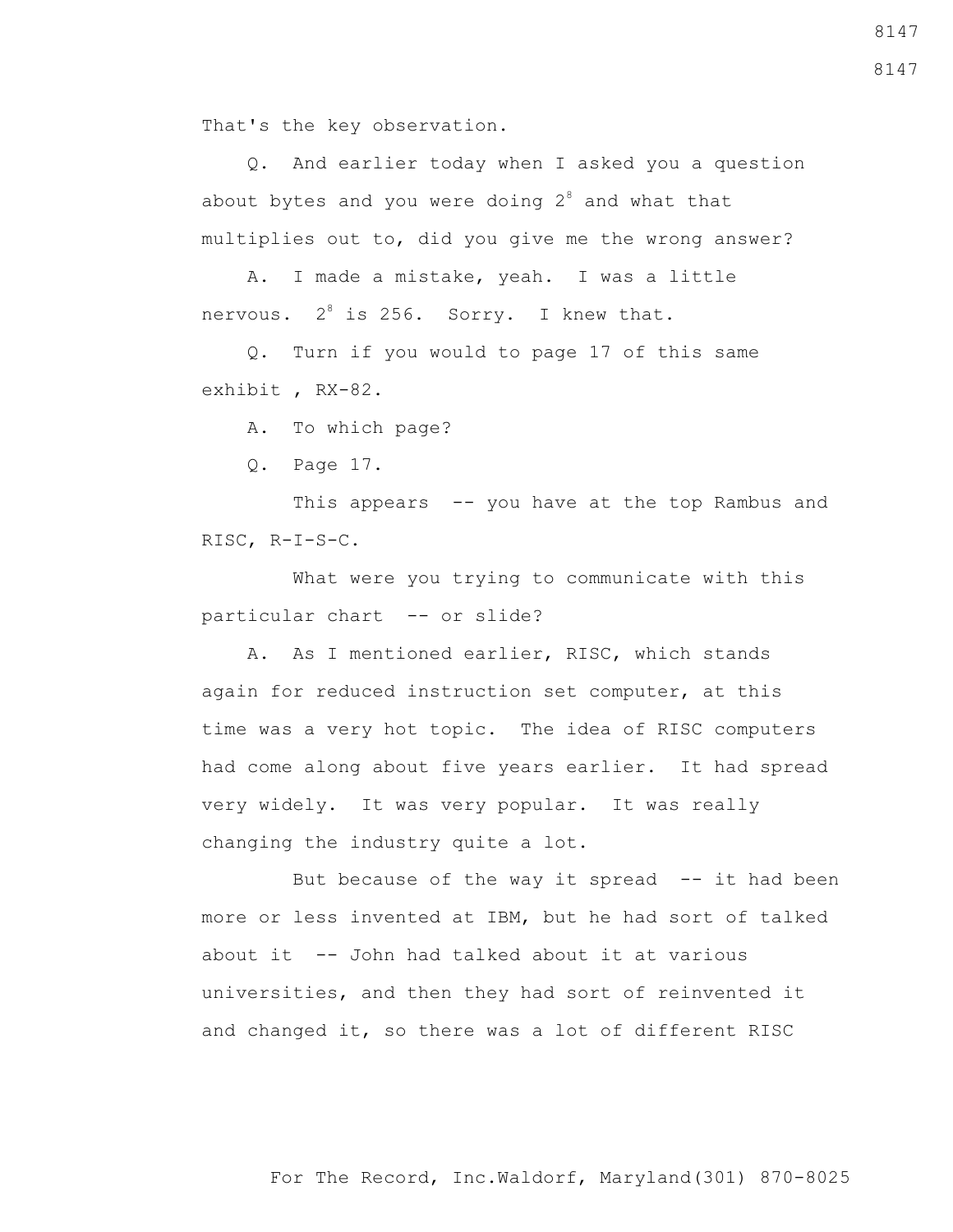That's the key observation.

Q. And earlier today when I asked you a question about bytes and you were doing $2^8$ and what that multiplies out to, did you give me the wrong answer?

A. I made a mistake, yeah. I was a little nervous. $2^8$ is 256. Sorry. I knew that.

Q. Turn if you would to page 17 of this same exhibit , RX-82.

A. To which page?

Q. Page 17.

This appears -- you have at the top Rambus and RISC, R-I-S-C.

What were you trying to communicate with this particular chart -- or slide?

A. As I mentioned earlier, RISC, which stands again for reduced instruction set computer, at this time was a very hot topic. The idea of RISC computers had come along about five years earlier. It had spread very widely. It was very popular. It was really changing the industry quite a lot.

But because of the way it spread -- it had been more or less invented at IBM, but he had sort of talked about it -- John had talked about it at various universities, and then they had sort of reinvented it and changed it, so there was a lot of different RISC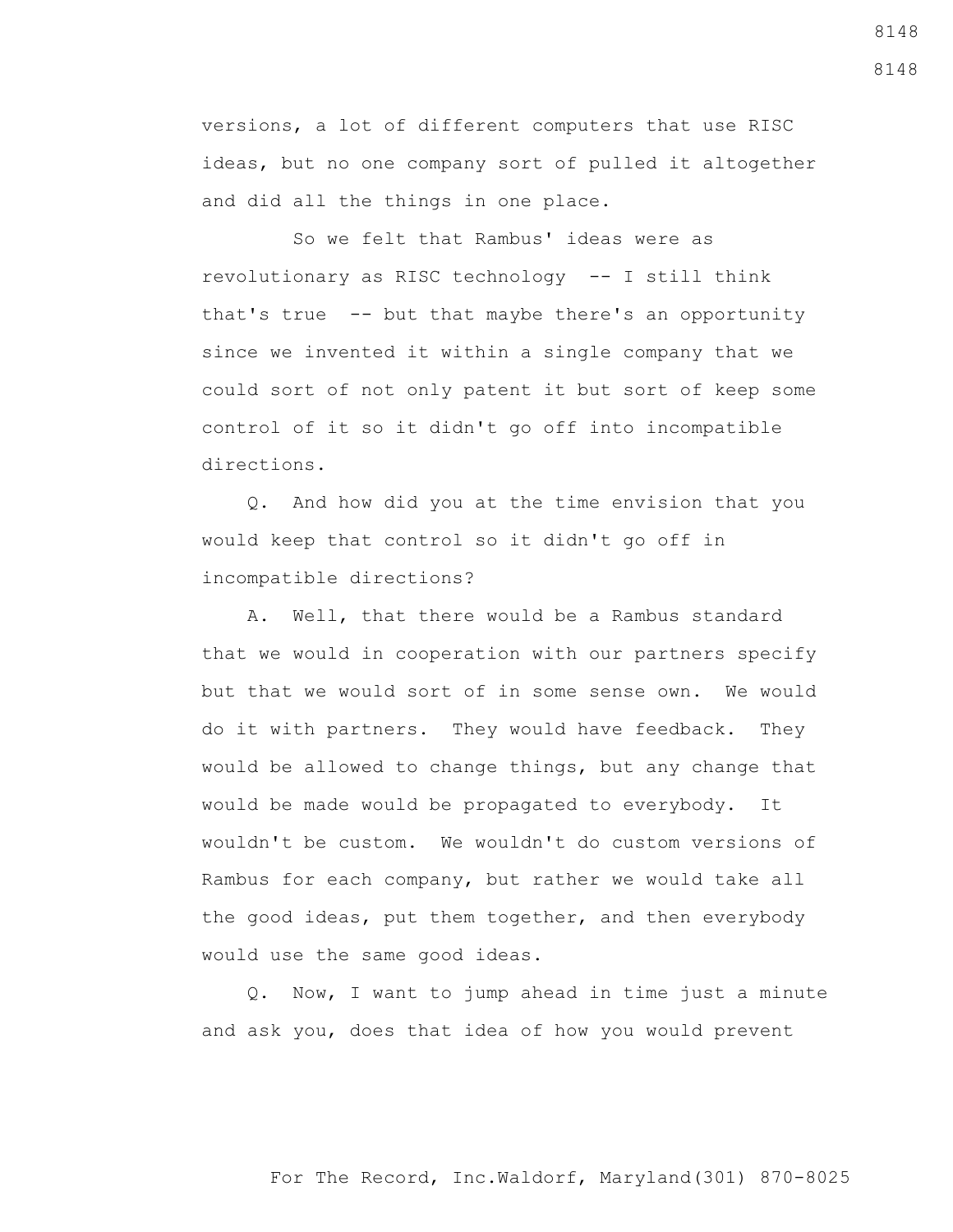versions, a lot of different computers that use RISC ideas, but no one company sort of pulled it altogether and did all the things in one place.

So we felt that Rambus' ideas were as revolutionary as RISC technology -- I still think that's true -- but that maybe there's an opportunity since we invented it within a single company that we could sort of not only patent it but sort of keep some control of it so it didn't go off into incompatible directions.

Q. And how did you at the time envision that you would keep that control so it didn't go off in incompatible directions?

A. Well, that there would be a Rambus standard that we would in cooperation with our partners specify but that we would sort of in some sense own. We would do it with partners. They would have feedback. They would be allowed to change things, but any change that would be made would be propagated to everybody. It wouldn't be custom. We wouldn't do custom versions of Rambus for each company, but rather we would take all the good ideas, put them together, and then everybody would use the same good ideas.

Q. Now, I want to jump ahead in time just a minute and ask you, does that idea of how you would prevent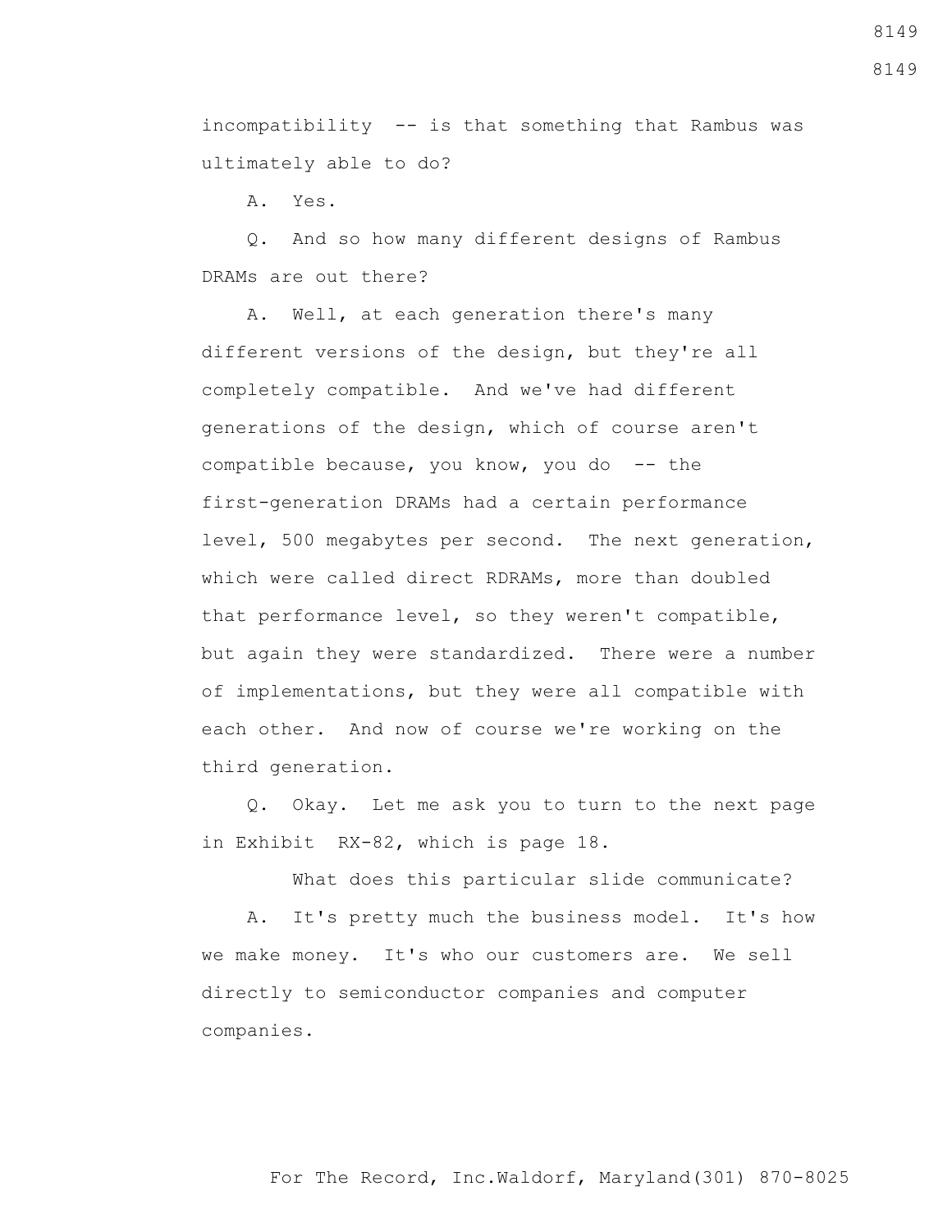incompatibility -- is that something that Rambus was ultimately able to do?

A. Yes.

Q. And so how many different designs of Rambus DRAMs are out there?

A. Well, at each generation there's many different versions of the design, but they're all completely compatible. And we've had different generations of the design, which of course aren't compatible because, you know, you do -- the first-generation DRAMs had a certain performance level, 500 megabytes per second. The next generation, which were called direct RDRAMs, more than doubled that performance level, so they weren't compatible, but again they were standardized. There were a number of implementations, but they were all compatible with each other. And now of course we're working on the third generation.

Q. Okay. Let me ask you to turn to the next page in Exhibit RX-82, which is page 18.

What does this particular slide communicate?

A. It's pretty much the business model. It's how we make money. It's who our customers are. We sell directly to semiconductor companies and computer companies.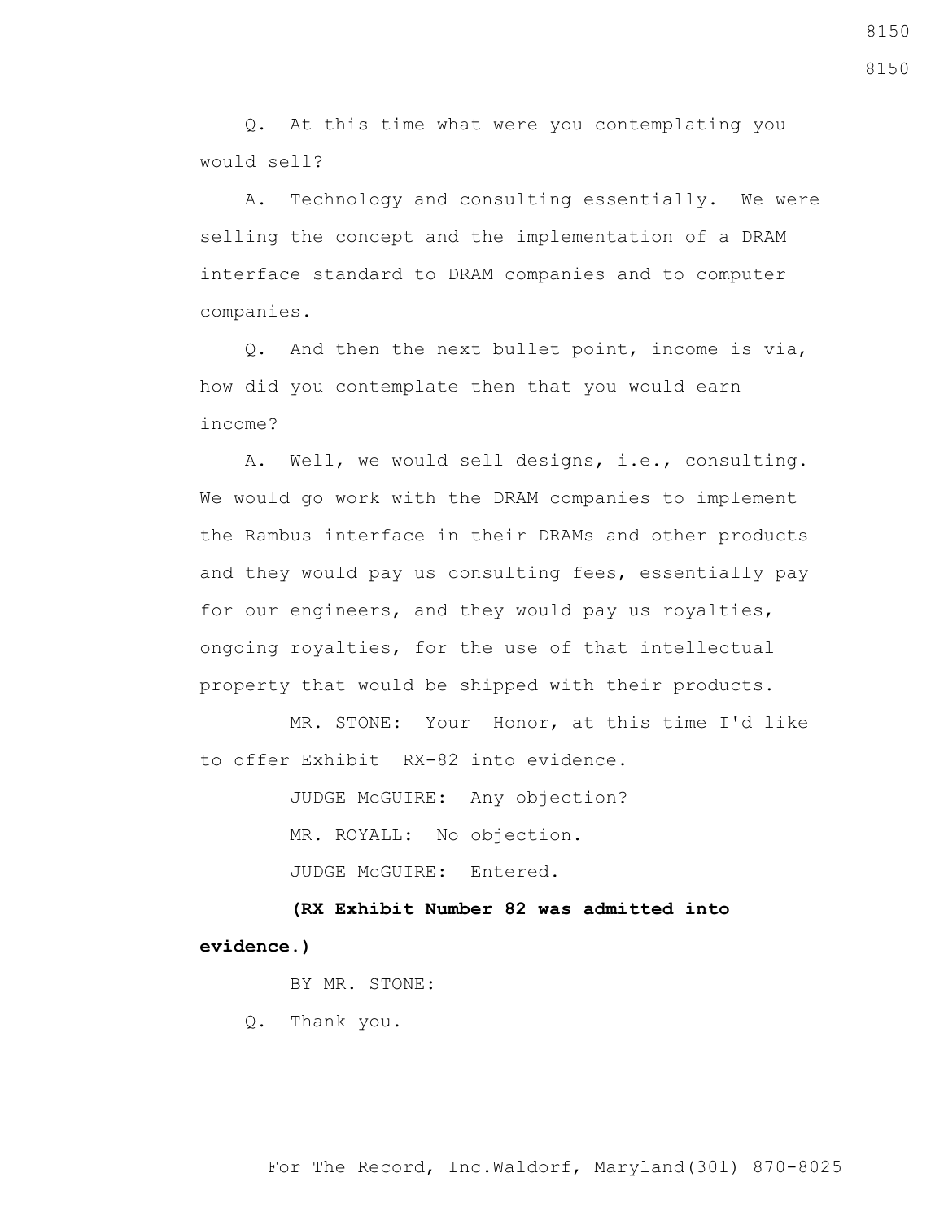Q. At this time what were you contemplating you would sell?

A. Technology and consulting essentially. We were selling the concept and the implementation of a DRAM interface standard to DRAM companies and to computer companies.

Q. And then the next bullet point, income is via, how did you contemplate then that you would earn income?

A. Well, we would sell designs, i.e., consulting. We would go work with the DRAM companies to implement the Rambus interface in their DRAMs and other products and they would pay us consulting fees, essentially pay for our engineers, and they would pay us royalties, ongoing royalties, for the use of that intellectual property that would be shipped with their products.

MR. STONE: Your Honor, at this time I'd like to offer Exhibit RX-82 into evidence.

JUDGE McGUIRE: Any objection?

MR. ROYALL: No objection.

JUDGE McGUIRE: Entered.

**(RX Exhibit Number 82 was admitted into evidence.)**

BY MR. STONE:

Q. Thank you.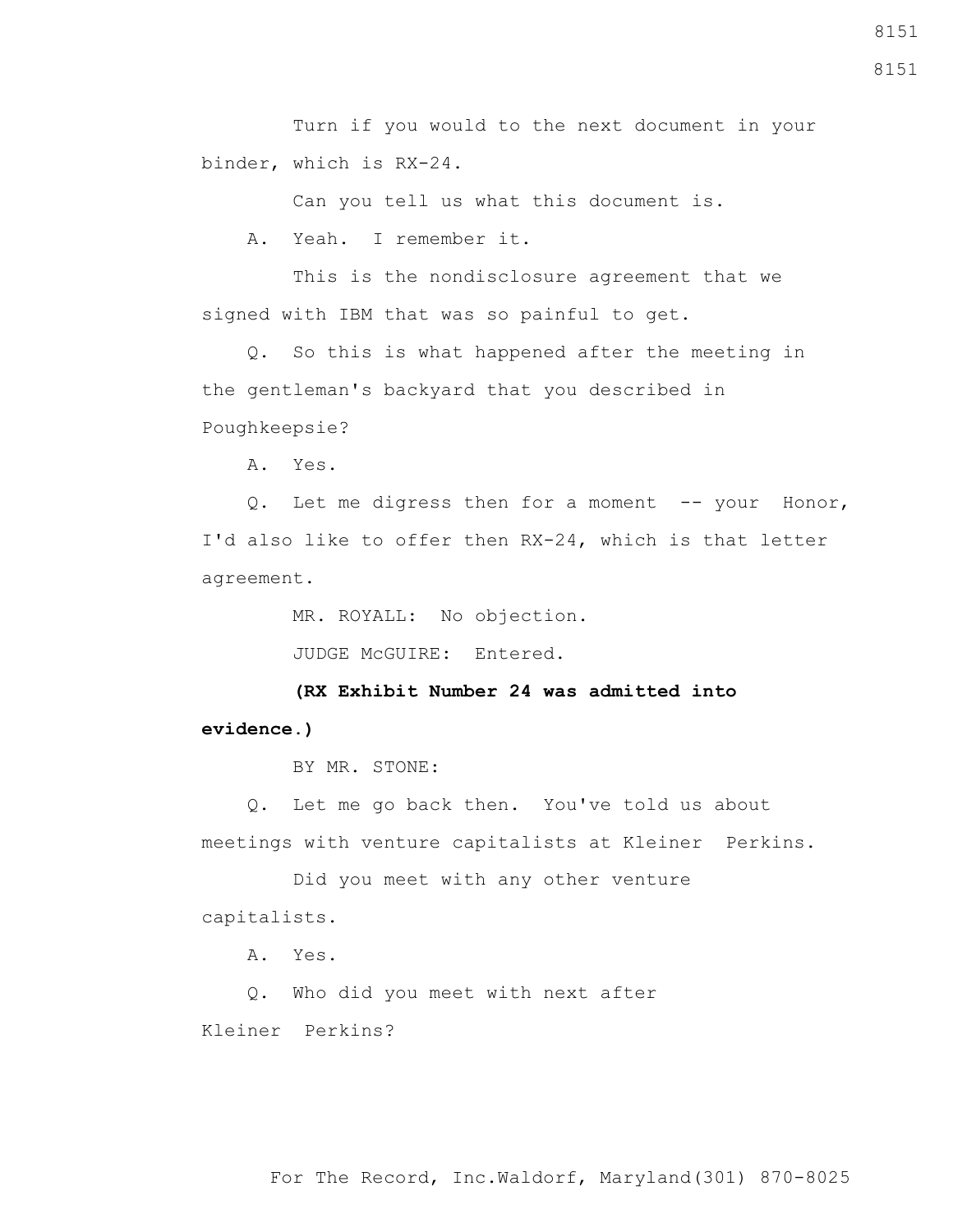Turn if you would to the next document in your binder, which is RX-24.

Can you tell us what this document is.

A. Yeah. I remember it.

This is the nondisclosure agreement that we signed with IBM that was so painful to get.

Q. So this is what happened after the meeting in the gentleman's backyard that you described in Poughkeepsie?

A. Yes.

Q. Let me digress then for a moment -- your Honor, I'd also like to offer then RX-24, which is that letter agreement.

MR. ROYALL: No objection.

JUDGE McGUIRE: Entered.

**(RX Exhibit Number 24 was admitted into evidence.)**

BY MR. STONE:

Q. Let me go back then. You've told us about meetings with venture capitalists at Kleiner Perkins.

Did you meet with any other venture capitalists.

A. Yes.

Q. Who did you meet with next after Kleiner Perkins?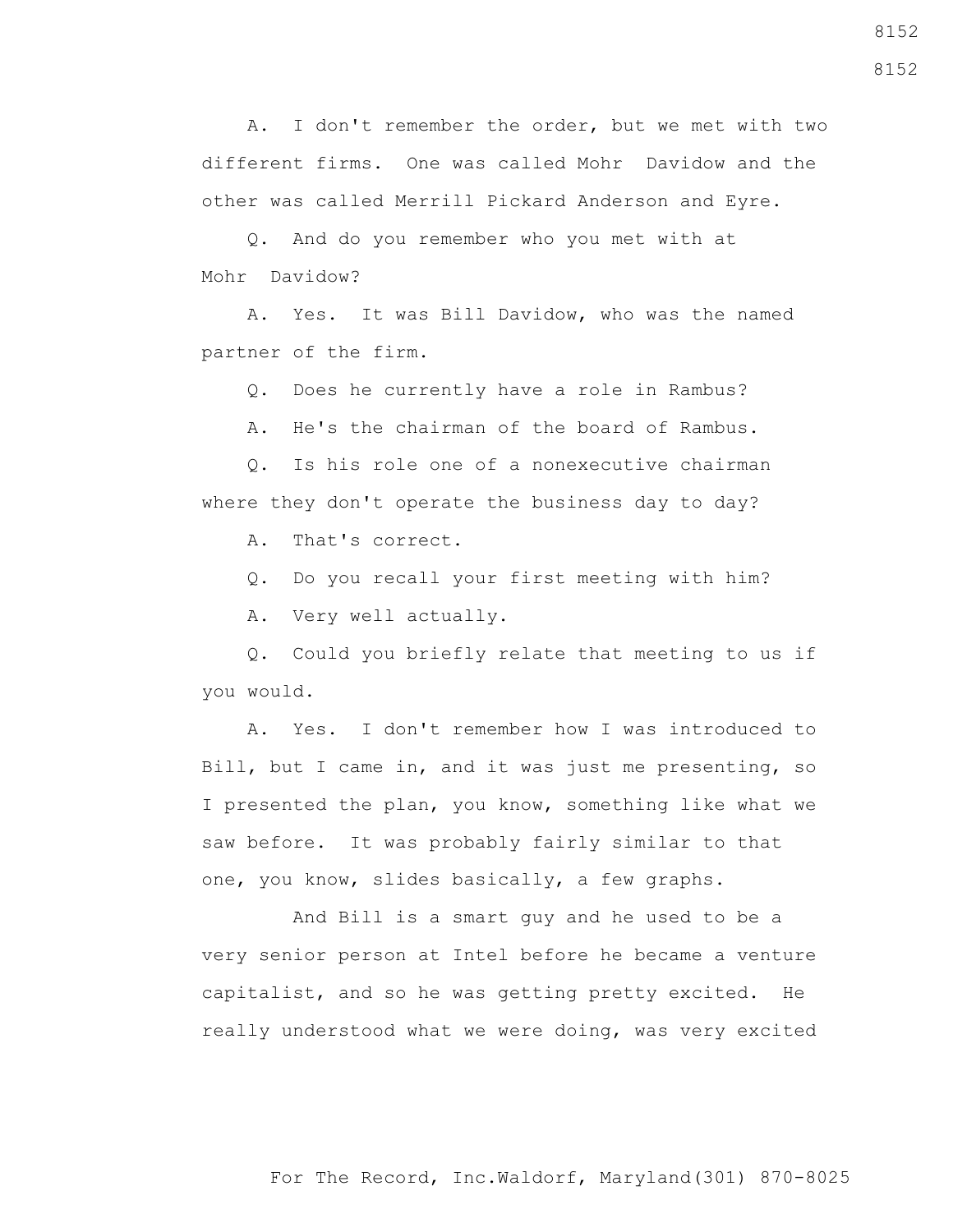A. I don't remember the order, but we met with two different firms. One was called Mohr Davidow and the other was called Merrill Pickard Anderson and Eyre.

Q. And do you remember who you met with at Mohr Davidow?

A. Yes. It was Bill Davidow, who was the named partner of the firm.

Q. Does he currently have a role in Rambus?

A. He's the chairman of the board of Rambus.

Q. Is his role one of a nonexecutive chairman where they don't operate the business day to day?

A. That's correct.

Q. Do you recall your first meeting with him?

A. Very well actually.

Q. Could you briefly relate that meeting to us if you would.

A. Yes. I don't remember how I was introduced to Bill, but I came in, and it was just me presenting, so I presented the plan, you know, something like what we saw before. It was probably fairly similar to that one, you know, slides basically, a few graphs.

And Bill is a smart guy and he used to be a very senior person at Intel before he became a venture capitalist, and so he was getting pretty excited. He really understood what we were doing, was very excited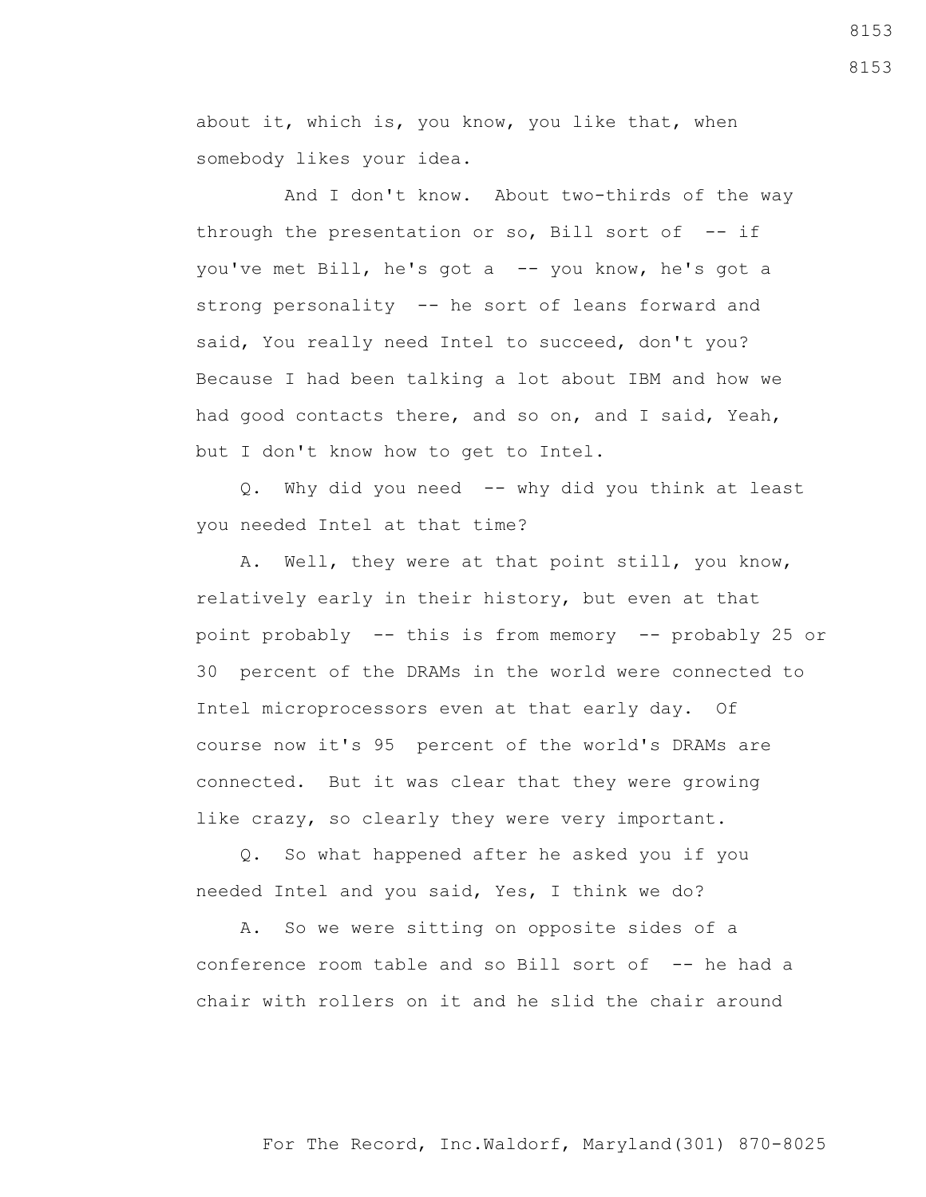about it, which is, you know, you like that, when somebody likes your idea.

And I don't know. About two-thirds of the way through the presentation or so, Bill sort of -- if you've met Bill, he's got a -- you know, he's got a strong personality -- he sort of leans forward and said, You really need Intel to succeed, don't you? Because I had been talking a lot about IBM and how we had good contacts there, and so on, and I said, Yeah, but I don't know how to get to Intel.

Q. Why did you need -- why did you think at least you needed Intel at that time?

A. Well, they were at that point still, you know, relatively early in their history, but even at that point probably -- this is from memory -- probably 25 or 30 percent of the DRAMs in the world were connected to Intel microprocessors even at that early day. Of course now it's 95 percent of the world's DRAMs are connected. But it was clear that they were growing like crazy, so clearly they were very important.

Q. So what happened after he asked you if you needed Intel and you said, Yes, I think we do?

A. So we were sitting on opposite sides of a conference room table and so Bill sort of -- he had a chair with rollers on it and he slid the chair around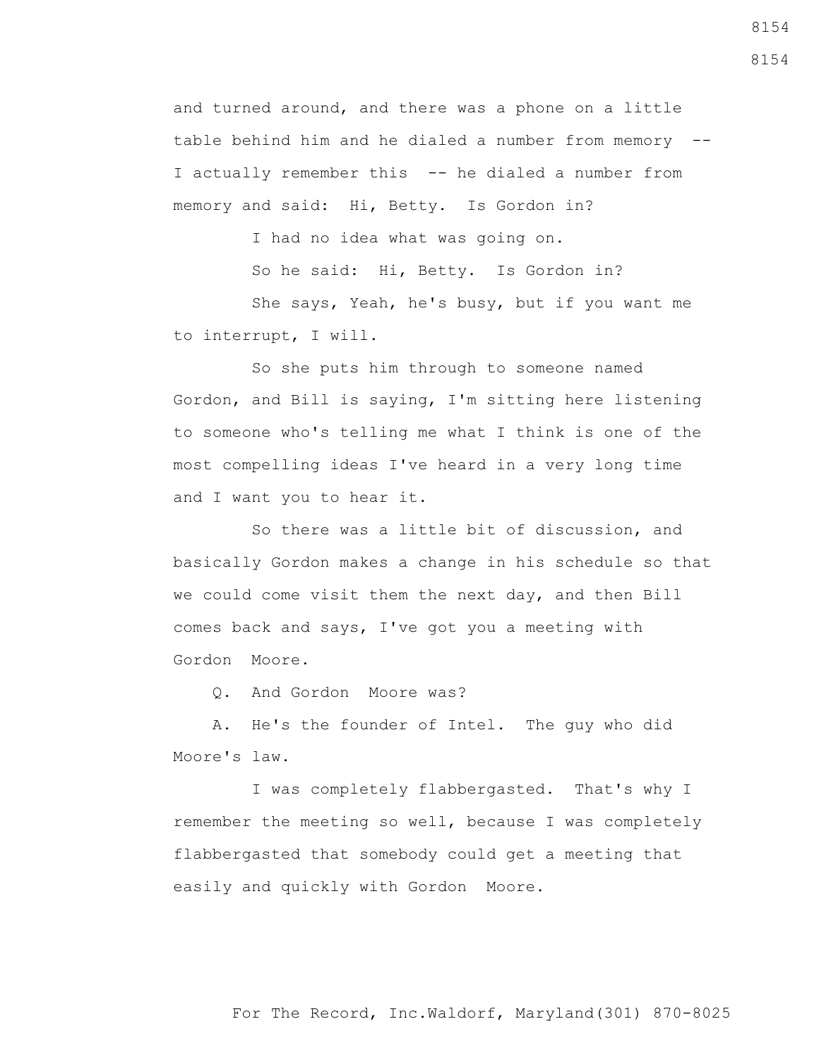and turned around, and there was a phone on a little table behind him and he dialed a number from memory -- I actually remember this -- he dialed a number from memory and said: Hi, Betty. Is Gordon in?

I had no idea what was going on.

So he said: Hi, Betty. Is Gordon in?

She says, Yeah, he's busy, but if you want me to interrupt, I will.

So she puts him through to someone named Gordon, and Bill is saying, I'm sitting here listening to someone who's telling me what I think is one of the most compelling ideas I've heard in a very long time and I want you to hear it.

So there was a little bit of discussion, and basically Gordon makes a change in his schedule so that we could come visit them the next day, and then Bill comes back and says, I've got you a meeting with Gordon Moore.

Q. And Gordon Moore was?

A. He's the founder of Intel. The guy who did Moore's law.

I was completely flabbergasted. That's why I remember the meeting so well, because I was completely flabbergasted that somebody could get a meeting that easily and quickly with Gordon Moore.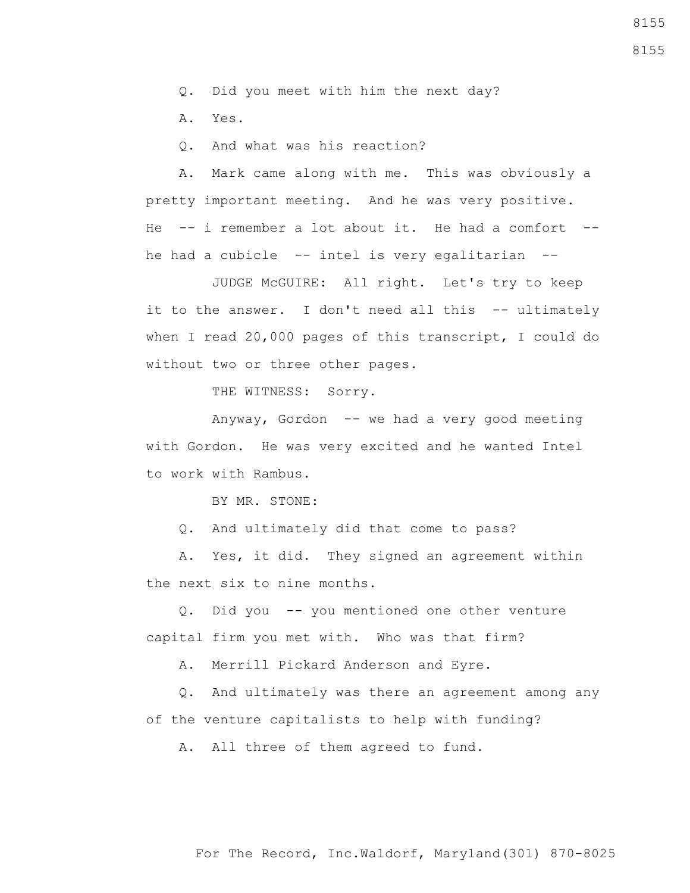Q. Did you meet with him the next day?

A. Yes.

Q. And what was his reaction?

A. Mark came along with me. This was obviously a pretty important meeting. And he was very positive. He -- i remember a lot about it. He had a comfort -- he had a cubicle -- intel is very egalitarian --

JUDGE McGUIRE: All right. Let's try to keep it to the answer. I don't need all this -- ultimately when I read 20,000 pages of this transcript, I could do without two or three other pages.

THE WITNESS: Sorry.

Anyway, Gordon -- we had a very good meeting with Gordon. He was very excited and he wanted Intel to work with Rambus.

BY MR. STONE:

Q. And ultimately did that come to pass?

A. Yes, it did. They signed an agreement within the next six to nine months.

Q. Did you -- you mentioned one other venture capital firm you met with. Who was that firm?

A. Merrill Pickard Anderson and Eyre.

Q. And ultimately was there an agreement among any of the venture capitalists to help with funding?

A. All three of them agreed to fund.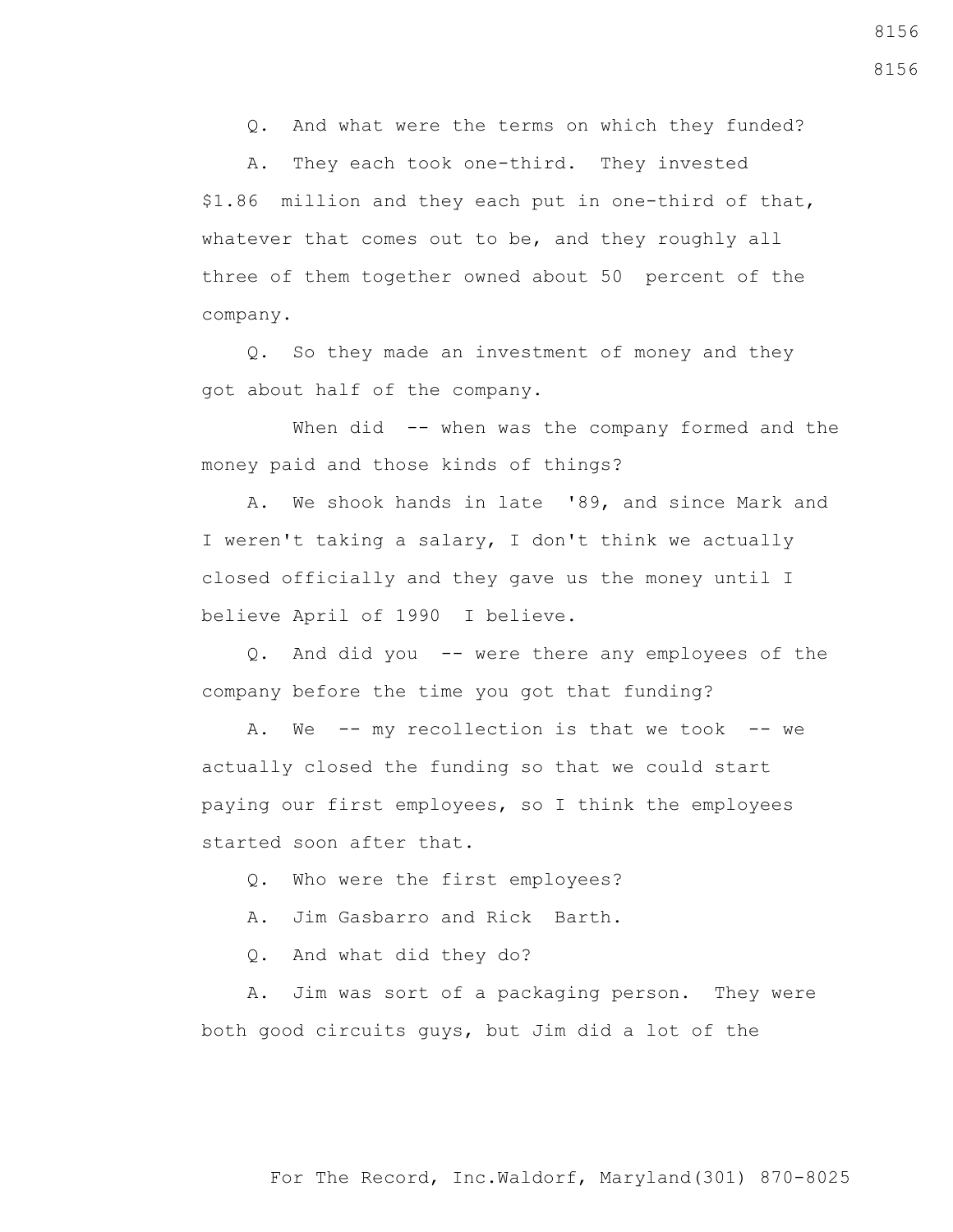Q. And what were the terms on which they funded?

A. They each took one-third. They invested $1.86 million and they each put in one-third of that, whatever that comes out to be, and they roughly all three of them together owned about 50 percent of the company.

Q. So they made an investment of money and they got about half of the company.

When did -- when was the company formed and the money paid and those kinds of things?

A. We shook hands in late '89, and since Mark and I weren't taking a salary, I don't think we actually closed officially and they gave us the money until I believe April of 1990 I believe.

Q. And did you -- were there any employees of the company before the time you got that funding?

A. We -- my recollection is that we took -- we actually closed the funding so that we could start paying our first employees, so I think the employees started soon after that.

Q. Who were the first employees?

A. Jim Gasbarro and Rick Barth.

Q. And what did they do?

A. Jim was sort of a packaging person. They were both good circuits guys, but Jim did a lot of the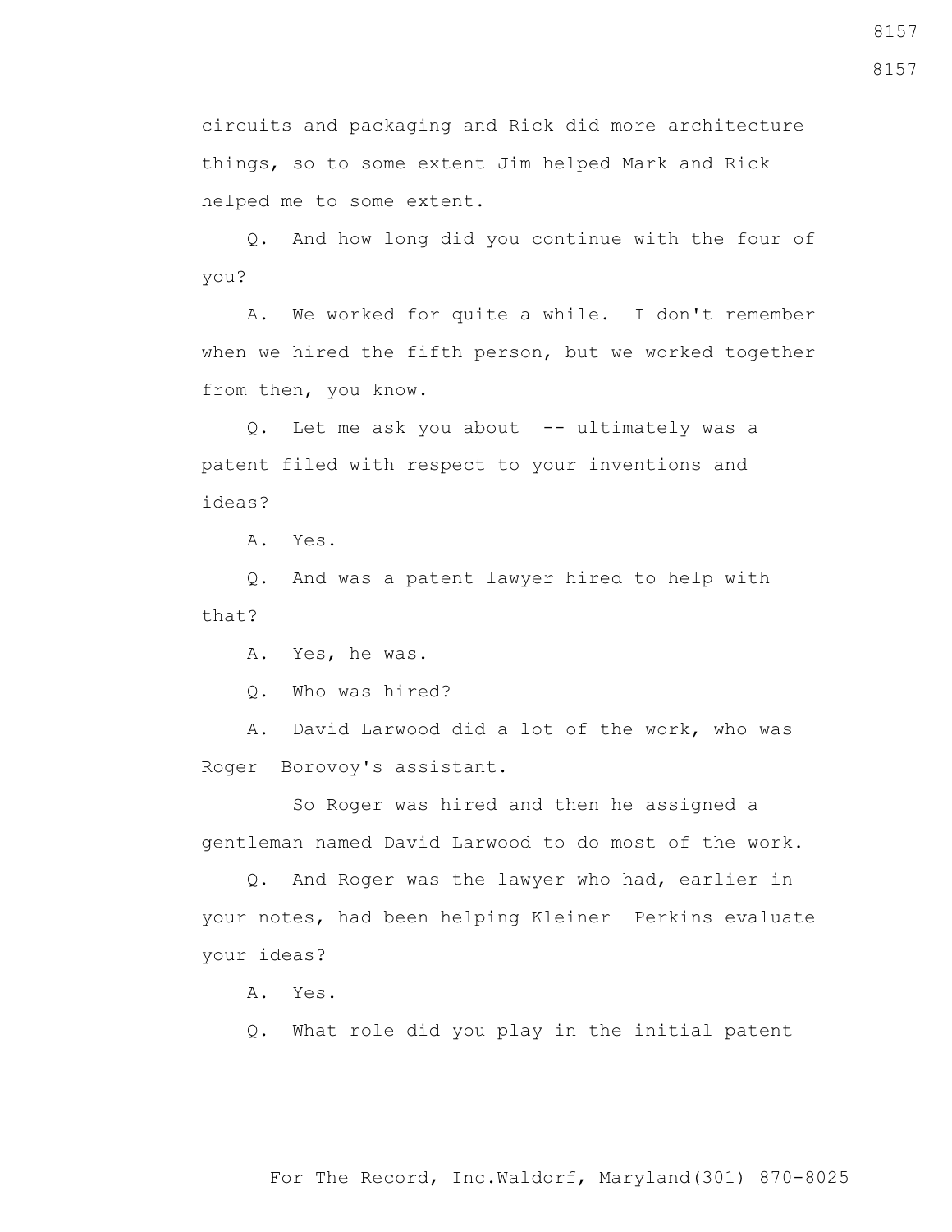circuits and packaging and Rick did more architecture things, so to some extent Jim helped Mark and Rick helped me to some extent.

Q. And how long did you continue with the four of you?

A. We worked for quite a while. I don't remember when we hired the fifth person, but we worked together from then, you know.

Q. Let me ask you about -- ultimately was a patent filed with respect to your inventions and ideas?

A. Yes.

Q. And was a patent lawyer hired to help with that?

A. Yes, he was.

Q. Who was hired?

A. David Larwood did a lot of the work, who was Roger Borovoy's assistant.

So Roger was hired and then he assigned a gentleman named David Larwood to do most of the work.

Q. And Roger was the lawyer who had, earlier in your notes, had been helping Kleiner Perkins evaluate your ideas?

A. Yes.

Q. What role did you play in the initial patent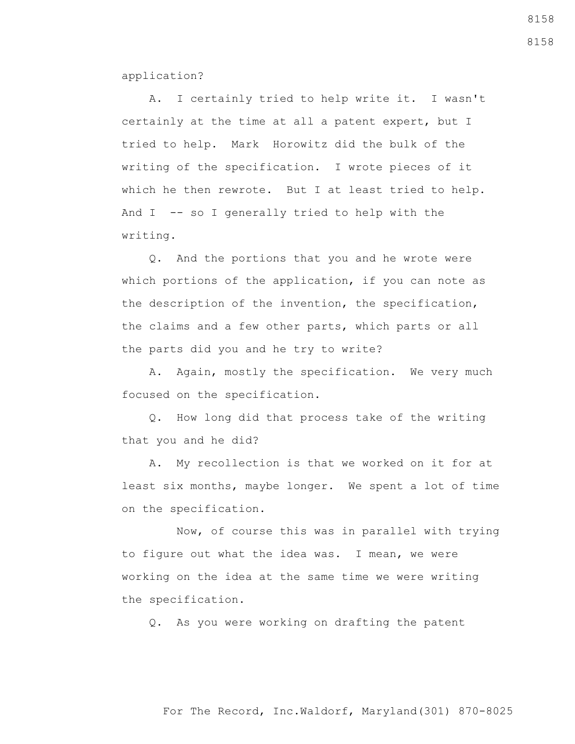application?

A. I certainly tried to help write it. I wasn't certainly at the time at all a patent expert, but I tried to help. Mark Horowitz did the bulk of the writing of the specification. I wrote pieces of it which he then rewrote. But I at least tried to help. And I -- so I generally tried to help with the writing.

Q. And the portions that you and he wrote were which portions of the application, if you can note as the description of the invention, the specification, the claims and a few other parts, which parts or all the parts did you and he try to write?

A. Again, mostly the specification. We very much focused on the specification.

Q. How long did that process take of the writing that you and he did?

A. My recollection is that we worked on it for at least six months, maybe longer. We spent a lot of time on the specification.

Now, of course this was in parallel with trying to figure out what the idea was. I mean, we were working on the idea at the same time we were writing the specification.

Q. As you were working on drafting the patent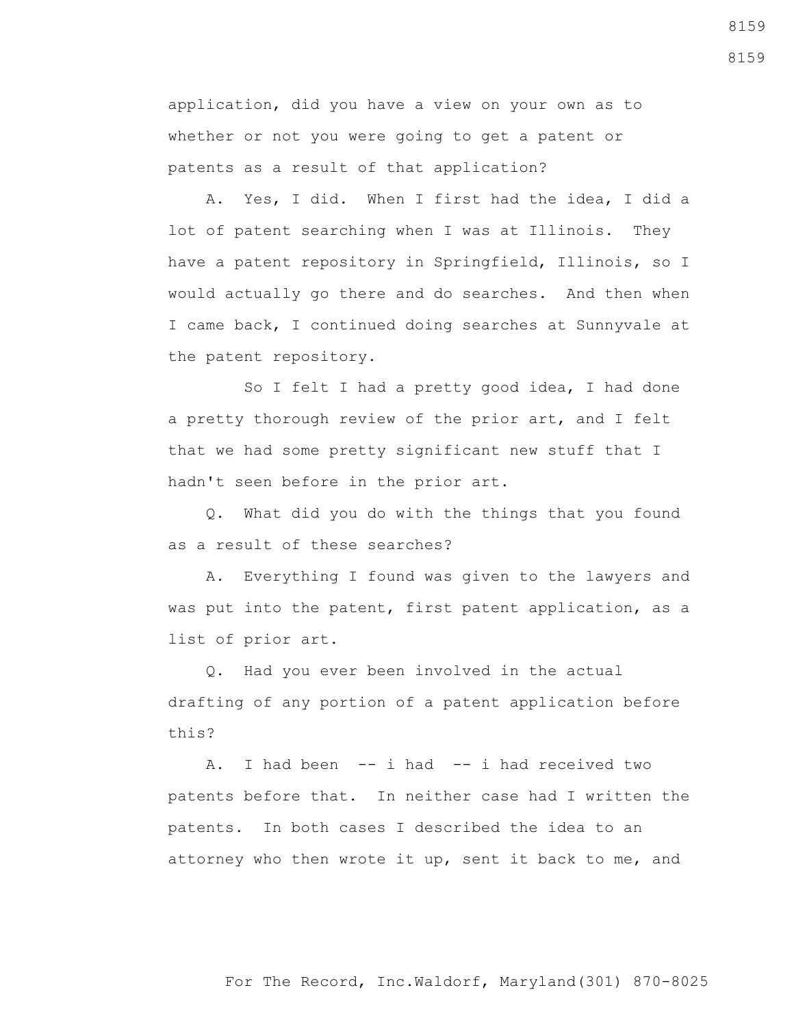application, did you have a view on your own as to whether or not you were going to get a patent or patents as a result of that application?

A. Yes, I did. When I first had the idea, I did a lot of patent searching when I was at Illinois. They have a patent repository in Springfield, Illinois, so I would actually go there and do searches. And then when I came back, I continued doing searches at Sunnyvale at the patent repository.

So I felt I had a pretty good idea, I had done a pretty thorough review of the prior art, and I felt that we had some pretty significant new stuff that I hadn't seen before in the prior art.

Q. What did you do with the things that you found as a result of these searches?

A. Everything I found was given to the lawyers and was put into the patent, first patent application, as a list of prior art.

Q. Had you ever been involved in the actual drafting of any portion of a patent application before this?

A. I had been -- i had -- i had received two patents before that. In neither case had I written the patents. In both cases I described the idea to an attorney who then wrote it up, sent it back to me, and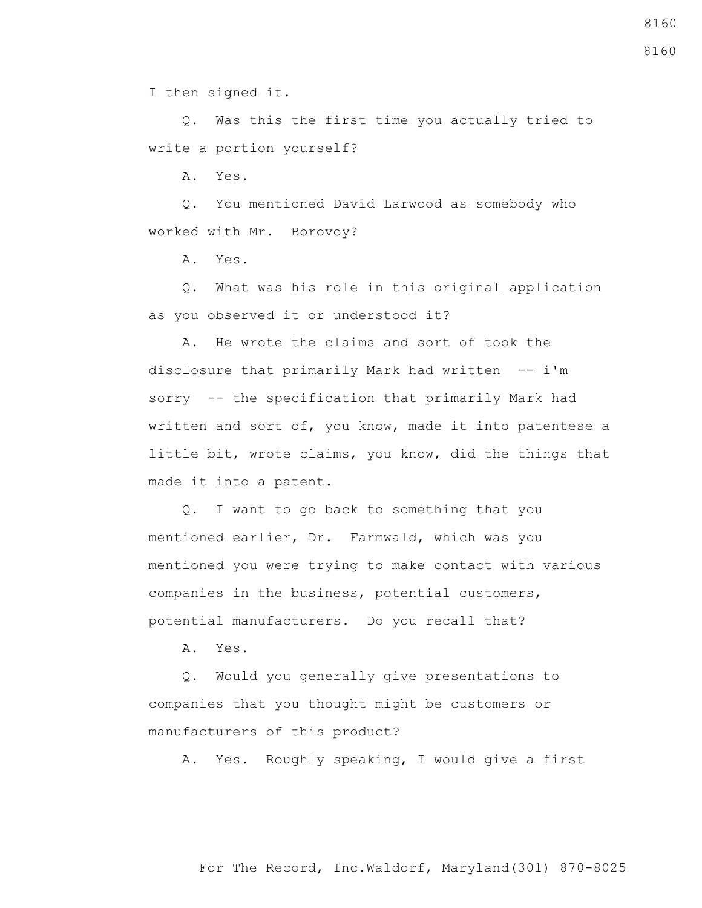I then signed it.

Q. Was this the first time you actually tried to write a portion yourself?

A. Yes.

Q. You mentioned David Larwood as somebody who worked with Mr. Borovoy?

A. Yes.

Q. What was his role in this original application as you observed it or understood it?

A. He wrote the claims and sort of took the disclosure that primarily Mark had written -- i'm sorry -- the specification that primarily Mark had written and sort of, you know, made it into patentese a little bit, wrote claims, you know, did the things that made it into a patent.

Q. I want to go back to something that you mentioned earlier, Dr. Farmwald, which was you mentioned you were trying to make contact with various companies in the business, potential customers, potential manufacturers. Do you recall that?

A. Yes.

Q. Would you generally give presentations to companies that you thought might be customers or manufacturers of this product?

A. Yes. Roughly speaking, I would give a first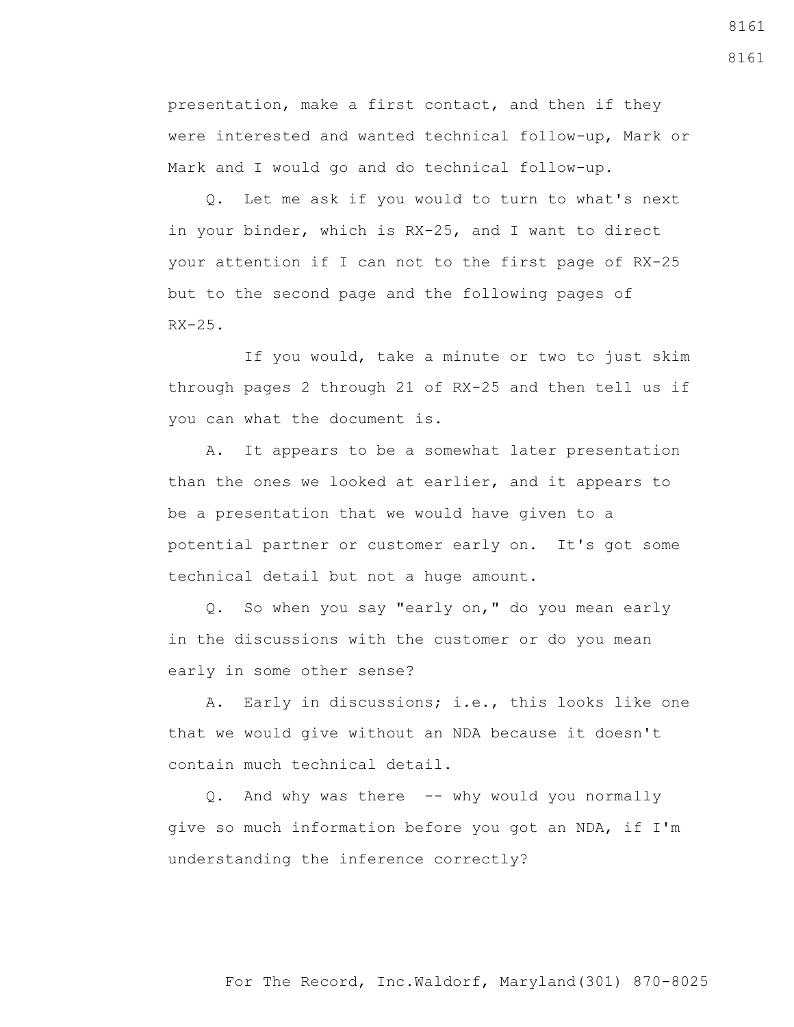presentation, make a first contact, and then if they were interested and wanted technical follow-up, Mark or Mark and I would go and do technical follow-up.

Q. Let me ask if you would to turn to what's next in your binder, which is RX-25, and I want to direct your attention if I can not to the first page of RX-25 but to the second page and the following pages of RX-25.

If you would, take a minute or two to just skim through pages 2 through 21 of RX-25 and then tell us if you can what the document is.

A. It appears to be a somewhat later presentation than the ones we looked at earlier, and it appears to be a presentation that we would have given to a potential partner or customer early on. It's got some technical detail but not a huge amount.

Q. So when you say "early on," do you mean early in the discussions with the customer or do you mean early in some other sense?

A. Early in discussions; i.e., this looks like one that we would give without an NDA because it doesn't contain much technical detail.

Q. And why was there -- why would you normally give so much information before you got an NDA, if I'm understanding the inference correctly?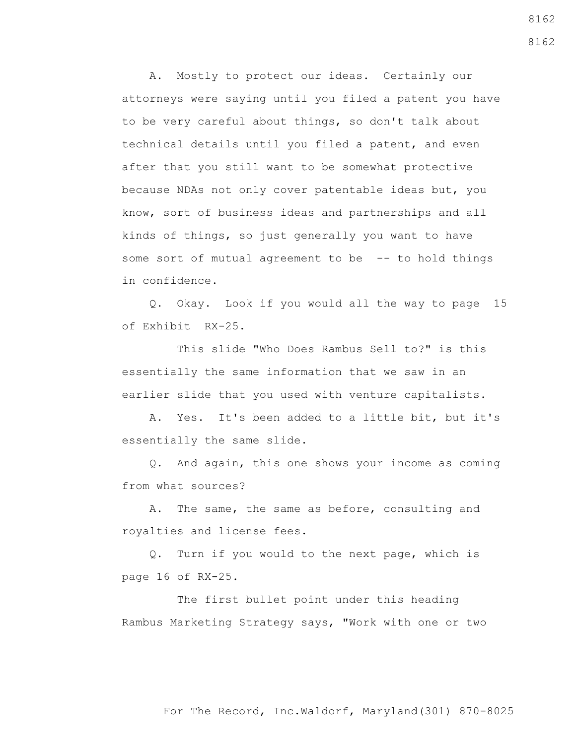A. Mostly to protect our ideas. Certainly our attorneys were saying until you filed a patent you have to be very careful about things, so don't talk about technical details until you filed a patent, and even after that you still want to be somewhat protective because NDAs not only cover patentable ideas but, you know, sort of business ideas and partnerships and all kinds of things, so just generally you want to have some sort of mutual agreement to be -- to hold things in confidence.

Q. Okay. Look if you would all the way to page 15 of Exhibit RX-25.

This slide "Who Does Rambus Sell to?" is this essentially the same information that we saw in an earlier slide that you used with venture capitalists.

A. Yes. It's been added to a little bit, but it's essentially the same slide.

Q. And again, this one shows your income as coming from what sources?

A. The same, the same as before, consulting and royalties and license fees.

Q. Turn if you would to the next page, which is page 16 of RX-25.

The first bullet point under this heading Rambus Marketing Strategy says, "Work with one or two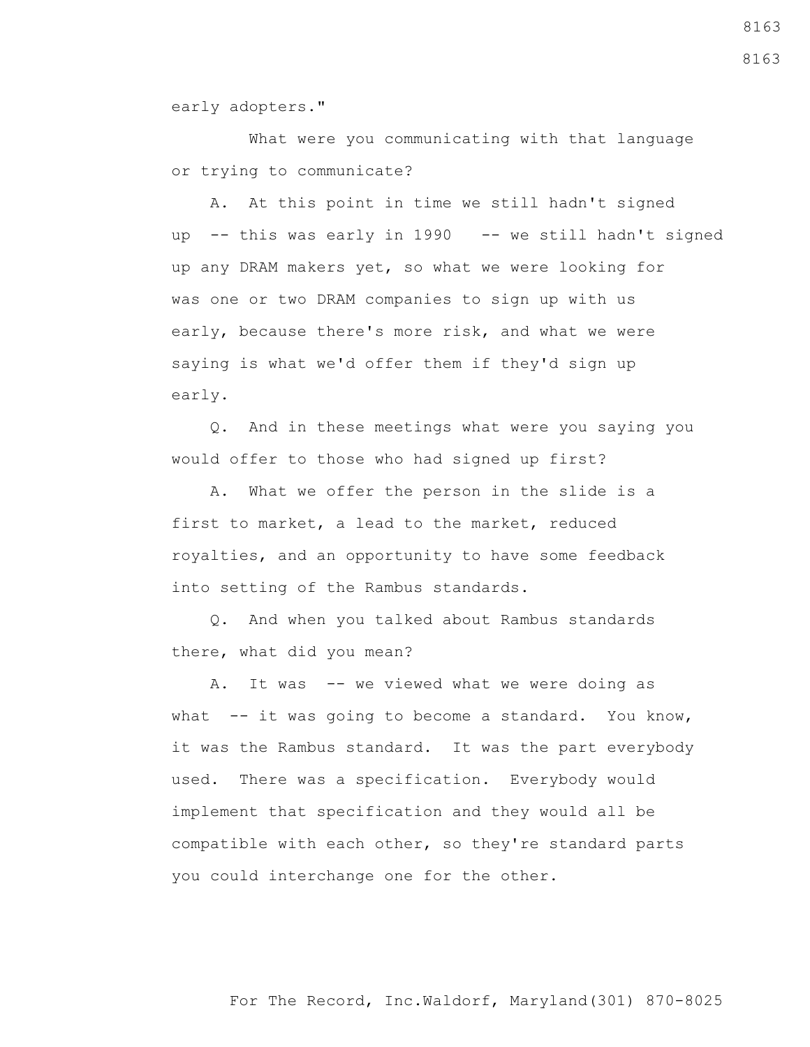early adopters."

What were you communicating with that language or trying to communicate?

A. At this point in time we still hadn't signed up -- this was early in 1990 -- we still hadn't signed up any DRAM makers yet, so what we were looking for was one or two DRAM companies to sign up with us early, because there's more risk, and what we were saying is what we'd offer them if they'd sign up early.

Q. And in these meetings what were you saying you would offer to those who had signed up first?

A. What we offer the person in the slide is a first to market, a lead to the market, reduced royalties, and an opportunity to have some feedback into setting of the Rambus standards.

Q. And when you talked about Rambus standards there, what did you mean?

A. It was -- we viewed what we were doing as what -- it was going to become a standard. You know, it was the Rambus standard. It was the part everybody used. There was a specification. Everybody would implement that specification and they would all be compatible with each other, so they're standard parts you could interchange one for the other.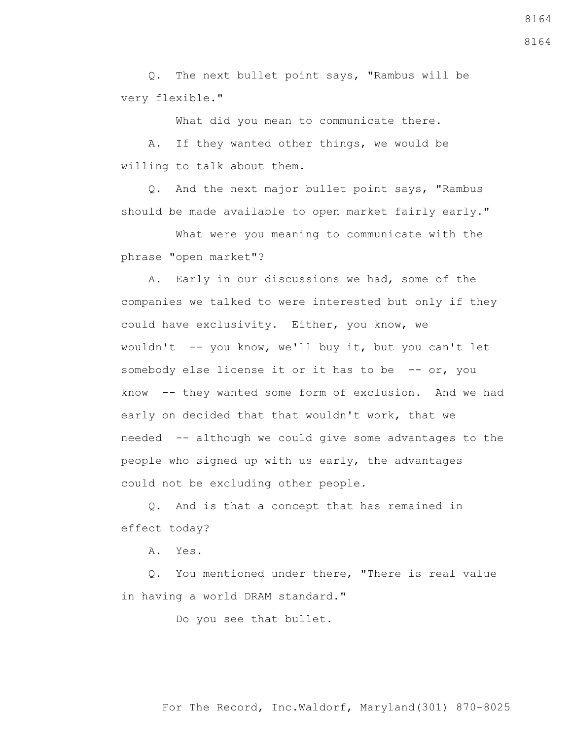Q. The next bullet point says, "Rambus will be very flexible."

What did you mean to communicate there.

A. If they wanted other things, we would be willing to talk about them.

Q. And the next major bullet point says, "Rambus should be made available to open market fairly early."

What were you meaning to communicate with the phrase "open market"?

A. Early in our discussions we had, some of the companies we talked to were interested but only if they could have exclusivity. Either, you know, we wouldn't -- you know, we'll buy it, but you can't let somebody else license it or it has to be -- or, you know -- they wanted some form of exclusion. And we had early on decided that that wouldn't work, that we needed -- although we could give some advantages to the people who signed up with us early, the advantages could not be excluding other people.

Q. And is that a concept that has remained in effect today?

A. Yes.

Q. You mentioned under there, "There is real value in having a world DRAM standard."

Do you see that bullet.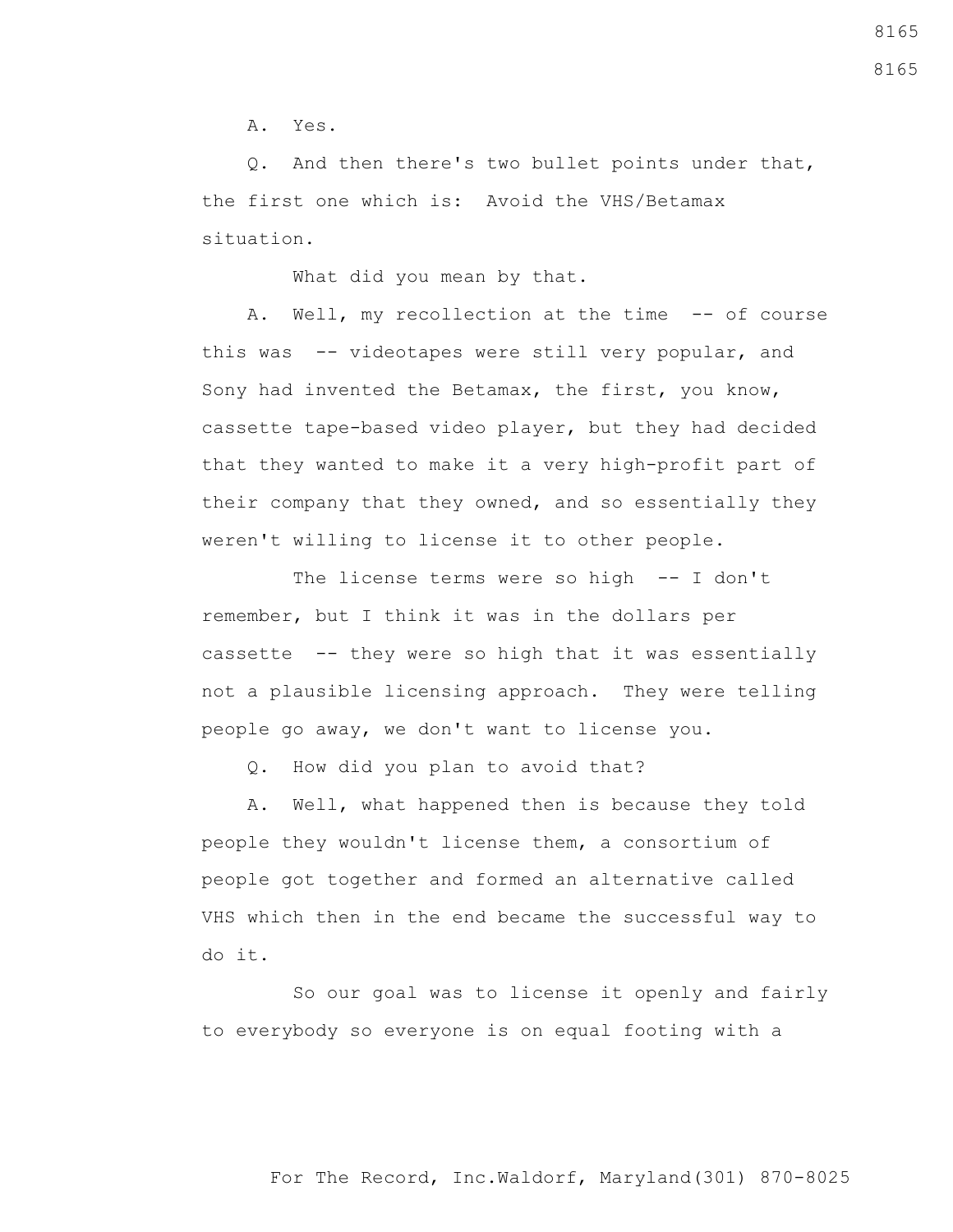A. Yes.

Q. And then there's two bullet points under that, the first one which is: Avoid the VHS/Betamax situation.

What did you mean by that.

A. Well, my recollection at the time -- of course this was -- videotapes were still very popular, and Sony had invented the Betamax, the first, you know, cassette tape-based video player, but they had decided that they wanted to make it a very high-profit part of their company that they owned, and so essentially they weren't willing to license it to other people.

The license terms were so high -- I don't remember, but I think it was in the dollars per cassette -- they were so high that it was essentially not a plausible licensing approach. They were telling people go away, we don't want to license you.

Q. How did you plan to avoid that?

A. Well, what happened then is because they told people they wouldn't license them, a consortium of people got together and formed an alternative called VHS which then in the end became the successful way to do it.

So our goal was to license it openly and fairly to everybody so everyone is on equal footing with a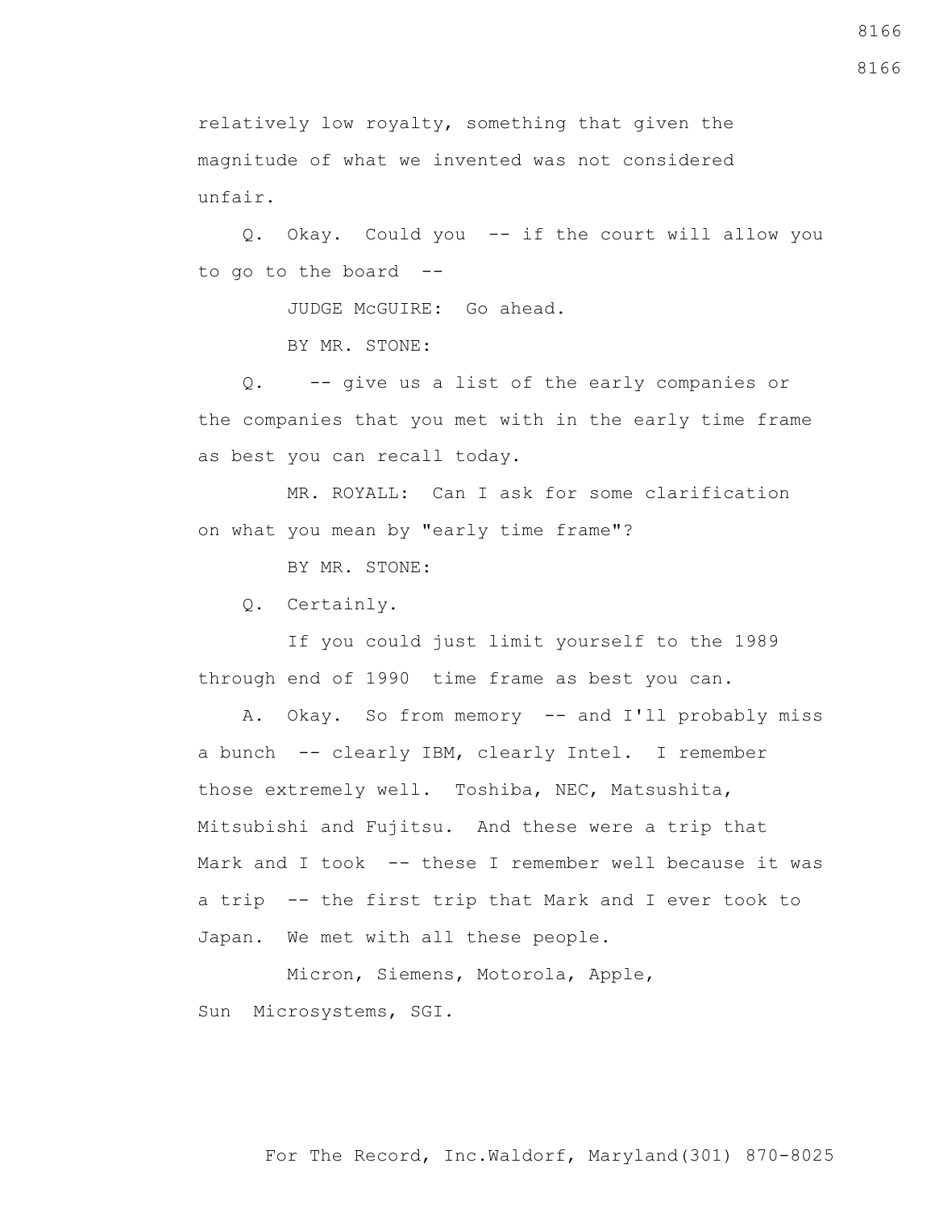relatively low royalty, something that given the magnitude of what we invented was not considered unfair.

Q. Okay. Could you -- if the court will allow you to go to the board --

JUDGE McGUIRE: Go ahead.

BY MR. STONE:

Q. -- give us a list of the early companies or the companies that you met with in the early time frame as best you can recall today.

MR. ROYALL: Can I ask for some clarification on what you mean by "early time frame"?

BY MR. STONE:

Q. Certainly.

If you could just limit yourself to the 1989 through end of 1990 time frame as best you can.

A. Okay. So from memory -- and I'll probably miss a bunch -- clearly IBM, clearly Intel. I remember those extremely well. Toshiba, NEC, Matsushita, Mitsubishi and Fujitsu. And these were a trip that Mark and I took -- these I remember well because it was a trip -- the first trip that Mark and I ever took to Japan. We met with all these people.

Micron, Siemens, Motorola, Apple, Sun Microsystems, SGI.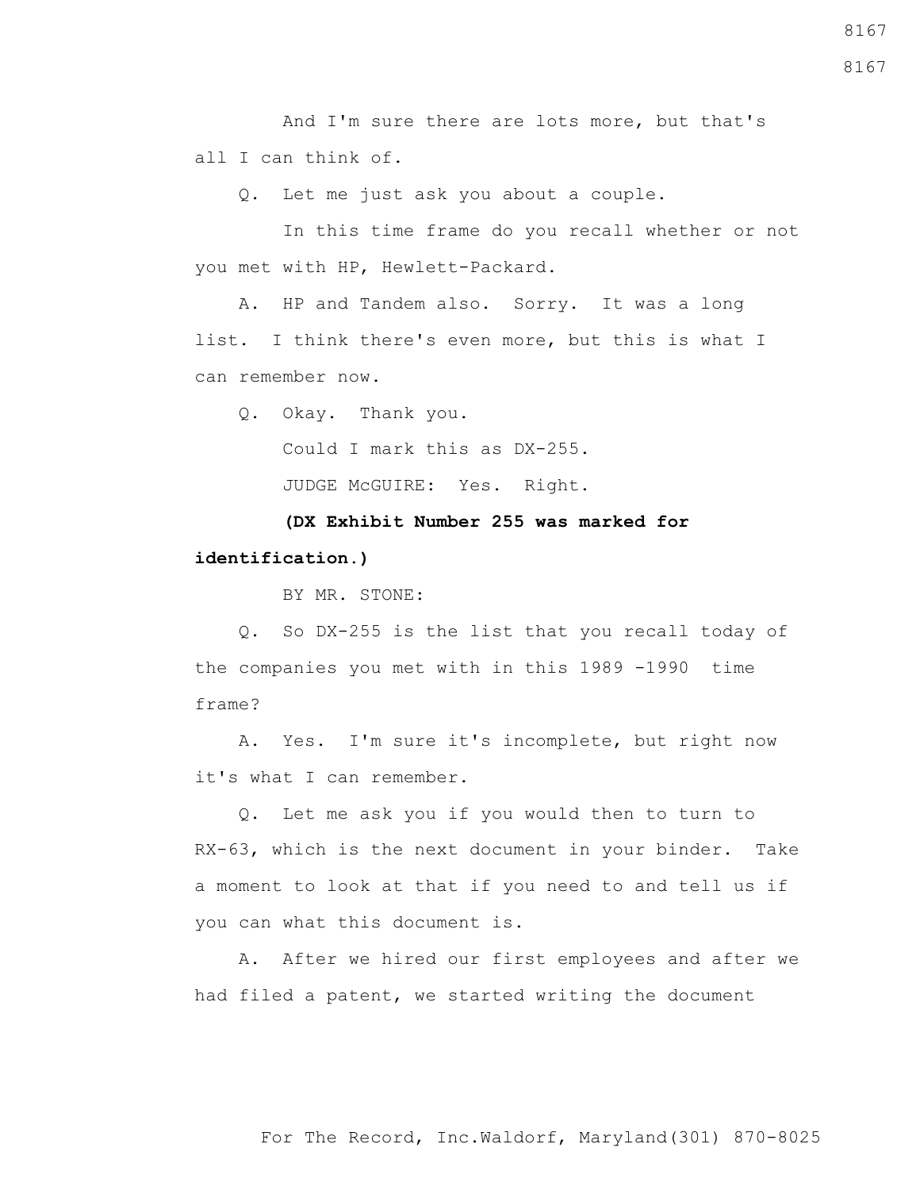And I'm sure there are lots more, but that's all I can think of.

Q. Let me just ask you about a couple.

In this time frame do you recall whether or not you met with HP, Hewlett-Packard.

A. HP and Tandem also. Sorry. It was a long list. I think there's even more, but this is what I can remember now.

Q. Okay. Thank you.

Could I mark this as DX-255.

JUDGE McGUIRE: Yes. Right.

**(DX Exhibit Number 255 was marked for identification.)**

BY MR. STONE:

Q. So DX-255 is the list that you recall today of the companies you met with in this 1989 -1990 time frame?

A. Yes. I'm sure it's incomplete, but right now it's what I can remember.

Q. Let me ask you if you would then to turn to RX-63, which is the next document in your binder. Take a moment to look at that if you need to and tell us if you can what this document is.

A. After we hired our first employees and after we had filed a patent, we started writing the document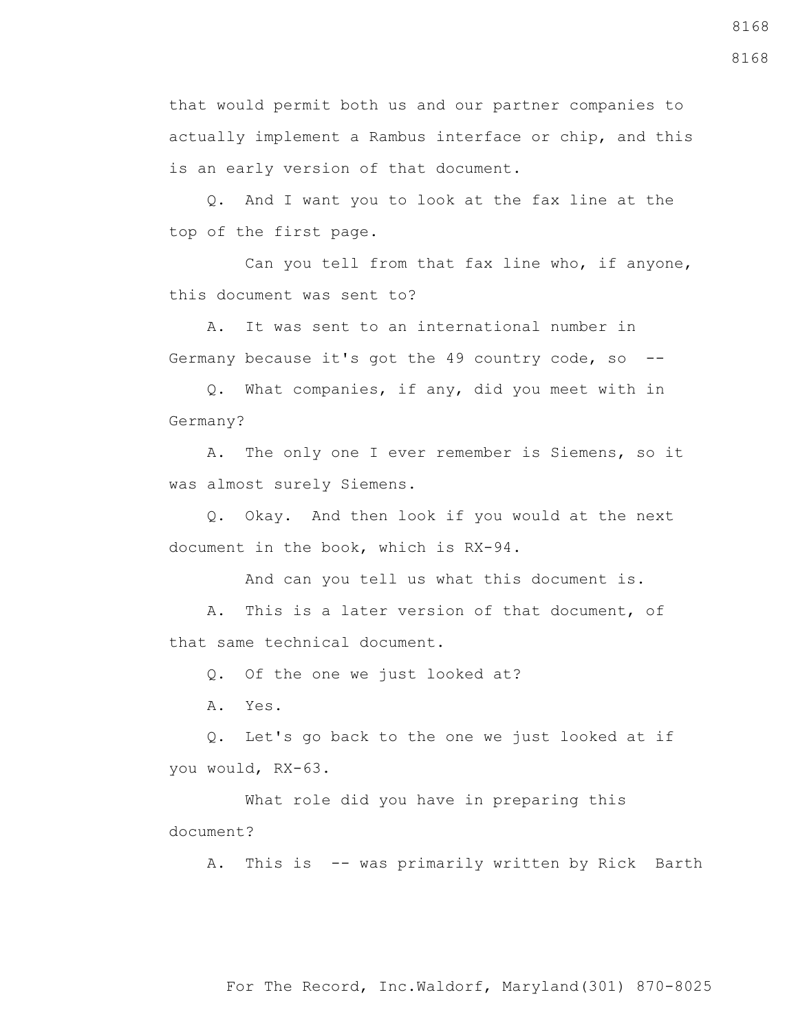that would permit both us and our partner companies to actually implement a Rambus interface or chip, and this is an early version of that document.

Q. And I want you to look at the fax line at the top of the first page.

Can you tell from that fax line who, if anyone, this document was sent to?

A. It was sent to an international number in Germany because it's got the 49 country code, so --

Q. What companies, if any, did you meet with in Germany?

A. The only one I ever remember is Siemens, so it was almost surely Siemens.

Q. Okay. And then look if you would at the next document in the book, which is RX-94.

And can you tell us what this document is.

A. This is a later version of that document, of that same technical document.

Q. Of the one we just looked at?

A. Yes.

Q. Let's go back to the one we just looked at if you would, RX-63.

What role did you have in preparing this document?

A. This is -- was primarily written by Rick Barth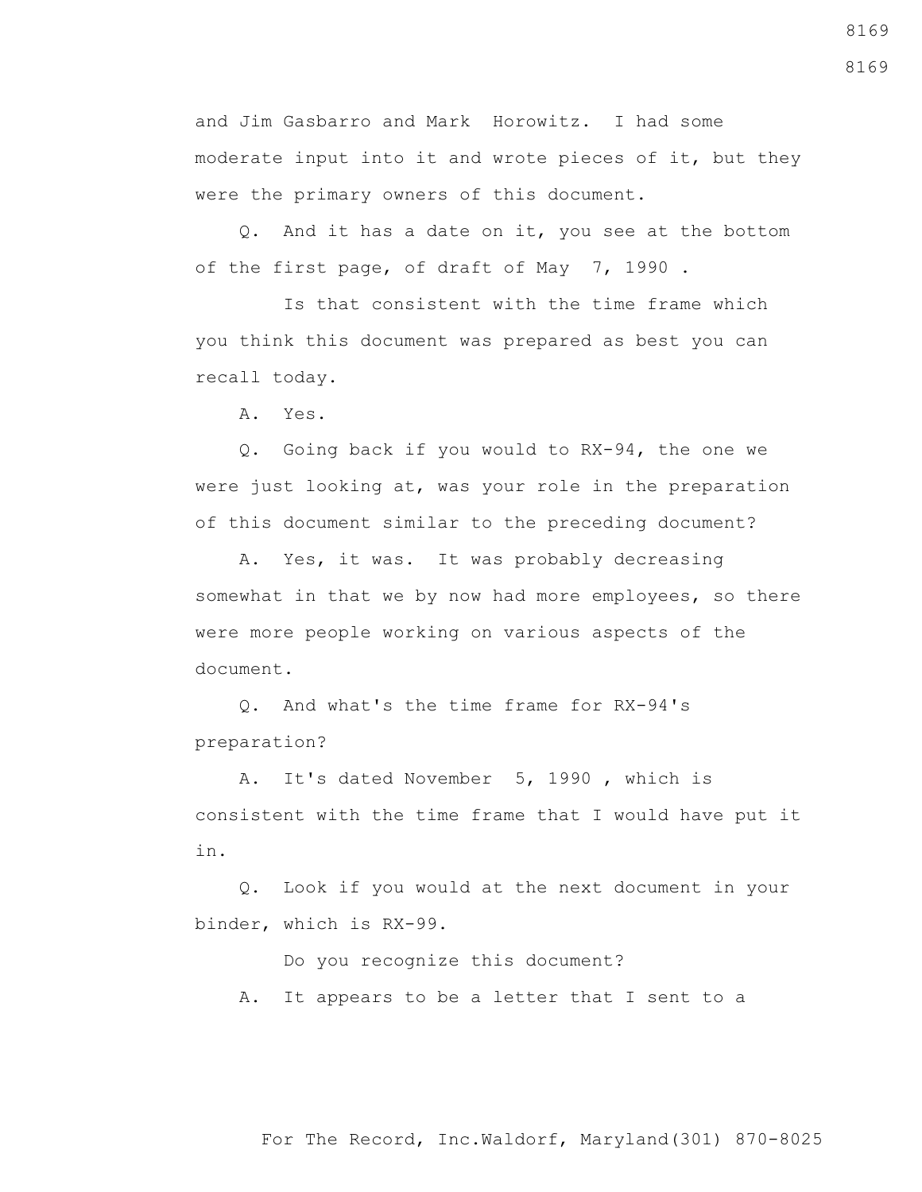and Jim Gasbarro and Mark Horowitz. I had some moderate input into it and wrote pieces of it, but they were the primary owners of this document.

Q. And it has a date on it, you see at the bottom of the first page, of draft of May 7, 1990 .

Is that consistent with the time frame which you think this document was prepared as best you can recall today.

A. Yes.

Q. Going back if you would to RX-94, the one we were just looking at, was your role in the preparation of this document similar to the preceding document?

A. Yes, it was. It was probably decreasing somewhat in that we by now had more employees, so there were more people working on various aspects of the document.

Q. And what's the time frame for RX-94's preparation?

A. It's dated November 5, 1990 , which is consistent with the time frame that I would have put it in.

Q. Look if you would at the next document in your binder, which is RX-99.

Do you recognize this document?

A. It appears to be a letter that I sent to a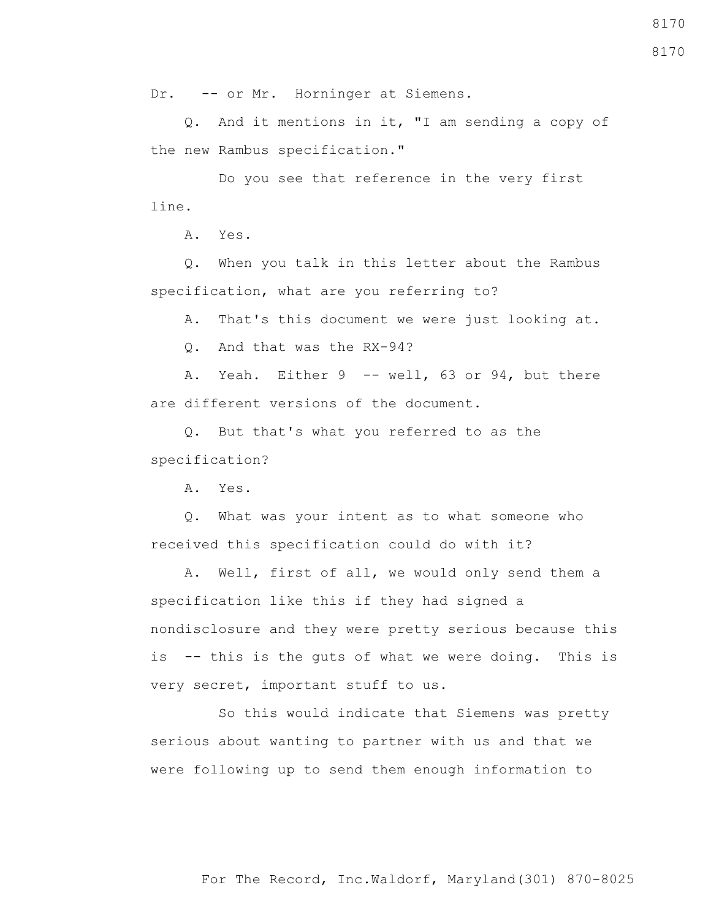Dr. -- or Mr. Horninger at Siemens.

Q. And it mentions in it, "I am sending a copy of the new Rambus specification."

Do you see that reference in the very first line.

A. Yes.

Q. When you talk in this letter about the Rambus specification, what are you referring to?

A. That's this document we were just looking at.

Q. And that was the RX-94?

A. Yeah. Either 9 -- well, 63 or 94, but there are different versions of the document.

Q. But that's what you referred to as the specification?

A. Yes.

Q. What was your intent as to what someone who received this specification could do with it?

A. Well, first of all, we would only send them a specification like this if they had signed a nondisclosure and they were pretty serious because this is -- this is the guts of what we were doing. This is very secret, important stuff to us.

So this would indicate that Siemens was pretty serious about wanting to partner with us and that we were following up to send them enough information to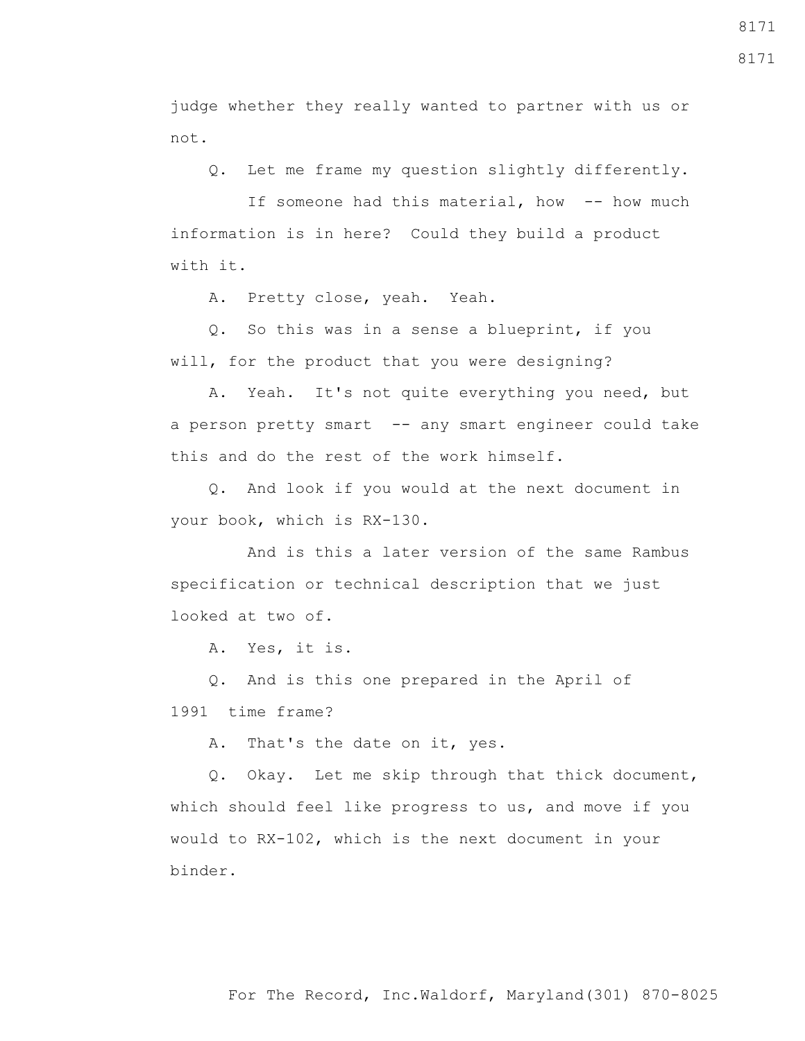judge whether they really wanted to partner with us or not.

Q. Let me frame my question slightly differently.

If someone had this material, how -- how much information is in here? Could they build a product with it.

A. Pretty close, yeah. Yeah.

Q. So this was in a sense a blueprint, if you will, for the product that you were designing?

A. Yeah. It's not quite everything you need, but a person pretty smart -- any smart engineer could take this and do the rest of the work himself.

Q. And look if you would at the next document in your book, which is RX-130.

And is this a later version of the same Rambus specification or technical description that we just looked at two of.

A. Yes, it is.

Q. And is this one prepared in the April of 1991 time frame?

A. That's the date on it, yes.

Q. Okay. Let me skip through that thick document, which should feel like progress to us, and move if you would to RX-102, which is the next document in your binder.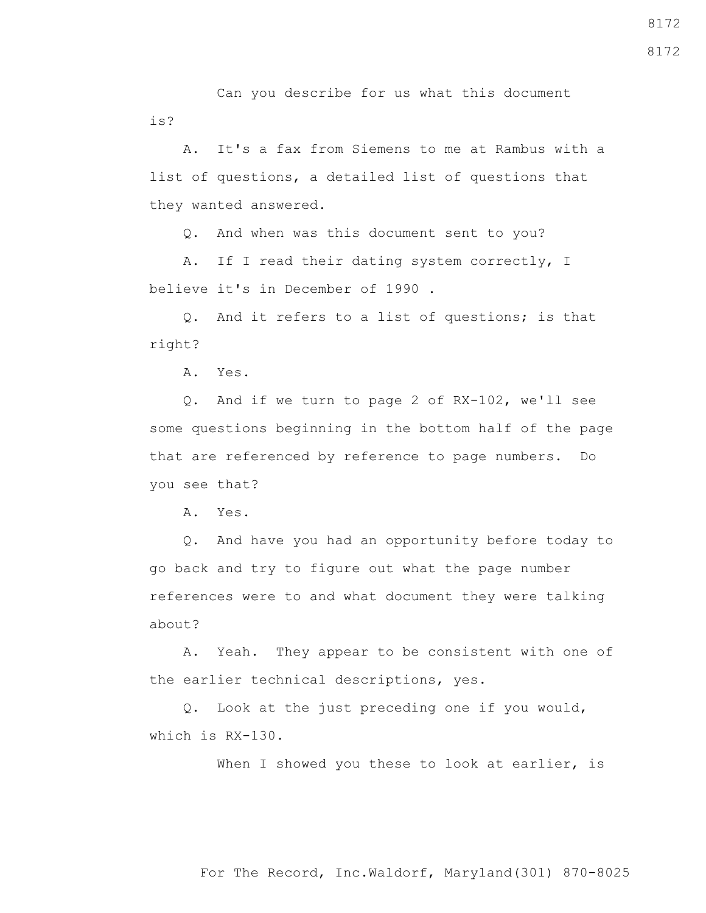Can you describe for us what this document is?

A. It's a fax from Siemens to me at Rambus with a list of questions, a detailed list of questions that they wanted answered.

Q. And when was this document sent to you?

A. If I read their dating system correctly, I believe it's in December of 1990 .

Q. And it refers to a list of questions; is that right?

A. Yes.

Q. And if we turn to page 2 of RX-102, we'll see some questions beginning in the bottom half of the page that are referenced by reference to page numbers. Do you see that?

A. Yes.

Q. And have you had an opportunity before today to go back and try to figure out what the page number references were to and what document they were talking about?

A. Yeah. They appear to be consistent with one of the earlier technical descriptions, yes.

Q. Look at the just preceding one if you would, which is RX-130.

When I showed you these to look at earlier, is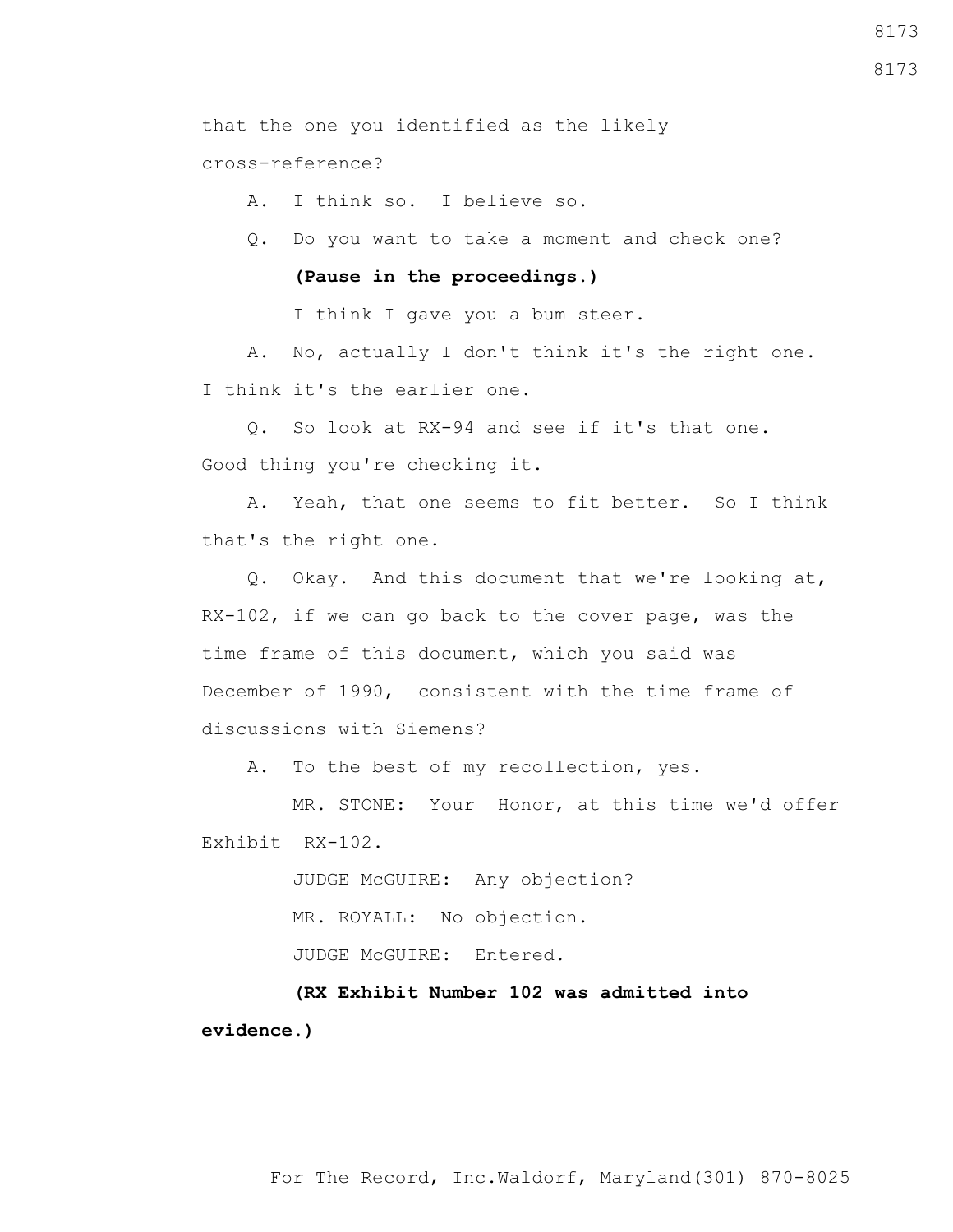that the one you identified as the likely cross-reference?

A. I think so. I believe so.

Q. Do you want to take a moment and check one?

**(Pause in the proceedings.)**

I think I gave you a bum steer.

A. No, actually I don't think it's the right one. I think it's the earlier one.

Q. So look at RX-94 and see if it's that one. Good thing you're checking it.

A. Yeah, that one seems to fit better. So I think that's the right one.

Q. Okay. And this document that we're looking at, RX-102, if we can go back to the cover page, was the time frame of this document, which you said was December of 1990, consistent with the time frame of discussions with Siemens?

A. To the best of my recollection, yes.

MR. STONE: Your Honor, at this time we'd offer Exhibit RX-102.

JUDGE McGUIRE: Any objection?

MR. ROYALL: No objection.

JUDGE McGUIRE: Entered.

**(RX Exhibit Number 102 was admitted into evidence.)**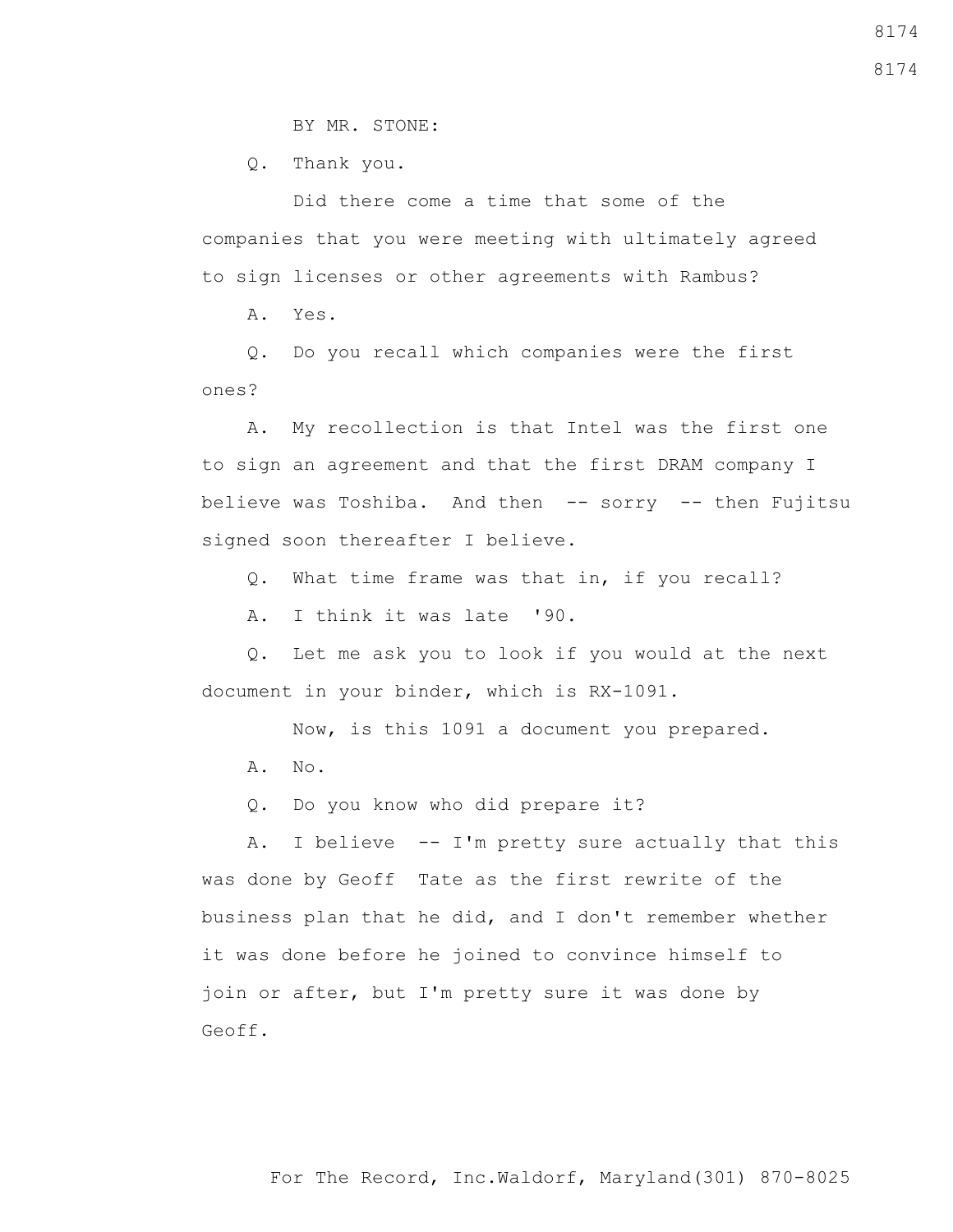BY MR. STONE:

Q. Thank you.

Did there come a time that some of the companies that you were meeting with ultimately agreed to sign licenses or other agreements with Rambus?

A. Yes.

Q. Do you recall which companies were the first ones?

A. My recollection is that Intel was the first one to sign an agreement and that the first DRAM company I believe was Toshiba. And then -- sorry -- then Fujitsu signed soon thereafter I believe.

Q. What time frame was that in, if you recall?

A. I think it was late '90.

Q. Let me ask you to look if you would at the next document in your binder, which is RX-1091.

Now, is this 1091 a document you prepared.

A. No.

Q. Do you know who did prepare it?

A. I believe -- I'm pretty sure actually that this was done by Geoff Tate as the first rewrite of the business plan that he did, and I don't remember whether it was done before he joined to convince himself to join or after, but I'm pretty sure it was done by Geoff.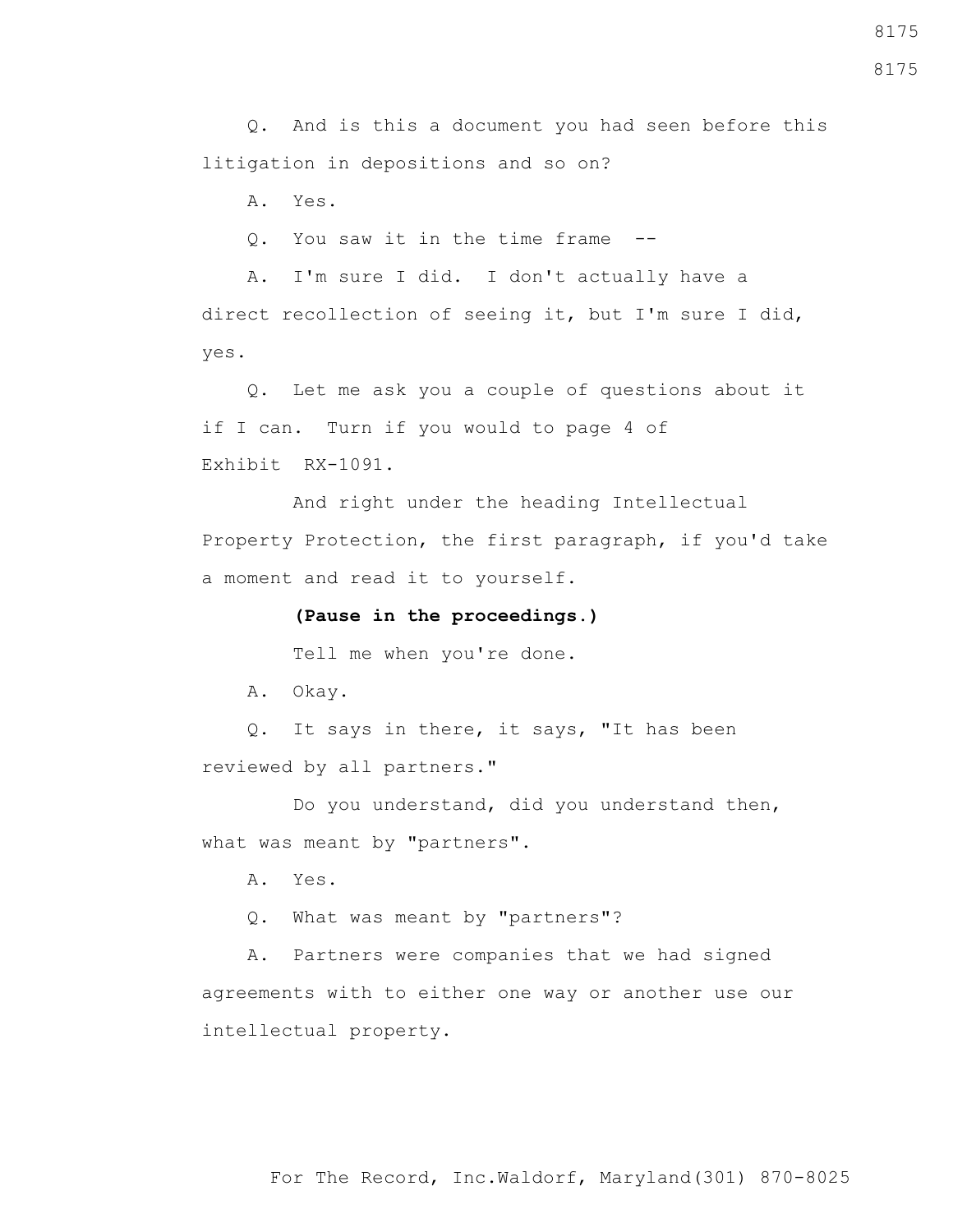Q. And is this a document you had seen before this litigation in depositions and so on?

A. Yes.

Q. You saw it in the time frame --

A. I'm sure I did. I don't actually have a direct recollection of seeing it, but I'm sure I did, yes.

Q. Let me ask you a couple of questions about it if I can. Turn if you would to page 4 of Exhibit RX-1091.

And right under the heading Intellectual Property Protection, the first paragraph, if you'd take a moment and read it to yourself.

**(Pause in the proceedings.)**

Tell me when you're done.

A. Okay.

Q. It says in there, it says, "It has been reviewed by all partners."

Do you understand, did you understand then, what was meant by "partners".

A. Yes.

Q. What was meant by "partners"?

A. Partners were companies that we had signed agreements with to either one way or another use our intellectual property.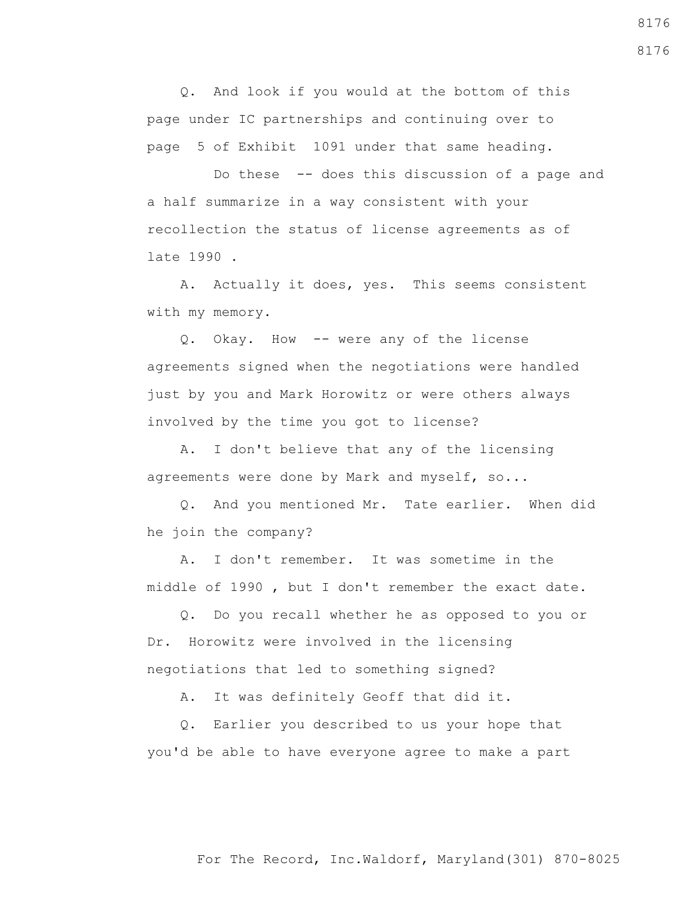Q. And look if you would at the bottom of this page under IC partnerships and continuing over to page 5 of Exhibit 1091 under that same heading.

Do these -- does this discussion of a page and a half summarize in a way consistent with your recollection the status of license agreements as of late 1990 .

A. Actually it does, yes. This seems consistent with my memory.

Q. Okay. How -- were any of the license agreements signed when the negotiations were handled just by you and Mark Horowitz or were others always involved by the time you got to license?

A. I don't believe that any of the licensing agreements were done by Mark and myself, so...

Q. And you mentioned Mr. Tate earlier. When did he join the company?

A. I don't remember. It was sometime in the middle of 1990 , but I don't remember the exact date.

Q. Do you recall whether he as opposed to you or Dr. Horowitz were involved in the licensing negotiations that led to something signed?

A. It was definitely Geoff that did it.

Q. Earlier you described to us your hope that you'd be able to have everyone agree to make a part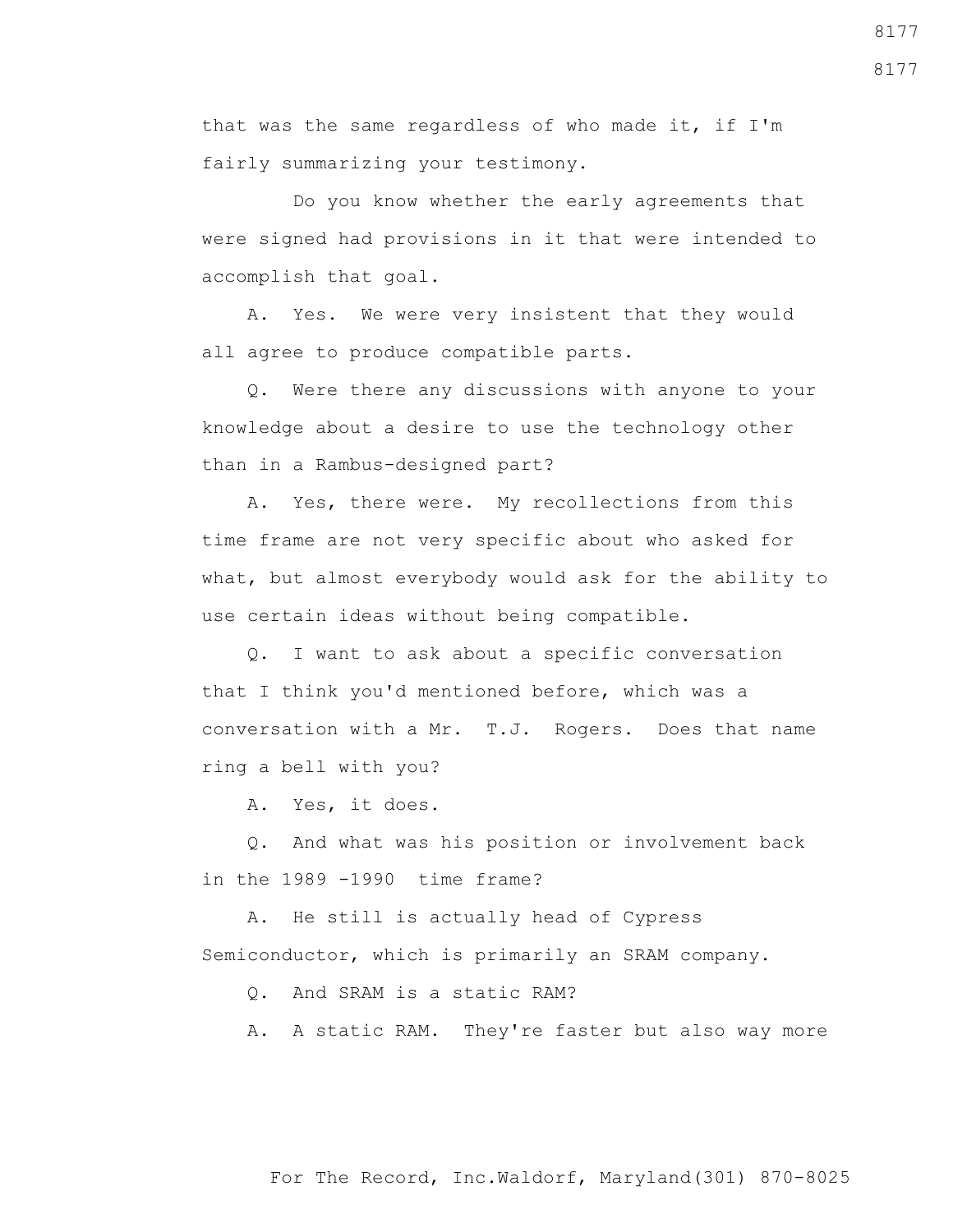that was the same regardless of who made it, if I'm fairly summarizing your testimony.

Do you know whether the early agreements that were signed had provisions in it that were intended to accomplish that goal.

A. Yes. We were very insistent that they would all agree to produce compatible parts.

Q. Were there any discussions with anyone to your knowledge about a desire to use the technology other than in a Rambus-designed part?

A. Yes, there were. My recollections from this time frame are not very specific about who asked for what, but almost everybody would ask for the ability to use certain ideas without being compatible.

Q. I want to ask about a specific conversation that I think you'd mentioned before, which was a conversation with a Mr. T.J. Rogers. Does that name ring a bell with you?

A. Yes, it does.

Q. And what was his position or involvement back in the 1989 -1990 time frame?

A. He still is actually head of Cypress Semiconductor, which is primarily an SRAM company.

Q. And SRAM is a static RAM?

A. A static RAM. They're faster but also way more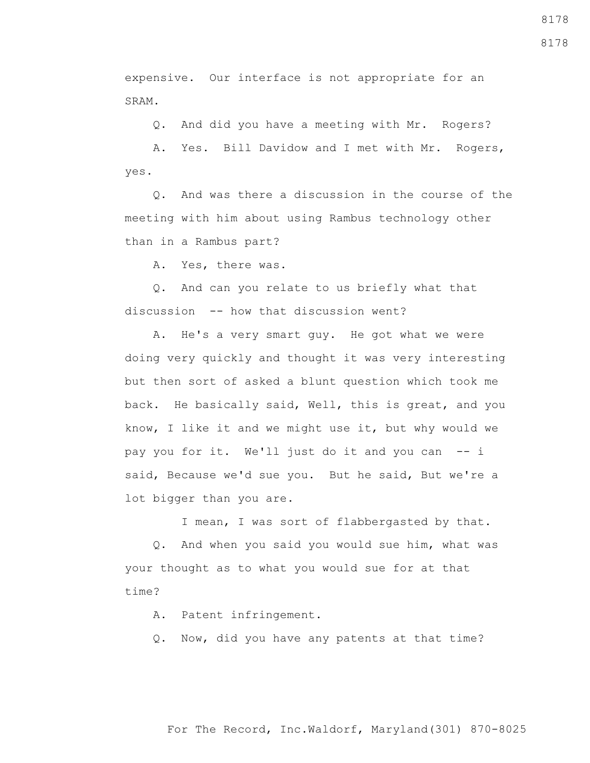expensive. Our interface is not appropriate for an SRAM.

Q. And did you have a meeting with Mr. Rogers?

A. Yes. Bill Davidow and I met with Mr. Rogers, yes.

Q. And was there a discussion in the course of the meeting with him about using Rambus technology other than in a Rambus part?

A. Yes, there was.

Q. And can you relate to us briefly what that discussion -- how that discussion went?

A. He's a very smart guy. He got what we were doing very quickly and thought it was very interesting but then sort of asked a blunt question which took me back. He basically said, Well, this is great, and you know, I like it and we might use it, but why would we pay you for it. We'll just do it and you can -- i said, Because we'd sue you. But he said, But we're a lot bigger than you are.

I mean, I was sort of flabbergasted by that.

Q. And when you said you would sue him, what was your thought as to what you would sue for at that time?

A. Patent infringement.

Q. Now, did you have any patents at that time?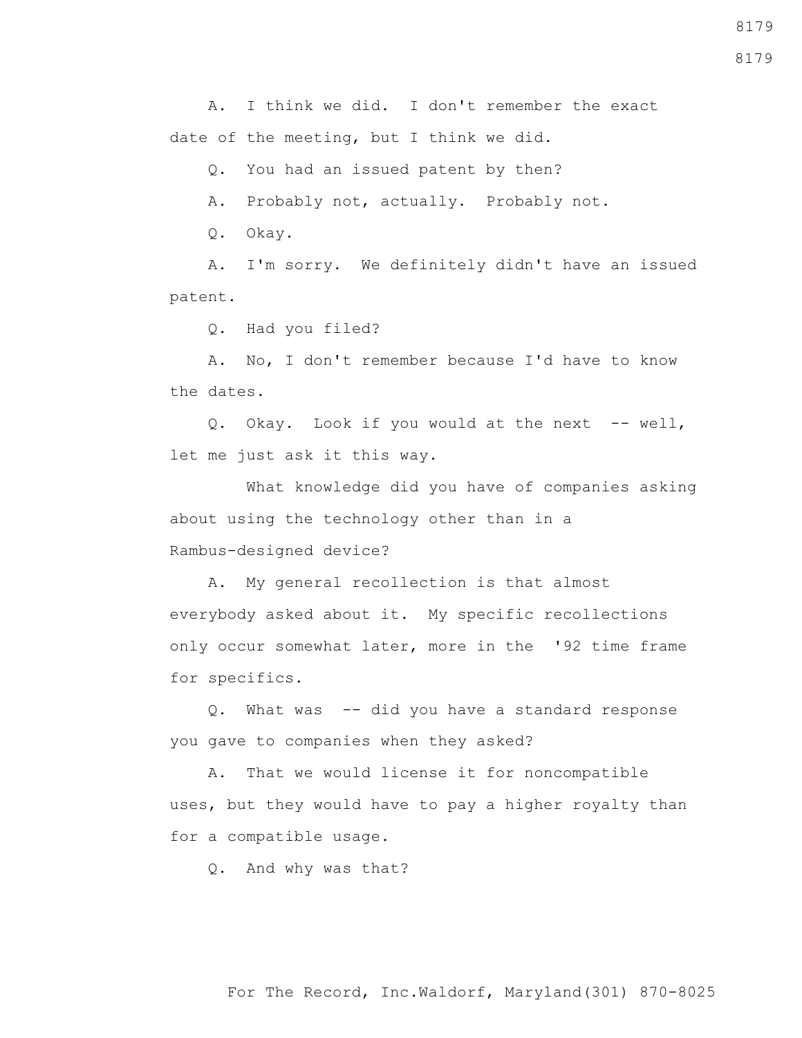A. I think we did. I don't remember the exact date of the meeting, but I think we did.

Q. You had an issued patent by then?

A. Probably not, actually. Probably not.

Q. Okay.

A. I'm sorry. We definitely didn't have an issued patent.

Q. Had you filed?

A. No, I don't remember because I'd have to know the dates.

Q. Okay. Look if you would at the next -- well, let me just ask it this way.

What knowledge did you have of companies asking about using the technology other than in a Rambus-designed device?

A. My general recollection is that almost everybody asked about it. My specific recollections only occur somewhat later, more in the '92 time frame for specifics.

Q. What was -- did you have a standard response you gave to companies when they asked?

A. That we would license it for noncompatible uses, but they would have to pay a higher royalty than for a compatible usage.

Q. And why was that?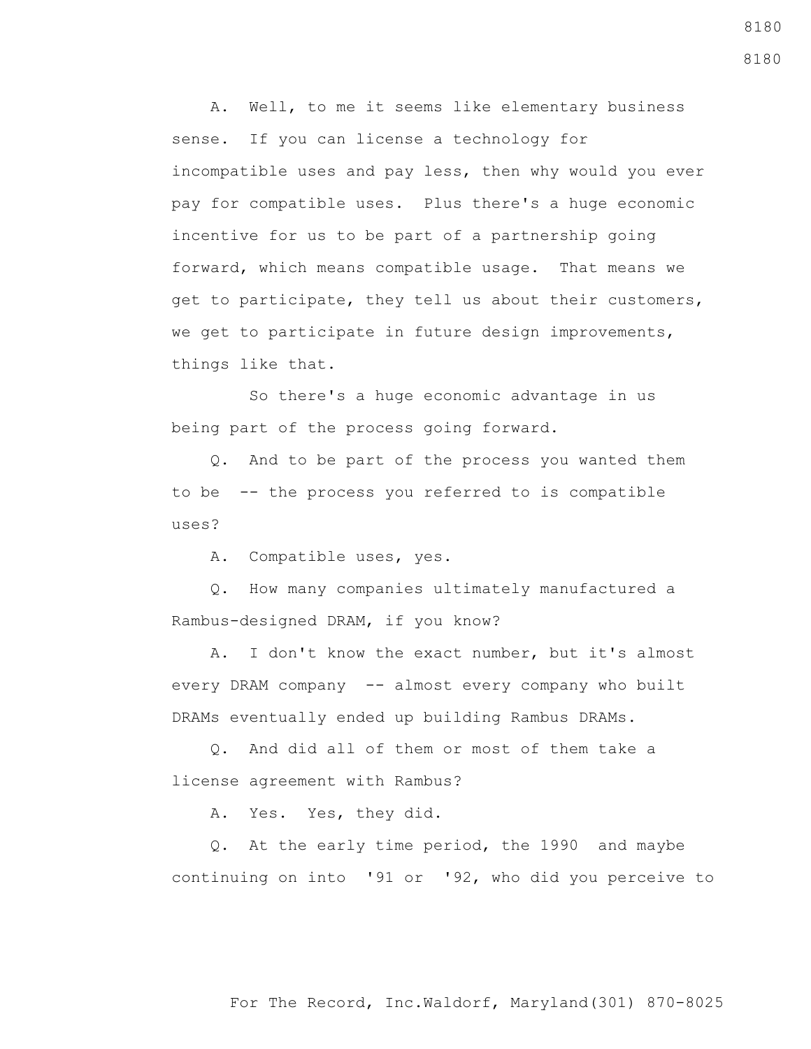A. Well, to me it seems like elementary business sense. If you can license a technology for incompatible uses and pay less, then why would you ever pay for compatible uses. Plus there's a huge economic incentive for us to be part of a partnership going forward, which means compatible usage. That means we get to participate, they tell us about their customers, we get to participate in future design improvements, things like that.

So there's a huge economic advantage in us being part of the process going forward.

Q. And to be part of the process you wanted them to be -- the process you referred to is compatible uses?

A. Compatible uses, yes.

Q. How many companies ultimately manufactured a Rambus-designed DRAM, if you know?

A. I don't know the exact number, but it's almost every DRAM company -- almost every company who built DRAMs eventually ended up building Rambus DRAMs.

Q. And did all of them or most of them take a license agreement with Rambus?

A. Yes. Yes, they did.

Q. At the early time period, the 1990 and maybe continuing on into '91 or '92, who did you perceive to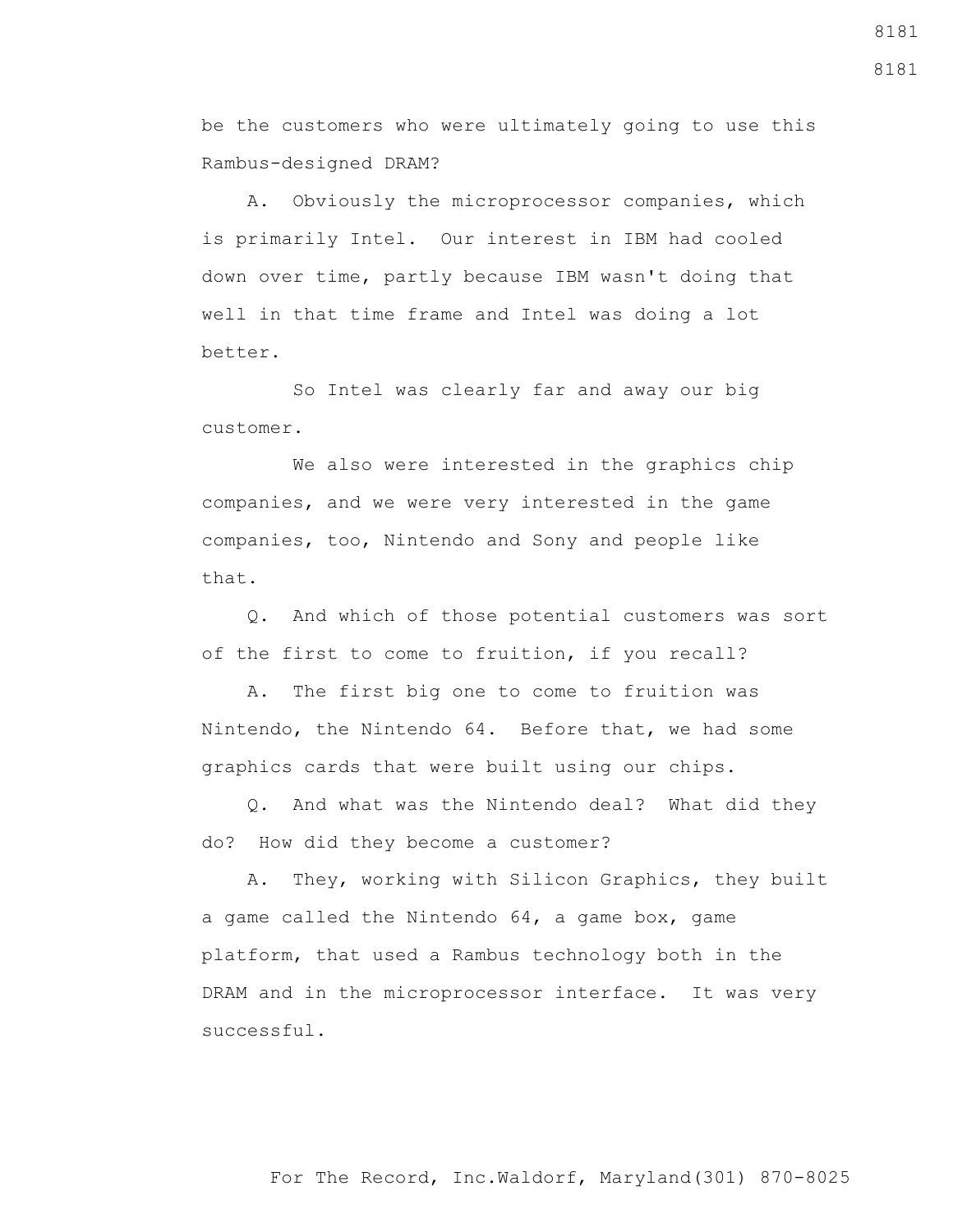be the customers who were ultimately going to use this Rambus-designed DRAM?

A. Obviously the microprocessor companies, which is primarily Intel. Our interest in IBM had cooled down over time, partly because IBM wasn't doing that well in that time frame and Intel was doing a lot better.

So Intel was clearly far and away our big customer.

We also were interested in the graphics chip companies, and we were very interested in the game companies, too, Nintendo and Sony and people like that.

Q. And which of those potential customers was sort of the first to come to fruition, if you recall?

A. The first big one to come to fruition was Nintendo, the Nintendo 64. Before that, we had some graphics cards that were built using our chips.

Q. And what was the Nintendo deal? What did they do? How did they become a customer?

A. They, working with Silicon Graphics, they built a game called the Nintendo 64, a game box, game platform, that used a Rambus technology both in the DRAM and in the microprocessor interface. It was very successful.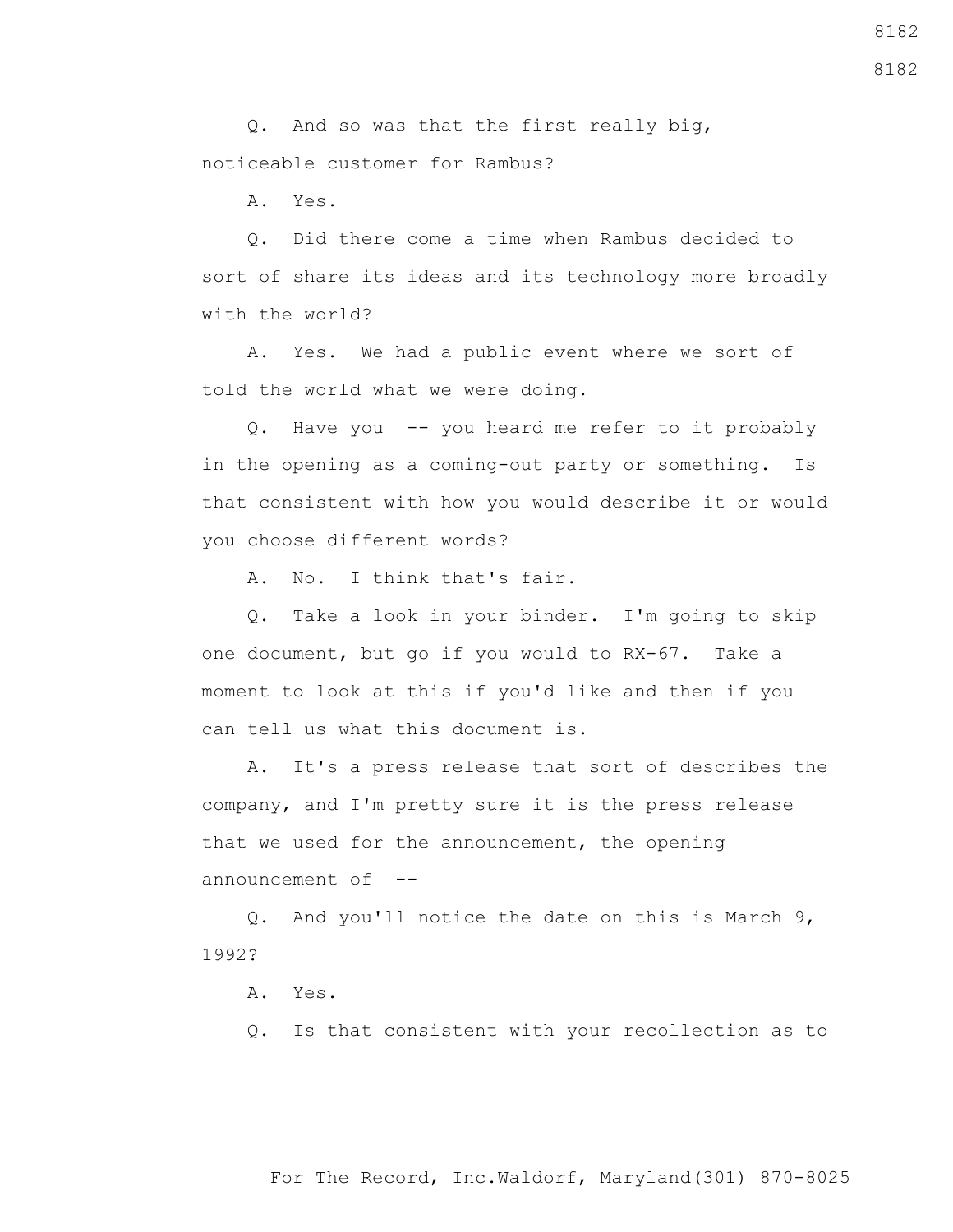Q. And so was that the first really big, noticeable customer for Rambus?

A. Yes.

Q. Did there come a time when Rambus decided to sort of share its ideas and its technology more broadly with the world?

A. Yes. We had a public event where we sort of told the world what we were doing.

Q. Have you -- you heard me refer to it probably in the opening as a coming-out party or something. Is that consistent with how you would describe it or would you choose different words?

A. No. I think that's fair.

Q. Take a look in your binder. I'm going to skip one document, but go if you would to RX-67. Take a moment to look at this if you'd like and then if you can tell us what this document is.

A. It's a press release that sort of describes the company, and I'm pretty sure it is the press release that we used for the announcement, the opening announcement of --

Q. And you'll notice the date on this is March 9, 1992?

A. Yes.

Q. Is that consistent with your recollection as to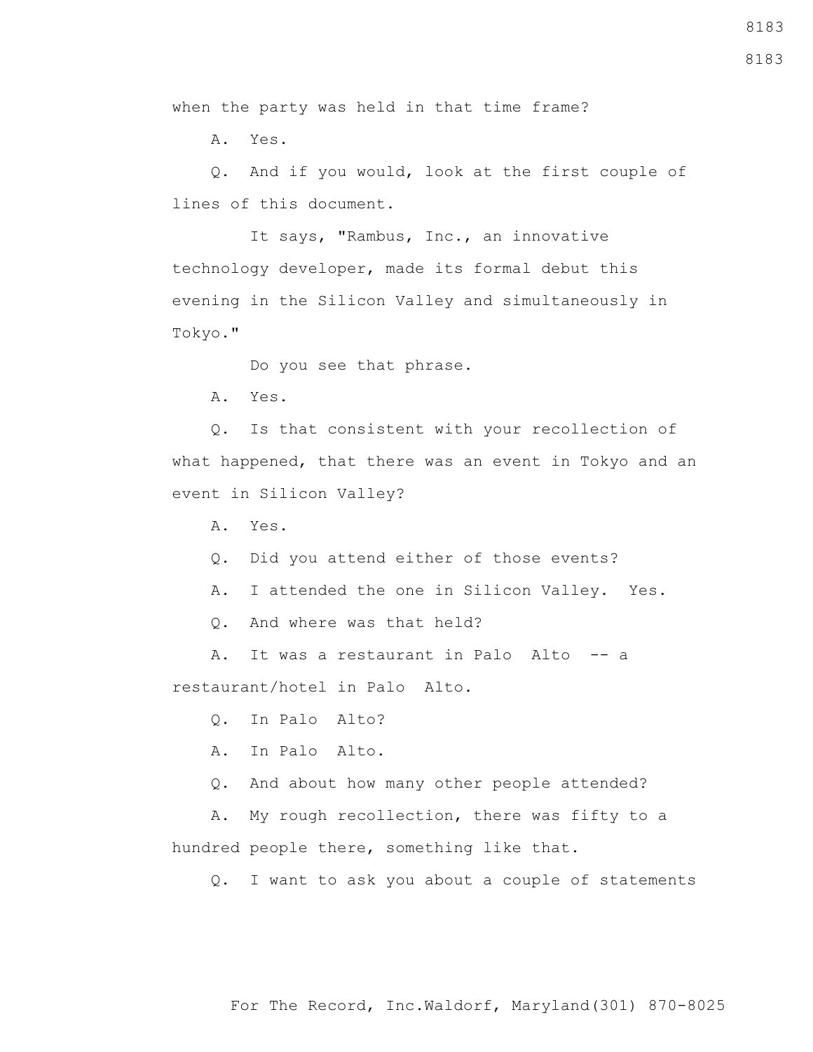when the party was held in that time frame?

A. Yes.

Q. And if you would, look at the first couple of lines of this document.

It says, "Rambus, Inc., an innovative technology developer, made its formal debut this evening in the Silicon Valley and simultaneously in Tokyo."

Do you see that phrase.

A. Yes.

Q. Is that consistent with your recollection of what happened, that there was an event in Tokyo and an event in Silicon Valley?

A. Yes.

Q. Did you attend either of those events?

A. I attended the one in Silicon Valley. Yes.

Q. And where was that held?

A. It was a restaurant in Palo Alto -- a restaurant/hotel in Palo Alto.

Q. In Palo Alto?

A. In Palo Alto.

Q. And about how many other people attended?

A. My rough recollection, there was fifty to a hundred people there, something like that.

Q. I want to ask you about a couple of statements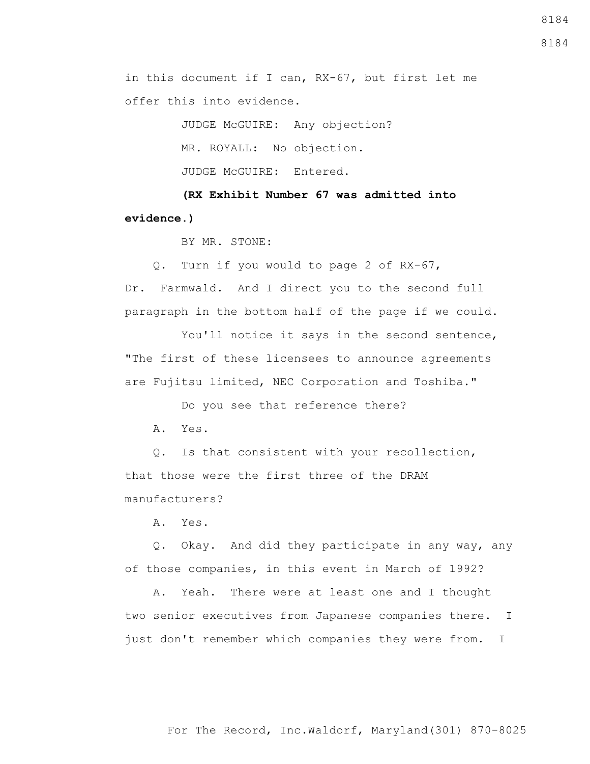in this document if I can, RX-67, but first let me offer this into evidence.

JUDGE McGUIRE: Any objection?

MR. ROYALL: No objection.

JUDGE McGUIRE: Entered.

**(RX Exhibit Number 67 was admitted into evidence.)**

BY MR. STONE:

Q. Turn if you would to page 2 of RX-67, Dr. Farmwald. And I direct you to the second full paragraph in the bottom half of the page if we could.

You'll notice it says in the second sentence, "The first of these licensees to announce agreements are Fujitsu limited, NEC Corporation and Toshiba."

Do you see that reference there?

A. Yes.

Q. Is that consistent with your recollection, that those were the first three of the DRAM manufacturers?

A. Yes.

Q. Okay. And did they participate in any way, any of those companies, in this event in March of 1992?

A. Yeah. There were at least one and I thought two senior executives from Japanese companies there. I just don't remember which companies they were from. I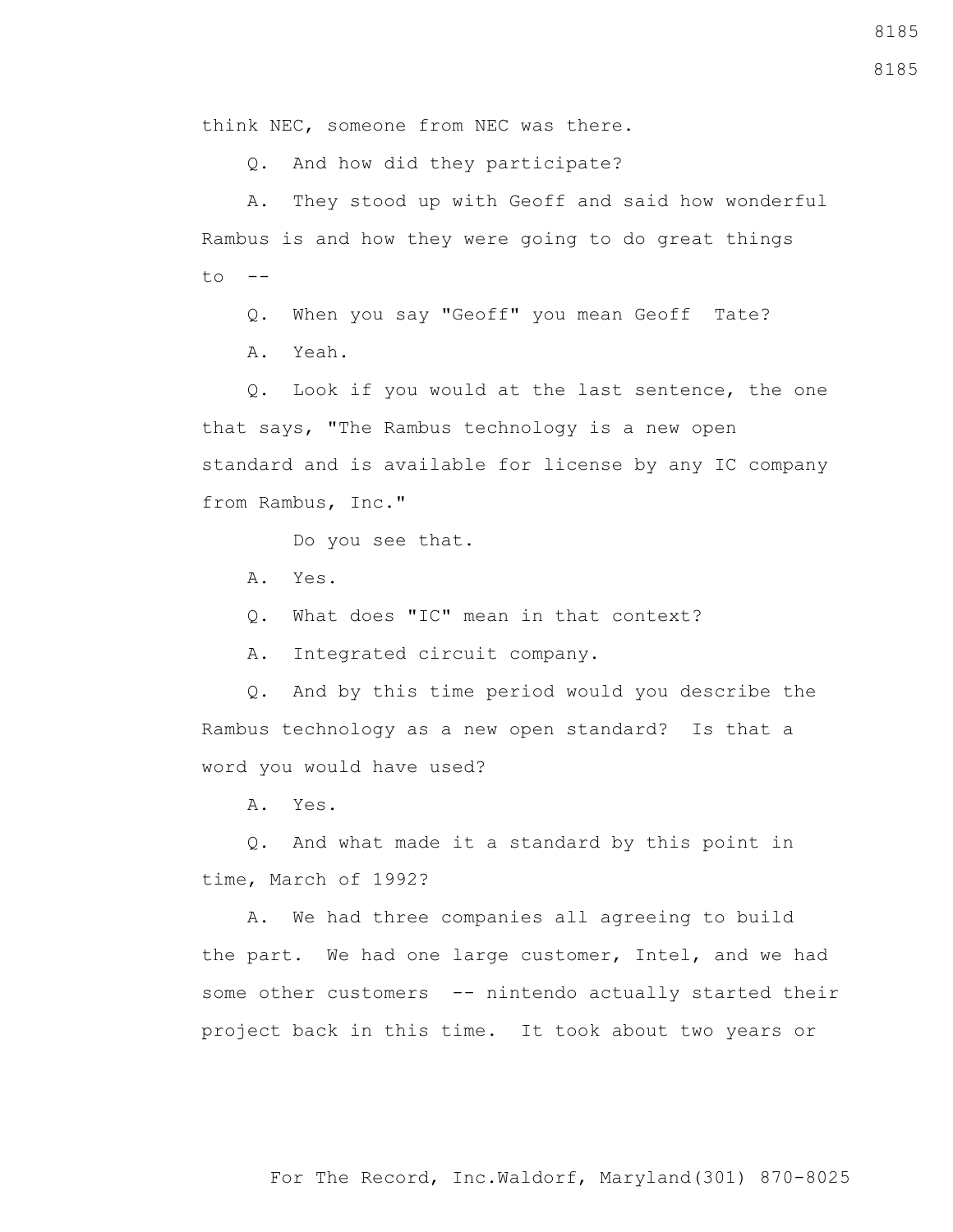think NEC, someone from NEC was there.

Q. And how did they participate?

A. They stood up with Geoff and said how wonderful Rambus is and how they were going to do great things to --

Q. When you say "Geoff" you mean Geoff Tate?

A. Yeah.

Q. Look if you would at the last sentence, the one that says, "The Rambus technology is a new open standard and is available for license by any IC company from Rambus, Inc."

Do you see that.

A. Yes.

Q. What does "IC" mean in that context?

A. Integrated circuit company.

Q. And by this time period would you describe the Rambus technology as a new open standard? Is that a word you would have used?

A. Yes.

Q. And what made it a standard by this point in time, March of 1992?

A. We had three companies all agreeing to build the part. We had one large customer, Intel, and we had some other customers -- nintendo actually started their project back in this time. It took about two years or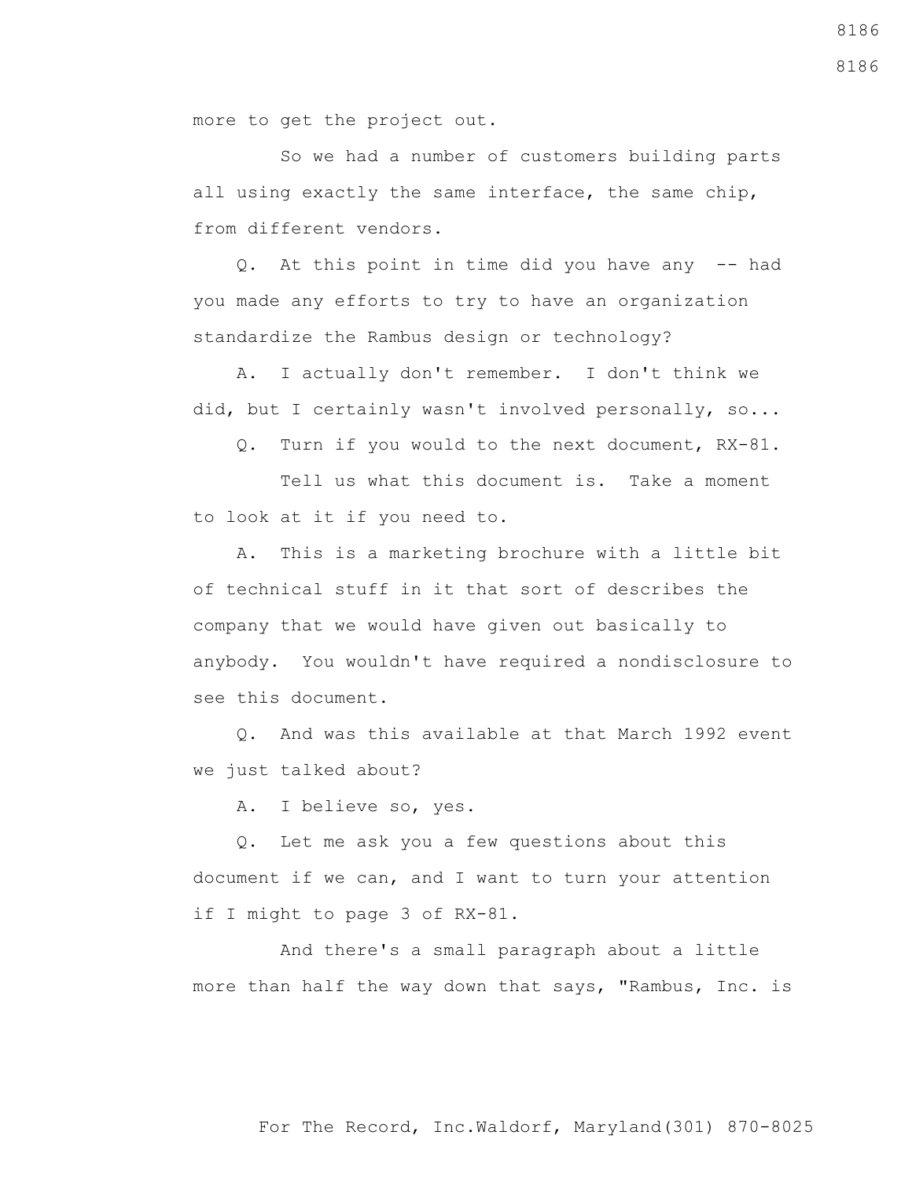more to get the project out.

So we had a number of customers building parts all using exactly the same interface, the same chip, from different vendors.

Q. At this point in time did you have any -- had you made any efforts to try to have an organization standardize the Rambus design or technology?

A. I actually don't remember. I don't think we did, but I certainly wasn't involved personally, so...

Q. Turn if you would to the next document, RX-81.

Tell us what this document is. Take a moment to look at it if you need to.

A. This is a marketing brochure with a little bit of technical stuff in it that sort of describes the company that we would have given out basically to anybody. You wouldn't have required a nondisclosure to see this document.

Q. And was this available at that March 1992 event we just talked about?

A. I believe so, yes.

Q. Let me ask you a few questions about this document if we can, and I want to turn your attention if I might to page 3 of RX-81.

And there's a small paragraph about a little more than half the way down that says, "Rambus, Inc. is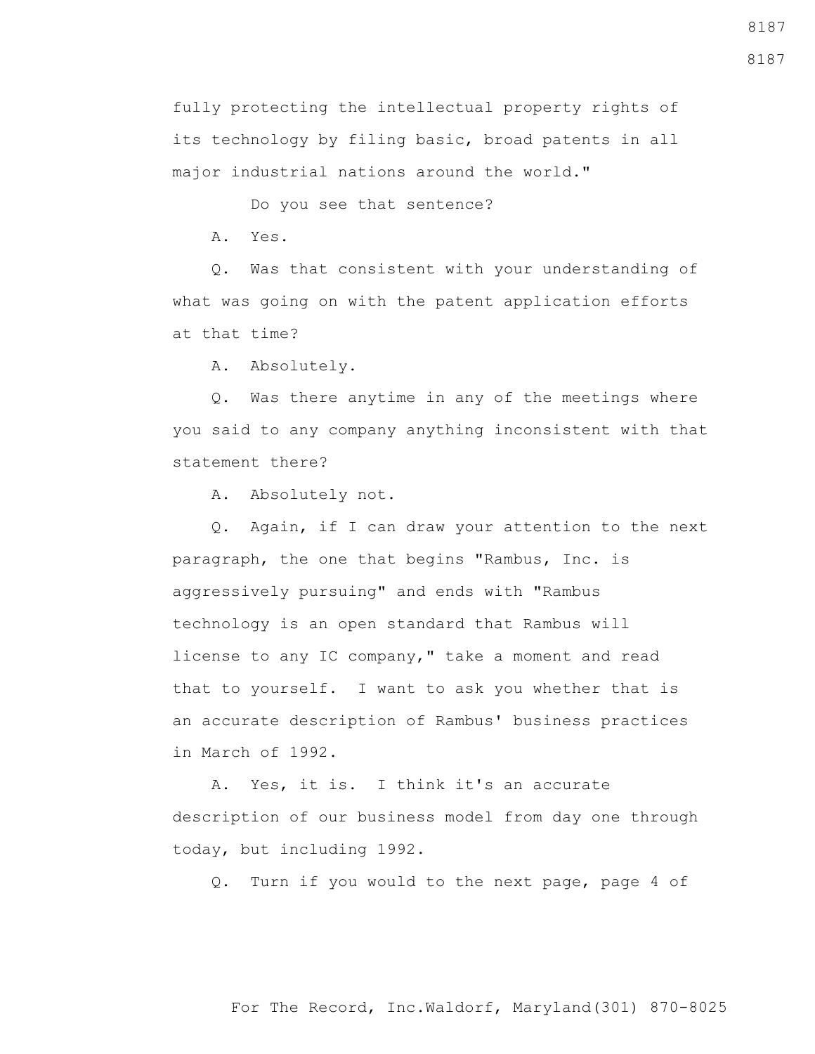fully protecting the intellectual property rights of its technology by filing basic, broad patents in all major industrial nations around the world."

Do you see that sentence?

A. Yes.

Q. Was that consistent with your understanding of what was going on with the patent application efforts at that time?

A. Absolutely.

Q. Was there anytime in any of the meetings where you said to any company anything inconsistent with that statement there?

A. Absolutely not.

Q. Again, if I can draw your attention to the next paragraph, the one that begins "Rambus, Inc. is aggressively pursuing" and ends with "Rambus technology is an open standard that Rambus will license to any IC company," take a moment and read that to yourself. I want to ask you whether that is an accurate description of Rambus' business practices in March of 1992.

A. Yes, it is. I think it's an accurate description of our business model from day one through today, but including 1992.

Q. Turn if you would to the next page, page 4 of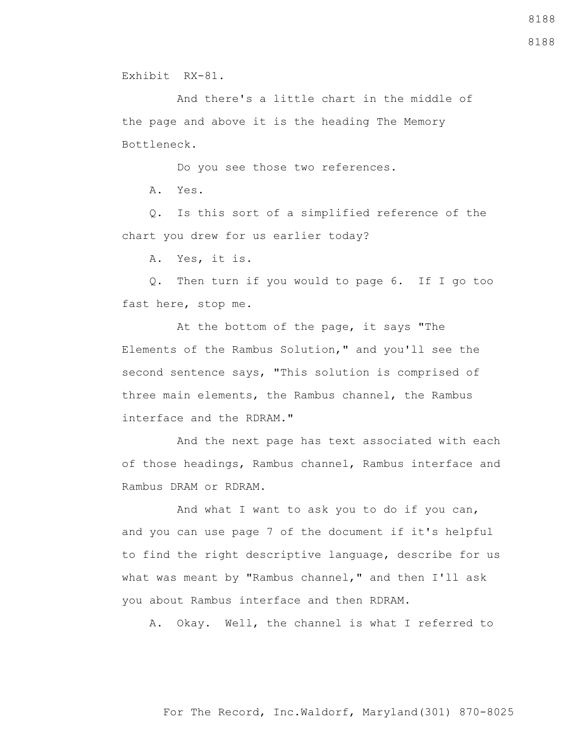Exhibit RX-81.

And there's a little chart in the middle of the page and above it is the heading The Memory Bottleneck.

Do you see those two references.

A. Yes.

Q. Is this sort of a simplified reference of the chart you drew for us earlier today?

A. Yes, it is.

Q. Then turn if you would to page 6. If I go too fast here, stop me.

At the bottom of the page, it says "The Elements of the Rambus Solution," and you'll see the second sentence says, "This solution is comprised of three main elements, the Rambus channel, the Rambus interface and the RDRAM."

And the next page has text associated with each of those headings, Rambus channel, Rambus interface and Rambus DRAM or RDRAM.

And what I want to ask you to do if you can, and you can use page 7 of the document if it's helpful to find the right descriptive language, describe for us what was meant by "Rambus channel," and then I'll ask you about Rambus interface and then RDRAM.

A. Okay. Well, the channel is what I referred to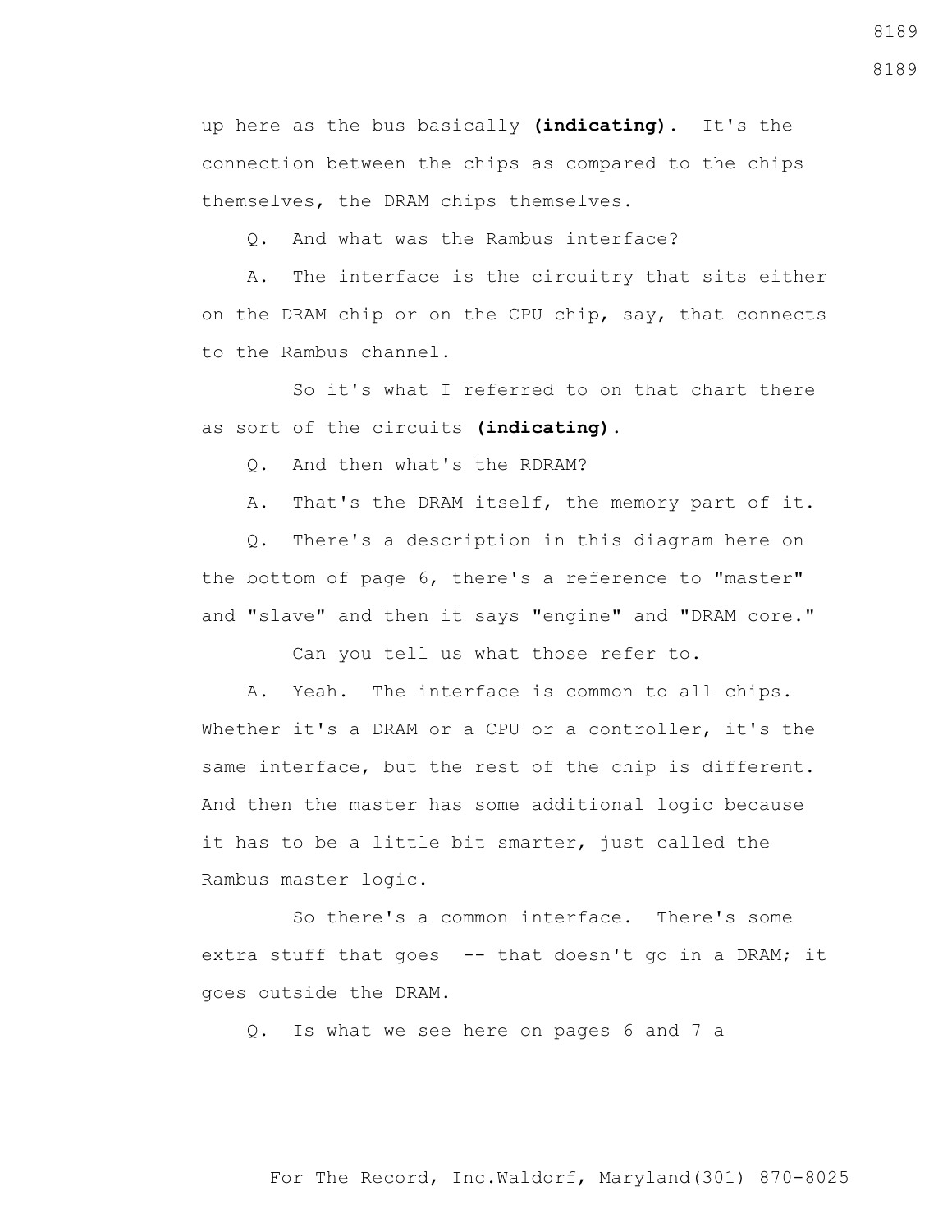up here as the bus basically **(indicating)**. It's the connection between the chips as compared to the chips themselves, the DRAM chips themselves.

Q. And what was the Rambus interface?

A. The interface is the circuitry that sits either on the DRAM chip or on the CPU chip, say, that connects to the Rambus channel.

So it's what I referred to on that chart there as sort of the circuits **(indicating)**.

Q. And then what's the RDRAM?

A. That's the DRAM itself, the memory part of it.

Q. There's a description in this diagram here on the bottom of page 6, there's a reference to "master" and "slave" and then it says "engine" and "DRAM core."

Can you tell us what those refer to.

A. Yeah. The interface is common to all chips. Whether it's a DRAM or a CPU or a controller, it's the same interface, but the rest of the chip is different. And then the master has some additional logic because it has to be a little bit smarter, just called the Rambus master logic.

So there's a common interface. There's some extra stuff that goes -- that doesn't go in a DRAM; it goes outside the DRAM.

Q. Is what we see here on pages 6 and 7 a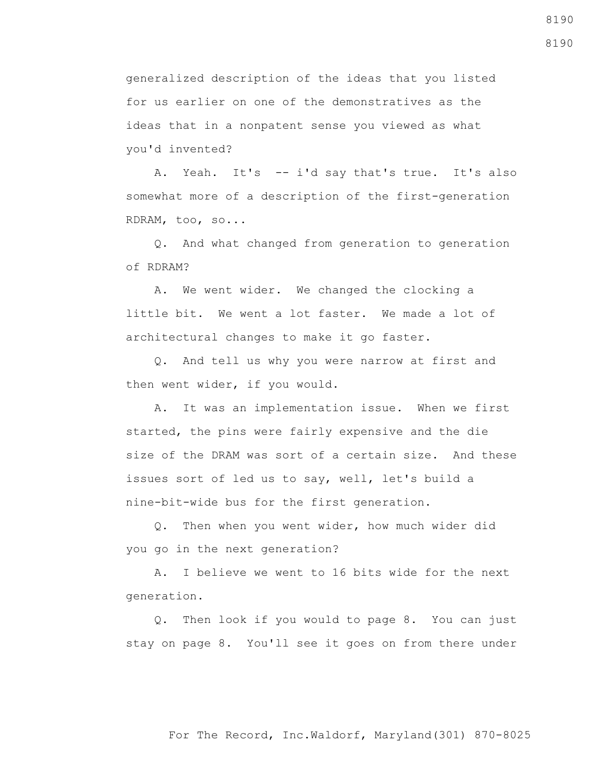generalized description of the ideas that you listed for us earlier on one of the demonstratives as the ideas that in a nonpatent sense you viewed as what you'd invented?

A. Yeah. It's -- i'd say that's true. It's also somewhat more of a description of the first-generation RDRAM, too, so...

Q. And what changed from generation to generation of RDRAM?

A. We went wider. We changed the clocking a little bit. We went a lot faster. We made a lot of architectural changes to make it go faster.

Q. And tell us why you were narrow at first and then went wider, if you would.

A. It was an implementation issue. When we first started, the pins were fairly expensive and the die size of the DRAM was sort of a certain size. And these issues sort of led us to say, well, let's build a nine-bit-wide bus for the first generation.

Q. Then when you went wider, how much wider did you go in the next generation?

A. I believe we went to 16 bits wide for the next generation.

Q. Then look if you would to page 8. You can just stay on page 8. You'll see it goes on from there under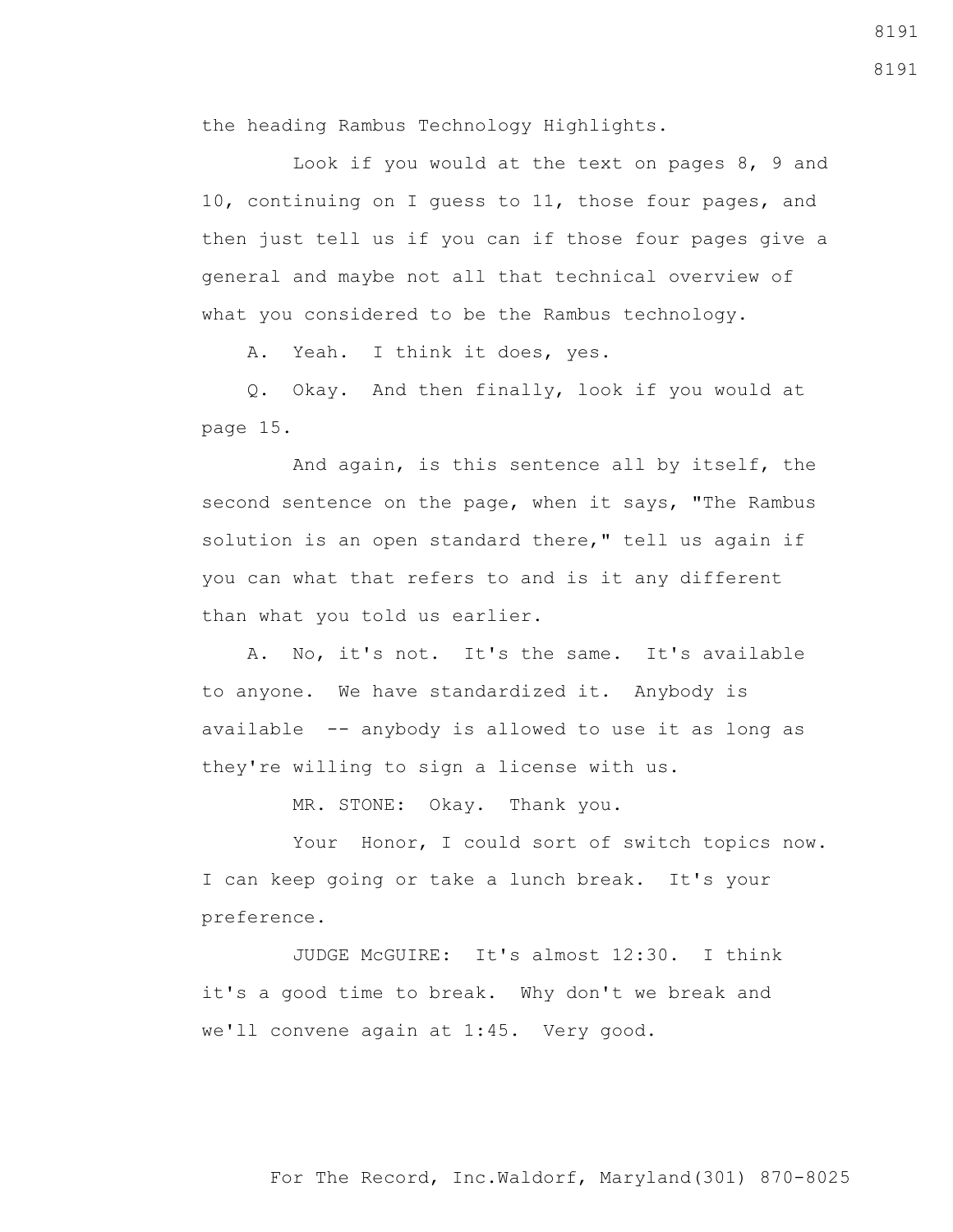the heading Rambus Technology Highlights.

Look if you would at the text on pages 8, 9 and 10, continuing on I guess to 11, those four pages, and then just tell us if you can if those four pages give a general and maybe not all that technical overview of what you considered to be the Rambus technology.

A. Yeah. I think it does, yes.

Q. Okay. And then finally, look if you would at page 15.

And again, is this sentence all by itself, the second sentence on the page, when it says, "The Rambus solution is an open standard there," tell us again if you can what that refers to and is it any different than what you told us earlier.

A. No, it's not. It's the same. It's available to anyone. We have standardized it. Anybody is available -- anybody is allowed to use it as long as they're willing to sign a license with us.

MR. STONE: Okay. Thank you.

Your Honor, I could sort of switch topics now. I can keep going or take a lunch break. It's your preference.

JUDGE McGUIRE: It's almost 12:30. I think it's a good time to break. Why don't we break and we'll convene again at 1:45. Very good.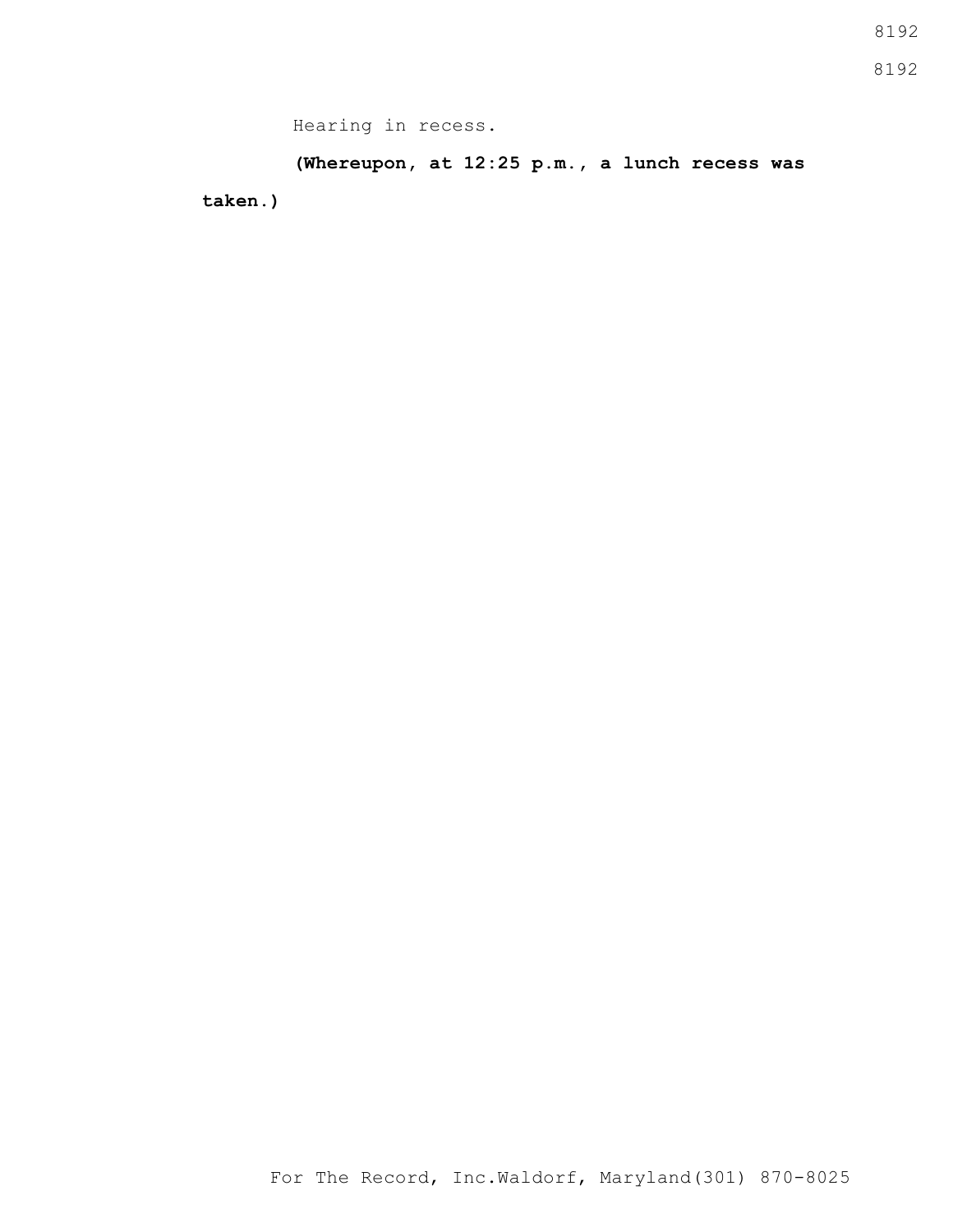Hearing in recess.

**(Whereupon, at 12:25 p.m., a lunch recess was taken.)**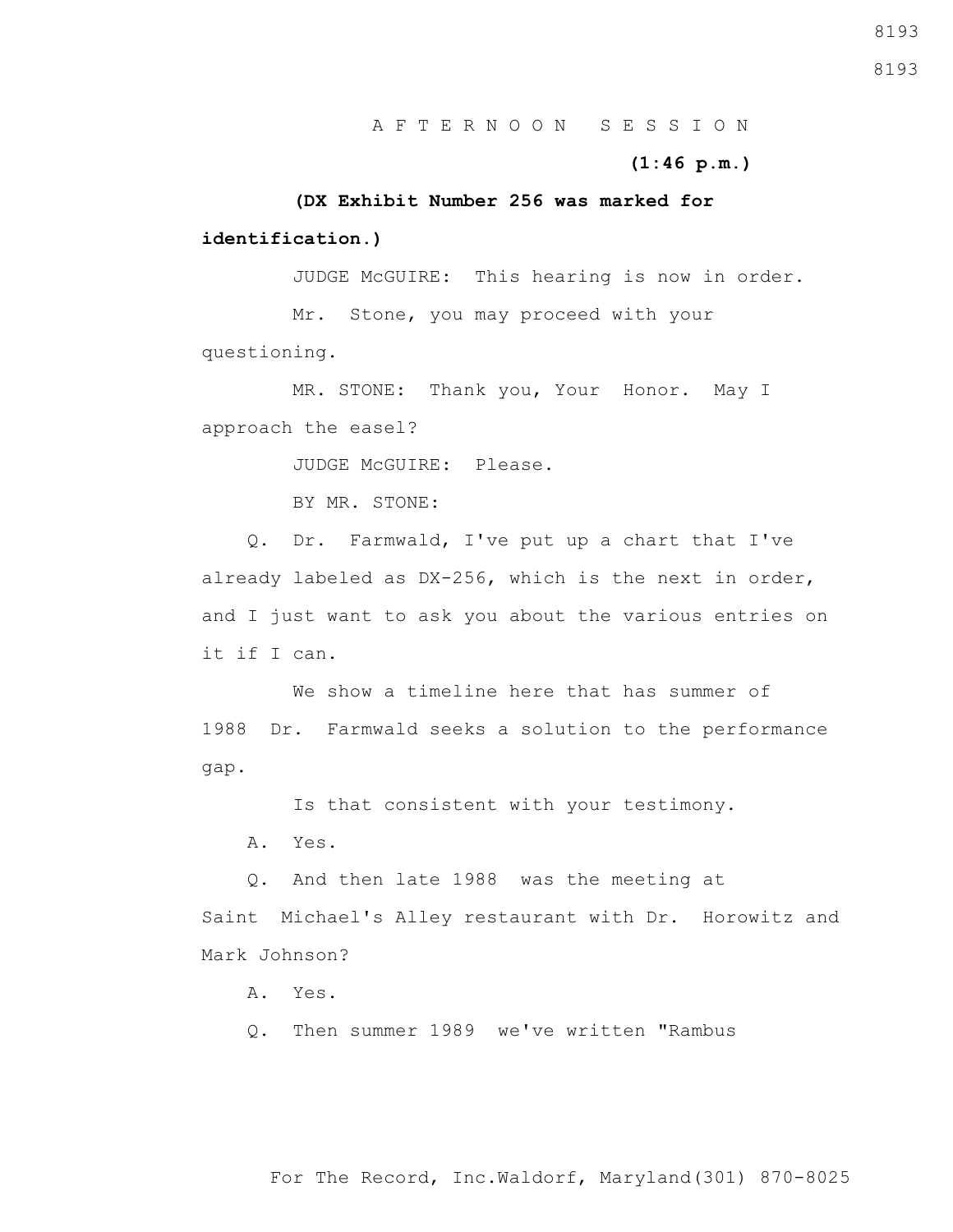A F T E R N O O N   S E S S I O N

**(1:46 p.m.)**

**(DX Exhibit Number 256 was marked for identification.)**

JUDGE McGUIRE: This hearing is now in order.

Mr. Stone, you may proceed with your questioning.

MR. STONE: Thank you, Your Honor. May I approach the easel?

JUDGE McGUIRE: Please.

BY MR. STONE:

Q. Dr. Farmwald, I've put up a chart that I've already labeled as DX-256, which is the next in order, and I just want to ask you about the various entries on it if I can.

We show a timeline here that has summer of 1988 Dr. Farmwald seeks a solution to the performance gap.

Is that consistent with your testimony.

A. Yes.

Q. And then late 1988 was the meeting at Saint Michael's Alley restaurant with Dr. Horowitz and Mark Johnson?

A. Yes.

Q. Then summer 1989 we've written "Rambus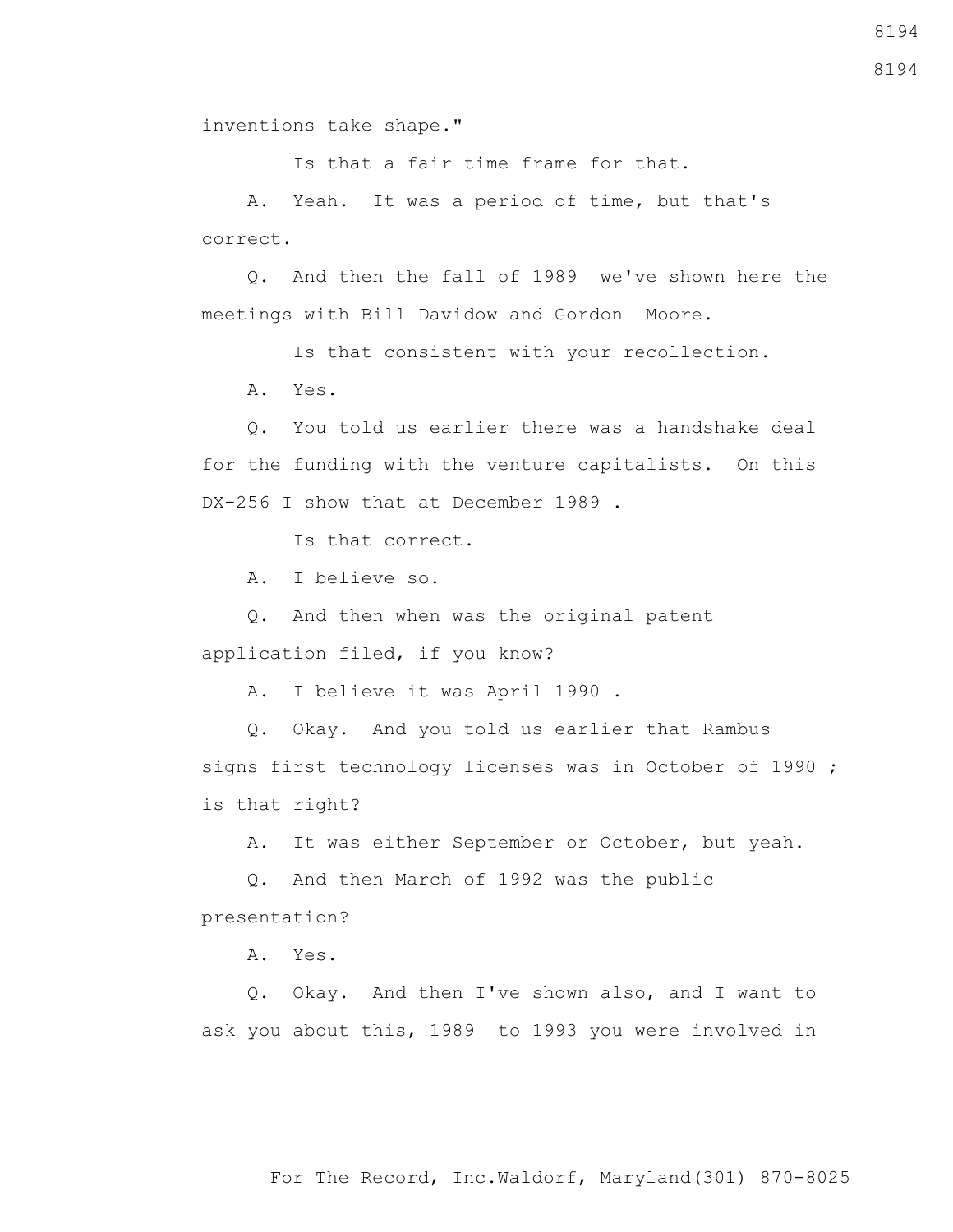inventions take shape."

Is that a fair time frame for that.

A. Yeah. It was a period of time, but that's correct.

Q. And then the fall of 1989 we've shown here the meetings with Bill Davidow and Gordon Moore.

Is that consistent with your recollection.

A. Yes.

Q. You told us earlier there was a handshake deal for the funding with the venture capitalists. On this DX-256 I show that at December 1989 .

Is that correct.

A. I believe so.

Q. And then when was the original patent application filed, if you know?

A. I believe it was April 1990 .

Q. Okay. And you told us earlier that Rambus signs first technology licenses was in October of 1990 ; is that right?

A. It was either September or October, but yeah.

Q. And then March of 1992 was the public presentation?

A. Yes.

Q. Okay. And then I've shown also, and I want to ask you about this, 1989 to 1993 you were involved in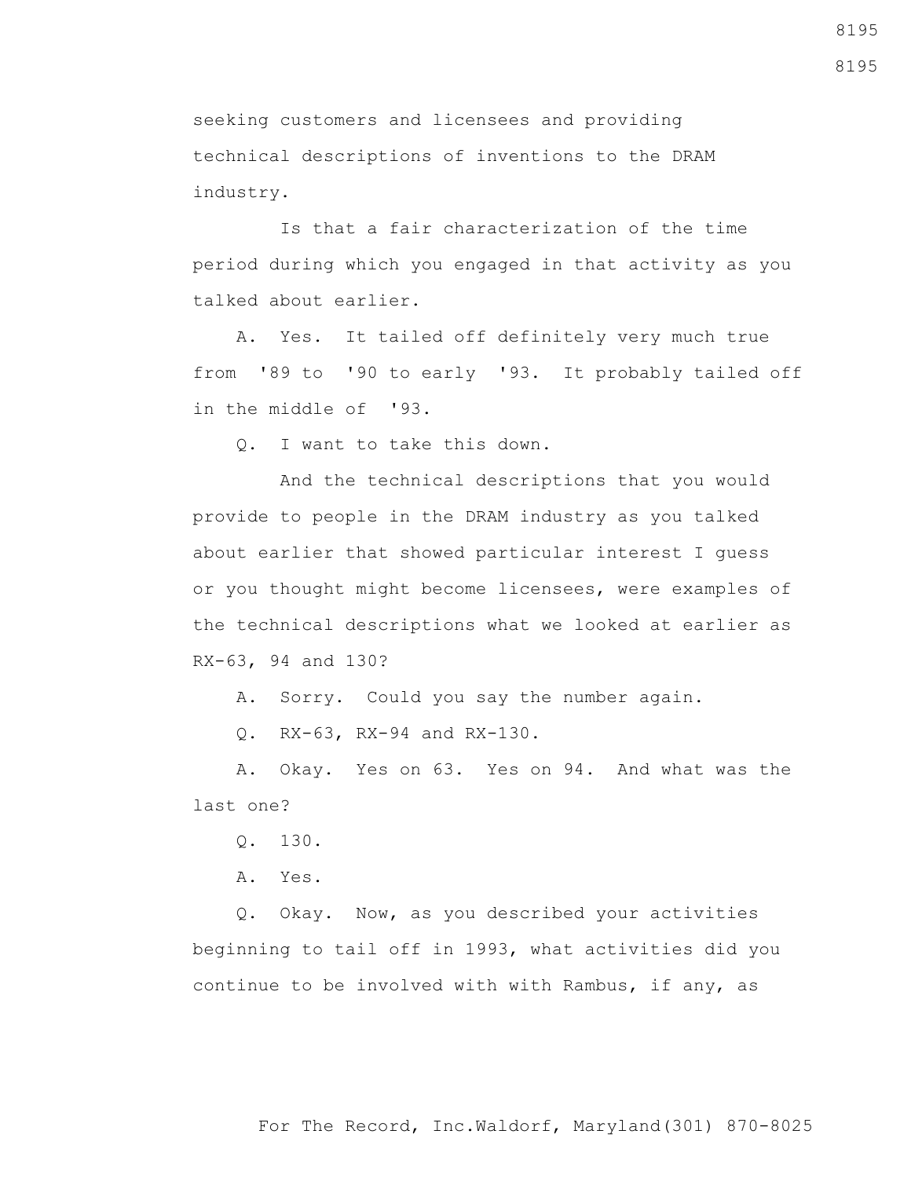seeking customers and licensees and providing technical descriptions of inventions to the DRAM industry.

Is that a fair characterization of the time period during which you engaged in that activity as you talked about earlier.

A. Yes. It tailed off definitely very much true from '89 to '90 to early '93. It probably tailed off in the middle of '93.

Q. I want to take this down.

And the technical descriptions that you would provide to people in the DRAM industry as you talked about earlier that showed particular interest I guess or you thought might become licensees, were examples of the technical descriptions what we looked at earlier as RX-63, 94 and 130?

A. Sorry. Could you say the number again.

Q. RX-63, RX-94 and RX-130.

A. Okay. Yes on 63. Yes on 94. And what was the last one?

Q. 130.

A. Yes.

Q. Okay. Now, as you described your activities beginning to tail off in 1993, what activities did you continue to be involved with with Rambus, if any, as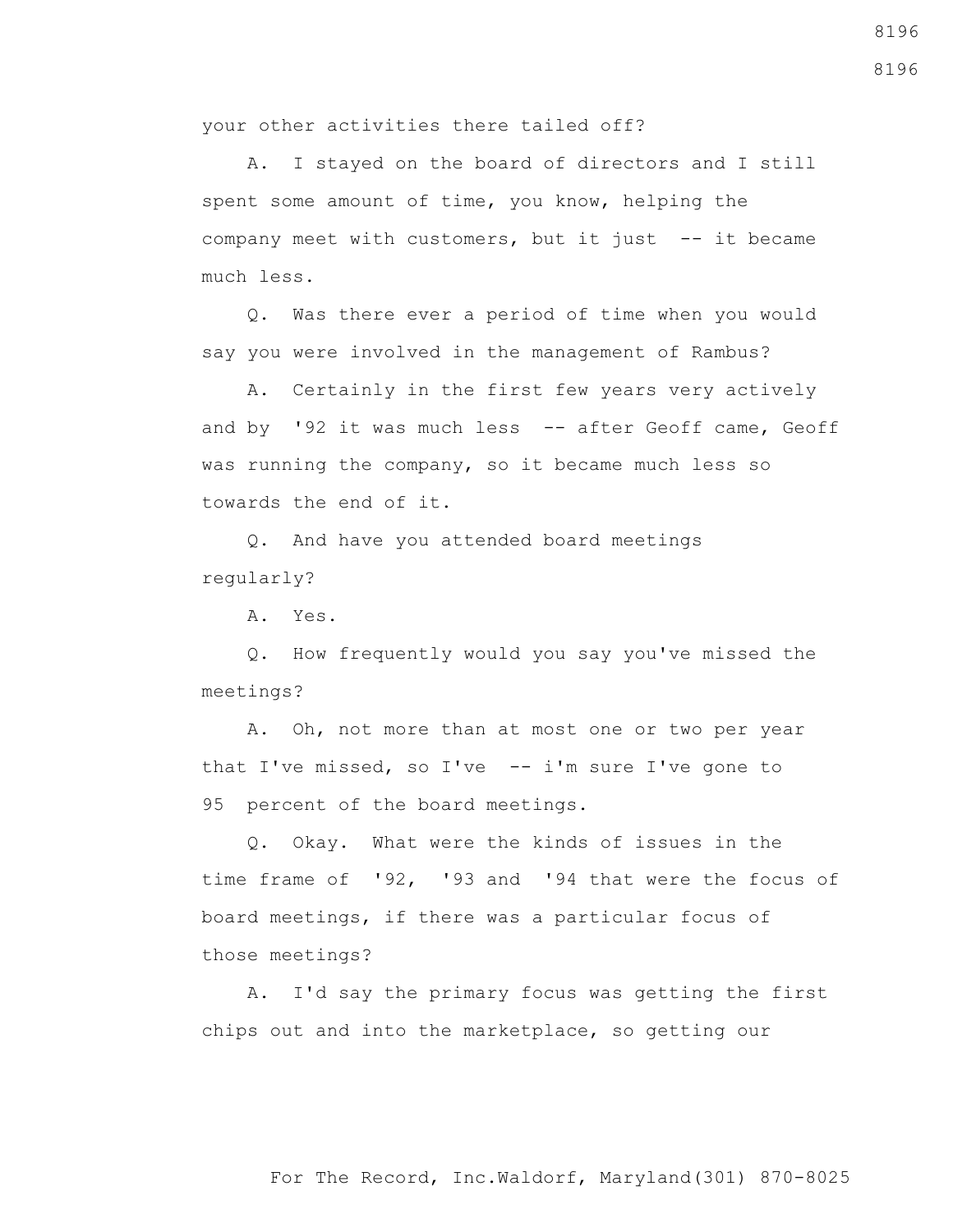your other activities there tailed off?

A. I stayed on the board of directors and I still spent some amount of time, you know, helping the company meet with customers, but it just -- it became much less.

Q. Was there ever a period of time when you would say you were involved in the management of Rambus?

A. Certainly in the first few years very actively and by '92 it was much less -- after Geoff came, Geoff was running the company, so it became much less so towards the end of it.

Q. And have you attended board meetings regularly?

A. Yes.

Q. How frequently would you say you've missed the meetings?

A. Oh, not more than at most one or two per year that I've missed, so I've -- i'm sure I've gone to 95 percent of the board meetings.

Q. Okay. What were the kinds of issues in the time frame of '92, '93 and '94 that were the focus of board meetings, if there was a particular focus of those meetings?

A. I'd say the primary focus was getting the first chips out and into the marketplace, so getting our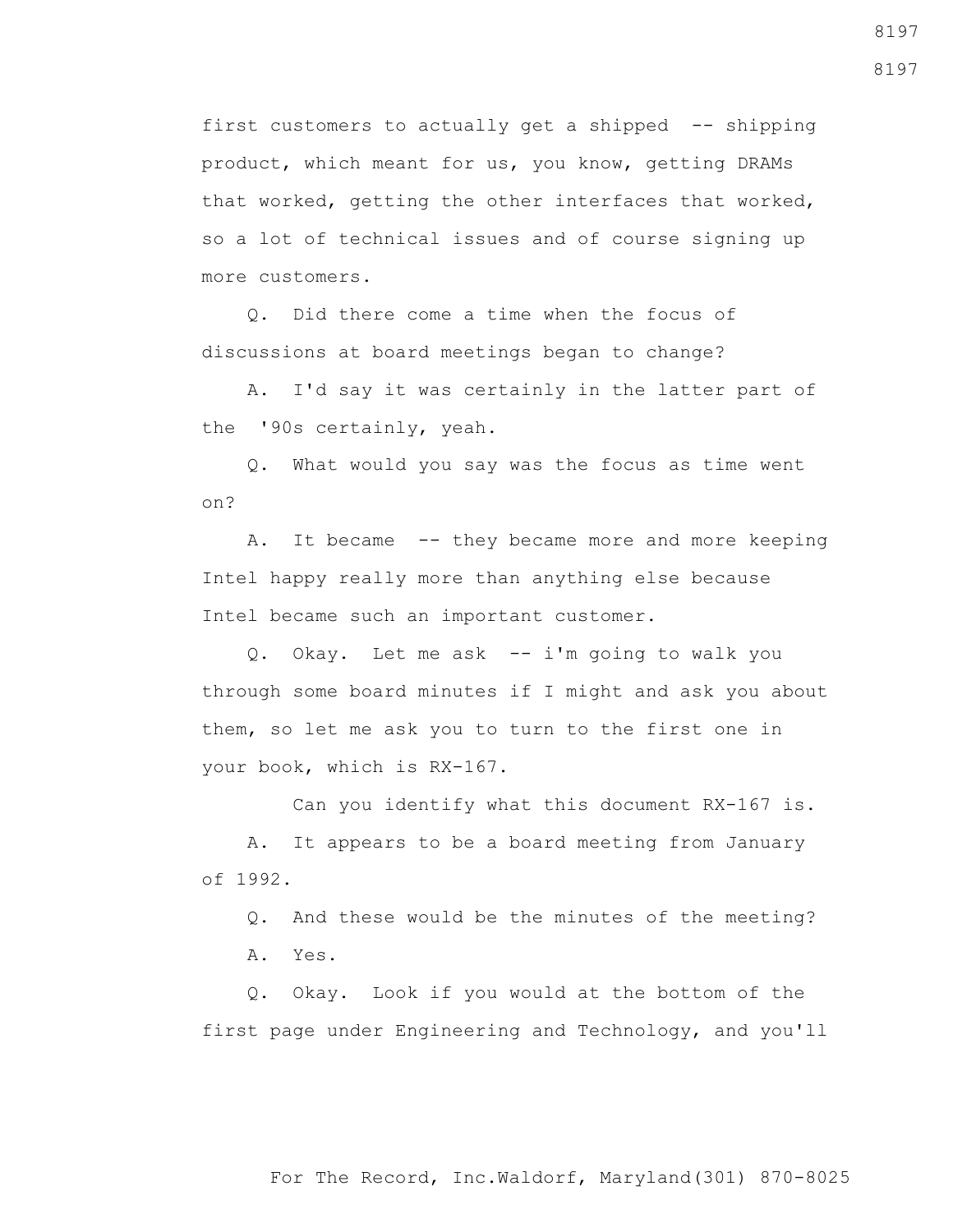first customers to actually get a shipped -- shipping product, which meant for us, you know, getting DRAMs that worked, getting the other interfaces that worked, so a lot of technical issues and of course signing up more customers.

Q. Did there come a time when the focus of discussions at board meetings began to change?

A. I'd say it was certainly in the latter part of the '90s certainly, yeah.

Q. What would you say was the focus as time went on?

A. It became -- they became more and more keeping Intel happy really more than anything else because Intel became such an important customer.

Q. Okay. Let me ask -- i'm going to walk you through some board minutes if I might and ask you about them, so let me ask you to turn to the first one in your book, which is RX-167.

Can you identify what this document RX-167 is.

A. It appears to be a board meeting from January of 1992.

Q. And these would be the minutes of the meeting?

A. Yes.

Q. Okay. Look if you would at the bottom of the first page under Engineering and Technology, and you'll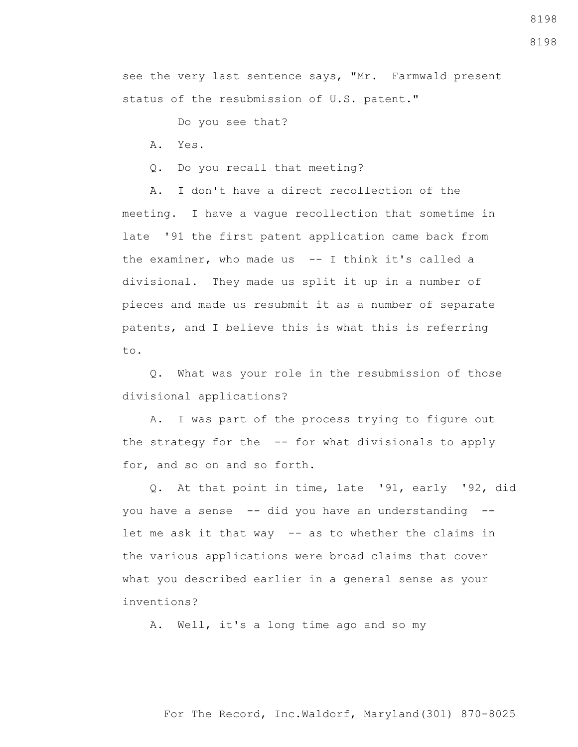see the very last sentence says, "Mr. Farmwald present status of the resubmission of U.S. patent."

Do you see that?

A. Yes.

Q. Do you recall that meeting?

A. I don't have a direct recollection of the meeting. I have a vague recollection that sometime in late '91 the first patent application came back from the examiner, who made us -- I think it's called a divisional. They made us split it up in a number of pieces and made us resubmit it as a number of separate patents, and I believe this is what this is referring to.

Q. What was your role in the resubmission of those divisional applications?

A. I was part of the process trying to figure out the strategy for the -- for what divisionals to apply for, and so on and so forth.

Q. At that point in time, late '91, early '92, did you have a sense -- did you have an understanding -- let me ask it that way -- as to whether the claims in the various applications were broad claims that cover what you described earlier in a general sense as your inventions?

A. Well, it's a long time ago and so my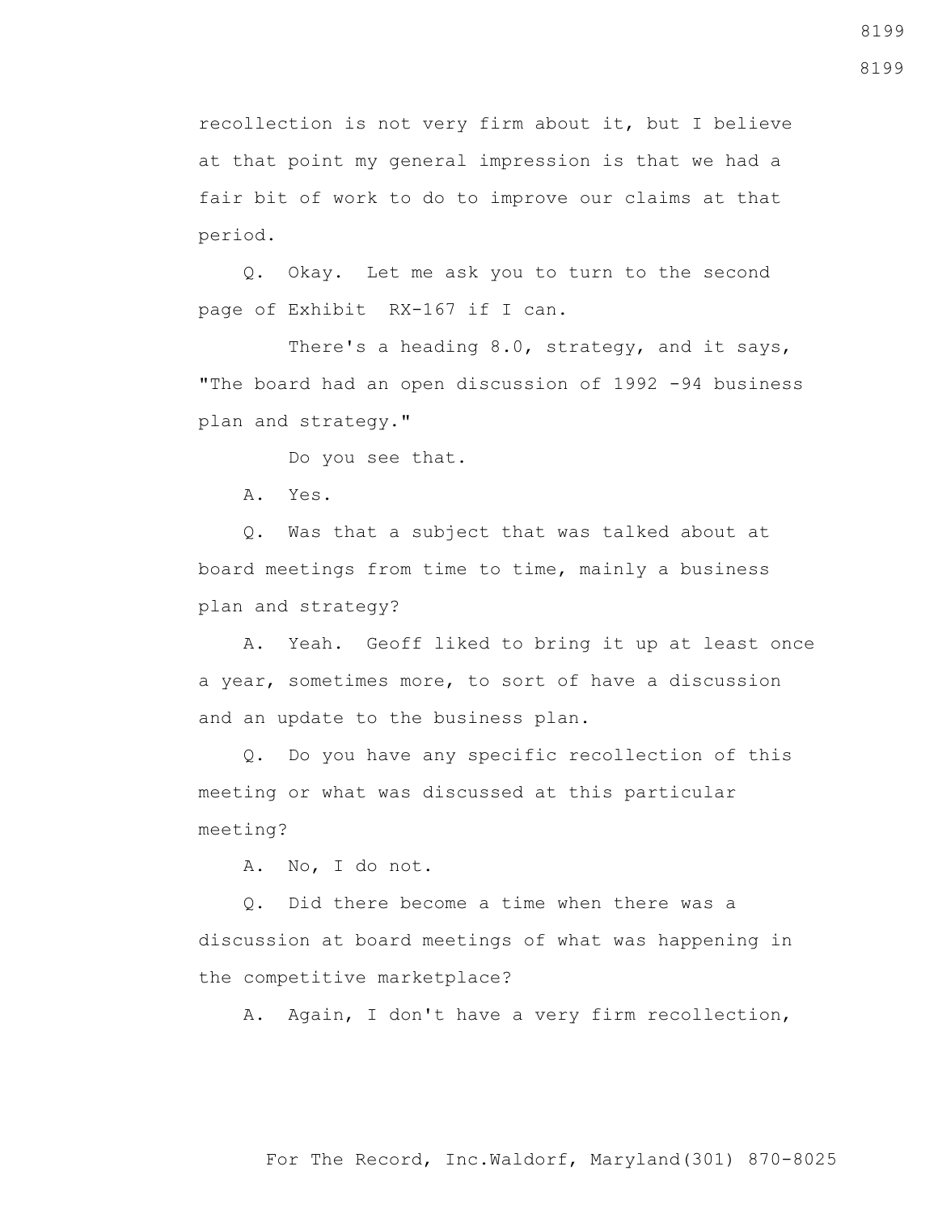recollection is not very firm about it, but I believe at that point my general impression is that we had a fair bit of work to do to improve our claims at that period.

Q. Okay. Let me ask you to turn to the second page of Exhibit RX-167 if I can.

There's a heading 8.0, strategy, and it says, "The board had an open discussion of 1992 -94 business plan and strategy."

Do you see that.

A. Yes.

Q. Was that a subject that was talked about at board meetings from time to time, mainly a business plan and strategy?

A. Yeah. Geoff liked to bring it up at least once a year, sometimes more, to sort of have a discussion and an update to the business plan.

Q. Do you have any specific recollection of this meeting or what was discussed at this particular meeting?

A. No, I do not.

Q. Did there become a time when there was a discussion at board meetings of what was happening in the competitive marketplace?

A. Again, I don't have a very firm recollection,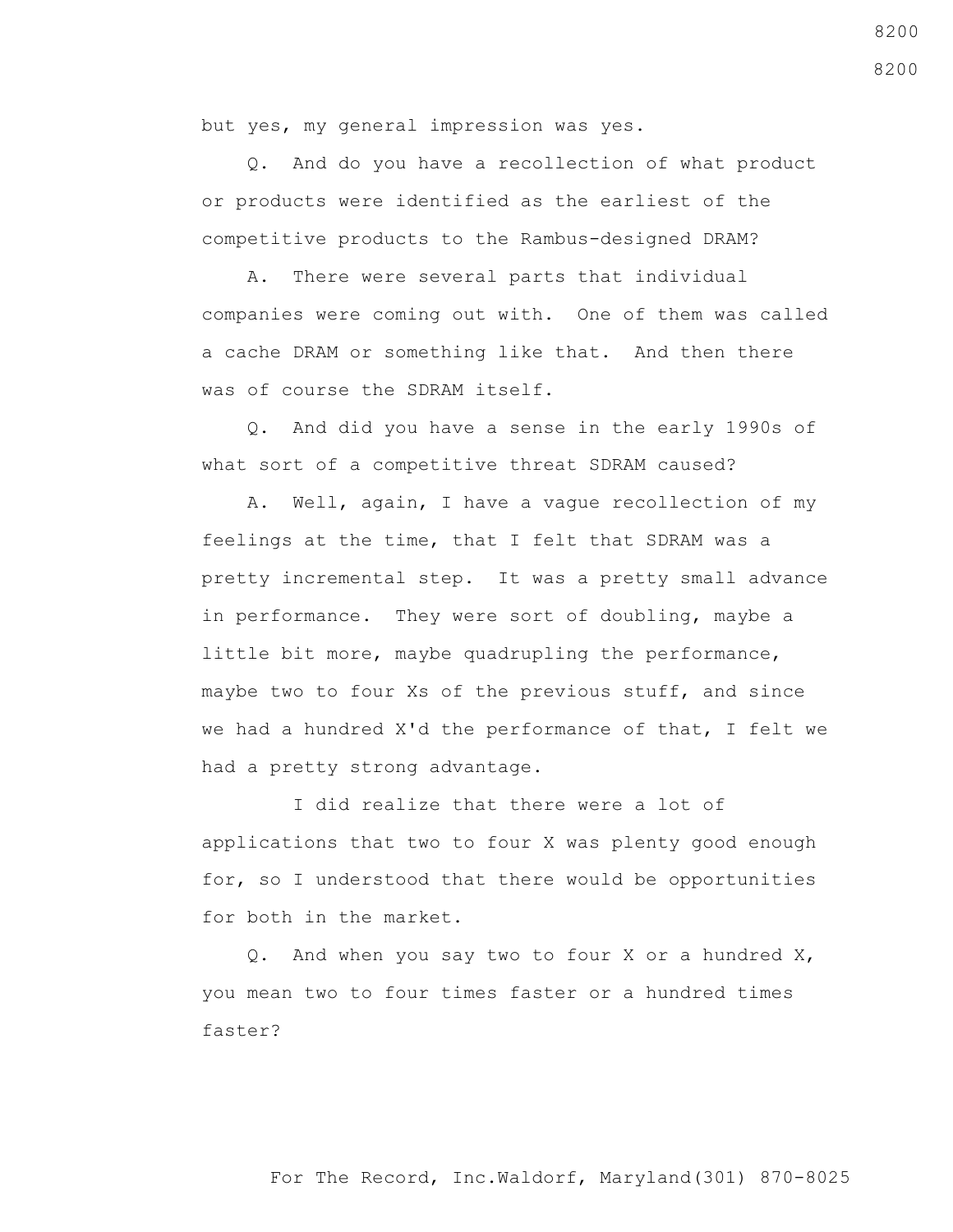but yes, my general impression was yes.

Q. And do you have a recollection of what product or products were identified as the earliest of the competitive products to the Rambus-designed DRAM?

A. There were several parts that individual companies were coming out with. One of them was called a cache DRAM or something like that. And then there was of course the SDRAM itself.

Q. And did you have a sense in the early 1990s of what sort of a competitive threat SDRAM caused?

A. Well, again, I have a vague recollection of my feelings at the time, that I felt that SDRAM was a pretty incremental step. It was a pretty small advance in performance. They were sort of doubling, maybe a little bit more, maybe quadrupling the performance, maybe two to four Xs of the previous stuff, and since we had a hundred X'd the performance of that, I felt we had a pretty strong advantage.

I did realize that there were a lot of applications that two to four X was plenty good enough for, so I understood that there would be opportunities for both in the market.

Q. And when you say two to four X or a hundred X, you mean two to four times faster or a hundred times faster?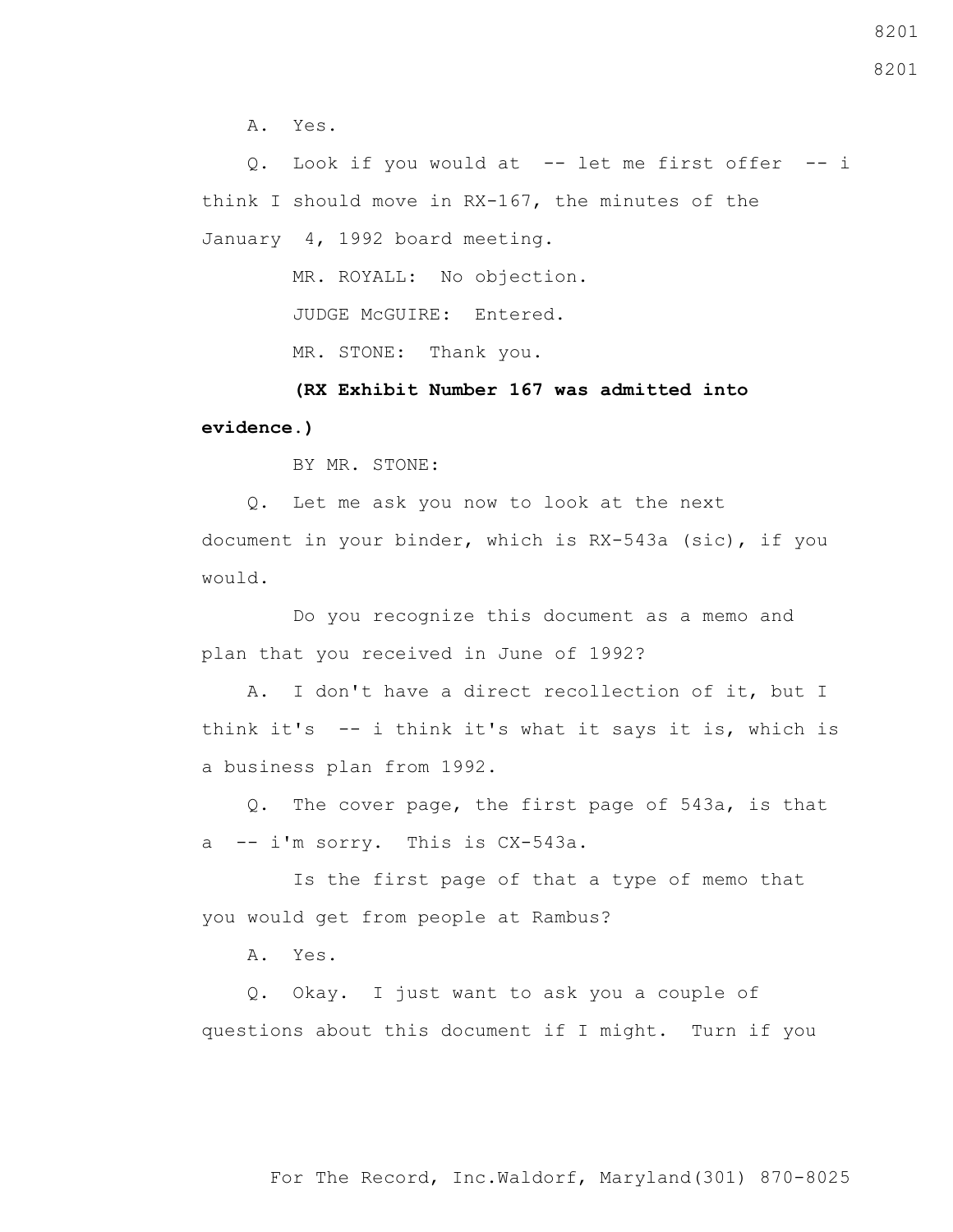A. Yes.

Q. Look if you would at -- let me first offer -- i think I should move in RX-167, the minutes of the January 4, 1992 board meeting.

MR. ROYALL: No objection.

JUDGE McGUIRE: Entered.

MR. STONE: Thank you.

**(RX Exhibit Number 167 was admitted into evidence.)**

BY MR. STONE:

Q. Let me ask you now to look at the next document in your binder, which is RX-543a (sic), if you would.

Do you recognize this document as a memo and plan that you received in June of 1992?

A. I don't have a direct recollection of it, but I think it's -- i think it's what it says it is, which is a business plan from 1992.

Q. The cover page, the first page of 543a, is that a -- i'm sorry. This is CX-543a.

Is the first page of that a type of memo that you would get from people at Rambus?

A. Yes.

Q. Okay. I just want to ask you a couple of questions about this document if I might. Turn if you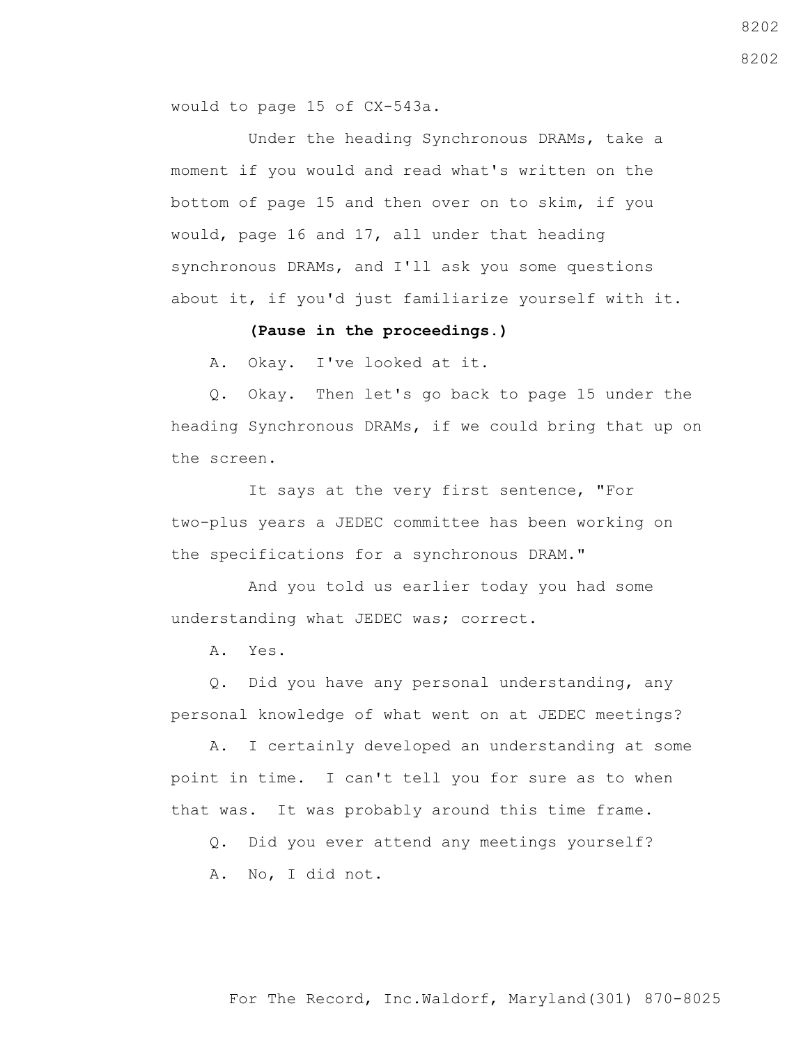would to page 15 of CX-543a.

Under the heading Synchronous DRAMs, take a moment if you would and read what's written on the bottom of page 15 and then over on to skim, if you would, page 16 and 17, all under that heading synchronous DRAMs, and I'll ask you some questions about it, if you'd just familiarize yourself with it.

**(Pause in the proceedings.)**

A. Okay. I've looked at it.

Q. Okay. Then let's go back to page 15 under the heading Synchronous DRAMs, if we could bring that up on the screen.

It says at the very first sentence, "For two-plus years a JEDEC committee has been working on the specifications for a synchronous DRAM."

And you told us earlier today you had some understanding what JEDEC was; correct.

A. Yes.

Q. Did you have any personal understanding, any personal knowledge of what went on at JEDEC meetings?

A. I certainly developed an understanding at some point in time. I can't tell you for sure as to when that was. It was probably around this time frame.

Q. Did you ever attend any meetings yourself?

A. No, I did not.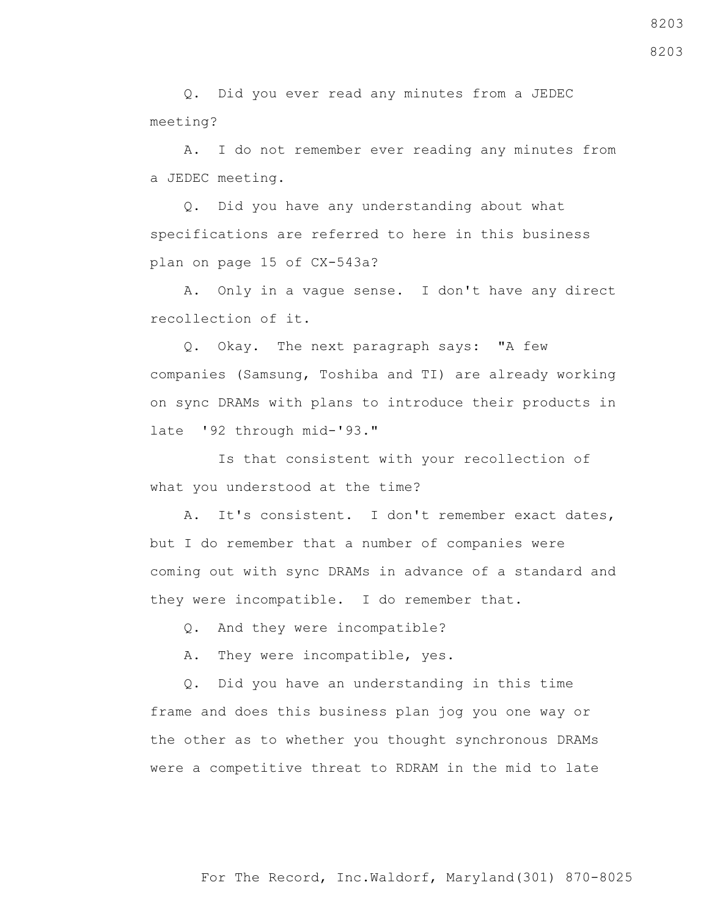Q. Did you ever read any minutes from a JEDEC meeting?

A. I do not remember ever reading any minutes from a JEDEC meeting.

Q. Did you have any understanding about what specifications are referred to here in this business plan on page 15 of CX-543a?

A. Only in a vague sense. I don't have any direct recollection of it.

Q. Okay. The next paragraph says: "A few companies (Samsung, Toshiba and TI) are already working on sync DRAMs with plans to introduce their products in late '92 through mid-'93."

Is that consistent with your recollection of what you understood at the time?

A. It's consistent. I don't remember exact dates, but I do remember that a number of companies were coming out with sync DRAMs in advance of a standard and they were incompatible. I do remember that.

Q. And they were incompatible?

A. They were incompatible, yes.

Q. Did you have an understanding in this time frame and does this business plan jog you one way or the other as to whether you thought synchronous DRAMs were a competitive threat to RDRAM in the mid to late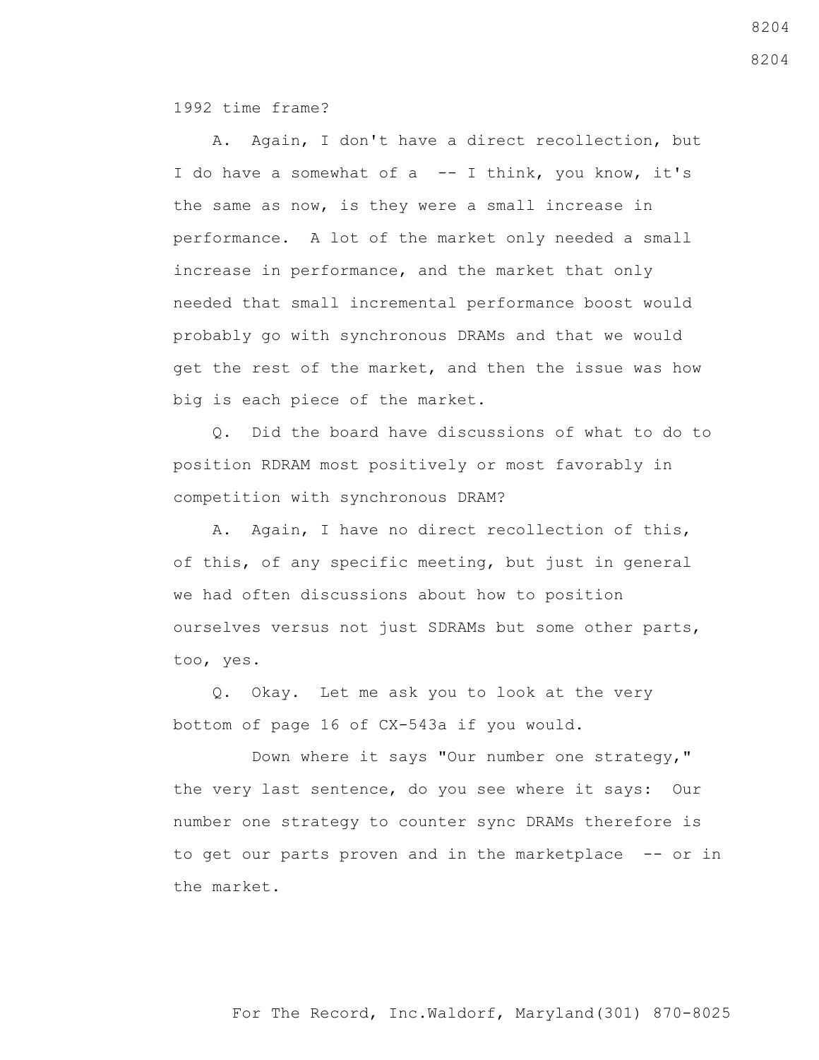1992 time frame?

A. Again, I don't have a direct recollection, but I do have a somewhat of a -- I think, you know, it's the same as now, is they were a small increase in performance. A lot of the market only needed a small increase in performance, and the market that only needed that small incremental performance boost would probably go with synchronous DRAMs and that we would get the rest of the market, and then the issue was how big is each piece of the market.

Q. Did the board have discussions of what to do to position RDRAM most positively or most favorably in competition with synchronous DRAM?

A. Again, I have no direct recollection of this, of this, of any specific meeting, but just in general we had often discussions about how to position ourselves versus not just SDRAMs but some other parts, too, yes.

Q. Okay. Let me ask you to look at the very bottom of page 16 of CX-543a if you would.

Down where it says "Our number one strategy," the very last sentence, do you see where it says: Our number one strategy to counter sync DRAMs therefore is to get our parts proven and in the marketplace -- or in the market.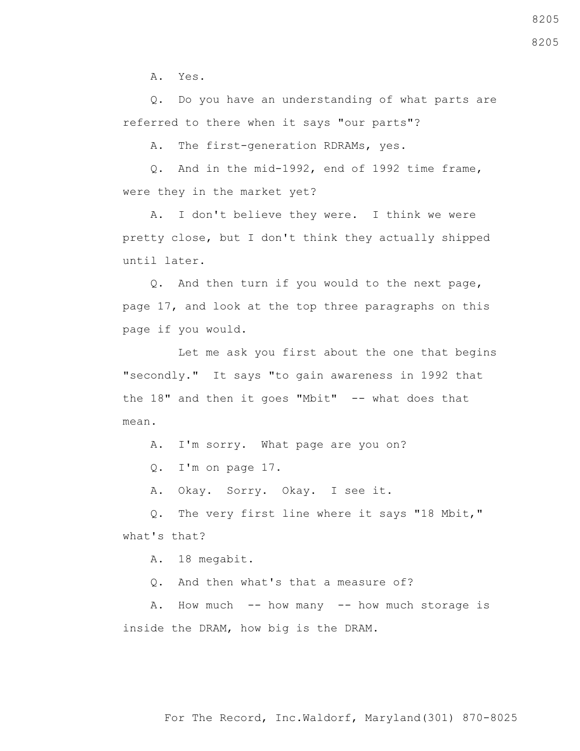A. Yes.

Q. Do you have an understanding of what parts are referred to there when it says "our parts"?

A. The first-generation RDRAMs, yes.

Q. And in the mid-1992, end of 1992 time frame, were they in the market yet?

A. I don't believe they were. I think we were pretty close, but I don't think they actually shipped until later.

Q. And then turn if you would to the next page, page 17, and look at the top three paragraphs on this page if you would.

Let me ask you first about the one that begins "secondly." It says "to gain awareness in 1992 that the 18" and then it goes "Mbit" -- what does that mean.

A. I'm sorry. What page are you on?

Q. I'm on page 17.

A. Okay. Sorry. Okay. I see it.

Q. The very first line where it says "18 Mbit," what's that?

A. 18 megabit.

Q. And then what's that a measure of?

A. How much -- how many -- how much storage is inside the DRAM, how big is the DRAM.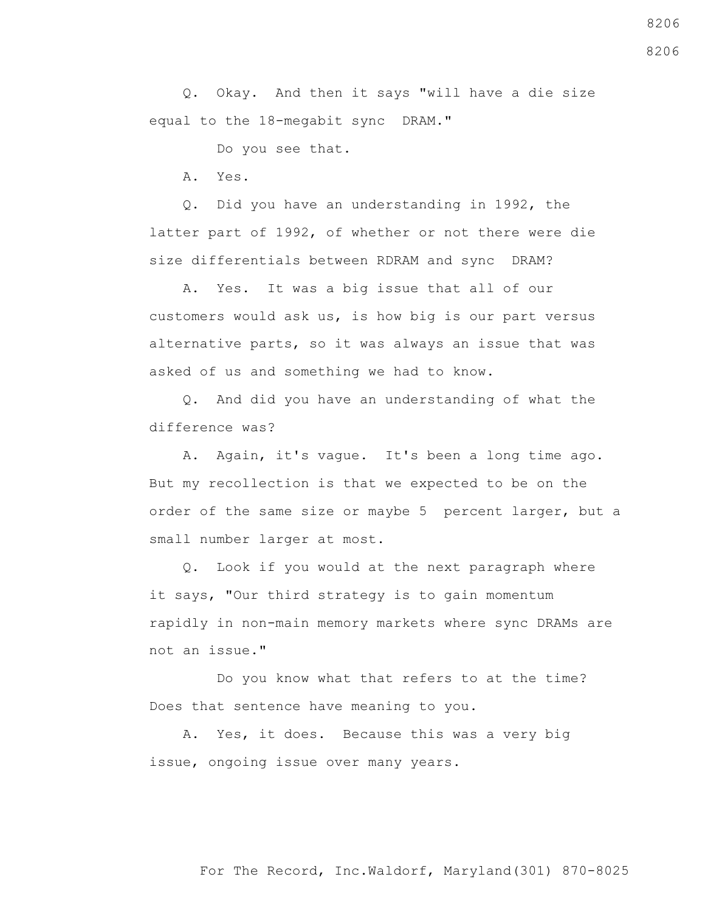Q. Okay. And then it says "will have a die size equal to the 18-megabit sync DRAM."

Do you see that.

A. Yes.

Q. Did you have an understanding in 1992, the latter part of 1992, of whether or not there were die size differentials between RDRAM and sync DRAM?

A. Yes. It was a big issue that all of our customers would ask us, is how big is our part versus alternative parts, so it was always an issue that was asked of us and something we had to know.

Q. And did you have an understanding of what the difference was?

A. Again, it's vague. It's been a long time ago. But my recollection is that we expected to be on the order of the same size or maybe 5 percent larger, but a small number larger at most.

Q. Look if you would at the next paragraph where it says, "Our third strategy is to gain momentum rapidly in non-main memory markets where sync DRAMs are not an issue."

Do you know what that refers to at the time? Does that sentence have meaning to you.

A. Yes, it does. Because this was a very big issue, ongoing issue over many years.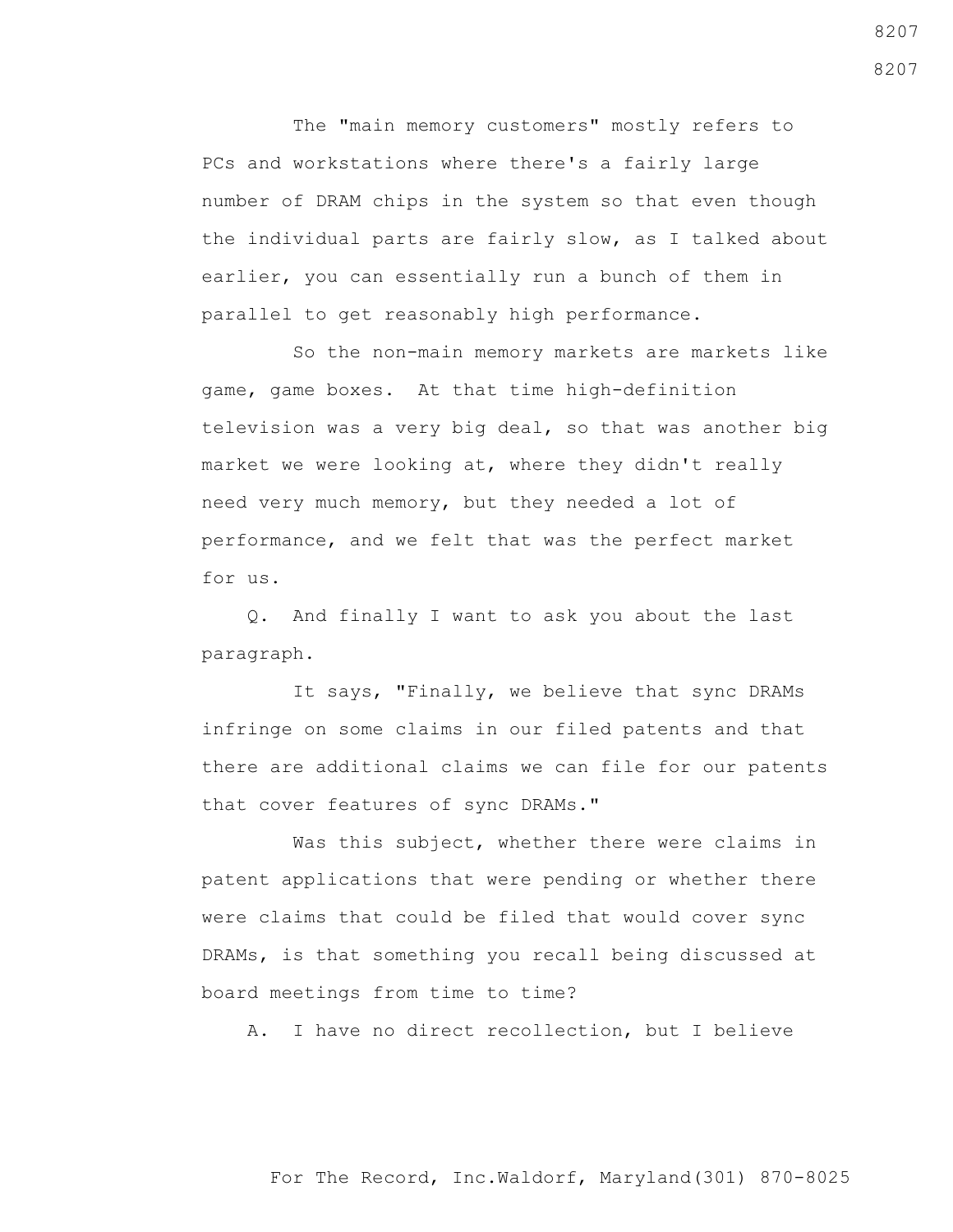The "main memory customers" mostly refers to PCs and workstations where there's a fairly large number of DRAM chips in the system so that even though the individual parts are fairly slow, as I talked about earlier, you can essentially run a bunch of them in parallel to get reasonably high performance.

So the non-main memory markets are markets like game, game boxes. At that time high-definition television was a very big deal, so that was another big market we were looking at, where they didn't really need very much memory, but they needed a lot of performance, and we felt that was the perfect market for us.

Q. And finally I want to ask you about the last paragraph.

It says, "Finally, we believe that sync DRAMs infringe on some claims in our filed patents and that there are additional claims we can file for our patents that cover features of sync DRAMs."

Was this subject, whether there were claims in patent applications that were pending or whether there were claims that could be filed that would cover sync DRAMs, is that something you recall being discussed at board meetings from time to time?

A. I have no direct recollection, but I believe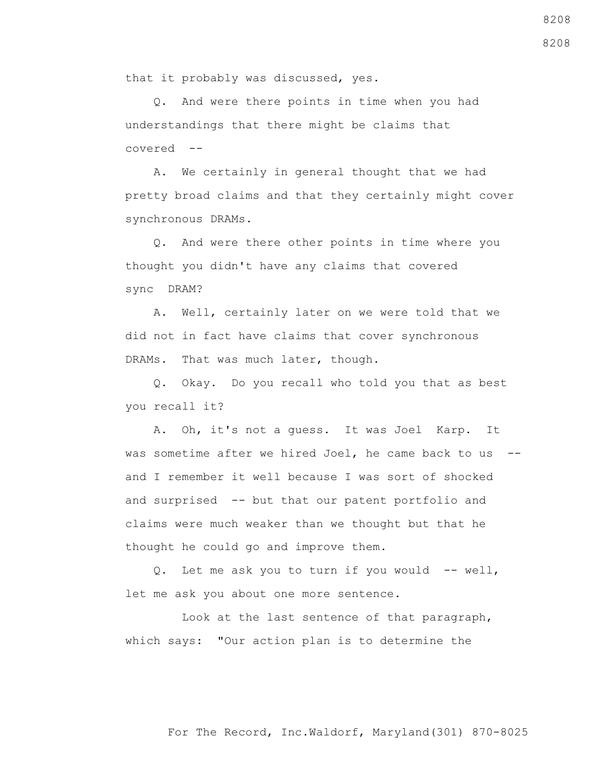that it probably was discussed, yes.

Q. And were there points in time when you had understandings that there might be claims that covered --

A. We certainly in general thought that we had pretty broad claims and that they certainly might cover synchronous DRAMs.

Q. And were there other points in time where you thought you didn't have any claims that covered sync DRAM?

A. Well, certainly later on we were told that we did not in fact have claims that cover synchronous DRAMs. That was much later, though.

Q. Okay. Do you recall who told you that as best you recall it?

A. Oh, it's not a guess. It was Joel Karp. It was sometime after we hired Joel, he came back to us -- and I remember it well because I was sort of shocked and surprised -- but that our patent portfolio and claims were much weaker than we thought but that he thought he could go and improve them.

Q. Let me ask you to turn if you would -- well, let me ask you about one more sentence.

Look at the last sentence of that paragraph, which says: "Our action plan is to determine the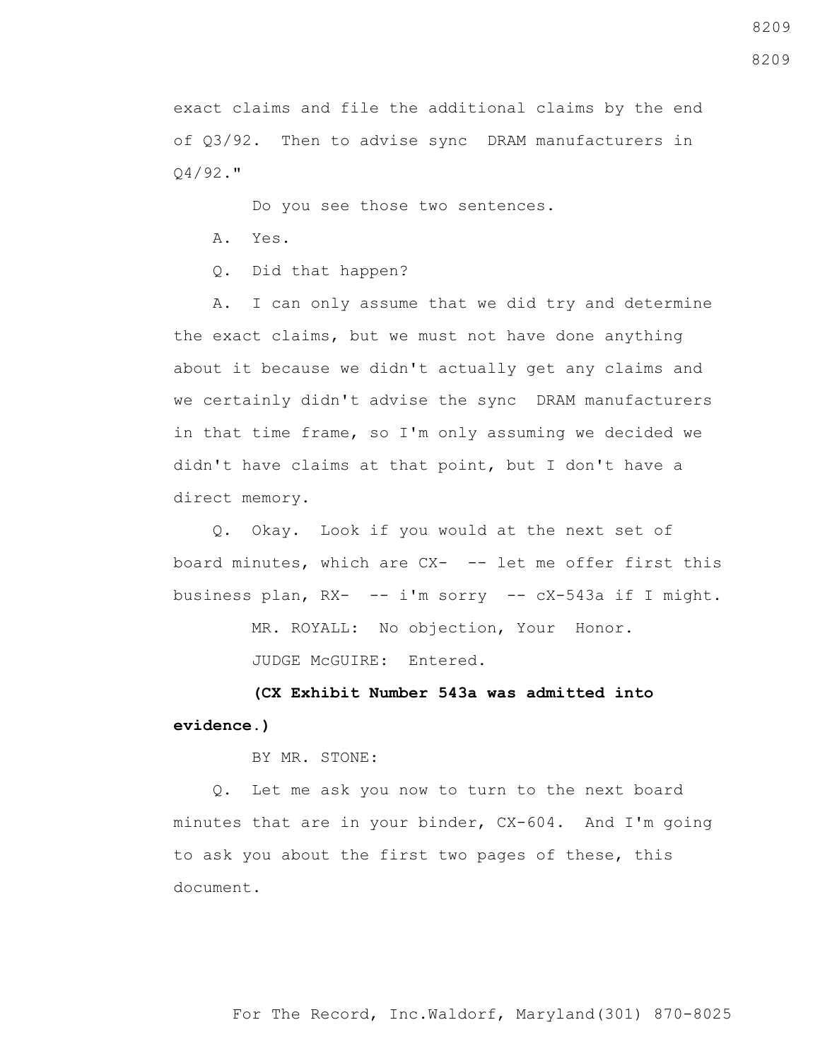exact claims and file the additional claims by the end of Q3/92. Then to advise sync DRAM manufacturers in Q4/92."

Do you see those two sentences.

A. Yes.

Q. Did that happen?

A. I can only assume that we did try and determine the exact claims, but we must not have done anything about it because we didn't actually get any claims and we certainly didn't advise the sync DRAM manufacturers in that time frame, so I'm only assuming we decided we didn't have claims at that point, but I don't have a direct memory.

Q. Okay. Look if you would at the next set of board minutes, which are CX- -- let me offer first this business plan, RX- -- i'm sorry -- cX-543a if I might.

MR. ROYALL: No objection, Your Honor.

JUDGE McGUIRE: Entered.

**(CX Exhibit Number 543a was admitted into evidence.)**

BY MR. STONE:

Q. Let me ask you now to turn to the next board minutes that are in your binder, CX-604. And I'm going to ask you about the first two pages of these, this document.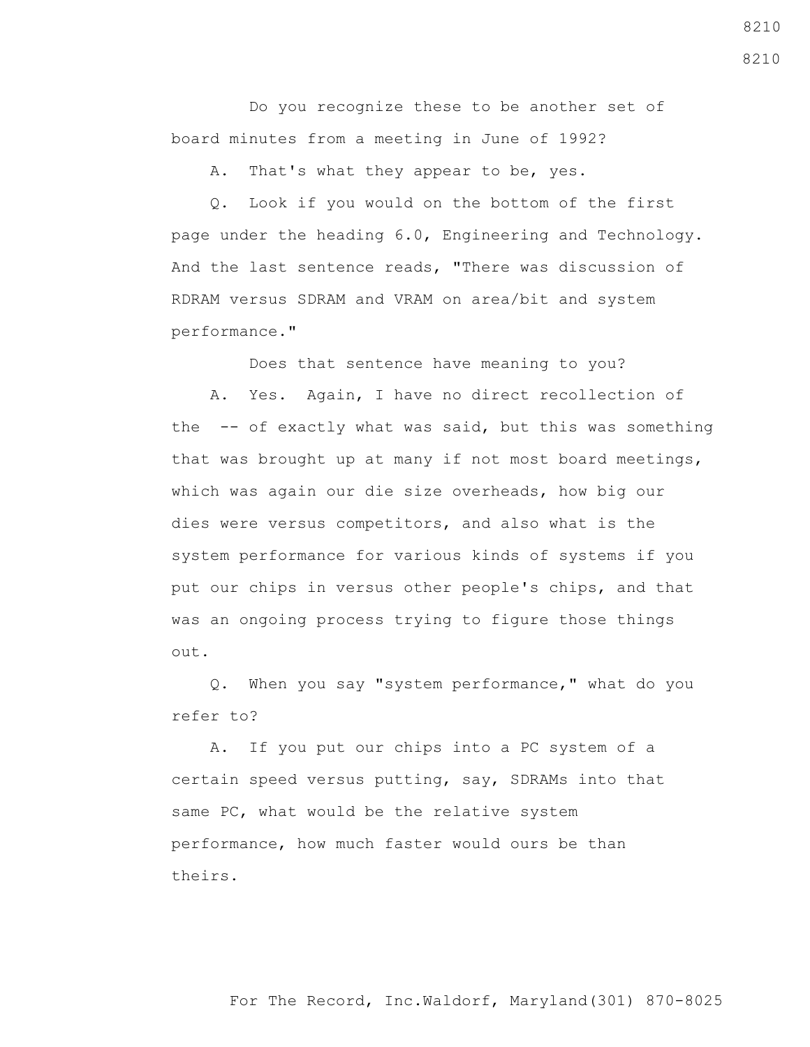Do you recognize these to be another set of board minutes from a meeting in June of 1992?

A. That's what they appear to be, yes.

Q. Look if you would on the bottom of the first page under the heading 6.0, Engineering and Technology. And the last sentence reads, "There was discussion of RDRAM versus SDRAM and VRAM on area/bit and system performance."

Does that sentence have meaning to you?

A. Yes. Again, I have no direct recollection of the -- of exactly what was said, but this was something that was brought up at many if not most board meetings, which was again our die size overheads, how big our dies were versus competitors, and also what is the system performance for various kinds of systems if you put our chips in versus other people's chips, and that was an ongoing process trying to figure those things out.

Q. When you say "system performance," what do you refer to?

A. If you put our chips into a PC system of a certain speed versus putting, say, SDRAMs into that same PC, what would be the relative system performance, how much faster would ours be than theirs.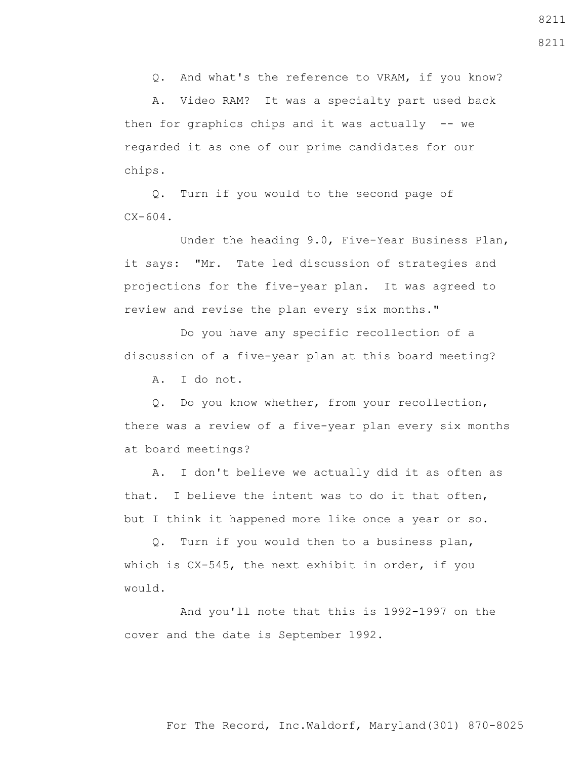Q. And what's the reference to VRAM, if you know?

A. Video RAM? It was a specialty part used back then for graphics chips and it was actually -- we regarded it as one of our prime candidates for our chips.

Q. Turn if you would to the second page of CX-604.

Under the heading 9.0, Five-Year Business Plan, it says: "Mr. Tate led discussion of strategies and projections for the five-year plan. It was agreed to review and revise the plan every six months."

Do you have any specific recollection of a discussion of a five-year plan at this board meeting?

A. I do not.

Q. Do you know whether, from your recollection, there was a review of a five-year plan every six months at board meetings?

A. I don't believe we actually did it as often as that. I believe the intent was to do it that often, but I think it happened more like once a year or so.

Q. Turn if you would then to a business plan, which is CX-545, the next exhibit in order, if you would.

And you'll note that this is 1992-1997 on the cover and the date is September 1992.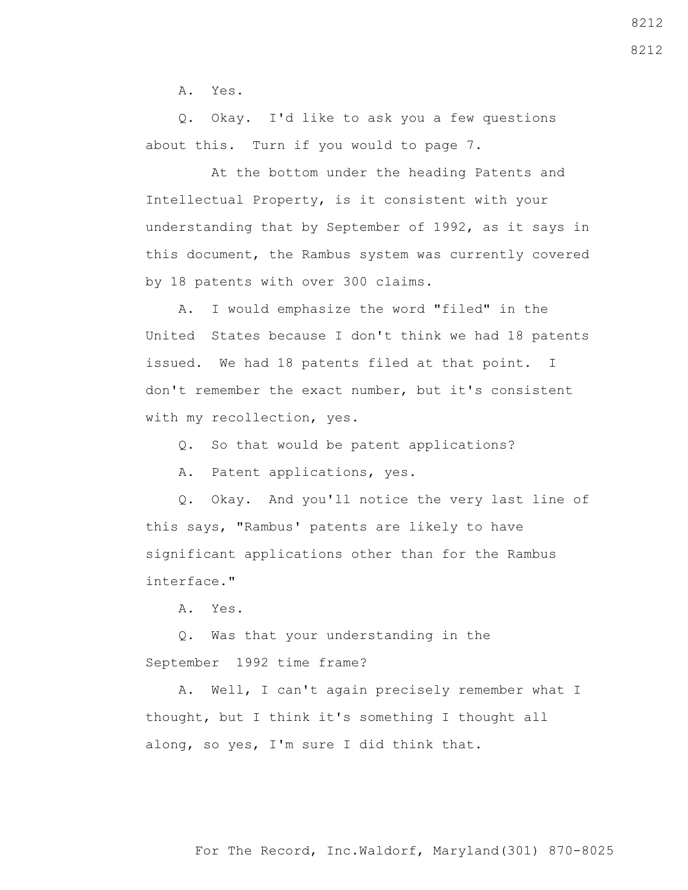A. Yes.

Q. Okay. I'd like to ask you a few questions about this. Turn if you would to page 7.

At the bottom under the heading Patents and Intellectual Property, is it consistent with your understanding that by September of 1992, as it says in this document, the Rambus system was currently covered by 18 patents with over 300 claims.

A. I would emphasize the word "filed" in the United States because I don't think we had 18 patents issued. We had 18 patents filed at that point. I don't remember the exact number, but it's consistent with my recollection, yes.

Q. So that would be patent applications?

A. Patent applications, yes.

Q. Okay. And you'll notice the very last line of this says, "Rambus' patents are likely to have significant applications other than for the Rambus interface."

A. Yes.

Q. Was that your understanding in the September 1992 time frame?

A. Well, I can't again precisely remember what I thought, but I think it's something I thought all along, so yes, I'm sure I did think that.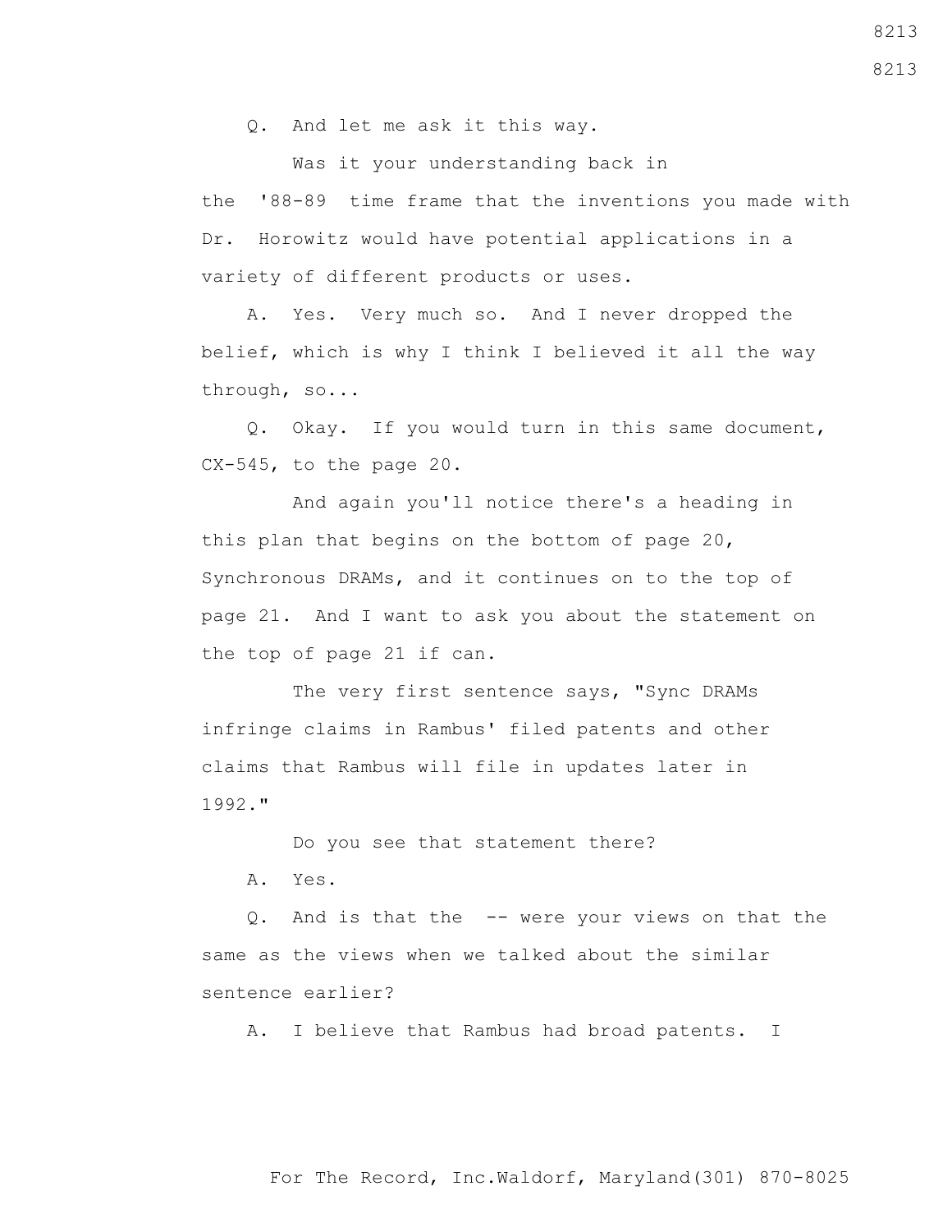Q. And let me ask it this way.

Was it your understanding back in the '88-89 time frame that the inventions you made with Dr. Horowitz would have potential applications in a variety of different products or uses.

A. Yes. Very much so. And I never dropped the belief, which is why I think I believed it all the way through, so...

Q. Okay. If you would turn in this same document, CX-545, to the page 20.

And again you'll notice there's a heading in this plan that begins on the bottom of page 20, Synchronous DRAMs, and it continues on to the top of page 21. And I want to ask you about the statement on the top of page 21 if can.

The very first sentence says, "Sync DRAMs infringe claims in Rambus' filed patents and other claims that Rambus will file in updates later in 1992."

Do you see that statement there?

A. Yes.

Q. And is that the -- were your views on that the same as the views when we talked about the similar sentence earlier?

A. I believe that Rambus had broad patents. I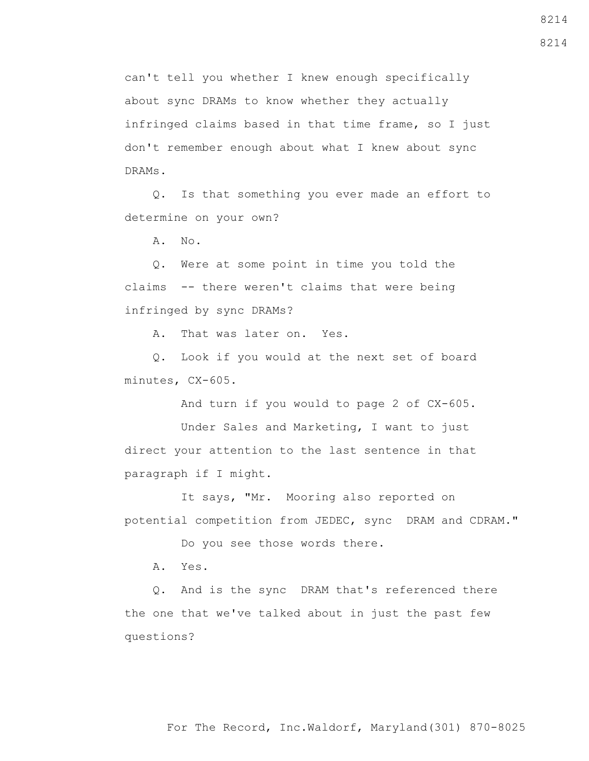can't tell you whether I knew enough specifically about sync DRAMs to know whether they actually infringed claims based in that time frame, so I just don't remember enough about what I knew about sync DRAMs.

Q. Is that something you ever made an effort to determine on your own?

A. No.

Q. Were at some point in time you told the claims -- there weren't claims that were being infringed by sync DRAMs?

A. That was later on. Yes.

Q. Look if you would at the next set of board minutes, CX-605.

And turn if you would to page 2 of CX-605.

Under Sales and Marketing, I want to just direct your attention to the last sentence in that paragraph if I might.

It says, "Mr. Mooring also reported on potential competition from JEDEC, sync DRAM and CDRAM."

Do you see those words there.

A. Yes.

Q. And is the sync DRAM that's referenced there the one that we've talked about in just the past few questions?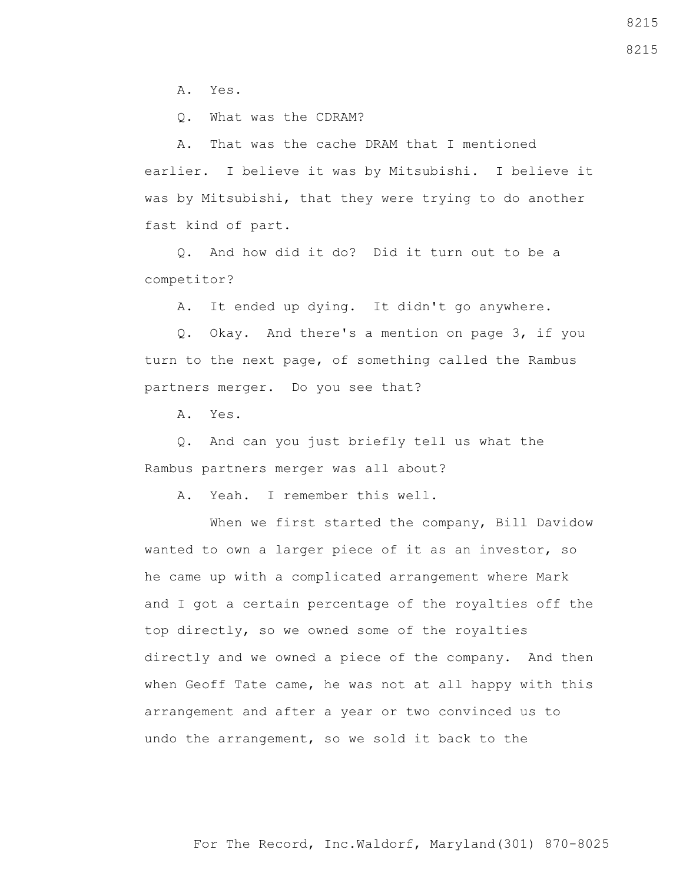A. Yes.

Q. What was the CDRAM?

A. That was the cache DRAM that I mentioned earlier. I believe it was by Mitsubishi. I believe it was by Mitsubishi, that they were trying to do another fast kind of part.

Q. And how did it do? Did it turn out to be a competitor?

A. It ended up dying. It didn't go anywhere.

Q. Okay. And there's a mention on page 3, if you turn to the next page, of something called the Rambus partners merger. Do you see that?

A. Yes.

Q. And can you just briefly tell us what the Rambus partners merger was all about?

A. Yeah. I remember this well.

When we first started the company, Bill Davidow wanted to own a larger piece of it as an investor, so he came up with a complicated arrangement where Mark and I got a certain percentage of the royalties off the top directly, so we owned some of the royalties directly and we owned a piece of the company. And then when Geoff Tate came, he was not at all happy with this arrangement and after a year or two convinced us to undo the arrangement, so we sold it back to the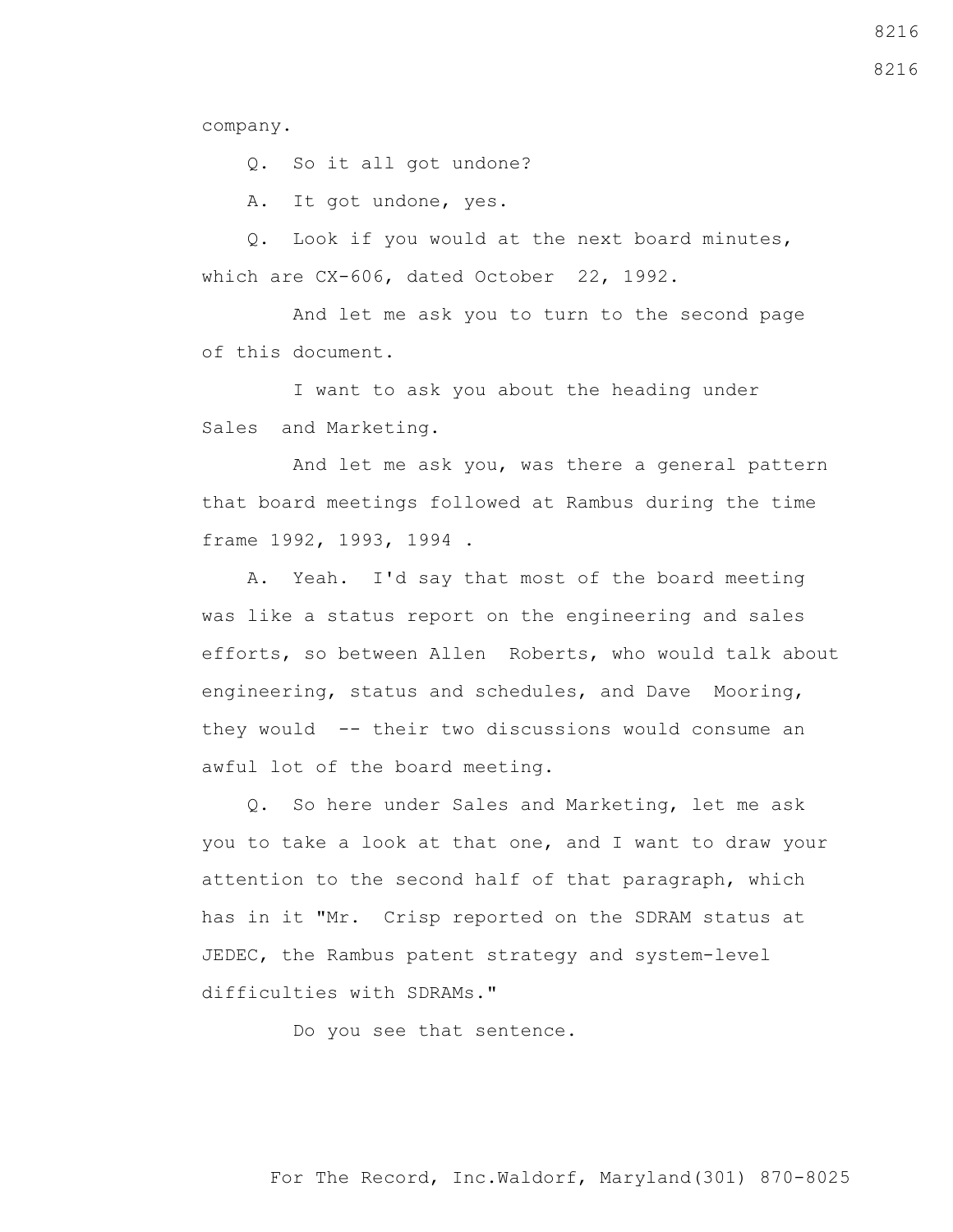company.

Q. So it all got undone?

A. It got undone, yes.

Q. Look if you would at the next board minutes, which are CX-606, dated October 22, 1992.

And let me ask you to turn to the second page of this document.

I want to ask you about the heading under Sales and Marketing.

And let me ask you, was there a general pattern that board meetings followed at Rambus during the time frame 1992, 1993, 1994 .

A. Yeah. I'd say that most of the board meeting was like a status report on the engineering and sales efforts, so between Allen Roberts, who would talk about engineering, status and schedules, and Dave Mooring, they would -- their two discussions would consume an awful lot of the board meeting.

Q. So here under Sales and Marketing, let me ask you to take a look at that one, and I want to draw your attention to the second half of that paragraph, which has in it "Mr. Crisp reported on the SDRAM status at JEDEC, the Rambus patent strategy and system-level difficulties with SDRAMs."

Do you see that sentence.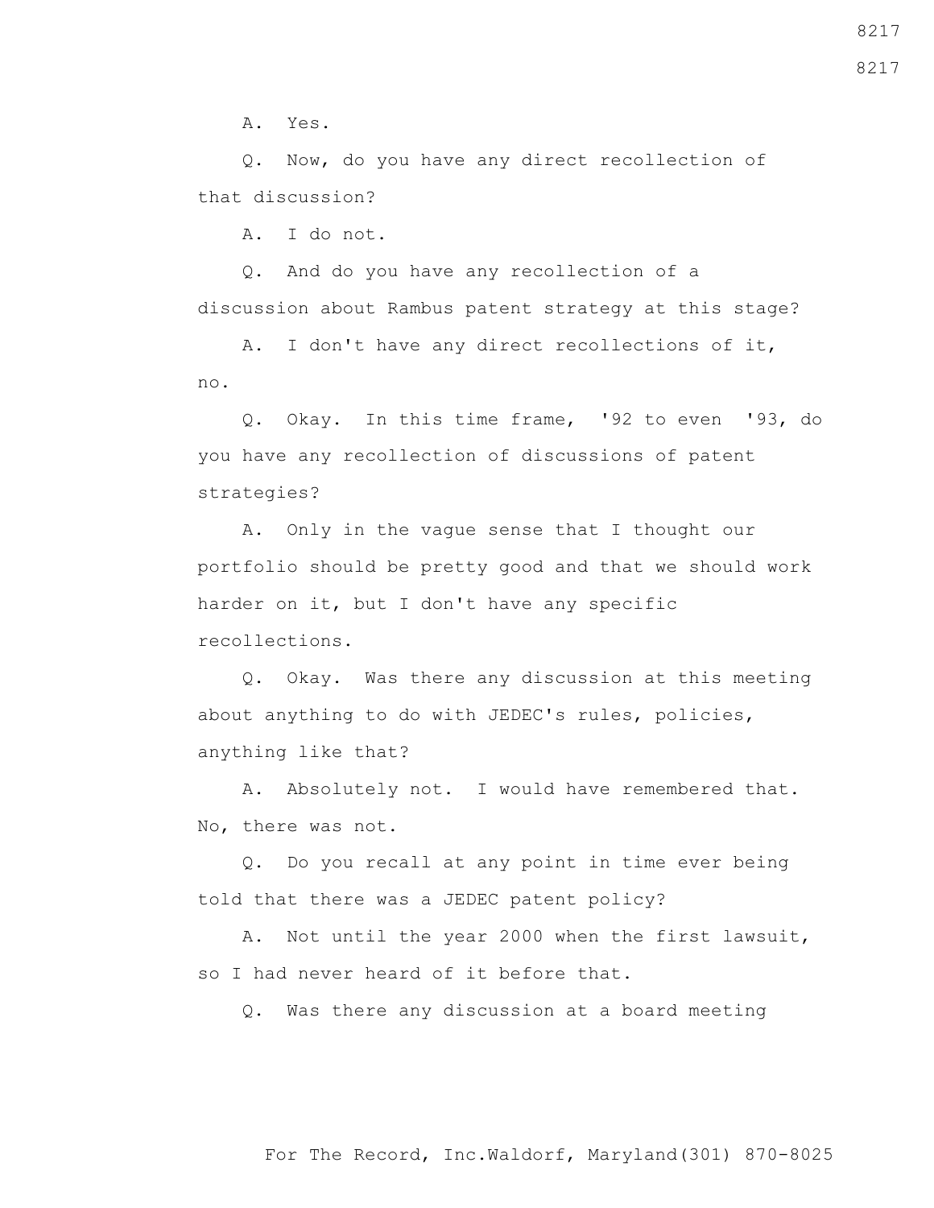A. Yes.

Q. Now, do you have any direct recollection of that discussion?

A. I do not.

Q. And do you have any recollection of a discussion about Rambus patent strategy at this stage?

A. I don't have any direct recollections of it, no.

Q. Okay. In this time frame, '92 to even '93, do you have any recollection of discussions of patent strategies?

A. Only in the vague sense that I thought our portfolio should be pretty good and that we should work harder on it, but I don't have any specific recollections.

Q. Okay. Was there any discussion at this meeting about anything to do with JEDEC's rules, policies, anything like that?

A. Absolutely not. I would have remembered that. No, there was not.

Q. Do you recall at any point in time ever being told that there was a JEDEC patent policy?

A. Not until the year 2000 when the first lawsuit, so I had never heard of it before that.

Q. Was there any discussion at a board meeting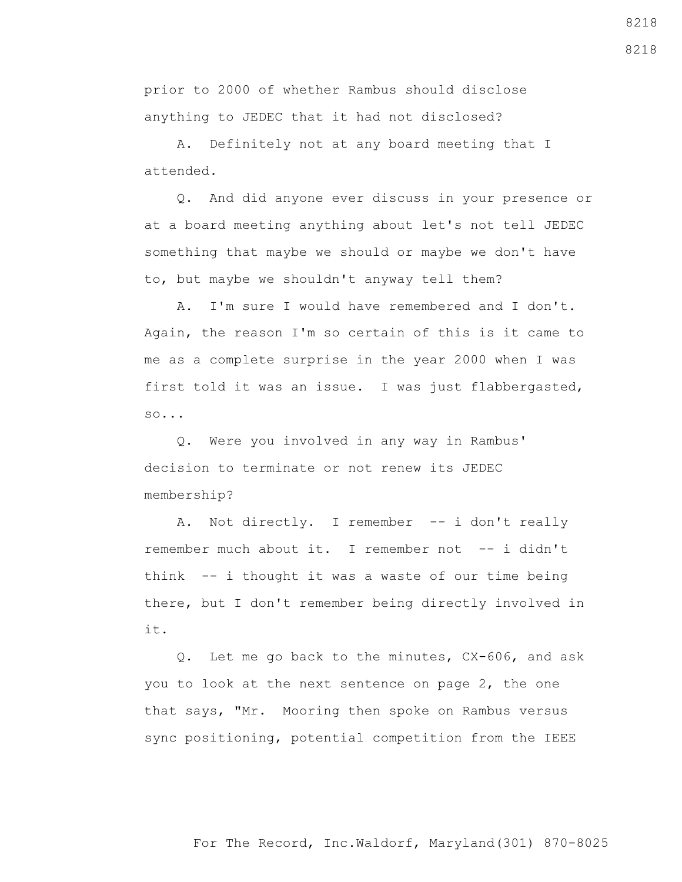prior to 2000 of whether Rambus should disclose anything to JEDEC that it had not disclosed?

A. Definitely not at any board meeting that I attended.

Q. And did anyone ever discuss in your presence or at a board meeting anything about let's not tell JEDEC something that maybe we should or maybe we don't have to, but maybe we shouldn't anyway tell them?

A. I'm sure I would have remembered and I don't. Again, the reason I'm so certain of this is it came to me as a complete surprise in the year 2000 when I was first told it was an issue. I was just flabbergasted, so...

Q. Were you involved in any way in Rambus' decision to terminate or not renew its JEDEC membership?

A. Not directly. I remember -- i don't really remember much about it. I remember not -- i didn't think -- i thought it was a waste of our time being there, but I don't remember being directly involved in it.

Q. Let me go back to the minutes, CX-606, and ask you to look at the next sentence on page 2, the one that says, "Mr. Mooring then spoke on Rambus versus sync positioning, potential competition from the IEEE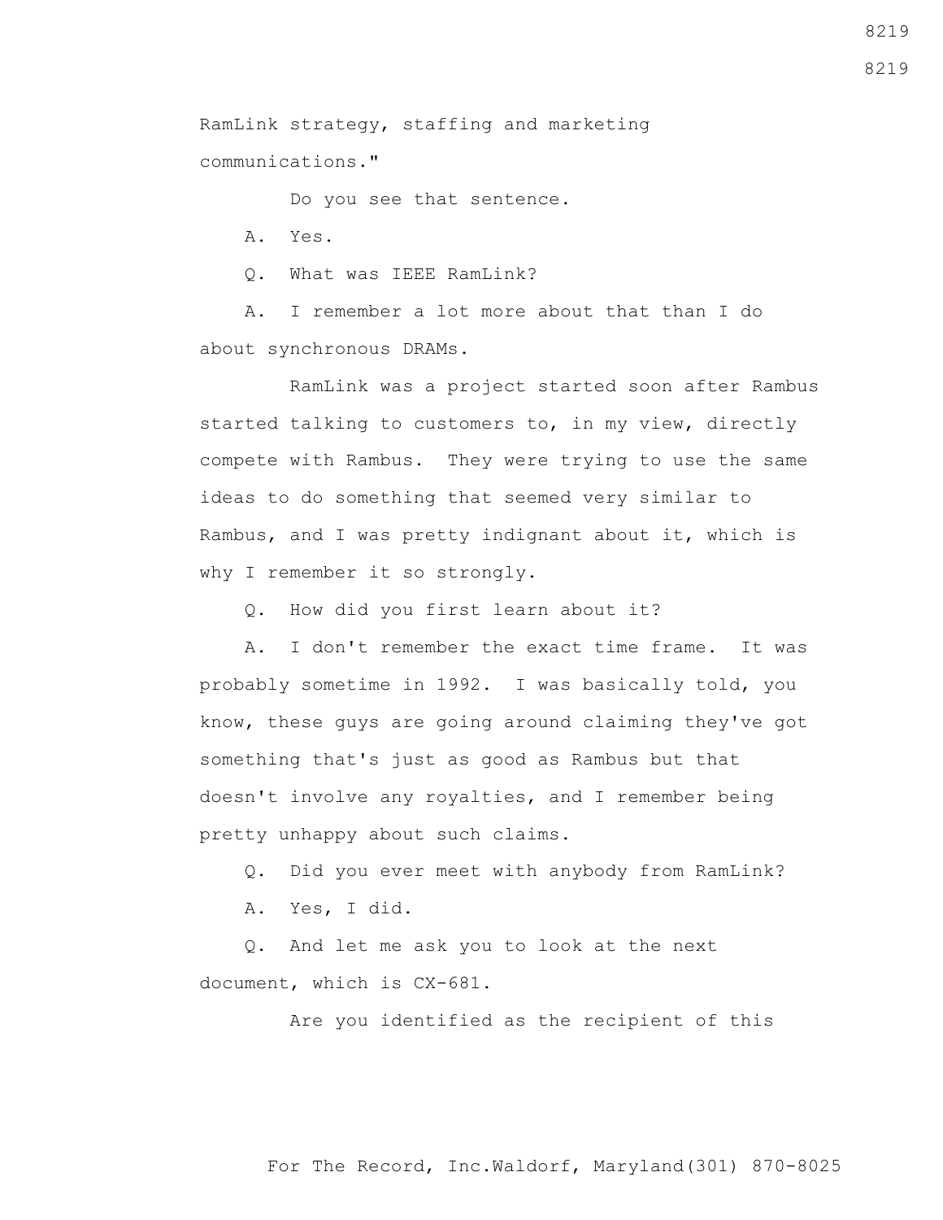RamLink strategy, staffing and marketing communications."

Do you see that sentence.

A. Yes.

Q. What was IEEE RamLink?

A. I remember a lot more about that than I do about synchronous DRAMs.

RamLink was a project started soon after Rambus started talking to customers to, in my view, directly compete with Rambus. They were trying to use the same ideas to do something that seemed very similar to Rambus, and I was pretty indignant about it, which is why I remember it so strongly.

Q. How did you first learn about it?

A. I don't remember the exact time frame. It was probably sometime in 1992. I was basically told, you know, these guys are going around claiming they've got something that's just as good as Rambus but that doesn't involve any royalties, and I remember being pretty unhappy about such claims.

Q. Did you ever meet with anybody from RamLink?

A. Yes, I did.

Q. And let me ask you to look at the next document, which is CX-681.

Are you identified as the recipient of this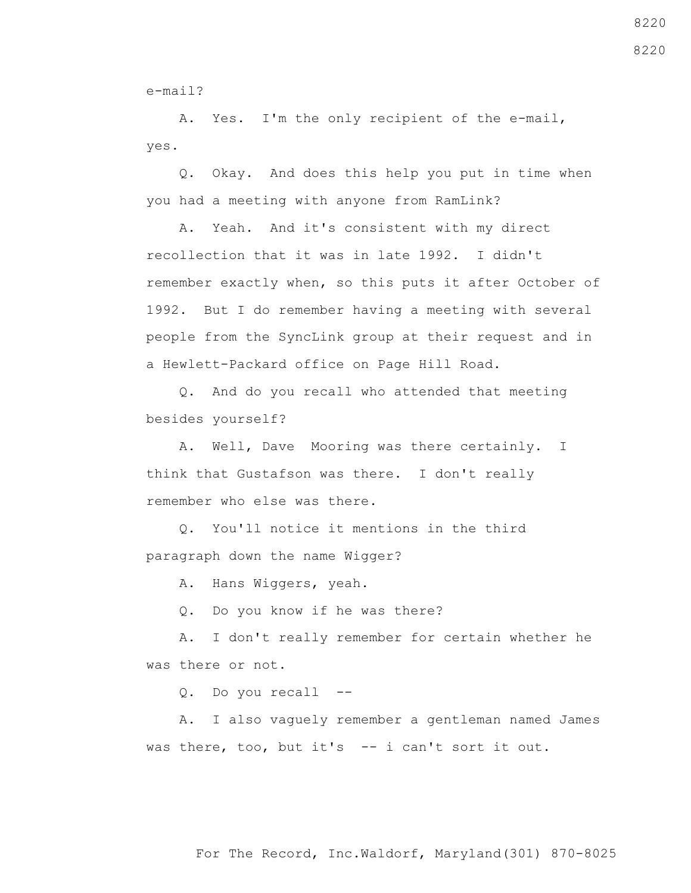e-mail?

A. Yes. I'm the only recipient of the e-mail, yes.

Q. Okay. And does this help you put in time when you had a meeting with anyone from RamLink?

A. Yeah. And it's consistent with my direct recollection that it was in late 1992. I didn't remember exactly when, so this puts it after October of 1992. But I do remember having a meeting with several people from the SyncLink group at their request and in a Hewlett-Packard office on Page Hill Road.

Q. And do you recall who attended that meeting besides yourself?

A. Well, Dave Mooring was there certainly. I think that Gustafson was there. I don't really remember who else was there.

Q. You'll notice it mentions in the third paragraph down the name Wigger?

A. Hans Wiggers, yeah.

Q. Do you know if he was there?

A. I don't really remember for certain whether he was there or not.

Q. Do you recall --

A. I also vaguely remember a gentleman named James was there, too, but it's -- i can't sort it out.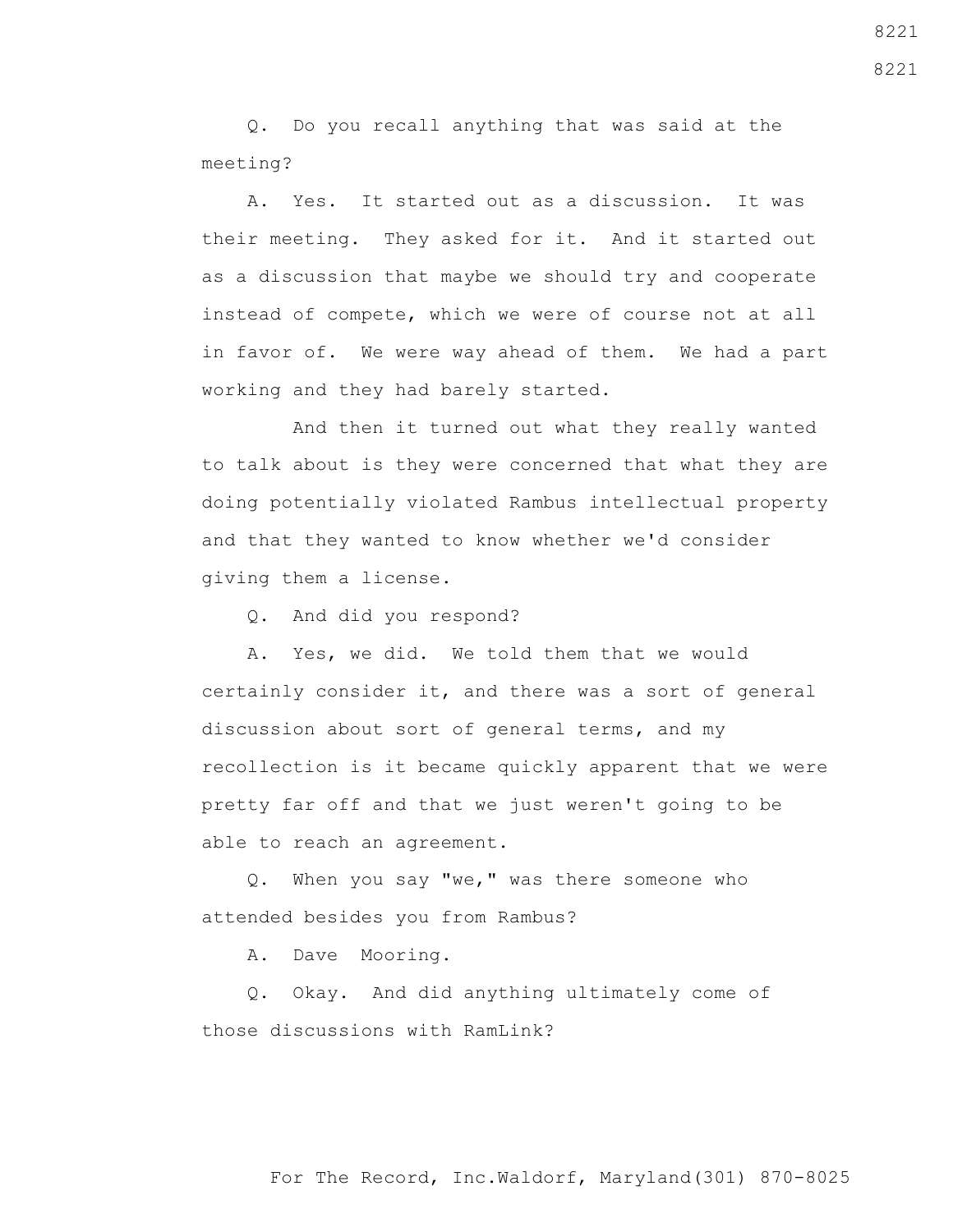Q. Do you recall anything that was said at the meeting?

A. Yes. It started out as a discussion. It was their meeting. They asked for it. And it started out as a discussion that maybe we should try and cooperate instead of compete, which we were of course not at all in favor of. We were way ahead of them. We had a part working and they had barely started.

And then it turned out what they really wanted to talk about is they were concerned that what they are doing potentially violated Rambus intellectual property and that they wanted to know whether we'd consider giving them a license.

Q. And did you respond?

A. Yes, we did. We told them that we would certainly consider it, and there was a sort of general discussion about sort of general terms, and my recollection is it became quickly apparent that we were pretty far off and that we just weren't going to be able to reach an agreement.

Q. When you say "we," was there someone who attended besides you from Rambus?

A. Dave Mooring.

Q. Okay. And did anything ultimately come of those discussions with RamLink?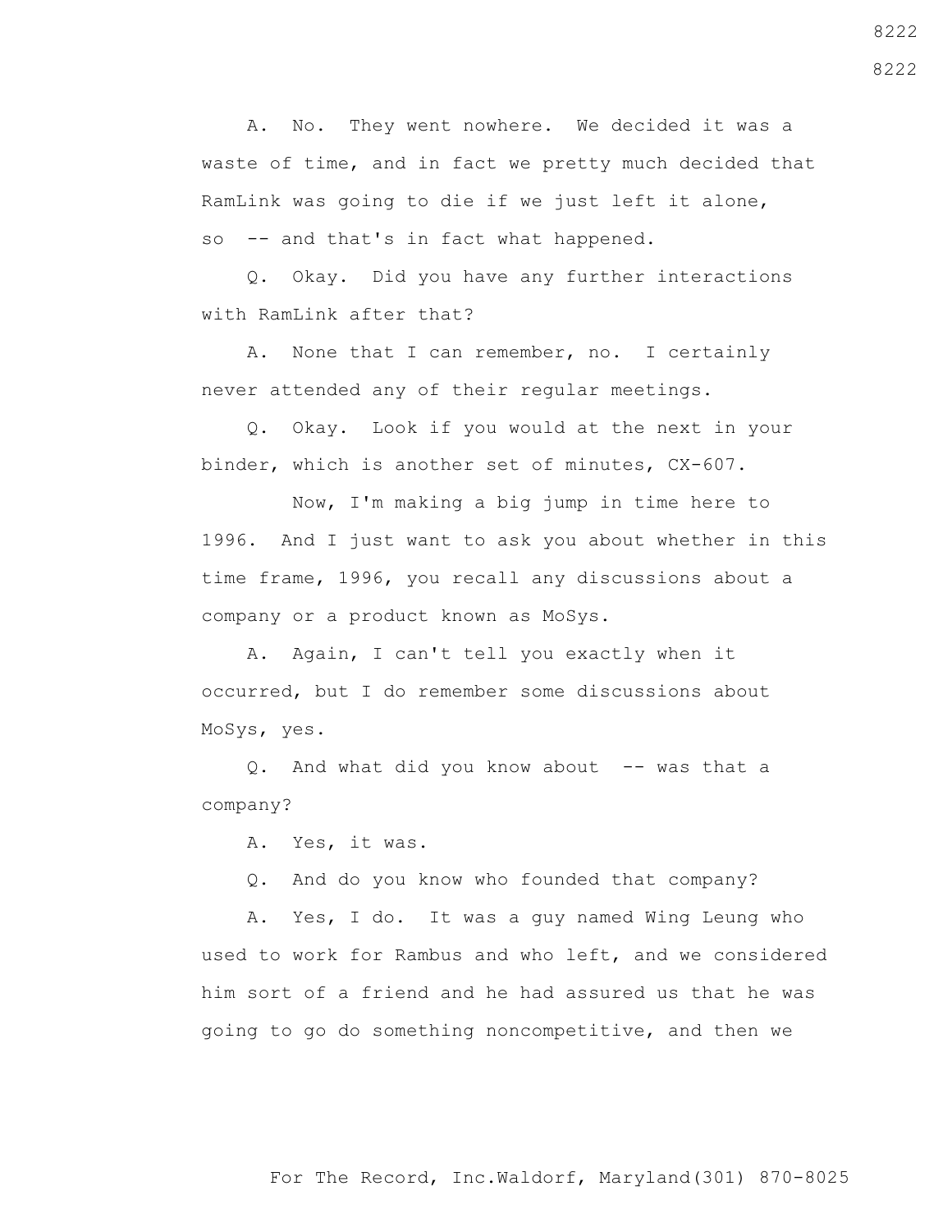A. No. They went nowhere. We decided it was a waste of time, and in fact we pretty much decided that RamLink was going to die if we just left it alone, so -- and that's in fact what happened.

Q. Okay. Did you have any further interactions with RamLink after that?

A. None that I can remember, no. I certainly never attended any of their regular meetings.

Q. Okay. Look if you would at the next in your binder, which is another set of minutes, CX-607.

Now, I'm making a big jump in time here to 1996. And I just want to ask you about whether in this time frame, 1996, you recall any discussions about a company or a product known as MoSys.

A. Again, I can't tell you exactly when it occurred, but I do remember some discussions about MoSys, yes.

Q. And what did you know about -- was that a company?

A. Yes, it was.

Q. And do you know who founded that company?

A. Yes, I do. It was a guy named Wing Leung who used to work for Rambus and who left, and we considered him sort of a friend and he had assured us that he was going to go do something noncompetitive, and then we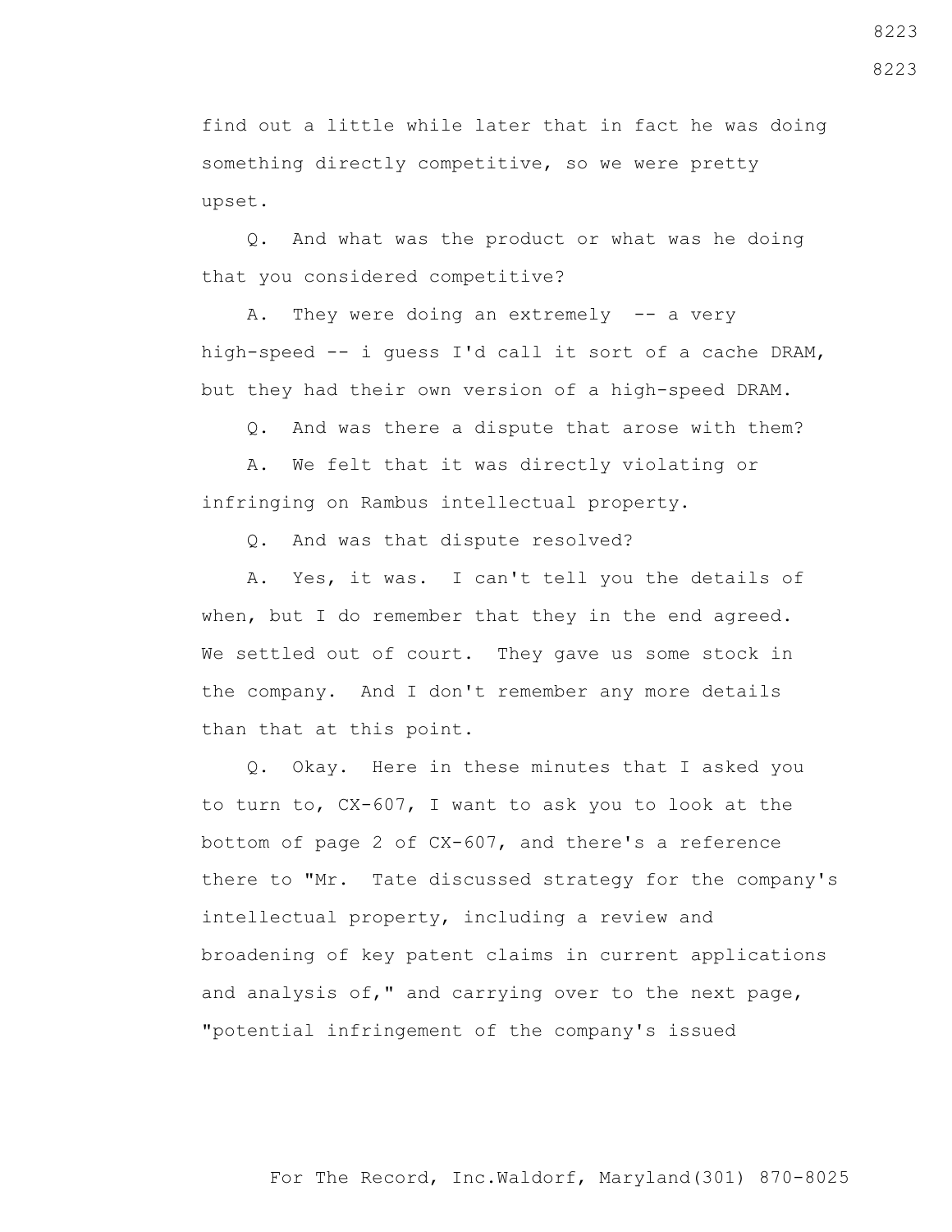find out a little while later that in fact he was doing something directly competitive, so we were pretty upset.

Q. And what was the product or what was he doing that you considered competitive?

A. They were doing an extremely -- a very high-speed -- i guess I'd call it sort of a cache DRAM, but they had their own version of a high-speed DRAM.

Q. And was there a dispute that arose with them?

A. We felt that it was directly violating or infringing on Rambus intellectual property.

Q. And was that dispute resolved?

A. Yes, it was. I can't tell you the details of when, but I do remember that they in the end agreed. We settled out of court. They gave us some stock in the company. And I don't remember any more details than that at this point.

Q. Okay. Here in these minutes that I asked you to turn to, CX-607, I want to ask you to look at the bottom of page 2 of CX-607, and there's a reference there to "Mr. Tate discussed strategy for the company's intellectual property, including a review and broadening of key patent claims in current applications and analysis of," and carrying over to the next page, "potential infringement of the company's issued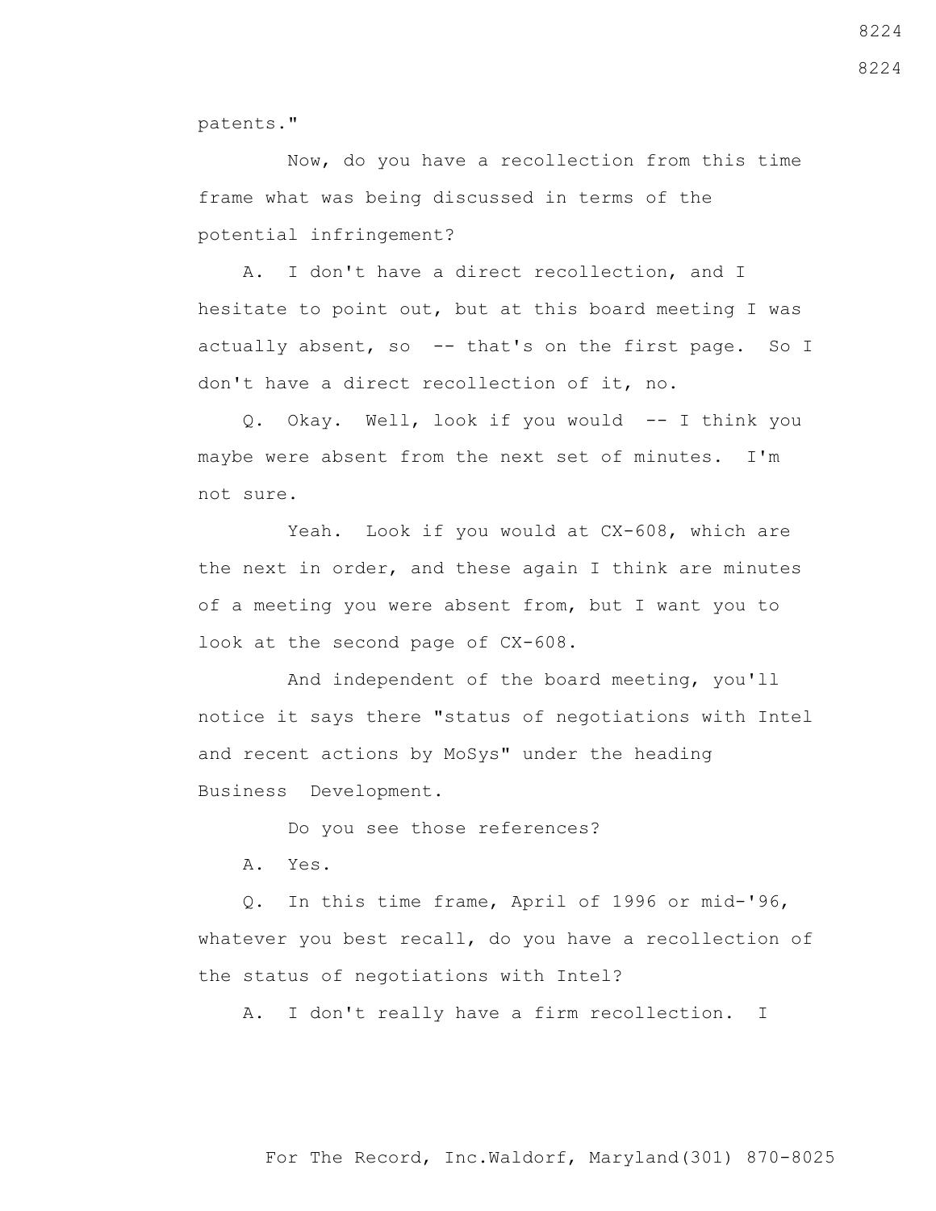patents."

Now, do you have a recollection from this time frame what was being discussed in terms of the potential infringement?

A. I don't have a direct recollection, and I hesitate to point out, but at this board meeting I was actually absent, so -- that's on the first page. So I don't have a direct recollection of it, no.

Q. Okay. Well, look if you would -- I think you maybe were absent from the next set of minutes. I'm not sure.

Yeah. Look if you would at CX-608, which are the next in order, and these again I think are minutes of a meeting you were absent from, but I want you to look at the second page of CX-608.

And independent of the board meeting, you'll notice it says there "status of negotiations with Intel and recent actions by MoSys" under the heading Business Development.

Do you see those references?

A. Yes.

Q. In this time frame, April of 1996 or mid-'96, whatever you best recall, do you have a recollection of the status of negotiations with Intel?

A. I don't really have a firm recollection. I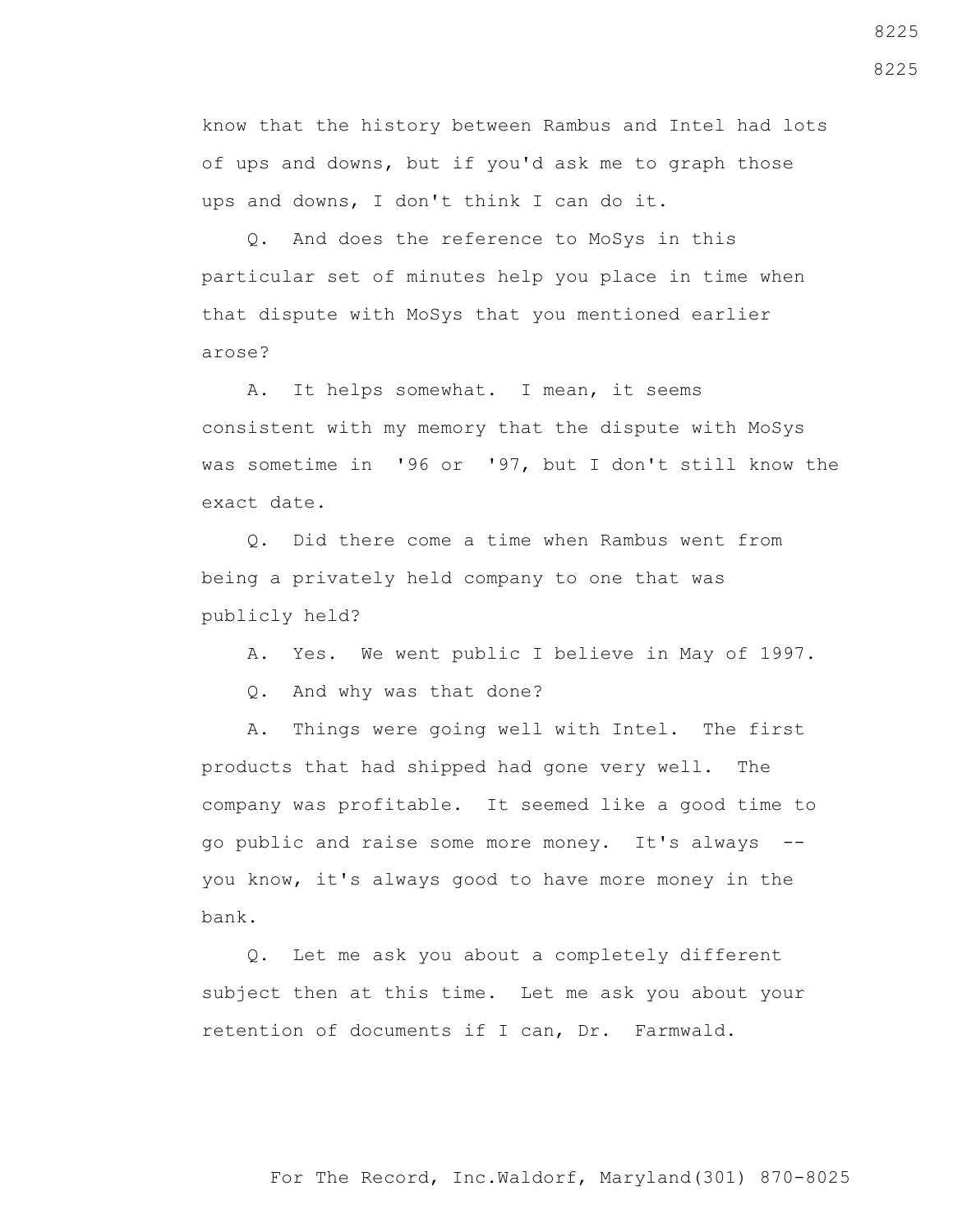know that the history between Rambus and Intel had lots of ups and downs, but if you'd ask me to graph those ups and downs, I don't think I can do it.

Q. And does the reference to MoSys in this particular set of minutes help you place in time when that dispute with MoSys that you mentioned earlier arose?

A. It helps somewhat. I mean, it seems consistent with my memory that the dispute with MoSys was sometime in '96 or '97, but I don't still know the exact date.

Q. Did there come a time when Rambus went from being a privately held company to one that was publicly held?

A. Yes. We went public I believe in May of 1997.

Q. And why was that done?

A. Things were going well with Intel. The first products that had shipped had gone very well. The company was profitable. It seemed like a good time to go public and raise some more money. It's always -- you know, it's always good to have more money in the bank.

Q. Let me ask you about a completely different subject then at this time. Let me ask you about your retention of documents if I can, Dr. Farmwald.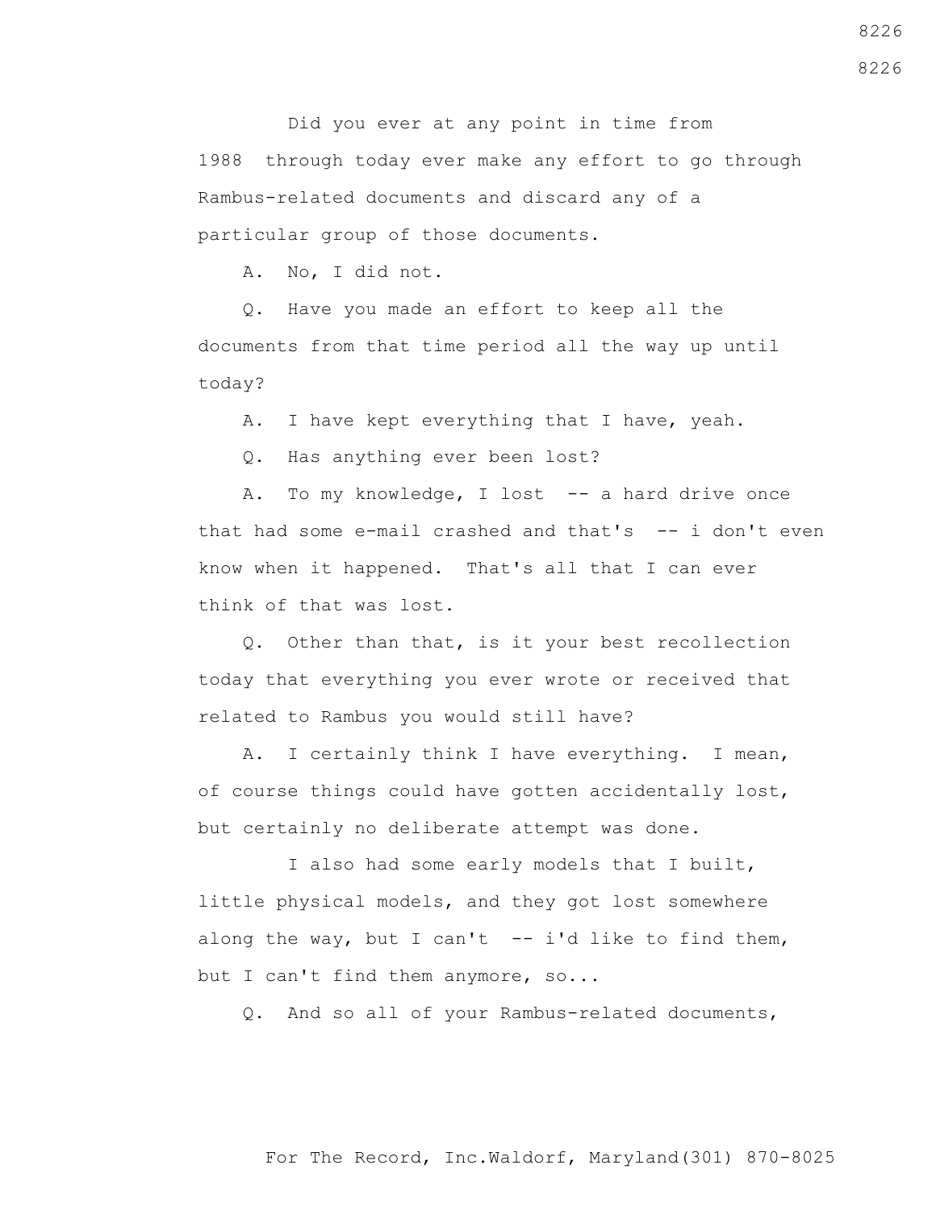Did you ever at any point in time from 1988 through today ever make any effort to go through Rambus-related documents and discard any of a particular group of those documents.

A. No, I did not.

Q. Have you made an effort to keep all the documents from that time period all the way up until today?

A. I have kept everything that I have, yeah.

Q. Has anything ever been lost?

A. To my knowledge, I lost -- a hard drive once that had some e-mail crashed and that's -- i don't even know when it happened. That's all that I can ever think of that was lost.

Q. Other than that, is it your best recollection today that everything you ever wrote or received that related to Rambus you would still have?

A. I certainly think I have everything. I mean, of course things could have gotten accidentally lost, but certainly no deliberate attempt was done.

I also had some early models that I built, little physical models, and they got lost somewhere along the way, but I can't -- i'd like to find them, but I can't find them anymore, so...

Q. And so all of your Rambus-related documents,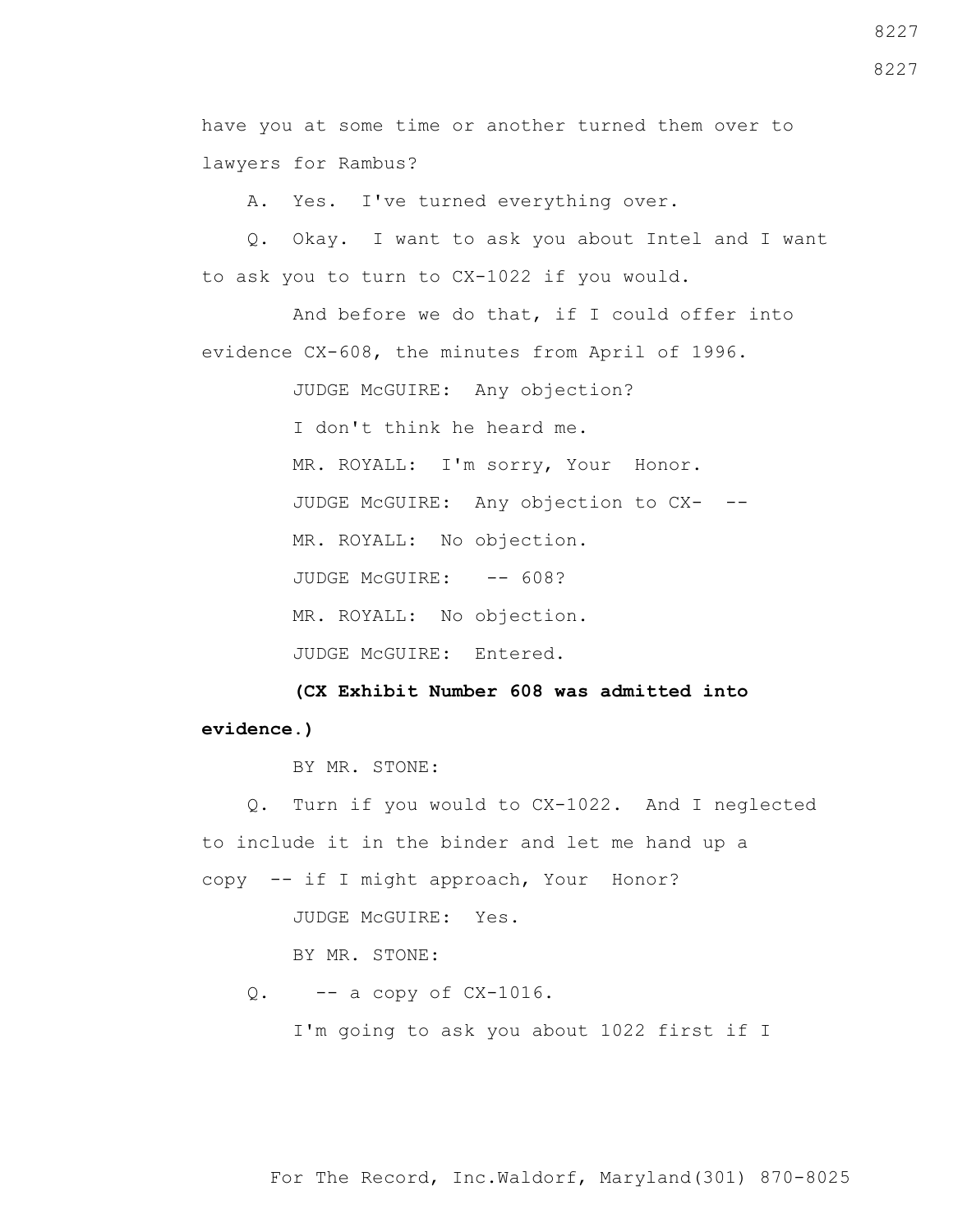have you at some time or another turned them over to lawyers for Rambus?

A. Yes. I've turned everything over.

Q. Okay. I want to ask you about Intel and I want to ask you to turn to CX-1022 if you would.

And before we do that, if I could offer into evidence CX-608, the minutes from April of 1996.

JUDGE McGUIRE: Any objection?

I don't think he heard me.

MR. ROYALL: I'm sorry, Your Honor.

JUDGE McGUIRE: Any objection to CX- --

MR. ROYALL: No objection.

JUDGE McGUIRE: -- 608?

MR. ROYALL: No objection.

JUDGE McGUIRE: Entered.

**(CX Exhibit Number 608 was admitted into evidence.)**

BY MR. STONE:

Q. Turn if you would to CX-1022. And I neglected to include it in the binder and let me hand up a copy -- if I might approach, Your Honor?

JUDGE McGUIRE: Yes.

BY MR. STONE:

Q. -- a copy of CX-1016.

I'm going to ask you about 1022 first if I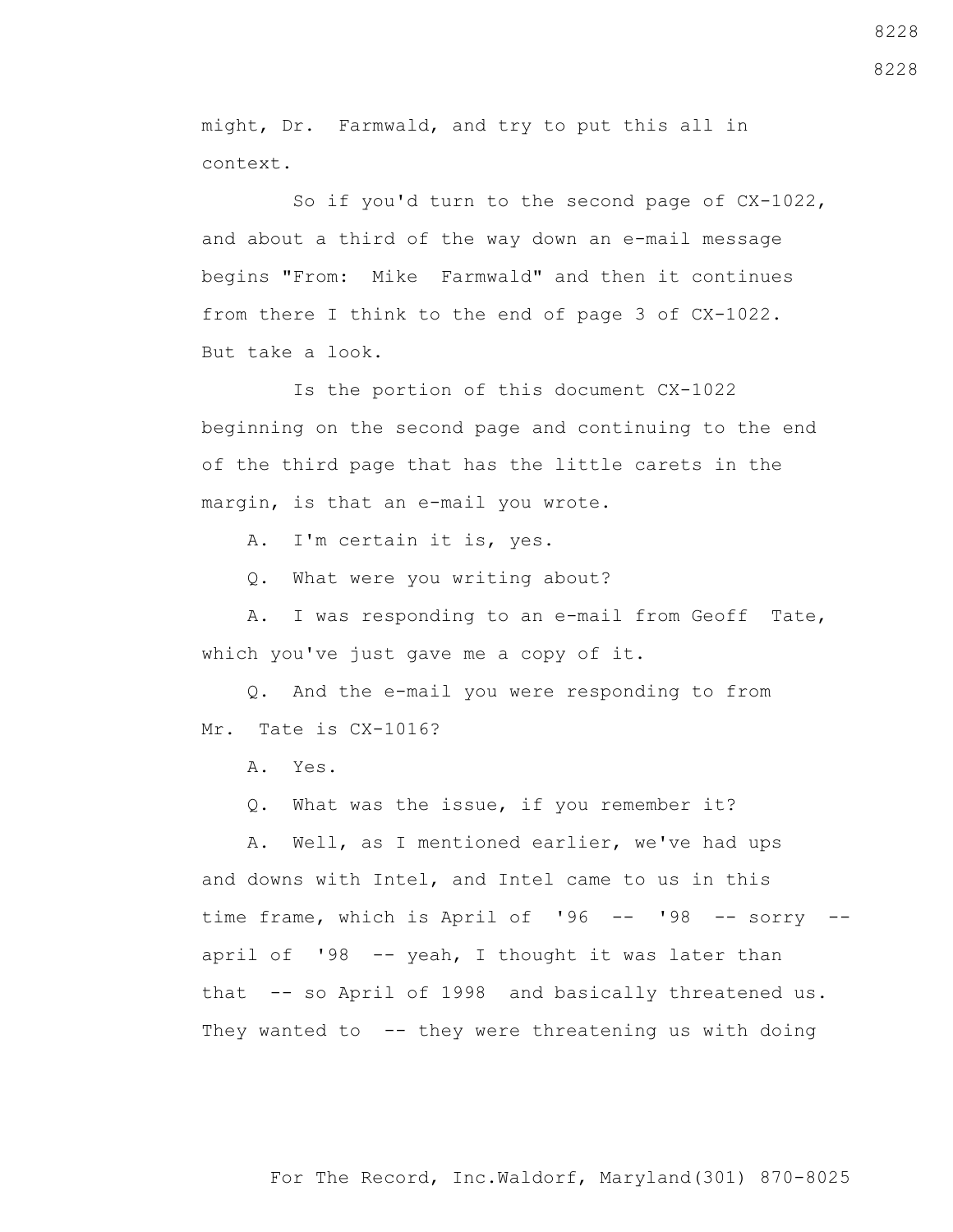might, Dr. Farmwald, and try to put this all in context.

So if you'd turn to the second page of CX-1022, and about a third of the way down an e-mail message begins "From: Mike Farmwald" and then it continues from there I think to the end of page 3 of CX-1022. But take a look.

Is the portion of this document CX-1022 beginning on the second page and continuing to the end of the third page that has the little carets in the margin, is that an e-mail you wrote.

A. I'm certain it is, yes.

Q. What were you writing about?

A. I was responding to an e-mail from Geoff Tate, which you've just gave me a copy of it.

Q. And the e-mail you were responding to from Mr. Tate is CX-1016?

A. Yes.

Q. What was the issue, if you remember it?

A. Well, as I mentioned earlier, we've had ups and downs with Intel, and Intel came to us in this time frame, which is April of '96 -- '98 -- sorry -- april of '98 -- yeah, I thought it was later than that -- so April of 1998 and basically threatened us. They wanted to -- they were threatening us with doing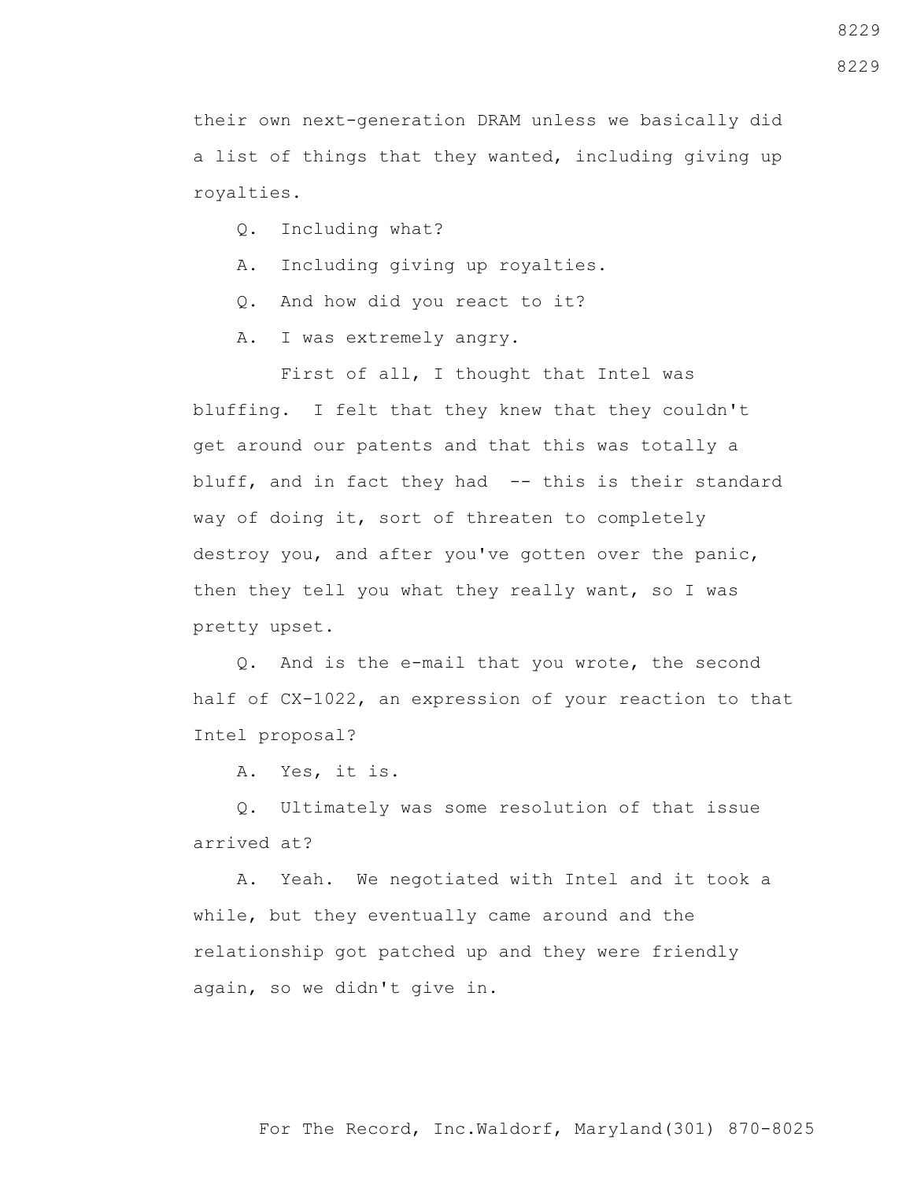their own next-generation DRAM unless we basically did a list of things that they wanted, including giving up royalties.

Q. Including what?

A. Including giving up royalties.

Q. And how did you react to it?

A. I was extremely angry.

First of all, I thought that Intel was bluffing. I felt that they knew that they couldn't get around our patents and that this was totally a bluff, and in fact they had -- this is their standard way of doing it, sort of threaten to completely destroy you, and after you've gotten over the panic, then they tell you what they really want, so I was pretty upset.

Q. And is the e-mail that you wrote, the second half of CX-1022, an expression of your reaction to that Intel proposal?

A. Yes, it is.

Q. Ultimately was some resolution of that issue arrived at?

A. Yeah. We negotiated with Intel and it took a while, but they eventually came around and the relationship got patched up and they were friendly again, so we didn't give in.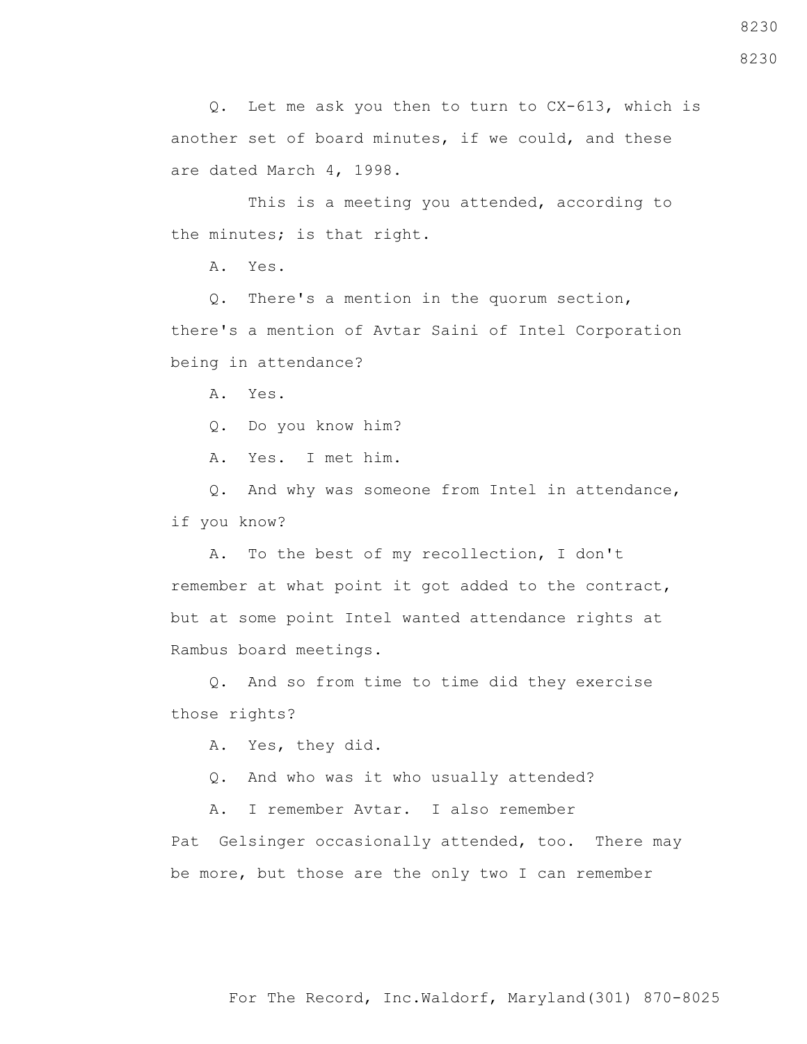Q. Let me ask you then to turn to CX-613, which is another set of board minutes, if we could, and these are dated March 4, 1998.

This is a meeting you attended, according to the minutes; is that right.

A. Yes.

Q. There's a mention in the quorum section, there's a mention of Avtar Saini of Intel Corporation being in attendance?

A. Yes.

Q. Do you know him?

A. Yes. I met him.

Q. And why was someone from Intel in attendance, if you know?

A. To the best of my recollection, I don't remember at what point it got added to the contract, but at some point Intel wanted attendance rights at Rambus board meetings.

Q. And so from time to time did they exercise those rights?

A. Yes, they did.

Q. And who was it who usually attended?

A. I remember Avtar. I also remember Pat Gelsinger occasionally attended, too. There may be more, but those are the only two I can remember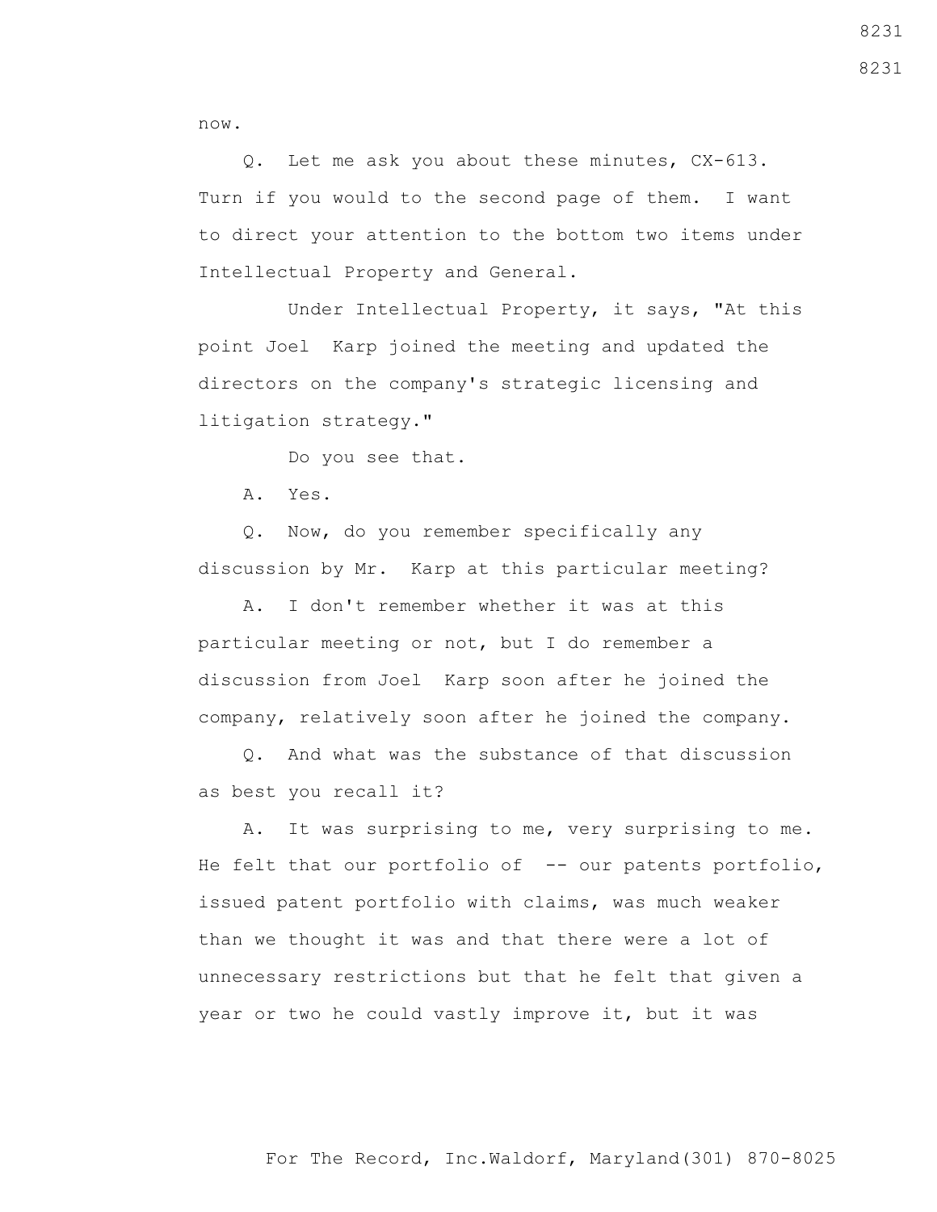now.

Q. Let me ask you about these minutes, CX-613. Turn if you would to the second page of them. I want to direct your attention to the bottom two items under Intellectual Property and General.

Under Intellectual Property, it says, "At this point Joel Karp joined the meeting and updated the directors on the company's strategic licensing and litigation strategy."

Do you see that.

A. Yes.

Q. Now, do you remember specifically any discussion by Mr. Karp at this particular meeting?

A. I don't remember whether it was at this particular meeting or not, but I do remember a discussion from Joel Karp soon after he joined the company, relatively soon after he joined the company.

Q. And what was the substance of that discussion as best you recall it?

A. It was surprising to me, very surprising to me. He felt that our portfolio of -- our patents portfolio, issued patent portfolio with claims, was much weaker than we thought it was and that there were a lot of unnecessary restrictions but that he felt that given a year or two he could vastly improve it, but it was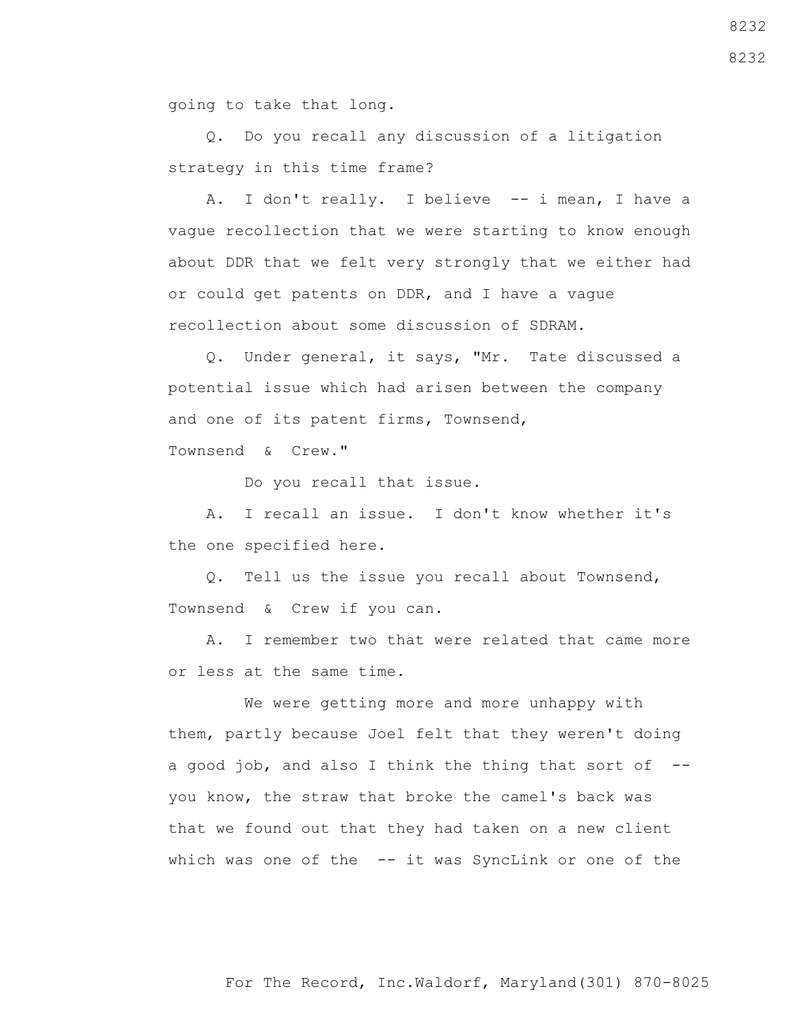going to take that long.

Q. Do you recall any discussion of a litigation strategy in this time frame?

A. I don't really. I believe -- i mean, I have a vague recollection that we were starting to know enough about DDR that we felt very strongly that we either had or could get patents on DDR, and I have a vague recollection about some discussion of SDRAM.

Q. Under general, it says, "Mr. Tate discussed a potential issue which had arisen between the company and one of its patent firms, Townsend, Townsend & Crew."

Do you recall that issue.

A. I recall an issue. I don't know whether it's the one specified here.

Q. Tell us the issue you recall about Townsend, Townsend & Crew if you can.

A. I remember two that were related that came more or less at the same time.

We were getting more and more unhappy with them, partly because Joel felt that they weren't doing a good job, and also I think the thing that sort of -- you know, the straw that broke the camel's back was that we found out that they had taken on a new client which was one of the -- it was SyncLink or one of the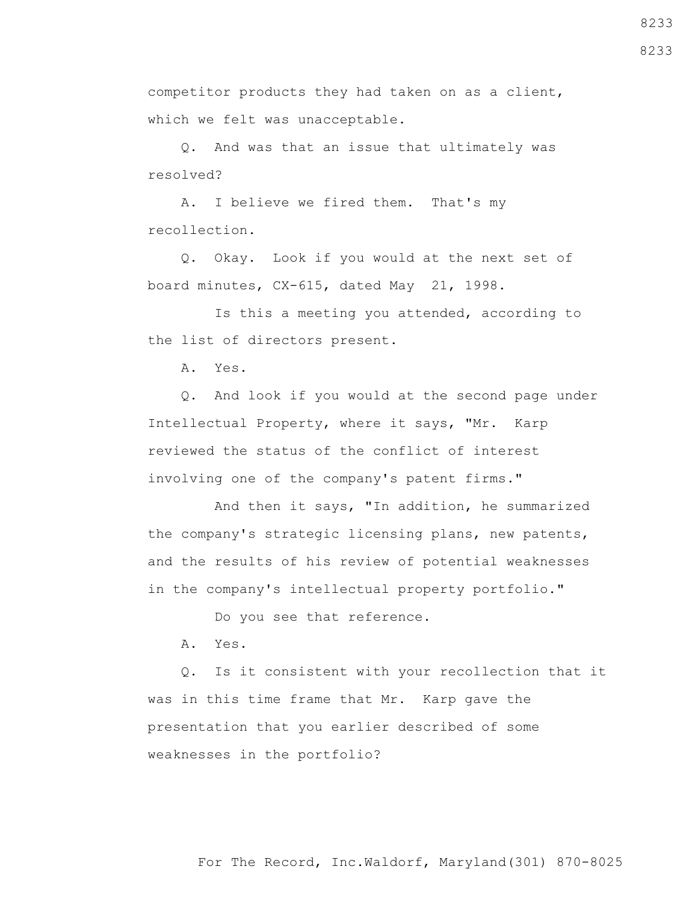competitor products they had taken on as a client, which we felt was unacceptable.

Q. And was that an issue that ultimately was resolved?

A. I believe we fired them. That's my recollection.

Q. Okay. Look if you would at the next set of board minutes, CX-615, dated May 21, 1998.

Is this a meeting you attended, according to the list of directors present.

A. Yes.

Q. And look if you would at the second page under Intellectual Property, where it says, "Mr. Karp reviewed the status of the conflict of interest involving one of the company's patent firms."

And then it says, "In addition, he summarized the company's strategic licensing plans, new patents, and the results of his review of potential weaknesses in the company's intellectual property portfolio."

Do you see that reference.

A. Yes.

Q. Is it consistent with your recollection that it was in this time frame that Mr. Karp gave the presentation that you earlier described of some weaknesses in the portfolio?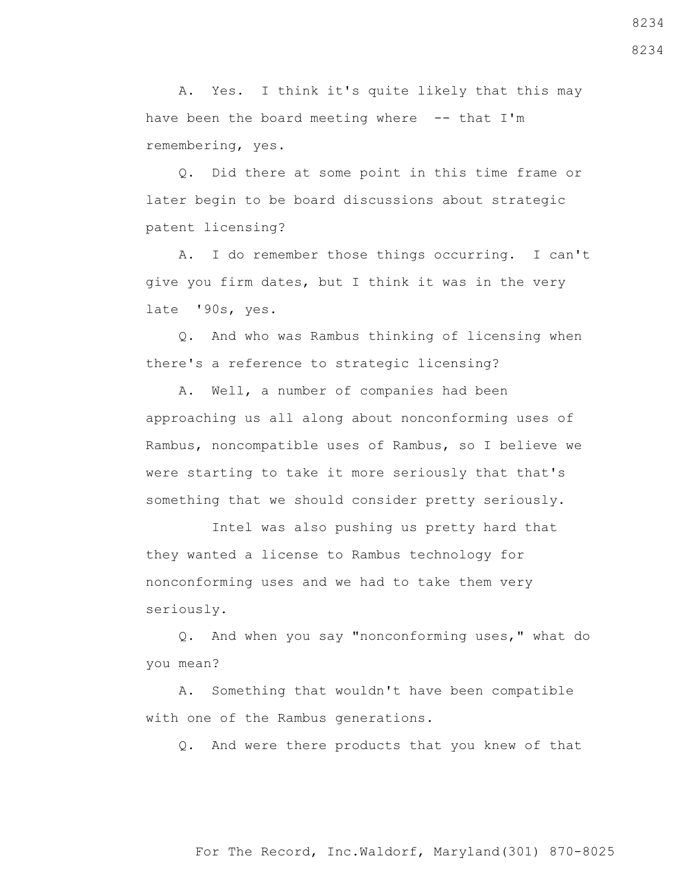A. Yes. I think it's quite likely that this may have been the board meeting where -- that I'm remembering, yes.

Q. Did there at some point in this time frame or later begin to be board discussions about strategic patent licensing?

A. I do remember those things occurring. I can't give you firm dates, but I think it was in the very late '90s, yes.

Q. And who was Rambus thinking of licensing when there's a reference to strategic licensing?

A. Well, a number of companies had been approaching us all along about nonconforming uses of Rambus, noncompatible uses of Rambus, so I believe we were starting to take it more seriously that that's something that we should consider pretty seriously.

Intel was also pushing us pretty hard that they wanted a license to Rambus technology for nonconforming uses and we had to take them very seriously.

Q. And when you say "nonconforming uses," what do you mean?

A. Something that wouldn't have been compatible with one of the Rambus generations.

Q. And were there products that you knew of that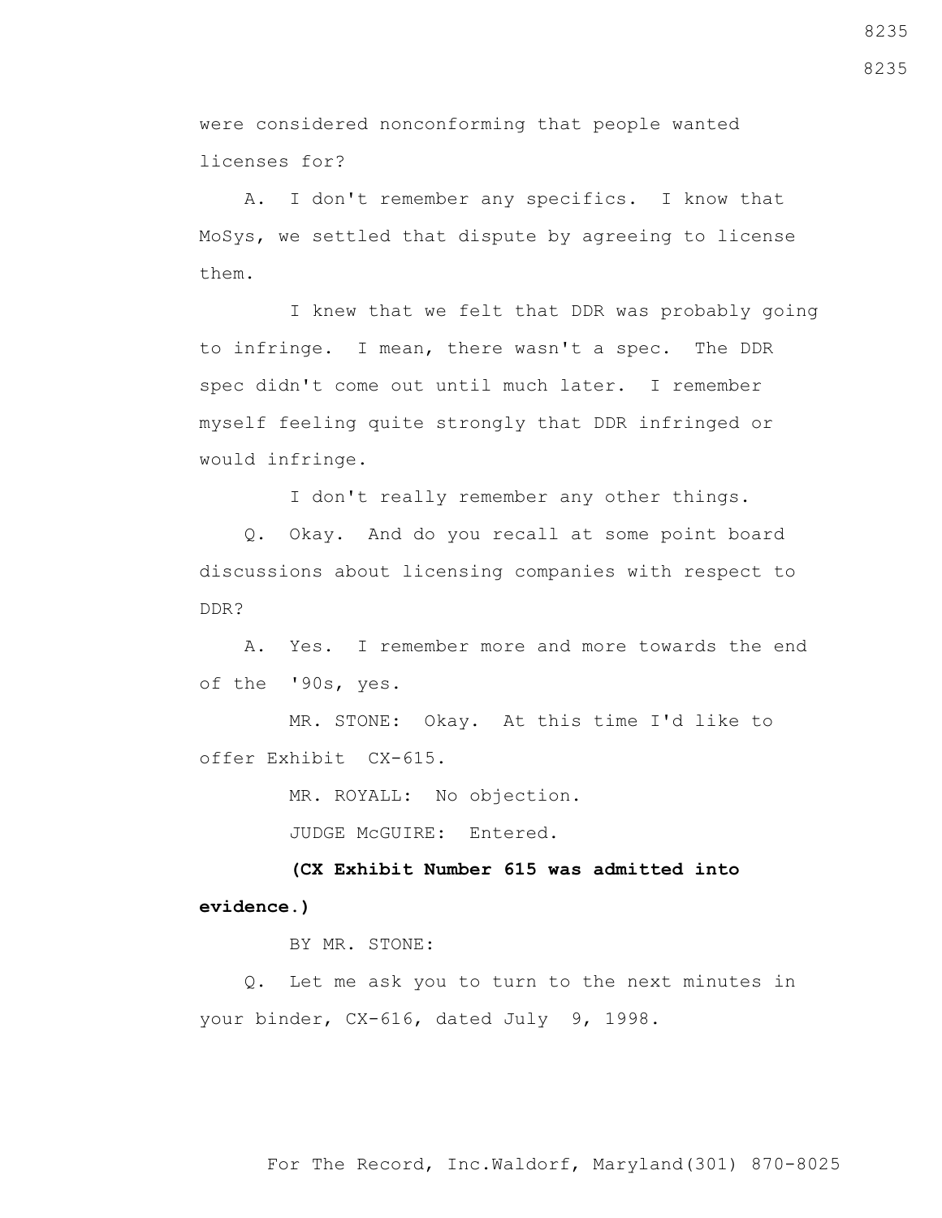were considered nonconforming that people wanted licenses for?

A. I don't remember any specifics. I know that MoSys, we settled that dispute by agreeing to license them.

I knew that we felt that DDR was probably going to infringe. I mean, there wasn't a spec. The DDR spec didn't come out until much later. I remember myself feeling quite strongly that DDR infringed or would infringe.

I don't really remember any other things.

Q. Okay. And do you recall at some point board discussions about licensing companies with respect to DDR?

A. Yes. I remember more and more towards the end of the '90s, yes.

MR. STONE: Okay. At this time I'd like to offer Exhibit CX-615.

MR. ROYALL: No objection.

JUDGE McGUIRE: Entered.

**(CX Exhibit Number 615 was admitted into evidence.)**

BY MR. STONE:

Q. Let me ask you to turn to the next minutes in your binder, CX-616, dated July 9, 1998.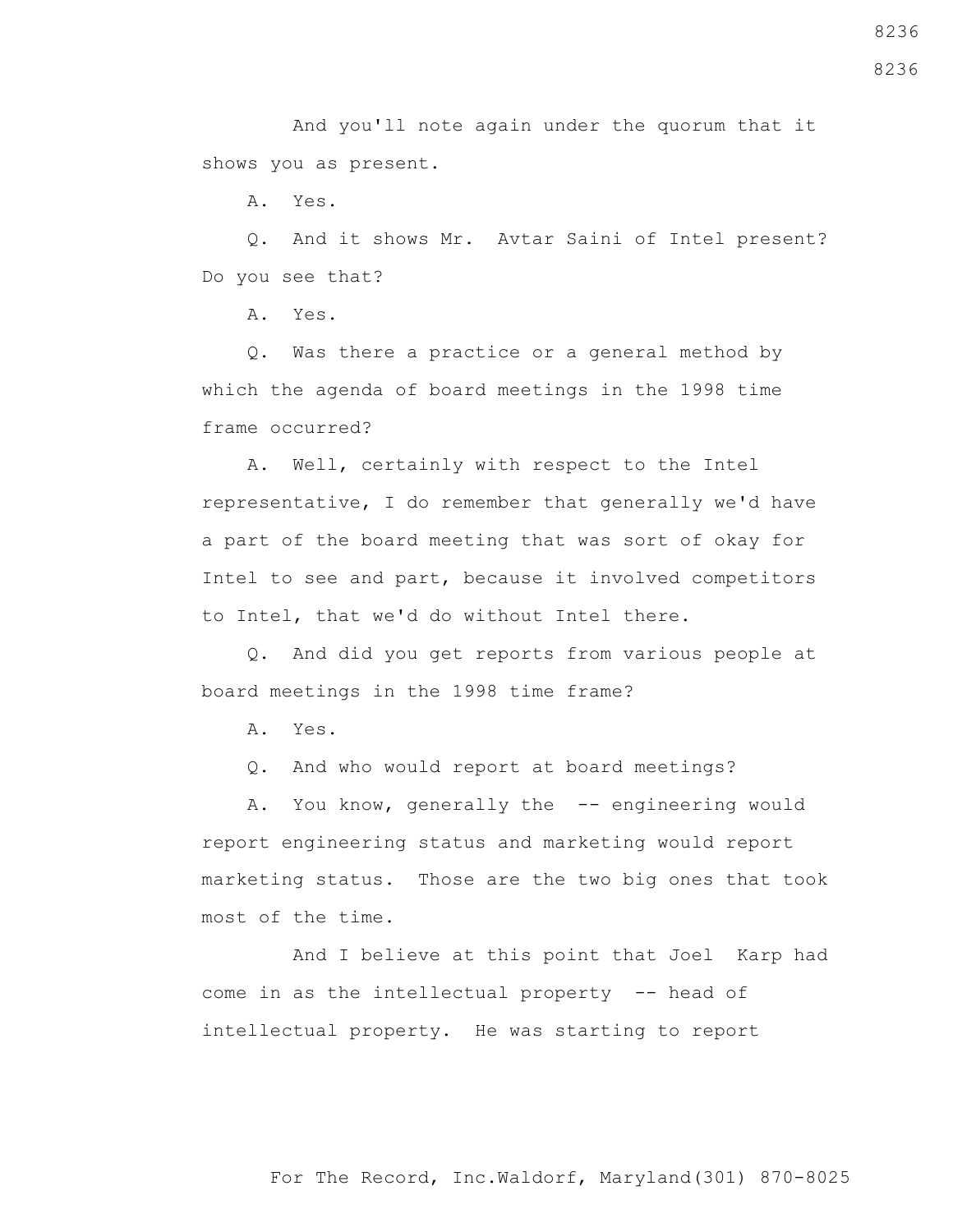And you'll note again under the quorum that it shows you as present.

A. Yes.

Q. And it shows Mr. Avtar Saini of Intel present? Do you see that?

A. Yes.

Q. Was there a practice or a general method by which the agenda of board meetings in the 1998 time frame occurred?

A. Well, certainly with respect to the Intel representative, I do remember that generally we'd have a part of the board meeting that was sort of okay for Intel to see and part, because it involved competitors to Intel, that we'd do without Intel there.

Q. And did you get reports from various people at board meetings in the 1998 time frame?

A. Yes.

Q. And who would report at board meetings?

A. You know, generally the -- engineering would report engineering status and marketing would report marketing status. Those are the two big ones that took most of the time.

And I believe at this point that Joel Karp had come in as the intellectual property -- head of intellectual property. He was starting to report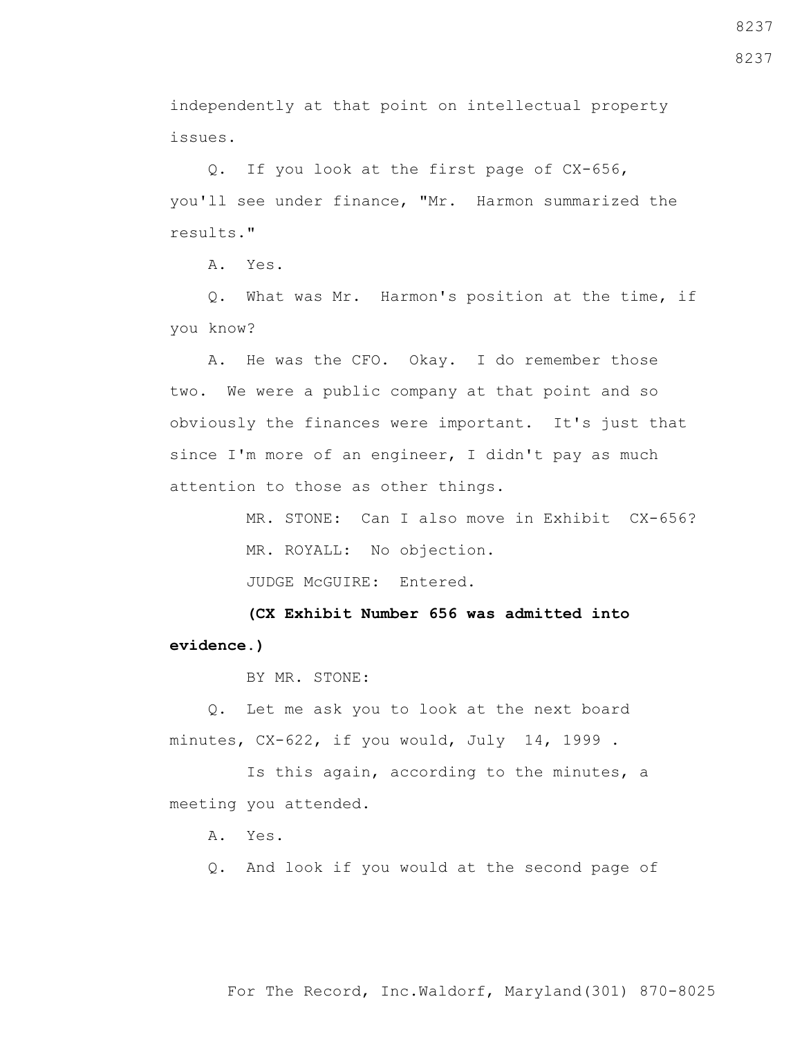independently at that point on intellectual property issues.

Q. If you look at the first page of CX-656, you'll see under finance, "Mr. Harmon summarized the results."

A. Yes.

Q. What was Mr. Harmon's position at the time, if you know?

A. He was the CFO. Okay. I do remember those two. We were a public company at that point and so obviously the finances were important. It's just that since I'm more of an engineer, I didn't pay as much attention to those as other things.

MR. STONE: Can I also move in Exhibit CX-656?

MR. ROYALL: No objection.

JUDGE McGUIRE: Entered.

**(CX Exhibit Number 656 was admitted into evidence.)**

BY MR. STONE:

Q. Let me ask you to look at the next board minutes, CX-622, if you would, July 14, 1999 .

Is this again, according to the minutes, a meeting you attended.

A. Yes.

Q. And look if you would at the second page of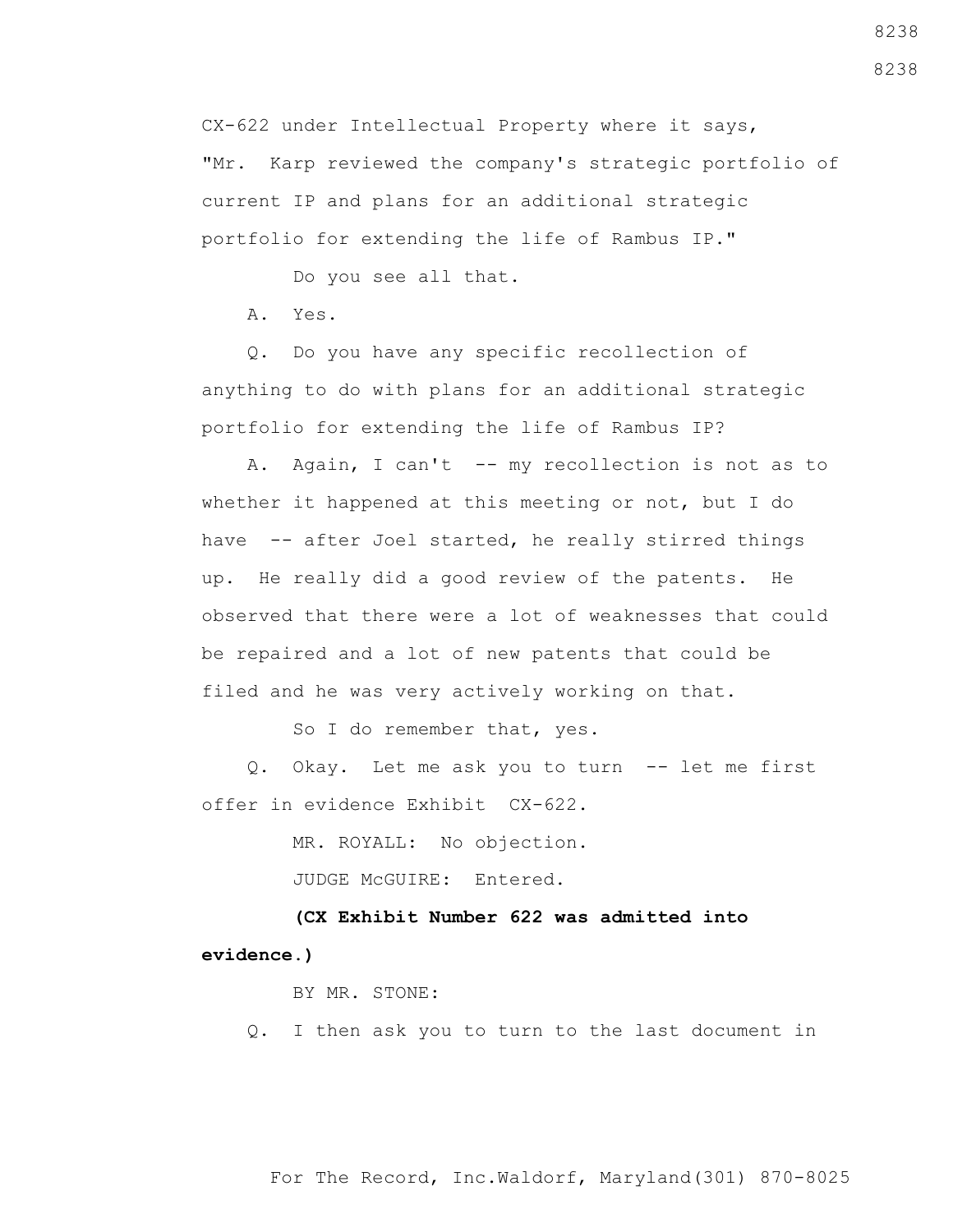CX-622 under Intellectual Property where it says, "Mr. Karp reviewed the company's strategic portfolio of current IP and plans for an additional strategic portfolio for extending the life of Rambus IP."

Do you see all that.

A. Yes.

Q. Do you have any specific recollection of anything to do with plans for an additional strategic portfolio for extending the life of Rambus IP?

A. Again, I can't -- my recollection is not as to whether it happened at this meeting or not, but I do have -- after Joel started, he really stirred things up. He really did a good review of the patents. He observed that there were a lot of weaknesses that could be repaired and a lot of new patents that could be filed and he was very actively working on that.

So I do remember that, yes.

Q. Okay. Let me ask you to turn -- let me first offer in evidence Exhibit CX-622.

MR. ROYALL: No objection.

JUDGE McGUIRE: Entered.

**(CX Exhibit Number 622 was admitted into evidence.)**

BY MR. STONE:

Q. I then ask you to turn to the last document in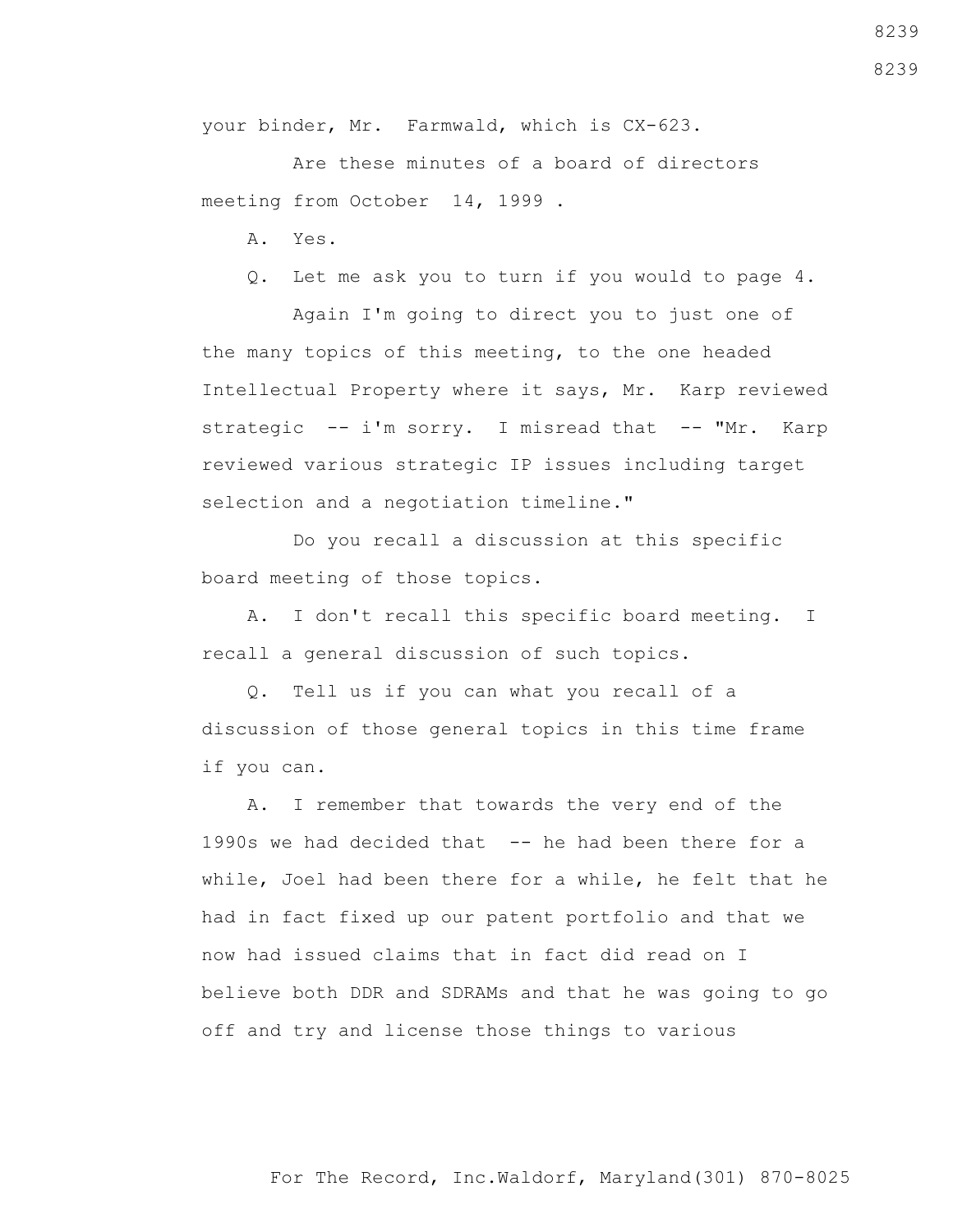your binder, Mr. Farmwald, which is CX-623.

Are these minutes of a board of directors meeting from October 14, 1999 .

A. Yes.

Q. Let me ask you to turn if you would to page 4.

Again I'm going to direct you to just one of the many topics of this meeting, to the one headed Intellectual Property where it says, Mr. Karp reviewed strategic -- i'm sorry. I misread that -- "Mr. Karp reviewed various strategic IP issues including target selection and a negotiation timeline."

Do you recall a discussion at this specific board meeting of those topics.

A. I don't recall this specific board meeting. I recall a general discussion of such topics.

Q. Tell us if you can what you recall of a discussion of those general topics in this time frame if you can.

A. I remember that towards the very end of the 1990s we had decided that -- he had been there for a while, Joel had been there for a while, he felt that he had in fact fixed up our patent portfolio and that we now had issued claims that in fact did read on I believe both DDR and SDRAMs and that he was going to go off and try and license those things to various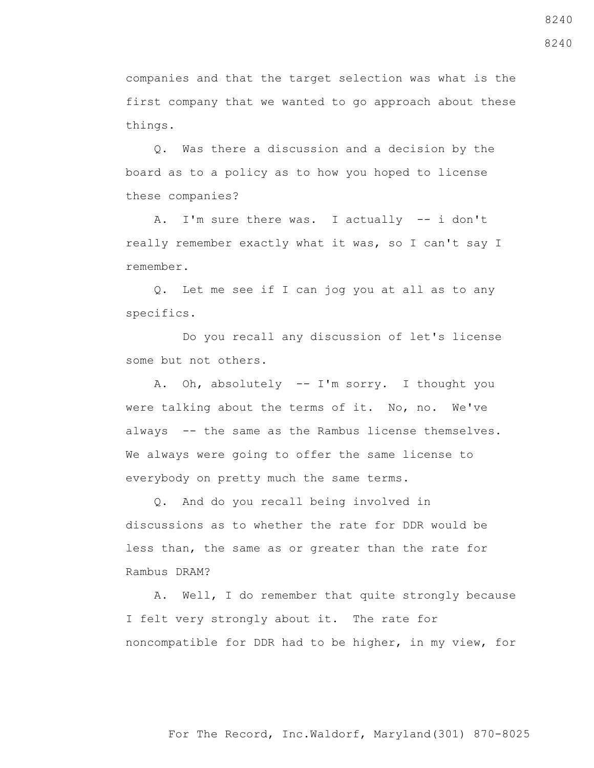companies and that the target selection was what is the first company that we wanted to go approach about these things.

Q. Was there a discussion and a decision by the board as to a policy as to how you hoped to license these companies?

A. I'm sure there was. I actually -- i don't really remember exactly what it was, so I can't say I remember.

Q. Let me see if I can jog you at all as to any specifics.

Do you recall any discussion of let's license some but not others.

A. Oh, absolutely -- I'm sorry. I thought you were talking about the terms of it. No, no. We've always -- the same as the Rambus license themselves. We always were going to offer the same license to everybody on pretty much the same terms.

Q. And do you recall being involved in discussions as to whether the rate for DDR would be less than, the same as or greater than the rate for Rambus DRAM?

A. Well, I do remember that quite strongly because I felt very strongly about it. The rate for noncompatible for DDR had to be higher, in my view, for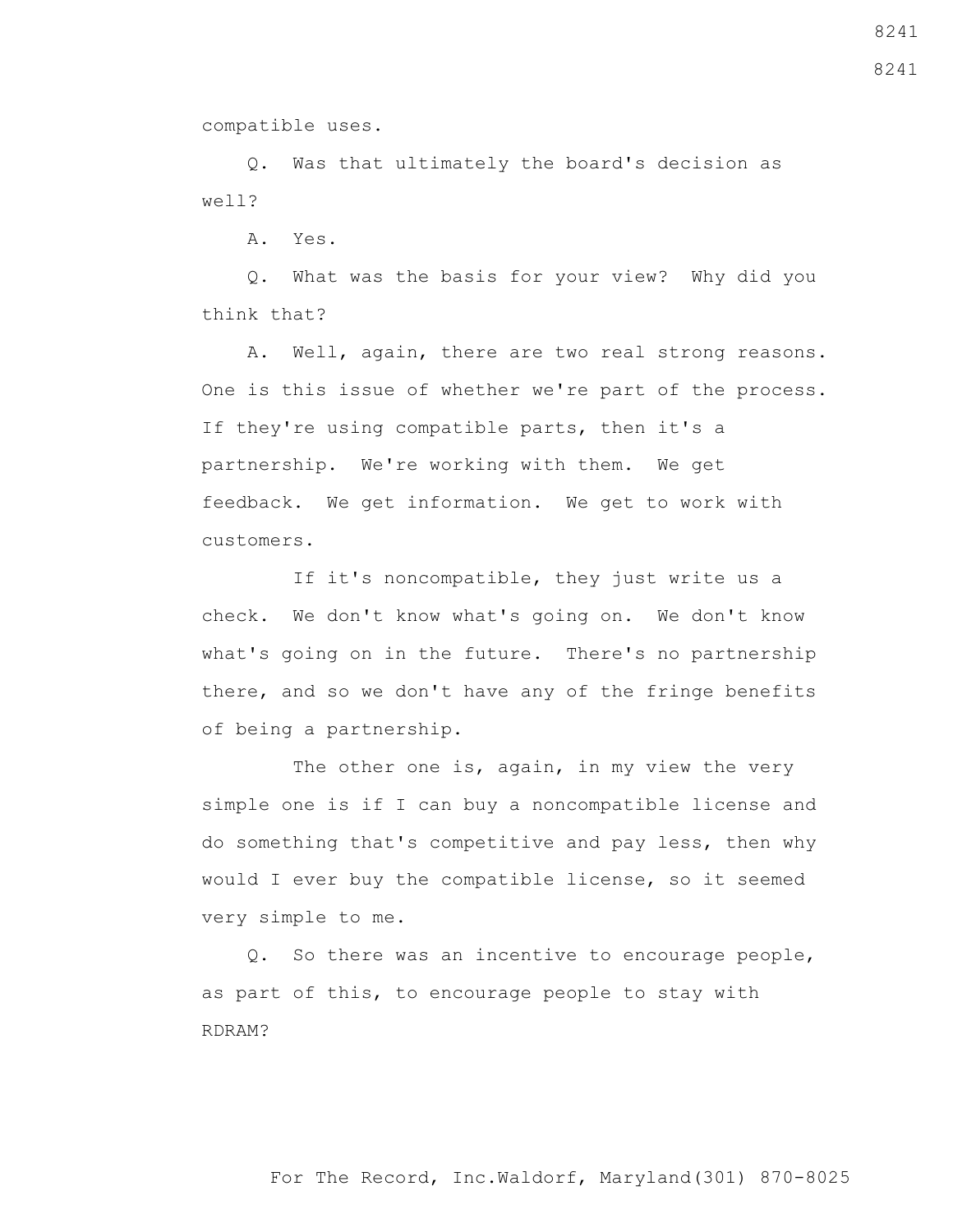compatible uses.

Q. Was that ultimately the board's decision as well?

A. Yes.

Q. What was the basis for your view? Why did you think that?

A. Well, again, there are two real strong reasons. One is this issue of whether we're part of the process. If they're using compatible parts, then it's a partnership. We're working with them. We get feedback. We get information. We get to work with customers.

If it's noncompatible, they just write us a check. We don't know what's going on. We don't know what's going on in the future. There's no partnership there, and so we don't have any of the fringe benefits of being a partnership.

The other one is, again, in my view the very simple one is if I can buy a noncompatible license and do something that's competitive and pay less, then why would I ever buy the compatible license, so it seemed very simple to me.

Q. So there was an incentive to encourage people, as part of this, to encourage people to stay with RDRAM?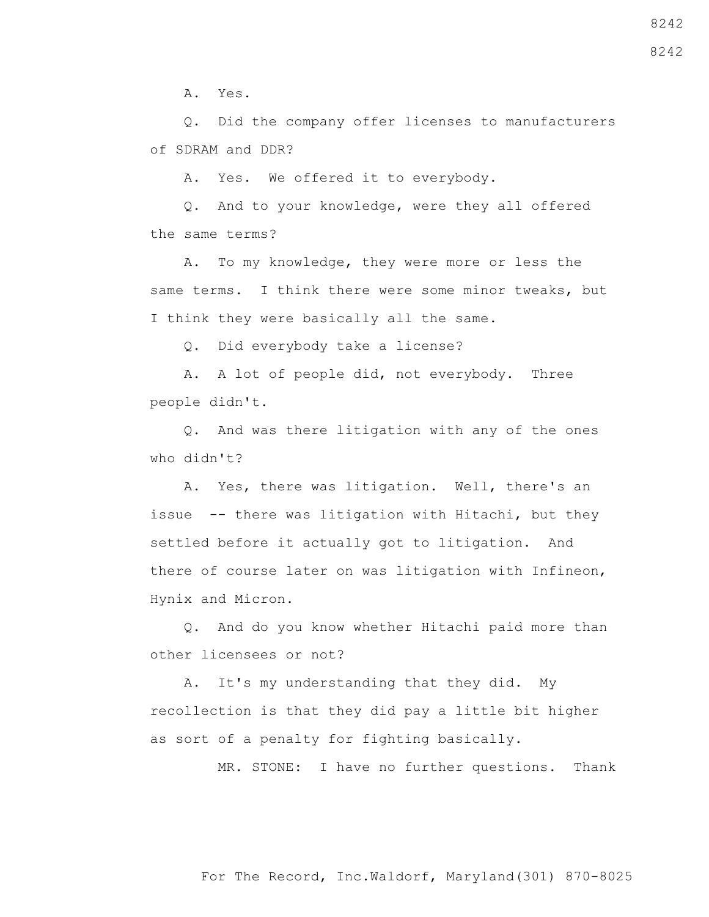A. Yes.

Q. Did the company offer licenses to manufacturers of SDRAM and DDR?

A. Yes. We offered it to everybody.

Q. And to your knowledge, were they all offered the same terms?

A. To my knowledge, they were more or less the same terms. I think there were some minor tweaks, but I think they were basically all the same.

Q. Did everybody take a license?

A. A lot of people did, not everybody. Three people didn't.

Q. And was there litigation with any of the ones who didn't?

A. Yes, there was litigation. Well, there's an issue -- there was litigation with Hitachi, but they settled before it actually got to litigation. And there of course later on was litigation with Infineon, Hynix and Micron.

Q. And do you know whether Hitachi paid more than other licensees or not?

A. It's my understanding that they did. My recollection is that they did pay a little bit higher as sort of a penalty for fighting basically.

MR. STONE: I have no further questions. Thank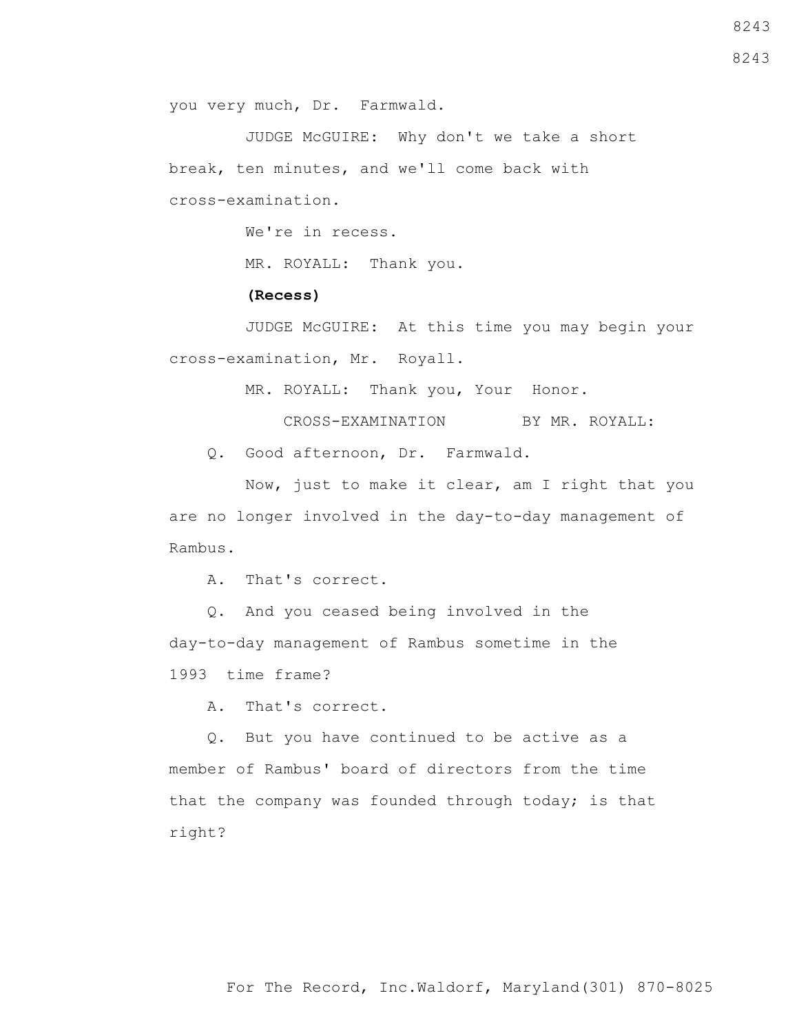you very much, Dr. Farmwald.

JUDGE McGUIRE: Why don't we take a short break, ten minutes, and we'll come back with cross-examination.

We're in recess.

MR. ROYALL: Thank you.

**(Recess)**

JUDGE McGUIRE: At this time you may begin your cross-examination, Mr. Royall.

MR. ROYALL: Thank you, Your Honor.

CROSS-EXAMINATION BY MR. ROYALL:

Q. Good afternoon, Dr. Farmwald.

Now, just to make it clear, am I right that you are no longer involved in the day-to-day management of Rambus.

A. That's correct.

Q. And you ceased being involved in the day-to-day management of Rambus sometime in the 1993 time frame?

A. That's correct.

Q. But you have continued to be active as a member of Rambus' board of directors from the time that the company was founded through today; is that right?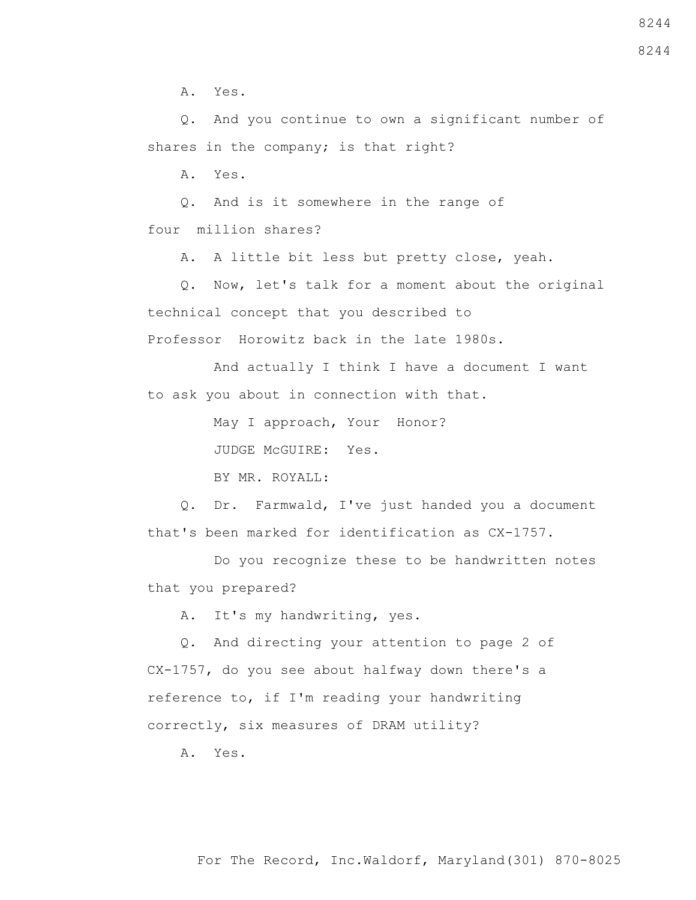A. Yes.

Q. And you continue to own a significant number of shares in the company; is that right?

A. Yes.

Q. And is it somewhere in the range of four million shares?

A. A little bit less but pretty close, yeah.

Q. Now, let's talk for a moment about the original technical concept that you described to Professor Horowitz back in the late 1980s.

And actually I think I have a document I want to ask you about in connection with that.

May I approach, Your Honor?

JUDGE McGUIRE: Yes.

BY MR. ROYALL:

Q. Dr. Farmwald, I've just handed you a document that's been marked for identification as CX-1757.

Do you recognize these to be handwritten notes that you prepared?

A. It's my handwriting, yes.

Q. And directing your attention to page 2 of CX-1757, do you see about halfway down there's a reference to, if I'm reading your handwriting correctly, six measures of DRAM utility?

A. Yes.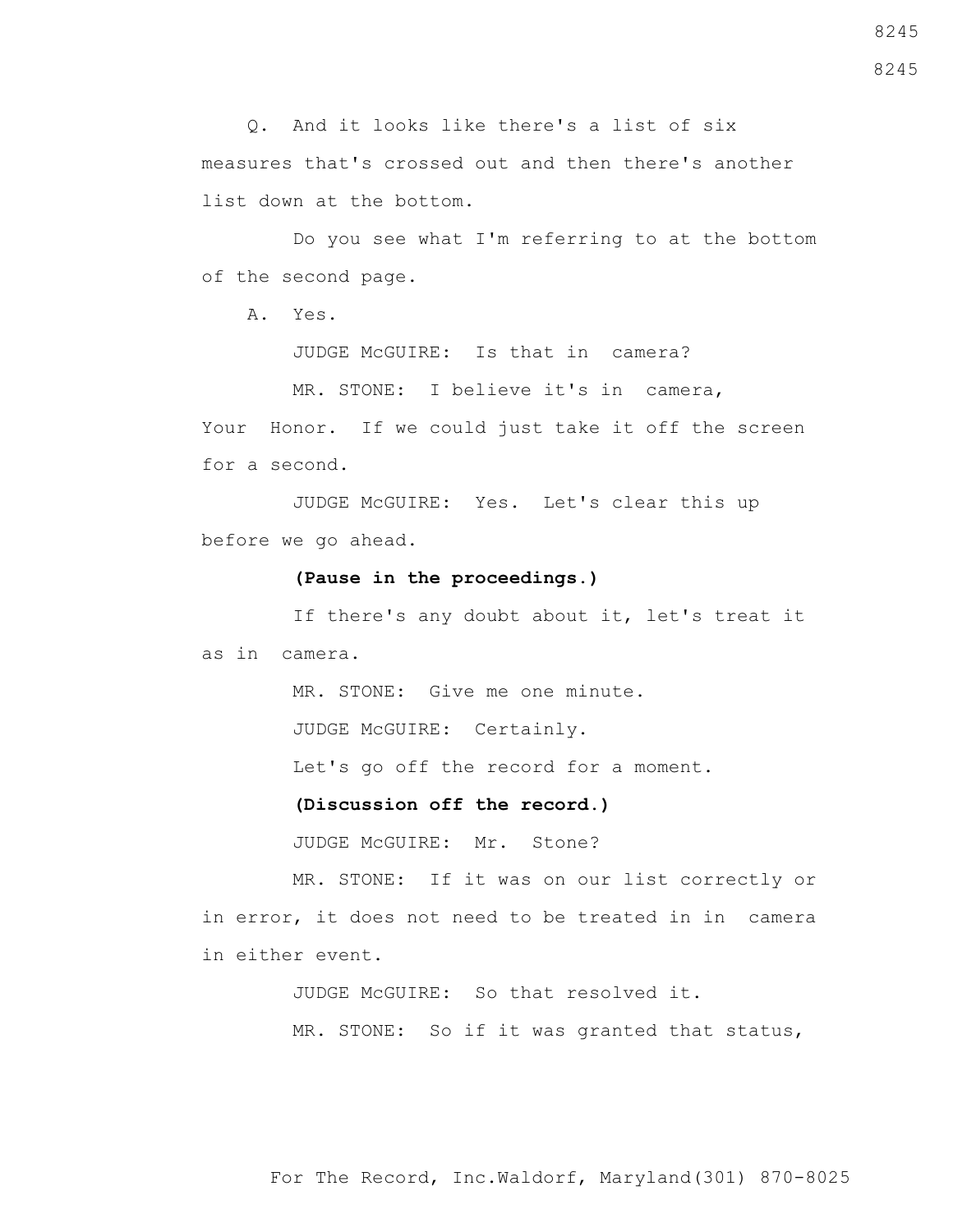Q. And it looks like there's a list of six measures that's crossed out and then there's another list down at the bottom.

Do you see what I'm referring to at the bottom of the second page.

A. Yes.

JUDGE McGUIRE: Is that in camera?

MR. STONE: I believe it's in camera, Your Honor. If we could just take it off the screen for a second.

JUDGE McGUIRE: Yes. Let's clear this up before we go ahead.

**(Pause in the proceedings.)**

If there's any doubt about it, let's treat it as in camera.

MR. STONE: Give me one minute.

JUDGE McGUIRE: Certainly.

Let's go off the record for a moment.

**(Discussion off the record.)**

JUDGE McGUIRE: Mr. Stone?

MR. STONE: If it was on our list correctly or in error, it does not need to be treated in in camera in either event.

JUDGE McGUIRE: So that resolved it.

MR. STONE: So if it was granted that status,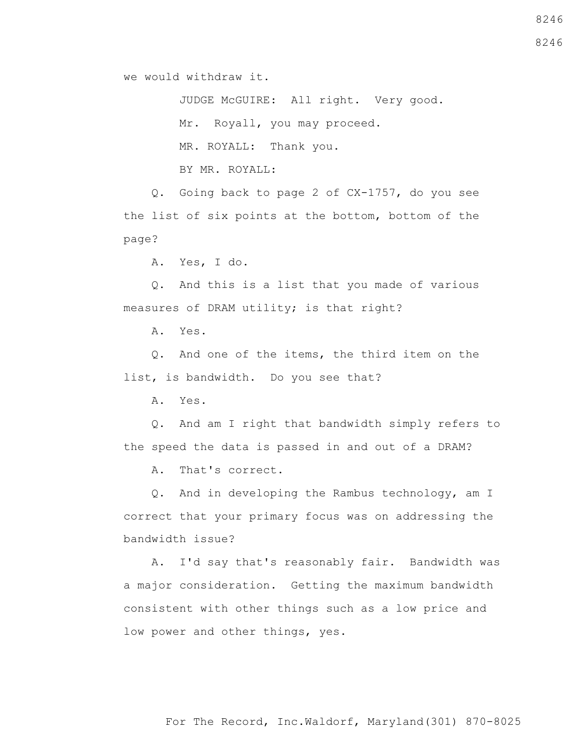we would withdraw it.

JUDGE McGUIRE: All right. Very good.

Mr. Royall, you may proceed.

MR. ROYALL: Thank you.

BY MR. ROYALL:

Q. Going back to page 2 of CX-1757, do you see the list of six points at the bottom, bottom of the page?

A. Yes, I do.

Q. And this is a list that you made of various measures of DRAM utility; is that right?

A. Yes.

Q. And one of the items, the third item on the list, is bandwidth. Do you see that?

A. Yes.

Q. And am I right that bandwidth simply refers to the speed the data is passed in and out of a DRAM?

A. That's correct.

Q. And in developing the Rambus technology, am I correct that your primary focus was on addressing the bandwidth issue?

A. I'd say that's reasonably fair. Bandwidth was a major consideration. Getting the maximum bandwidth consistent with other things such as a low price and low power and other things, yes.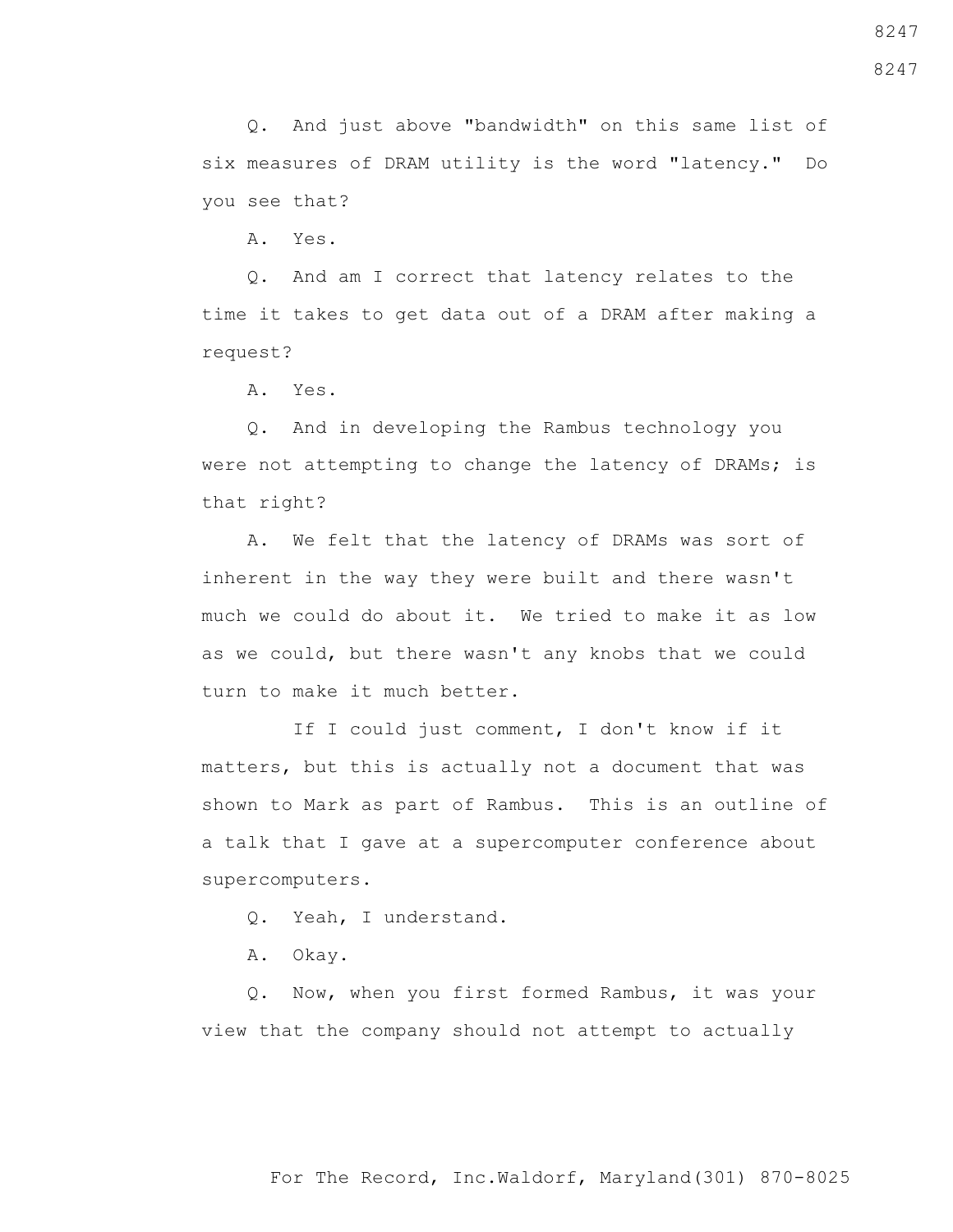Q. And just above "bandwidth" on this same list of six measures of DRAM utility is the word "latency." Do you see that?

A. Yes.

Q. And am I correct that latency relates to the time it takes to get data out of a DRAM after making a request?

A. Yes.

Q. And in developing the Rambus technology you were not attempting to change the latency of DRAMs; is that right?

A. We felt that the latency of DRAMs was sort of inherent in the way they were built and there wasn't much we could do about it. We tried to make it as low as we could, but there wasn't any knobs that we could turn to make it much better.

If I could just comment, I don't know if it matters, but this is actually not a document that was shown to Mark as part of Rambus. This is an outline of a talk that I gave at a supercomputer conference about supercomputers.

Q. Yeah, I understand.

A. Okay.

Q. Now, when you first formed Rambus, it was your view that the company should not attempt to actually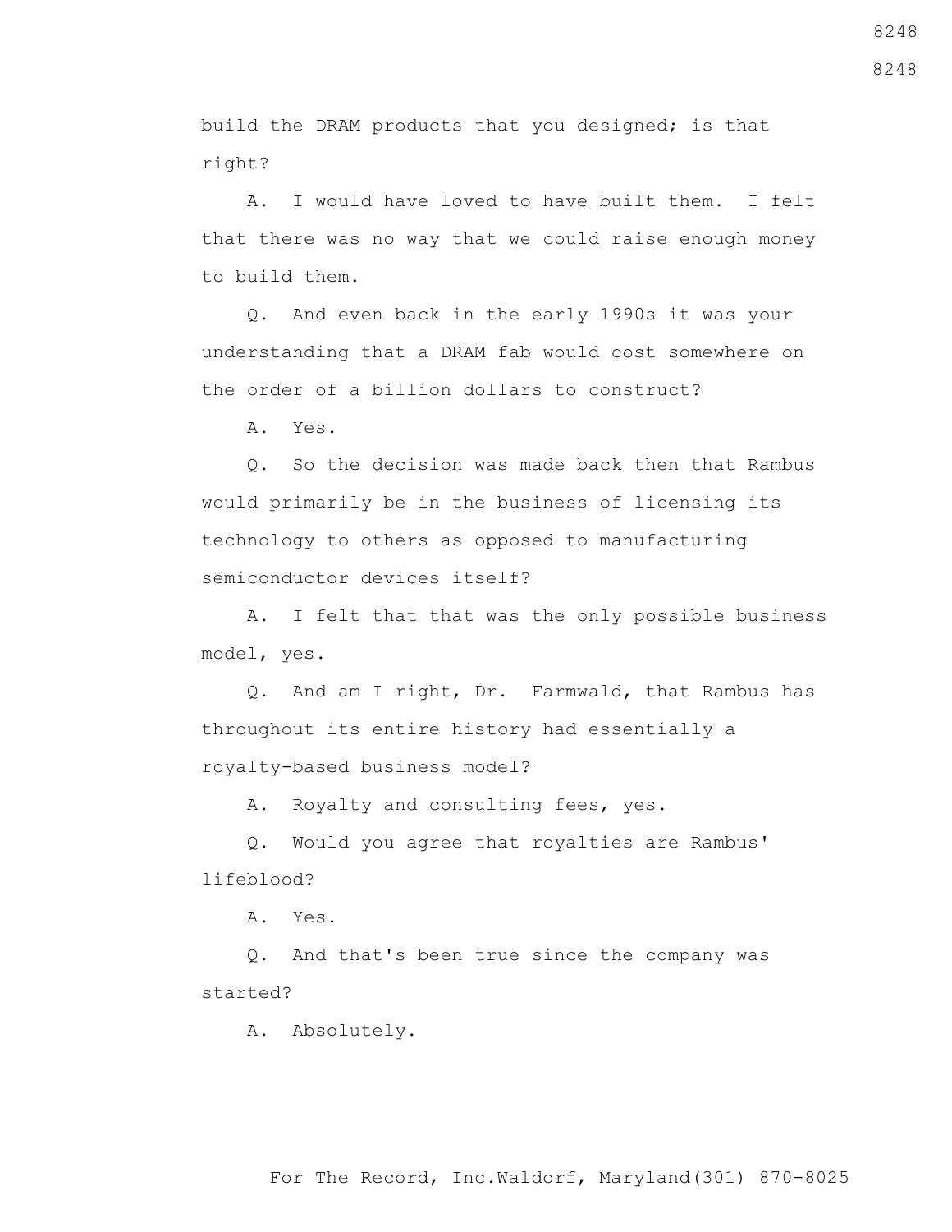build the DRAM products that you designed; is that right?

A. I would have loved to have built them. I felt that there was no way that we could raise enough money to build them.

Q. And even back in the early 1990s it was your understanding that a DRAM fab would cost somewhere on the order of a billion dollars to construct?

A. Yes.

Q. So the decision was made back then that Rambus would primarily be in the business of licensing its technology to others as opposed to manufacturing semiconductor devices itself?

A. I felt that that was the only possible business model, yes.

Q. And am I right, Dr. Farmwald, that Rambus has throughout its entire history had essentially a royalty-based business model?

A. Royalty and consulting fees, yes.

Q. Would you agree that royalties are Rambus' lifeblood?

A. Yes.

Q. And that's been true since the company was started?

A. Absolutely.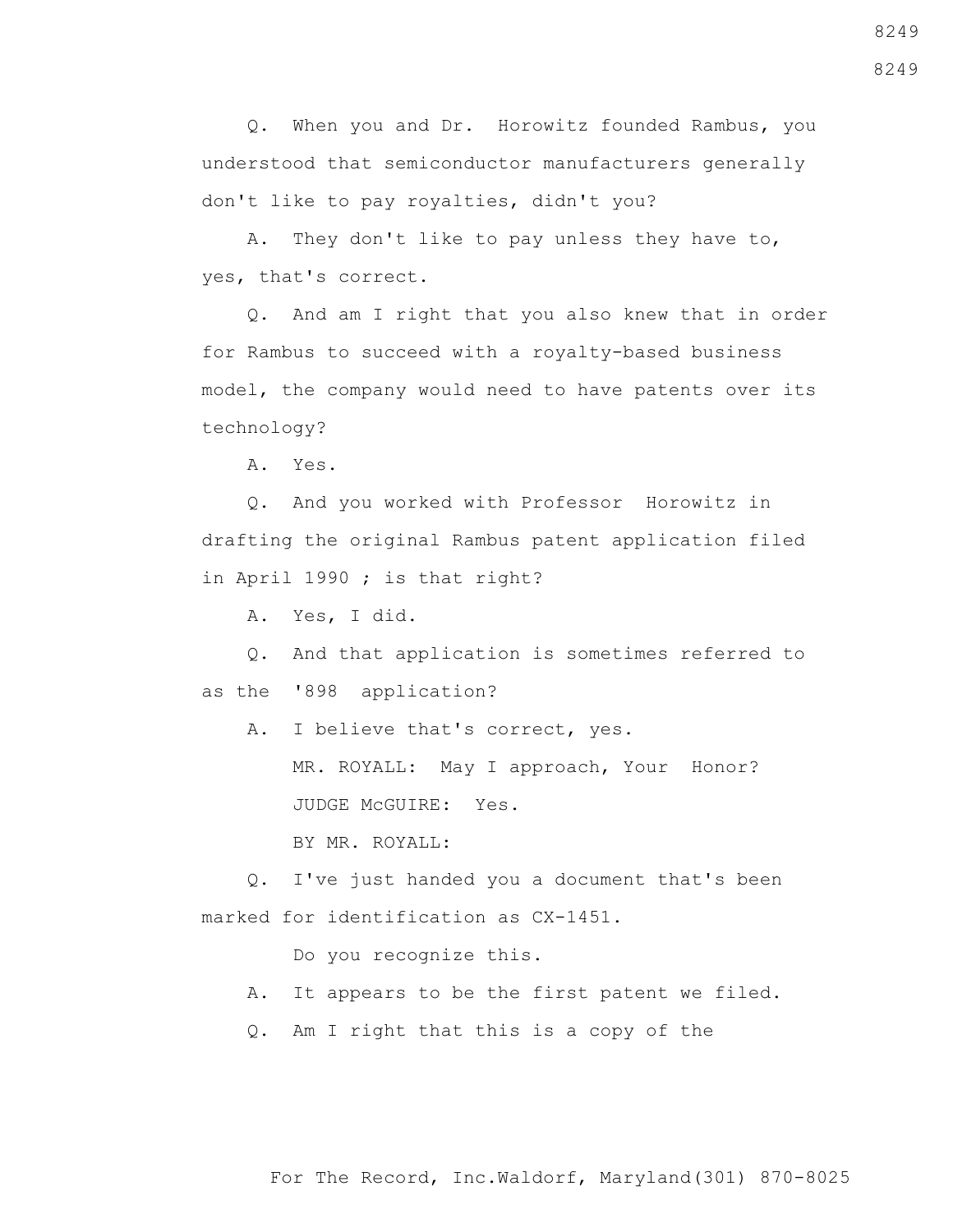Q. When you and Dr. Horowitz founded Rambus, you understood that semiconductor manufacturers generally don't like to pay royalties, didn't you?

A. They don't like to pay unless they have to, yes, that's correct.

Q. And am I right that you also knew that in order for Rambus to succeed with a royalty-based business model, the company would need to have patents over its technology?

A. Yes.

Q. And you worked with Professor Horowitz in drafting the original Rambus patent application filed in April 1990 ; is that right?

A. Yes, I did.

Q. And that application is sometimes referred to as the '898 application?

A. I believe that's correct, yes.

MR. ROYALL: May I approach, Your Honor?

JUDGE McGUIRE: Yes.

BY MR. ROYALL:

Q. I've just handed you a document that's been marked for identification as CX-1451.

Do you recognize this.

A. It appears to be the first patent we filed.

Q. Am I right that this is a copy of the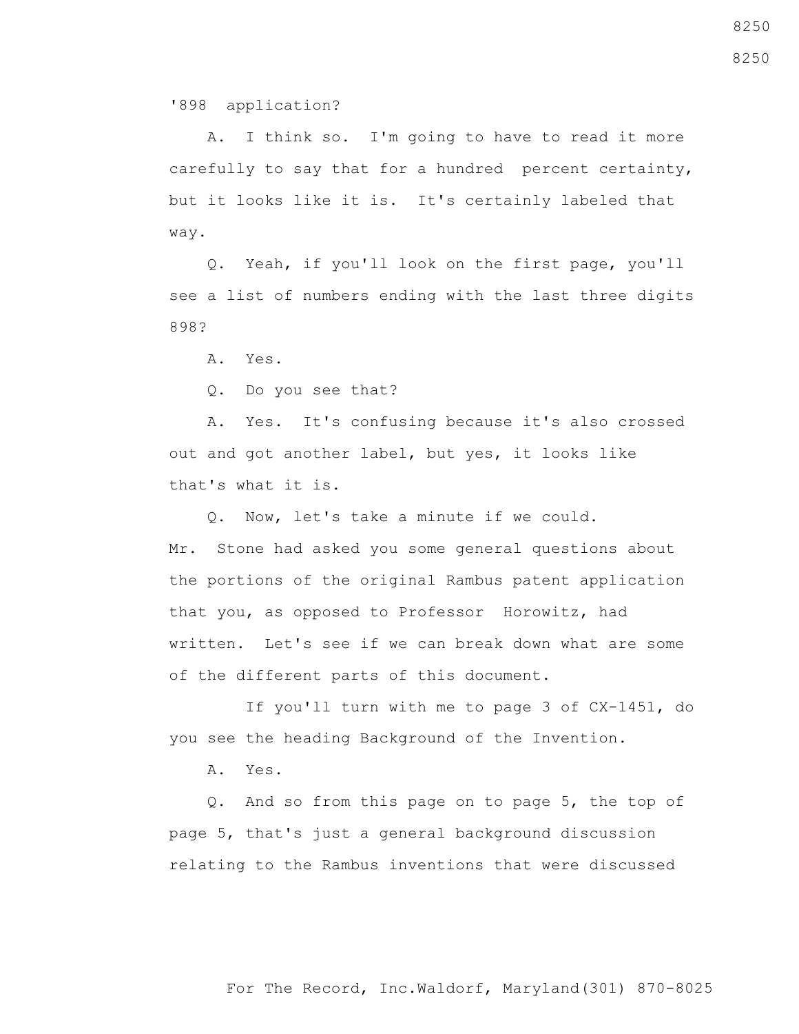'898 application?

A. I think so. I'm going to have to read it more carefully to say that for a hundred percent certainty, but it looks like it is. It's certainly labeled that way.

Q. Yeah, if you'll look on the first page, you'll see a list of numbers ending with the last three digits 898?

A. Yes.

Q. Do you see that?

A. Yes. It's confusing because it's also crossed out and got another label, but yes, it looks like that's what it is.

Q. Now, let's take a minute if we could. Mr. Stone had asked you some general questions about the portions of the original Rambus patent application that you, as opposed to Professor Horowitz, had written. Let's see if we can break down what are some of the different parts of this document.

If you'll turn with me to page 3 of CX-1451, do you see the heading Background of the Invention.

A. Yes.

Q. And so from this page on to page 5, the top of page 5, that's just a general background discussion relating to the Rambus inventions that were discussed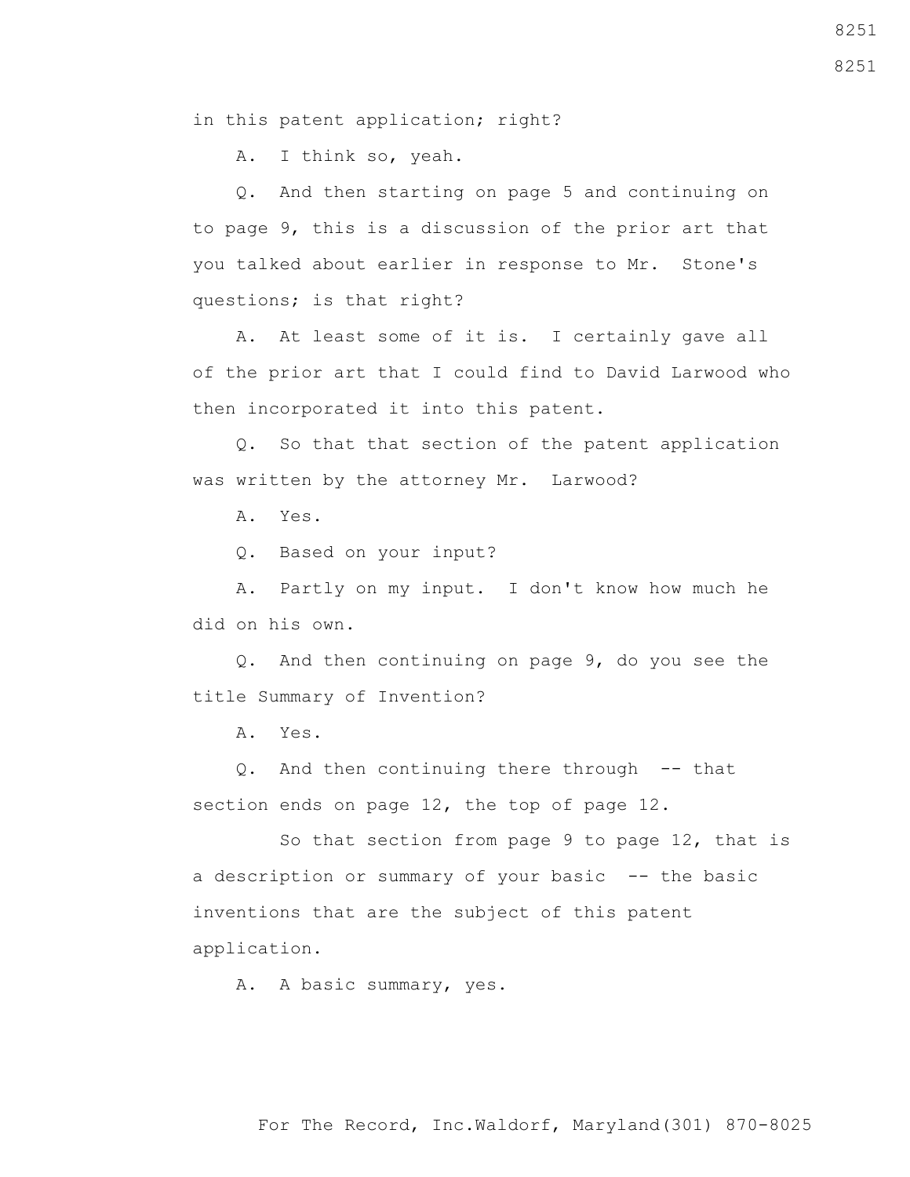in this patent application; right?

A. I think so, yeah.

Q. And then starting on page 5 and continuing on to page 9, this is a discussion of the prior art that you talked about earlier in response to Mr. Stone's questions; is that right?

A. At least some of it is. I certainly gave all of the prior art that I could find to David Larwood who then incorporated it into this patent.

Q. So that that section of the patent application was written by the attorney Mr. Larwood?

A. Yes.

Q. Based on your input?

A. Partly on my input. I don't know how much he did on his own.

Q. And then continuing on page 9, do you see the title Summary of Invention?

A. Yes.

Q. And then continuing there through -- that section ends on page 12, the top of page 12.

So that section from page 9 to page 12, that is a description or summary of your basic -- the basic inventions that are the subject of this patent application.

A. A basic summary, yes.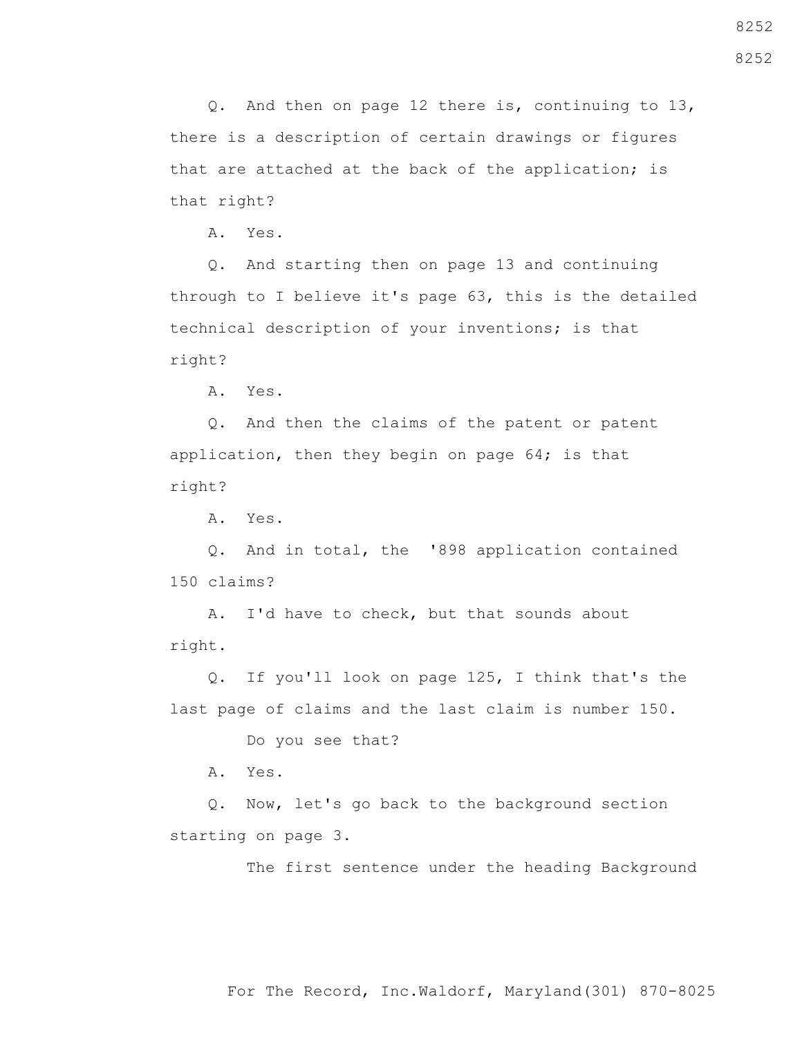Q. And then on page 12 there is, continuing to 13, there is a description of certain drawings or figures that are attached at the back of the application; is that right?

A. Yes.

Q. And starting then on page 13 and continuing through to I believe it's page 63, this is the detailed technical description of your inventions; is that right?

A. Yes.

Q. And then the claims of the patent or patent application, then they begin on page 64; is that right?

A. Yes.

Q. And in total, the '898 application contained 150 claims?

A. I'd have to check, but that sounds about right.

Q. If you'll look on page 125, I think that's the last page of claims and the last claim is number 150.

Do you see that?

A. Yes.

Q. Now, let's go back to the background section starting on page 3.

The first sentence under the heading Background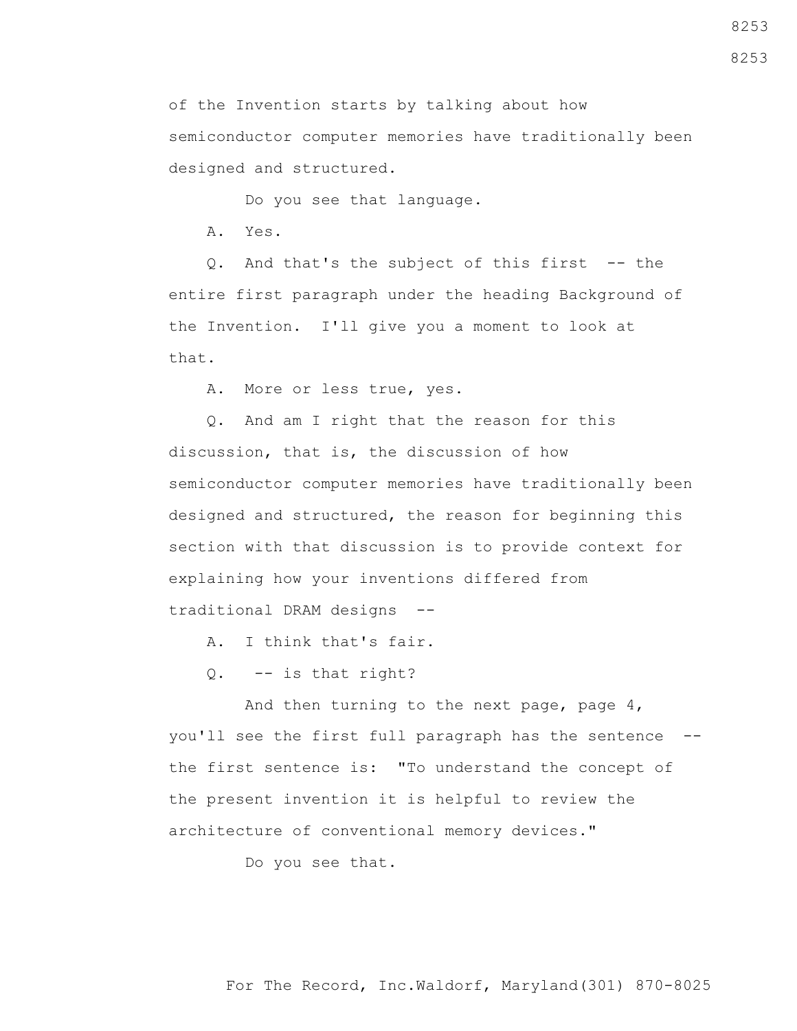of the Invention starts by talking about how semiconductor computer memories have traditionally been designed and structured.

Do you see that language.

A. Yes.

Q. And that's the subject of this first -- the entire first paragraph under the heading Background of the Invention. I'll give you a moment to look at that.

A. More or less true, yes.

Q. And am I right that the reason for this discussion, that is, the discussion of how semiconductor computer memories have traditionally been designed and structured, the reason for beginning this section with that discussion is to provide context for explaining how your inventions differed from traditional DRAM designs --

A. I think that's fair.

Q. -- is that right?

And then turning to the next page, page 4, you'll see the first full paragraph has the sentence -- the first sentence is: "To understand the concept of the present invention it is helpful to review the architecture of conventional memory devices."

Do you see that.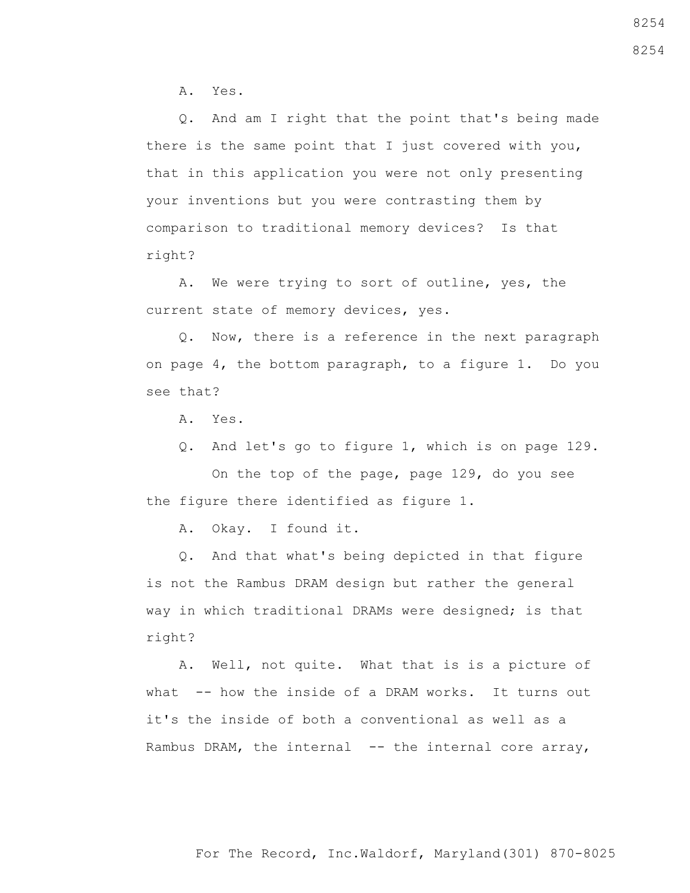A. Yes.

Q. And am I right that the point that's being made there is the same point that I just covered with you, that in this application you were not only presenting your inventions but you were contrasting them by comparison to traditional memory devices? Is that right?

A. We were trying to sort of outline, yes, the current state of memory devices, yes.

Q. Now, there is a reference in the next paragraph on page 4, the bottom paragraph, to a figure 1. Do you see that?

A. Yes.

Q. And let's go to figure 1, which is on page 129.

On the top of the page, page 129, do you see the figure there identified as figure 1.

A. Okay. I found it.

Q. And that what's being depicted in that figure is not the Rambus DRAM design but rather the general way in which traditional DRAMs were designed; is that right?

A. Well, not quite. What that is is a picture of what -- how the inside of a DRAM works. It turns out it's the inside of both a conventional as well as a Rambus DRAM, the internal -- the internal core array,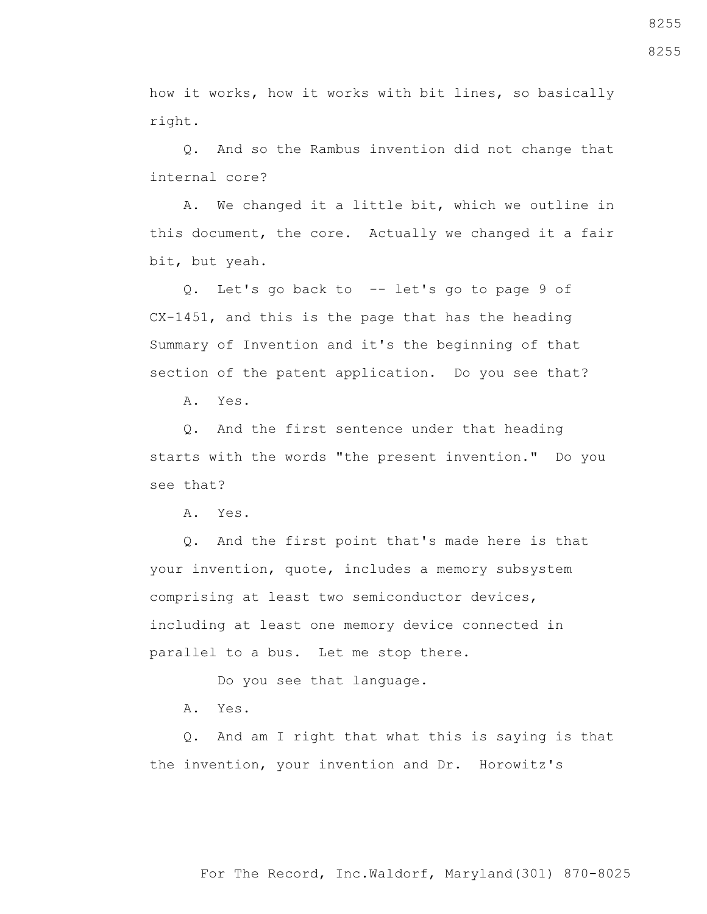how it works, how it works with bit lines, so basically right.

Q. And so the Rambus invention did not change that internal core?

A. We changed it a little bit, which we outline in this document, the core. Actually we changed it a fair bit, but yeah.

Q. Let's go back to -- let's go to page 9 of CX-1451, and this is the page that has the heading Summary of Invention and it's the beginning of that section of the patent application. Do you see that?

A. Yes.

Q. And the first sentence under that heading starts with the words "the present invention." Do you see that?

A. Yes.

Q. And the first point that's made here is that your invention, quote, includes a memory subsystem comprising at least two semiconductor devices, including at least one memory device connected in parallel to a bus. Let me stop there.

Do you see that language.

A. Yes.

Q. And am I right that what this is saying is that the invention, your invention and Dr. Horowitz's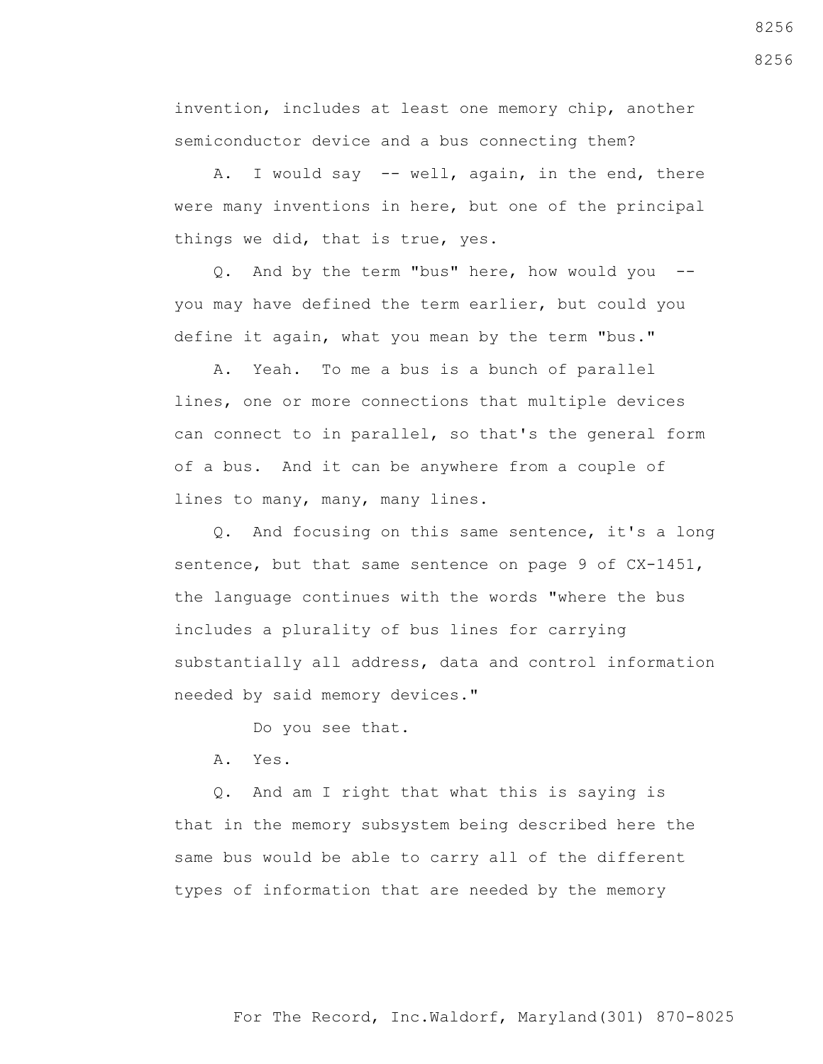invention, includes at least one memory chip, another semiconductor device and a bus connecting them?

A. I would say -- well, again, in the end, there were many inventions in here, but one of the principal things we did, that is true, yes.

Q. And by the term "bus" here, how would you -- you may have defined the term earlier, but could you define it again, what you mean by the term "bus."

A. Yeah. To me a bus is a bunch of parallel lines, one or more connections that multiple devices can connect to in parallel, so that's the general form of a bus. And it can be anywhere from a couple of lines to many, many, many lines.

Q. And focusing on this same sentence, it's a long sentence, but that same sentence on page 9 of CX-1451, the language continues with the words "where the bus includes a plurality of bus lines for carrying substantially all address, data and control information needed by said memory devices."

Do you see that.

A. Yes.

Q. And am I right that what this is saying is that in the memory subsystem being described here the same bus would be able to carry all of the different types of information that are needed by the memory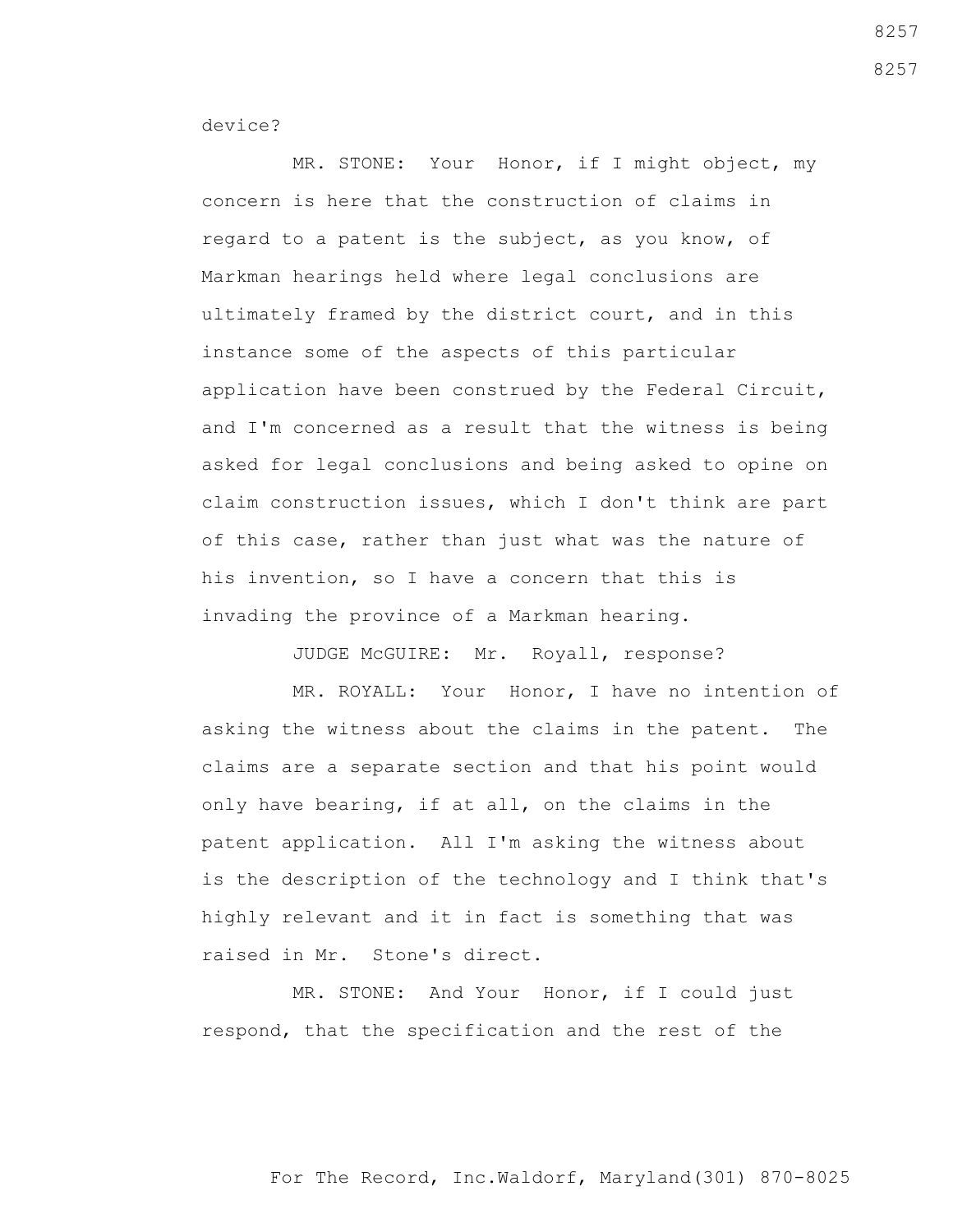device?

MR. STONE: Your Honor, if I might object, my concern is here that the construction of claims in regard to a patent is the subject, as you know, of Markman hearings held where legal conclusions are ultimately framed by the district court, and in this instance some of the aspects of this particular application have been construed by the Federal Circuit, and I'm concerned as a result that the witness is being asked for legal conclusions and being asked to opine on claim construction issues, which I don't think are part of this case, rather than just what was the nature of his invention, so I have a concern that this is invading the province of a Markman hearing.

JUDGE McGUIRE: Mr. Royall, response?

MR. ROYALL: Your Honor, I have no intention of asking the witness about the claims in the patent. The claims are a separate section and that his point would only have bearing, if at all, on the claims in the patent application. All I'm asking the witness about is the description of the technology and I think that's highly relevant and it in fact is something that was raised in Mr. Stone's direct.

MR. STONE: And Your Honor, if I could just respond, that the specification and the rest of the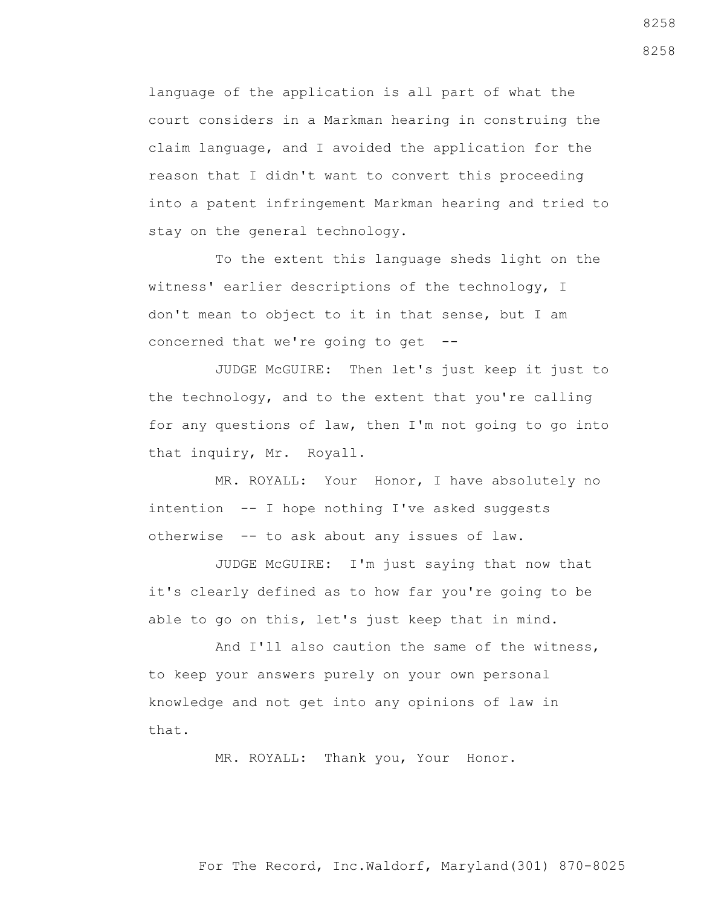language of the application is all part of what the court considers in a Markman hearing in construing the claim language, and I avoided the application for the reason that I didn't want to convert this proceeding into a patent infringement Markman hearing and tried to stay on the general technology.

To the extent this language sheds light on the witness' earlier descriptions of the technology, I don't mean to object to it in that sense, but I am concerned that we're going to get --

JUDGE McGUIRE: Then let's just keep it just to the technology, and to the extent that you're calling for any questions of law, then I'm not going to go into that inquiry, Mr. Royall.

MR. ROYALL: Your Honor, I have absolutely no intention -- I hope nothing I've asked suggests otherwise -- to ask about any issues of law.

JUDGE McGUIRE: I'm just saying that now that it's clearly defined as to how far you're going to be able to go on this, let's just keep that in mind.

And I'll also caution the same of the witness, to keep your answers purely on your own personal knowledge and not get into any opinions of law in that.

MR. ROYALL: Thank you, Your Honor.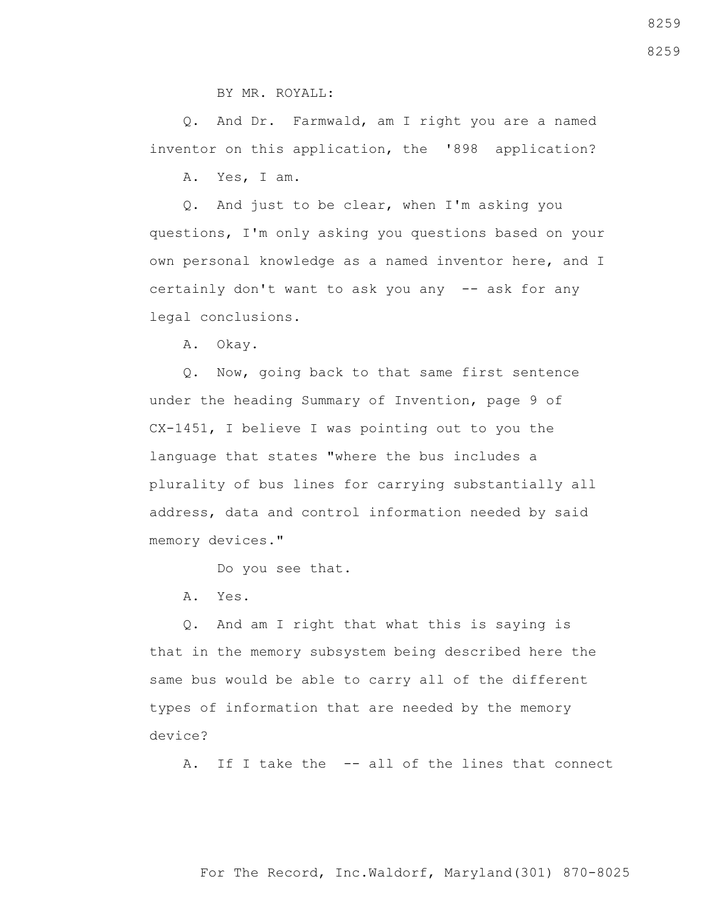BY MR. ROYALL:

Q. And Dr. Farmwald, am I right you are a named inventor on this application, the '898 application?

A. Yes, I am.

Q. And just to be clear, when I'm asking you questions, I'm only asking you questions based on your own personal knowledge as a named inventor here, and I certainly don't want to ask you any -- ask for any legal conclusions.

A. Okay.

Q. Now, going back to that same first sentence under the heading Summary of Invention, page 9 of CX-1451, I believe I was pointing out to you the language that states "where the bus includes a plurality of bus lines for carrying substantially all address, data and control information needed by said memory devices."

Do you see that.

A. Yes.

Q. And am I right that what this is saying is that in the memory subsystem being described here the same bus would be able to carry all of the different types of information that are needed by the memory device?

A. If I take the -- all of the lines that connect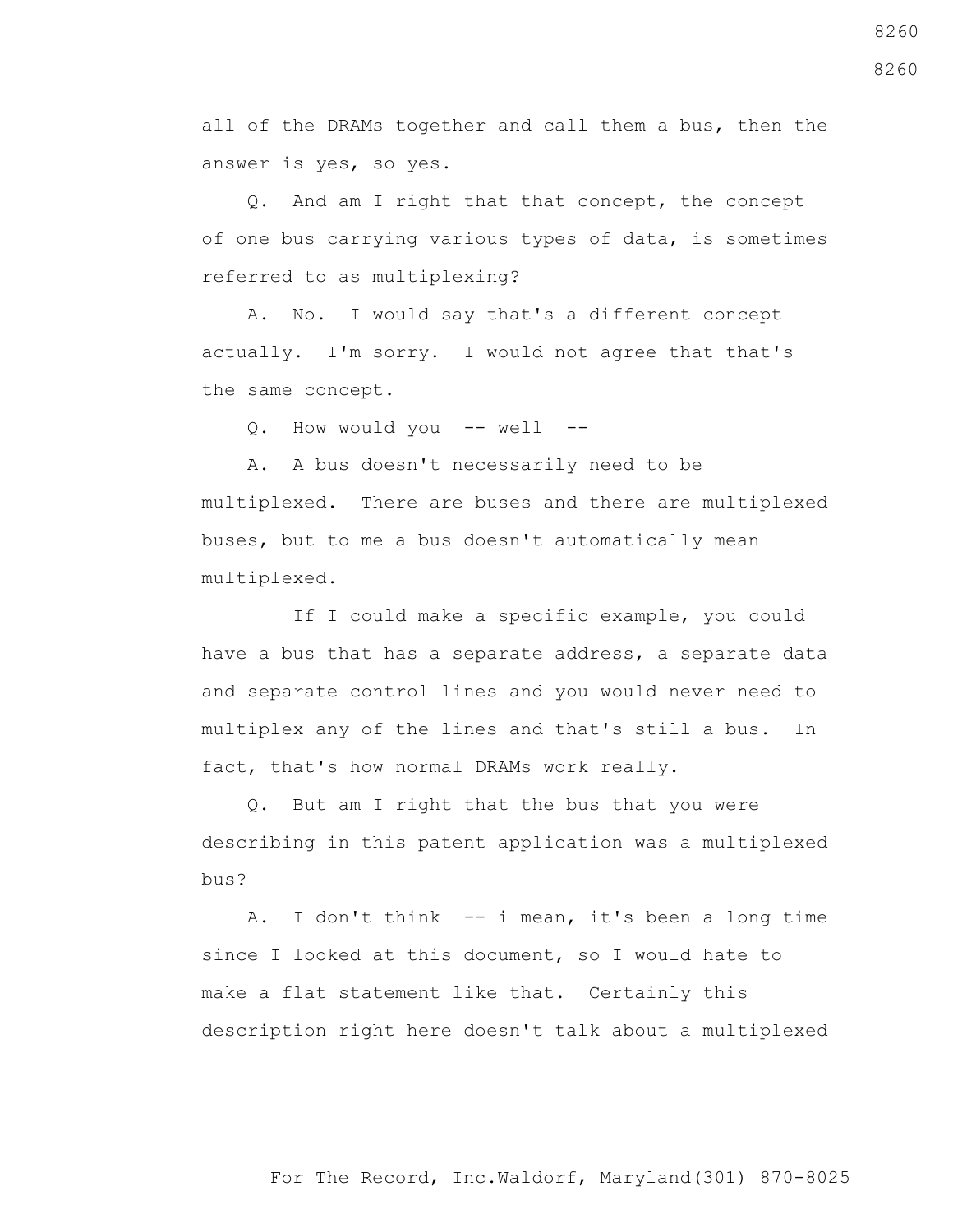all of the DRAMs together and call them a bus, then the answer is yes, so yes.

Q. And am I right that that concept, the concept of one bus carrying various types of data, is sometimes referred to as multiplexing?

A. No. I would say that's a different concept actually. I'm sorry. I would not agree that that's the same concept.

Q. How would you -- well --

A. A bus doesn't necessarily need to be multiplexed. There are buses and there are multiplexed buses, but to me a bus doesn't automatically mean multiplexed.

If I could make a specific example, you could have a bus that has a separate address, a separate data and separate control lines and you would never need to multiplex any of the lines and that's still a bus. In fact, that's how normal DRAMs work really.

Q. But am I right that the bus that you were describing in this patent application was a multiplexed bus?

A. I don't think -- i mean, it's been a long time since I looked at this document, so I would hate to make a flat statement like that. Certainly this description right here doesn't talk about a multiplexed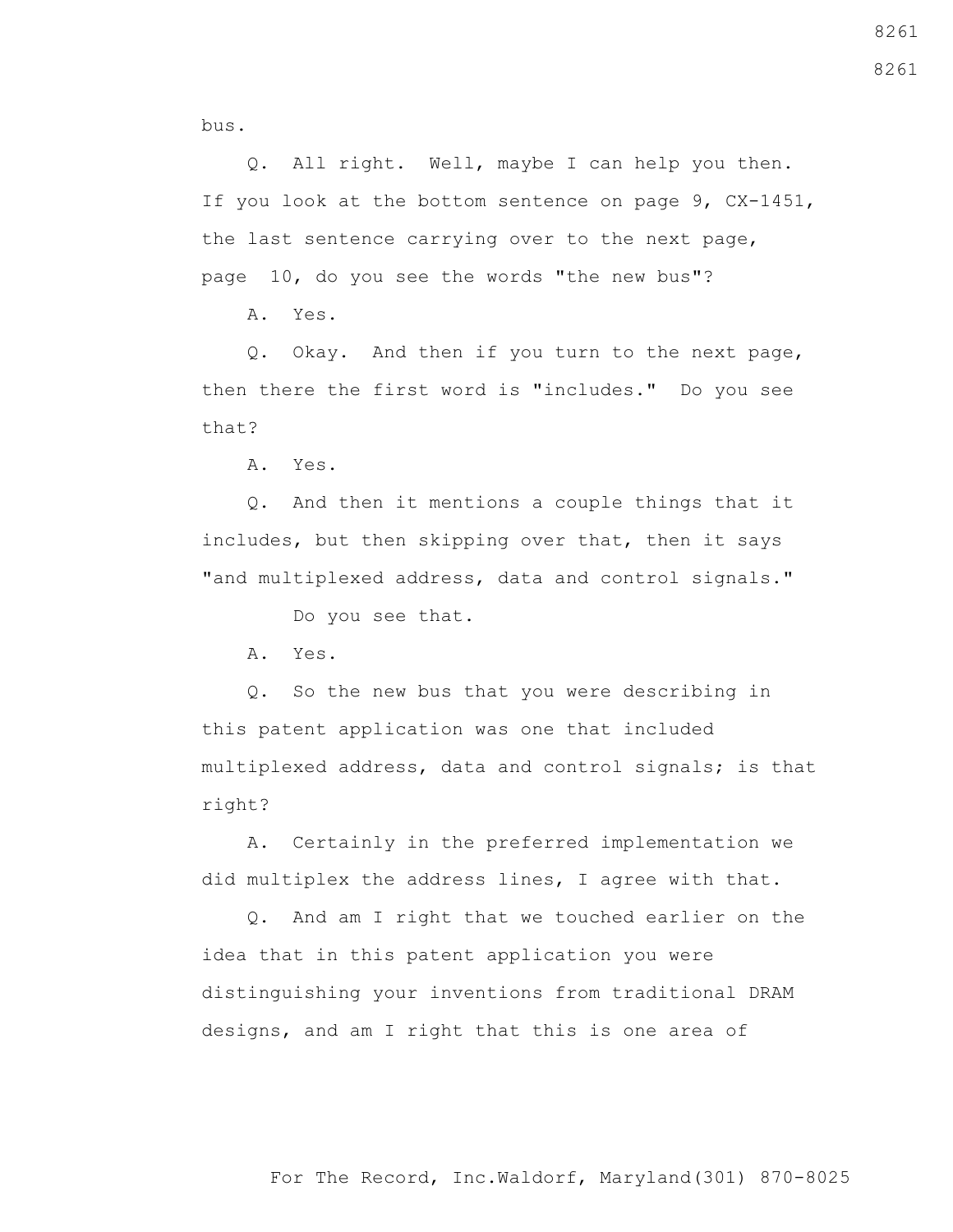bus.

Q. All right. Well, maybe I can help you then. If you look at the bottom sentence on page 9, CX-1451, the last sentence carrying over to the next page, page 10, do you see the words "the new bus"?

A. Yes.

Q. Okay. And then if you turn to the next page, then there the first word is "includes." Do you see that?

A. Yes.

Q. And then it mentions a couple things that it includes, but then skipping over that, then it says "and multiplexed address, data and control signals."

Do you see that.

A. Yes.

Q. So the new bus that you were describing in this patent application was one that included multiplexed address, data and control signals; is that right?

A. Certainly in the preferred implementation we did multiplex the address lines, I agree with that.

Q. And am I right that we touched earlier on the idea that in this patent application you were distinguishing your inventions from traditional DRAM designs, and am I right that this is one area of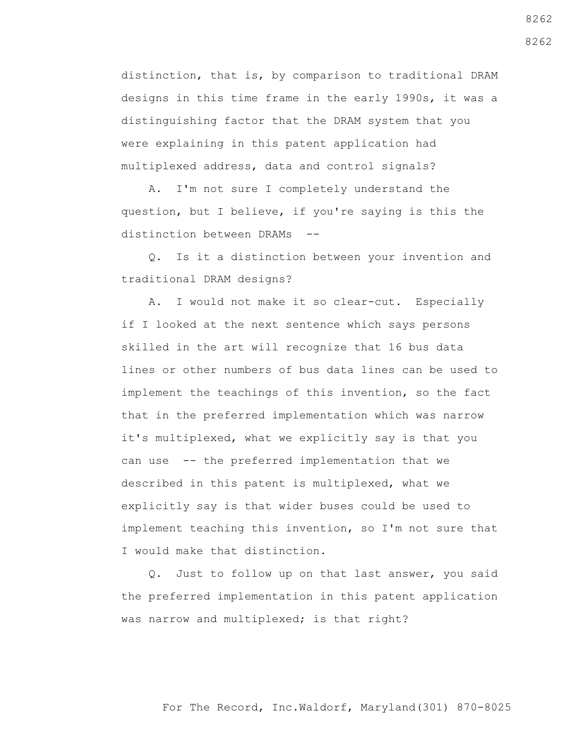distinction, that is, by comparison to traditional DRAM designs in this time frame in the early 1990s, it was a distinguishing factor that the DRAM system that you were explaining in this patent application had multiplexed address, data and control signals?

A. I'm not sure I completely understand the question, but I believe, if you're saying is this the distinction between DRAMs --

Q. Is it a distinction between your invention and traditional DRAM designs?

A. I would not make it so clear-cut. Especially if I looked at the next sentence which says persons skilled in the art will recognize that 16 bus data lines or other numbers of bus data lines can be used to implement the teachings of this invention, so the fact that in the preferred implementation which was narrow it's multiplexed, what we explicitly say is that you can use -- the preferred implementation that we described in this patent is multiplexed, what we explicitly say is that wider buses could be used to implement teaching this invention, so I'm not sure that I would make that distinction.

Q. Just to follow up on that last answer, you said the preferred implementation in this patent application was narrow and multiplexed; is that right?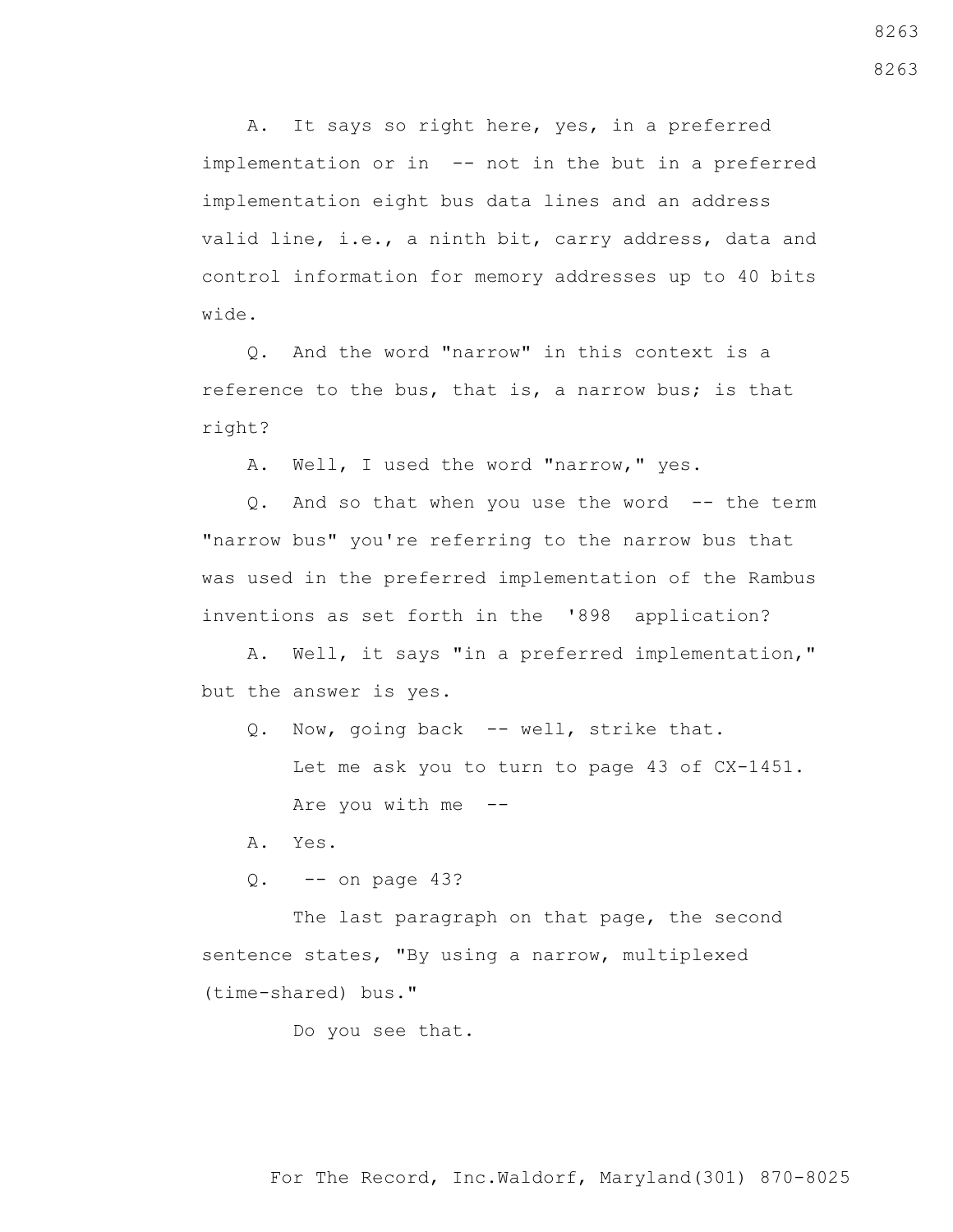A. It says so right here, yes, in a preferred implementation or in -- not in the but in a preferred implementation eight bus data lines and an address valid line, i.e., a ninth bit, carry address, data and control information for memory addresses up to 40 bits wide.

Q. And the word "narrow" in this context is a reference to the bus, that is, a narrow bus; is that right?

A. Well, I used the word "narrow," yes.

Q. And so that when you use the word -- the term "narrow bus" you're referring to the narrow bus that was used in the preferred implementation of the Rambus inventions as set forth in the '898 application?

A. Well, it says "in a preferred implementation," but the answer is yes.

Q. Now, going back -- well, strike that.

Let me ask you to turn to page 43 of CX-1451.

Are you with me --

A. Yes.

Q. -- on page 43?

The last paragraph on that page, the second sentence states, "By using a narrow, multiplexed (time-shared) bus."

Do you see that.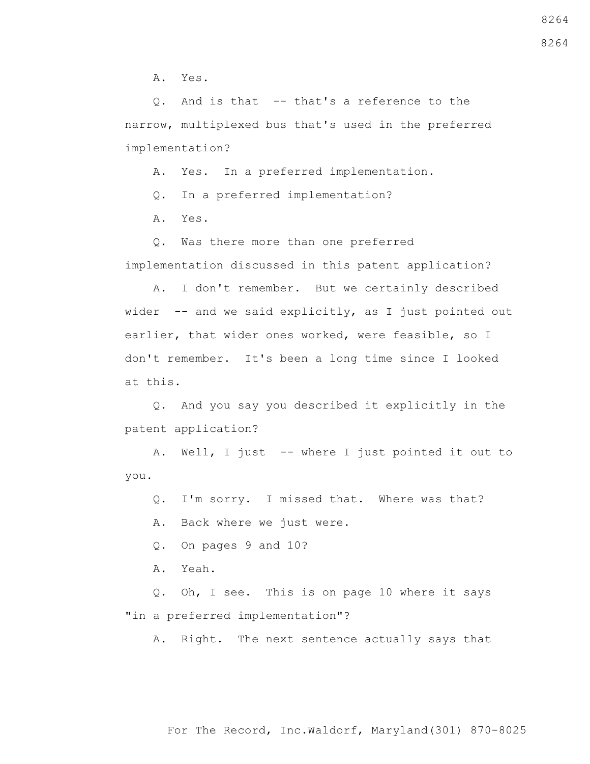A. Yes.

Q. And is that -- that's a reference to the narrow, multiplexed bus that's used in the preferred implementation?

A. Yes. In a preferred implementation.

Q. In a preferred implementation?

A. Yes.

Q. Was there more than one preferred implementation discussed in this patent application?

A. I don't remember. But we certainly described wider -- and we said explicitly, as I just pointed out earlier, that wider ones worked, were feasible, so I don't remember. It's been a long time since I looked at this.

Q. And you say you described it explicitly in the patent application?

A. Well, I just -- where I just pointed it out to you.

Q. I'm sorry. I missed that. Where was that?

A. Back where we just were.

Q. On pages 9 and 10?

A. Yeah.

Q. Oh, I see. This is on page 10 where it says "in a preferred implementation"?

A. Right. The next sentence actually says that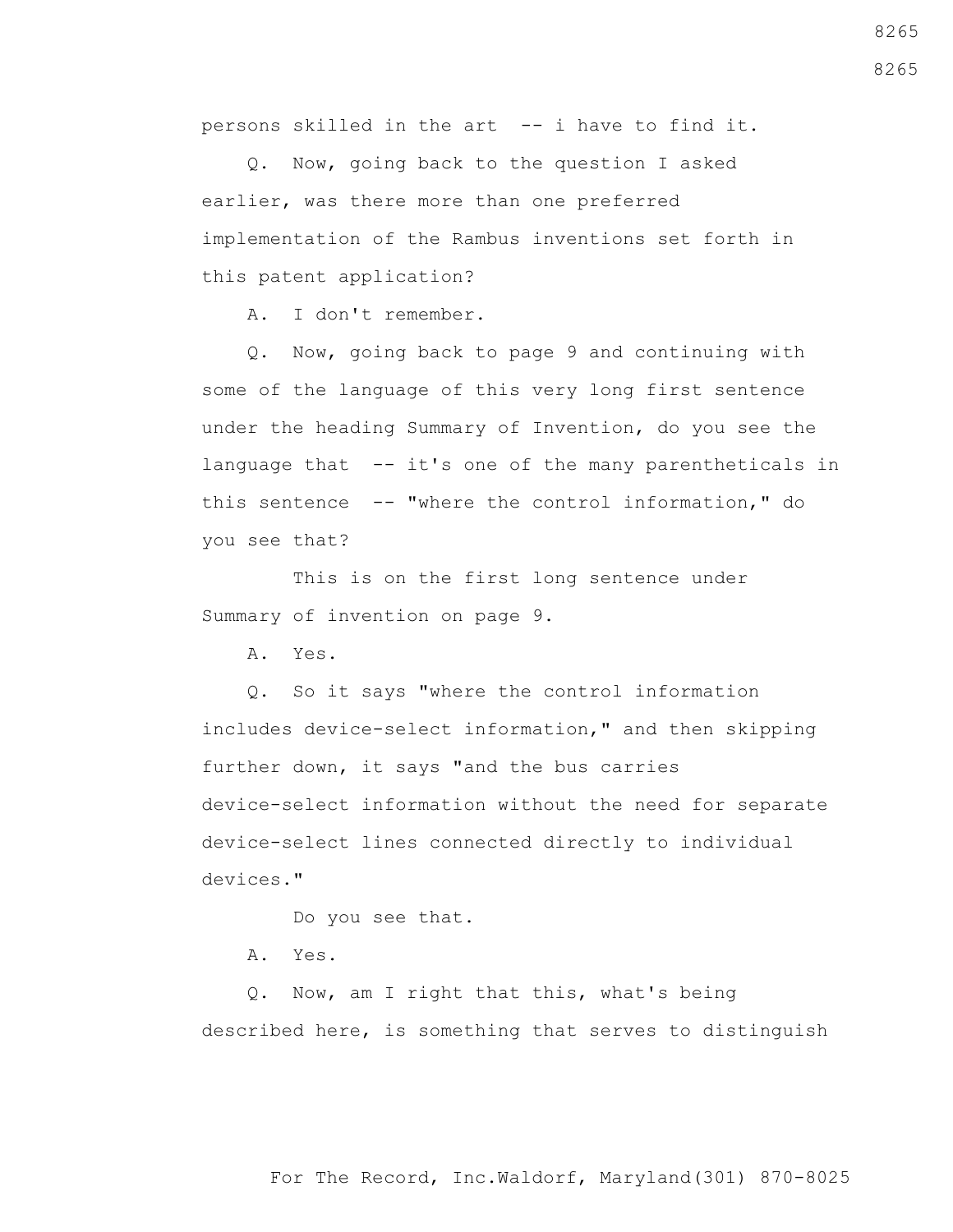persons skilled in the art -- i have to find it.

Q. Now, going back to the question I asked earlier, was there more than one preferred implementation of the Rambus inventions set forth in this patent application?

A. I don't remember.

Q. Now, going back to page 9 and continuing with some of the language of this very long first sentence under the heading Summary of Invention, do you see the language that -- it's one of the many parentheticals in this sentence -- "where the control information," do you see that?

This is on the first long sentence under Summary of invention on page 9.

A. Yes.

Q. So it says "where the control information includes device-select information," and then skipping further down, it says "and the bus carries device-select information without the need for separate device-select lines connected directly to individual devices."

Do you see that.

A. Yes.

Q. Now, am I right that this, what's being described here, is something that serves to distinguish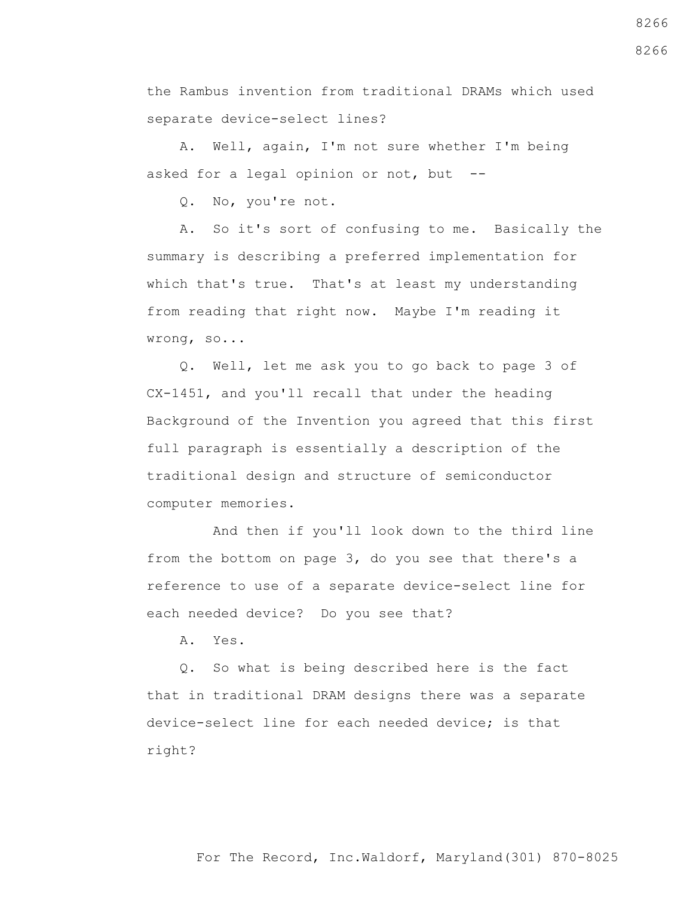the Rambus invention from traditional DRAMs which used separate device-select lines?

A. Well, again, I'm not sure whether I'm being asked for a legal opinion or not, but --

Q. No, you're not.

A. So it's sort of confusing to me. Basically the summary is describing a preferred implementation for which that's true. That's at least my understanding from reading that right now. Maybe I'm reading it wrong, so...

Q. Well, let me ask you to go back to page 3 of CX-1451, and you'll recall that under the heading Background of the Invention you agreed that this first full paragraph is essentially a description of the traditional design and structure of semiconductor computer memories.

And then if you'll look down to the third line from the bottom on page 3, do you see that there's a reference to use of a separate device-select line for each needed device? Do you see that?

A. Yes.

Q. So what is being described here is the fact that in traditional DRAM designs there was a separate device-select line for each needed device; is that right?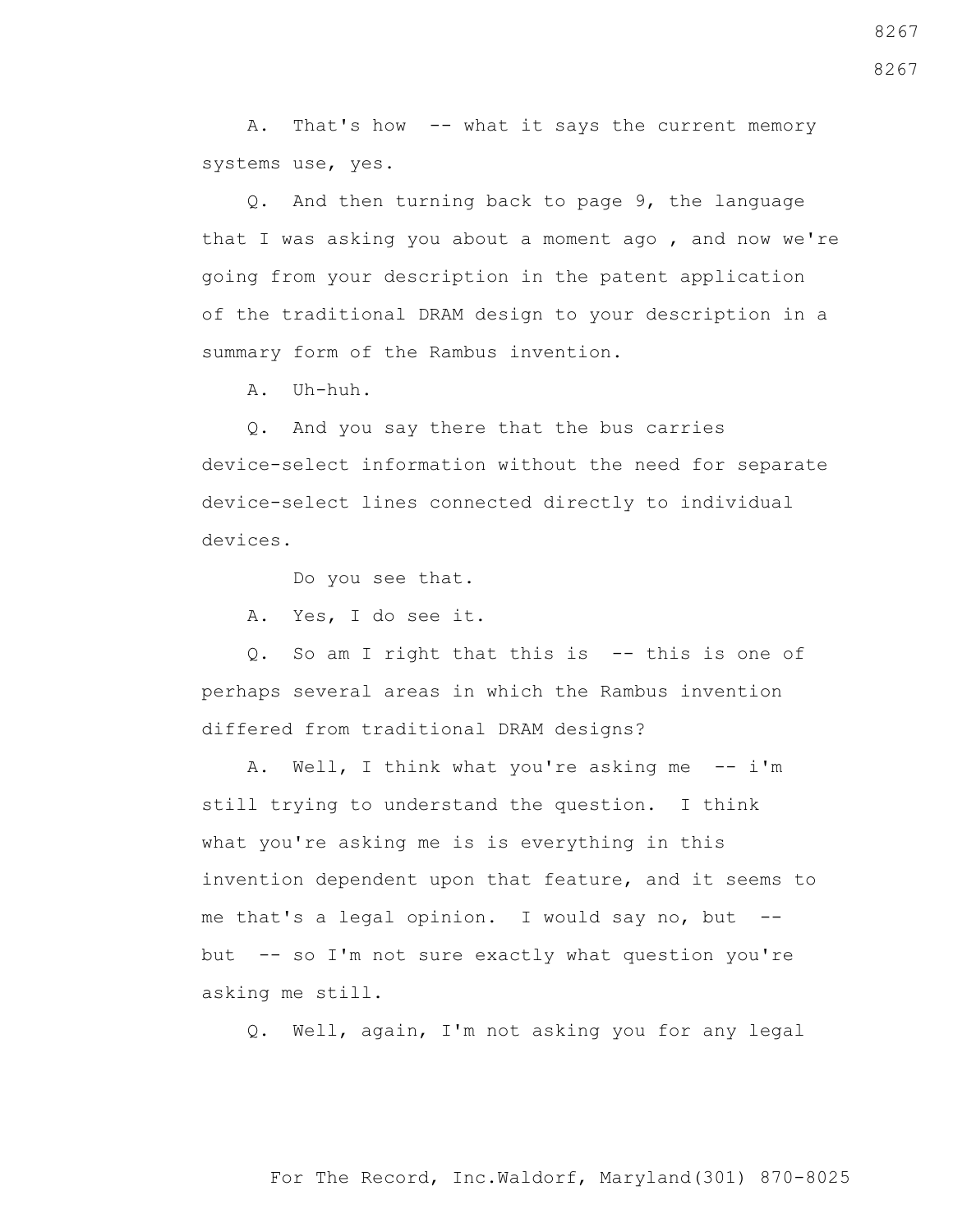A. That's how -- what it says the current memory systems use, yes.

Q. And then turning back to page 9, the language that I was asking you about a moment ago , and now we're going from your description in the patent application of the traditional DRAM design to your description in a summary form of the Rambus invention.

A. Uh-huh.

Q. And you say there that the bus carries device-select information without the need for separate device-select lines connected directly to individual devices.

Do you see that.

A. Yes, I do see it.

Q. So am I right that this is -- this is one of perhaps several areas in which the Rambus invention differed from traditional DRAM designs?

A. Well, I think what you're asking me -- i'm still trying to understand the question. I think what you're asking me is is everything in this invention dependent upon that feature, and it seems to me that's a legal opinion. I would say no, but -- but -- so I'm not sure exactly what question you're asking me still.

Q. Well, again, I'm not asking you for any legal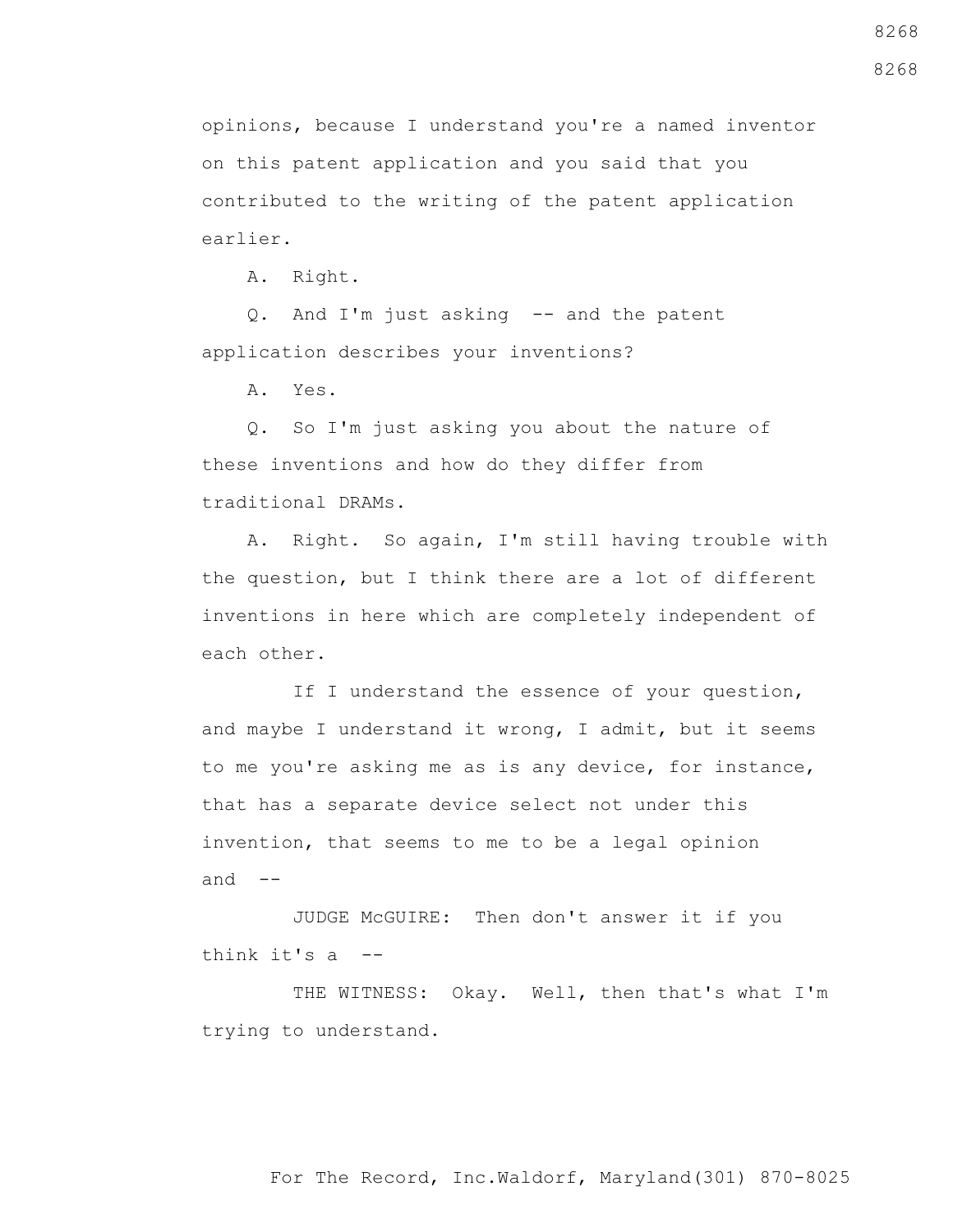opinions, because I understand you're a named inventor on this patent application and you said that you contributed to the writing of the patent application earlier.

A. Right.

Q. And I'm just asking -- and the patent application describes your inventions?

A. Yes.

Q. So I'm just asking you about the nature of these inventions and how do they differ from traditional DRAMs.

A. Right. So again, I'm still having trouble with the question, but I think there are a lot of different inventions in here which are completely independent of each other.

If I understand the essence of your question, and maybe I understand it wrong, I admit, but it seems to me you're asking me as is any device, for instance, that has a separate device select not under this invention, that seems to me to be a legal opinion and --

JUDGE McGUIRE: Then don't answer it if you think it's a --

THE WITNESS: Okay. Well, then that's what I'm trying to understand.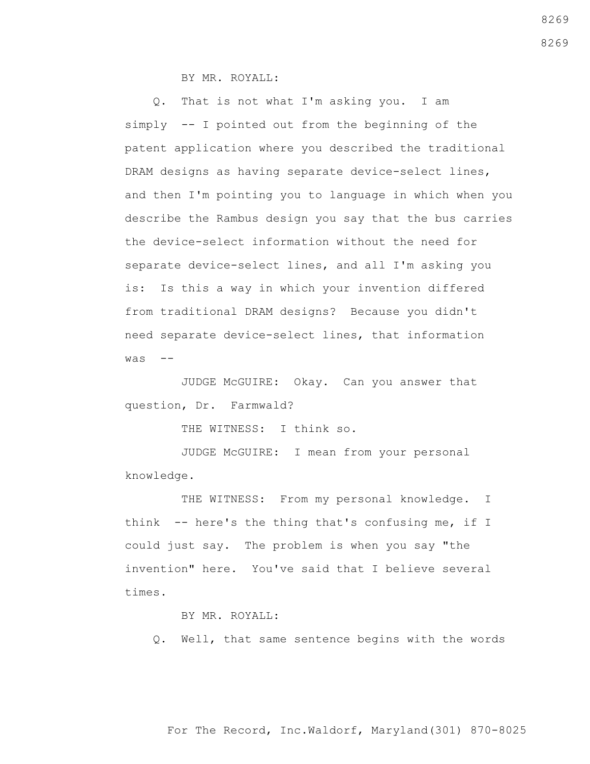BY MR. ROYALL:

Q. That is not what I'm asking you. I am simply -- I pointed out from the beginning of the patent application where you described the traditional DRAM designs as having separate device-select lines, and then I'm pointing you to language in which when you describe the Rambus design you say that the bus carries the device-select information without the need for separate device-select lines, and all I'm asking you is: Is this a way in which your invention differed from traditional DRAM designs? Because you didn't need separate device-select lines, that information was --

JUDGE McGUIRE: Okay. Can you answer that question, Dr. Farmwald?

THE WITNESS: I think so.

JUDGE McGUIRE: I mean from your personal knowledge.

THE WITNESS: From my personal knowledge. I think -- here's the thing that's confusing me, if I could just say. The problem is when you say "the invention" here. You've said that I believe several times.

BY MR. ROYALL:

Q. Well, that same sentence begins with the words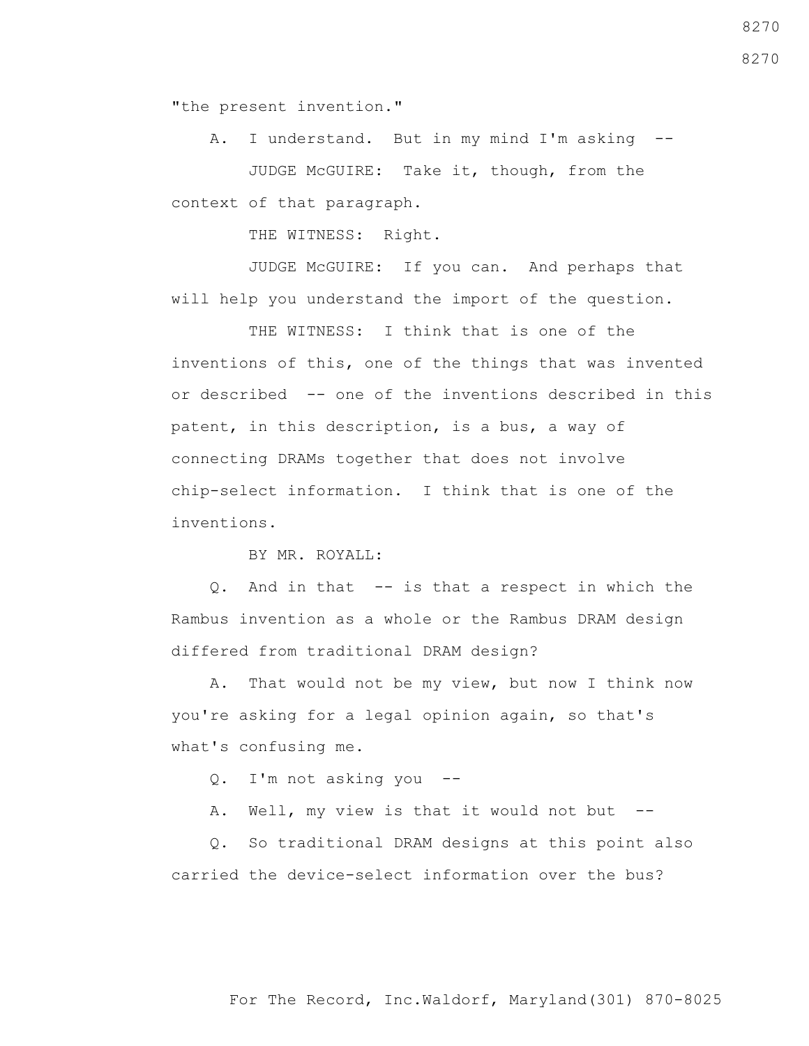"the present invention."

A. I understand. But in my mind I'm asking --

JUDGE McGUIRE: Take it, though, from the context of that paragraph.

THE WITNESS: Right.

JUDGE McGUIRE: If you can. And perhaps that will help you understand the import of the question.

THE WITNESS: I think that is one of the inventions of this, one of the things that was invented or described -- one of the inventions described in this patent, in this description, is a bus, a way of connecting DRAMs together that does not involve chip-select information. I think that is one of the inventions.

BY MR. ROYALL:

Q. And in that -- is that a respect in which the Rambus invention as a whole or the Rambus DRAM design differed from traditional DRAM design?

A. That would not be my view, but now I think now you're asking for a legal opinion again, so that's what's confusing me.

Q. I'm not asking you --

A. Well, my view is that it would not but --

Q. So traditional DRAM designs at this point also carried the device-select information over the bus?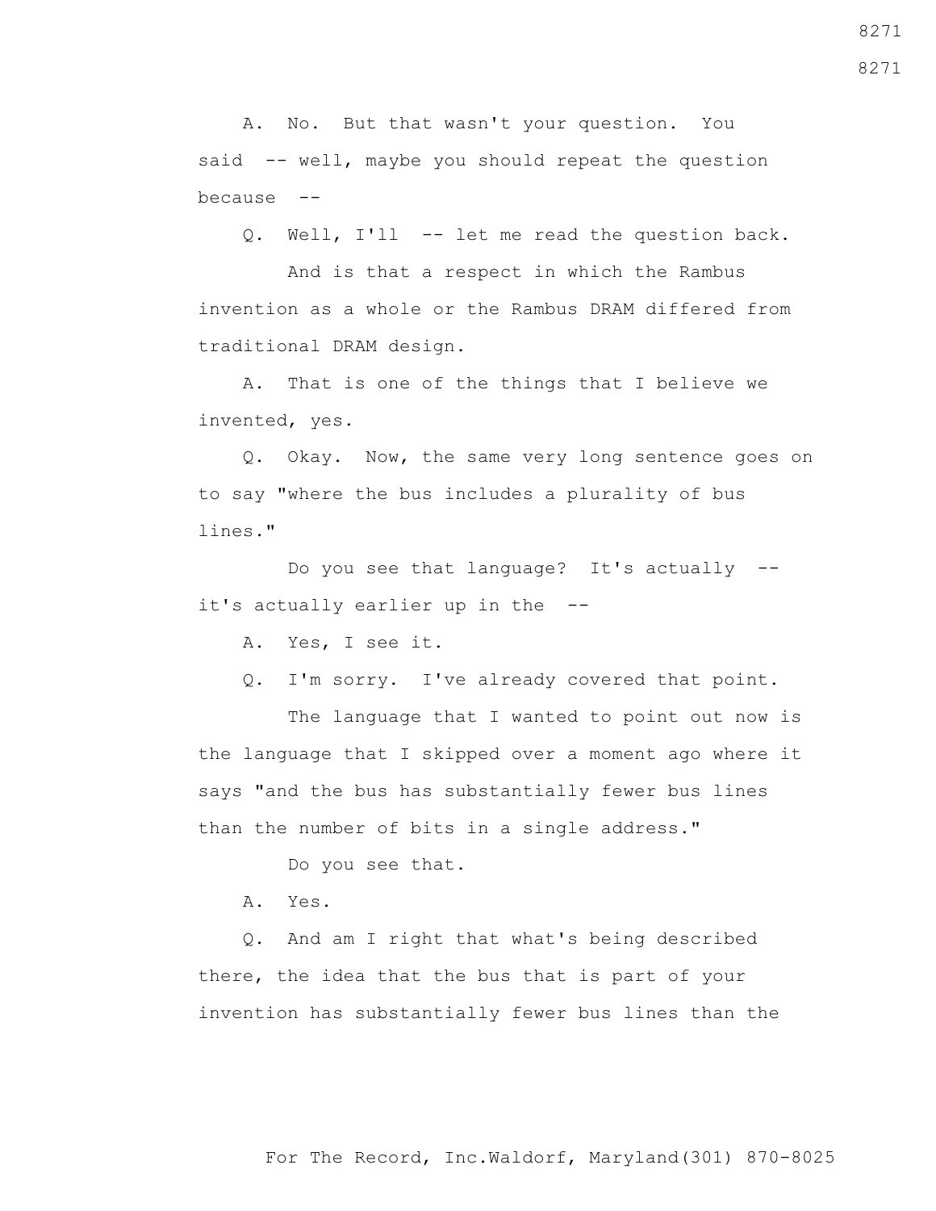A. No. But that wasn't your question. You said -- well, maybe you should repeat the question because --

Q. Well, I'll -- let me read the question back.

And is that a respect in which the Rambus invention as a whole or the Rambus DRAM differed from traditional DRAM design.

A. That is one of the things that I believe we invented, yes.

Q. Okay. Now, the same very long sentence goes on to say "where the bus includes a plurality of bus lines."

Do you see that language? It's actually -- it's actually earlier up in the --

A. Yes, I see it.

Q. I'm sorry. I've already covered that point.

The language that I wanted to point out now is the language that I skipped over a moment ago where it says "and the bus has substantially fewer bus lines than the number of bits in a single address."

Do you see that.

A. Yes.

Q. And am I right that what's being described there, the idea that the bus that is part of your invention has substantially fewer bus lines than the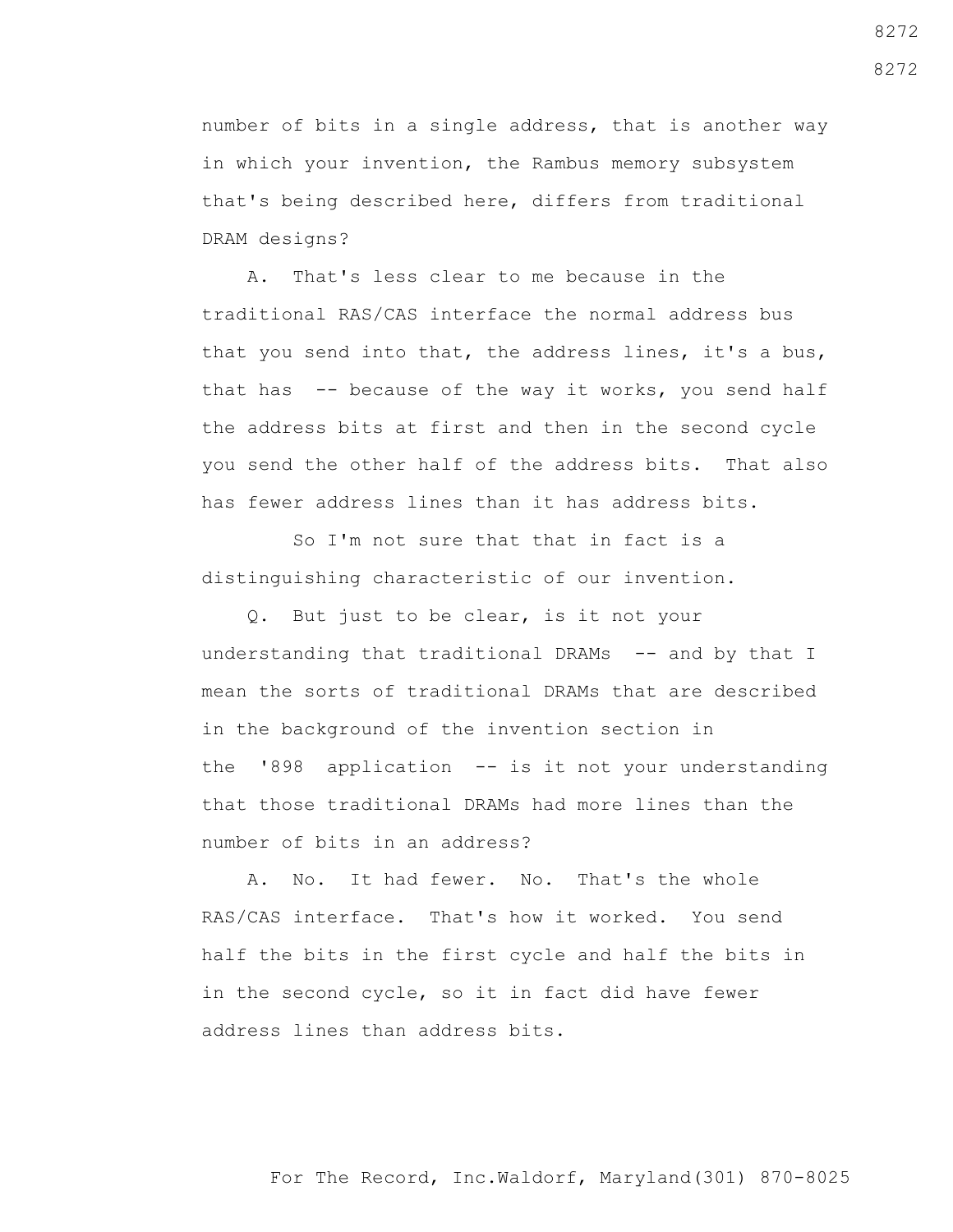number of bits in a single address, that is another way in which your invention, the Rambus memory subsystem that's being described here, differs from traditional DRAM designs?

A. That's less clear to me because in the traditional RAS/CAS interface the normal address bus that you send into that, the address lines, it's a bus, that has -- because of the way it works, you send half the address bits at first and then in the second cycle you send the other half of the address bits. That also has fewer address lines than it has address bits.

So I'm not sure that that in fact is a distinguishing characteristic of our invention.

Q. But just to be clear, is it not your understanding that traditional DRAMs -- and by that I mean the sorts of traditional DRAMs that are described in the background of the invention section in the '898 application -- is it not your understanding that those traditional DRAMs had more lines than the number of bits in an address?

A. No. It had fewer. No. That's the whole RAS/CAS interface. That's how it worked. You send half the bits in the first cycle and half the bits in in the second cycle, so it in fact did have fewer address lines than address bits.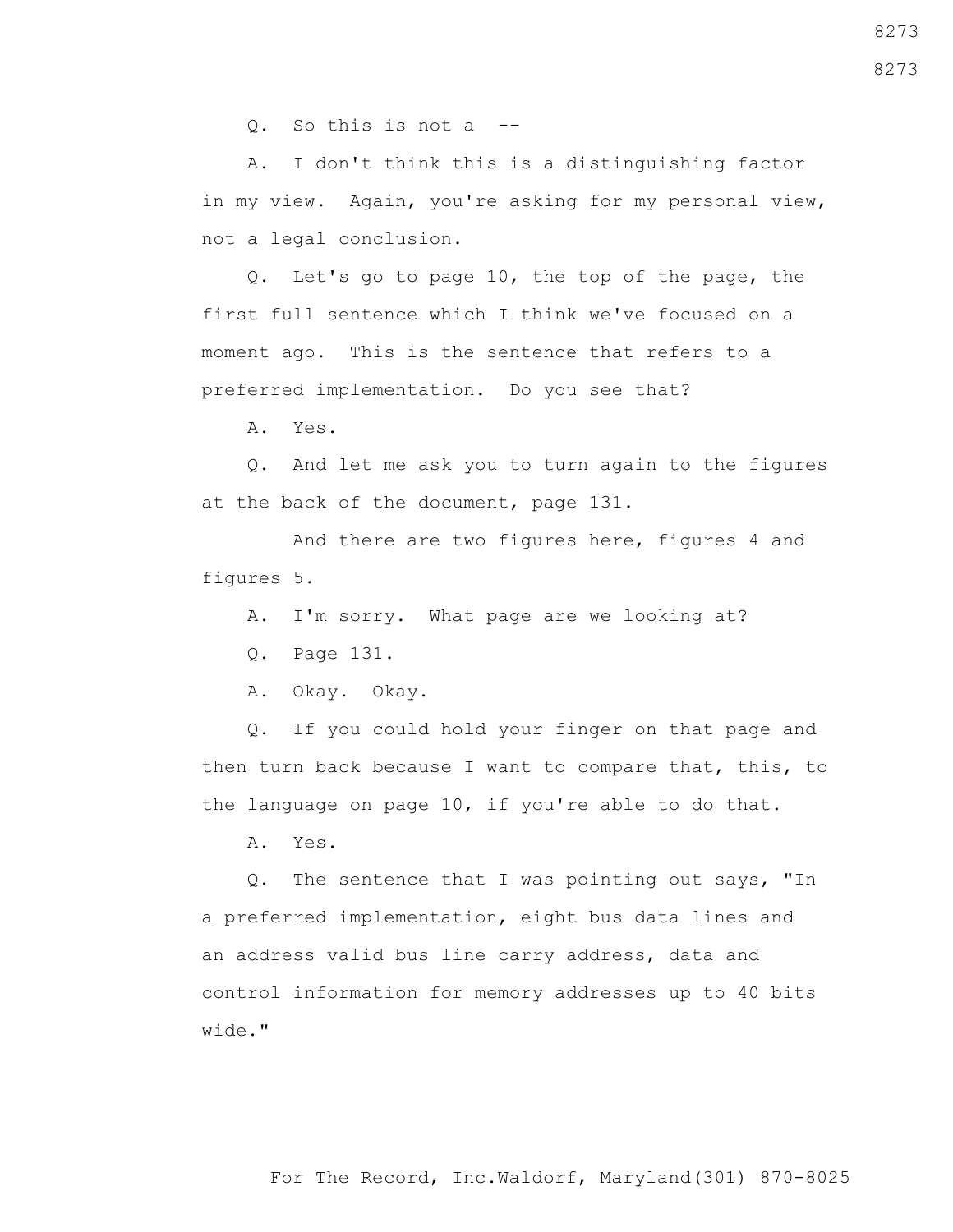Q. So this is not a --

A. I don't think this is a distinguishing factor in my view. Again, you're asking for my personal view, not a legal conclusion.

Q. Let's go to page 10, the top of the page, the first full sentence which I think we've focused on a moment ago. This is the sentence that refers to a preferred implementation. Do you see that?

A. Yes.

Q. And let me ask you to turn again to the figures at the back of the document, page 131.

And there are two figures here, figures 4 and figures 5.

A. I'm sorry. What page are we looking at?

Q. Page 131.

A. Okay. Okay.

Q. If you could hold your finger on that page and then turn back because I want to compare that, this, to the language on page 10, if you're able to do that.

A. Yes.

Q. The sentence that I was pointing out says, "In a preferred implementation, eight bus data lines and an address valid bus line carry address, data and control information for memory addresses up to 40 bits wide."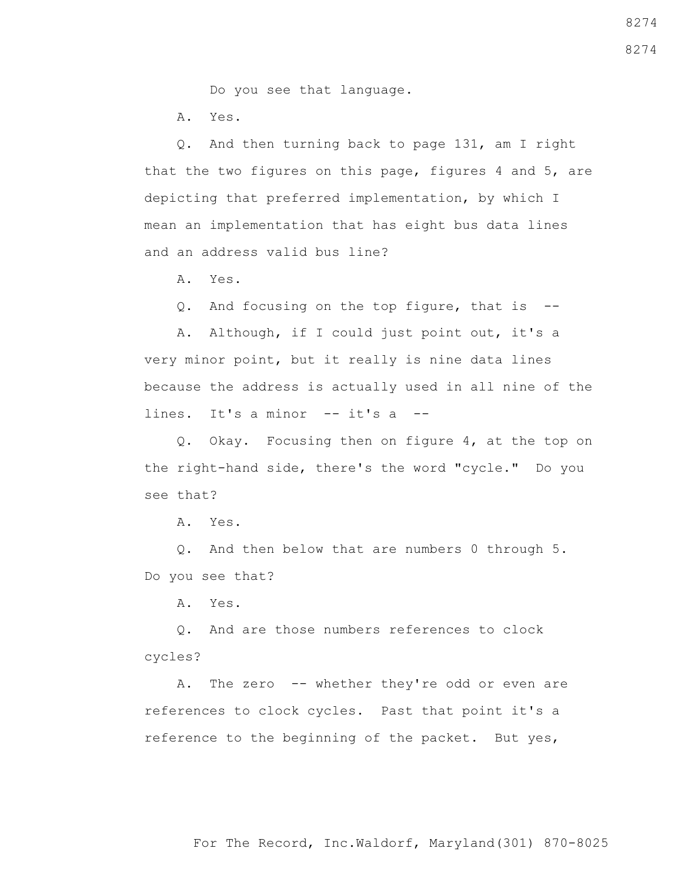Do you see that language.

A. Yes.

Q. And then turning back to page 131, am I right that the two figures on this page, figures 4 and 5, are depicting that preferred implementation, by which I mean an implementation that has eight bus data lines and an address valid bus line?

A. Yes.

Q. And focusing on the top figure, that is --

A. Although, if I could just point out, it's a very minor point, but it really is nine data lines because the address is actually used in all nine of the lines. It's a minor -- it's a --

Q. Okay. Focusing then on figure 4, at the top on the right-hand side, there's the word "cycle." Do you see that?

A. Yes.

Q. And then below that are numbers 0 through 5. Do you see that?

A. Yes.

Q. And are those numbers references to clock cycles?

A. The zero -- whether they're odd or even are references to clock cycles. Past that point it's a reference to the beginning of the packet. But yes,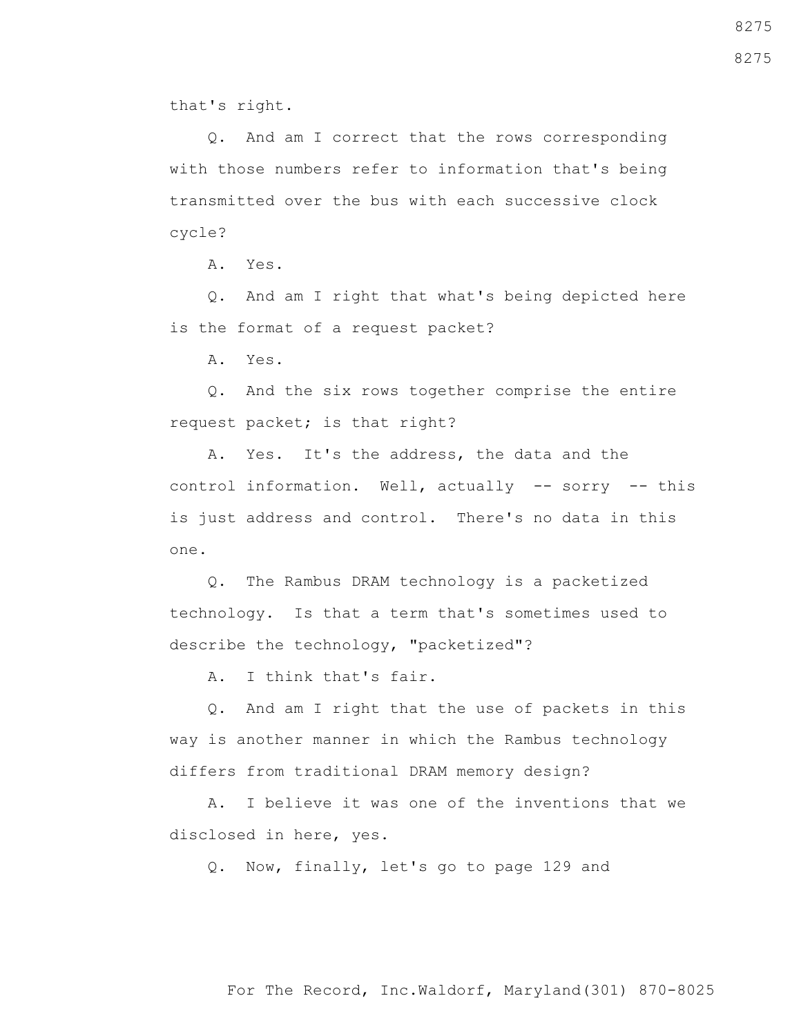that's right.

Q. And am I correct that the rows corresponding with those numbers refer to information that's being transmitted over the bus with each successive clock cycle?

A. Yes.

Q. And am I right that what's being depicted here is the format of a request packet?

A. Yes.

Q. And the six rows together comprise the entire request packet; is that right?

A. Yes. It's the address, the data and the control information. Well, actually -- sorry -- this is just address and control. There's no data in this one.

Q. The Rambus DRAM technology is a packetized technology. Is that a term that's sometimes used to describe the technology, "packetized"?

A. I think that's fair.

Q. And am I right that the use of packets in this way is another manner in which the Rambus technology differs from traditional DRAM memory design?

A. I believe it was one of the inventions that we disclosed in here, yes.

Q. Now, finally, let's go to page 129 and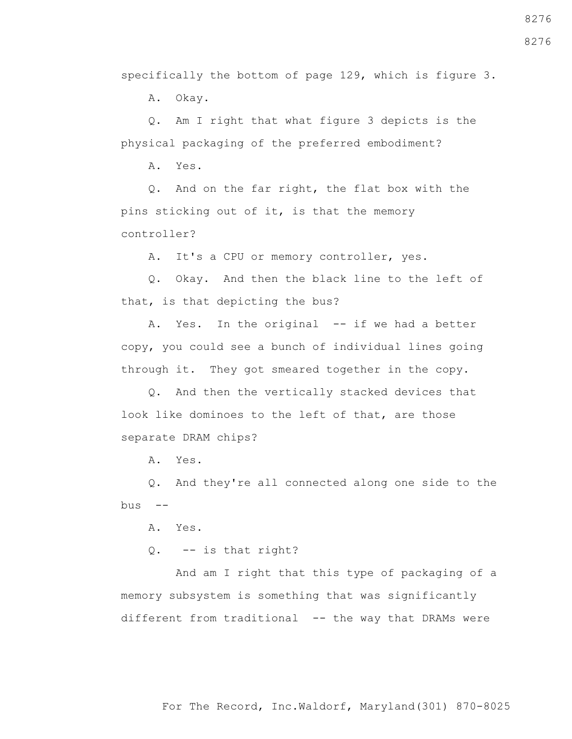specifically the bottom of page 129, which is figure 3.

A. Okay.

Q. Am I right that what figure 3 depicts is the physical packaging of the preferred embodiment?

A. Yes.

Q. And on the far right, the flat box with the pins sticking out of it, is that the memory controller?

A. It's a CPU or memory controller, yes.

Q. Okay. And then the black line to the left of that, is that depicting the bus?

A. Yes. In the original -- if we had a better copy, you could see a bunch of individual lines going through it. They got smeared together in the copy.

Q. And then the vertically stacked devices that look like dominoes to the left of that, are those separate DRAM chips?

A. Yes.

Q. And they're all connected along one side to the bus --

A. Yes.

Q. -- is that right?

And am I right that this type of packaging of a memory subsystem is something that was significantly different from traditional -- the way that DRAMs were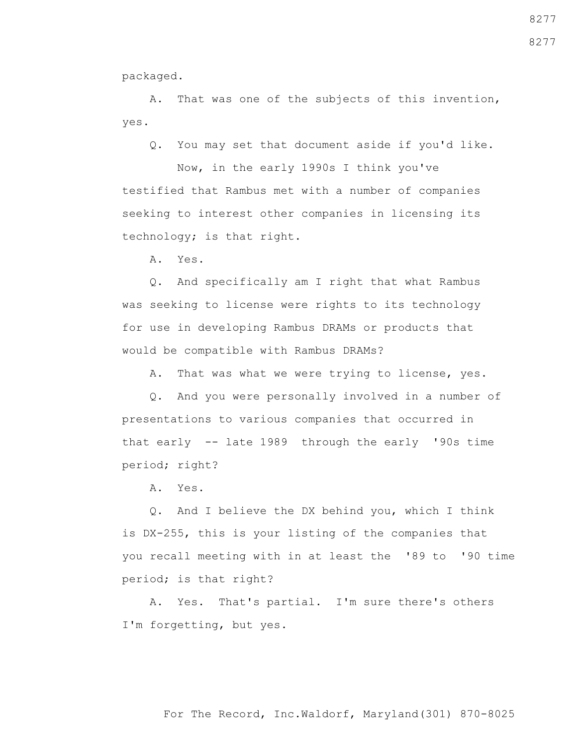packaged.

A. That was one of the subjects of this invention, yes.

Q. You may set that document aside if you'd like.

Now, in the early 1990s I think you've testified that Rambus met with a number of companies seeking to interest other companies in licensing its technology; is that right.

A. Yes.

Q. And specifically am I right that what Rambus was seeking to license were rights to its technology for use in developing Rambus DRAMs or products that would be compatible with Rambus DRAMs?

A. That was what we were trying to license, yes.

Q. And you were personally involved in a number of presentations to various companies that occurred in that early -- late 1989 through the early '90s time period; right?

A. Yes.

Q. And I believe the DX behind you, which I think is DX-255, this is your listing of the companies that you recall meeting with in at least the '89 to '90 time period; is that right?

A. Yes. That's partial. I'm sure there's others I'm forgetting, but yes.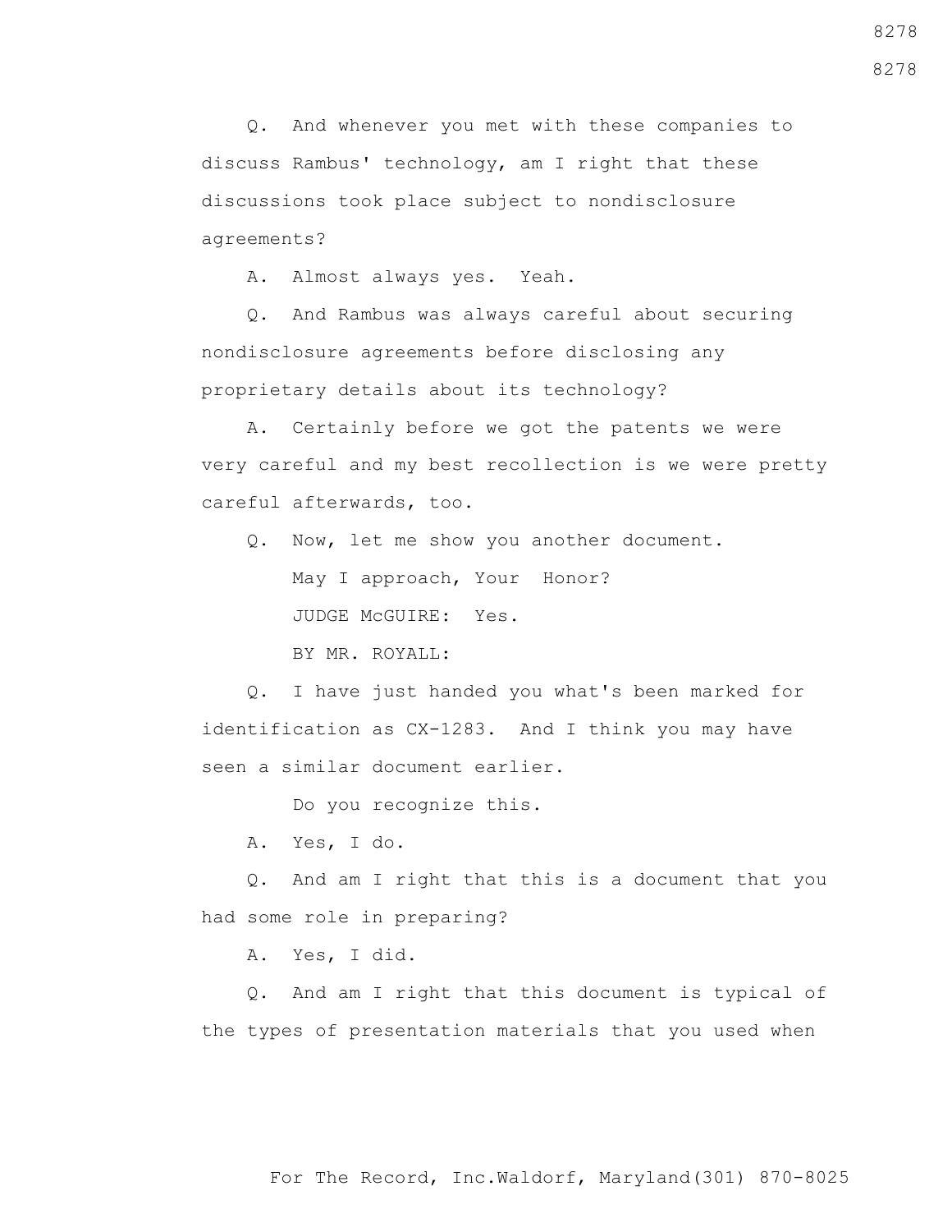Q. And whenever you met with these companies to discuss Rambus' technology, am I right that these discussions took place subject to nondisclosure agreements?

A. Almost always yes. Yeah.

Q. And Rambus was always careful about securing nondisclosure agreements before disclosing any proprietary details about its technology?

A. Certainly before we got the patents we were very careful and my best recollection is we were pretty careful afterwards, too.

Q. Now, let me show you another document.

May I approach, Your Honor?

JUDGE McGUIRE: Yes.

BY MR. ROYALL:

Q. I have just handed you what's been marked for identification as CX-1283. And I think you may have seen a similar document earlier.

Do you recognize this.

A. Yes, I do.

Q. And am I right that this is a document that you had some role in preparing?

A. Yes, I did.

Q. And am I right that this document is typical of the types of presentation materials that you used when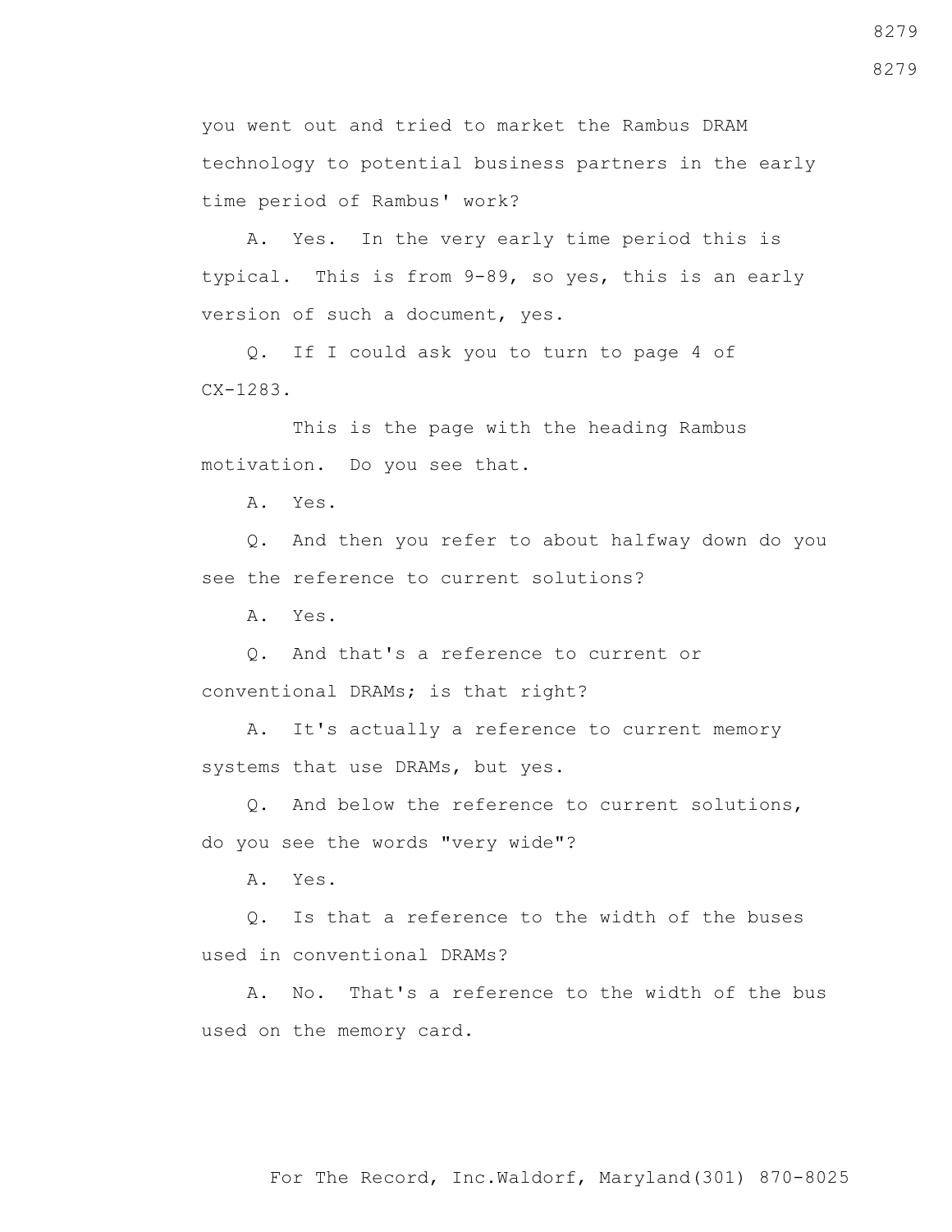you went out and tried to market the Rambus DRAM technology to potential business partners in the early time period of Rambus' work?

A. Yes. In the very early time period this is typical. This is from 9-89, so yes, this is an early version of such a document, yes.

Q. If I could ask you to turn to page 4 of CX-1283.

This is the page with the heading Rambus motivation. Do you see that.

A. Yes.

Q. And then you refer to about halfway down do you see the reference to current solutions?

A. Yes.

Q. And that's a reference to current or conventional DRAMs; is that right?

A. It's actually a reference to current memory systems that use DRAMs, but yes.

Q. And below the reference to current solutions, do you see the words "very wide"?

A. Yes.

Q. Is that a reference to the width of the buses used in conventional DRAMs?

A. No. That's a reference to the width of the bus used on the memory card.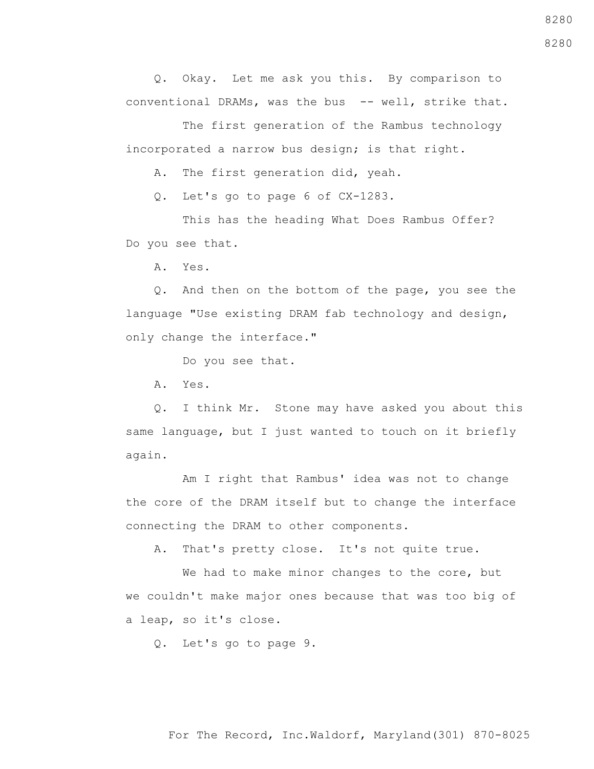Q. Okay. Let me ask you this. By comparison to conventional DRAMs, was the bus -- well, strike that.

The first generation of the Rambus technology incorporated a narrow bus design; is that right.

A. The first generation did, yeah.

Q. Let's go to page 6 of CX-1283.

This has the heading What Does Rambus Offer? Do you see that.

A. Yes.

Q. And then on the bottom of the page, you see the language "Use existing DRAM fab technology and design, only change the interface."

Do you see that.

A. Yes.

Q. I think Mr. Stone may have asked you about this same language, but I just wanted to touch on it briefly again.

Am I right that Rambus' idea was not to change the core of the DRAM itself but to change the interface connecting the DRAM to other components.

A. That's pretty close. It's not quite true.

We had to make minor changes to the core, but we couldn't make major ones because that was too big of a leap, so it's close.

Q. Let's go to page 9.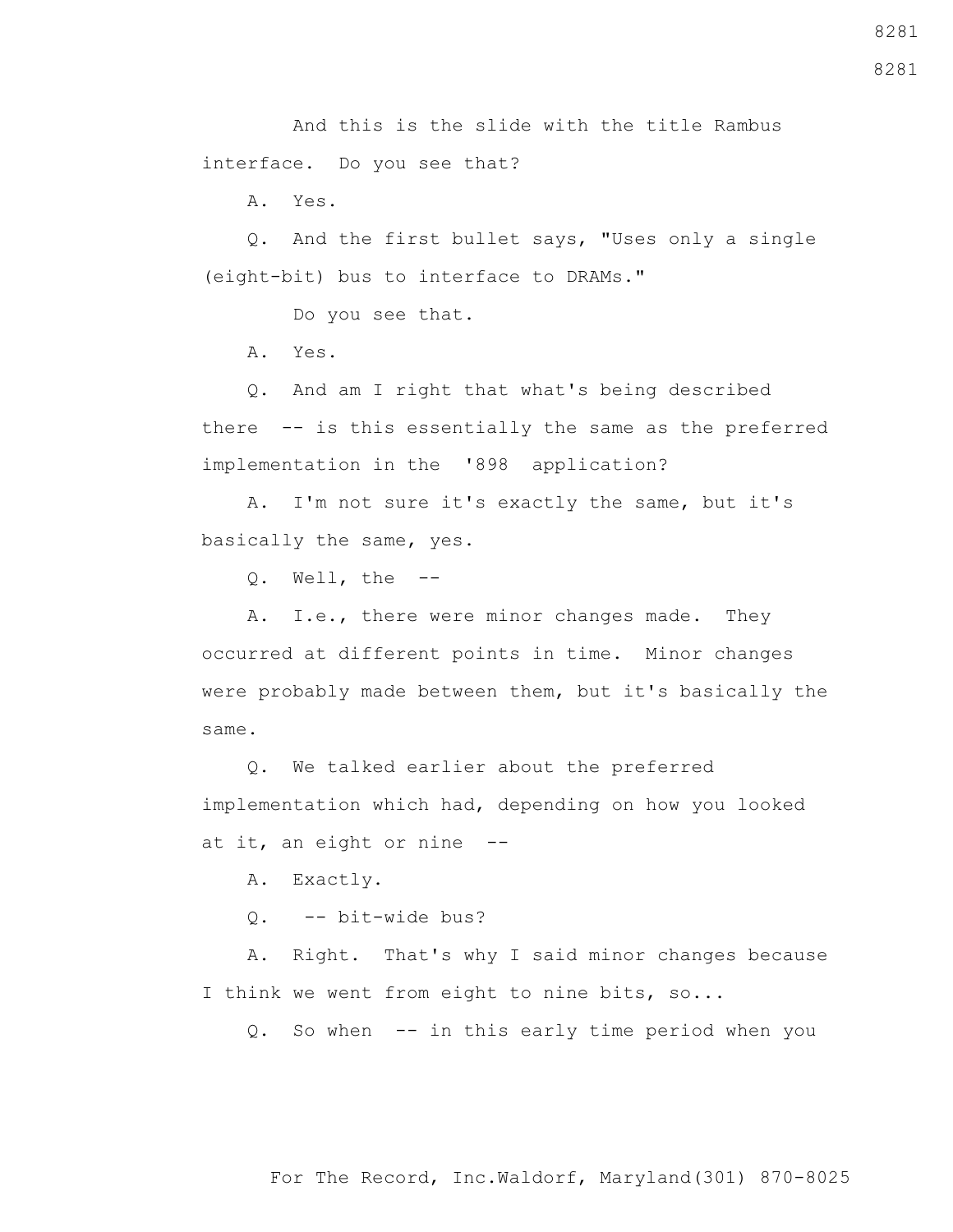And this is the slide with the title Rambus interface. Do you see that?

A. Yes.

Q. And the first bullet says, "Uses only a single (eight-bit) bus to interface to DRAMs."

Do you see that.

A. Yes.

Q. And am I right that what's being described there -- is this essentially the same as the preferred implementation in the '898 application?

A. I'm not sure it's exactly the same, but it's basically the same, yes.

Q. Well, the --

A. I.e., there were minor changes made. They occurred at different points in time. Minor changes were probably made between them, but it's basically the same.

Q. We talked earlier about the preferred implementation which had, depending on how you looked at it, an eight or nine --

A. Exactly.

Q. -- bit-wide bus?

A. Right. That's why I said minor changes because I think we went from eight to nine bits, so...

Q. So when -- in this early time period when you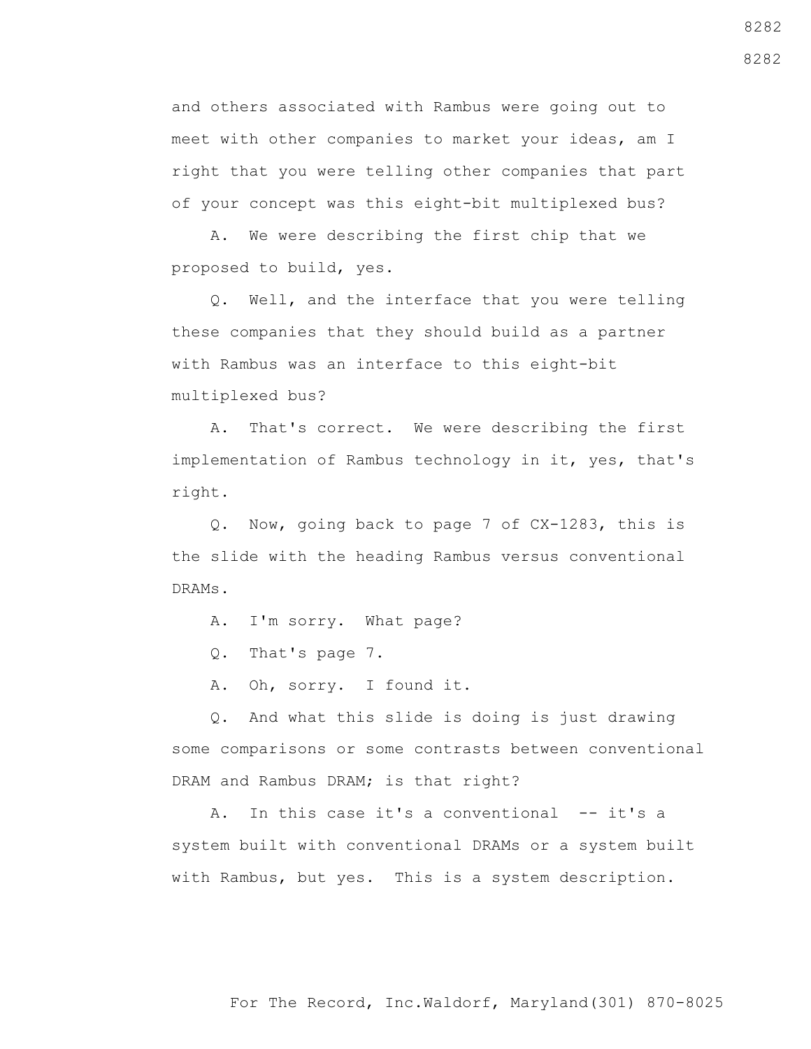and others associated with Rambus were going out to meet with other companies to market your ideas, am I right that you were telling other companies that part of your concept was this eight-bit multiplexed bus?

A. We were describing the first chip that we proposed to build, yes.

Q. Well, and the interface that you were telling these companies that they should build as a partner with Rambus was an interface to this eight-bit multiplexed bus?

A. That's correct. We were describing the first implementation of Rambus technology in it, yes, that's right.

Q. Now, going back to page 7 of CX-1283, this is the slide with the heading Rambus versus conventional DRAMs.

A. I'm sorry. What page?

Q. That's page 7.

A. Oh, sorry. I found it.

Q. And what this slide is doing is just drawing some comparisons or some contrasts between conventional DRAM and Rambus DRAM; is that right?

A. In this case it's a conventional -- it's a system built with conventional DRAMs or a system built with Rambus, but yes. This is a system description.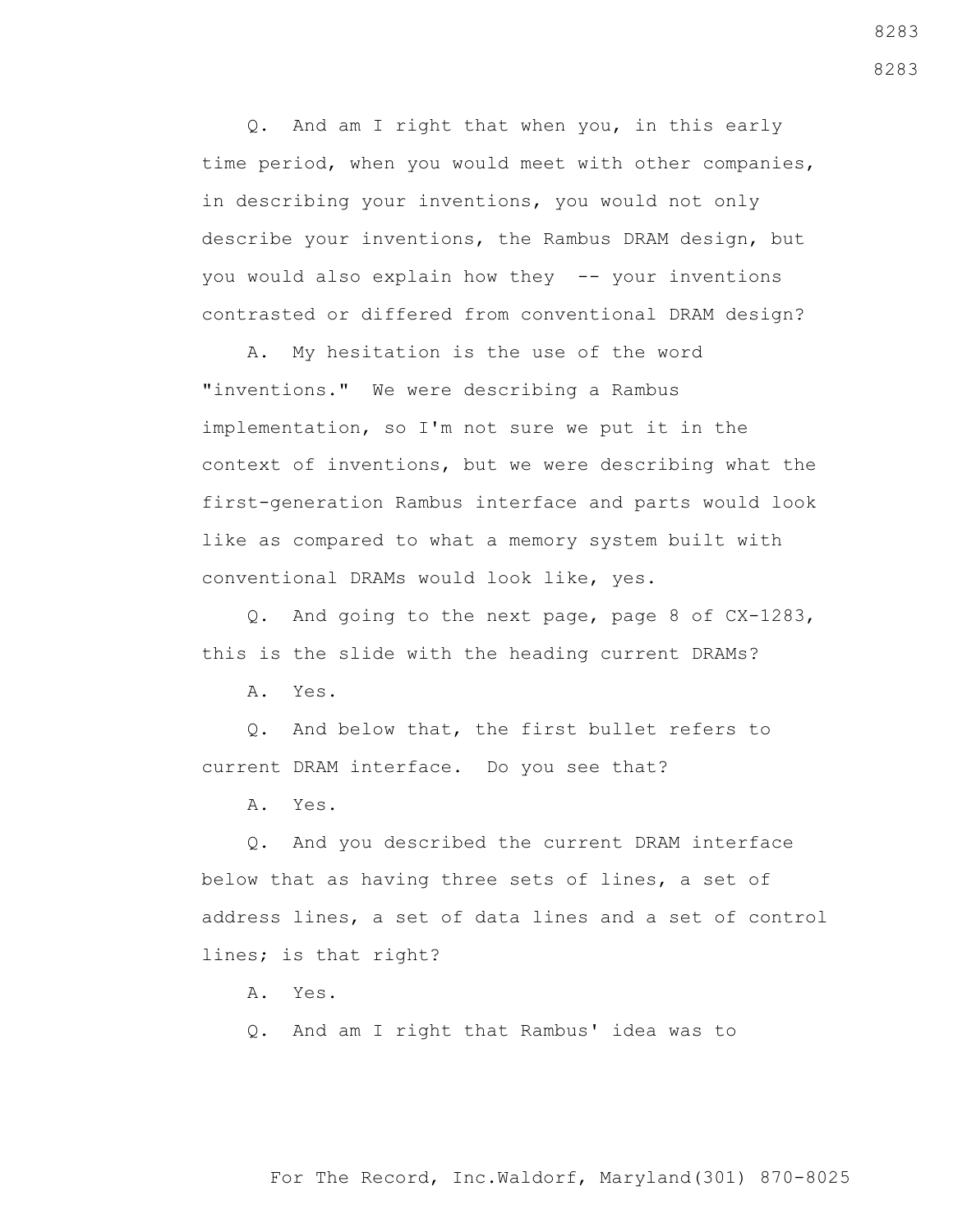Q. And am I right that when you, in this early time period, when you would meet with other companies, in describing your inventions, you would not only describe your inventions, the Rambus DRAM design, but you would also explain how they -- your inventions contrasted or differed from conventional DRAM design?

A. My hesitation is the use of the word "inventions." We were describing a Rambus implementation, so I'm not sure we put it in the context of inventions, but we were describing what the first-generation Rambus interface and parts would look like as compared to what a memory system built with conventional DRAMs would look like, yes.

Q. And going to the next page, page 8 of CX-1283, this is the slide with the heading current DRAMs?

A. Yes.

Q. And below that, the first bullet refers to current DRAM interface. Do you see that?

A. Yes.

Q. And you described the current DRAM interface below that as having three sets of lines, a set of address lines, a set of data lines and a set of control lines; is that right?

A. Yes.

Q. And am I right that Rambus' idea was to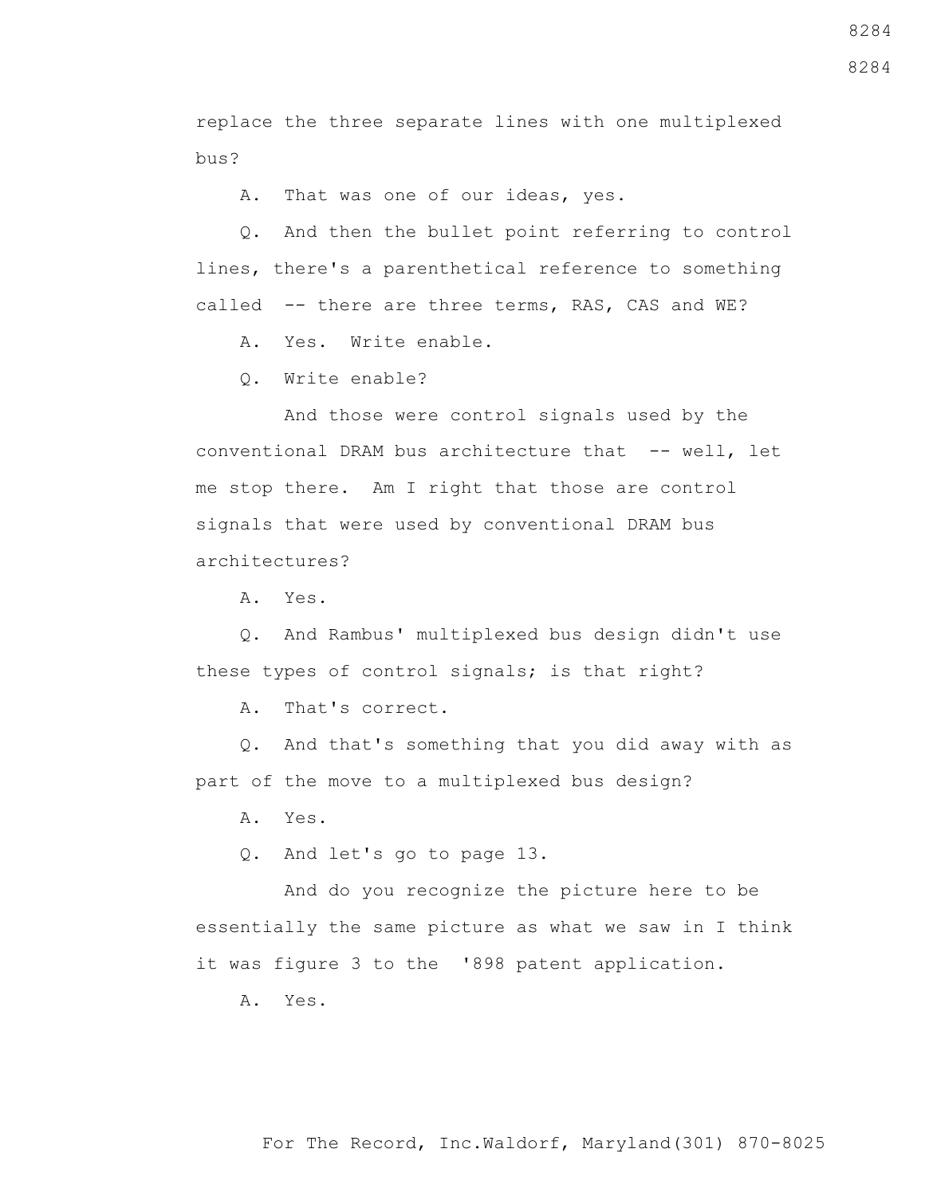replace the three separate lines with one multiplexed bus?

A. That was one of our ideas, yes.

Q. And then the bullet point referring to control lines, there's a parenthetical reference to something called -- there are three terms, RAS, CAS and WE?

A. Yes. Write enable.

Q. Write enable?

And those were control signals used by the conventional DRAM bus architecture that -- well, let me stop there. Am I right that those are control signals that were used by conventional DRAM bus architectures?

A. Yes.

Q. And Rambus' multiplexed bus design didn't use these types of control signals; is that right?

A. That's correct.

Q. And that's something that you did away with as part of the move to a multiplexed bus design?

A. Yes.

Q. And let's go to page 13.

And do you recognize the picture here to be essentially the same picture as what we saw in I think it was figure 3 to the '898 patent application.

A. Yes.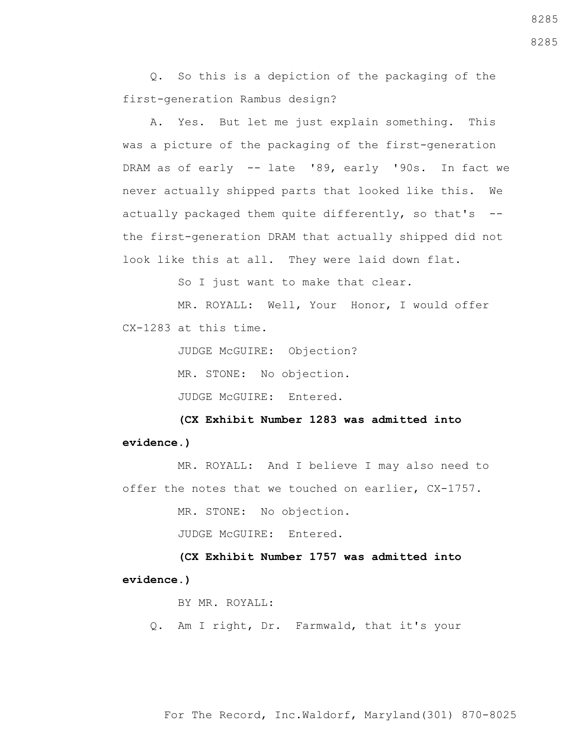Q. So this is a depiction of the packaging of the first-generation Rambus design?

A. Yes. But let me just explain something. This was a picture of the packaging of the first-generation DRAM as of early -- late '89, early '90s. In fact we never actually shipped parts that looked like this. We actually packaged them quite differently, so that's -- the first-generation DRAM that actually shipped did not look like this at all. They were laid down flat.

So I just want to make that clear.

MR. ROYALL: Well, Your Honor, I would offer CX-1283 at this time.

JUDGE McGUIRE: Objection?

MR. STONE: No objection.

JUDGE McGUIRE: Entered.

**(CX Exhibit Number 1283 was admitted into evidence.)**

MR. ROYALL: And I believe I may also need to offer the notes that we touched on earlier, CX-1757.

MR. STONE: No objection.

JUDGE McGUIRE: Entered.

**(CX Exhibit Number 1757 was admitted into evidence.)**

BY MR. ROYALL:

Q. Am I right, Dr. Farmwald, that it's your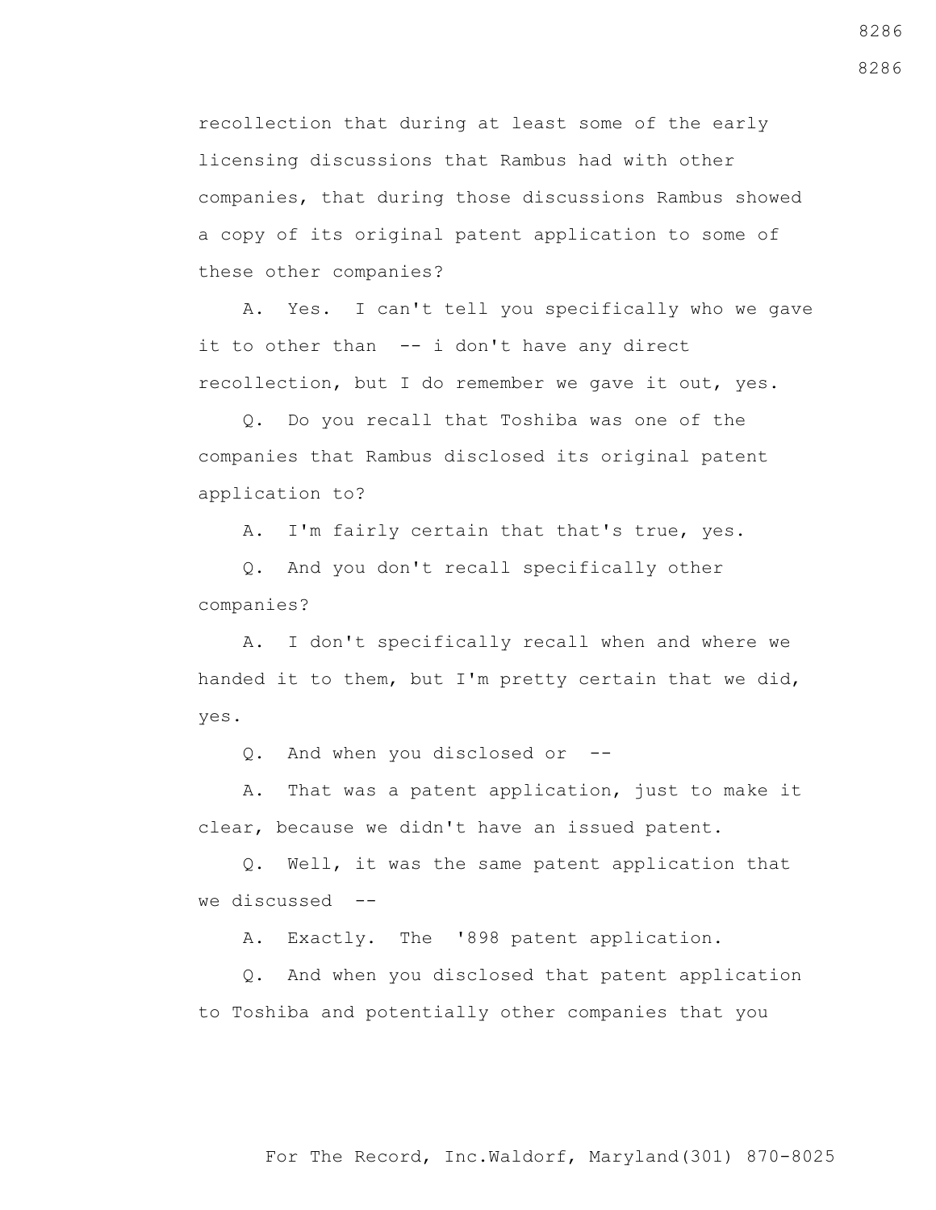recollection that during at least some of the early licensing discussions that Rambus had with other companies, that during those discussions Rambus showed a copy of its original patent application to some of these other companies?

A. Yes. I can't tell you specifically who we gave it to other than -- i don't have any direct recollection, but I do remember we gave it out, yes.

Q. Do you recall that Toshiba was one of the companies that Rambus disclosed its original patent application to?

A. I'm fairly certain that that's true, yes.

Q. And you don't recall specifically other companies?

A. I don't specifically recall when and where we handed it to them, but I'm pretty certain that we did, yes.

Q. And when you disclosed or --

A. That was a patent application, just to make it clear, because we didn't have an issued patent.

Q. Well, it was the same patent application that we discussed --

A. Exactly. The '898 patent application.

Q. And when you disclosed that patent application to Toshiba and potentially other companies that you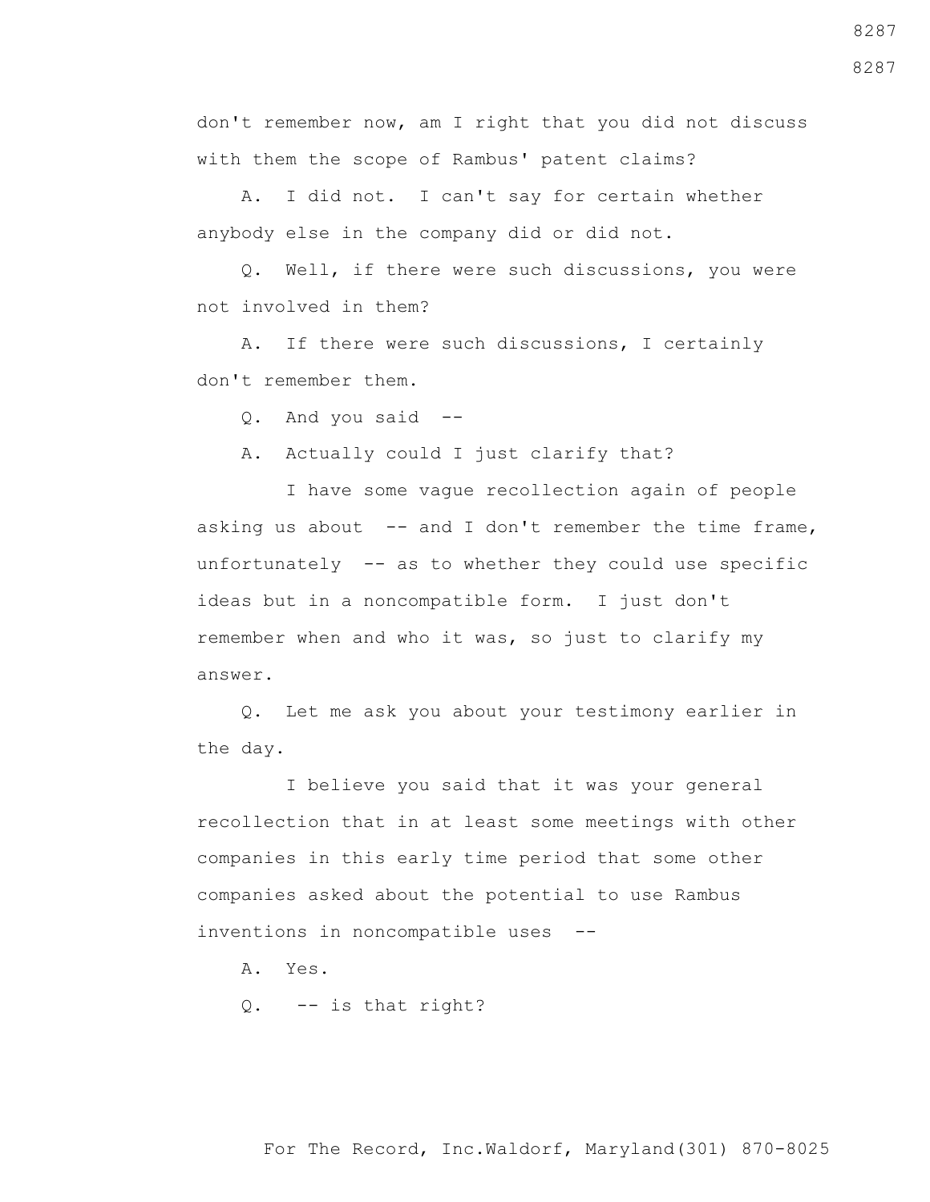don't remember now, am I right that you did not discuss with them the scope of Rambus' patent claims?

A. I did not. I can't say for certain whether anybody else in the company did or did not.

Q. Well, if there were such discussions, you were not involved in them?

A. If there were such discussions, I certainly don't remember them.

Q. And you said --

A. Actually could I just clarify that?

I have some vague recollection again of people asking us about -- and I don't remember the time frame, unfortunately -- as to whether they could use specific ideas but in a noncompatible form. I just don't remember when and who it was, so just to clarify my answer.

Q. Let me ask you about your testimony earlier in the day.

I believe you said that it was your general recollection that in at least some meetings with other companies in this early time period that some other companies asked about the potential to use Rambus inventions in noncompatible uses --

A. Yes.

Q. -- is that right?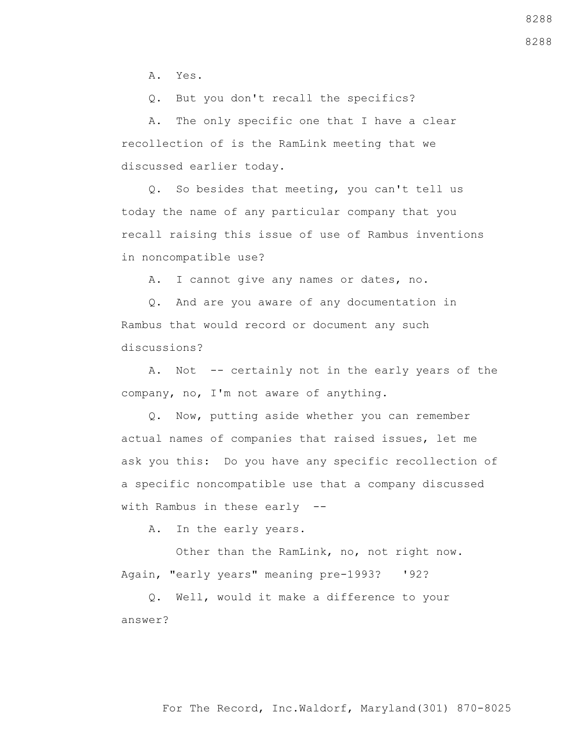A. Yes.

Q. But you don't recall the specifics?

A. The only specific one that I have a clear recollection of is the RamLink meeting that we discussed earlier today.

Q. So besides that meeting, you can't tell us today the name of any particular company that you recall raising this issue of use of Rambus inventions in noncompatible use?

A. I cannot give any names or dates, no.

Q. And are you aware of any documentation in Rambus that would record or document any such discussions?

A. Not -- certainly not in the early years of the company, no, I'm not aware of anything.

Q. Now, putting aside whether you can remember actual names of companies that raised issues, let me ask you this: Do you have any specific recollection of a specific noncompatible use that a company discussed with Rambus in these early --

A. In the early years.

Other than the RamLink, no, not right now. Again, "early years" meaning pre-1993? '92?

Q. Well, would it make a difference to your answer?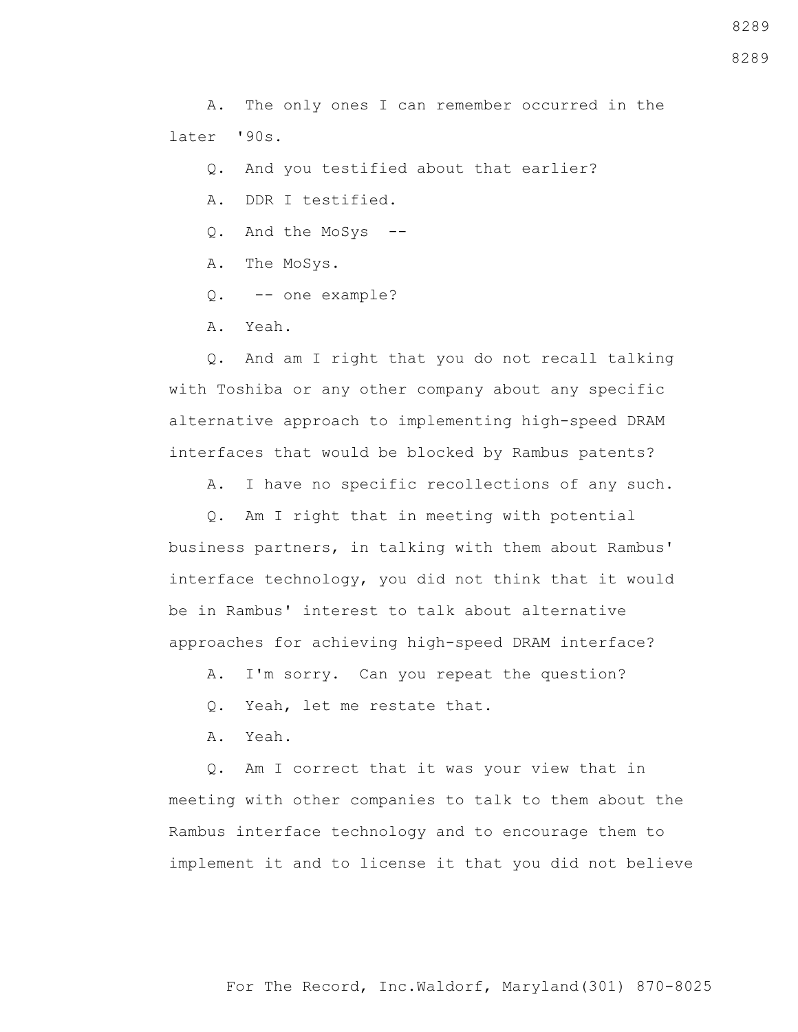A. The only ones I can remember occurred in the later '90s.

Q. And you testified about that earlier?

A. DDR I testified.

Q. And the MoSys --

A. The MoSys.

Q. -- one example?

A. Yeah.

Q. And am I right that you do not recall talking with Toshiba or any other company about any specific alternative approach to implementing high-speed DRAM interfaces that would be blocked by Rambus patents?

A. I have no specific recollections of any such.

Q. Am I right that in meeting with potential business partners, in talking with them about Rambus' interface technology, you did not think that it would be in Rambus' interest to talk about alternative approaches for achieving high-speed DRAM interface?

A. I'm sorry. Can you repeat the question?

Q. Yeah, let me restate that.

A. Yeah.

Q. Am I correct that it was your view that in meeting with other companies to talk to them about the Rambus interface technology and to encourage them to implement it and to license it that you did not believe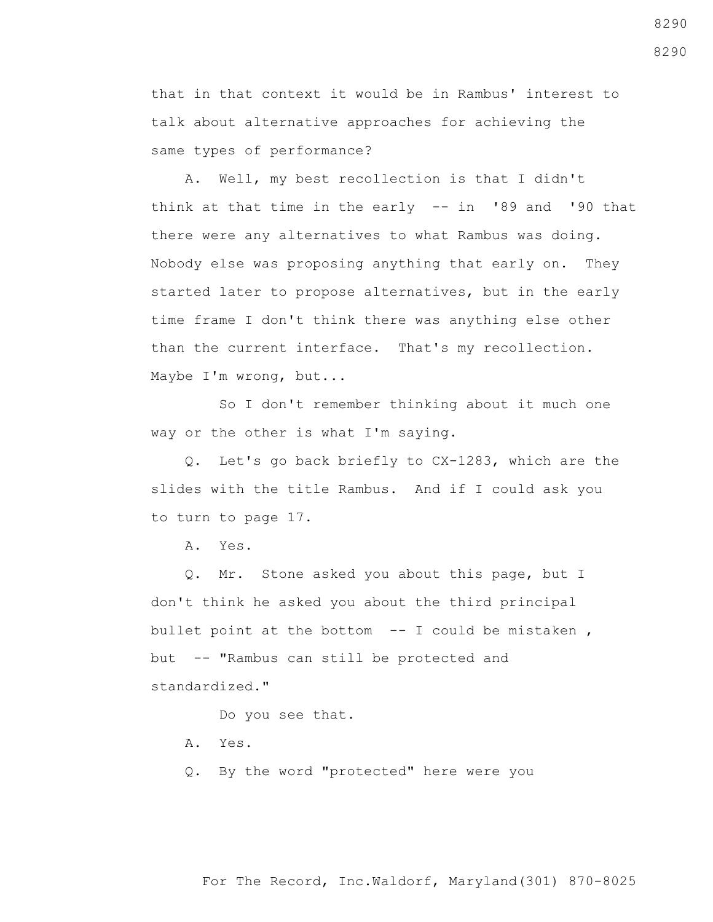that in that context it would be in Rambus' interest to talk about alternative approaches for achieving the same types of performance?

A. Well, my best recollection is that I didn't think at that time in the early -- in '89 and '90 that there were any alternatives to what Rambus was doing. Nobody else was proposing anything that early on. They started later to propose alternatives, but in the early time frame I don't think there was anything else other than the current interface. That's my recollection. Maybe I'm wrong, but...

So I don't remember thinking about it much one way or the other is what I'm saying.

Q. Let's go back briefly to CX-1283, which are the slides with the title Rambus. And if I could ask you to turn to page 17.

A. Yes.

Q. Mr. Stone asked you about this page, but I don't think he asked you about the third principal bullet point at the bottom -- I could be mistaken , but -- "Rambus can still be protected and standardized."

Do you see that.

A. Yes.

Q. By the word "protected" here were you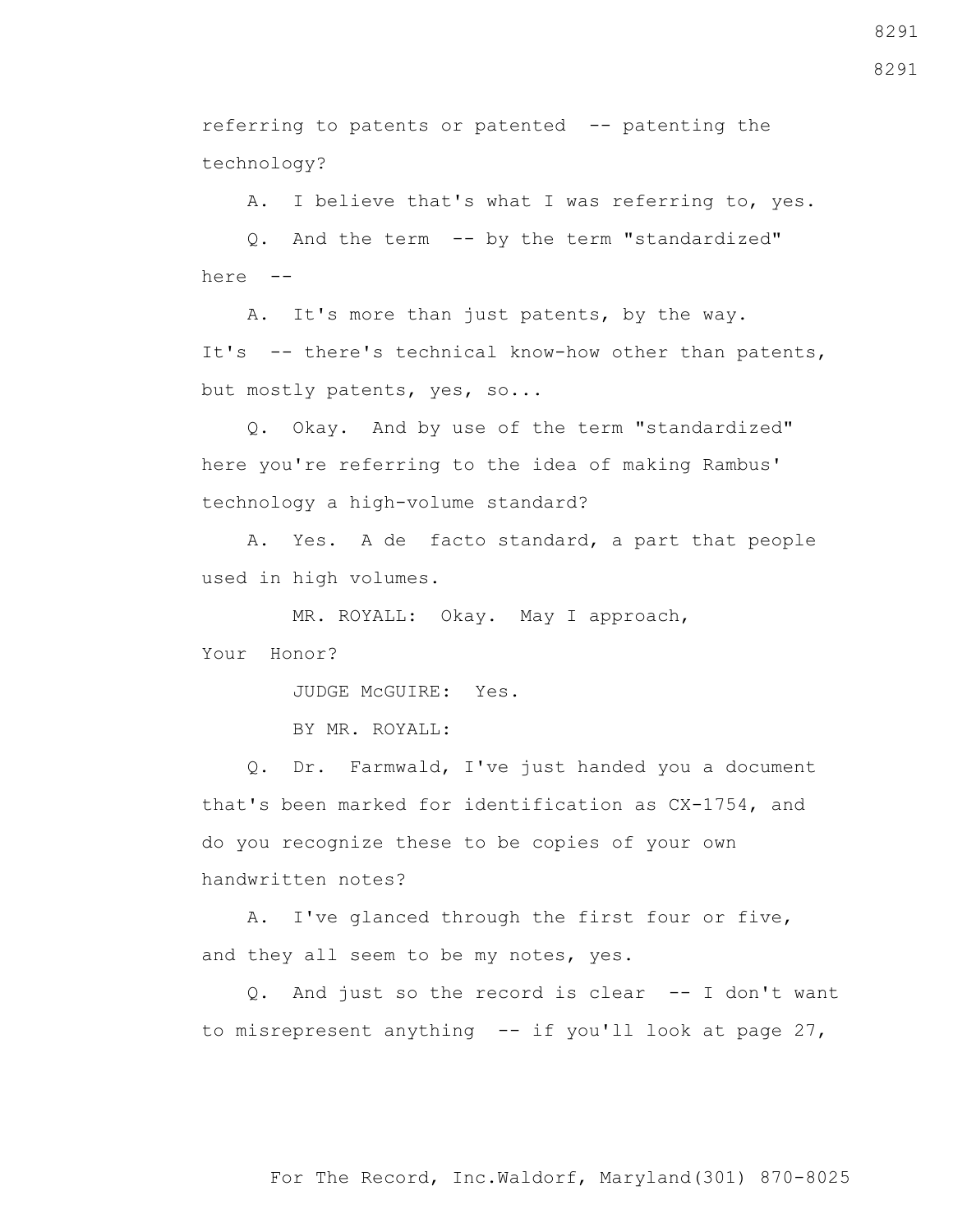referring to patents or patented -- patenting the technology?

A. I believe that's what I was referring to, yes.

Q. And the term -- by the term "standardized" here --

A. It's more than just patents, by the way. It's -- there's technical know-how other than patents, but mostly patents, yes, so...

Q. Okay. And by use of the term "standardized" here you're referring to the idea of making Rambus' technology a high-volume standard?

A. Yes. A de facto standard, a part that people used in high volumes.

MR. ROYALL: Okay. May I approach, Your Honor?

JUDGE McGUIRE: Yes.

BY MR. ROYALL:

Q. Dr. Farmwald, I've just handed you a document that's been marked for identification as CX-1754, and do you recognize these to be copies of your own handwritten notes?

A. I've glanced through the first four or five, and they all seem to be my notes, yes.

Q. And just so the record is clear -- I don't want to misrepresent anything -- if you'll look at page 27,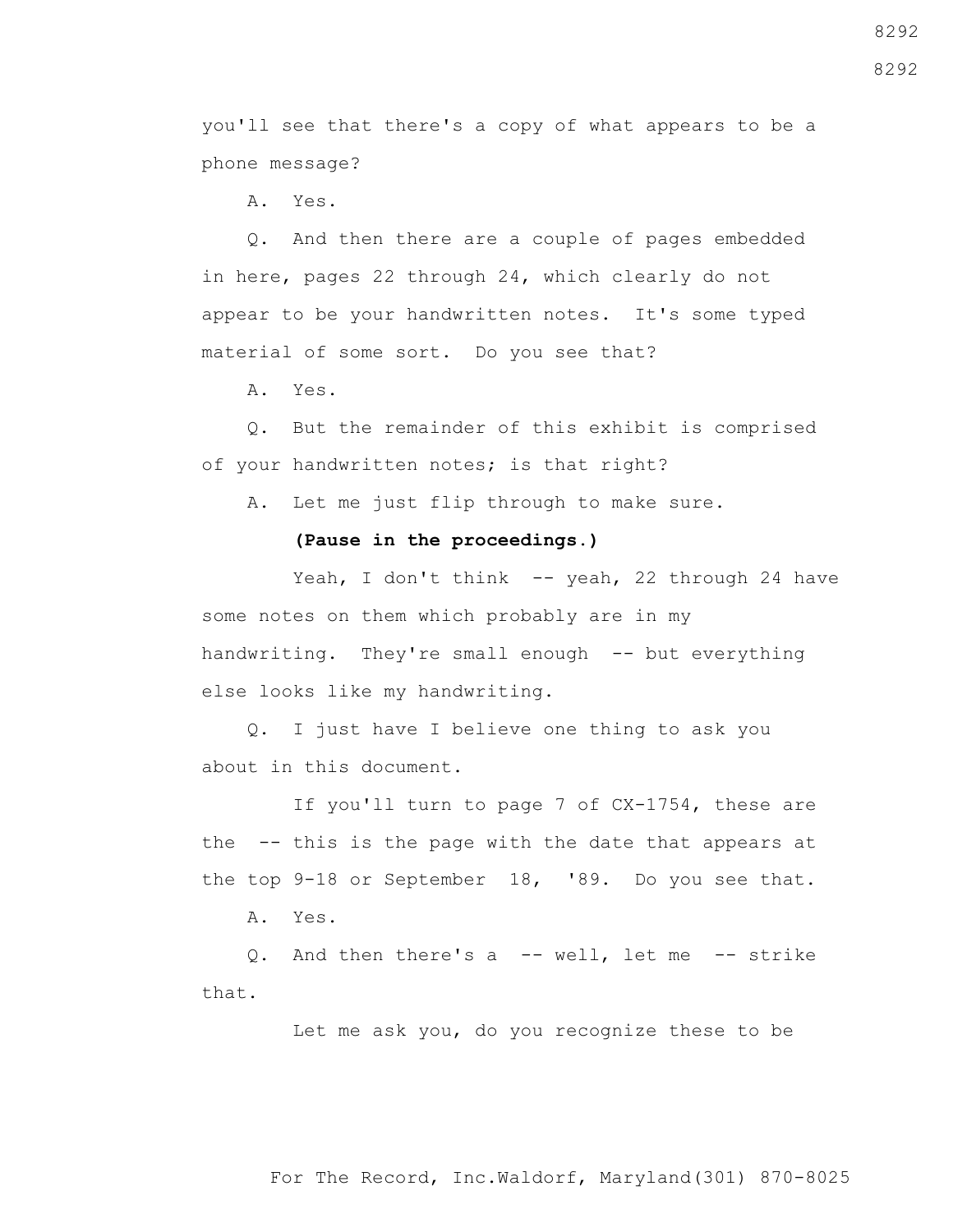you'll see that there's a copy of what appears to be a phone message?

A. Yes.

Q. And then there are a couple of pages embedded in here, pages 22 through 24, which clearly do not appear to be your handwritten notes. It's some typed material of some sort. Do you see that?

A. Yes.

Q. But the remainder of this exhibit is comprised of your handwritten notes; is that right?

A. Let me just flip through to make sure.

**(Pause in the proceedings.)**

Yeah, I don't think -- yeah, 22 through 24 have some notes on them which probably are in my handwriting. They're small enough -- but everything else looks like my handwriting.

Q. I just have I believe one thing to ask you about in this document.

If you'll turn to page 7 of CX-1754, these are the -- this is the page with the date that appears at the top 9-18 or September 18, '89. Do you see that.

A. Yes.

Q. And then there's a -- well, let me -- strike that.

Let me ask you, do you recognize these to be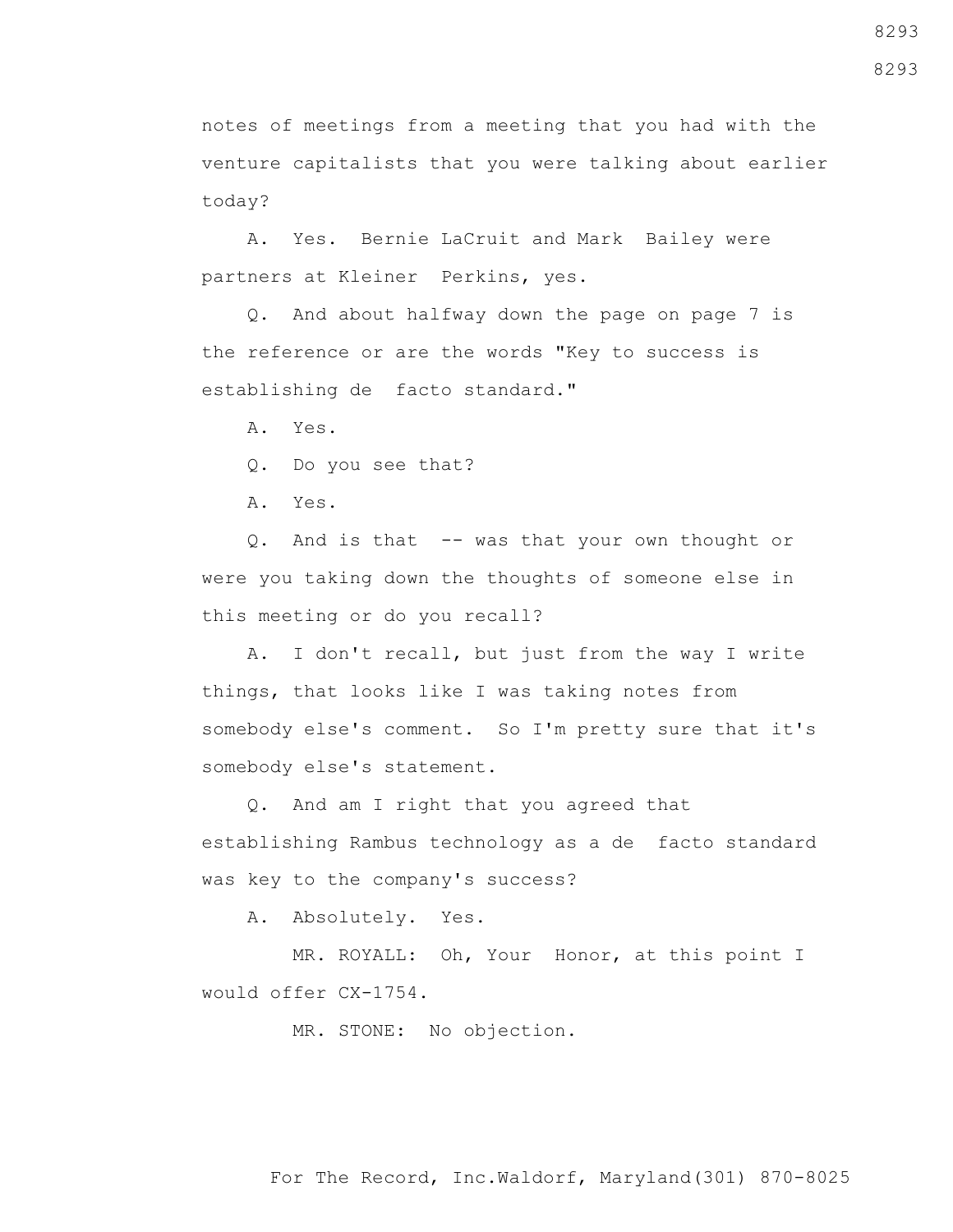notes of meetings from a meeting that you had with the venture capitalists that you were talking about earlier today?

A. Yes. Bernie LaCruit and Mark Bailey were partners at Kleiner Perkins, yes.

Q. And about halfway down the page on page 7 is the reference or are the words "Key to success is establishing de facto standard."

A. Yes.

Q. Do you see that?

A. Yes.

Q. And is that -- was that your own thought or were you taking down the thoughts of someone else in this meeting or do you recall?

A. I don't recall, but just from the way I write things, that looks like I was taking notes from somebody else's comment. So I'm pretty sure that it's somebody else's statement.

Q. And am I right that you agreed that establishing Rambus technology as a de facto standard was key to the company's success?

A. Absolutely. Yes.

MR. ROYALL: Oh, Your Honor, at this point I would offer CX-1754.

MR. STONE: No objection.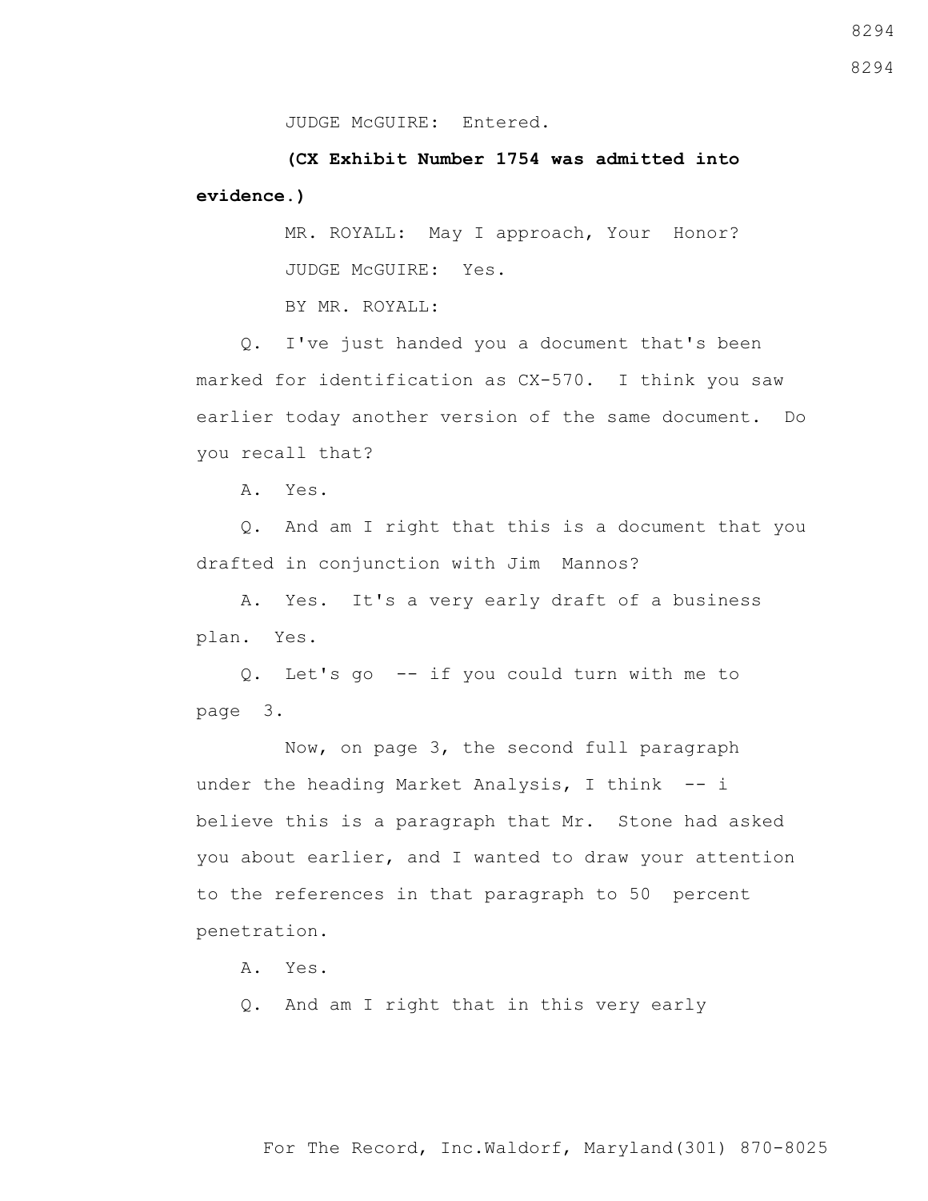JUDGE McGUIRE: Entered.

**(CX Exhibit Number 1754 was admitted into evidence.)**

MR. ROYALL: May I approach, Your Honor?

JUDGE McGUIRE: Yes.

BY MR. ROYALL:

Q. I've just handed you a document that's been marked for identification as CX-570. I think you saw earlier today another version of the same document. Do you recall that?

A. Yes.

Q. And am I right that this is a document that you drafted in conjunction with Jim Mannos?

A. Yes. It's a very early draft of a business plan. Yes.

Q. Let's go -- if you could turn with me to page 3.

Now, on page 3, the second full paragraph under the heading Market Analysis, I think -- i believe this is a paragraph that Mr. Stone had asked you about earlier, and I wanted to draw your attention to the references in that paragraph to 50 percent penetration.

A. Yes.

Q. And am I right that in this very early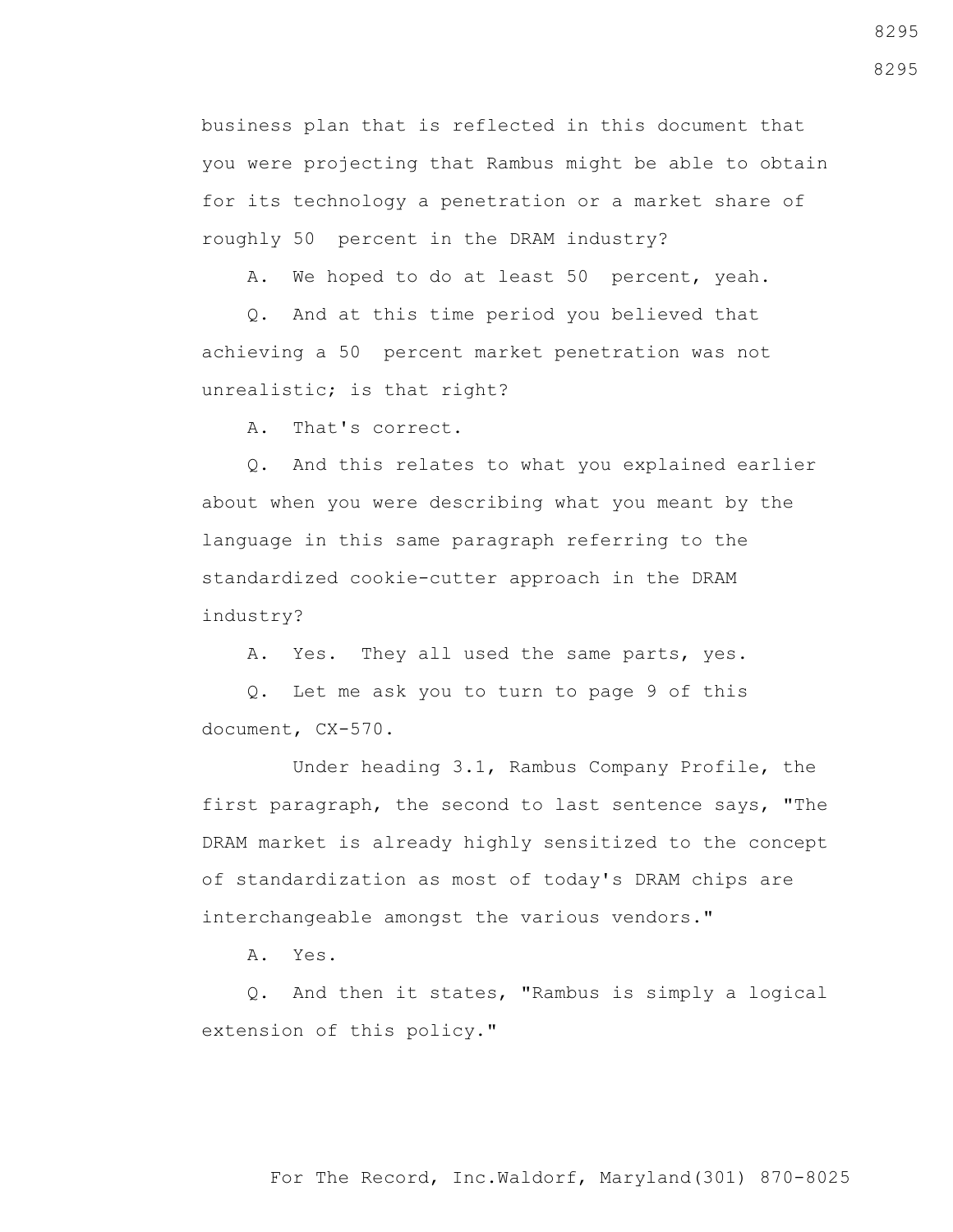business plan that is reflected in this document that you were projecting that Rambus might be able to obtain for its technology a penetration or a market share of roughly 50 percent in the DRAM industry?

A. We hoped to do at least 50 percent, yeah.

Q. And at this time period you believed that achieving a 50 percent market penetration was not unrealistic; is that right?

A. That's correct.

Q. And this relates to what you explained earlier about when you were describing what you meant by the language in this same paragraph referring to the standardized cookie-cutter approach in the DRAM industry?

A. Yes. They all used the same parts, yes.

Q. Let me ask you to turn to page 9 of this document, CX-570.

Under heading 3.1, Rambus Company Profile, the first paragraph, the second to last sentence says, "The DRAM market is already highly sensitized to the concept of standardization as most of today's DRAM chips are interchangeable amongst the various vendors."

A. Yes.

Q. And then it states, "Rambus is simply a logical extension of this policy."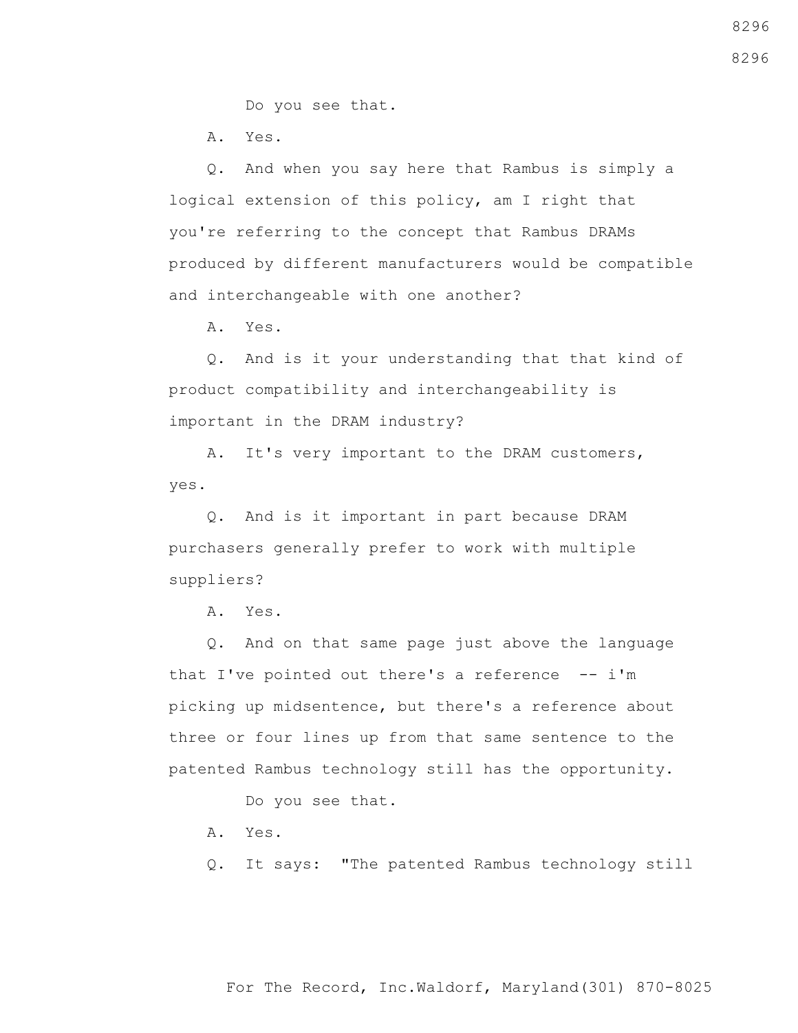Do you see that.

A. Yes.

Q. And when you say here that Rambus is simply a logical extension of this policy, am I right that you're referring to the concept that Rambus DRAMs produced by different manufacturers would be compatible and interchangeable with one another?

A. Yes.

Q. And is it your understanding that that kind of product compatibility and interchangeability is important in the DRAM industry?

A. It's very important to the DRAM customers, yes.

Q. And is it important in part because DRAM purchasers generally prefer to work with multiple suppliers?

A. Yes.

Q. And on that same page just above the language that I've pointed out there's a reference -- i'm picking up midsentence, but there's a reference about three or four lines up from that same sentence to the patented Rambus technology still has the opportunity.

Do you see that.

A. Yes.

Q. It says: "The patented Rambus technology still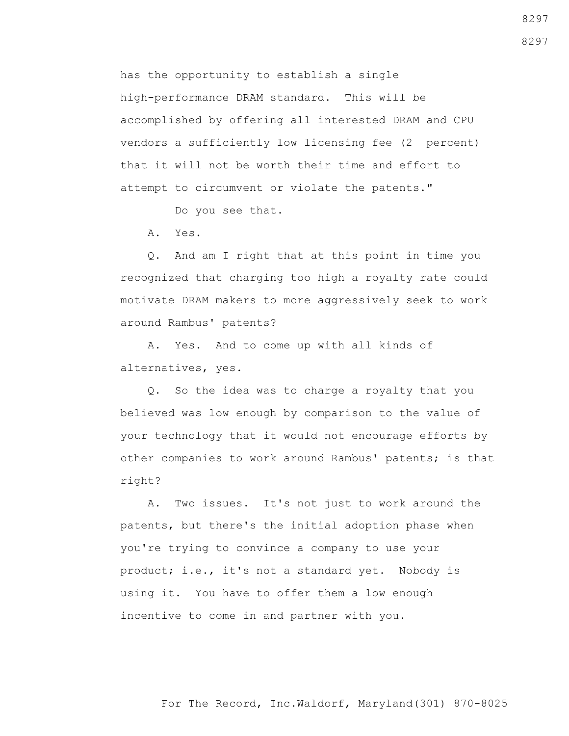has the opportunity to establish a single high-performance DRAM standard. This will be accomplished by offering all interested DRAM and CPU vendors a sufficiently low licensing fee (2 percent) that it will not be worth their time and effort to attempt to circumvent or violate the patents."

Do you see that.

A. Yes.

Q. And am I right that at this point in time you recognized that charging too high a royalty rate could motivate DRAM makers to more aggressively seek to work around Rambus' patents?

A. Yes. And to come up with all kinds of alternatives, yes.

Q. So the idea was to charge a royalty that you believed was low enough by comparison to the value of your technology that it would not encourage efforts by other companies to work around Rambus' patents; is that right?

A. Two issues. It's not just to work around the patents, but there's the initial adoption phase when you're trying to convince a company to use your product; i.e., it's not a standard yet. Nobody is using it. You have to offer them a low enough incentive to come in and partner with you.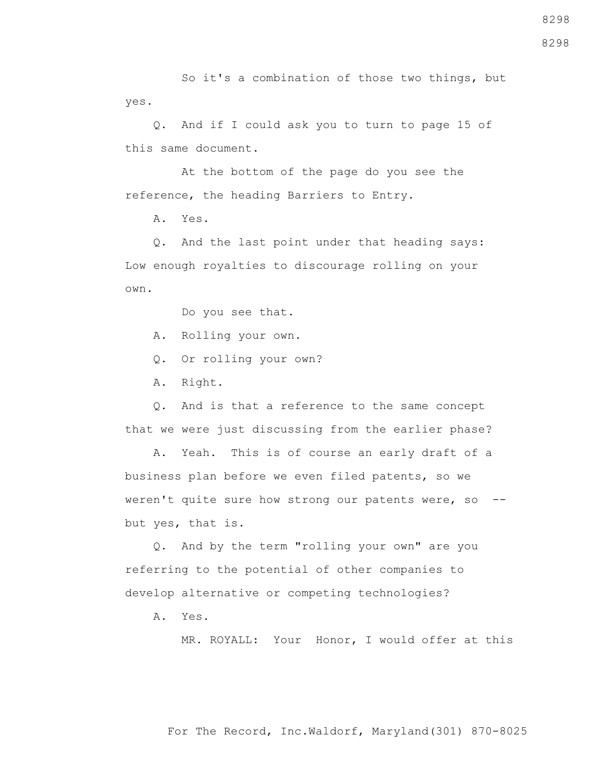So it's a combination of those two things, but yes.

Q. And if I could ask you to turn to page 15 of this same document.

At the bottom of the page do you see the reference, the heading Barriers to Entry.

A. Yes.

Q. And the last point under that heading says: Low enough royalties to discourage rolling on your own.

Do you see that.

A. Rolling your own.

Q. Or rolling your own?

A. Right.

Q. And is that a reference to the same concept that we were just discussing from the earlier phase?

A. Yeah. This is of course an early draft of a business plan before we even filed patents, so we weren't quite sure how strong our patents were, so -- but yes, that is.

Q. And by the term "rolling your own" are you referring to the potential of other companies to develop alternative or competing technologies?

A. Yes.

MR. ROYALL: Your Honor, I would offer at this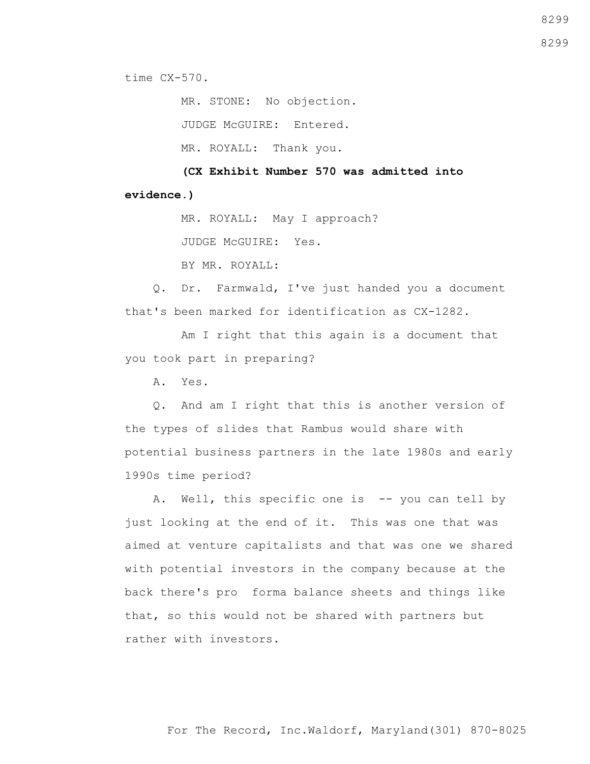time CX-570.

MR. STONE: No objection.

JUDGE McGUIRE: Entered.

MR. ROYALL: Thank you.

**(CX Exhibit Number 570 was admitted into evidence.)**

MR. ROYALL: May I approach?

JUDGE McGUIRE: Yes.

BY MR. ROYALL:

Q. Dr. Farmwald, I've just handed you a document that's been marked for identification as CX-1282.

Am I right that this again is a document that you took part in preparing?

A. Yes.

Q. And am I right that this is another version of the types of slides that Rambus would share with potential business partners in the late 1980s and early 1990s time period?

A. Well, this specific one is -- you can tell by just looking at the end of it. This was one that was aimed at venture capitalists and that was one we shared with potential investors in the company because at the back there's pro forma balance sheets and things like that, so this would not be shared with partners but rather with investors.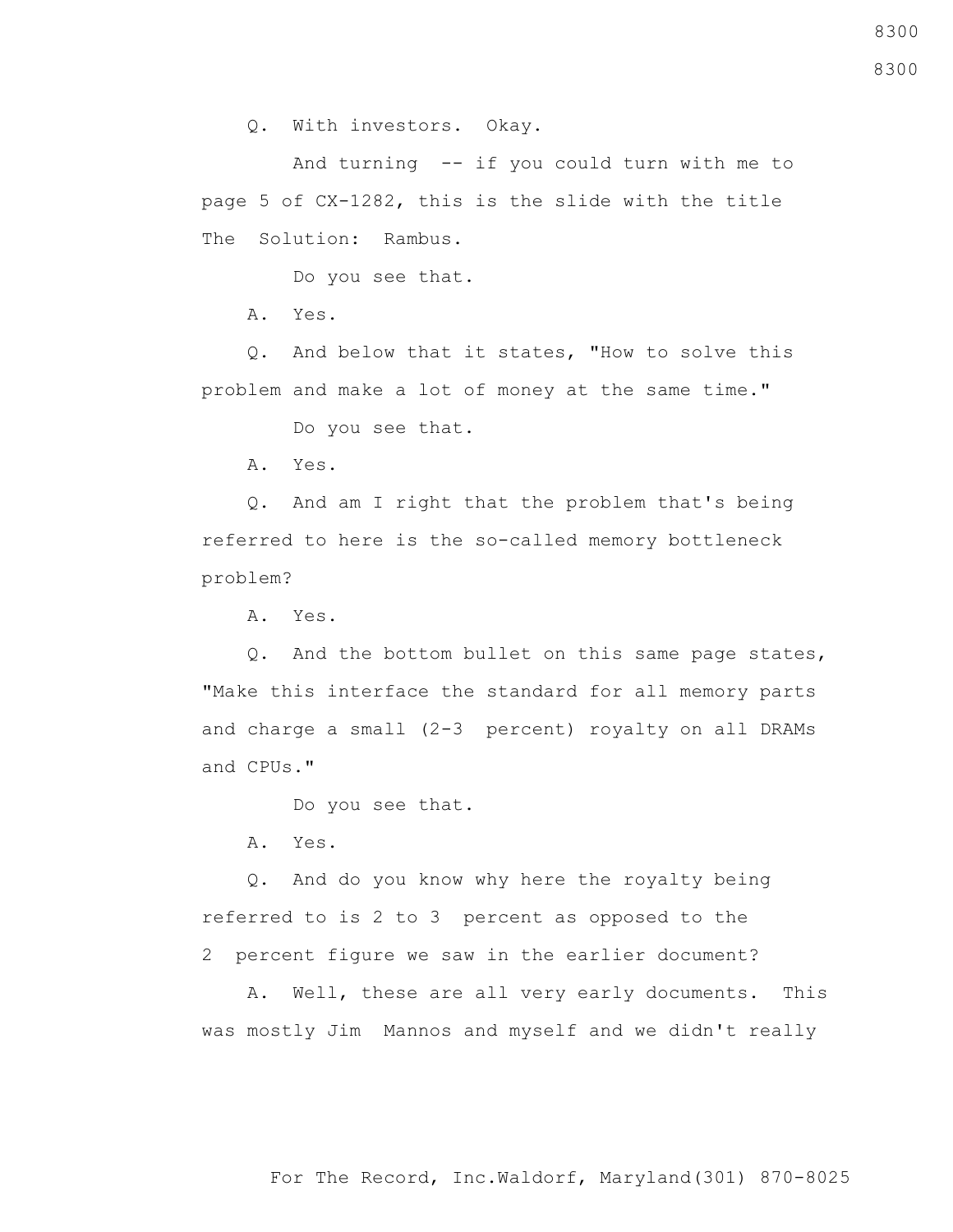Q. With investors. Okay.

And turning -- if you could turn with me to page 5 of CX-1282, this is the slide with the title The Solution: Rambus.

Do you see that.

A. Yes.

Q. And below that it states, "How to solve this problem and make a lot of money at the same time."

Do you see that.

A. Yes.

Q. And am I right that the problem that's being referred to here is the so-called memory bottleneck problem?

A. Yes.

Q. And the bottom bullet on this same page states, "Make this interface the standard for all memory parts and charge a small (2-3 percent) royalty on all DRAMs and CPUs."

Do you see that.

A. Yes.

Q. And do you know why here the royalty being referred to is 2 to 3 percent as opposed to the 2 percent figure we saw in the earlier document?

A. Well, these are all very early documents. This was mostly Jim Mannos and myself and we didn't really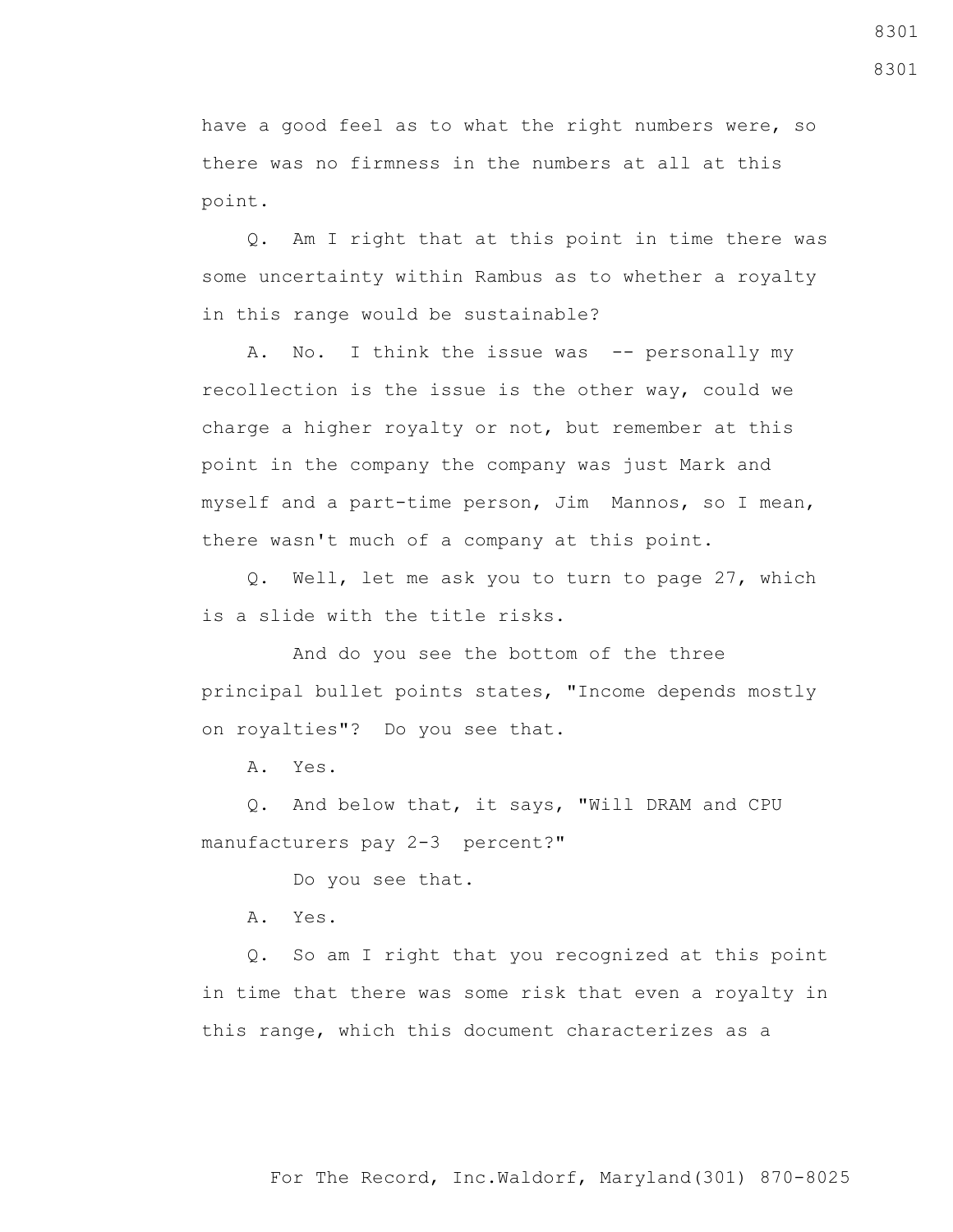have a good feel as to what the right numbers were, so there was no firmness in the numbers at all at this point.

Q. Am I right that at this point in time there was some uncertainty within Rambus as to whether a royalty in this range would be sustainable?

A. No. I think the issue was -- personally my recollection is the issue is the other way, could we charge a higher royalty or not, but remember at this point in the company the company was just Mark and myself and a part-time person, Jim Mannos, so I mean, there wasn't much of a company at this point.

Q. Well, let me ask you to turn to page 27, which is a slide with the title risks.

And do you see the bottom of the three principal bullet points states, "Income depends mostly on royalties"? Do you see that.

A. Yes.

Q. And below that, it says, "Will DRAM and CPU manufacturers pay 2-3 percent?"

Do you see that.

A. Yes.

Q. So am I right that you recognized at this point in time that there was some risk that even a royalty in this range, which this document characterizes as a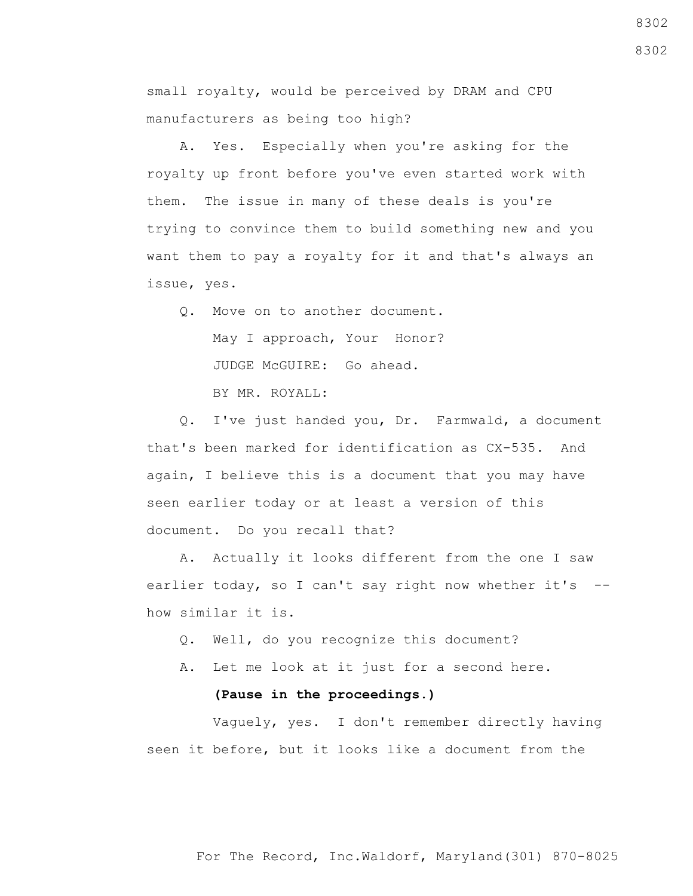small royalty, would be perceived by DRAM and CPU manufacturers as being too high?

A. Yes. Especially when you're asking for the royalty up front before you've even started work with them. The issue in many of these deals is you're trying to convince them to build something new and you want them to pay a royalty for it and that's always an issue, yes.

Q. Move on to another document.

May I approach, Your Honor?

JUDGE McGUIRE: Go ahead.

BY MR. ROYALL:

Q. I've just handed you, Dr. Farmwald, a document that's been marked for identification as CX-535. And again, I believe this is a document that you may have seen earlier today or at least a version of this document. Do you recall that?

A. Actually it looks different from the one I saw earlier today, so I can't say right now whether it's -- how similar it is.

Q. Well, do you recognize this document?

A. Let me look at it just for a second here.

**(Pause in the proceedings.)**

Vaguely, yes. I don't remember directly having seen it before, but it looks like a document from the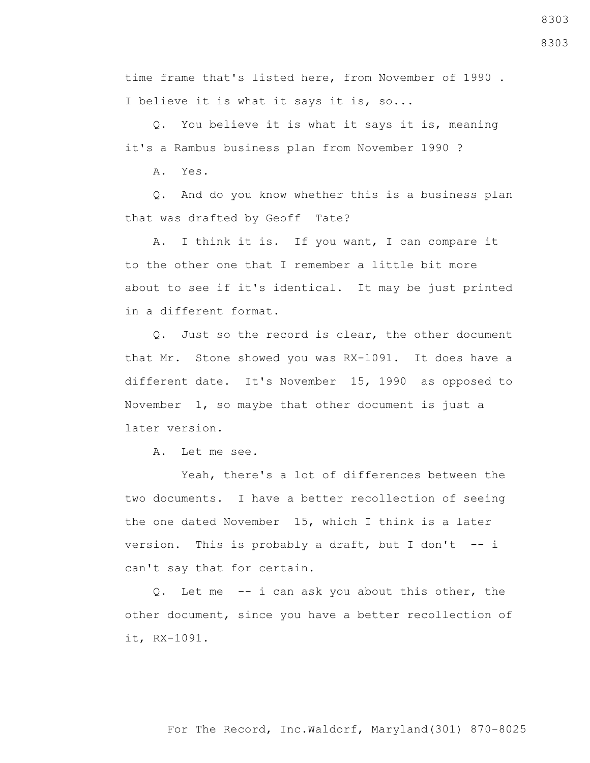time frame that's listed here, from November of 1990 . I believe it is what it says it is, so...

Q. You believe it is what it says it is, meaning it's a Rambus business plan from November 1990 ?

A. Yes.

Q. And do you know whether this is a business plan that was drafted by Geoff Tate?

A. I think it is. If you want, I can compare it to the other one that I remember a little bit more about to see if it's identical. It may be just printed in a different format.

Q. Just so the record is clear, the other document that Mr. Stone showed you was RX-1091. It does have a different date. It's November 15, 1990 as opposed to November 1, so maybe that other document is just a later version.

A. Let me see.

Yeah, there's a lot of differences between the two documents. I have a better recollection of seeing the one dated November 15, which I think is a later version. This is probably a draft, but I don't -- i can't say that for certain.

Q. Let me -- i can ask you about this other, the other document, since you have a better recollection of it, RX-1091.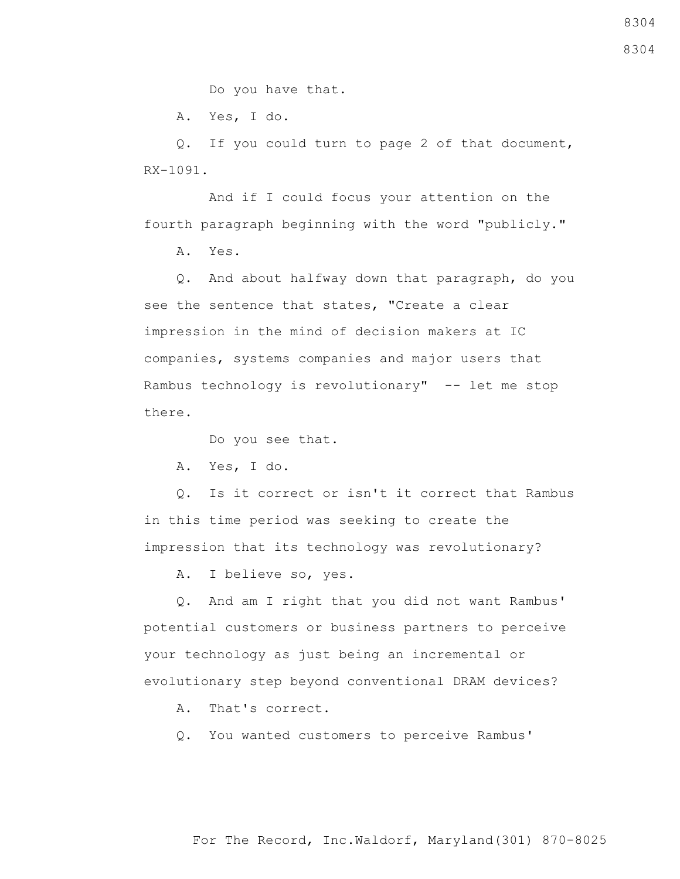Do you have that.

A. Yes, I do.

Q. If you could turn to page 2 of that document, RX-1091.

And if I could focus your attention on the fourth paragraph beginning with the word "publicly."

A. Yes.

Q. And about halfway down that paragraph, do you see the sentence that states, "Create a clear impression in the mind of decision makers at IC companies, systems companies and major users that Rambus technology is revolutionary" -- let me stop there.

Do you see that.

A. Yes, I do.

Q. Is it correct or isn't it correct that Rambus in this time period was seeking to create the impression that its technology was revolutionary?

A. I believe so, yes.

Q. And am I right that you did not want Rambus' potential customers or business partners to perceive your technology as just being an incremental or evolutionary step beyond conventional DRAM devices?

A. That's correct.

Q. You wanted customers to perceive Rambus'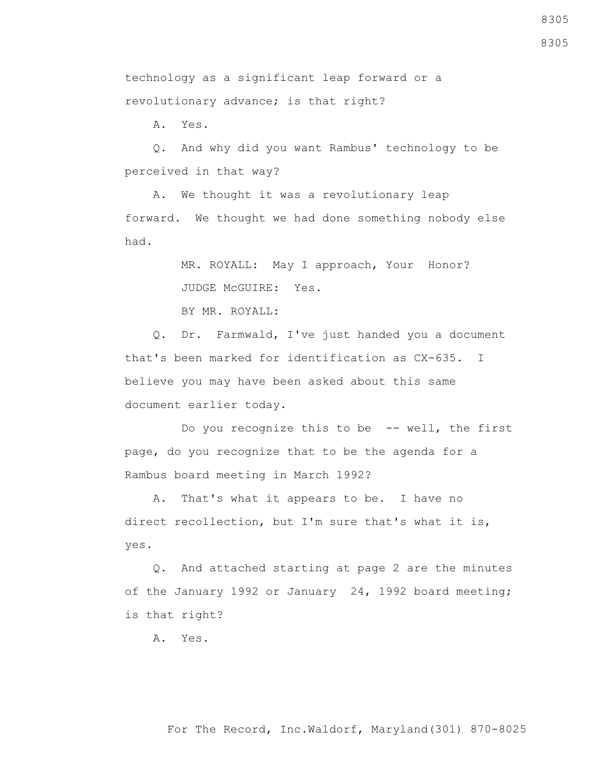technology as a significant leap forward or a revolutionary advance; is that right?

A. Yes.

Q. And why did you want Rambus' technology to be perceived in that way?

A. We thought it was a revolutionary leap forward. We thought we had done something nobody else had.

MR. ROYALL: May I approach, Your Honor?

JUDGE McGUIRE: Yes.

BY MR. ROYALL:

Q. Dr. Farmwald, I've just handed you a document that's been marked for identification as CX-635. I believe you may have been asked about this same document earlier today.

Do you recognize this to be -- well, the first page, do you recognize that to be the agenda for a Rambus board meeting in March 1992?

A. That's what it appears to be. I have no direct recollection, but I'm sure that's what it is, yes.

Q. And attached starting at page 2 are the minutes of the January 1992 or January 24, 1992 board meeting; is that right?

A. Yes.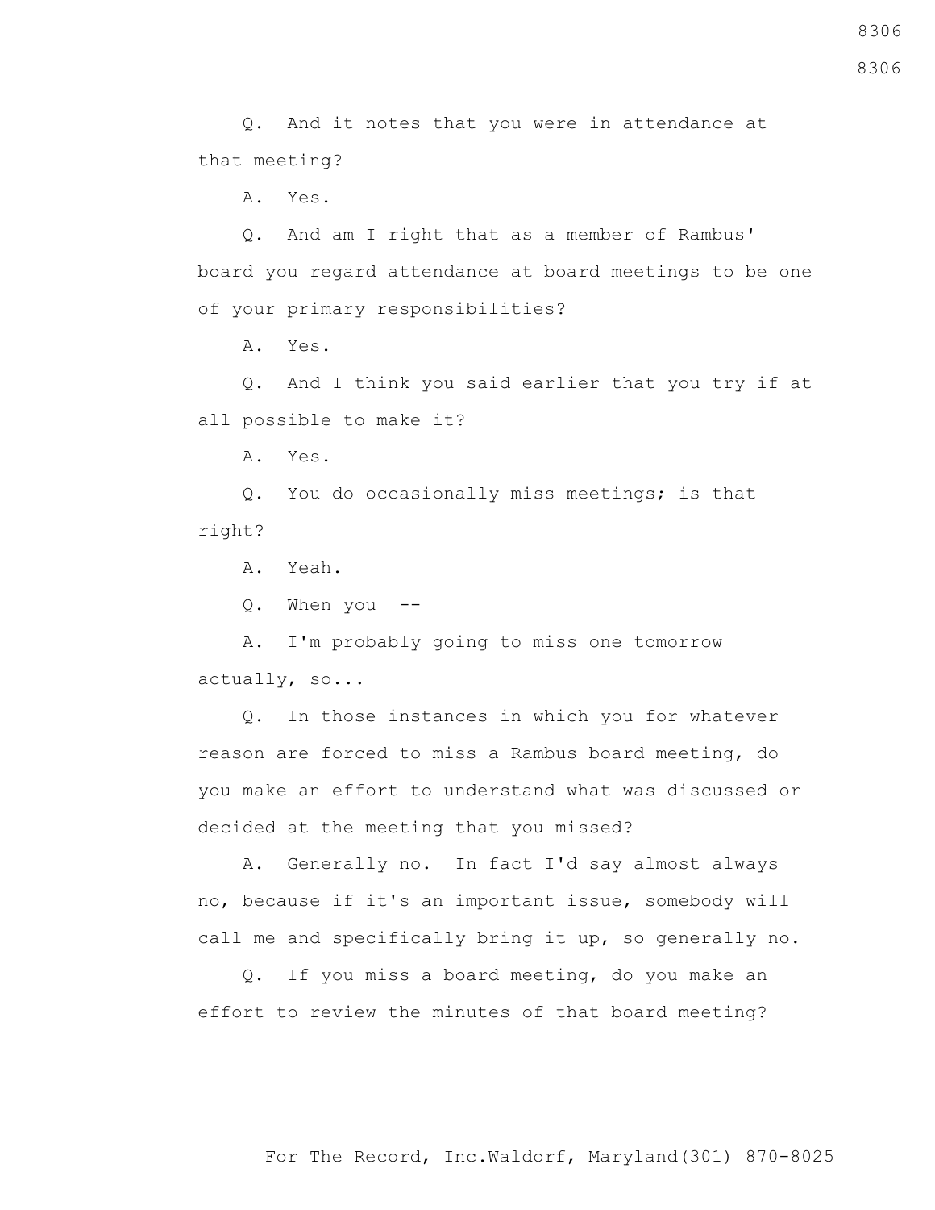Q. And it notes that you were in attendance at that meeting?

A. Yes.

Q. And am I right that as a member of Rambus' board you regard attendance at board meetings to be one of your primary responsibilities?

A. Yes.

Q. And I think you said earlier that you try if at all possible to make it?

A. Yes.

Q. You do occasionally miss meetings; is that right?

A. Yeah.

Q. When you --

A. I'm probably going to miss one tomorrow actually, so...

Q. In those instances in which you for whatever reason are forced to miss a Rambus board meeting, do you make an effort to understand what was discussed or decided at the meeting that you missed?

A. Generally no. In fact I'd say almost always no, because if it's an important issue, somebody will call me and specifically bring it up, so generally no.

Q. If you miss a board meeting, do you make an effort to review the minutes of that board meeting?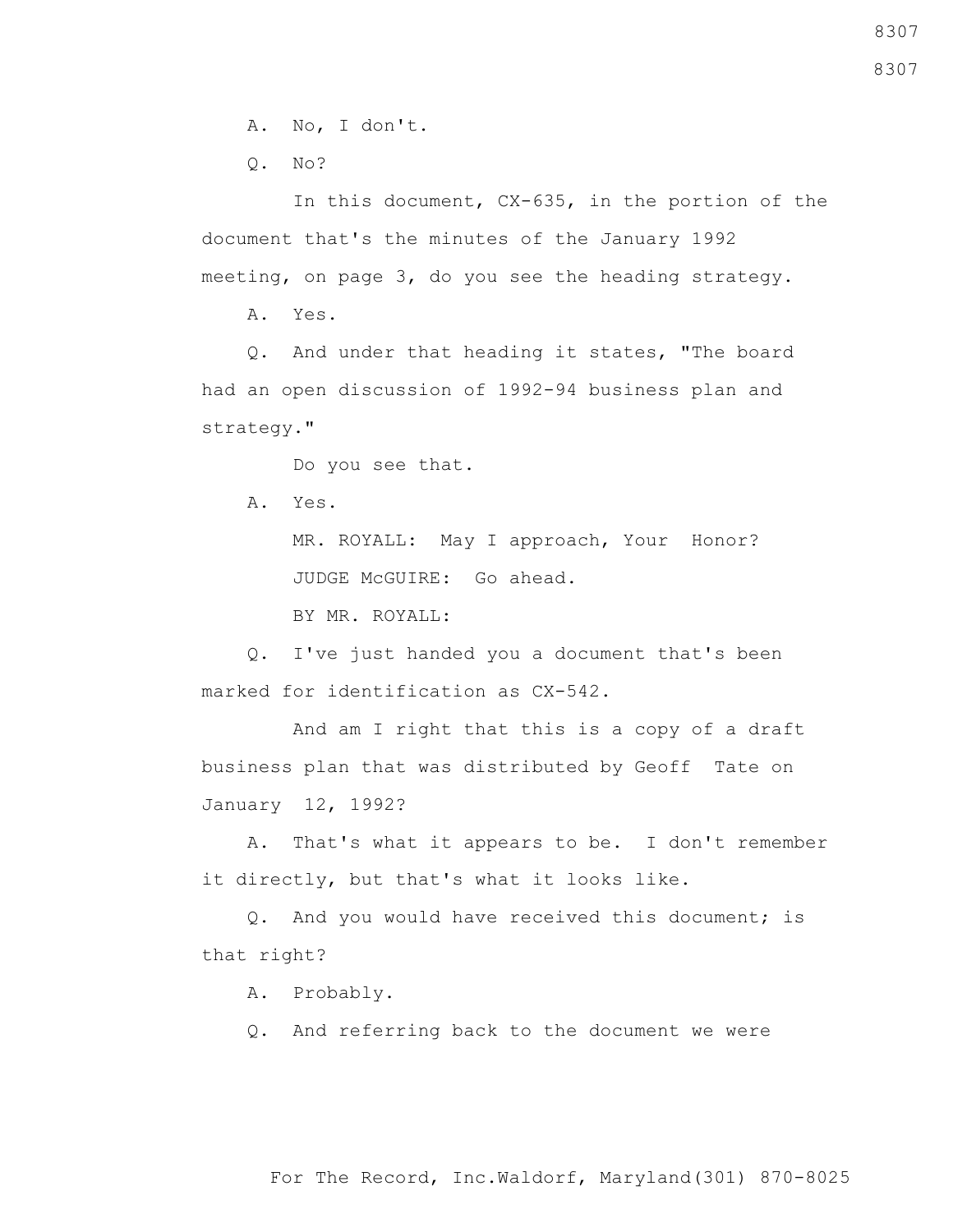A. No, I don't.

Q. No?

In this document, CX-635, in the portion of the document that's the minutes of the January 1992 meeting, on page 3, do you see the heading strategy.

A. Yes.

Q. And under that heading it states, "The board had an open discussion of 1992-94 business plan and strategy."

Do you see that.

A. Yes.

MR. ROYALL: May I approach, Your Honor?

JUDGE McGUIRE: Go ahead.

BY MR. ROYALL:

Q. I've just handed you a document that's been marked for identification as CX-542.

And am I right that this is a copy of a draft business plan that was distributed by Geoff Tate on January 12, 1992?

A. That's what it appears to be. I don't remember it directly, but that's what it looks like.

Q. And you would have received this document; is that right?

A. Probably.

Q. And referring back to the document we were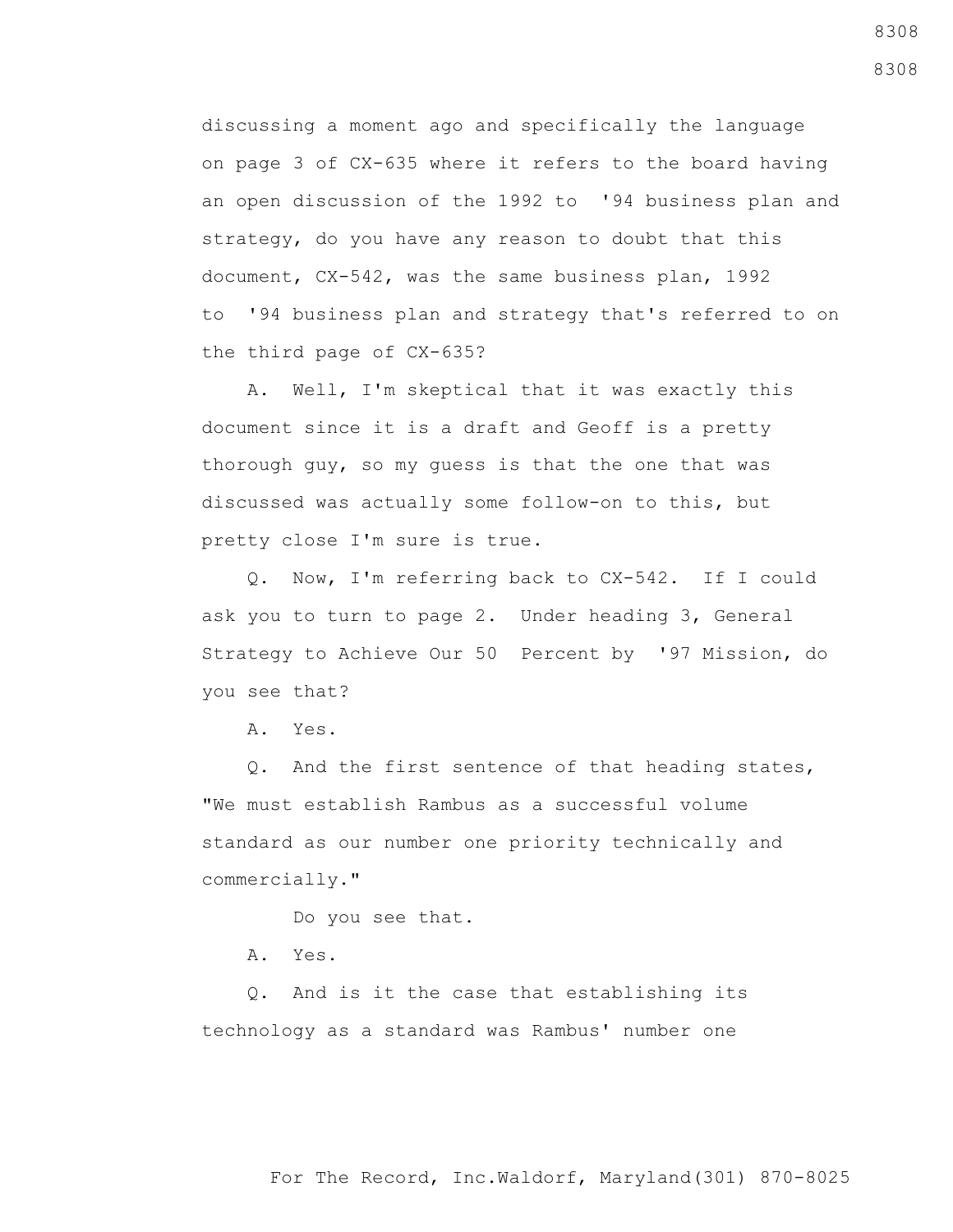discussing a moment ago and specifically the language on page 3 of CX-635 where it refers to the board having an open discussion of the 1992 to '94 business plan and strategy, do you have any reason to doubt that this document, CX-542, was the same business plan, 1992 to '94 business plan and strategy that's referred to on the third page of CX-635?

A. Well, I'm skeptical that it was exactly this document since it is a draft and Geoff is a pretty thorough guy, so my guess is that the one that was discussed was actually some follow-on to this, but pretty close I'm sure is true.

Q. Now, I'm referring back to CX-542. If I could ask you to turn to page 2. Under heading 3, General Strategy to Achieve Our 50 Percent by '97 Mission, do you see that?

A. Yes.

Q. And the first sentence of that heading states, "We must establish Rambus as a successful volume standard as our number one priority technically and commercially."

Do you see that.

A. Yes.

Q. And is it the case that establishing its technology as a standard was Rambus' number one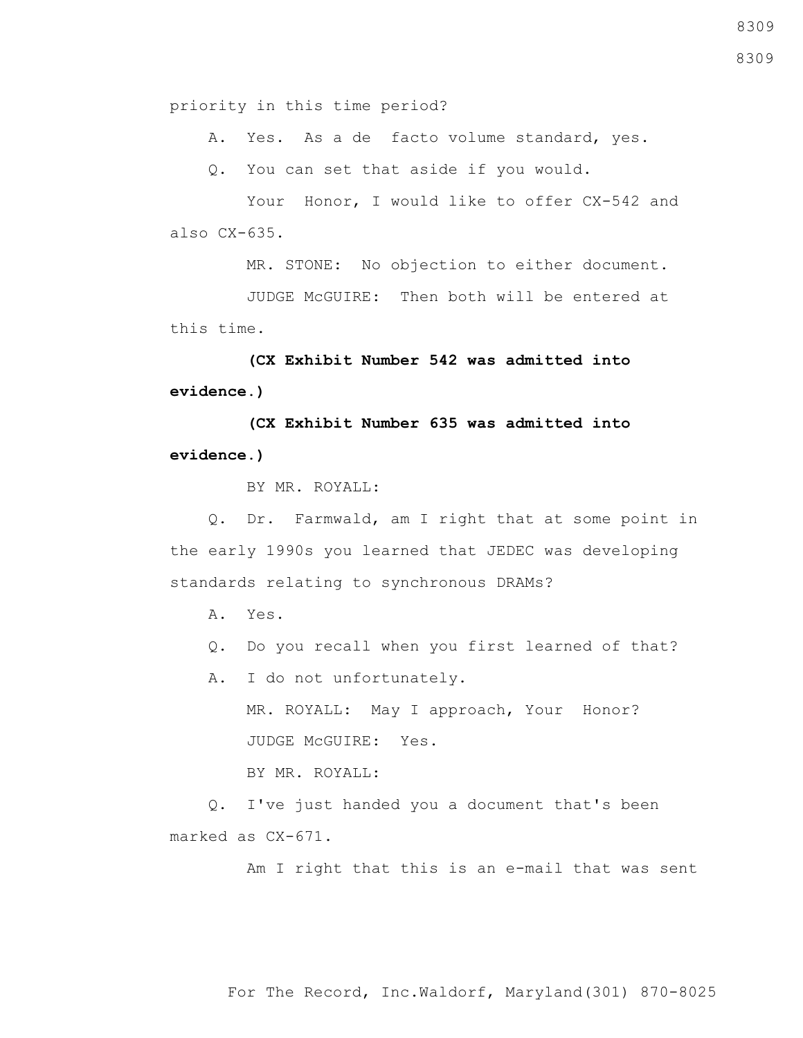priority in this time period?

A. Yes. As a de facto volume standard, yes.

Q. You can set that aside if you would.

Your Honor, I would like to offer CX-542 and also CX-635.

MR. STONE: No objection to either document.

JUDGE McGUIRE: Then both will be entered at this time.

**(CX Exhibit Number 542 was admitted into evidence.)**

**(CX Exhibit Number 635 was admitted into evidence.)**

BY MR. ROYALL:

Q. Dr. Farmwald, am I right that at some point in the early 1990s you learned that JEDEC was developing standards relating to synchronous DRAMs?

A. Yes.

Q. Do you recall when you first learned of that?

A. I do not unfortunately.

MR. ROYALL: May I approach, Your Honor?

JUDGE McGUIRE: Yes.

BY MR. ROYALL:

Q. I've just handed you a document that's been marked as CX-671.

Am I right that this is an e-mail that was sent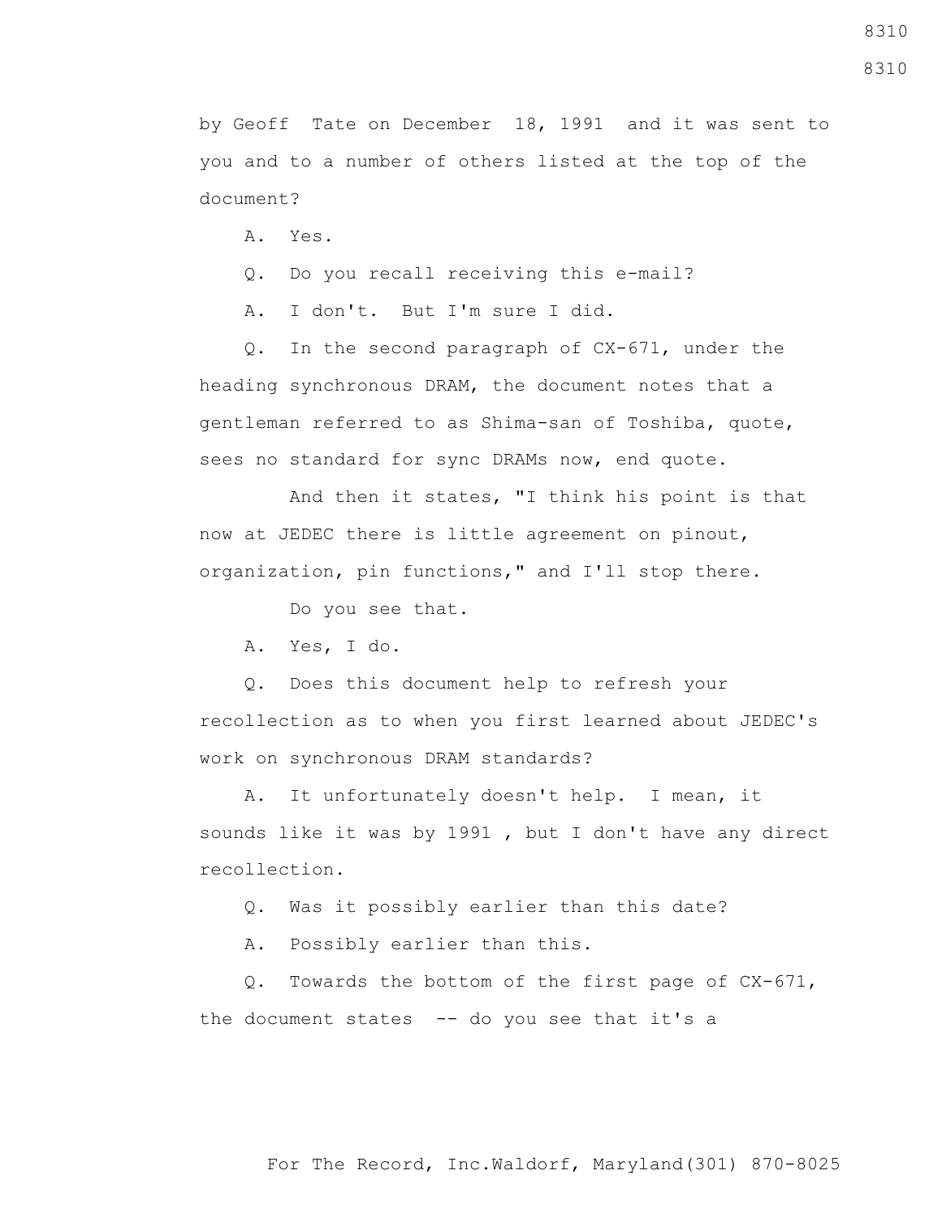by Geoff Tate on December 18, 1991 and it was sent to you and to a number of others listed at the top of the document?

A. Yes.

Q. Do you recall receiving this e-mail?

A. I don't. But I'm sure I did.

Q. In the second paragraph of CX-671, under the heading synchronous DRAM, the document notes that a gentleman referred to as Shima-san of Toshiba, quote, sees no standard for sync DRAMs now, end quote.

And then it states, "I think his point is that now at JEDEC there is little agreement on pinout, organization, pin functions," and I'll stop there.

Do you see that.

A. Yes, I do.

Q. Does this document help to refresh your recollection as to when you first learned about JEDEC's work on synchronous DRAM standards?

A. It unfortunately doesn't help. I mean, it sounds like it was by 1991 , but I don't have any direct recollection.

Q. Was it possibly earlier than this date?

A. Possibly earlier than this.

Q. Towards the bottom of the first page of CX-671, the document states -- do you see that it's a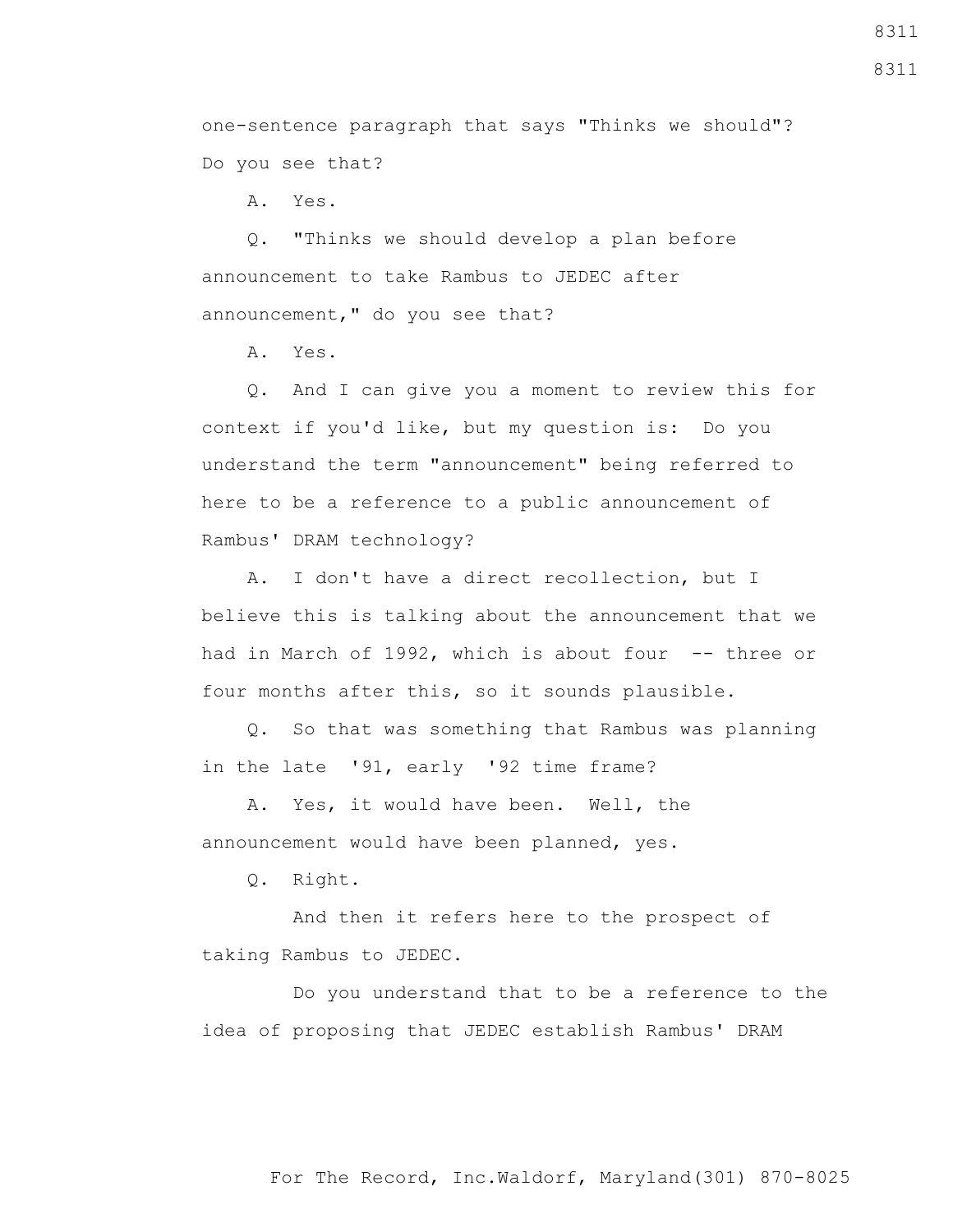one-sentence paragraph that says "Thinks we should"? Do you see that?

A. Yes.

Q. "Thinks we should develop a plan before announcement to take Rambus to JEDEC after announcement," do you see that?

A. Yes.

Q. And I can give you a moment to review this for context if you'd like, but my question is: Do you understand the term "announcement" being referred to here to be a reference to a public announcement of Rambus' DRAM technology?

A. I don't have a direct recollection, but I believe this is talking about the announcement that we had in March of 1992, which is about four -- three or four months after this, so it sounds plausible.

Q. So that was something that Rambus was planning in the late '91, early '92 time frame?

A. Yes, it would have been. Well, the announcement would have been planned, yes.

Q. Right.

And then it refers here to the prospect of taking Rambus to JEDEC.

Do you understand that to be a reference to the idea of proposing that JEDEC establish Rambus' DRAM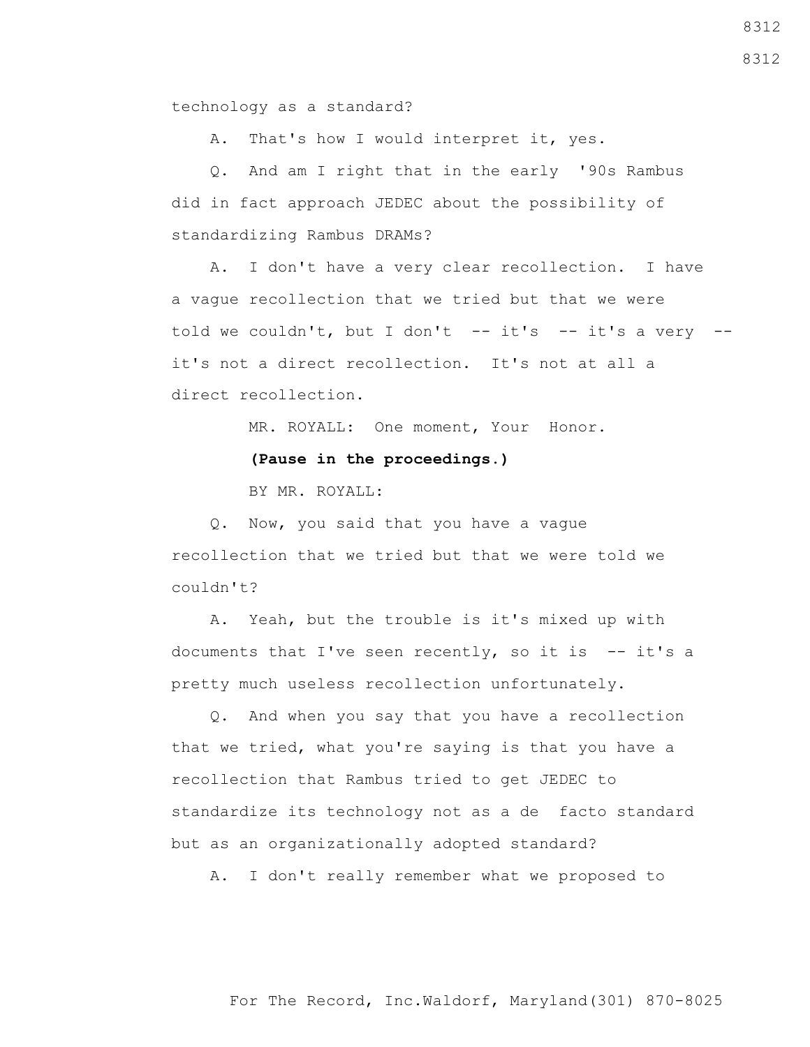technology as a standard?

A. That's how I would interpret it, yes.

Q. And am I right that in the early '90s Rambus did in fact approach JEDEC about the possibility of standardizing Rambus DRAMs?

A. I don't have a very clear recollection. I have a vague recollection that we tried but that we were told we couldn't, but I don't -- it's -- it's a very -- it's not a direct recollection. It's not at all a direct recollection.

MR. ROYALL: One moment, Your Honor.

**(Pause in the proceedings.)**

BY MR. ROYALL:

Q. Now, you said that you have a vague recollection that we tried but that we were told we couldn't?

A. Yeah, but the trouble is it's mixed up with documents that I've seen recently, so it is -- it's a pretty much useless recollection unfortunately.

Q. And when you say that you have a recollection that we tried, what you're saying is that you have a recollection that Rambus tried to get JEDEC to standardize its technology not as a de facto standard but as an organizationally adopted standard?

A. I don't really remember what we proposed to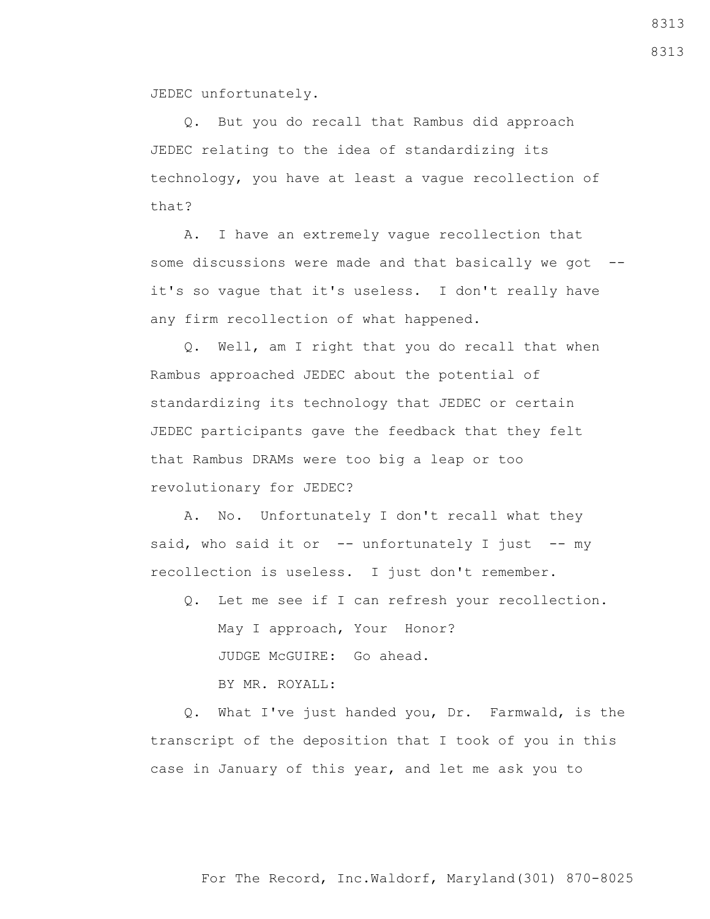JEDEC unfortunately.

Q. But you do recall that Rambus did approach JEDEC relating to the idea of standardizing its technology, you have at least a vague recollection of that?

A. I have an extremely vague recollection that some discussions were made and that basically we got -- it's so vague that it's useless. I don't really have any firm recollection of what happened.

Q. Well, am I right that you do recall that when Rambus approached JEDEC about the potential of standardizing its technology that JEDEC or certain JEDEC participants gave the feedback that they felt that Rambus DRAMs were too big a leap or too revolutionary for JEDEC?

A. No. Unfortunately I don't recall what they said, who said it or -- unfortunately I just -- my recollection is useless. I just don't remember.

Q. Let me see if I can refresh your recollection.

May I approach, Your Honor?

JUDGE McGUIRE: Go ahead.

BY MR. ROYALL:

Q. What I've just handed you, Dr. Farmwald, is the transcript of the deposition that I took of you in this case in January of this year, and let me ask you to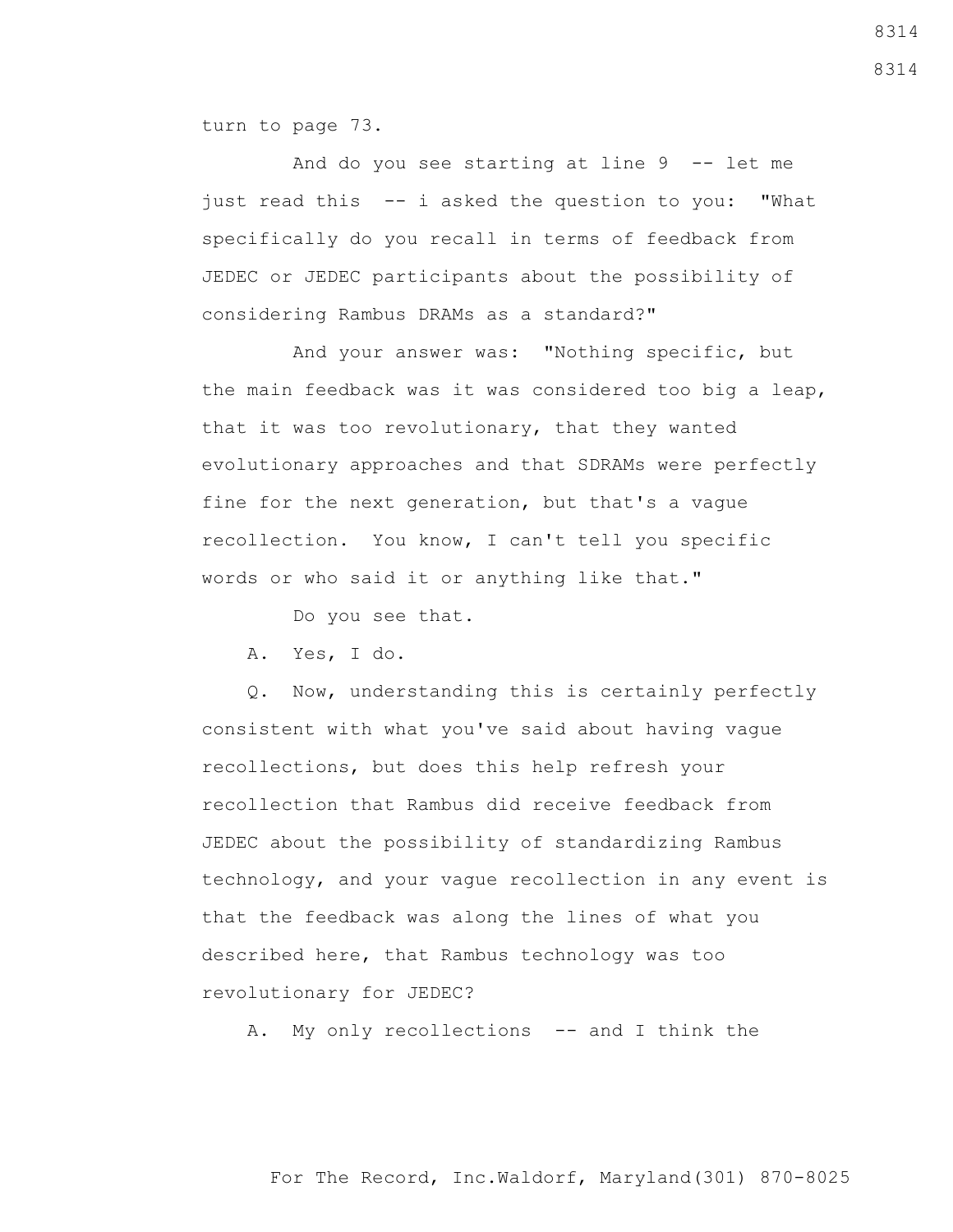turn to page 73.

And do you see starting at line 9 -- let me just read this -- i asked the question to you: "What specifically do you recall in terms of feedback from JEDEC or JEDEC participants about the possibility of considering Rambus DRAMs as a standard?"

And your answer was: "Nothing specific, but the main feedback was it was considered too big a leap, that it was too revolutionary, that they wanted evolutionary approaches and that SDRAMs were perfectly fine for the next generation, but that's a vague recollection. You know, I can't tell you specific words or who said it or anything like that."

Do you see that.

A. Yes, I do.

Q. Now, understanding this is certainly perfectly consistent with what you've said about having vague recollections, but does this help refresh your recollection that Rambus did receive feedback from JEDEC about the possibility of standardizing Rambus technology, and your vague recollection in any event is that the feedback was along the lines of what you described here, that Rambus technology was too revolutionary for JEDEC?

A. My only recollections -- and I think the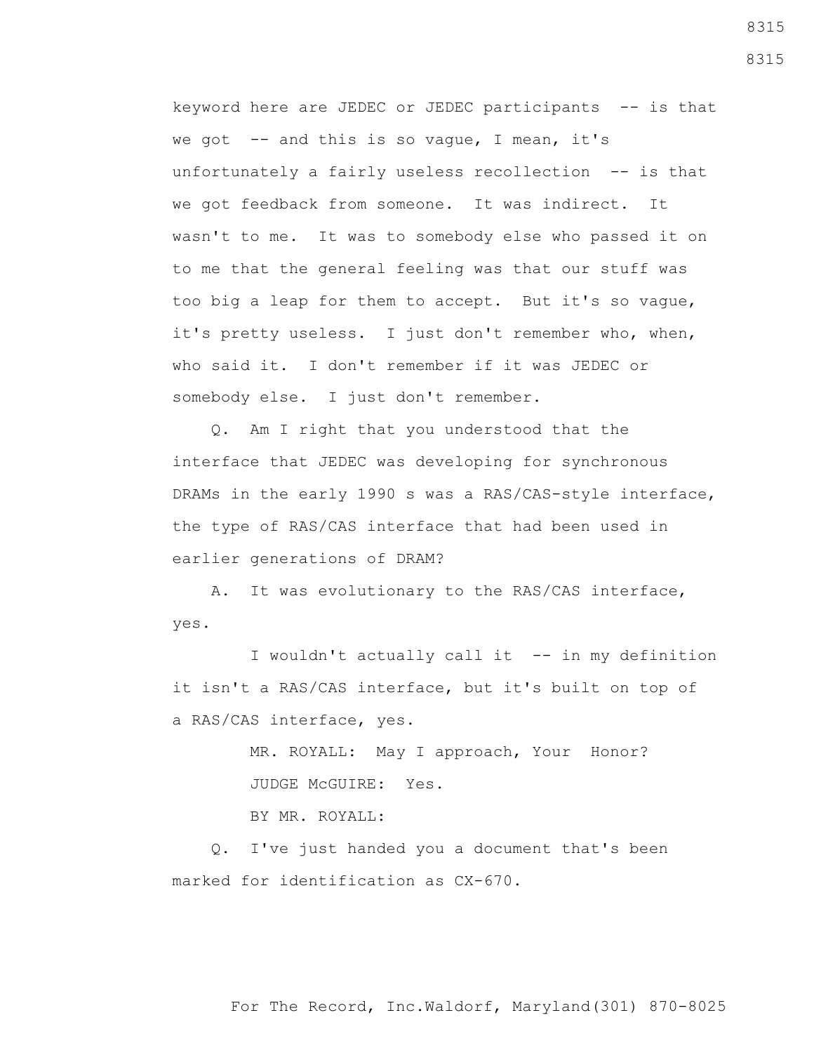keyword here are JEDEC or JEDEC participants -- is that we got -- and this is so vague, I mean, it's unfortunately a fairly useless recollection -- is that we got feedback from someone. It was indirect. It wasn't to me. It was to somebody else who passed it on to me that the general feeling was that our stuff was too big a leap for them to accept. But it's so vague, it's pretty useless. I just don't remember who, when, who said it. I don't remember if it was JEDEC or somebody else. I just don't remember.

Q. Am I right that you understood that the interface that JEDEC was developing for synchronous DRAMs in the early 1990 s was a RAS/CAS-style interface, the type of RAS/CAS interface that had been used in earlier generations of DRAM?

A. It was evolutionary to the RAS/CAS interface, yes.

I wouldn't actually call it -- in my definition it isn't a RAS/CAS interface, but it's built on top of a RAS/CAS interface, yes.

MR. ROYALL: May I approach, Your Honor?

JUDGE McGUIRE: Yes.

BY MR. ROYALL:

Q. I've just handed you a document that's been marked for identification as CX-670.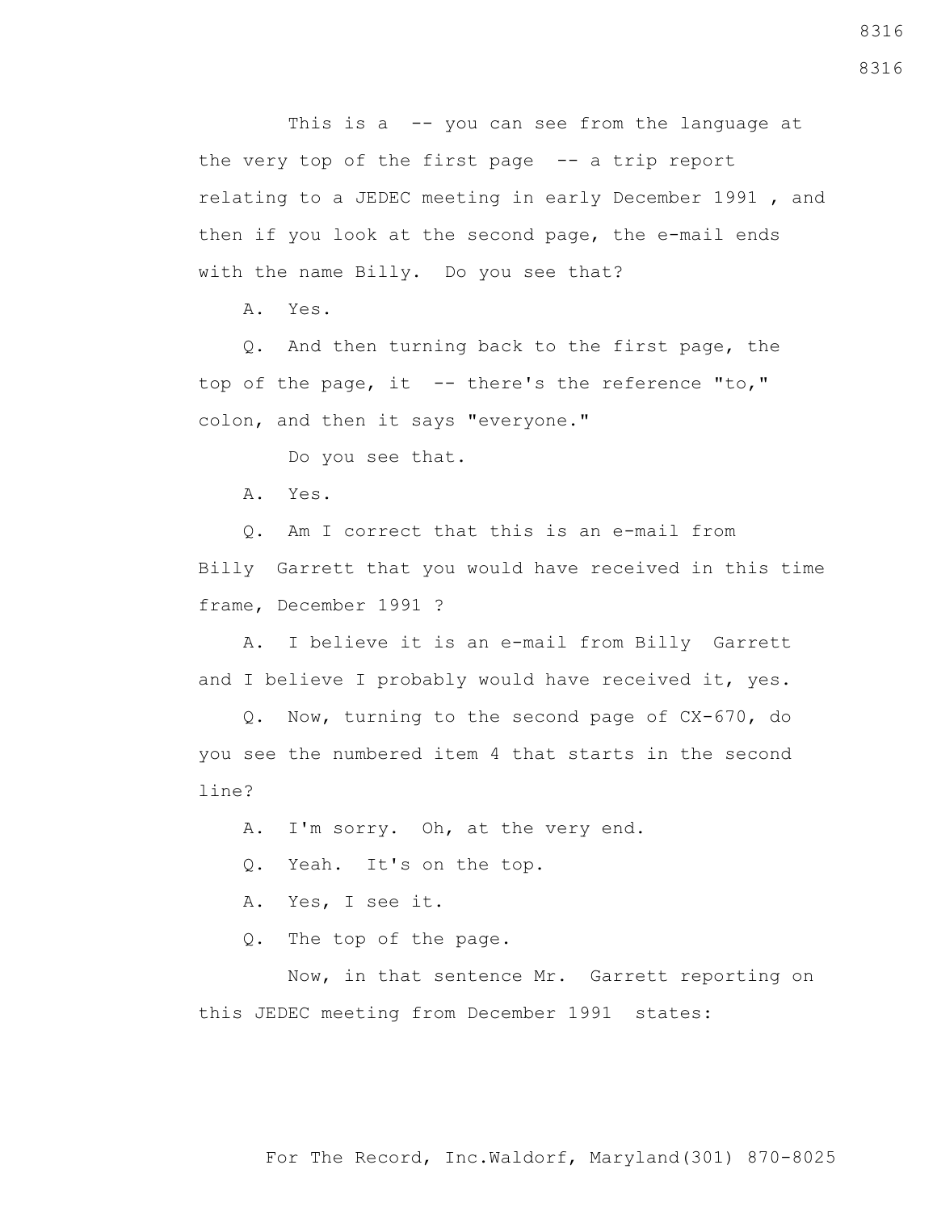This is a -- you can see from the language at the very top of the first page -- a trip report relating to a JEDEC meeting in early December 1991 , and then if you look at the second page, the e-mail ends with the name Billy. Do you see that?

A. Yes.

Q. And then turning back to the first page, the top of the page, it -- there's the reference "to," colon, and then it says "everyone."

Do you see that.

A. Yes.

Q. Am I correct that this is an e-mail from Billy Garrett that you would have received in this time frame, December 1991 ?

A. I believe it is an e-mail from Billy Garrett and I believe I probably would have received it, yes.

Q. Now, turning to the second page of CX-670, do you see the numbered item 4 that starts in the second line?

A. I'm sorry. Oh, at the very end.

Q. Yeah. It's on the top.

A. Yes, I see it.

Q. The top of the page.

Now, in that sentence Mr. Garrett reporting on this JEDEC meeting from December 1991 states: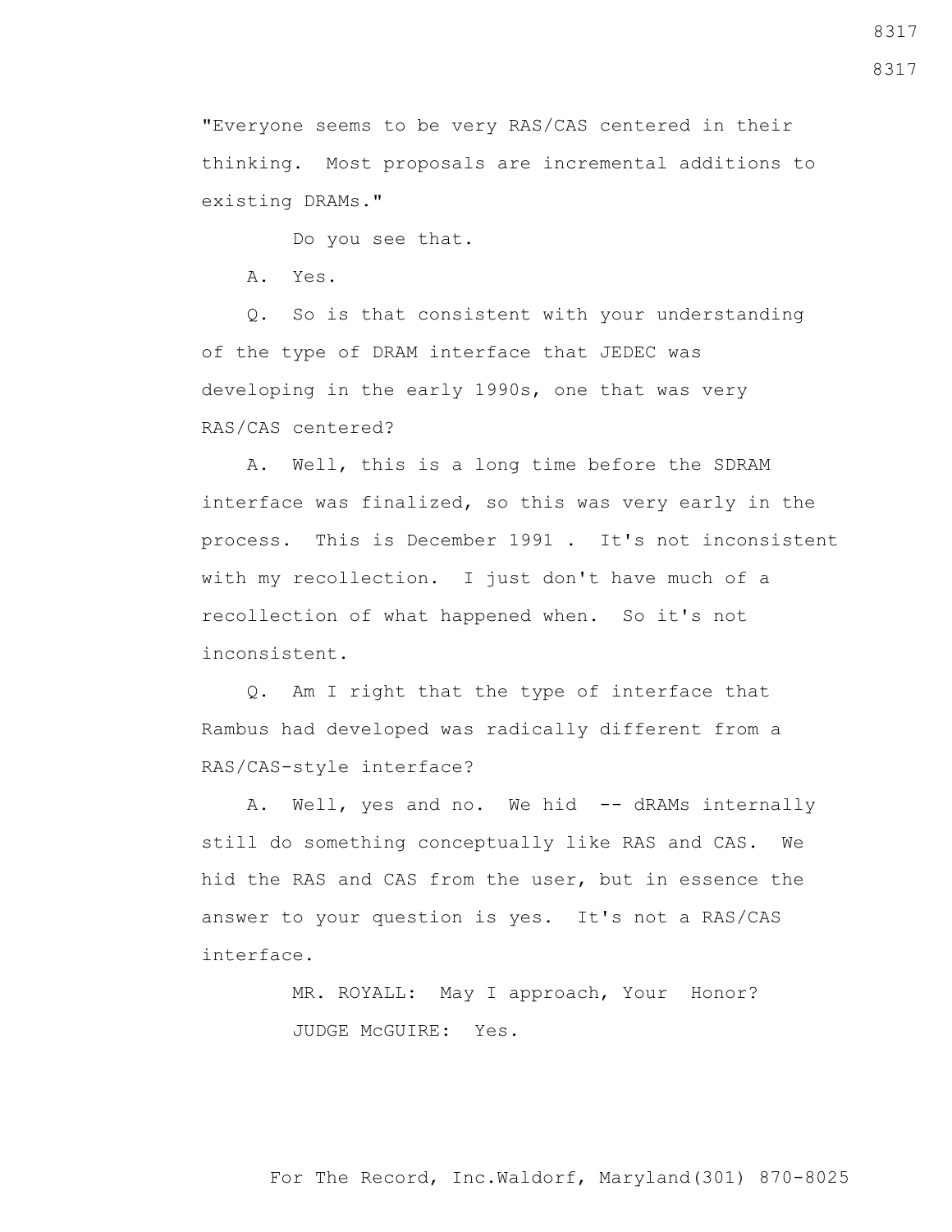"Everyone seems to be very RAS/CAS centered in their thinking. Most proposals are incremental additions to existing DRAMs."

Do you see that.

A. Yes.

Q. So is that consistent with your understanding of the type of DRAM interface that JEDEC was developing in the early 1990s, one that was very RAS/CAS centered?

A. Well, this is a long time before the SDRAM interface was finalized, so this was very early in the process. This is December 1991 . It's not inconsistent with my recollection. I just don't have much of a recollection of what happened when. So it's not inconsistent.

Q. Am I right that the type of interface that Rambus had developed was radically different from a RAS/CAS-style interface?

A. Well, yes and no. We hid -- dRAMs internally still do something conceptually like RAS and CAS. We hid the RAS and CAS from the user, but in essence the answer to your question is yes. It's not a RAS/CAS interface.

MR. ROYALL: May I approach, Your Honor?

JUDGE McGUIRE: Yes.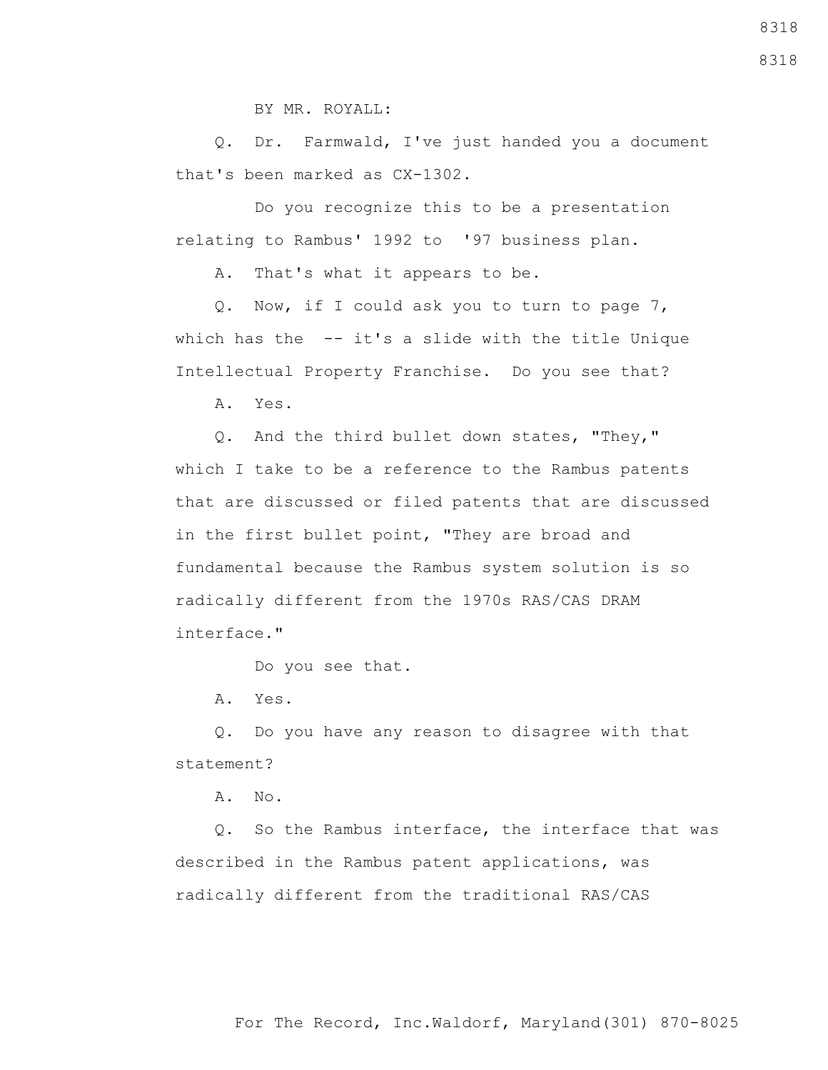BY MR. ROYALL:

Q. Dr. Farmwald, I've just handed you a document that's been marked as CX-1302.

Do you recognize this to be a presentation relating to Rambus' 1992 to '97 business plan.

A. That's what it appears to be.

Q. Now, if I could ask you to turn to page 7, which has the -- it's a slide with the title Unique Intellectual Property Franchise. Do you see that?

A. Yes.

Q. And the third bullet down states, "They," which I take to be a reference to the Rambus patents that are discussed or filed patents that are discussed in the first bullet point, "They are broad and fundamental because the Rambus system solution is so radically different from the 1970s RAS/CAS DRAM interface."

Do you see that.

A. Yes.

Q. Do you have any reason to disagree with that statement?

A. No.

Q. So the Rambus interface, the interface that was described in the Rambus patent applications, was radically different from the traditional RAS/CAS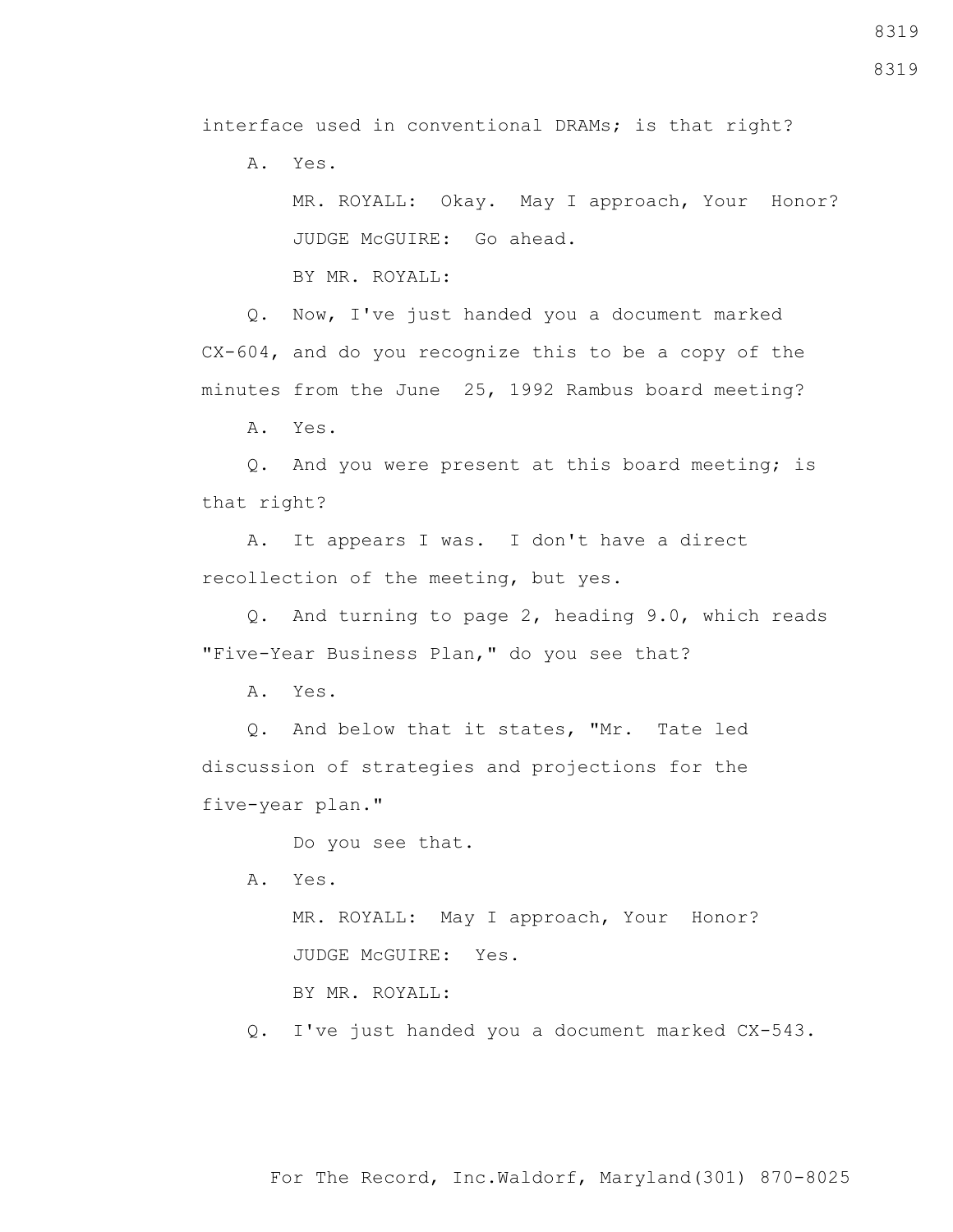interface used in conventional DRAMs; is that right?

A. Yes.

MR. ROYALL: Okay. May I approach, Your Honor?

JUDGE McGUIRE: Go ahead.

BY MR. ROYALL:

Q. Now, I've just handed you a document marked CX-604, and do you recognize this to be a copy of the minutes from the June 25, 1992 Rambus board meeting?

A. Yes.

Q. And you were present at this board meeting; is that right?

A. It appears I was. I don't have a direct recollection of the meeting, but yes.

Q. And turning to page 2, heading 9.0, which reads "Five-Year Business Plan," do you see that?

A. Yes.

Q. And below that it states, "Mr. Tate led discussion of strategies and projections for the five-year plan."

Do you see that.

A. Yes.

MR. ROYALL: May I approach, Your Honor?

JUDGE McGUIRE: Yes.

BY MR. ROYALL:

Q. I've just handed you a document marked CX-543.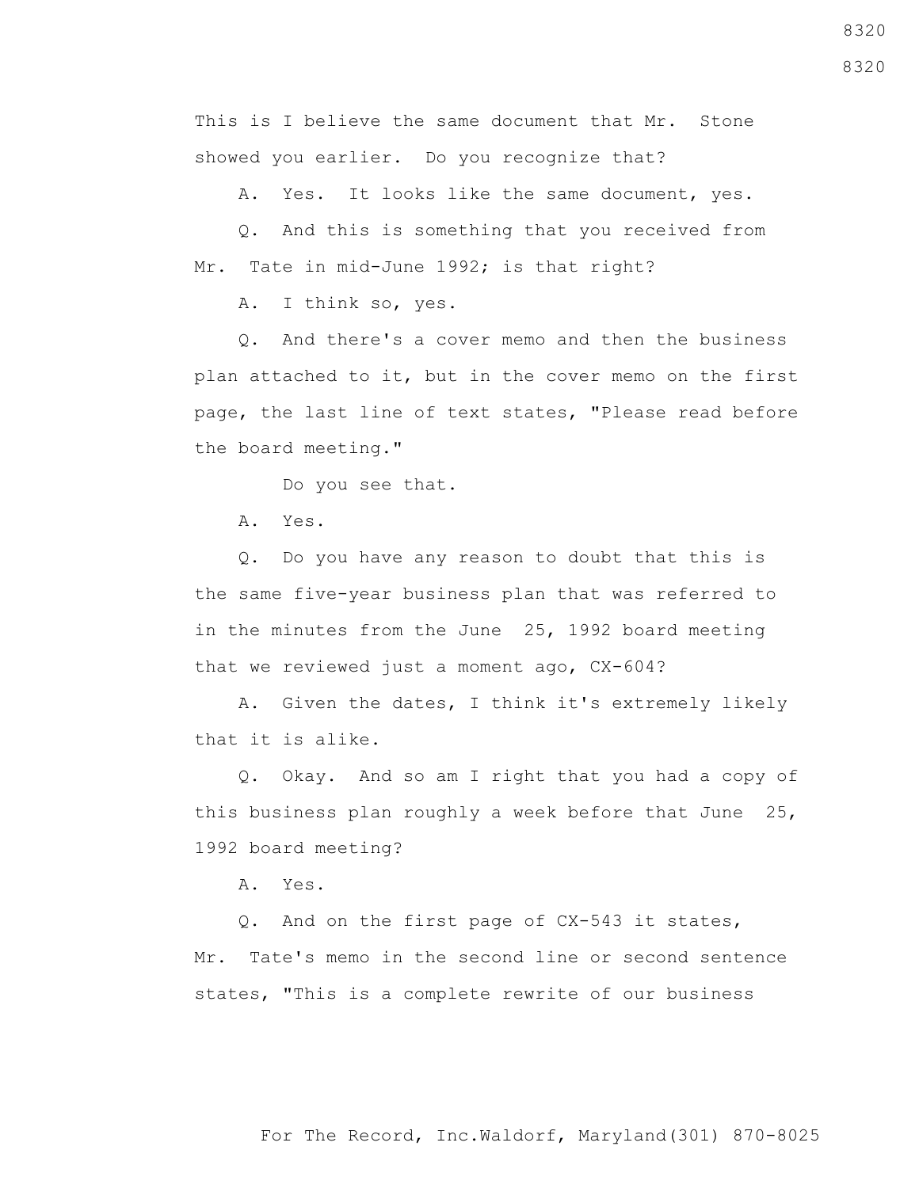This is I believe the same document that Mr. Stone showed you earlier. Do you recognize that?

A. Yes. It looks like the same document, yes.

Q. And this is something that you received from Mr. Tate in mid-June 1992; is that right?

A. I think so, yes.

Q. And there's a cover memo and then the business plan attached to it, but in the cover memo on the first page, the last line of text states, "Please read before the board meeting."

Do you see that.

A. Yes.

Q. Do you have any reason to doubt that this is the same five-year business plan that was referred to in the minutes from the June 25, 1992 board meeting that we reviewed just a moment ago, CX-604?

A. Given the dates, I think it's extremely likely that it is alike.

Q. Okay. And so am I right that you had a copy of this business plan roughly a week before that June 25, 1992 board meeting?

A. Yes.

Q. And on the first page of CX-543 it states, Mr. Tate's memo in the second line or second sentence states, "This is a complete rewrite of our business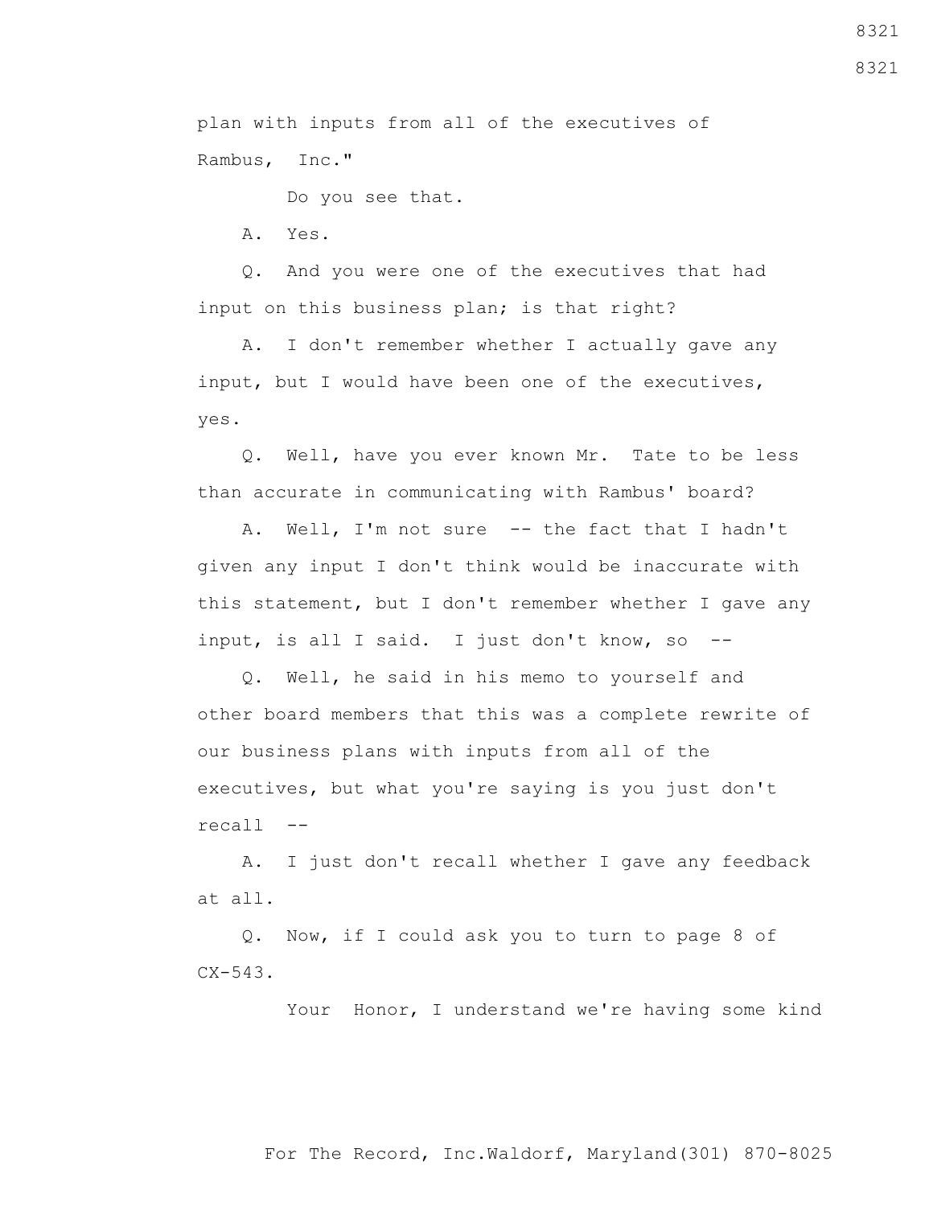plan with inputs from all of the executives of Rambus, Inc."

Do you see that.

A. Yes.

Q. And you were one of the executives that had input on this business plan; is that right?

A. I don't remember whether I actually gave any input, but I would have been one of the executives, yes.

Q. Well, have you ever known Mr. Tate to be less than accurate in communicating with Rambus' board?

A. Well, I'm not sure -- the fact that I hadn't given any input I don't think would be inaccurate with this statement, but I don't remember whether I gave any input, is all I said. I just don't know, so --

Q. Well, he said in his memo to yourself and other board members that this was a complete rewrite of our business plans with inputs from all of the executives, but what you're saying is you just don't recall --

A. I just don't recall whether I gave any feedback at all.

Q. Now, if I could ask you to turn to page 8 of CX-543.

Your Honor, I understand we're having some kind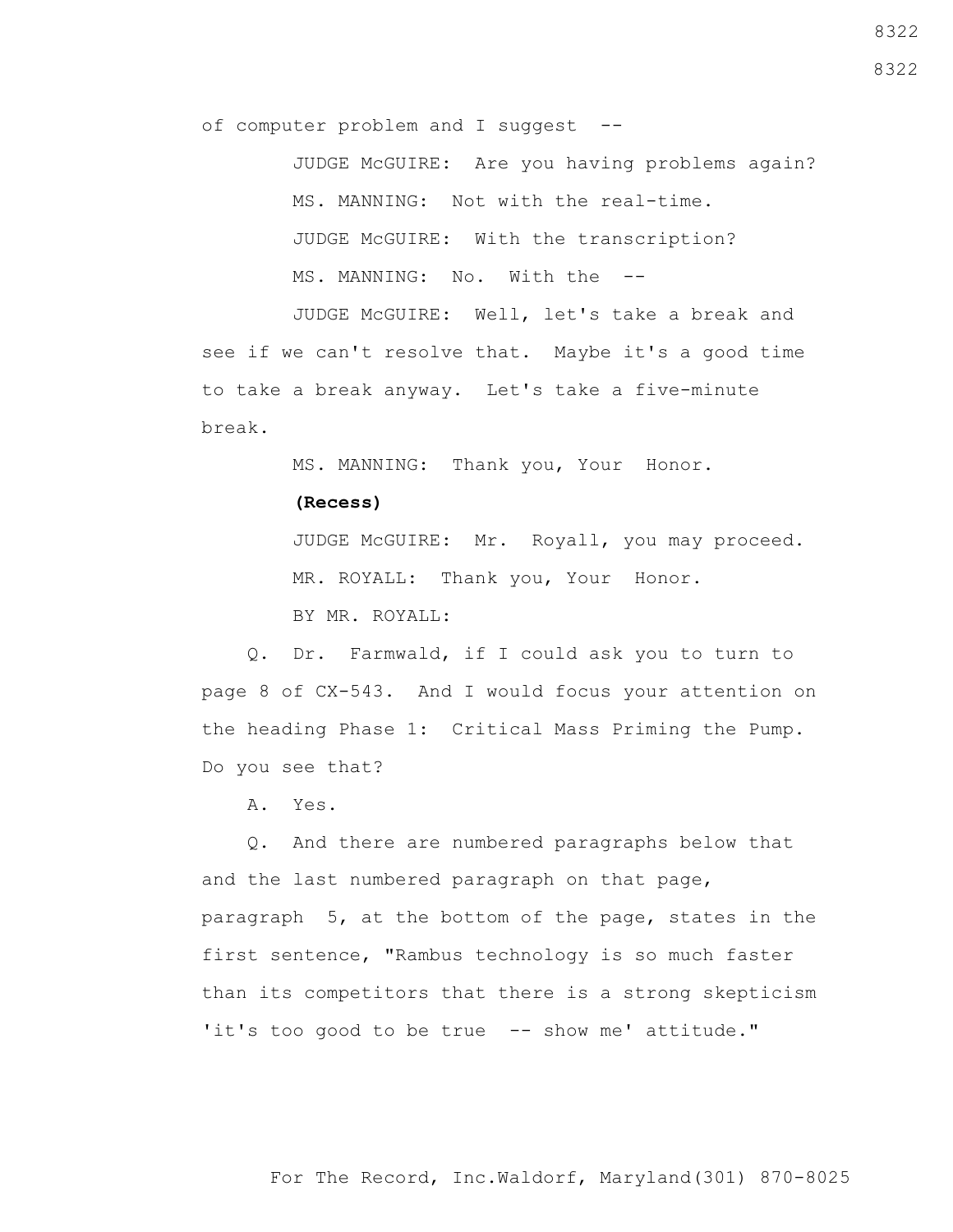of computer problem and I suggest --

JUDGE McGUIRE: Are you having problems again?

MS. MANNING: Not with the real-time.

JUDGE McGUIRE: With the transcription?

MS. MANNING: No. With the --

JUDGE McGUIRE: Well, let's take a break and see if we can't resolve that. Maybe it's a good time to take a break anyway. Let's take a five-minute break.

MS. MANNING: Thank you, Your Honor.

**(Recess)**

JUDGE McGUIRE: Mr. Royall, you may proceed.

MR. ROYALL: Thank you, Your Honor.

BY MR. ROYALL:

Q. Dr. Farmwald, if I could ask you to turn to page 8 of CX-543. And I would focus your attention on the heading Phase 1: Critical Mass Priming the Pump. Do you see that?

A. Yes.

Q. And there are numbered paragraphs below that and the last numbered paragraph on that page, paragraph 5, at the bottom of the page, states in the first sentence, "Rambus technology is so much faster than its competitors that there is a strong skepticism 'it's too good to be true -- show me' attitude."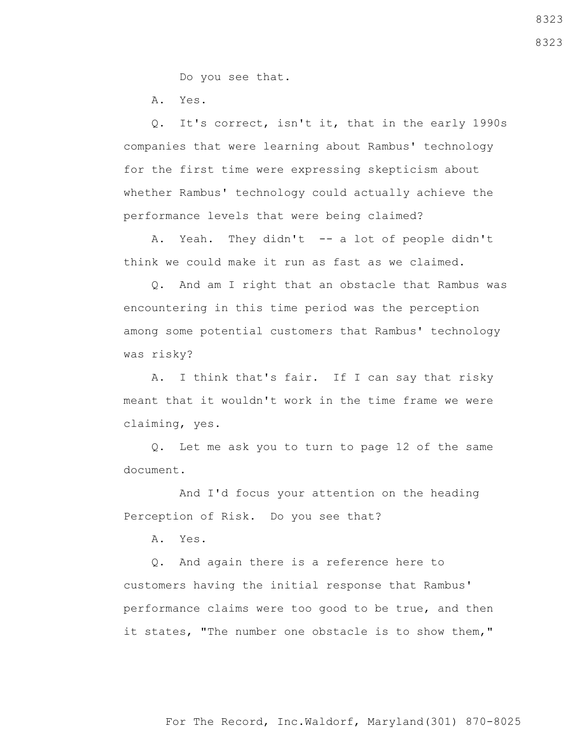Do you see that.

A. Yes.

Q. It's correct, isn't it, that in the early 1990s companies that were learning about Rambus' technology for the first time were expressing skepticism about whether Rambus' technology could actually achieve the performance levels that were being claimed?

A. Yeah. They didn't -- a lot of people didn't think we could make it run as fast as we claimed.

Q. And am I right that an obstacle that Rambus was encountering in this time period was the perception among some potential customers that Rambus' technology was risky?

A. I think that's fair. If I can say that risky meant that it wouldn't work in the time frame we were claiming, yes.

Q. Let me ask you to turn to page 12 of the same document.

And I'd focus your attention on the heading Perception of Risk. Do you see that?

A. Yes.

Q. And again there is a reference here to customers having the initial response that Rambus' performance claims were too good to be true, and then it states, "The number one obstacle is to show them,"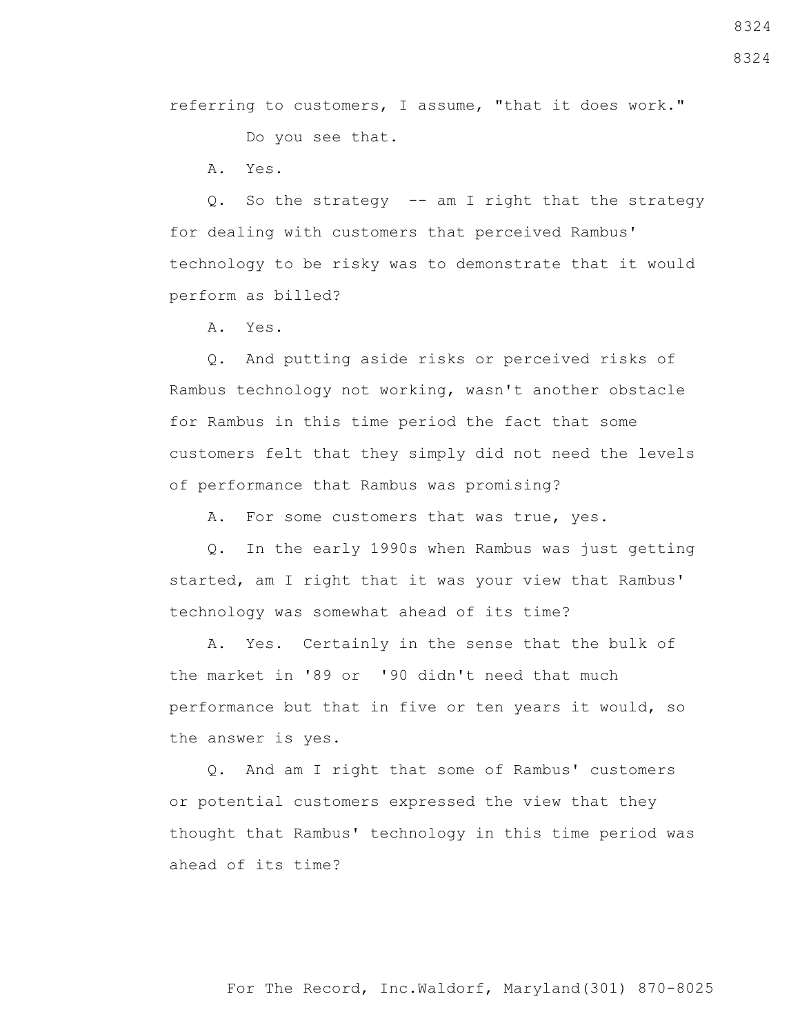referring to customers, I assume, "that it does work."

Do you see that.

A. Yes.

Q. So the strategy -- am I right that the strategy for dealing with customers that perceived Rambus' technology to be risky was to demonstrate that it would perform as billed?

A. Yes.

Q. And putting aside risks or perceived risks of Rambus technology not working, wasn't another obstacle for Rambus in this time period the fact that some customers felt that they simply did not need the levels of performance that Rambus was promising?

A. For some customers that was true, yes.

Q. In the early 1990s when Rambus was just getting started, am I right that it was your view that Rambus' technology was somewhat ahead of its time?

A. Yes. Certainly in the sense that the bulk of the market in '89 or '90 didn't need that much performance but that in five or ten years it would, so the answer is yes.

Q. And am I right that some of Rambus' customers or potential customers expressed the view that they thought that Rambus' technology in this time period was ahead of its time?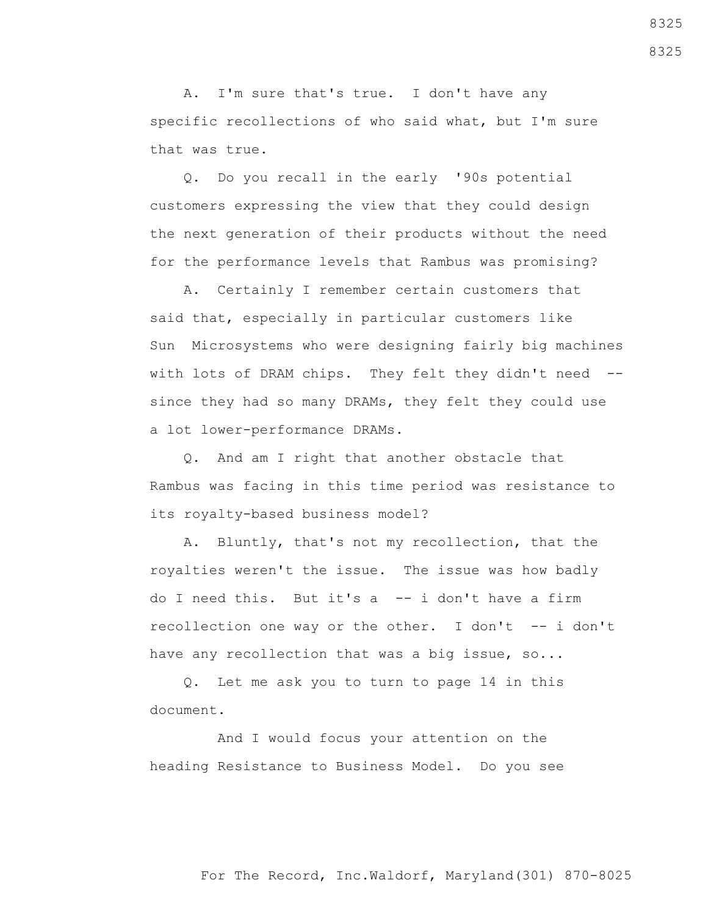A. I'm sure that's true. I don't have any specific recollections of who said what, but I'm sure that was true.

Q. Do you recall in the early '90s potential customers expressing the view that they could design the next generation of their products without the need for the performance levels that Rambus was promising?

A. Certainly I remember certain customers that said that, especially in particular customers like Sun Microsystems who were designing fairly big machines with lots of DRAM chips. They felt they didn't need -- since they had so many DRAMs, they felt they could use a lot lower-performance DRAMs.

Q. And am I right that another obstacle that Rambus was facing in this time period was resistance to its royalty-based business model?

A. Bluntly, that's not my recollection, that the royalties weren't the issue. The issue was how badly do I need this. But it's a -- i don't have a firm recollection one way or the other. I don't -- i don't have any recollection that was a big issue, so...

Q. Let me ask you to turn to page 14 in this document.

And I would focus your attention on the heading Resistance to Business Model. Do you see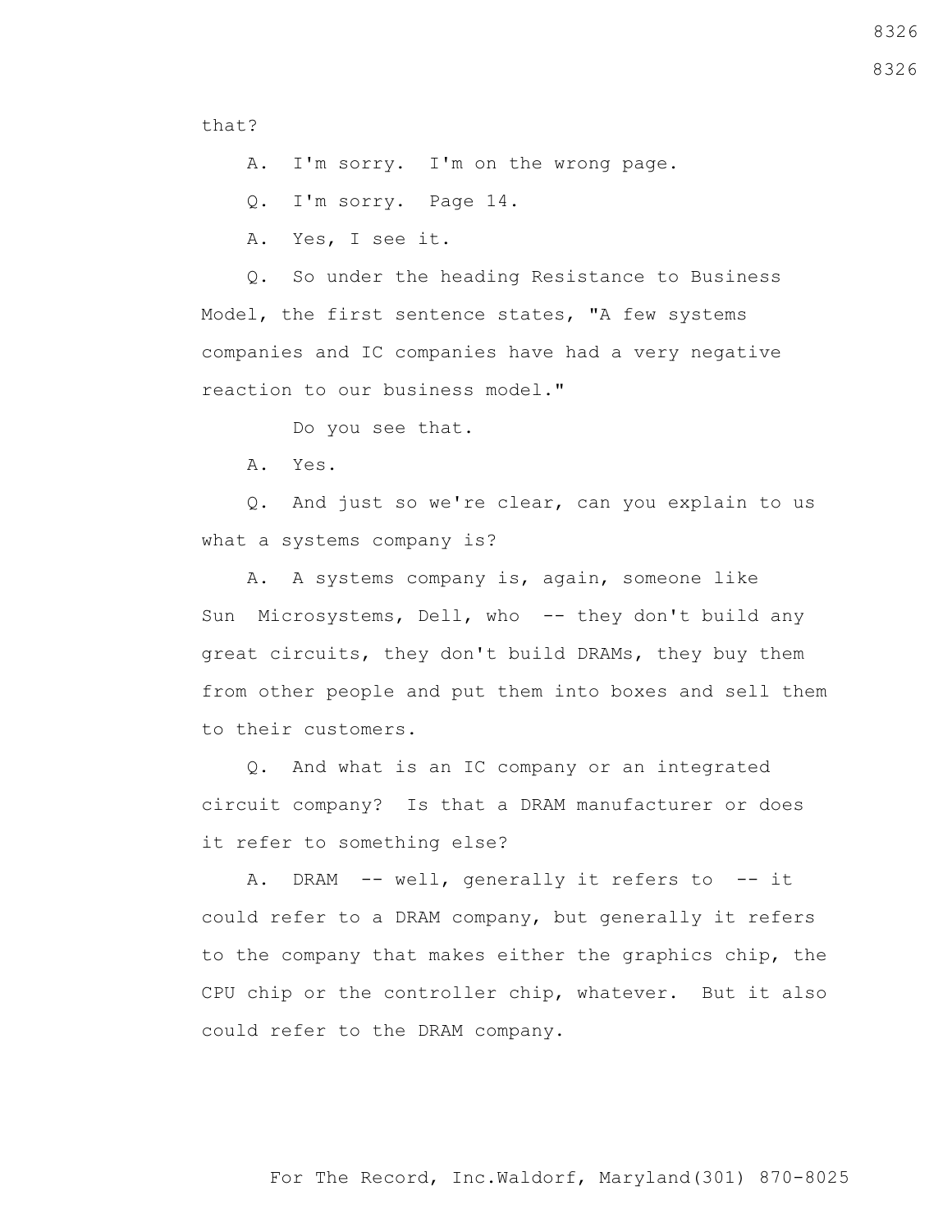that?

A. I'm sorry. I'm on the wrong page.

Q. I'm sorry. Page 14.

A. Yes, I see it.

Q. So under the heading Resistance to Business Model, the first sentence states, "A few systems companies and IC companies have had a very negative reaction to our business model."

Do you see that.

A. Yes.

Q. And just so we're clear, can you explain to us what a systems company is?

A. A systems company is, again, someone like Sun Microsystems, Dell, who -- they don't build any great circuits, they don't build DRAMs, they buy them from other people and put them into boxes and sell them to their customers.

Q. And what is an IC company or an integrated circuit company? Is that a DRAM manufacturer or does it refer to something else?

A. DRAM -- well, generally it refers to -- it could refer to a DRAM company, but generally it refers to the company that makes either the graphics chip, the CPU chip or the controller chip, whatever. But it also could refer to the DRAM company.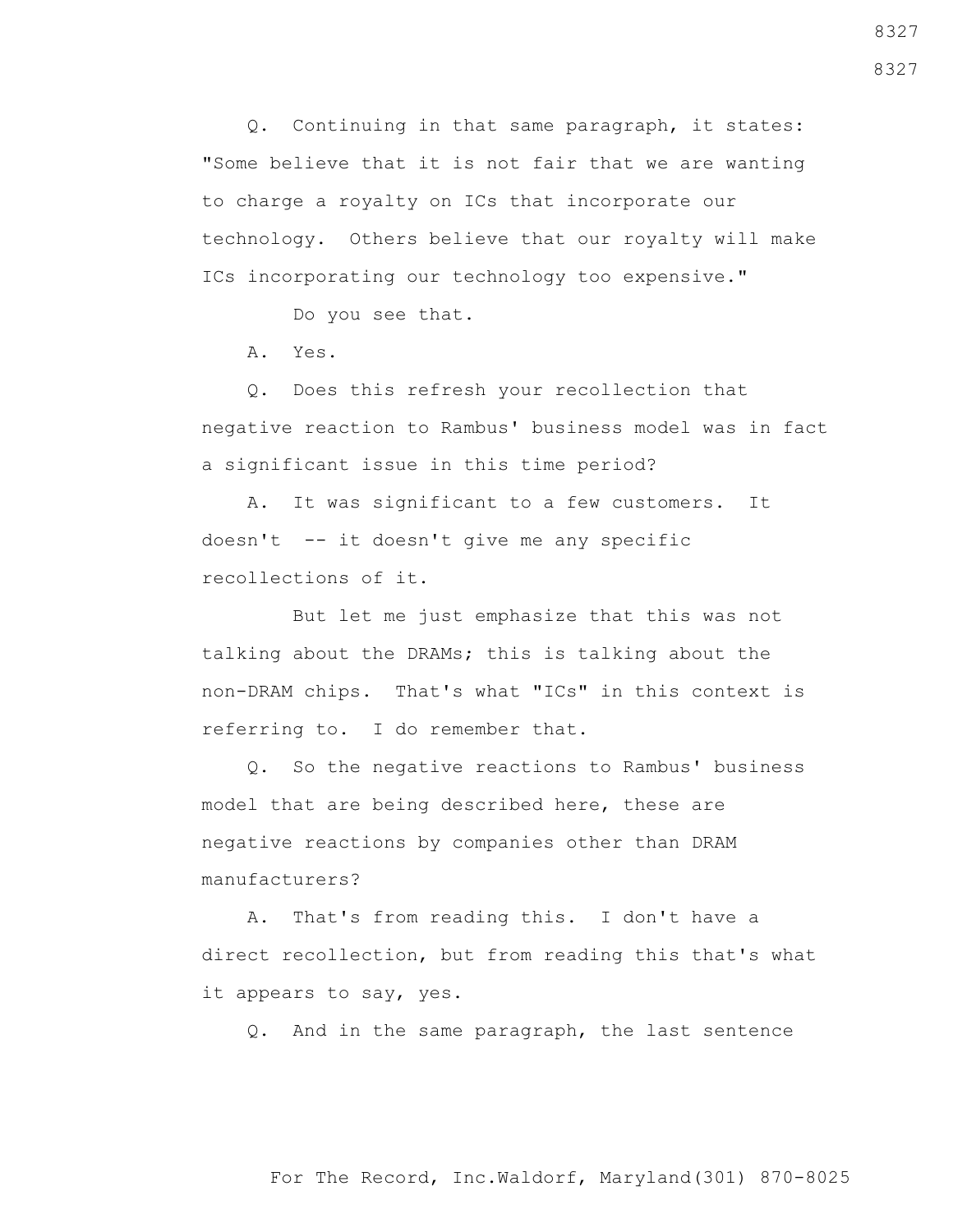Q. Continuing in that same paragraph, it states: "Some believe that it is not fair that we are wanting to charge a royalty on ICs that incorporate our technology. Others believe that our royalty will make ICs incorporating our technology too expensive."

Do you see that.

A. Yes.

Q. Does this refresh your recollection that negative reaction to Rambus' business model was in fact a significant issue in this time period?

A. It was significant to a few customers. It doesn't -- it doesn't give me any specific recollections of it.

But let me just emphasize that this was not talking about the DRAMs; this is talking about the non-DRAM chips. That's what "ICs" in this context is referring to. I do remember that.

Q. So the negative reactions to Rambus' business model that are being described here, these are negative reactions by companies other than DRAM manufacturers?

A. That's from reading this. I don't have a direct recollection, but from reading this that's what it appears to say, yes.

Q. And in the same paragraph, the last sentence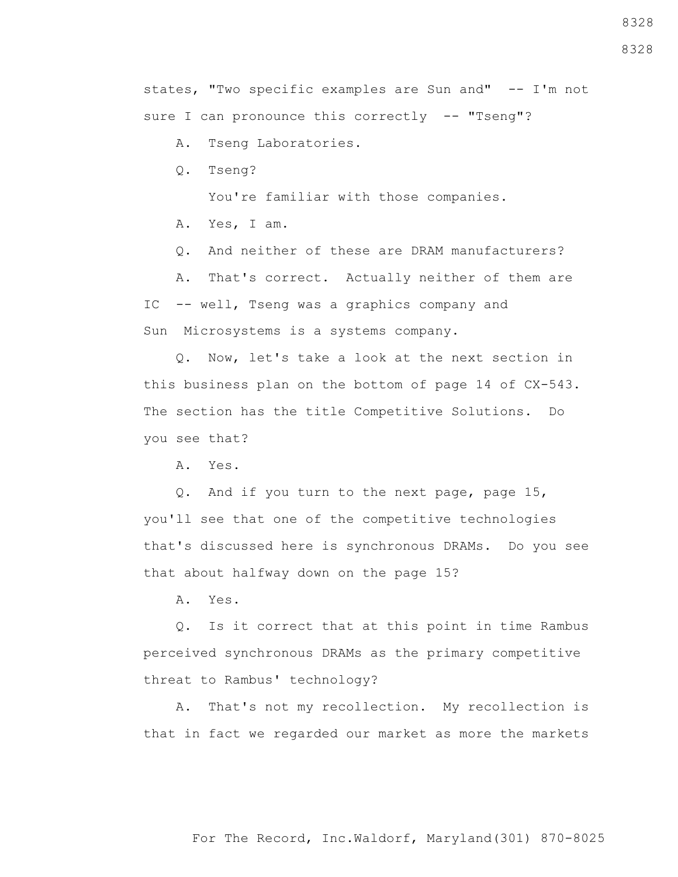states, "Two specific examples are Sun and" -- I'm not sure I can pronounce this correctly -- "Tseng"?

A. Tseng Laboratories.

Q. Tseng?

You're familiar with those companies.

A. Yes, I am.

Q. And neither of these are DRAM manufacturers?

A. That's correct. Actually neither of them are IC -- well, Tseng was a graphics company and Sun Microsystems is a systems company.

Q. Now, let's take a look at the next section in this business plan on the bottom of page 14 of CX-543. The section has the title Competitive Solutions. Do you see that?

A. Yes.

Q. And if you turn to the next page, page 15, you'll see that one of the competitive technologies that's discussed here is synchronous DRAMs. Do you see that about halfway down on the page 15?

A. Yes.

Q. Is it correct that at this point in time Rambus perceived synchronous DRAMs as the primary competitive threat to Rambus' technology?

A. That's not my recollection. My recollection is that in fact we regarded our market as more the markets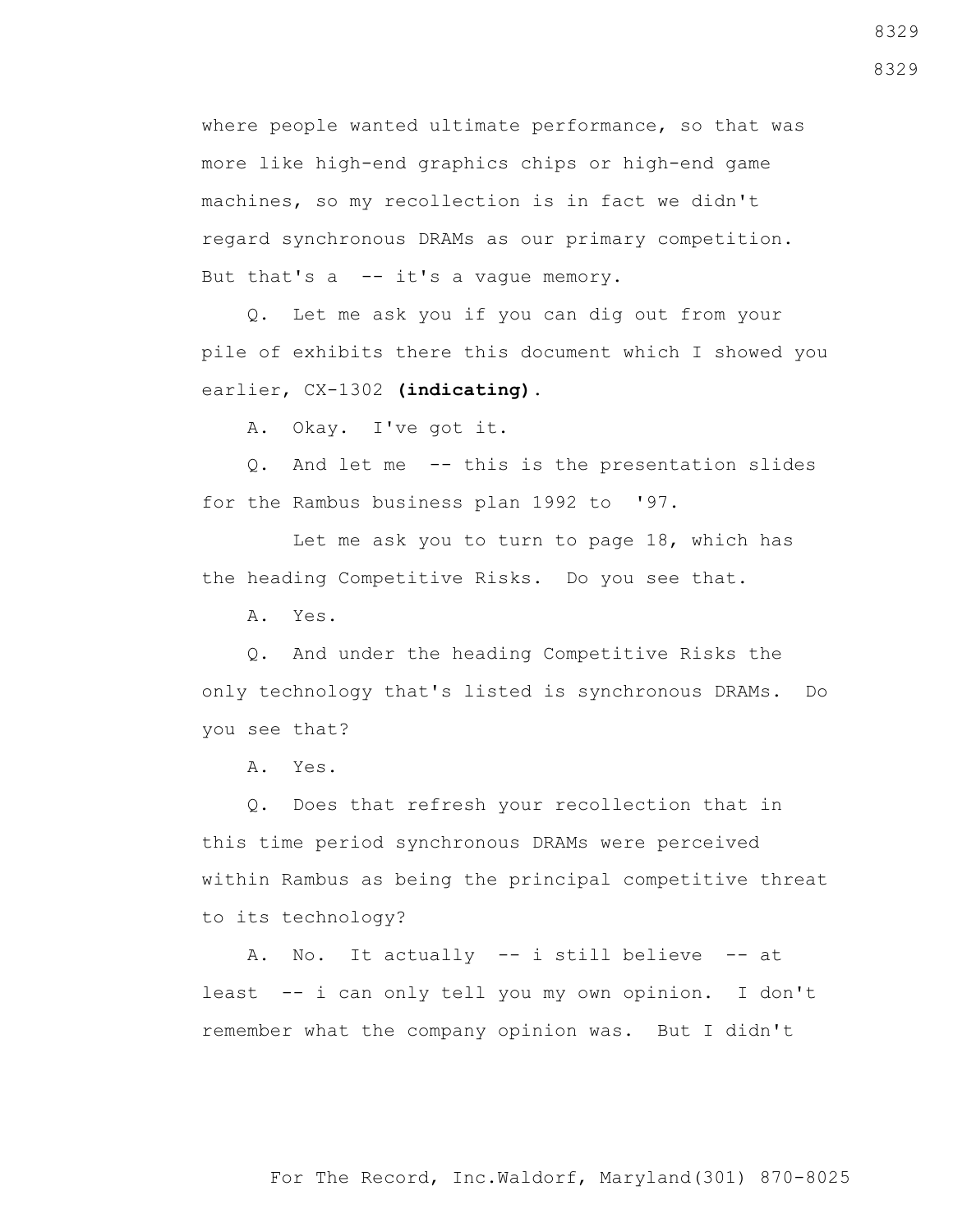where people wanted ultimate performance, so that was more like high-end graphics chips or high-end game machines, so my recollection is in fact we didn't regard synchronous DRAMs as our primary competition. But that's a -- it's a vague memory.

Q. Let me ask you if you can dig out from your pile of exhibits there this document which I showed you earlier, CX-1302 **(indicating)**.

A. Okay. I've got it.

Q. And let me -- this is the presentation slides for the Rambus business plan 1992 to '97.

Let me ask you to turn to page 18, which has the heading Competitive Risks. Do you see that.

A. Yes.

Q. And under the heading Competitive Risks the only technology that's listed is synchronous DRAMs. Do you see that?

A. Yes.

Q. Does that refresh your recollection that in this time period synchronous DRAMs were perceived within Rambus as being the principal competitive threat to its technology?

A. No. It actually -- i still believe -- at least -- i can only tell you my own opinion. I don't remember what the company opinion was. But I didn't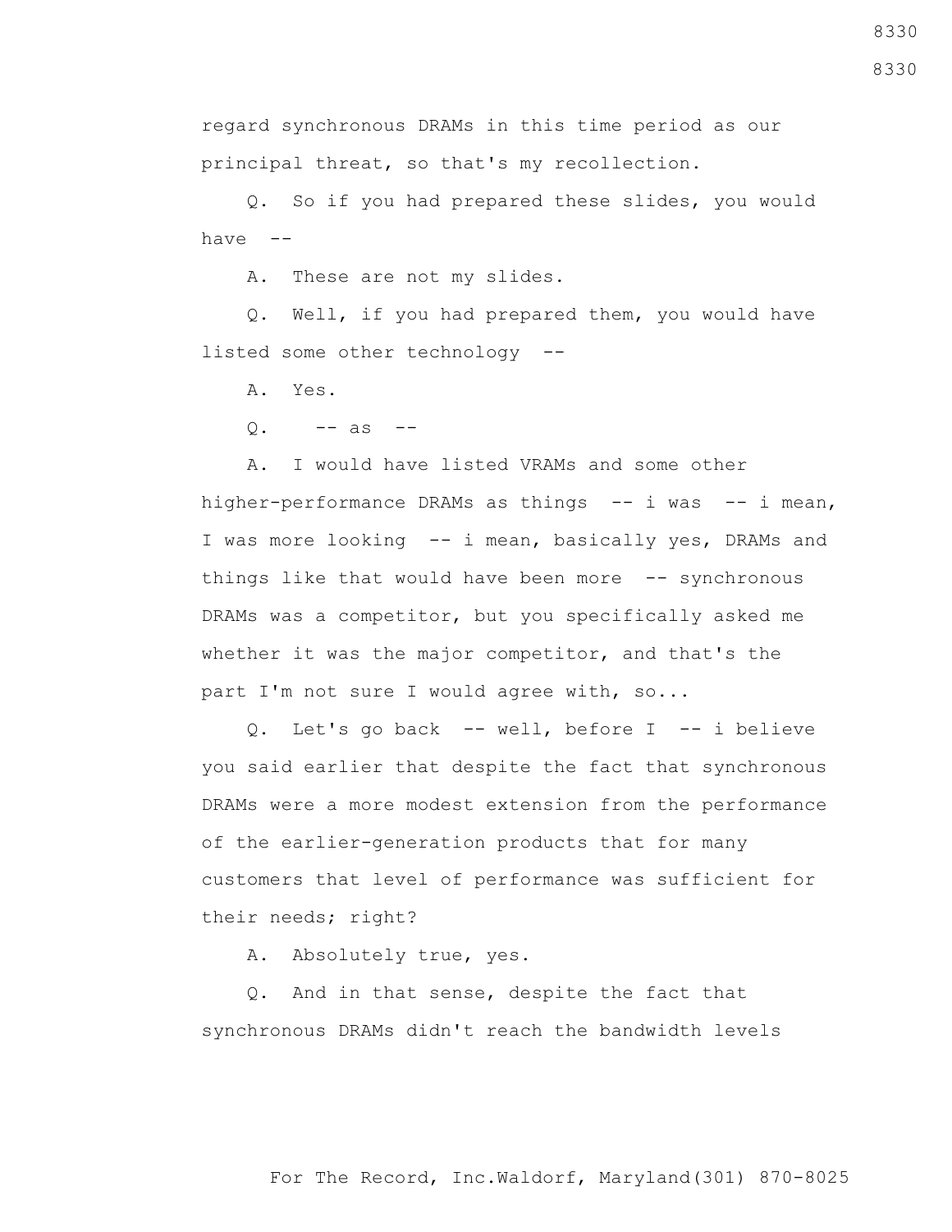regard synchronous DRAMs in this time period as our principal threat, so that's my recollection.

Q. So if you had prepared these slides, you would have --

A. These are not my slides.

Q. Well, if you had prepared them, you would have listed some other technology --

A. Yes.

Q. -- as --

A. I would have listed VRAMs and some other higher-performance DRAMs as things -- i was -- i mean, I was more looking -- i mean, basically yes, DRAMs and things like that would have been more -- synchronous DRAMs was a competitor, but you specifically asked me whether it was the major competitor, and that's the part I'm not sure I would agree with, so...

Q. Let's go back -- well, before I -- i believe you said earlier that despite the fact that synchronous DRAMs were a more modest extension from the performance of the earlier-generation products that for many customers that level of performance was sufficient for their needs; right?

A. Absolutely true, yes.

Q. And in that sense, despite the fact that synchronous DRAMs didn't reach the bandwidth levels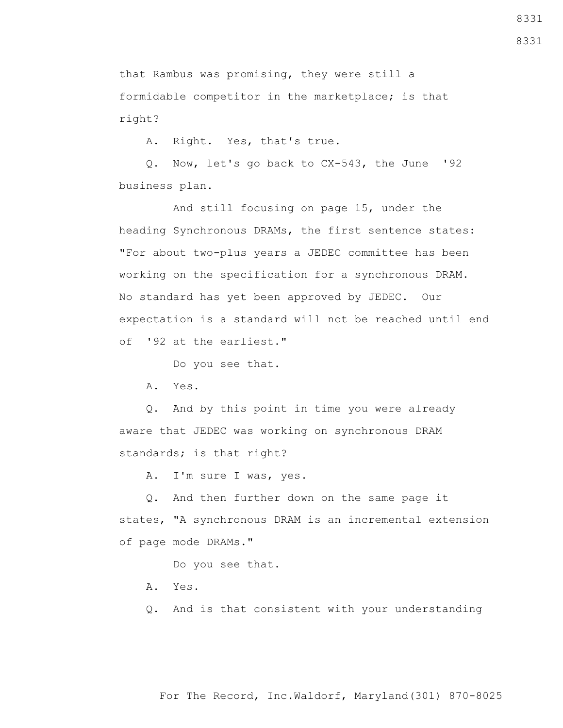that Rambus was promising, they were still a formidable competitor in the marketplace; is that right?

A. Right. Yes, that's true.

Q. Now, let's go back to CX-543, the June '92 business plan.

And still focusing on page 15, under the heading Synchronous DRAMs, the first sentence states: "For about two-plus years a JEDEC committee has been working on the specification for a synchronous DRAM. No standard has yet been approved by JEDEC. Our expectation is a standard will not be reached until end of '92 at the earliest."

Do you see that.

A. Yes.

Q. And by this point in time you were already aware that JEDEC was working on synchronous DRAM standards; is that right?

A. I'm sure I was, yes.

Q. And then further down on the same page it states, "A synchronous DRAM is an incremental extension of page mode DRAMs."

Do you see that.

A. Yes.

Q. And is that consistent with your understanding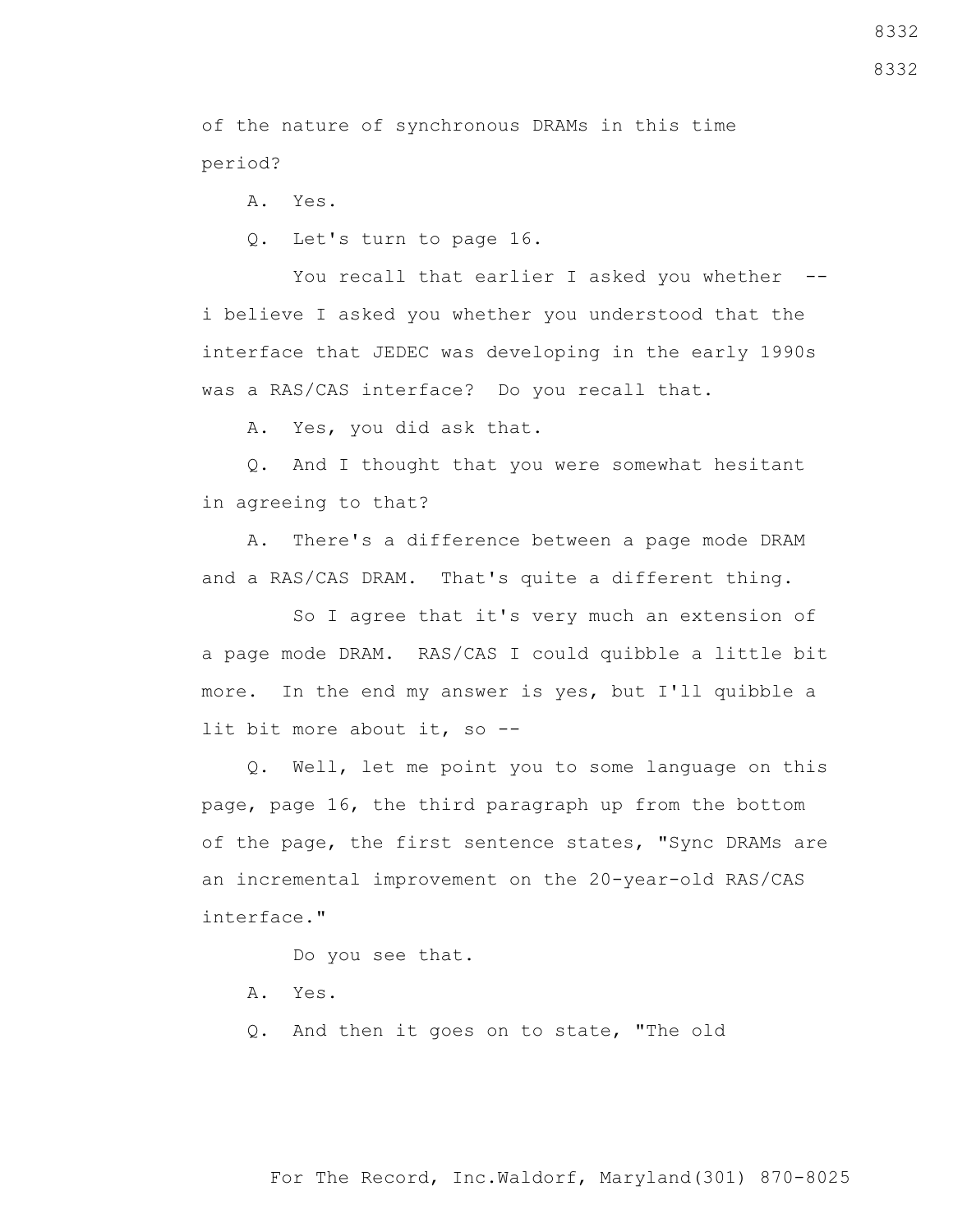of the nature of synchronous DRAMs in this time period?

A. Yes.

Q. Let's turn to page 16.

You recall that earlier I asked you whether -- i believe I asked you whether you understood that the interface that JEDEC was developing in the early 1990s was a RAS/CAS interface? Do you recall that.

A. Yes, you did ask that.

Q. And I thought that you were somewhat hesitant in agreeing to that?

A. There's a difference between a page mode DRAM and a RAS/CAS DRAM. That's quite a different thing.

So I agree that it's very much an extension of a page mode DRAM. RAS/CAS I could quibble a little bit more. In the end my answer is yes, but I'll quibble a lit bit more about it, so --

Q. Well, let me point you to some language on this page, page 16, the third paragraph up from the bottom of the page, the first sentence states, "Sync DRAMs are an incremental improvement on the 20-year-old RAS/CAS interface."

Do you see that.

A. Yes.

Q. And then it goes on to state, "The old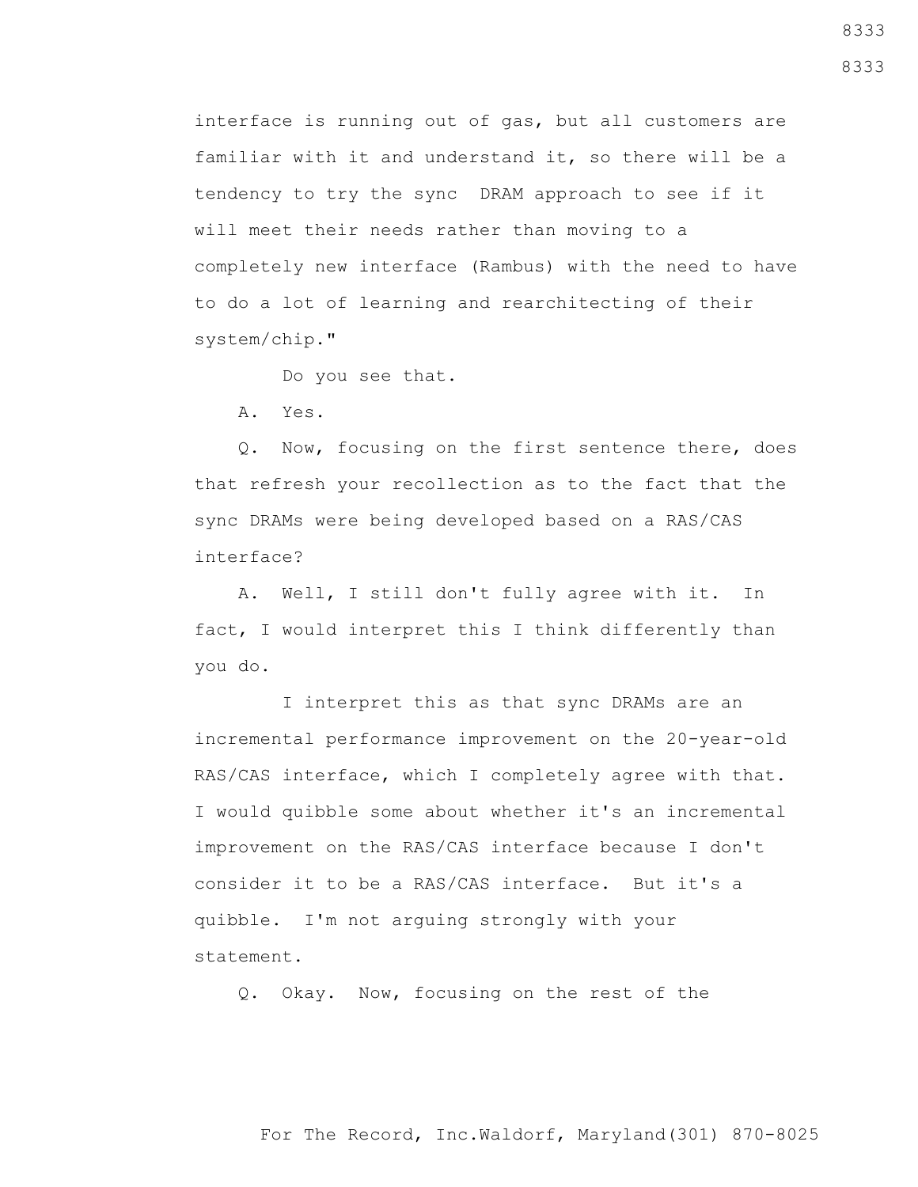interface is running out of gas, but all customers are familiar with it and understand it, so there will be a tendency to try the sync DRAM approach to see if it will meet their needs rather than moving to a completely new interface (Rambus) with the need to have to do a lot of learning and rearchitecting of their system/chip."

Do you see that.

A. Yes.

Q. Now, focusing on the first sentence there, does that refresh your recollection as to the fact that the sync DRAMs were being developed based on a RAS/CAS interface?

A. Well, I still don't fully agree with it. In fact, I would interpret this I think differently than you do.

I interpret this as that sync DRAMs are an incremental performance improvement on the 20-year-old RAS/CAS interface, which I completely agree with that. I would quibble some about whether it's an incremental improvement on the RAS/CAS interface because I don't consider it to be a RAS/CAS interface. But it's a quibble. I'm not arguing strongly with your statement.

Q. Okay. Now, focusing on the rest of the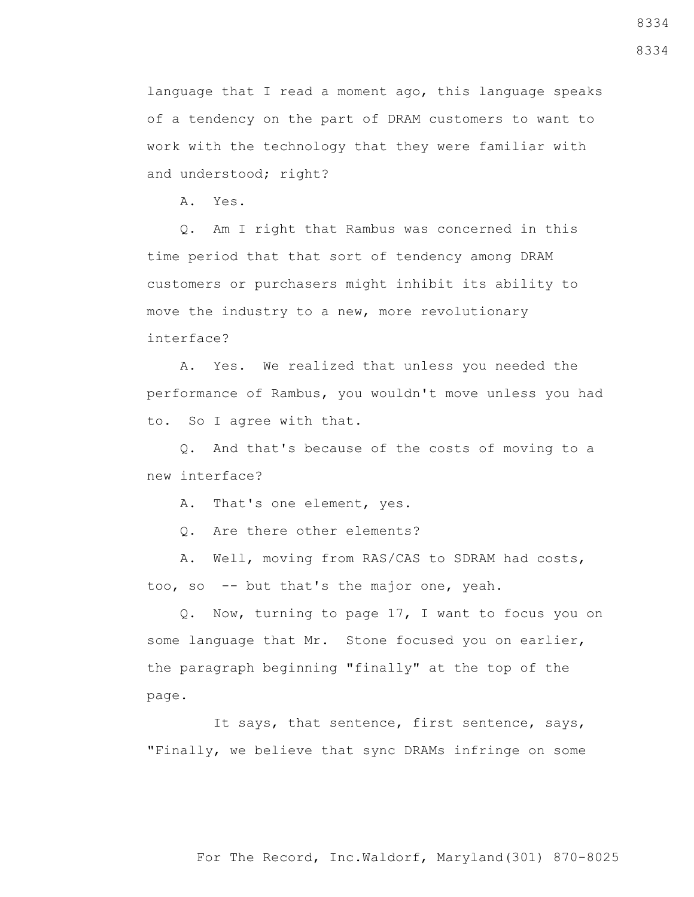language that I read a moment ago, this language speaks of a tendency on the part of DRAM customers to want to work with the technology that they were familiar with and understood; right?

A. Yes.

Q. Am I right that Rambus was concerned in this time period that that sort of tendency among DRAM customers or purchasers might inhibit its ability to move the industry to a new, more revolutionary interface?

A. Yes. We realized that unless you needed the performance of Rambus, you wouldn't move unless you had to. So I agree with that.

Q. And that's because of the costs of moving to a new interface?

A. That's one element, yes.

Q. Are there other elements?

A. Well, moving from RAS/CAS to SDRAM had costs, too, so -- but that's the major one, yeah.

Q. Now, turning to page 17, I want to focus you on some language that Mr. Stone focused you on earlier, the paragraph beginning "finally" at the top of the page.

It says, that sentence, first sentence, says, "Finally, we believe that sync DRAMs infringe on some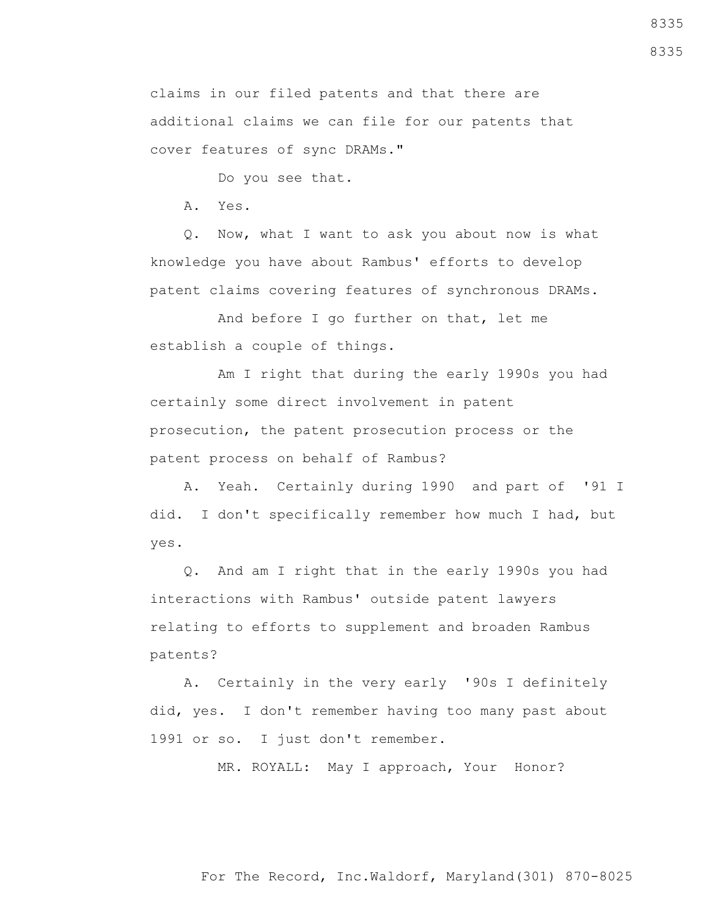claims in our filed patents and that there are additional claims we can file for our patents that cover features of sync DRAMs."

Do you see that.

A. Yes.

Q. Now, what I want to ask you about now is what knowledge you have about Rambus' efforts to develop patent claims covering features of synchronous DRAMs.

And before I go further on that, let me establish a couple of things.

Am I right that during the early 1990s you had certainly some direct involvement in patent prosecution, the patent prosecution process or the patent process on behalf of Rambus?

A. Yeah. Certainly during 1990 and part of '91 I did. I don't specifically remember how much I had, but yes.

Q. And am I right that in the early 1990s you had interactions with Rambus' outside patent lawyers relating to efforts to supplement and broaden Rambus patents?

A. Certainly in the very early '90s I definitely did, yes. I don't remember having too many past about 1991 or so. I just don't remember.

MR. ROYALL: May I approach, Your Honor?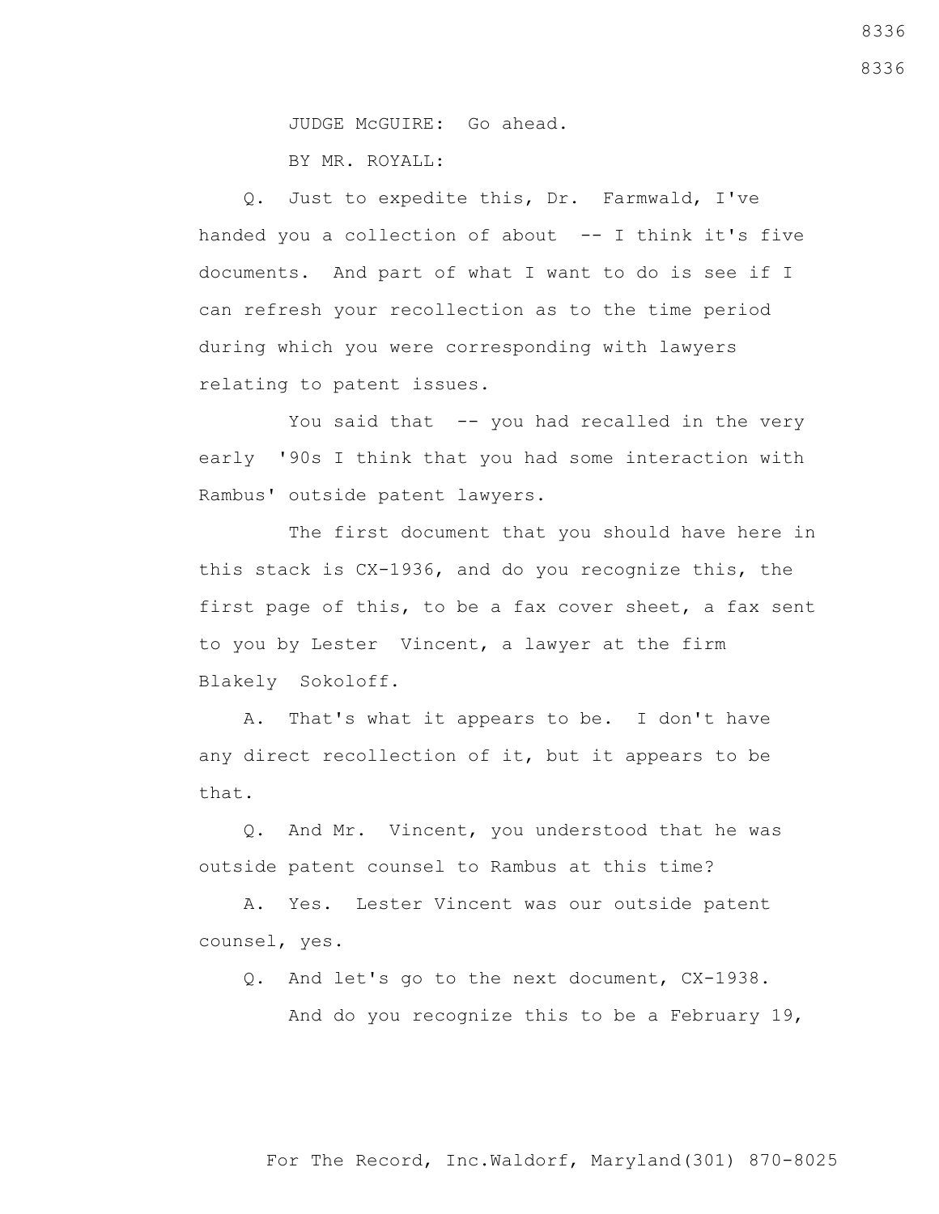JUDGE McGUIRE: Go ahead.

BY MR. ROYALL:

Q. Just to expedite this, Dr. Farmwald, I've handed you a collection of about -- I think it's five documents. And part of what I want to do is see if I can refresh your recollection as to the time period during which you were corresponding with lawyers relating to patent issues.

You said that -- you had recalled in the very early '90s I think that you had some interaction with Rambus' outside patent lawyers.

The first document that you should have here in this stack is CX-1936, and do you recognize this, the first page of this, to be a fax cover sheet, a fax sent to you by Lester Vincent, a lawyer at the firm Blakely Sokoloff.

A. That's what it appears to be. I don't have any direct recollection of it, but it appears to be that.

Q. And Mr. Vincent, you understood that he was outside patent counsel to Rambus at this time?

A. Yes. Lester Vincent was our outside patent counsel, yes.

Q. And let's go to the next document, CX-1938.

And do you recognize this to be a February 19,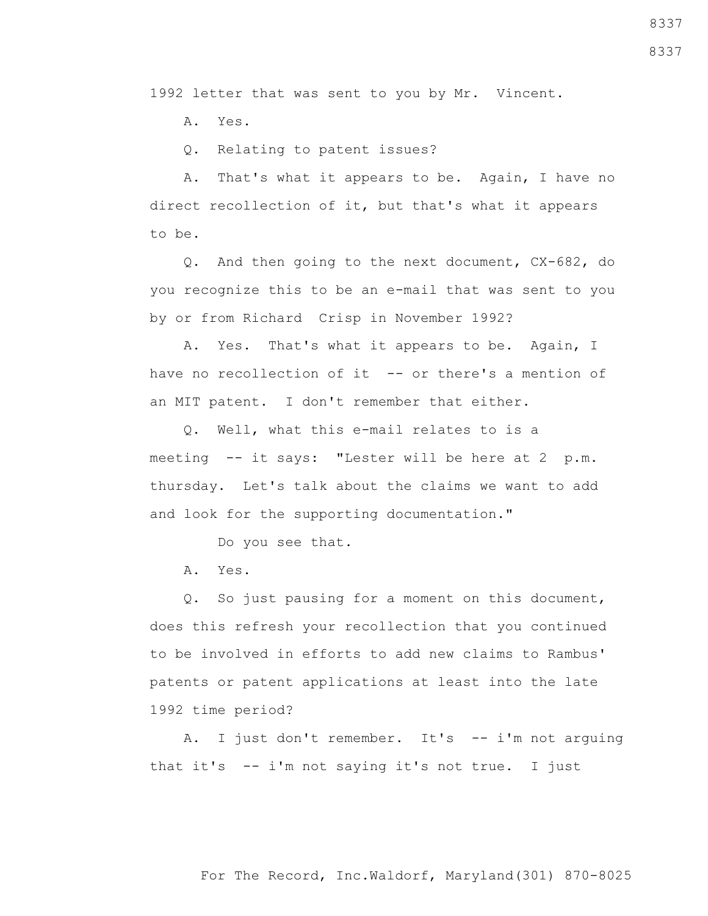1992 letter that was sent to you by Mr. Vincent.

A. Yes.

Q. Relating to patent issues?

A. That's what it appears to be. Again, I have no direct recollection of it, but that's what it appears to be.

Q. And then going to the next document, CX-682, do you recognize this to be an e-mail that was sent to you by or from Richard Crisp in November 1992?

A. Yes. That's what it appears to be. Again, I have no recollection of it -- or there's a mention of an MIT patent. I don't remember that either.

Q. Well, what this e-mail relates to is a meeting -- it says: "Lester will be here at 2 p.m. thursday. Let's talk about the claims we want to add and look for the supporting documentation."

Do you see that.

A. Yes.

Q. So just pausing for a moment on this document, does this refresh your recollection that you continued to be involved in efforts to add new claims to Rambus' patents or patent applications at least into the late 1992 time period?

A. I just don't remember. It's -- i'm not arguing that it's -- i'm not saying it's not true. I just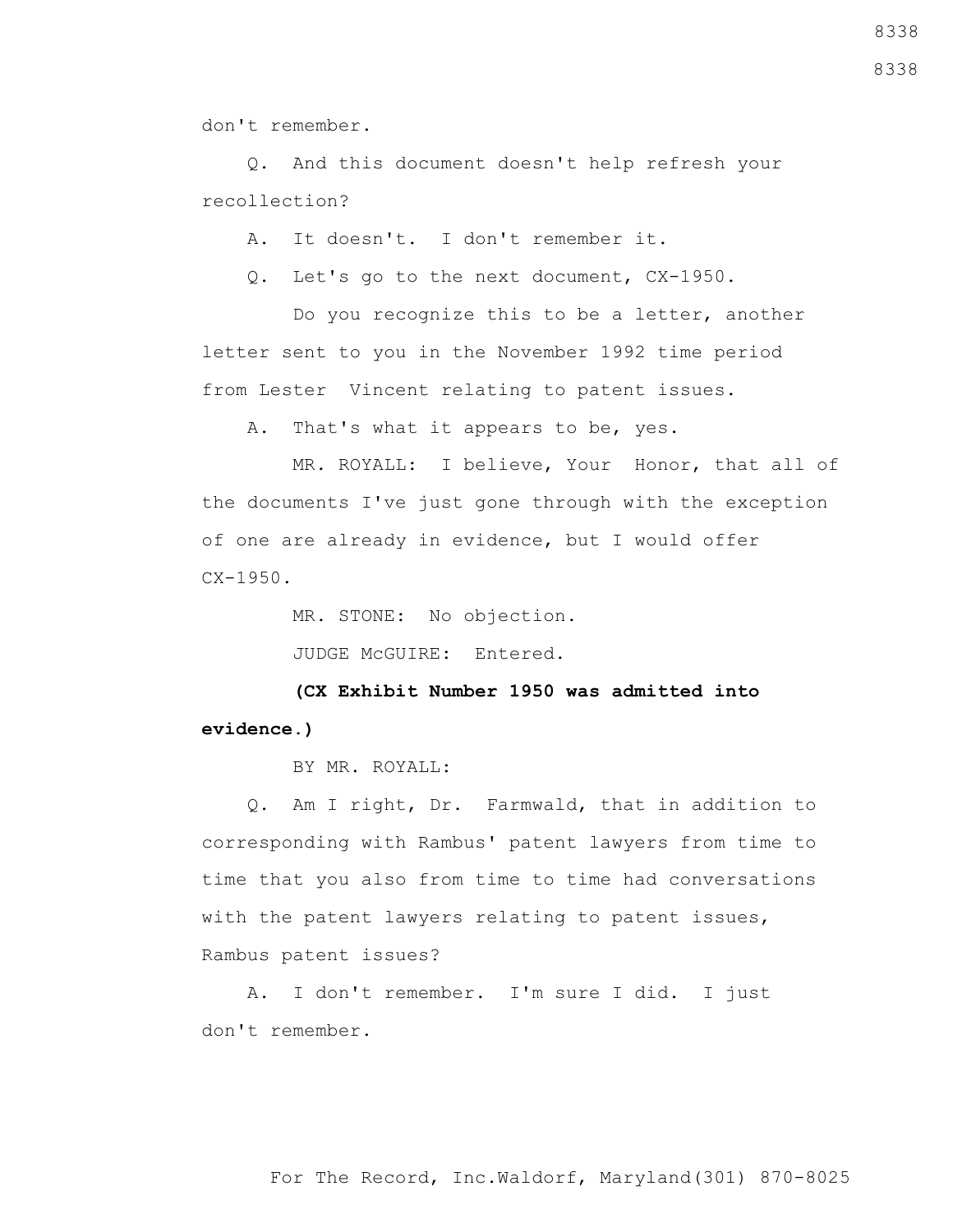don't remember.

Q. And this document doesn't help refresh your recollection?

A. It doesn't. I don't remember it.

Q. Let's go to the next document, CX-1950.

Do you recognize this to be a letter, another letter sent to you in the November 1992 time period from Lester Vincent relating to patent issues.

A. That's what it appears to be, yes.

MR. ROYALL: I believe, Your Honor, that all of the documents I've just gone through with the exception of one are already in evidence, but I would offer CX-1950.

MR. STONE: No objection.

JUDGE McGUIRE: Entered.

**(CX Exhibit Number 1950 was admitted into evidence.)**

BY MR. ROYALL:

Q. Am I right, Dr. Farmwald, that in addition to corresponding with Rambus' patent lawyers from time to time that you also from time to time had conversations with the patent lawyers relating to patent issues, Rambus patent issues?

A. I don't remember. I'm sure I did. I just don't remember.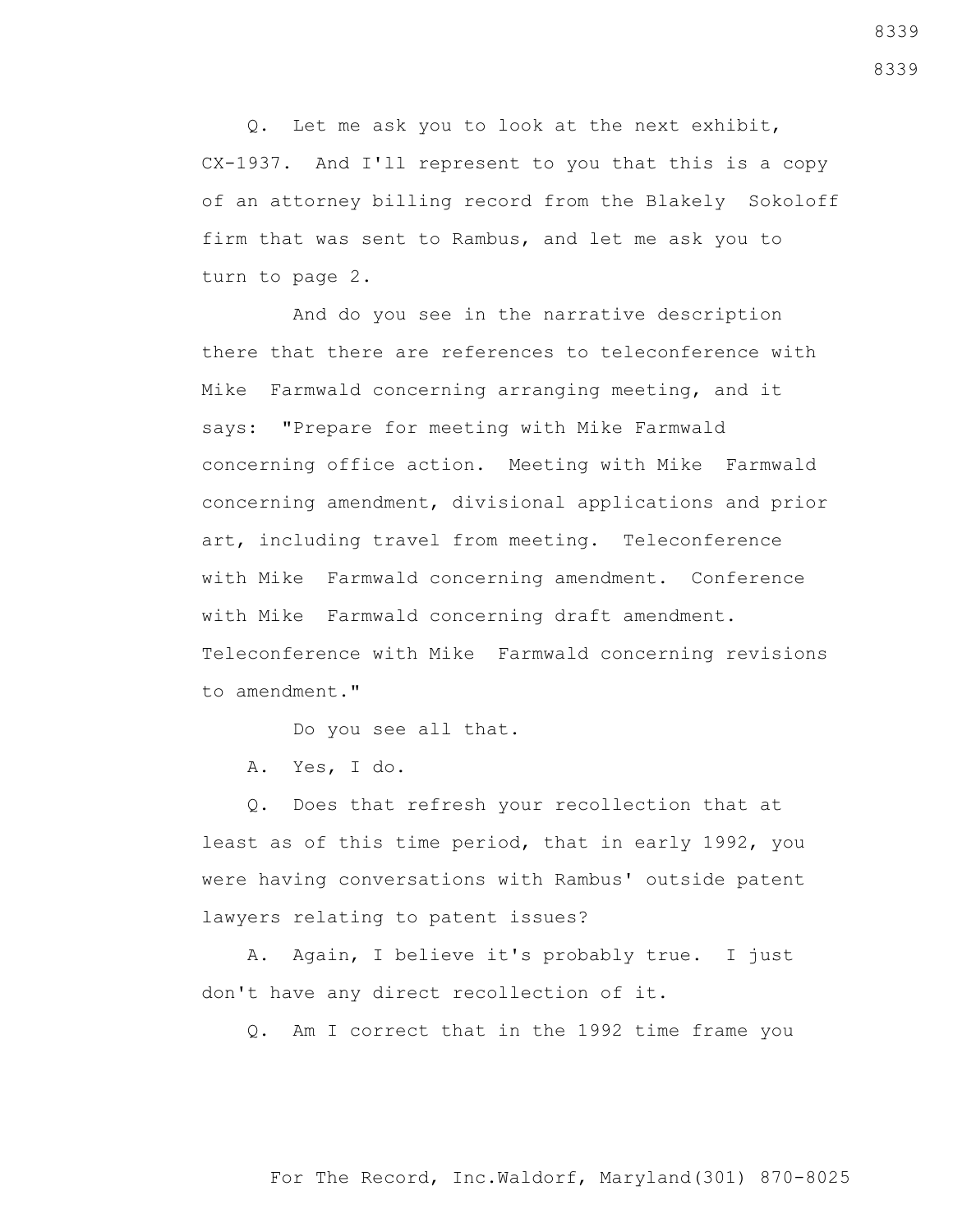Q. Let me ask you to look at the next exhibit, CX-1937. And I'll represent to you that this is a copy of an attorney billing record from the Blakely Sokoloff firm that was sent to Rambus, and let me ask you to turn to page 2.

And do you see in the narrative description there that there are references to teleconference with Mike Farmwald concerning arranging meeting, and it says: "Prepare for meeting with Mike Farmwald concerning office action. Meeting with Mike Farmwald concerning amendment, divisional applications and prior art, including travel from meeting. Teleconference with Mike Farmwald concerning amendment. Conference with Mike Farmwald concerning draft amendment. Teleconference with Mike Farmwald concerning revisions to amendment."

Do you see all that.

A. Yes, I do.

Q. Does that refresh your recollection that at least as of this time period, that in early 1992, you were having conversations with Rambus' outside patent lawyers relating to patent issues?

A. Again, I believe it's probably true. I just don't have any direct recollection of it.

Q. Am I correct that in the 1992 time frame you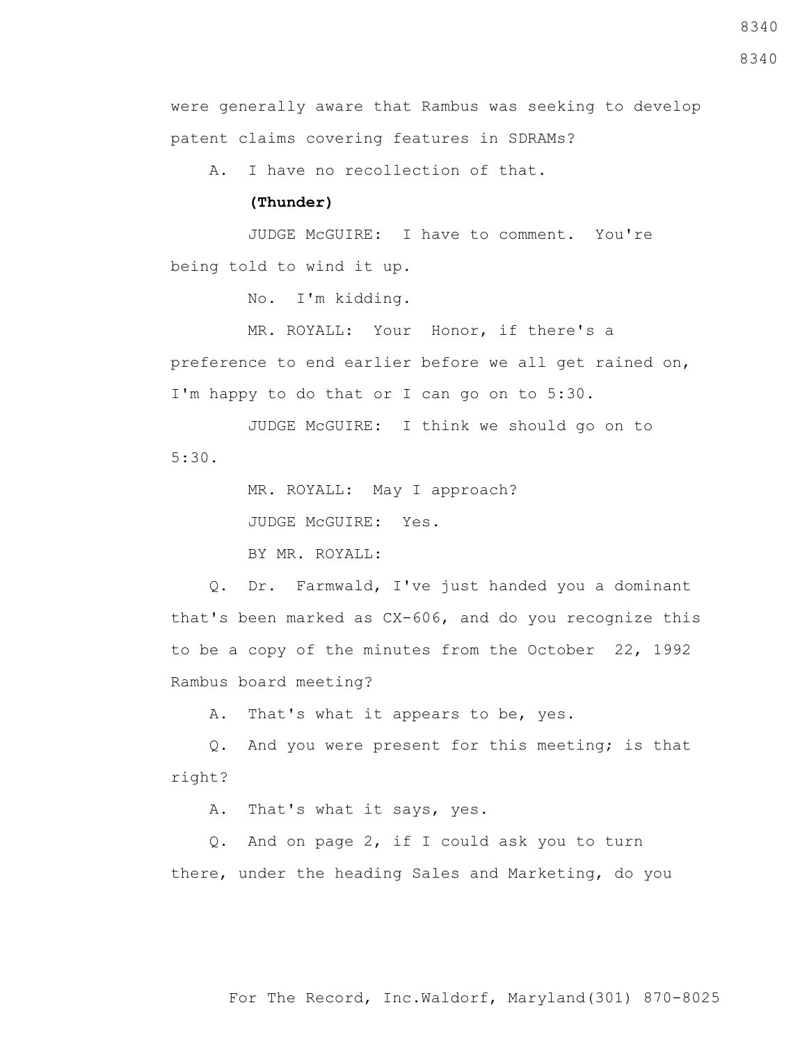were generally aware that Rambus was seeking to develop patent claims covering features in SDRAMs?

A. I have no recollection of that.

**(Thunder)**

JUDGE McGUIRE: I have to comment. You're being told to wind it up.

No. I'm kidding.

MR. ROYALL: Your Honor, if there's a preference to end earlier before we all get rained on, I'm happy to do that or I can go on to 5:30.

JUDGE McGUIRE: I think we should go on to 5:30.

MR. ROYALL: May I approach?

JUDGE McGUIRE: Yes.

BY MR. ROYALL:

Q. Dr. Farmwald, I've just handed you a dominant that's been marked as CX-606, and do you recognize this to be a copy of the minutes from the October 22, 1992 Rambus board meeting?

A. That's what it appears to be, yes.

Q. And you were present for this meeting; is that right?

A. That's what it says, yes.

Q. And on page 2, if I could ask you to turn there, under the heading Sales and Marketing, do you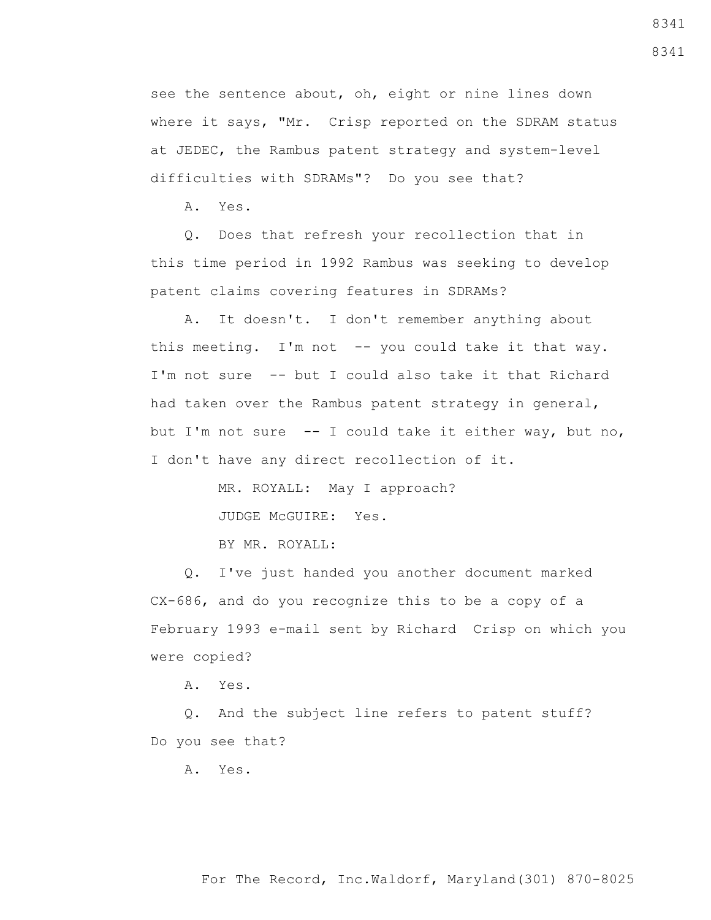see the sentence about, oh, eight or nine lines down where it says, "Mr. Crisp reported on the SDRAM status at JEDEC, the Rambus patent strategy and system-level difficulties with SDRAMs"? Do you see that?

A. Yes.

Q. Does that refresh your recollection that in this time period in 1992 Rambus was seeking to develop patent claims covering features in SDRAMs?

A. It doesn't. I don't remember anything about this meeting. I'm not -- you could take it that way. I'm not sure -- but I could also take it that Richard had taken over the Rambus patent strategy in general, but I'm not sure -- I could take it either way, but no, I don't have any direct recollection of it.

MR. ROYALL: May I approach?

JUDGE McGUIRE: Yes.

BY MR. ROYALL:

Q. I've just handed you another document marked CX-686, and do you recognize this to be a copy of a February 1993 e-mail sent by Richard Crisp on which you were copied?

A. Yes.

Q. And the subject line refers to patent stuff? Do you see that?

A. Yes.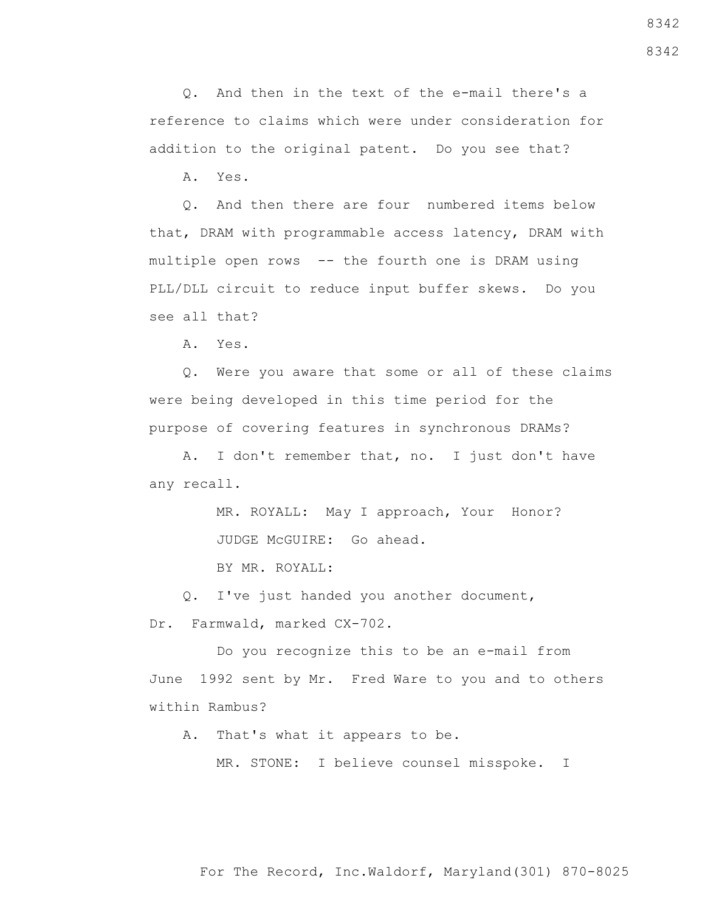Q. And then in the text of the e-mail there's a reference to claims which were under consideration for addition to the original patent. Do you see that?

A. Yes.

Q. And then there are four numbered items below that, DRAM with programmable access latency, DRAM with multiple open rows -- the fourth one is DRAM using PLL/DLL circuit to reduce input buffer skews. Do you see all that?

A. Yes.

Q. Were you aware that some or all of these claims were being developed in this time period for the purpose of covering features in synchronous DRAMs?

A. I don't remember that, no. I just don't have any recall.

MR. ROYALL: May I approach, Your Honor?

JUDGE McGUIRE: Go ahead.

BY MR. ROYALL:

Q. I've just handed you another document, Dr. Farmwald, marked CX-702.

Do you recognize this to be an e-mail from June 1992 sent by Mr. Fred Ware to you and to others within Rambus?

A. That's what it appears to be.

MR. STONE: I believe counsel misspoke. I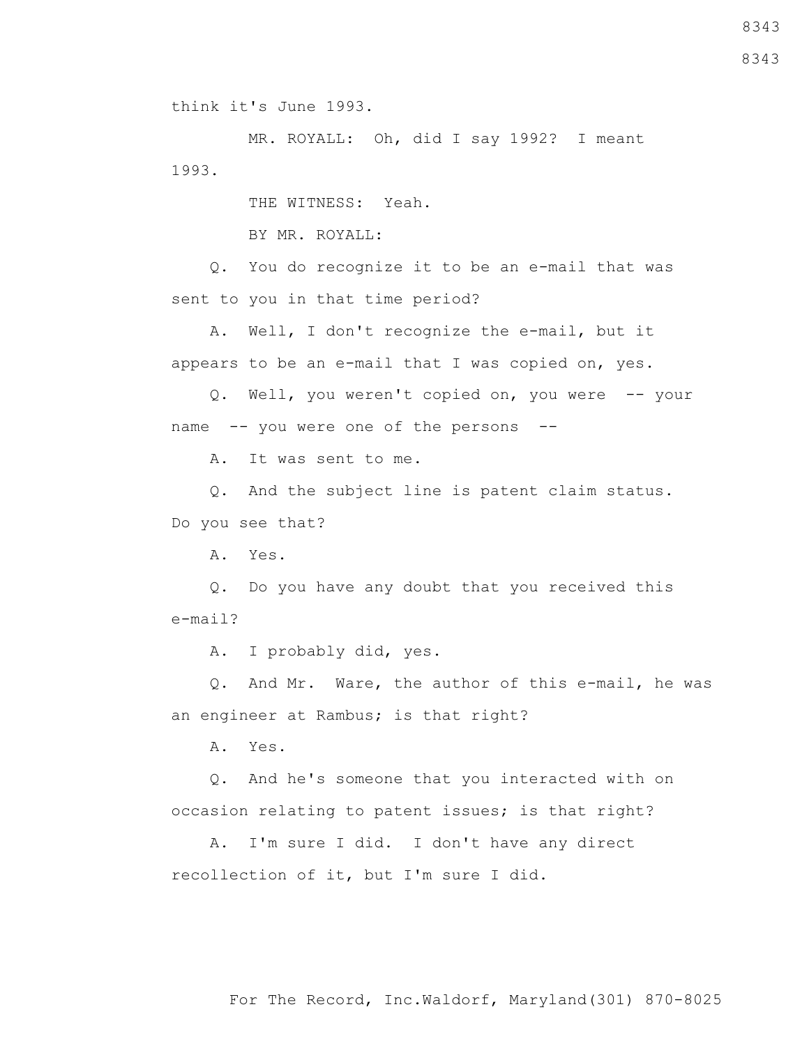think it's June 1993.

MR. ROYALL: Oh, did I say 1992? I meant 1993.

THE WITNESS: Yeah.

BY MR. ROYALL:

Q. You do recognize it to be an e-mail that was sent to you in that time period?

A. Well, I don't recognize the e-mail, but it appears to be an e-mail that I was copied on, yes.

Q. Well, you weren't copied on, you were -- your name -- you were one of the persons --

A. It was sent to me.

Q. And the subject line is patent claim status. Do you see that?

A. Yes.

Q. Do you have any doubt that you received this e-mail?

A. I probably did, yes.

Q. And Mr. Ware, the author of this e-mail, he was an engineer at Rambus; is that right?

A. Yes.

Q. And he's someone that you interacted with on occasion relating to patent issues; is that right?

A. I'm sure I did. I don't have any direct recollection of it, but I'm sure I did.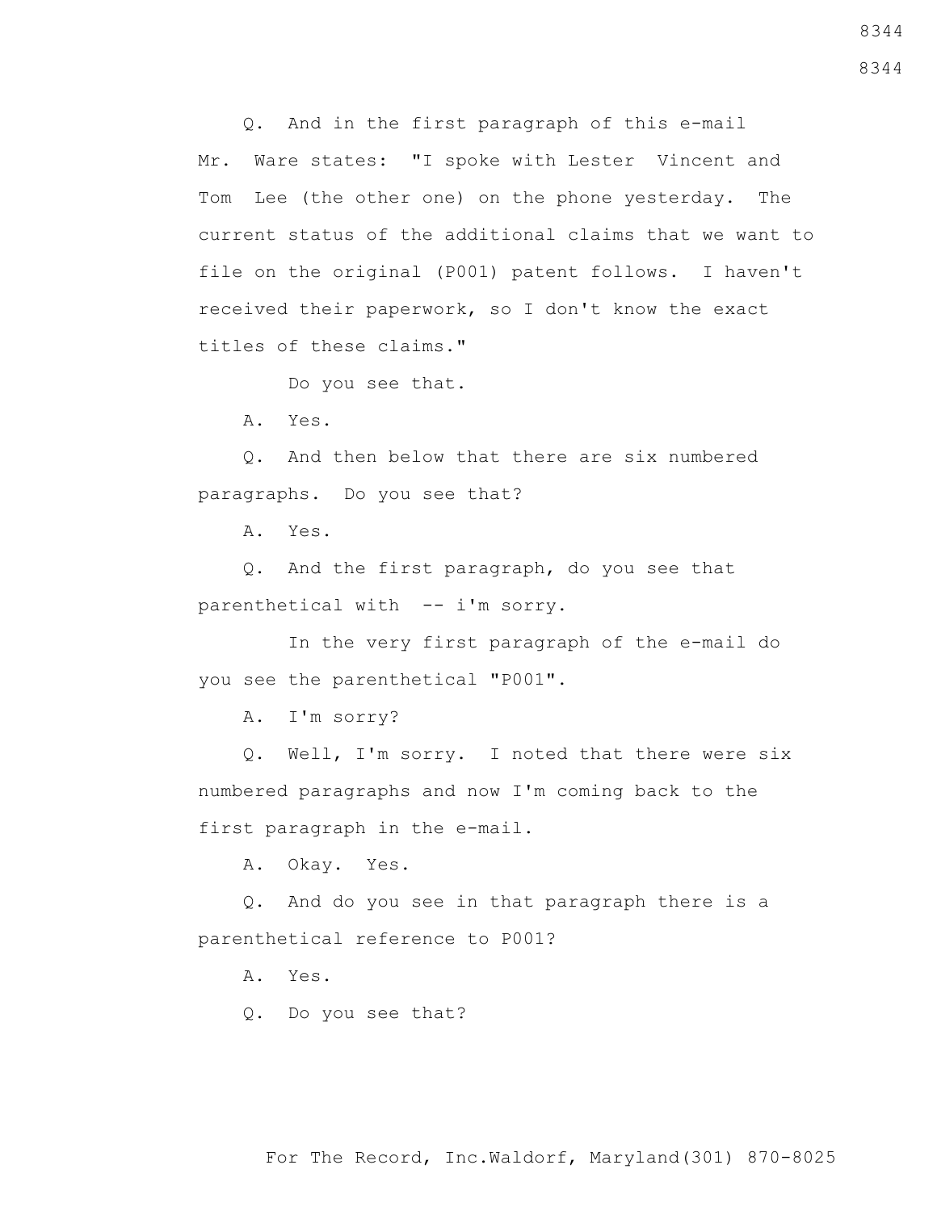Q. And in the first paragraph of this e-mail Mr. Ware states: "I spoke with Lester Vincent and Tom Lee (the other one) on the phone yesterday. The current status of the additional claims that we want to file on the original (P001) patent follows. I haven't received their paperwork, so I don't know the exact titles of these claims."

Do you see that.

A. Yes.

Q. And then below that there are six numbered paragraphs. Do you see that?

A. Yes.

Q. And the first paragraph, do you see that parenthetical with -- i'm sorry.

In the very first paragraph of the e-mail do you see the parenthetical "P001".

A. I'm sorry?

Q. Well, I'm sorry. I noted that there were six numbered paragraphs and now I'm coming back to the first paragraph in the e-mail.

A. Okay. Yes.

Q. And do you see in that paragraph there is a parenthetical reference to P001?

A. Yes.

Q. Do you see that?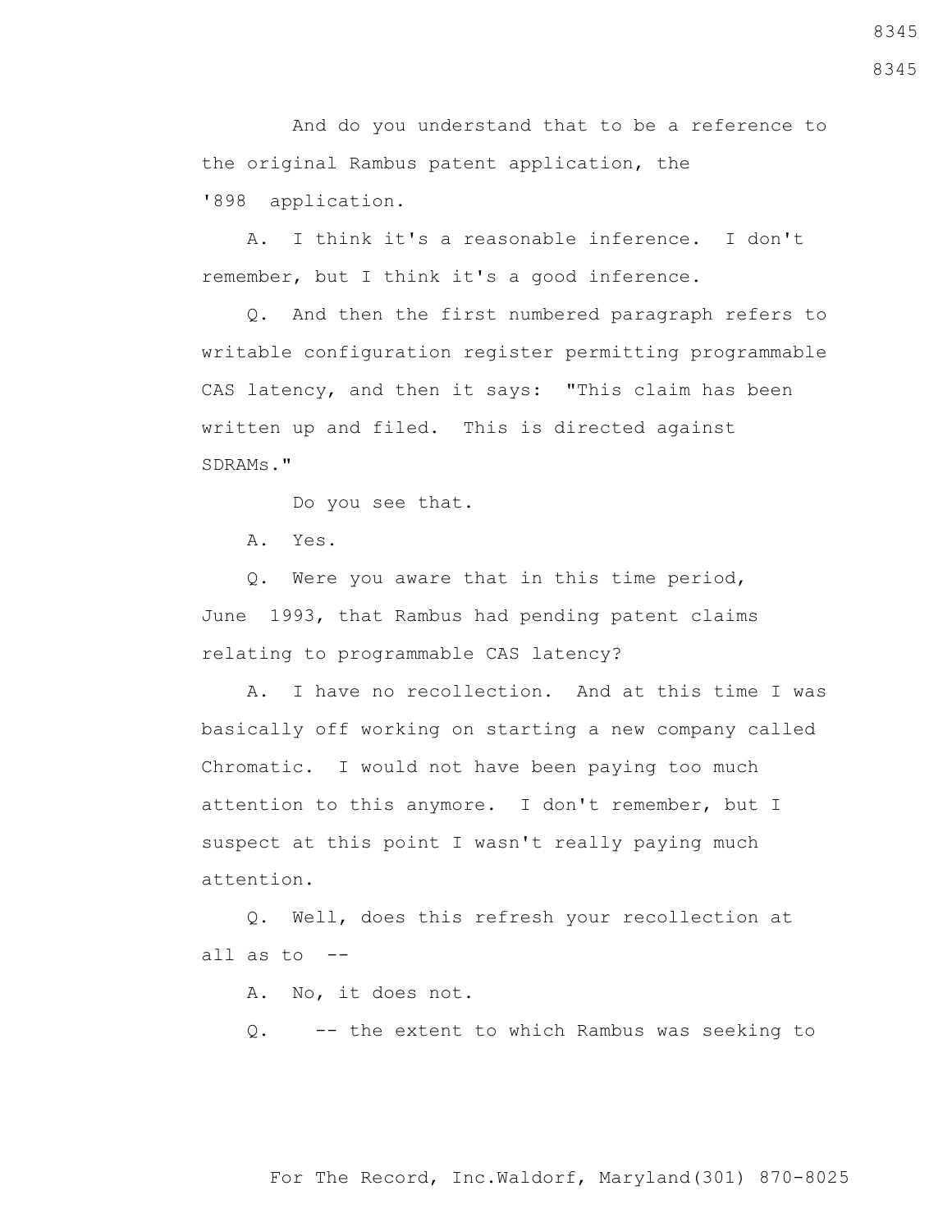And do you understand that to be a reference to the original Rambus patent application, the '898 application.

A. I think it's a reasonable inference. I don't remember, but I think it's a good inference.

Q. And then the first numbered paragraph refers to writable configuration register permitting programmable CAS latency, and then it says: "This claim has been written up and filed. This is directed against SDRAMs."

Do you see that.

A. Yes.

Q. Were you aware that in this time period, June 1993, that Rambus had pending patent claims relating to programmable CAS latency?

A. I have no recollection. And at this time I was basically off working on starting a new company called Chromatic. I would not have been paying too much attention to this anymore. I don't remember, but I suspect at this point I wasn't really paying much attention.

Q. Well, does this refresh your recollection at all as to --

A. No, it does not.

Q. -- the extent to which Rambus was seeking to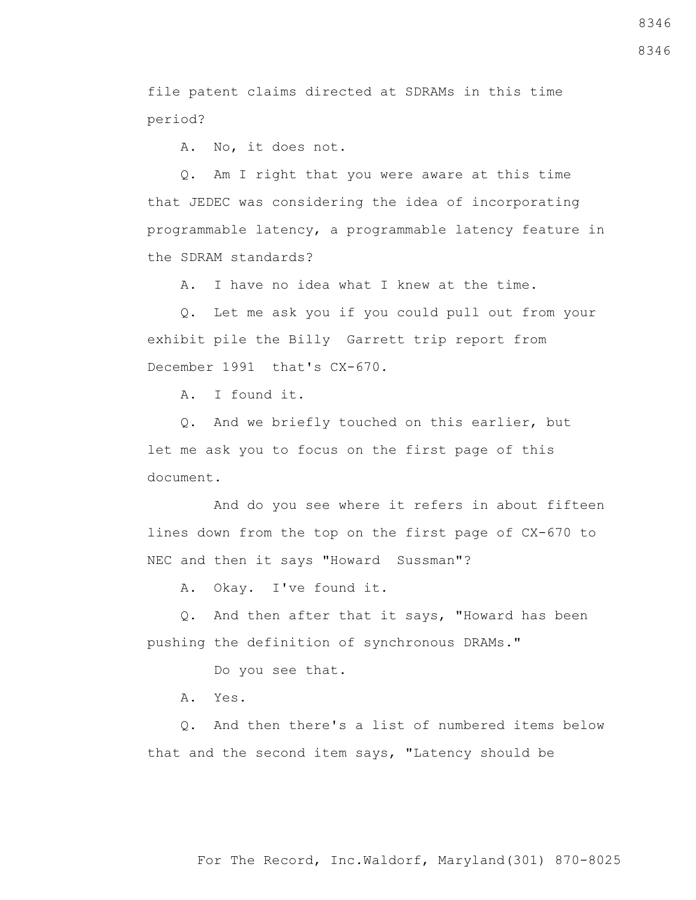file patent claims directed at SDRAMs in this time period?

A. No, it does not.

Q. Am I right that you were aware at this time that JEDEC was considering the idea of incorporating programmable latency, a programmable latency feature in the SDRAM standards?

A. I have no idea what I knew at the time.

Q. Let me ask you if you could pull out from your exhibit pile the Billy Garrett trip report from December 1991 that's CX-670.

A. I found it.

Q. And we briefly touched on this earlier, but let me ask you to focus on the first page of this document.

And do you see where it refers in about fifteen lines down from the top on the first page of CX-670 to NEC and then it says "Howard Sussman"?

A. Okay. I've found it.

Q. And then after that it says, "Howard has been pushing the definition of synchronous DRAMs."

Do you see that.

A. Yes.

Q. And then there's a list of numbered items below that and the second item says, "Latency should be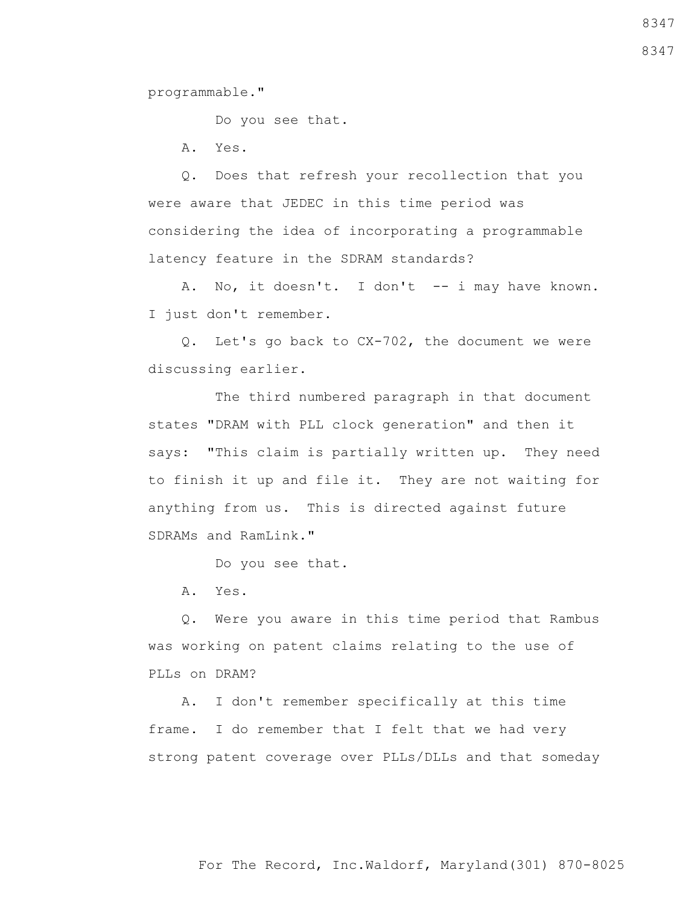programmable."

Do you see that.

A. Yes.

Q. Does that refresh your recollection that you were aware that JEDEC in this time period was considering the idea of incorporating a programmable latency feature in the SDRAM standards?

A. No, it doesn't. I don't -- i may have known. I just don't remember.

Q. Let's go back to CX-702, the document we were discussing earlier.

The third numbered paragraph in that document states "DRAM with PLL clock generation" and then it says: "This claim is partially written up. They need to finish it up and file it. They are not waiting for anything from us. This is directed against future SDRAMs and RamLink."

Do you see that.

A. Yes.

Q. Were you aware in this time period that Rambus was working on patent claims relating to the use of PLLs on DRAM?

A. I don't remember specifically at this time frame. I do remember that I felt that we had very strong patent coverage over PLLs/DLLs and that someday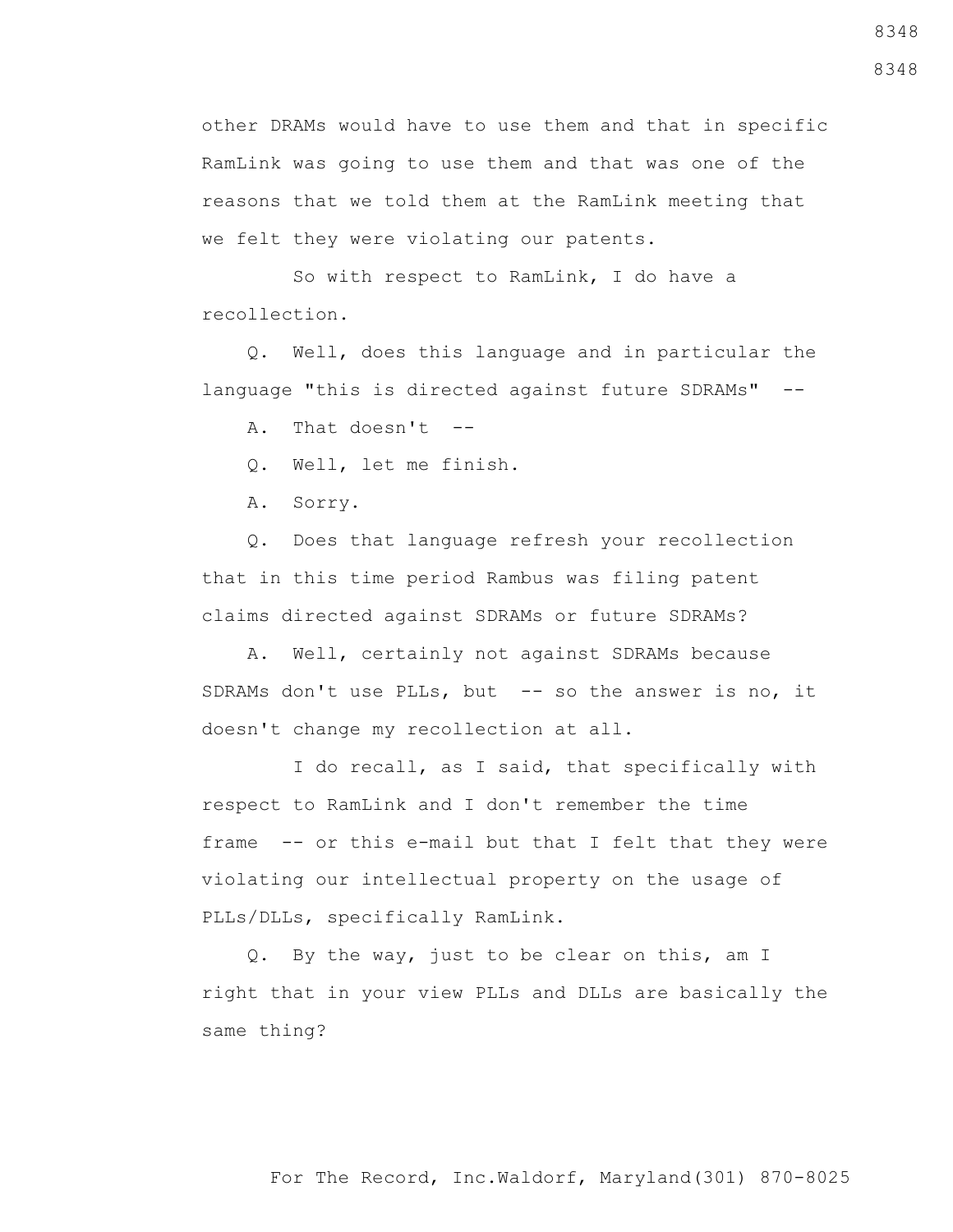other DRAMs would have to use them and that in specific RamLink was going to use them and that was one of the reasons that we told them at the RamLink meeting that we felt they were violating our patents.

So with respect to RamLink, I do have a recollection.

Q. Well, does this language and in particular the language "this is directed against future SDRAMs" --

A. That doesn't --

Q. Well, let me finish.

A. Sorry.

Q. Does that language refresh your recollection that in this time period Rambus was filing patent claims directed against SDRAMs or future SDRAMs?

A. Well, certainly not against SDRAMs because SDRAMs don't use PLLs, but -- so the answer is no, it doesn't change my recollection at all.

I do recall, as I said, that specifically with respect to RamLink and I don't remember the time frame -- or this e-mail but that I felt that they were violating our intellectual property on the usage of PLLs/DLLs, specifically RamLink.

Q. By the way, just to be clear on this, am I right that in your view PLLs and DLLs are basically the same thing?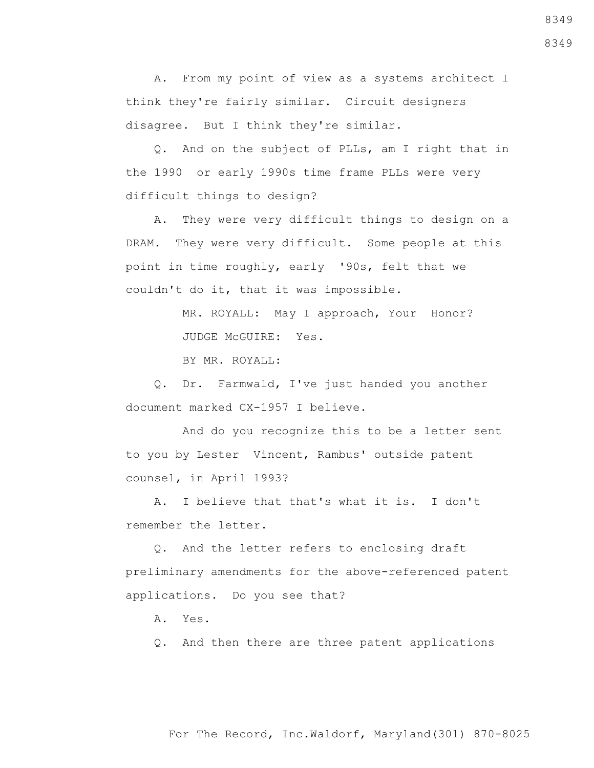A. From my point of view as a systems architect I think they're fairly similar. Circuit designers disagree. But I think they're similar.

Q. And on the subject of PLLs, am I right that in the 1990 or early 1990s time frame PLLs were very difficult things to design?

A. They were very difficult things to design on a DRAM. They were very difficult. Some people at this point in time roughly, early '90s, felt that we couldn't do it, that it was impossible.

MR. ROYALL: May I approach, Your Honor?

JUDGE McGUIRE: Yes.

BY MR. ROYALL:

Q. Dr. Farmwald, I've just handed you another document marked CX-1957 I believe.

And do you recognize this to be a letter sent to you by Lester Vincent, Rambus' outside patent counsel, in April 1993?

A. I believe that that's what it is. I don't remember the letter.

Q. And the letter refers to enclosing draft preliminary amendments for the above-referenced patent applications. Do you see that?

A. Yes.

Q. And then there are three patent applications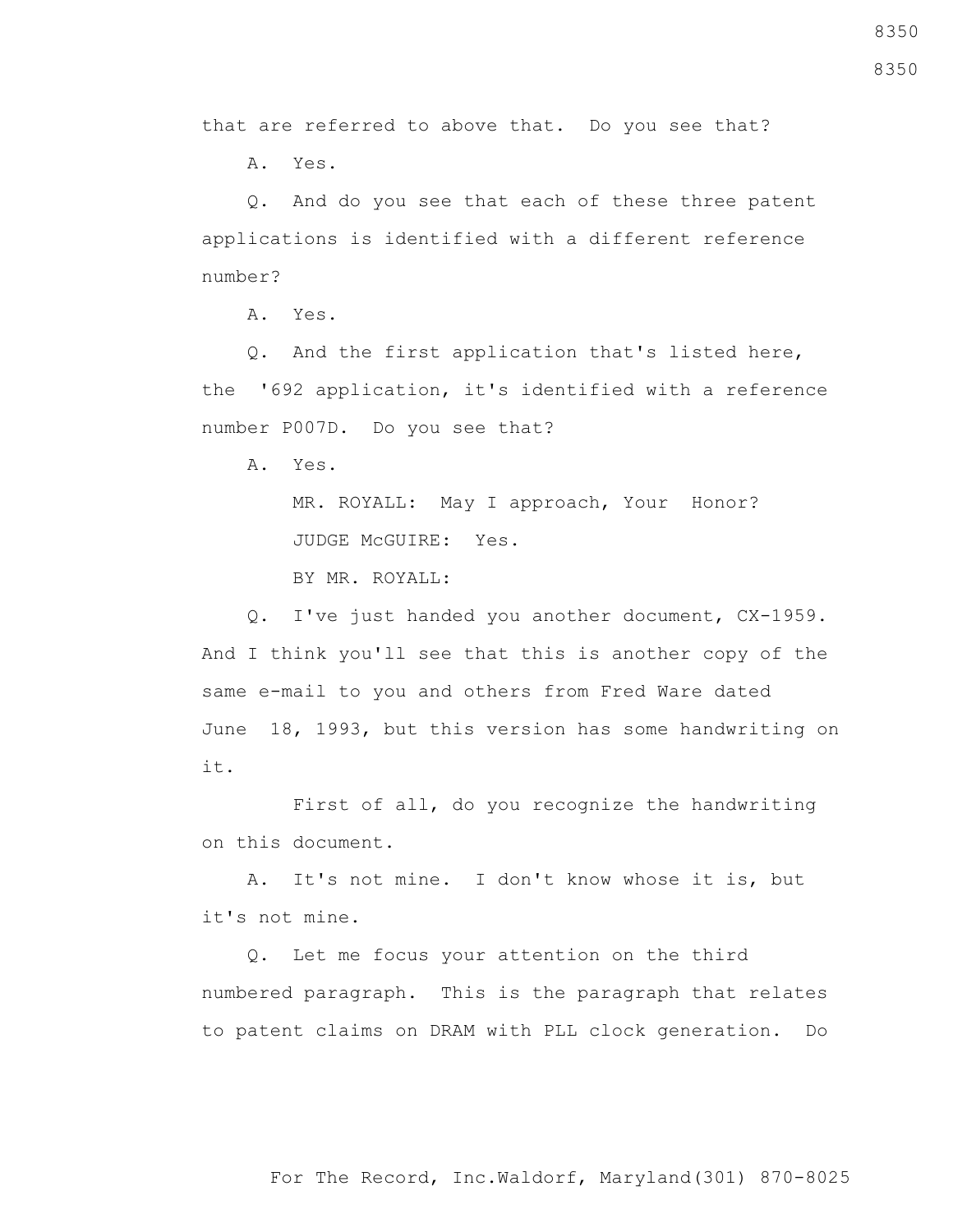that are referred to above that. Do you see that?

A. Yes.

Q. And do you see that each of these three patent applications is identified with a different reference number?

A. Yes.

Q. And the first application that's listed here, the '692 application, it's identified with a reference number P007D. Do you see that?

A. Yes.

MR. ROYALL: May I approach, Your Honor?

JUDGE McGUIRE: Yes.

BY MR. ROYALL:

Q. I've just handed you another document, CX-1959. And I think you'll see that this is another copy of the same e-mail to you and others from Fred Ware dated June 18, 1993, but this version has some handwriting on it.

First of all, do you recognize the handwriting on this document.

A. It's not mine. I don't know whose it is, but it's not mine.

Q. Let me focus your attention on the third numbered paragraph. This is the paragraph that relates to patent claims on DRAM with PLL clock generation. Do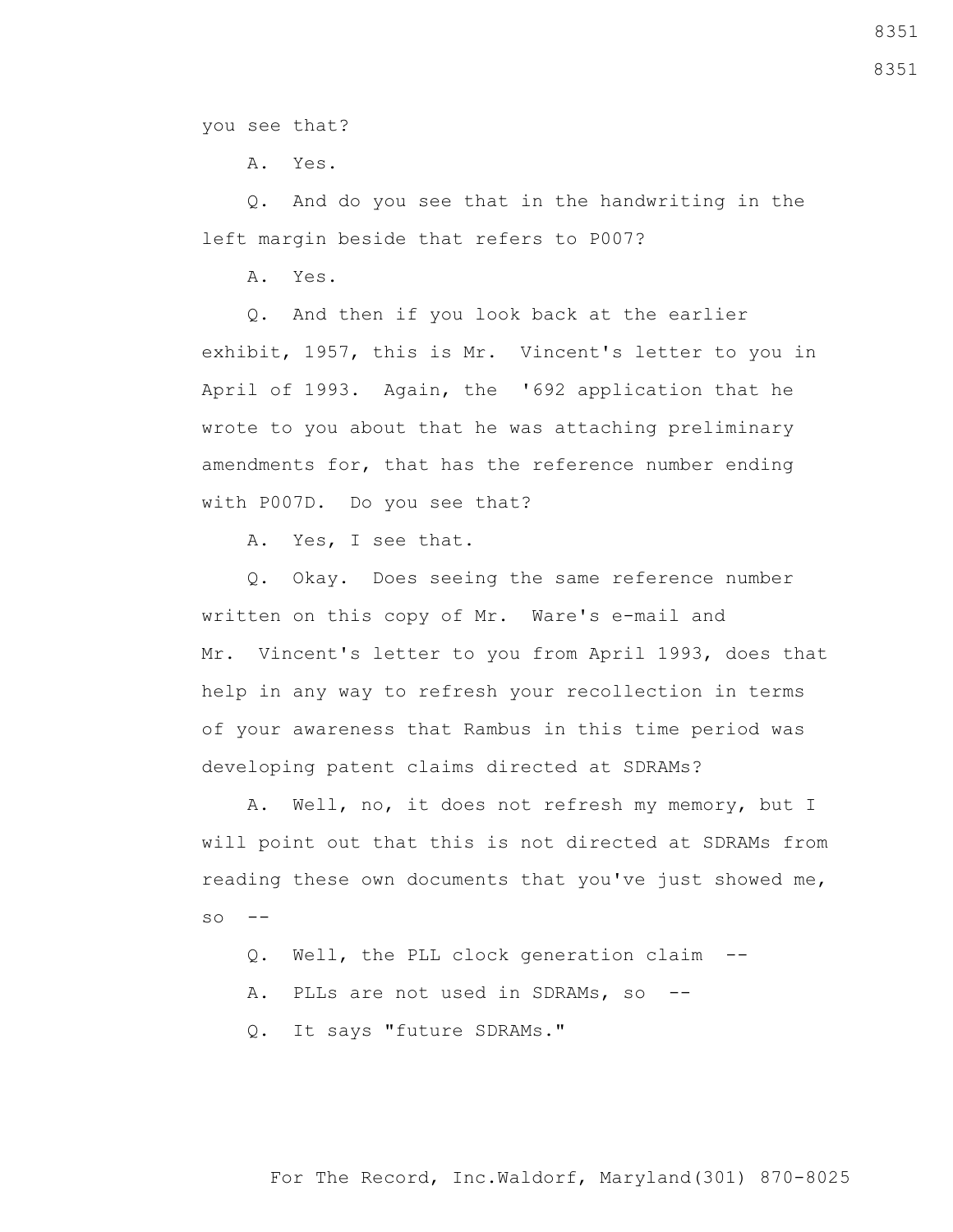you see that?

A. Yes.

Q. And do you see that in the handwriting in the left margin beside that refers to P007?

A. Yes.

Q. And then if you look back at the earlier exhibit, 1957, this is Mr. Vincent's letter to you in April of 1993. Again, the '692 application that he wrote to you about that he was attaching preliminary amendments for, that has the reference number ending with P007D. Do you see that?

A. Yes, I see that.

Q. Okay. Does seeing the same reference number written on this copy of Mr. Ware's e-mail and Mr. Vincent's letter to you from April 1993, does that help in any way to refresh your recollection in terms of your awareness that Rambus in this time period was developing patent claims directed at SDRAMs?

A. Well, no, it does not refresh my memory, but I will point out that this is not directed at SDRAMs from reading these own documents that you've just showed me, so --

Q. Well, the PLL clock generation claim --

A. PLLs are not used in SDRAMs, so --

Q. It says "future SDRAMs."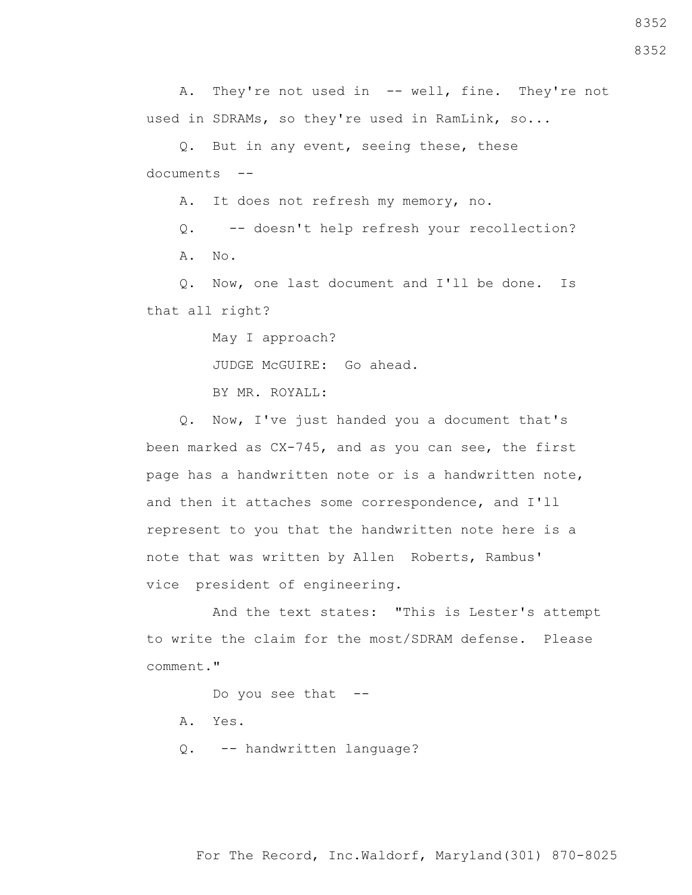A. They're not used in -- well, fine. They're not used in SDRAMs, so they're used in RamLink, so...

Q. But in any event, seeing these, these documents --

A. It does not refresh my memory, no.

Q. -- doesn't help refresh your recollection?

A. No.

Q. Now, one last document and I'll be done. Is that all right?

May I approach?

JUDGE McGUIRE: Go ahead.

BY MR. ROYALL:

Q. Now, I've just handed you a document that's been marked as CX-745, and as you can see, the first page has a handwritten note or is a handwritten note, and then it attaches some correspondence, and I'll represent to you that the handwritten note here is a note that was written by Allen Roberts, Rambus' vice president of engineering.

And the text states: "This is Lester's attempt to write the claim for the most/SDRAM defense. Please comment."

Do you see that --

A. Yes.

Q. -- handwritten language?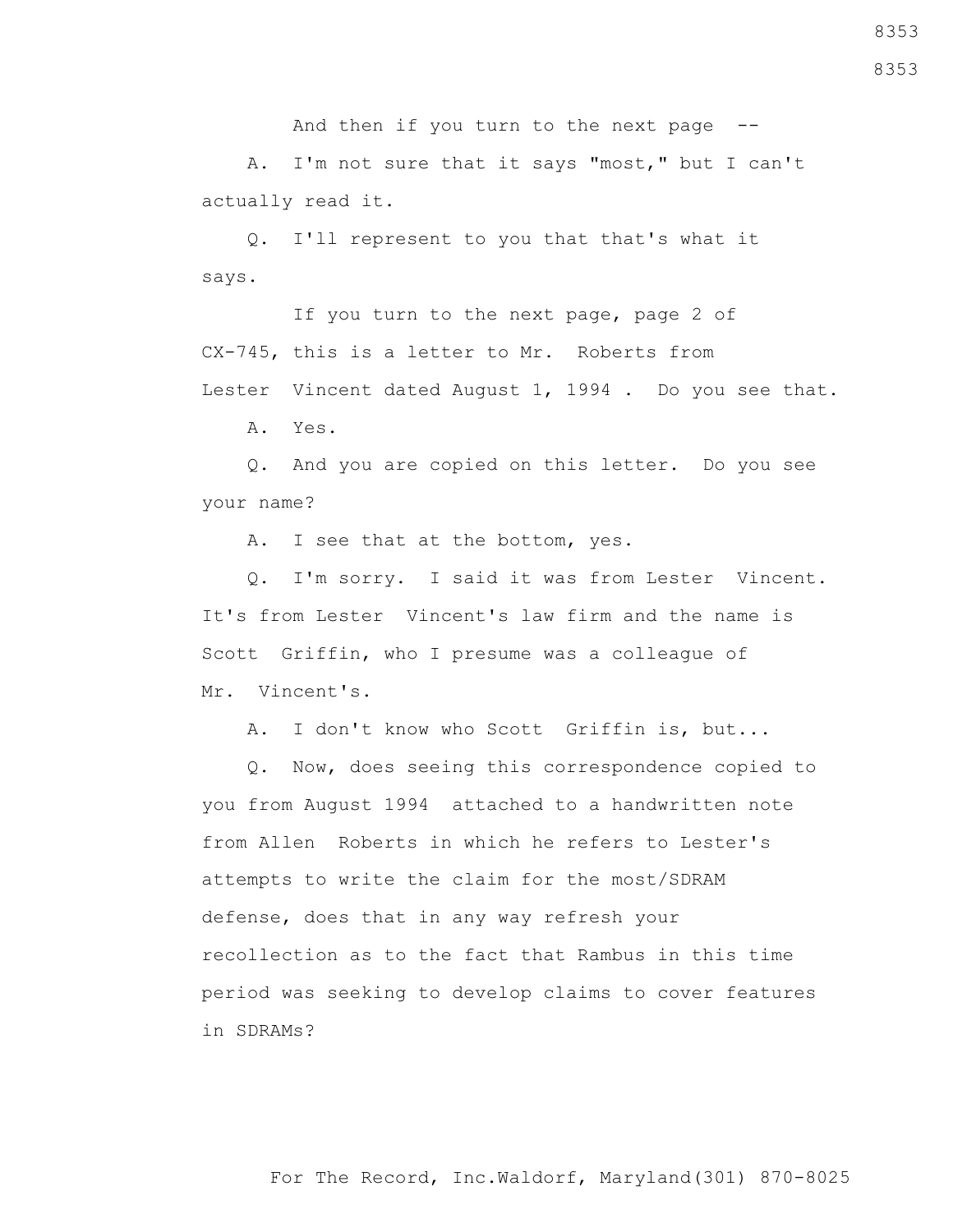And then if you turn to the next page --

A. I'm not sure that it says "most," but I can't actually read it.

Q. I'll represent to you that that's what it says.

If you turn to the next page, page 2 of CX-745, this is a letter to Mr. Roberts from Lester Vincent dated August 1, 1994 . Do you see that.

A. Yes.

Q. And you are copied on this letter. Do you see your name?

A. I see that at the bottom, yes.

Q. I'm sorry. I said it was from Lester Vincent. It's from Lester Vincent's law firm and the name is Scott Griffin, who I presume was a colleague of Mr. Vincent's.

A. I don't know who Scott Griffin is, but...

Q. Now, does seeing this correspondence copied to you from August 1994 attached to a handwritten note from Allen Roberts in which he refers to Lester's attempts to write the claim for the most/SDRAM defense, does that in any way refresh your recollection as to the fact that Rambus in this time period was seeking to develop claims to cover features in SDRAMs?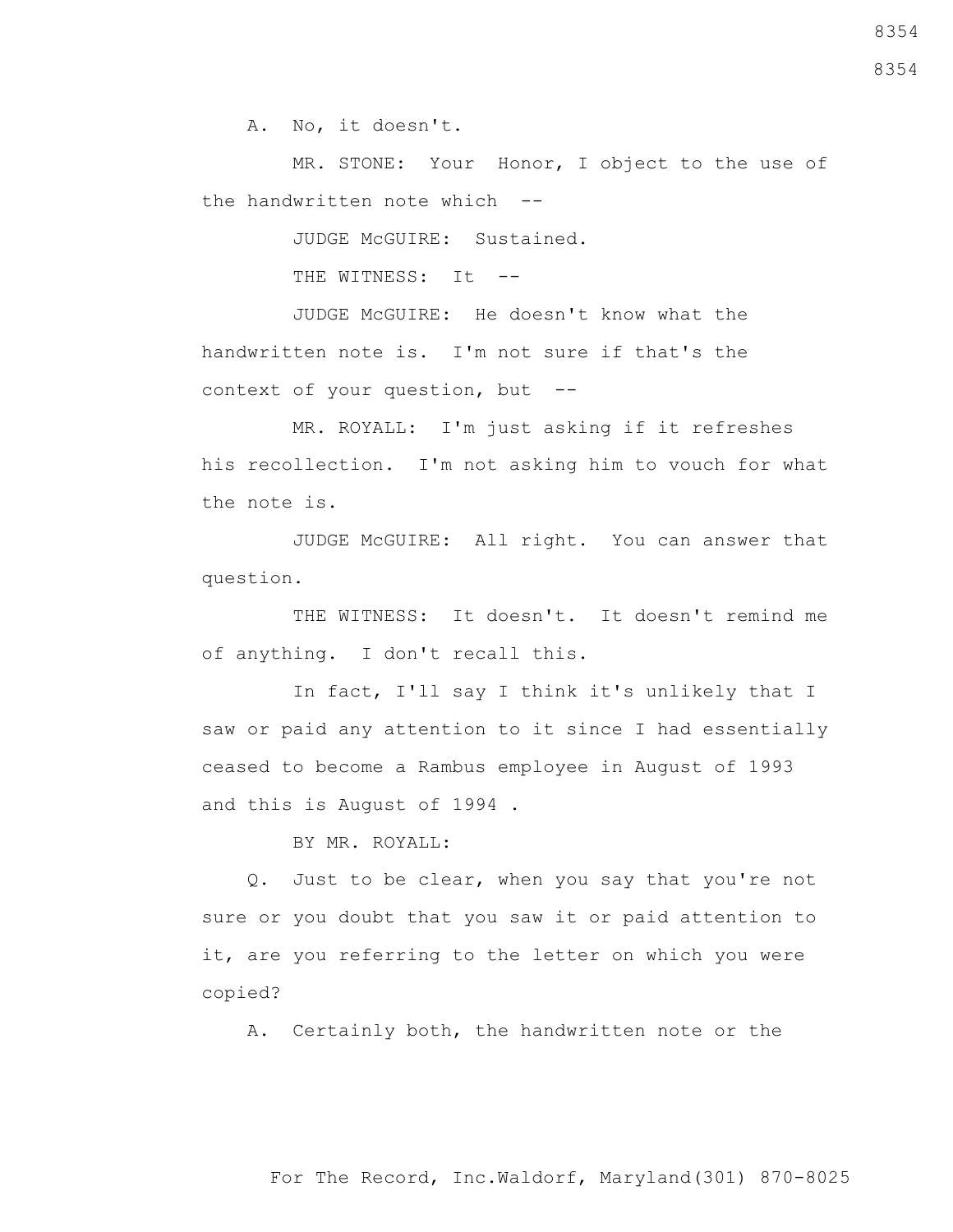A. No, it doesn't.

MR. STONE: Your Honor, I object to the use of the handwritten note which --

JUDGE McGUIRE: Sustained.

THE WITNESS: It --

JUDGE McGUIRE: He doesn't know what the handwritten note is. I'm not sure if that's the context of your question, but --

MR. ROYALL: I'm just asking if it refreshes his recollection. I'm not asking him to vouch for what the note is.

JUDGE McGUIRE: All right. You can answer that question.

THE WITNESS: It doesn't. It doesn't remind me of anything. I don't recall this.

In fact, I'll say I think it's unlikely that I saw or paid any attention to it since I had essentially ceased to become a Rambus employee in August of 1993 and this is August of 1994 .

BY MR. ROYALL:

Q. Just to be clear, when you say that you're not sure or you doubt that you saw it or paid attention to it, are you referring to the letter on which you were copied?

A. Certainly both, the handwritten note or the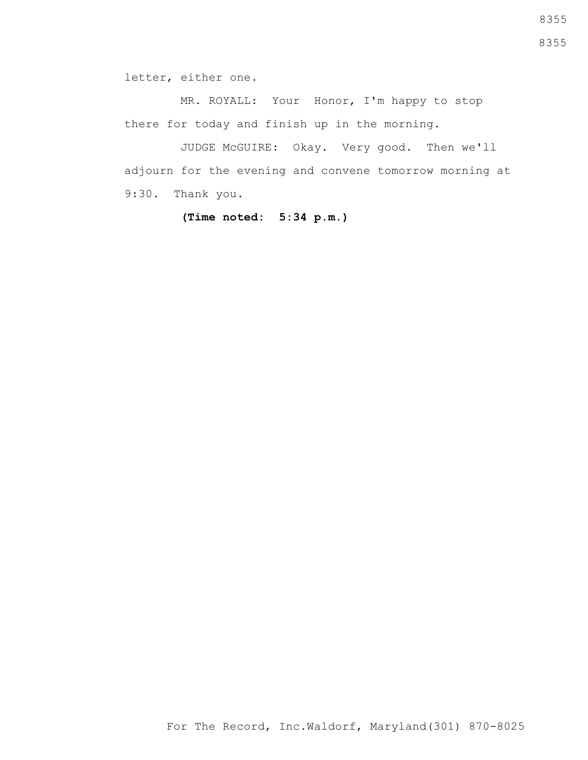letter, either one.

MR. ROYALL: Your Honor, I'm happy to stop there for today and finish up in the morning.

JUDGE McGUIRE: Okay. Very good. Then we'll adjourn for the evening and convene tomorrow morning at 9:30. Thank you.

**(Time noted: 5:34 p.m.)**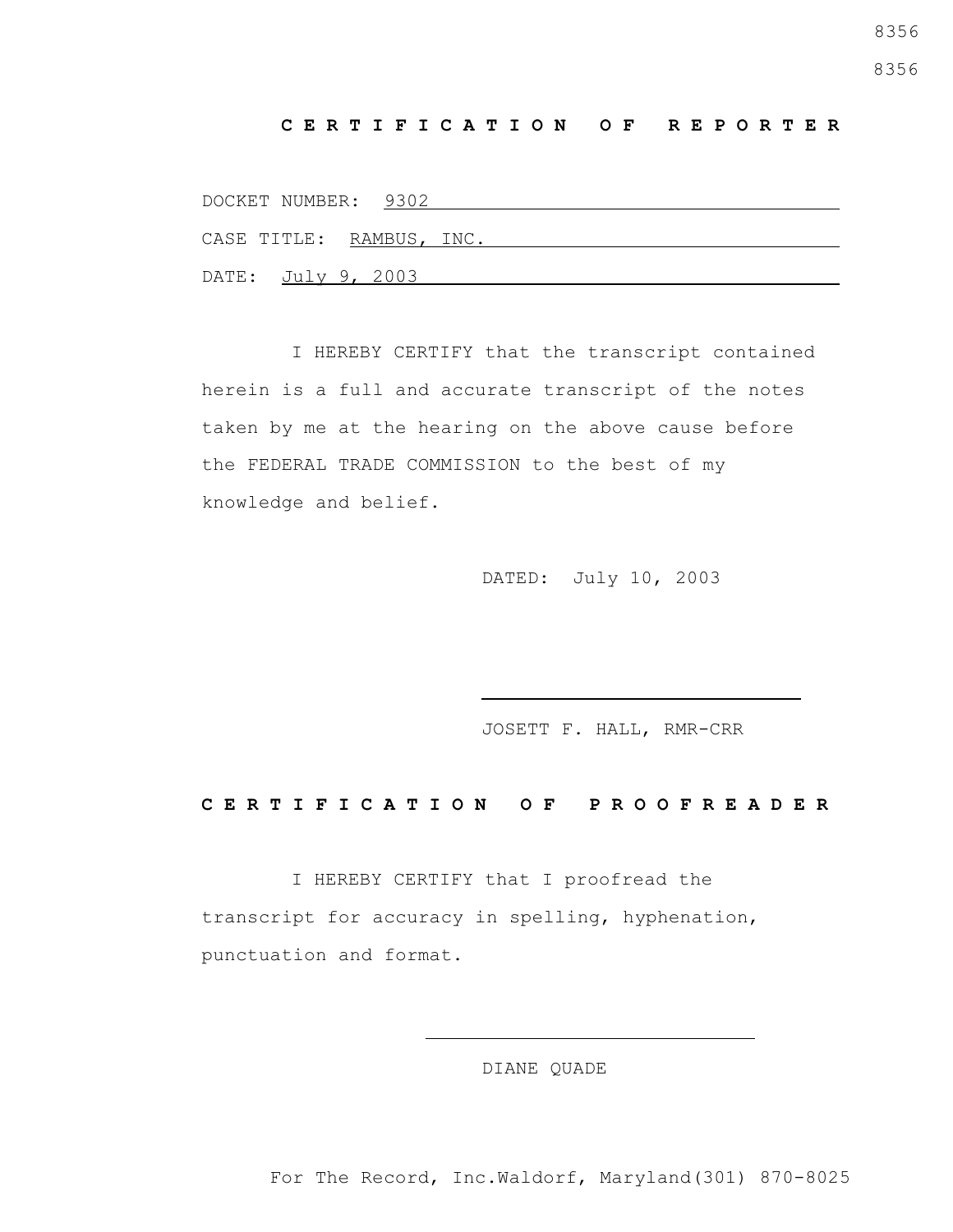## C E R T I F I C A T I O N   O F   R E P O R T E R

DOCKET NUMBER: 9302

CASE TITLE: RAMBUS, INC.

DATE: July 9, 2003

I HEREBY CERTIFY that the transcript contained herein is a full and accurate transcript of the notes taken by me at the hearing on the above cause before the FEDERAL TRADE COMMISSION to the best of my knowledge and belief.

DATED: July 10, 2003

JOSETT F. HALL, RMR-CRR

## C E R T I F I C A T I O N   O F   P R O O F R E A D E R

I HEREBY CERTIFY that I proofread the transcript for accuracy in spelling, hyphenation, punctuation and format.

DIANE QUADE